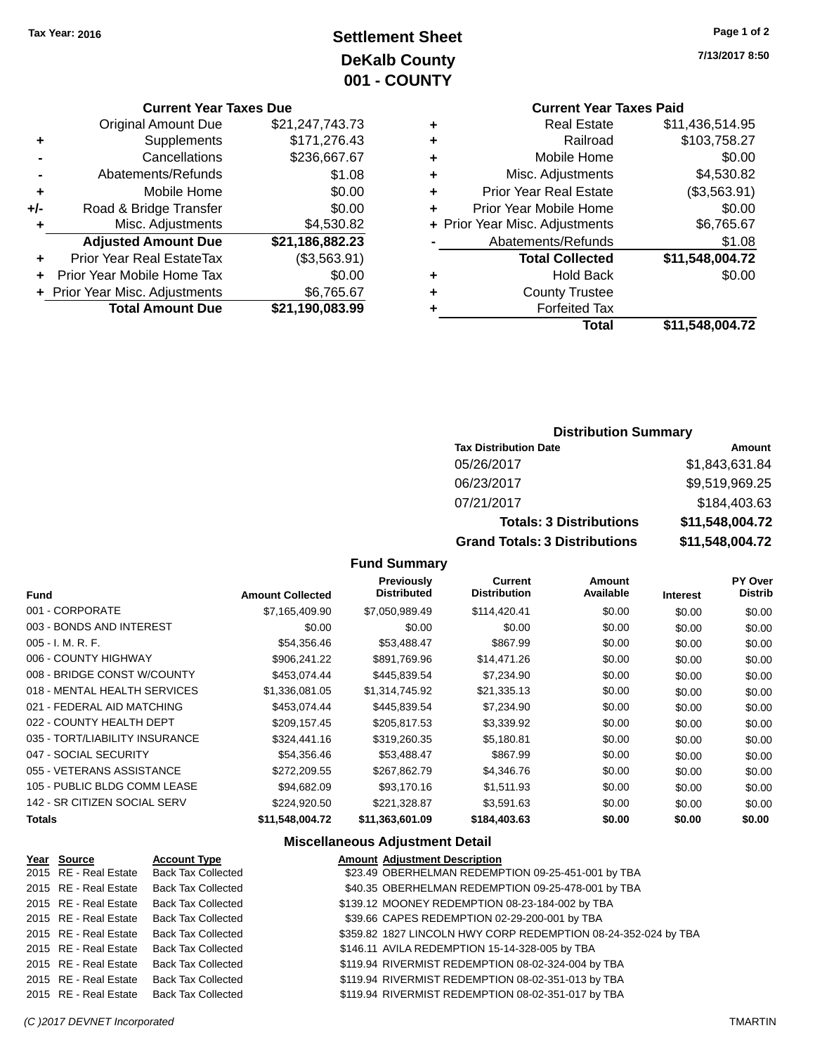# Settlement Sheet

## DeKalb County

## 001 - COUNTY

Tax Year: 2016

7/13/2017 8:50

### Current Year Taxes Due

| | | |
|---|---|---|
| | Original Amount Due | $21,247,743.73 |
| + | Supplements | $171,276.43 |
| - | Cancellations | $236,667.67 |
| - | Abatements/Refunds | $1.08 |
| + | Mobile Home | $0.00 |
| +/- | Road & Bridge Transfer | $0.00 |
| + | Misc. Adjustments | $4,530.82 |
| | **Adjusted Amount Due** | **$21,186,882.23** |
| + | Prior Year Real EstateTax | ($3,563.91) |
| + | Prior Year Mobile Home Tax | $0.00 |
| + | Prior Year Misc. Adjustments | $6,765.67 |
| | **Total Amount Due** | **$21,190,083.99** |

### Current Year Taxes Paid

| | | |
|---|---|---|
| + | Real Estate | $11,436,514.95 |
| + | Railroad | $103,758.27 |
| + | Mobile Home | $0.00 |
| + | Misc. Adjustments | $4,530.82 |
| + | Prior Year Real Estate | ($3,563.91) |
| + | Prior Year Mobile Home | $0.00 |
| + | Prior Year Misc. Adjustments | $6,765.67 |
| - | Abatements/Refunds | $1.08 |
| | **Total Collected** | **$11,548,004.72** |
| + | Hold Back | $0.00 |
| + | County Trustee | |
| + | Forfeited Tax | |
| | **Total** | **$11,548,004.72** |

### Distribution Summary

| Tax Distribution Date | Amount |
|---|---|
| 05/26/2017 | $1,843,631.84 |
| 06/23/2017 | $9,519,969.25 |
| 07/21/2017 | $184,403.63 |
| **Totals: 3 Distributions** | **$11,548,004.72** |
| **Grand Totals: 3 Distributions** | **$11,548,004.72** |

### Fund Summary

| Fund | Amount Collected | Previously Distributed | Current Distribution | Amount Available | Interest | PY Over Distrib |
|---|---|---|---|---|---|---|
| 001 - CORPORATE | $7,165,409.90 | $7,050,989.49 | $114,420.41 | $0.00 | $0.00 | $0.00 |
| 003 - BONDS AND INTEREST | $0.00 | $0.00 | $0.00 | $0.00 | $0.00 | $0.00 |
| 005 - I. M. R. F. | $54,356.46 | $53,488.47 | $867.99 | $0.00 | $0.00 | $0.00 |
| 006 - COUNTY HIGHWAY | $906,241.22 | $891,769.96 | $14,471.26 | $0.00 | $0.00 | $0.00 |
| 008 - BRIDGE CONST W/COUNTY | $453,074.44 | $445,839.54 | $7,234.90 | $0.00 | $0.00 | $0.00 |
| 018 - MENTAL HEALTH SERVICES | $1,336,081.05 | $1,314,745.92 | $21,335.13 | $0.00 | $0.00 | $0.00 |
| 021 - FEDERAL AID MATCHING | $453,074.44 | $445,839.54 | $7,234.90 | $0.00 | $0.00 | $0.00 |
| 022 - COUNTY HEALTH DEPT | $209,157.45 | $205,817.53 | $3,339.92 | $0.00 | $0.00 | $0.00 |
| 035 - TORT/LIABILITY INSURANCE | $324,441.16 | $319,260.35 | $5,180.81 | $0.00 | $0.00 | $0.00 |
| 047 - SOCIAL SECURITY | $54,356.46 | $53,488.47 | $867.99 | $0.00 | $0.00 | $0.00 |
| 055 - VETERANS ASSISTANCE | $272,209.55 | $267,862.79 | $4,346.76 | $0.00 | $0.00 | $0.00 |
| 105 - PUBLIC BLDG COMM LEASE | $94,682.09 | $93,170.16 | $1,511.93 | $0.00 | $0.00 | $0.00 |
| 142 - SR CITIZEN SOCIAL SERV | $224,920.50 | $221,328.87 | $3,591.63 | $0.00 | $0.00 | $0.00 |
| **Totals** | **$11,548,004.72** | **$11,363,601.09** | **$184,403.63** | **$0.00** | **$0.00** | **$0.00** |

### Miscellaneous Adjustment Detail

| Year | Source | Account Type | Amount | Adjustment Description |
|---|---|---|---|---|
| 2015 | RE - Real Estate | Back Tax Collected | $23.49 | OBERHELMAN REDEMPTION 09-25-451-001 by TBA |
| 2015 | RE - Real Estate | Back Tax Collected | $40.35 | OBERHELMAN REDEMPTION 09-25-478-001 by TBA |
| 2015 | RE - Real Estate | Back Tax Collected | $139.12 | MOONEY REDEMPTION 08-23-184-002 by TBA |
| 2015 | RE - Real Estate | Back Tax Collected | $39.66 | CAPES REDEMPTION 02-29-200-001 by TBA |
| 2015 | RE - Real Estate | Back Tax Collected | $359.82 | 1827 LINCOLN HWY CORP REDEMPTION 08-24-352-024 by TBA |
| 2015 | RE - Real Estate | Back Tax Collected | $146.11 | AVILA REDEMPTION 15-14-328-005 by TBA |
| 2015 | RE - Real Estate | Back Tax Collected | $119.94 | RIVERMIST REDEMPTION 08-02-324-004 by TBA |
| 2015 | RE - Real Estate | Back Tax Collected | $119.94 | RIVERMIST REDEMPTION 08-02-351-013 by TBA |
| 2015 | RE - Real Estate | Back Tax Collected | $119.94 | RIVERMIST REDEMPTION 08-02-351-017 by TBA |

(C )2017 DEVNET Incorporated TMARTIN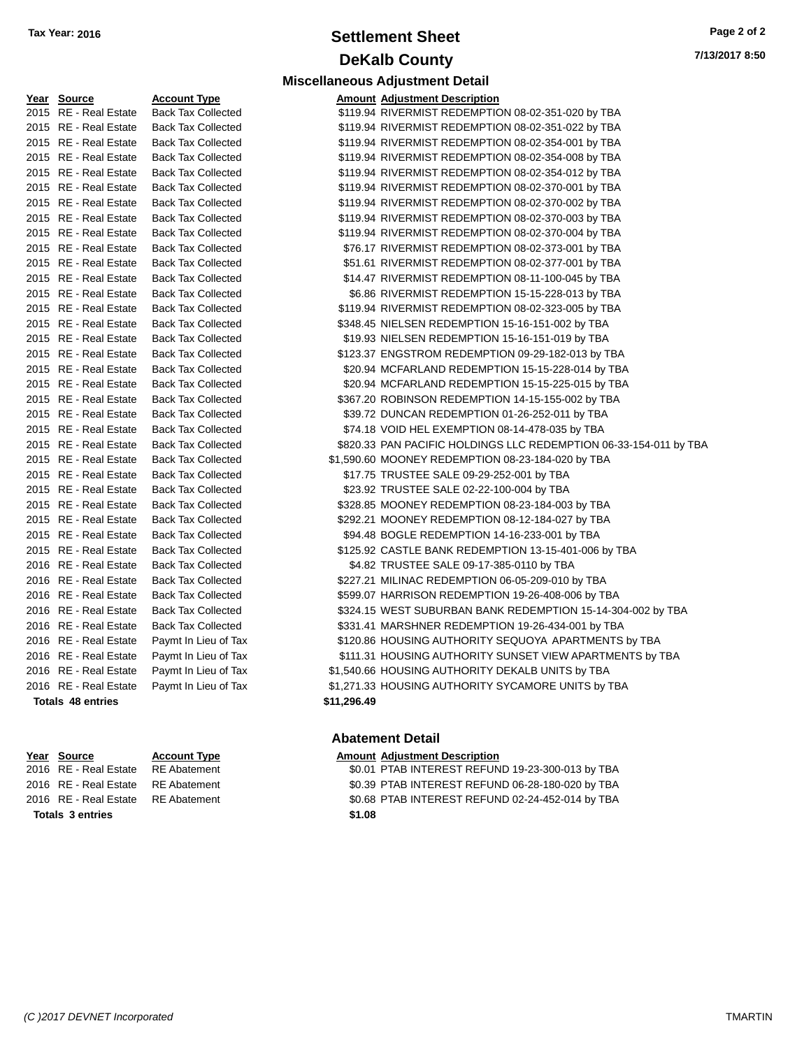# Settlement Sheet

## DeKalb County

Tax Year: 2016

### Miscellaneous Adjustment Detail

| Year | Source | Account Type | Amount | Adjustment Description |
|---|---|---|---|---|
| 2015 | RE - Real Estate | Back Tax Collected | $119.94 | RIVERMIST REDEMPTION 08-02-351-020 by TBA |
| 2015 | RE - Real Estate | Back Tax Collected | $119.94 | RIVERMIST REDEMPTION 08-02-351-022 by TBA |
| 2015 | RE - Real Estate | Back Tax Collected | $119.94 | RIVERMIST REDEMPTION 08-02-354-001 by TBA |
| 2015 | RE - Real Estate | Back Tax Collected | $119.94 | RIVERMIST REDEMPTION 08-02-354-008 by TBA |
| 2015 | RE - Real Estate | Back Tax Collected | $119.94 | RIVERMIST REDEMPTION 08-02-354-012 by TBA |
| 2015 | RE - Real Estate | Back Tax Collected | $119.94 | RIVERMIST REDEMPTION 08-02-370-001 by TBA |
| 2015 | RE - Real Estate | Back Tax Collected | $119.94 | RIVERMIST REDEMPTION 08-02-370-002 by TBA |
| 2015 | RE - Real Estate | Back Tax Collected | $119.94 | RIVERMIST REDEMPTION 08-02-370-003 by TBA |
| 2015 | RE - Real Estate | Back Tax Collected | $119.94 | RIVERMIST REDEMPTION 08-02-370-004 by TBA |
| 2015 | RE - Real Estate | Back Tax Collected | $76.17 | RIVERMIST REDEMPTION 08-02-373-001 by TBA |
| 2015 | RE - Real Estate | Back Tax Collected | $51.61 | RIVERMIST REDEMPTION 08-02-377-001 by TBA |
| 2015 | RE - Real Estate | Back Tax Collected | $14.47 | RIVERMIST REDEMPTION 08-11-100-045 by TBA |
| 2015 | RE - Real Estate | Back Tax Collected | $6.86 | RIVERMIST REDEMPTION 15-15-228-013 by TBA |
| 2015 | RE - Real Estate | Back Tax Collected | $119.94 | RIVERMIST REDEMPTION 08-02-323-005 by TBA |
| 2015 | RE - Real Estate | Back Tax Collected | $348.45 | NIELSEN REDEMPTION 15-16-151-002 by TBA |
| 2015 | RE - Real Estate | Back Tax Collected | $19.93 | NIELSEN REDEMPTION 15-16-151-019 by TBA |
| 2015 | RE - Real Estate | Back Tax Collected | $123.37 | ENGSTROM REDEMPTION 09-29-182-013 by TBA |
| 2015 | RE - Real Estate | Back Tax Collected | $20.94 | MCFARLAND REDEMPTION 15-15-228-014 by TBA |
| 2015 | RE - Real Estate | Back Tax Collected | $20.94 | MCFARLAND REDEMPTION 15-15-225-015 by TBA |
| 2015 | RE - Real Estate | Back Tax Collected | $367.20 | ROBINSON REDEMPTION 14-15-155-002 by TBA |
| 2015 | RE - Real Estate | Back Tax Collected | $39.72 | DUNCAN REDEMPTION 01-26-252-011 by TBA |
| 2015 | RE - Real Estate | Back Tax Collected | $74.18 | VOID HEL EXEMPTION 08-14-478-035 by TBA |
| 2015 | RE - Real Estate | Back Tax Collected | $820.33 | PAN PACIFIC HOLDINGS LLC REDEMPTION 06-33-154-011 by TBA |
| 2015 | RE - Real Estate | Back Tax Collected | $1,590.60 | MOONEY REDEMPTION 08-23-184-020 by TBA |
| 2015 | RE - Real Estate | Back Tax Collected | $17.75 | TRUSTEE SALE 09-29-252-001 by TBA |
| 2015 | RE - Real Estate | Back Tax Collected | $23.92 | TRUSTEE SALE 02-22-100-004 by TBA |
| 2015 | RE - Real Estate | Back Tax Collected | $328.85 | MOONEY REDEMPTION 08-23-184-003 by TBA |
| 2015 | RE - Real Estate | Back Tax Collected | $292.21 | MOONEY REDEMPTION 08-12-184-027 by TBA |
| 2015 | RE - Real Estate | Back Tax Collected | $94.48 | BOGLE REDEMPTION 14-16-233-001 by TBA |
| 2015 | RE - Real Estate | Back Tax Collected | $125.92 | CASTLE BANK REDEMPTION 13-15-401-006 by TBA |
| 2016 | RE - Real Estate | Back Tax Collected | $4.82 | TRUSTEE SALE 09-17-385-0110 by TBA |
| 2016 | RE - Real Estate | Back Tax Collected | $227.21 | MILINAC REDEMPTION 06-05-209-010 by TBA |
| 2016 | RE - Real Estate | Back Tax Collected | $599.07 | HARRISON REDEMPTION 19-26-408-006 by TBA |
| 2016 | RE - Real Estate | Back Tax Collected | $324.15 | WEST SUBURBAN BANK REDEMPTION 15-14-304-002 by TBA |
| 2016 | RE - Real Estate | Back Tax Collected | $331.41 | MARSHNER REDEMPTION 19-26-434-001 by TBA |
| 2016 | RE - Real Estate | Paymt In Lieu of Tax | $120.86 | HOUSING AUTHORITY SEQUOYA APARTMENTS by TBA |
| 2016 | RE - Real Estate | Paymt In Lieu of Tax | $111.31 | HOUSING AUTHORITY SUNSET VIEW APARTMENTS by TBA |
| 2016 | RE - Real Estate | Paymt In Lieu of Tax | $1,540.66 | HOUSING AUTHORITY DEKALB UNITS by TBA |
| 2016 | RE - Real Estate | Paymt In Lieu of Tax | $1,271.33 | HOUSING AUTHORITY SYCAMORE UNITS by TBA |
| **Totals 48 entries** | | | **$11,296.49** | |

### Abatement Detail

| Year | Source | Account Type | Amount | Adjustment Description |
|---|---|---|---|---|
| 2016 | RE - Real Estate | RE Abatement | $0.01 | PTAB INTEREST REFUND 19-23-300-013 by TBA |
| 2016 | RE - Real Estate | RE Abatement | $0.39 | PTAB INTEREST REFUND 06-28-180-020 by TBA |
| 2016 | RE - Real Estate | RE Abatement | $0.68 | PTAB INTEREST REFUND 02-24-452-014 by TBA |
| **Totals 3 entries** | | | **$1.08** | |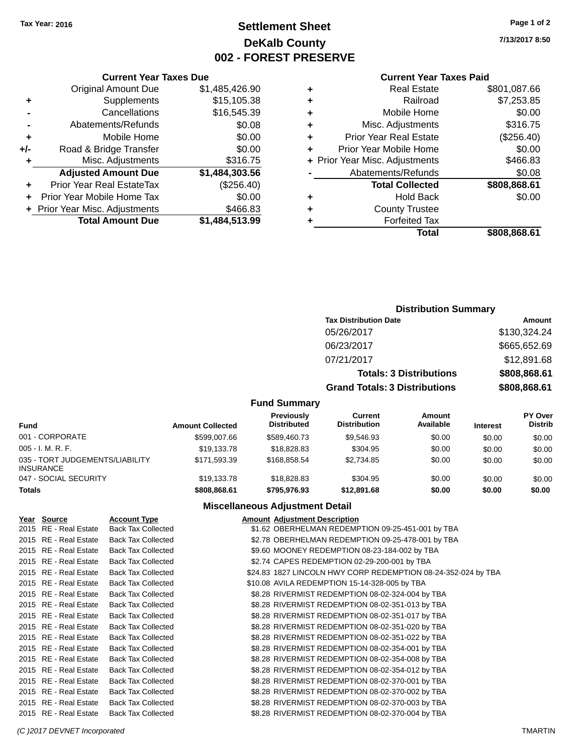Tax Year: 2016

# Settlement Sheet
## DeKalb County
## 002 - FOREST PRESERVE

7/13/2017 8:50

### Current Year Taxes Due

| | | |
|---|---|---|
| | Original Amount Due | $1,485,426.90 |
| + | Supplements | $15,105.38 |
| - | Cancellations | $16,545.39 |
| - | Abatements/Refunds | $0.08 |
| + | Mobile Home | $0.00 |
| +/- | Road & Bridge Transfer | $0.00 |
| + | Misc. Adjustments | $316.75 |
| | **Adjusted Amount Due** | **$1,484,303.56** |
| + | Prior Year Real EstateTax | ($256.40) |
| + | Prior Year Mobile Home Tax | $0.00 |
| + | Prior Year Misc. Adjustments | $466.83 |
| | **Total Amount Due** | **$1,484,513.99** |

### Current Year Taxes Paid

| | | |
|---|---|---|
| + | Real Estate | $801,087.66 |
| + | Railroad | $7,253.85 |
| + | Mobile Home | $0.00 |
| + | Misc. Adjustments | $316.75 |
| + | Prior Year Real Estate | ($256.40) |
| + | Prior Year Mobile Home | $0.00 |
| + | Prior Year Misc. Adjustments | $466.83 |
| - | Abatements/Refunds | $0.08 |
| | **Total Collected** | **$808,868.61** |
| + | Hold Back | $0.00 |
| + | County Trustee | |
| + | Forfeited Tax | |
| | **Total** | **$808,868.61** |

### Distribution Summary

| Tax Distribution Date | Amount |
|---|---|
| 05/26/2017 | $130,324.24 |
| 06/23/2017 | $665,652.69 |
| 07/21/2017 | $12,891.68 |
| **Totals: 3 Distributions** | **$808,868.61** |
| **Grand Totals: 3 Distributions** | **$808,868.61** |

### Fund Summary

| Fund | Amount Collected | Previously Distributed | Current Distribution | Amount Available | Interest | PY Over Distrib |
|---|---|---|---|---|---|---|
| 001 - CORPORATE | $599,007.66 | $589,460.73 | $9,546.93 | $0.00 | $0.00 | $0.00 |
| 005 - I. M. R. F. | $19,133.78 | $18,828.83 | $304.95 | $0.00 | $0.00 | $0.00 |
| 035 - TORT JUDGEMENTS/LIABILITY INSURANCE | $171,593.39 | $168,858.54 | $2,734.85 | $0.00 | $0.00 | $0.00 |
| 047 - SOCIAL SECURITY | $19,133.78 | $18,828.83 | $304.95 | $0.00 | $0.00 | $0.00 |
| **Totals** | **$808,868.61** | **$795,976.93** | **$12,891.68** | **$0.00** | **$0.00** | **$0.00** |

### Miscellaneous Adjustment Detail

| Year | Source | Account Type | Amount | Adjustment Description |
|---|---|---|---|---|
| 2015 | RE - Real Estate | Back Tax Collected | $1.62 | OBERHELMAN REDEMPTION 09-25-451-001 by TBA |
| 2015 | RE - Real Estate | Back Tax Collected | $2.78 | OBERHELMAN REDEMPTION 09-25-478-001 by TBA |
| 2015 | RE - Real Estate | Back Tax Collected | $9.60 | MOONEY REDEMPTION 08-23-184-002 by TBA |
| 2015 | RE - Real Estate | Back Tax Collected | $2.74 | CAPES REDEMPTION 02-29-200-001 by TBA |
| 2015 | RE - Real Estate | Back Tax Collected | $24.83 | 1827 LINCOLN HWY CORP REDEMPTION 08-24-352-024 by TBA |
| 2015 | RE - Real Estate | Back Tax Collected | $10.08 | AVILA REDEMPTION 15-14-328-005 by TBA |
| 2015 | RE - Real Estate | Back Tax Collected | $8.28 | RIVERMIST REDEMPTION 08-02-324-004 by TBA |
| 2015 | RE - Real Estate | Back Tax Collected | $8.28 | RIVERMIST REDEMPTION 08-02-351-013 by TBA |
| 2015 | RE - Real Estate | Back Tax Collected | $8.28 | RIVERMIST REDEMPTION 08-02-351-017 by TBA |
| 2015 | RE - Real Estate | Back Tax Collected | $8.28 | RIVERMIST REDEMPTION 08-02-351-020 by TBA |
| 2015 | RE - Real Estate | Back Tax Collected | $8.28 | RIVERMIST REDEMPTION 08-02-351-022 by TBA |
| 2015 | RE - Real Estate | Back Tax Collected | $8.28 | RIVERMIST REDEMPTION 08-02-354-001 by TBA |
| 2015 | RE - Real Estate | Back Tax Collected | $8.28 | RIVERMIST REDEMPTION 08-02-354-008 by TBA |
| 2015 | RE - Real Estate | Back Tax Collected | $8.28 | RIVERMIST REDEMPTION 08-02-354-012 by TBA |
| 2015 | RE - Real Estate | Back Tax Collected | $8.28 | RIVERMIST REDEMPTION 08-02-370-001 by TBA |
| 2015 | RE - Real Estate | Back Tax Collected | $8.28 | RIVERMIST REDEMPTION 08-02-370-002 by TBA |
| 2015 | RE - Real Estate | Back Tax Collected | $8.28 | RIVERMIST REDEMPTION 08-02-370-003 by TBA |
| 2015 | RE - Real Estate | Back Tax Collected | $8.28 | RIVERMIST REDEMPTION 08-02-370-004 by TBA |

(C )2017 DEVNET Incorporated TMARTIN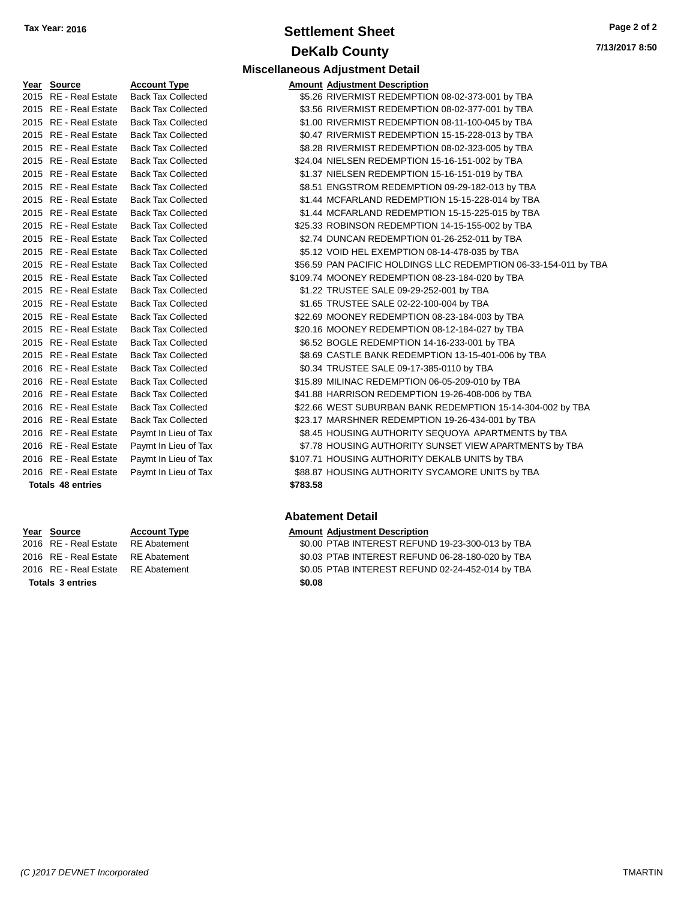# Settlement Sheet

## DeKalb County

Tax Year: 2016

### Miscellaneous Adjustment Detail

| Year | Source | Account Type | Amount | Adjustment Description |
|---|---|---|---|---|
| 2015 | RE - Real Estate | Back Tax Collected | $5.26 | RIVERMIST REDEMPTION 08-02-373-001 by TBA |
| 2015 | RE - Real Estate | Back Tax Collected | $3.56 | RIVERMIST REDEMPTION 08-02-377-001 by TBA |
| 2015 | RE - Real Estate | Back Tax Collected | $1.00 | RIVERMIST REDEMPTION 08-11-100-045 by TBA |
| 2015 | RE - Real Estate | Back Tax Collected | $0.47 | RIVERMIST REDEMPTION 15-15-228-013 by TBA |
| 2015 | RE - Real Estate | Back Tax Collected | $8.28 | RIVERMIST REDEMPTION 08-02-323-005 by TBA |
| 2015 | RE - Real Estate | Back Tax Collected | $24.04 | NIELSEN REDEMPTION 15-16-151-002 by TBA |
| 2015 | RE - Real Estate | Back Tax Collected | $1.37 | NIELSEN REDEMPTION 15-16-151-019 by TBA |
| 2015 | RE - Real Estate | Back Tax Collected | $8.51 | ENGSTROM REDEMPTION 09-29-182-013 by TBA |
| 2015 | RE - Real Estate | Back Tax Collected | $1.44 | MCFARLAND REDEMPTION 15-15-228-014 by TBA |
| 2015 | RE - Real Estate | Back Tax Collected | $1.44 | MCFARLAND REDEMPTION 15-15-225-015 by TBA |
| 2015 | RE - Real Estate | Back Tax Collected | $25.33 | ROBINSON REDEMPTION 14-15-155-002 by TBA |
| 2015 | RE - Real Estate | Back Tax Collected | $2.74 | DUNCAN REDEMPTION 01-26-252-011 by TBA |
| 2015 | RE - Real Estate | Back Tax Collected | $5.12 | VOID HEL EXEMPTION 08-14-478-035 by TBA |
| 2015 | RE - Real Estate | Back Tax Collected | $56.59 | PAN PACIFIC HOLDINGS LLC REDEMPTION 06-33-154-011 by TBA |
| 2015 | RE - Real Estate | Back Tax Collected | $109.74 | MOONEY REDEMPTION 08-23-184-020 by TBA |
| 2015 | RE - Real Estate | Back Tax Collected | $1.22 | TRUSTEE SALE 09-29-252-001 by TBA |
| 2015 | RE - Real Estate | Back Tax Collected | $1.65 | TRUSTEE SALE 02-22-100-004 by TBA |
| 2015 | RE - Real Estate | Back Tax Collected | $22.69 | MOONEY REDEMPTION 08-23-184-003 by TBA |
| 2015 | RE - Real Estate | Back Tax Collected | $20.16 | MOONEY REDEMPTION 08-12-184-027 by TBA |
| 2015 | RE - Real Estate | Back Tax Collected | $6.52 | BOGLE REDEMPTION 14-16-233-001 by TBA |
| 2015 | RE - Real Estate | Back Tax Collected | $8.69 | CASTLE BANK REDEMPTION 13-15-401-006 by TBA |
| 2016 | RE - Real Estate | Back Tax Collected | $0.34 | TRUSTEE SALE 09-17-385-0110 by TBA |
| 2016 | RE - Real Estate | Back Tax Collected | $15.89 | MILINAC REDEMPTION 06-05-209-010 by TBA |
| 2016 | RE - Real Estate | Back Tax Collected | $41.88 | HARRISON REDEMPTION 19-26-408-006 by TBA |
| 2016 | RE - Real Estate | Back Tax Collected | $22.66 | WEST SUBURBAN BANK REDEMPTION 15-14-304-002 by TBA |
| 2016 | RE - Real Estate | Back Tax Collected | $23.17 | MARSHNER REDEMPTION 19-26-434-001 by TBA |
| 2016 | RE - Real Estate | Paymt In Lieu of Tax | $8.45 | HOUSING AUTHORITY SEQUOYA APARTMENTS by TBA |
| 2016 | RE - Real Estate | Paymt In Lieu of Tax | $7.78 | HOUSING AUTHORITY SUNSET VIEW APARTMENTS by TBA |
| 2016 | RE - Real Estate | Paymt In Lieu of Tax | $107.71 | HOUSING AUTHORITY DEKALB UNITS by TBA |
| 2016 | RE - Real Estate | Paymt In Lieu of Tax | $88.87 | HOUSING AUTHORITY SYCAMORE UNITS by TBA |
| **Totals 48 entries** | | | **$783.58** | |

### Abatement Detail

| Year | Source | Account Type | Amount | Adjustment Description |
|---|---|---|---|---|
| 2016 | RE - Real Estate | RE Abatement | $0.00 | PTAB INTEREST REFUND 19-23-300-013 by TBA |
| 2016 | RE - Real Estate | RE Abatement | $0.03 | PTAB INTEREST REFUND 06-28-180-020 by TBA |
| 2016 | RE - Real Estate | RE Abatement | $0.05 | PTAB INTEREST REFUND 02-24-452-014 by TBA |
| **Totals 3 entries** | | | **$0.08** | |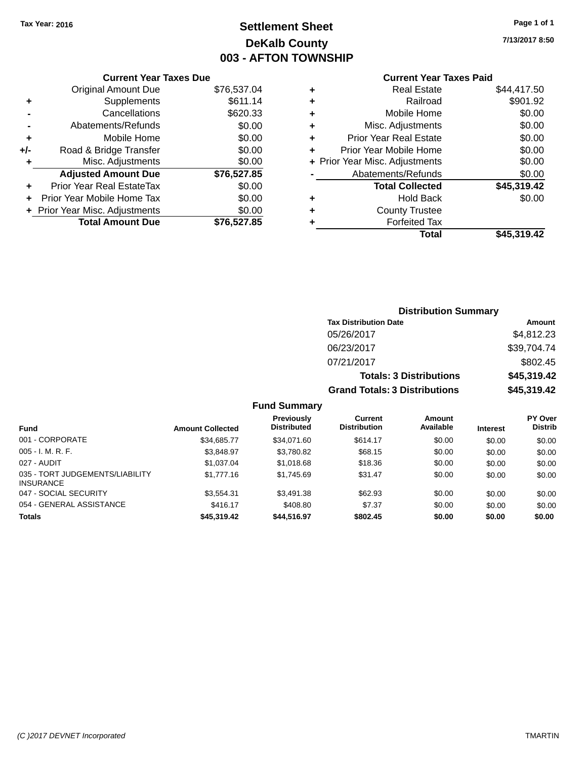Tax Year: 2016

# Settlement Sheet
## DeKalb County
## 003 - AFTON TOWNSHIP

7/13/2017 8:50

### Current Year Taxes Due

| | | |
|---|---|---|
| | Original Amount Due | $76,537.04 |
| + | Supplements | $611.14 |
| - | Cancellations | $620.33 |
| - | Abatements/Refunds | $0.00 |
| + | Mobile Home | $0.00 |
| +/- | Road & Bridge Transfer | $0.00 |
| + | Misc. Adjustments | $0.00 |
| | **Adjusted Amount Due** | **$76,527.85** |
| + | Prior Year Real EstateTax | $0.00 |
| + | Prior Year Mobile Home Tax | $0.00 |
| + | Prior Year Misc. Adjustments | $0.00 |
| | **Total Amount Due** | **$76,527.85** |

### Current Year Taxes Paid

| | | |
|---|---|---|
| + | Real Estate | $44,417.50 |
| + | Railroad | $901.92 |
| + | Mobile Home | $0.00 |
| + | Misc. Adjustments | $0.00 |
| + | Prior Year Real Estate | $0.00 |
| + | Prior Year Mobile Home | $0.00 |
| + | Prior Year Misc. Adjustments | $0.00 |
| - | Abatements/Refunds | $0.00 |
| | **Total Collected** | **$45,319.42** |
| + | Hold Back | $0.00 |
| + | County Trustee | |
| + | Forfeited Tax | |
| | **Total** | **$45,319.42** |

### Distribution Summary

| Tax Distribution Date | Amount |
|---|---|
| 05/26/2017 | $4,812.23 |
| 06/23/2017 | $39,704.74 |
| 07/21/2017 | $802.45 |
| **Totals: 3 Distributions** | **$45,319.42** |
| **Grand Totals: 3 Distributions** | **$45,319.42** |

### Fund Summary

| Fund | Amount Collected | Previously Distributed | Current Distribution | Amount Available | Interest | PY Over Distrib |
|---|---|---|---|---|---|---|
| 001 - CORPORATE | $34,685.77 | $34,071.60 | $614.17 | $0.00 | $0.00 | $0.00 |
| 005 - I. M. R. F. | $3,848.97 | $3,780.82 | $68.15 | $0.00 | $0.00 | $0.00 |
| 027 - AUDIT | $1,037.04 | $1,018.68 | $18.36 | $0.00 | $0.00 | $0.00 |
| 035 - TORT JUDGEMENTS/LIABILITY INSURANCE | $1,777.16 | $1,745.69 | $31.47 | $0.00 | $0.00 | $0.00 |
| 047 - SOCIAL SECURITY | $3,554.31 | $3,491.38 | $62.93 | $0.00 | $0.00 | $0.00 |
| 054 - GENERAL ASSISTANCE | $416.17 | $408.80 | $7.37 | $0.00 | $0.00 | $0.00 |
| **Totals** | **$45,319.42** | **$44,516.97** | **$802.45** | **$0.00** | **$0.00** | **$0.00** |

(C )2017 DEVNET Incorporated TMARTIN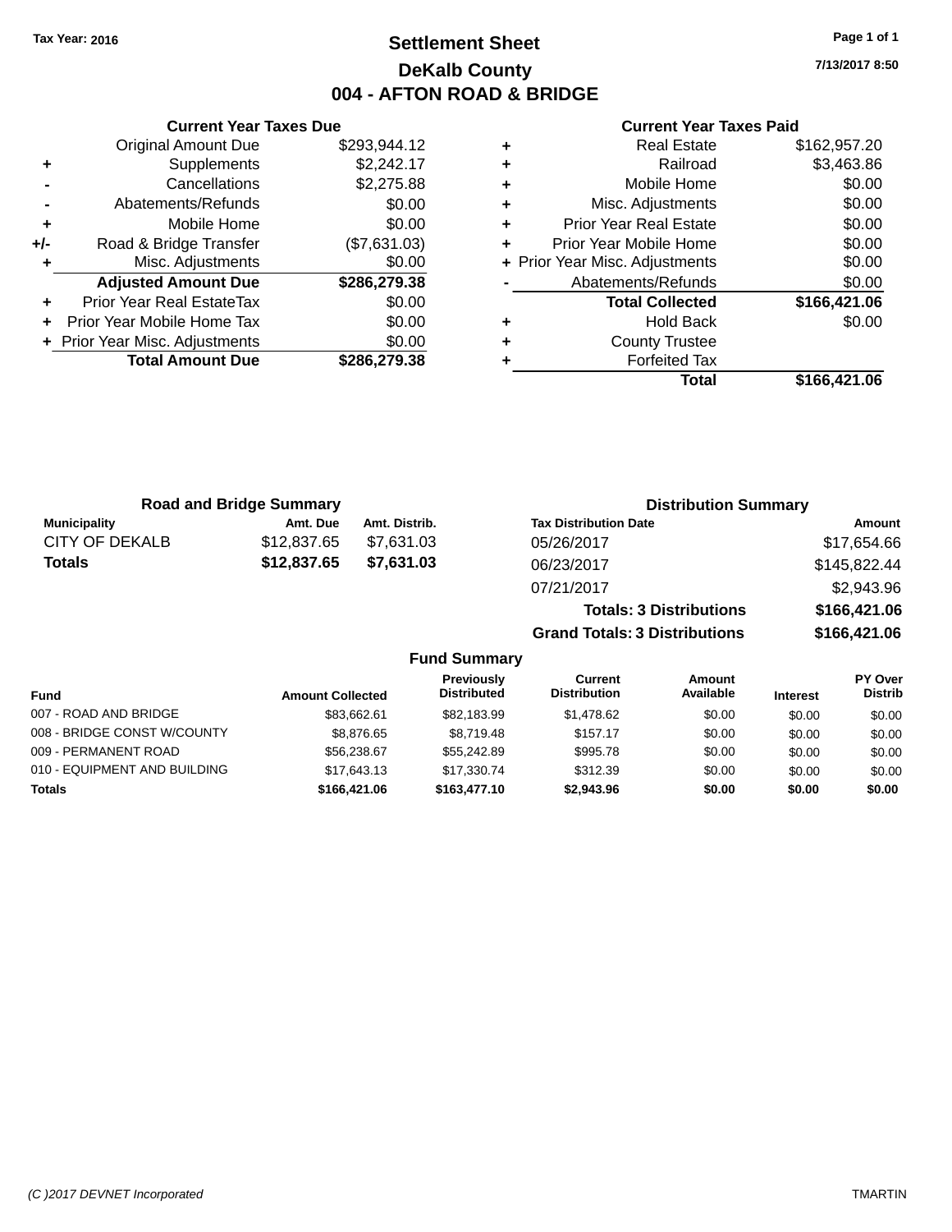Tax Year: 2016

# Settlement Sheet

## DeKalb County

## 004 - AFTON ROAD & BRIDGE

7/13/2017 8:50

### Current Year Taxes Due

| | | |
|---|---|---|
| | Original Amount Due | $293,944.12 |
| + | Supplements | $2,242.17 |
| - | Cancellations | $2,275.88 |
| - | Abatements/Refunds | $0.00 |
| + | Mobile Home | $0.00 |
| +/- | Road & Bridge Transfer | ($7,631.03) |
| + | Misc. Adjustments | $0.00 |
| | **Adjusted Amount Due** | **$286,279.38** |
| + | Prior Year Real EstateTax | $0.00 |
| + | Prior Year Mobile Home Tax | $0.00 |
| + | Prior Year Misc. Adjustments | $0.00 |
| | **Total Amount Due** | **$286,279.38** |

### Current Year Taxes Paid

| | | |
|---|---|---|
| + | Real Estate | $162,957.20 |
| + | Railroad | $3,463.86 |
| + | Mobile Home | $0.00 |
| + | Misc. Adjustments | $0.00 |
| + | Prior Year Real Estate | $0.00 |
| + | Prior Year Mobile Home | $0.00 |
| + | Prior Year Misc. Adjustments | $0.00 |
| - | Abatements/Refunds | $0.00 |
| | **Total Collected** | **$166,421.06** |
| + | Hold Back | $0.00 |
| + | County Trustee | |
| + | Forfeited Tax | |
| | **Total** | **$166,421.06** |

### Road and Bridge Summary

| Municipality | Amt. Due | Amt. Distrib. |
|---|---|---|
| CITY OF DEKALB | $12,837.65 | $7,631.03 |
| **Totals** | **$12,837.65** | **$7,631.03** |

### Distribution Summary

| Tax Distribution Date | Amount |
|---|---|
| 05/26/2017 | $17,654.66 |
| 06/23/2017 | $145,822.44 |
| 07/21/2017 | $2,943.96 |
| **Totals: 3 Distributions** | **$166,421.06** |
| **Grand Totals: 3 Distributions** | **$166,421.06** |

### Fund Summary

| Fund | Amount Collected | Previously Distributed | Current Distribution | Amount Available | Interest | PY Over Distrib |
|---|---|---|---|---|---|---|
| 007 - ROAD AND BRIDGE | $83,662.61 | $82,183.99 | $1,478.62 | $0.00 | $0.00 | $0.00 |
| 008 - BRIDGE CONST W/COUNTY | $8,876.65 | $8,719.48 | $157.17 | $0.00 | $0.00 | $0.00 |
| 009 - PERMANENT ROAD | $56,238.67 | $55,242.89 | $995.78 | $0.00 | $0.00 | $0.00 |
| 010 - EQUIPMENT AND BUILDING | $17,643.13 | $17,330.74 | $312.39 | $0.00 | $0.00 | $0.00 |
| **Totals** | **$166,421.06** | **$163,477.10** | **$2,943.96** | **$0.00** | **$0.00** | **$0.00** |

(C )2017 DEVNET Incorporated TMARTIN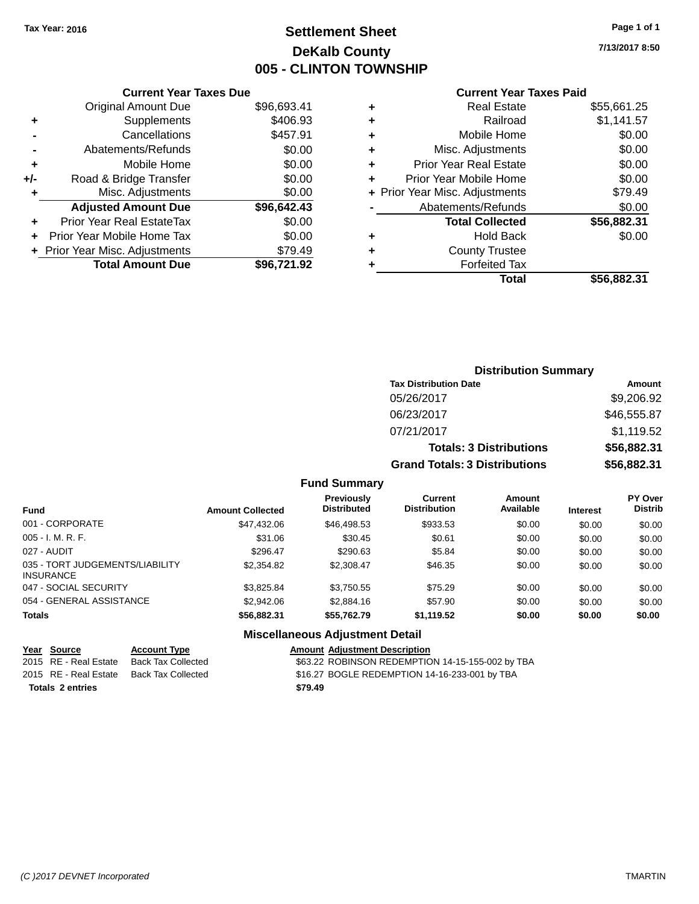Tax Year: 2016

# Settlement Sheet
## DeKalb County
## 005 - CLINTON TOWNSHIP

7/13/2017 8:50

### Current Year Taxes Due

| | | |
|---|---|---|
| | Original Amount Due | $96,693.41 |
| + | Supplements | $406.93 |
| - | Cancellations | $457.91 |
| - | Abatements/Refunds | $0.00 |
| + | Mobile Home | $0.00 |
| +/- | Road & Bridge Transfer | $0.00 |
| + | Misc. Adjustments | $0.00 |
| | **Adjusted Amount Due** | **$96,642.43** |
| + | Prior Year Real EstateTax | $0.00 |
| + | Prior Year Mobile Home Tax | $0.00 |
| + | Prior Year Misc. Adjustments | $79.49 |
| | **Total Amount Due** | **$96,721.92** |

### Current Year Taxes Paid

| | | |
|---|---|---|
| + | Real Estate | $55,661.25 |
| + | Railroad | $1,141.57 |
| + | Mobile Home | $0.00 |
| + | Misc. Adjustments | $0.00 |
| + | Prior Year Real Estate | $0.00 |
| + | Prior Year Mobile Home | $0.00 |
| + | Prior Year Misc. Adjustments | $79.49 |
| - | Abatements/Refunds | $0.00 |
| | **Total Collected** | **$56,882.31** |
| + | Hold Back | $0.00 |
| + | County Trustee | |
| + | Forfeited Tax | |
| | **Total** | **$56,882.31** |

### Distribution Summary

| Tax Distribution Date | Amount |
|---|---|
| 05/26/2017 | $9,206.92 |
| 06/23/2017 | $46,555.87 |
| 07/21/2017 | $1,119.52 |
| **Totals: 3 Distributions** | **$56,882.31** |
| **Grand Totals: 3 Distributions** | **$56,882.31** |

### Fund Summary

| Fund | Amount Collected | Previously Distributed | Current Distribution | Amount Available | Interest | PY Over Distrib |
|---|---|---|---|---|---|---|
| 001 - CORPORATE | $47,432.06 | $46,498.53 | $933.53 | $0.00 | $0.00 | $0.00 |
| 005 - I. M. R. F. | $31.06 | $30.45 | $0.61 | $0.00 | $0.00 | $0.00 |
| 027 - AUDIT | $296.47 | $290.63 | $5.84 | $0.00 | $0.00 | $0.00 |
| 035 - TORT JUDGEMENTS/LIABILITY INSURANCE | $2,354.82 | $2,308.47 | $46.35 | $0.00 | $0.00 | $0.00 |
| 047 - SOCIAL SECURITY | $3,825.84 | $3,750.55 | $75.29 | $0.00 | $0.00 | $0.00 |
| 054 - GENERAL ASSISTANCE | $2,942.06 | $2,884.16 | $57.90 | $0.00 | $0.00 | $0.00 |
| **Totals** | **$56,882.31** | **$55,762.79** | **$1,119.52** | **$0.00** | **$0.00** | **$0.00** |

### Miscellaneous Adjustment Detail

| Year | Source | Account Type | Amount | Adjustment Description |
|---|---|---|---|---|
| 2015 | RE - Real Estate | Back Tax Collected | $63.22 | ROBINSON REDEMPTION 14-15-155-002 by TBA |
| 2015 | RE - Real Estate | Back Tax Collected | $16.27 | BOGLE REDEMPTION 14-16-233-001 by TBA |
| **Totals** | **2 entries** | | **$79.49** | |

(C )2017 DEVNET Incorporated — TMARTIN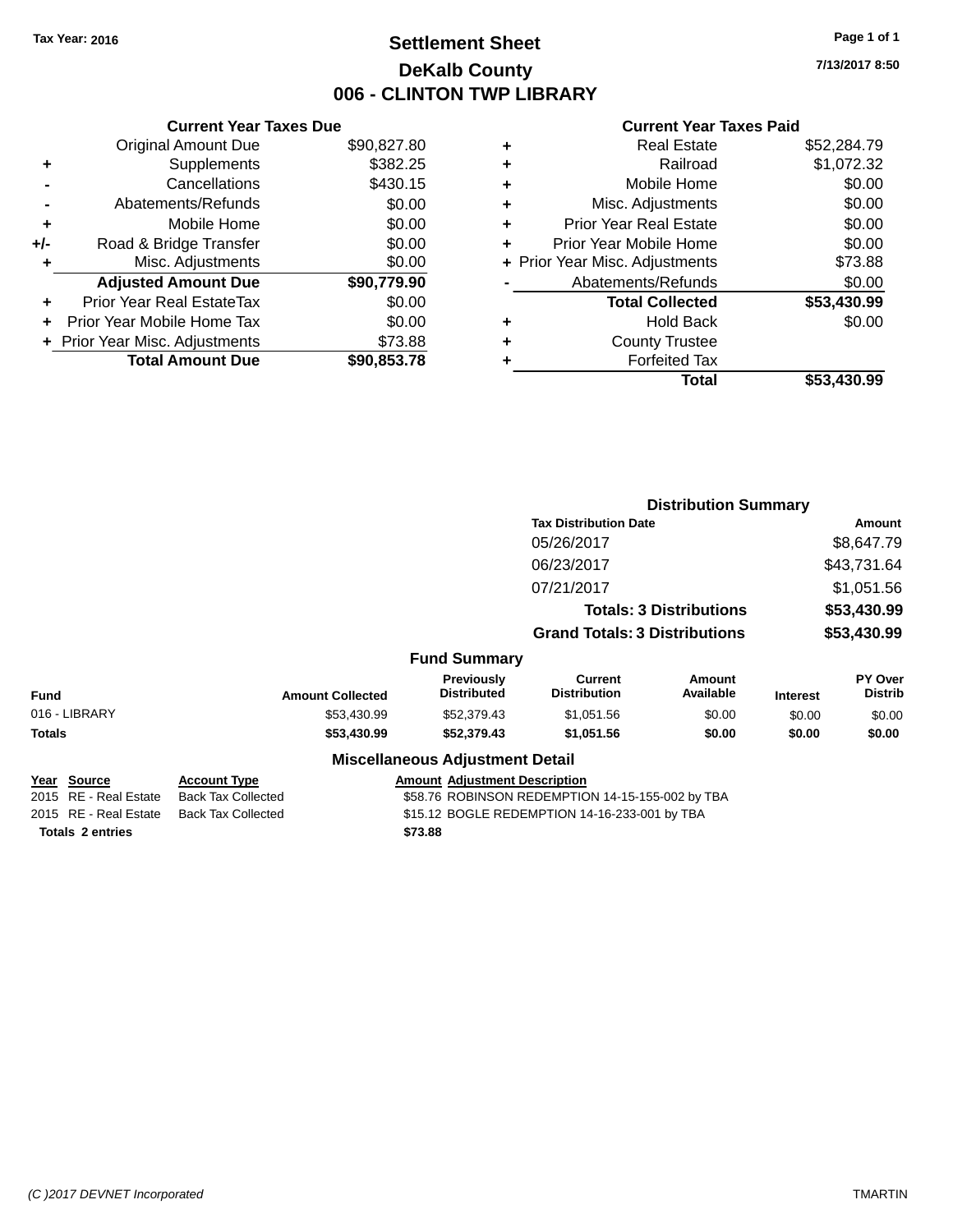Tax Year: 2016

# Settlement Sheet
## DeKalb County
## 006 - CLINTON TWP LIBRARY

7/13/2017 8:50

### Current Year Taxes Due

| | | |
|---|---|---|
| | Original Amount Due | $90,827.80 |
| + | Supplements | $382.25 |
| - | Cancellations | $430.15 |
| - | Abatements/Refunds | $0.00 |
| + | Mobile Home | $0.00 |
| +/- | Road & Bridge Transfer | $0.00 |
| + | Misc. Adjustments | $0.00 |
| | **Adjusted Amount Due** | **$90,779.90** |
| + | Prior Year Real EstateTax | $0.00 |
| + | Prior Year Mobile Home Tax | $0.00 |
| + | Prior Year Misc. Adjustments | $73.88 |
| | **Total Amount Due** | **$90,853.78** |

### Current Year Taxes Paid

| | | |
|---|---|---|
| + | Real Estate | $52,284.79 |
| + | Railroad | $1,072.32 |
| + | Mobile Home | $0.00 |
| + | Misc. Adjustments | $0.00 |
| + | Prior Year Real Estate | $0.00 |
| + | Prior Year Mobile Home | $0.00 |
| + | Prior Year Misc. Adjustments | $73.88 |
| - | Abatements/Refunds | $0.00 |
| | **Total Collected** | **$53,430.99** |
| + | Hold Back | $0.00 |
| + | County Trustee | |
| + | Forfeited Tax | |
| | **Total** | **$53,430.99** |

### Distribution Summary

| Tax Distribution Date | Amount |
|---|---|
| 05/26/2017 | $8,647.79 |
| 06/23/2017 | $43,731.64 |
| 07/21/2017 | $1,051.56 |
| **Totals: 3 Distributions** | **$53,430.99** |
| **Grand Totals: 3 Distributions** | **$53,430.99** |

### Fund Summary

| Fund | Amount Collected | Previously Distributed | Current Distribution | Amount Available | Interest | PY Over Distrib |
|---|---|---|---|---|---|---|
| 016 - LIBRARY | $53,430.99 | $52,379.43 | $1,051.56 | $0.00 | $0.00 | $0.00 |
| **Totals** | **$53,430.99** | **$52,379.43** | **$1,051.56** | **$0.00** | **$0.00** | **$0.00** |

### Miscellaneous Adjustment Detail

| Year | Source | Account Type | Amount | Adjustment Description |
|---|---|---|---|---|
| 2015 | RE - Real Estate | Back Tax Collected | $58.76 | ROBINSON REDEMPTION 14-15-155-002 by TBA |
| 2015 | RE - Real Estate | Back Tax Collected | $15.12 | BOGLE REDEMPTION 14-16-233-001 by TBA |
| **Totals** | **2 entries** | | **$73.88** | |

(C )2017 DEVNET Incorporated TMARTIN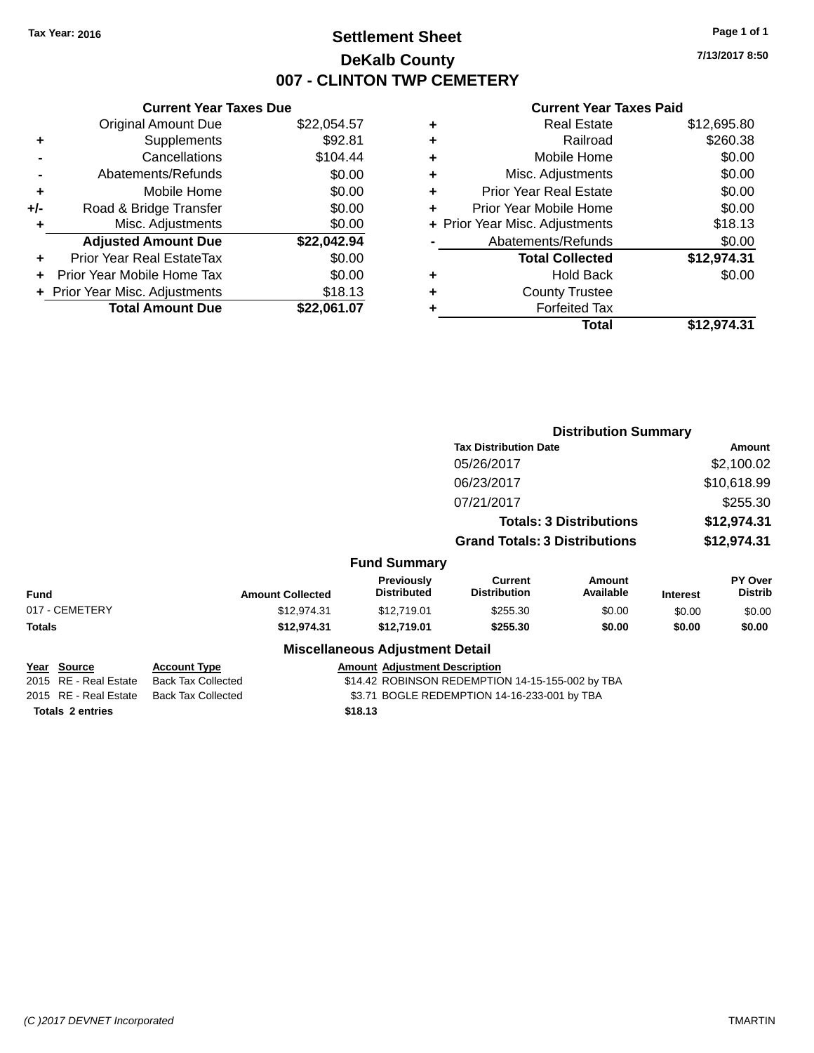Tax Year: 2016

# Settlement Sheet
## DeKalb County
## 007 - CLINTON TWP CEMETERY

7/13/2017 8:50

### Current Year Taxes Due

| | | |
|---|---|---|
| | Original Amount Due | $22,054.57 |
| + | Supplements | $92.81 |
| - | Cancellations | $104.44 |
| - | Abatements/Refunds | $0.00 |
| + | Mobile Home | $0.00 |
| +/- | Road & Bridge Transfer | $0.00 |
| + | Misc. Adjustments | $0.00 |
| | **Adjusted Amount Due** | **$22,042.94** |
| + | Prior Year Real EstateTax | $0.00 |
| + | Prior Year Mobile Home Tax | $0.00 |
| + | Prior Year Misc. Adjustments | $18.13 |
| | **Total Amount Due** | **$22,061.07** |

### Current Year Taxes Paid

| | | |
|---|---|---|
| + | Real Estate | $12,695.80 |
| + | Railroad | $260.38 |
| + | Mobile Home | $0.00 |
| + | Misc. Adjustments | $0.00 |
| + | Prior Year Real Estate | $0.00 |
| + | Prior Year Mobile Home | $0.00 |
| + | Prior Year Misc. Adjustments | $18.13 |
| - | Abatements/Refunds | $0.00 |
| | **Total Collected** | **$12,974.31** |
| + | Hold Back | $0.00 |
| + | County Trustee | |
| + | Forfeited Tax | |
| | **Total** | **$12,974.31** |

### Distribution Summary

| Tax Distribution Date | Amount |
|---|---|
| 05/26/2017 | $2,100.02 |
| 06/23/2017 | $10,618.99 |
| 07/21/2017 | $255.30 |
| **Totals: 3 Distributions** | **$12,974.31** |
| **Grand Totals: 3 Distributions** | **$12,974.31** |

### Fund Summary

| Fund | Amount Collected | Previously Distributed | Current Distribution | Amount Available | Interest | PY Over Distrib |
|---|---|---|---|---|---|---|
| 017 - CEMETERY | $12,974.31 | $12,719.01 | $255.30 | $0.00 | $0.00 | $0.00 |
| **Totals** | **$12,974.31** | **$12,719.01** | **$255.30** | **$0.00** | **$0.00** | **$0.00** |

### Miscellaneous Adjustment Detail

| Year | Source | Account Type | Amount | Adjustment Description |
|---|---|---|---|---|
| 2015 | RE - Real Estate | Back Tax Collected | $14.42 | ROBINSON REDEMPTION 14-15-155-002 by TBA |
| 2015 | RE - Real Estate | Back Tax Collected | $3.71 | BOGLE REDEMPTION 14-16-233-001 by TBA |
| **Totals 2 entries** | | | **$18.13** | |

(C )2017 DEVNET Incorporated TMARTIN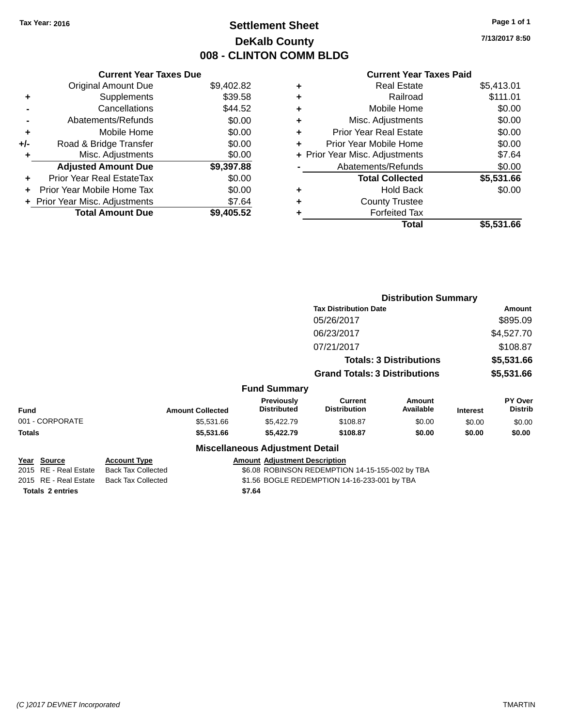Tax Year: 2016

# Settlement Sheet

## DeKalb County

## 008 - CLINTON COMM BLDG

7/13/2017 8:50

### Current Year Taxes Due

| | | |
|---|---|---|
| | Original Amount Due | $9,402.82 |
| + | Supplements | $39.58 |
| - | Cancellations | $44.52 |
| - | Abatements/Refunds | $0.00 |
| + | Mobile Home | $0.00 |
| +/- | Road & Bridge Transfer | $0.00 |
| + | Misc. Adjustments | $0.00 |
| | **Adjusted Amount Due** | **$9,397.88** |
| + | Prior Year Real EstateTax | $0.00 |
| + | Prior Year Mobile Home Tax | $0.00 |
| + | Prior Year Misc. Adjustments | $7.64 |
| | **Total Amount Due** | **$9,405.52** |

### Current Year Taxes Paid

| | | |
|---|---|---|
| + | Real Estate | $5,413.01 |
| + | Railroad | $111.01 |
| + | Mobile Home | $0.00 |
| + | Misc. Adjustments | $0.00 |
| + | Prior Year Real Estate | $0.00 |
| + | Prior Year Mobile Home | $0.00 |
| + | Prior Year Misc. Adjustments | $7.64 |
| - | Abatements/Refunds | $0.00 |
| | **Total Collected** | **$5,531.66** |
| + | Hold Back | $0.00 |
| + | County Trustee | |
| + | Forfeited Tax | |
| | **Total** | **$5,531.66** |

### Distribution Summary

| Tax Distribution Date | Amount |
|---|---|
| 05/26/2017 | $895.09 |
| 06/23/2017 | $4,527.70 |
| 07/21/2017 | $108.87 |
| **Totals: 3 Distributions** | **$5,531.66** |
| **Grand Totals: 3 Distributions** | **$5,531.66** |

### Fund Summary

| Fund | Amount Collected | Previously Distributed | Current Distribution | Amount Available | Interest | PY Over Distrib |
|---|---|---|---|---|---|---|
| 001 - CORPORATE | $5,531.66 | $5,422.79 | $108.87 | $0.00 | $0.00 | $0.00 |
| **Totals** | **$5,531.66** | **$5,422.79** | **$108.87** | **$0.00** | **$0.00** | **$0.00** |

### Miscellaneous Adjustment Detail

| Year | Source | Account Type | Amount | Adjustment Description |
|---|---|---|---|---|
| 2015 | RE - Real Estate | Back Tax Collected | $6.08 | ROBINSON REDEMPTION 14-15-155-002 by TBA |
| 2015 | RE - Real Estate | Back Tax Collected | $1.56 | BOGLE REDEMPTION 14-16-233-001 by TBA |
| **Totals 2 entries** | | | **$7.64** | |

(C )2017 DEVNET Incorporated — TMARTIN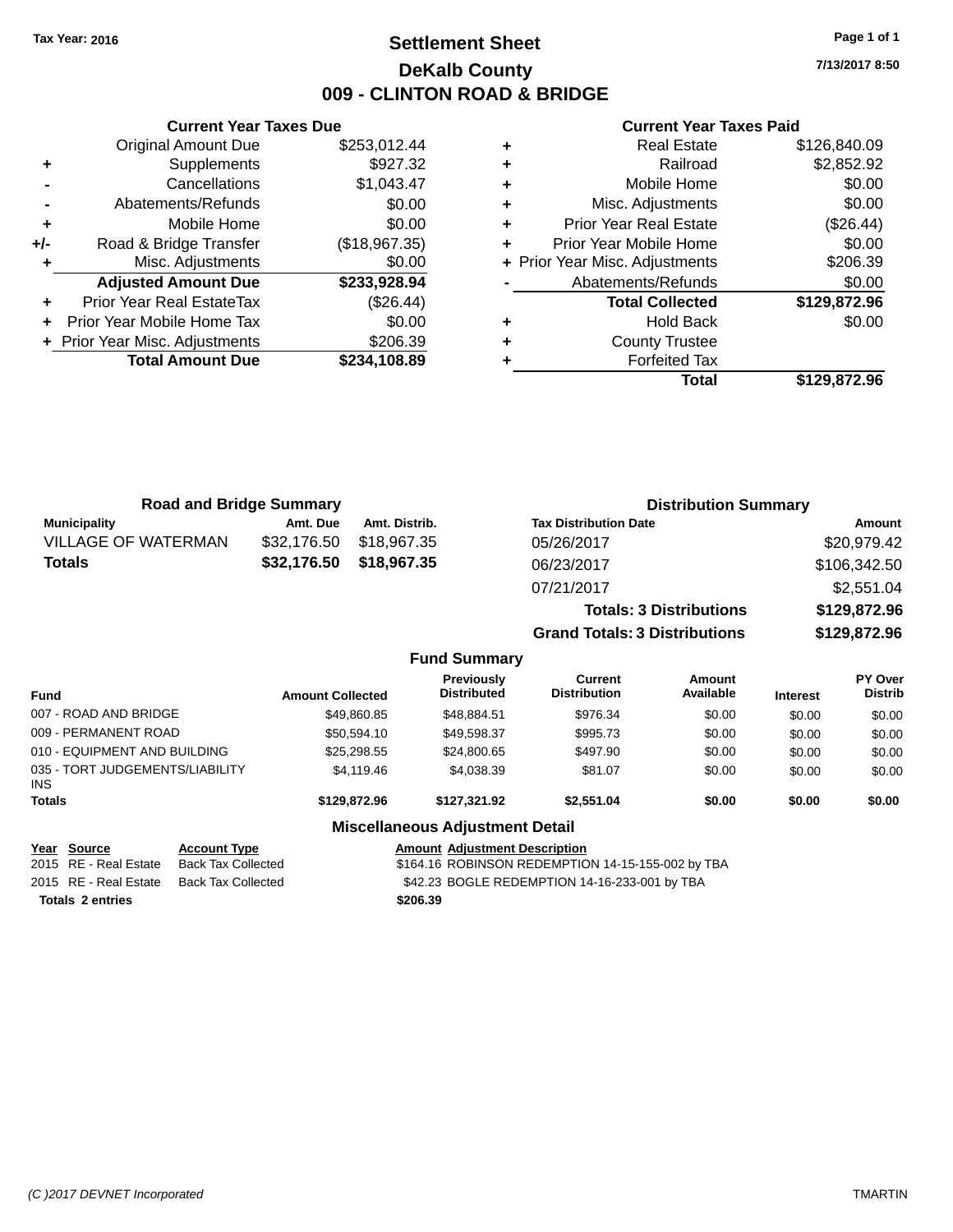Tax Year: 2016

# Settlement Sheet

## DeKalb County

## 009 - CLINTON ROAD & BRIDGE

7/13/2017 8:50

### Current Year Taxes Due

| | | |
|---|---|---|
| | Original Amount Due | $253,012.44 |
| + | Supplements | $927.32 |
| - | Cancellations | $1,043.47 |
| - | Abatements/Refunds | $0.00 |
| + | Mobile Home | $0.00 |
| +/- | Road & Bridge Transfer | ($18,967.35) |
| + | Misc. Adjustments | $0.00 |
| | **Adjusted Amount Due** | **$233,928.94** |
| + | Prior Year Real EstateTax | ($26.44) |
| + | Prior Year Mobile Home Tax | $0.00 |
| + | Prior Year Misc. Adjustments | $206.39 |
| | **Total Amount Due** | **$234,108.89** |

### Current Year Taxes Paid

| | | |
|---|---|---|
| + | Real Estate | $126,840.09 |
| + | Railroad | $2,852.92 |
| + | Mobile Home | $0.00 |
| + | Misc. Adjustments | $0.00 |
| + | Prior Year Real Estate | ($26.44) |
| + | Prior Year Mobile Home | $0.00 |
| + | Prior Year Misc. Adjustments | $206.39 |
| - | Abatements/Refunds | $0.00 |
| | **Total Collected** | **$129,872.96** |
| + | Hold Back | $0.00 |
| + | County Trustee | |
| + | Forfeited Tax | |
| | **Total** | **$129,872.96** |

### Road and Bridge Summary

| Municipality | Amt. Due | Amt. Distrib. |
|---|---|---|
| VILLAGE OF WATERMAN | $32,176.50 | $18,967.35 |
| **Totals** | **$32,176.50** | **$18,967.35** |

### Distribution Summary

| Tax Distribution Date | Amount |
|---|---|
| 05/26/2017 | $20,979.42 |
| 06/23/2017 | $106,342.50 |
| 07/21/2017 | $2,551.04 |
| **Totals: 3 Distributions** | **$129,872.96** |
| **Grand Totals: 3 Distributions** | **$129,872.96** |

### Fund Summary

| Fund | Amount Collected | Previously Distributed | Current Distribution | Amount Available | Interest | PY Over Distrib |
|---|---|---|---|---|---|---|
| 007 - ROAD AND BRIDGE | $49,860.85 | $48,884.51 | $976.34 | $0.00 | $0.00 | $0.00 |
| 009 - PERMANENT ROAD | $50,594.10 | $49,598.37 | $995.73 | $0.00 | $0.00 | $0.00 |
| 010 - EQUIPMENT AND BUILDING | $25,298.55 | $24,800.65 | $497.90 | $0.00 | $0.00 | $0.00 |
| 035 - TORT JUDGEMENTS/LIABILITY INS | $4,119.46 | $4,038.39 | $81.07 | $0.00 | $0.00 | $0.00 |
| **Totals** | **$129,872.96** | **$127,321.92** | **$2,551.04** | **$0.00** | **$0.00** | **$0.00** |

### Miscellaneous Adjustment Detail

| Year | Source | Account Type | Amount | Adjustment Description |
|---|---|---|---|---|
| 2015 | RE - Real Estate | Back Tax Collected | $164.16 | ROBINSON REDEMPTION 14-15-155-002 by TBA |
| 2015 | RE - Real Estate | Back Tax Collected | $42.23 | BOGLE REDEMPTION 14-16-233-001 by TBA |
| **Totals 2 entries** | | | **$206.39** | |

(C )2017 DEVNET Incorporated — TMARTIN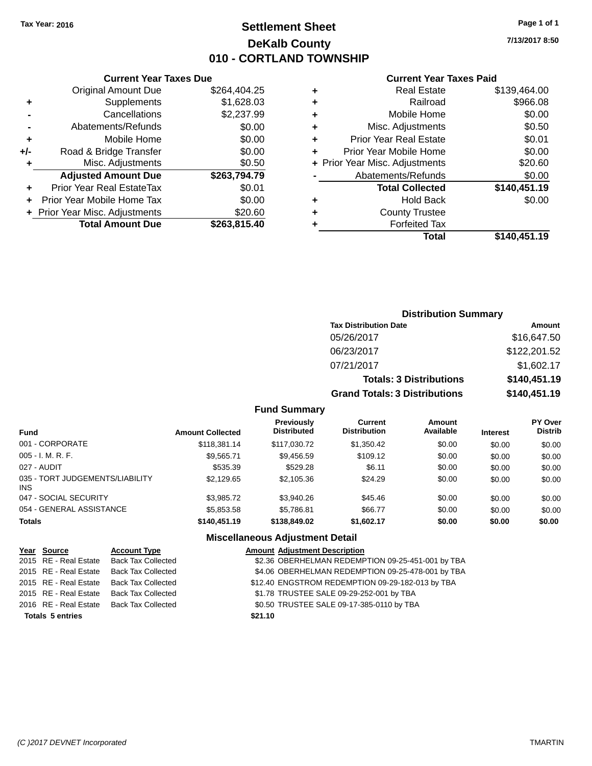Tax Year: 2016

# Settlement Sheet

## DeKalb County

## 010 - CORTLAND TOWNSHIP

7/13/2017 8:50

### Current Year Taxes Due

| | | |
|---|---|---|
| | Original Amount Due | $264,404.25 |
| + | Supplements | $1,628.03 |
| - | Cancellations | $2,237.99 |
| - | Abatements/Refunds | $0.00 |
| + | Mobile Home | $0.00 |
| +/- | Road & Bridge Transfer | $0.00 |
| + | Misc. Adjustments | $0.50 |
| | **Adjusted Amount Due** | **$263,794.79** |
| + | Prior Year Real EstateTax | $0.01 |
| + | Prior Year Mobile Home Tax | $0.00 |
| + | Prior Year Misc. Adjustments | $20.60 |
| | **Total Amount Due** | **$263,815.40** |

### Current Year Taxes Paid

| | | |
|---|---|---|
| + | Real Estate | $139,464.00 |
| + | Railroad | $966.08 |
| + | Mobile Home | $0.00 |
| + | Misc. Adjustments | $0.50 |
| + | Prior Year Real Estate | $0.01 |
| + | Prior Year Mobile Home | $0.00 |
| + | Prior Year Misc. Adjustments | $20.60 |
| - | Abatements/Refunds | $0.00 |
| | **Total Collected** | **$140,451.19** |
| + | Hold Back | $0.00 |
| + | County Trustee | |
| + | Forfeited Tax | |
| | **Total** | **$140,451.19** |

### Distribution Summary

| Tax Distribution Date | Amount |
|---|---|
| 05/26/2017 | $16,647.50 |
| 06/23/2017 | $122,201.52 |
| 07/21/2017 | $1,602.17 |
| **Totals: 3 Distributions** | **$140,451.19** |
| **Grand Totals: 3 Distributions** | **$140,451.19** |

### Fund Summary

| Fund | Amount Collected | Previously Distributed | Current Distribution | Amount Available | Interest | PY Over Distrib |
|---|---|---|---|---|---|---|
| 001 - CORPORATE | $118,381.14 | $117,030.72 | $1,350.42 | $0.00 | $0.00 | $0.00 |
| 005 - I. M. R. F. | $9,565.71 | $9,456.59 | $109.12 | $0.00 | $0.00 | $0.00 |
| 027 - AUDIT | $535.39 | $529.28 | $6.11 | $0.00 | $0.00 | $0.00 |
| 035 - TORT JUDGEMENTS/LIABILITY INS | $2,129.65 | $2,105.36 | $24.29 | $0.00 | $0.00 | $0.00 |
| 047 - SOCIAL SECURITY | $3,985.72 | $3,940.26 | $45.46 | $0.00 | $0.00 | $0.00 |
| 054 - GENERAL ASSISTANCE | $5,853.58 | $5,786.81 | $66.77 | $0.00 | $0.00 | $0.00 |
| **Totals** | **$140,451.19** | **$138,849.02** | **$1,602.17** | **$0.00** | **$0.00** | **$0.00** |

### Miscellaneous Adjustment Detail

| Year | Source | Account Type | Amount | Adjustment Description |
|---|---|---|---|---|
| 2015 | RE - Real Estate | Back Tax Collected | $2.36 | OBERHELMAN REDEMPTION 09-25-451-001 by TBA |
| 2015 | RE - Real Estate | Back Tax Collected | $4.06 | OBERHELMAN REDEMPTION 09-25-478-001 by TBA |
| 2015 | RE - Real Estate | Back Tax Collected | $12.40 | ENGSTROM REDEMPTION 09-29-182-013 by TBA |
| 2015 | RE - Real Estate | Back Tax Collected | $1.78 | TRUSTEE SALE 09-29-252-001 by TBA |
| 2016 | RE - Real Estate | Back Tax Collected | $0.50 | TRUSTEE SALE 09-17-385-0110 by TBA |
| **Totals 5 entries** | | | **$21.10** | |

(C )2017 DEVNET Incorporated TMARTIN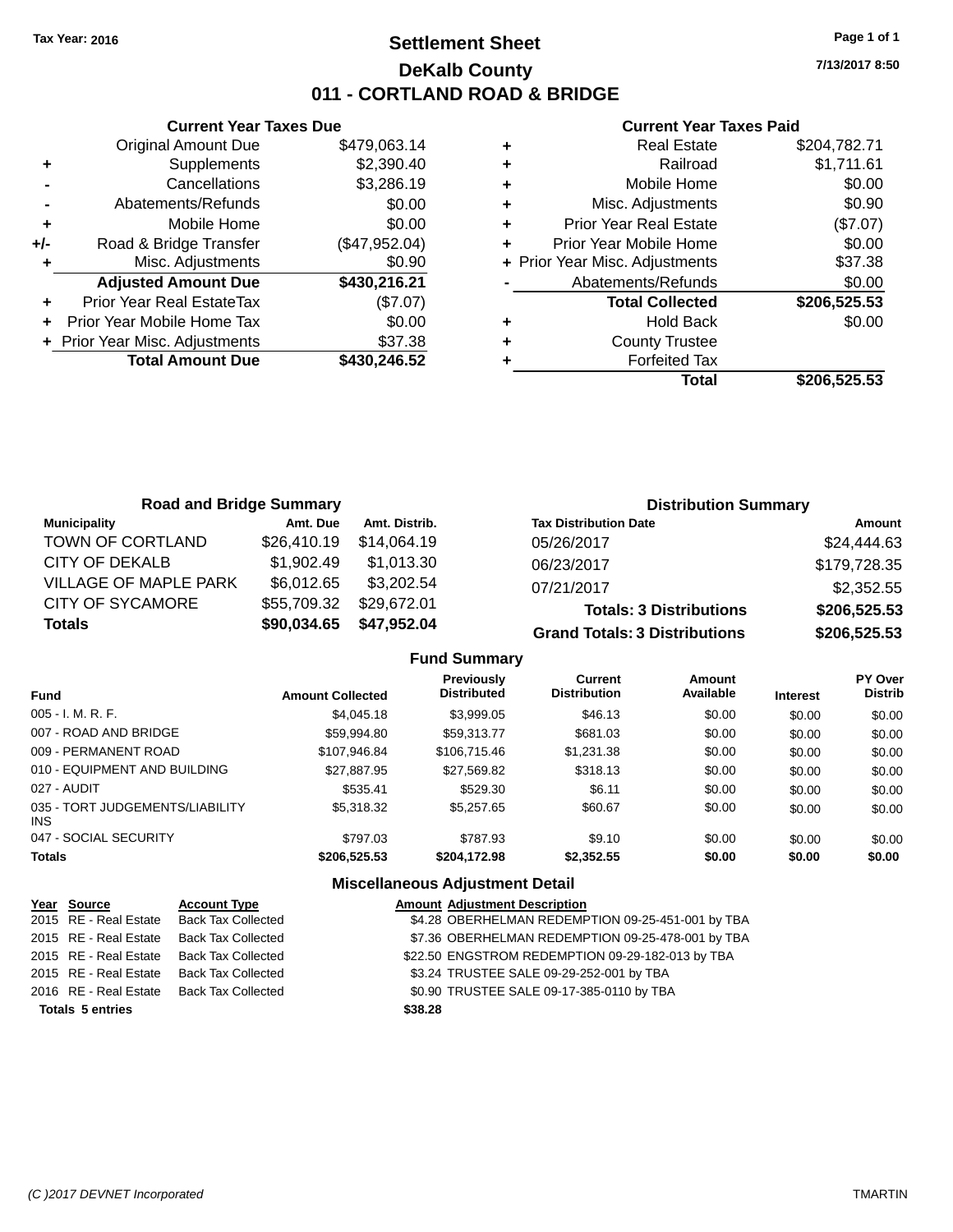Tax Year: 2016

# Settlement Sheet

## DeKalb County

## 011 - CORTLAND ROAD & BRIDGE

7/13/2017 8:50

### Current Year Taxes Due

| | | |
|---|---|---|
| | Original Amount Due | $479,063.14 |
| + | Supplements | $2,390.40 |
| - | Cancellations | $3,286.19 |
| - | Abatements/Refunds | $0.00 |
| + | Mobile Home | $0.00 |
| +/- | Road & Bridge Transfer | ($47,952.04) |
| + | Misc. Adjustments | $0.90 |
| | **Adjusted Amount Due** | **$430,216.21** |
| + | Prior Year Real EstateTax | ($7.07) |
| + | Prior Year Mobile Home Tax | $0.00 |
| + | Prior Year Misc. Adjustments | $37.38 |
| | **Total Amount Due** | **$430,246.52** |

### Current Year Taxes Paid

| | | |
|---|---|---|
| + | Real Estate | $204,782.71 |
| + | Railroad | $1,711.61 |
| + | Mobile Home | $0.00 |
| + | Misc. Adjustments | $0.90 |
| + | Prior Year Real Estate | ($7.07) |
| + | Prior Year Mobile Home | $0.00 |
| + | Prior Year Misc. Adjustments | $37.38 |
| - | Abatements/Refunds | $0.00 |
| | **Total Collected** | **$206,525.53** |
| + | Hold Back | $0.00 |
| + | County Trustee | |
| + | Forfeited Tax | |
| | **Total** | **$206,525.53** |

### Road and Bridge Summary

| Municipality | Amt. Due | Amt. Distrib. |
|---|---|---|
| TOWN OF CORTLAND | $26,410.19 | $14,064.19 |
| CITY OF DEKALB | $1,902.49 | $1,013.30 |
| VILLAGE OF MAPLE PARK | $6,012.65 | $3,202.54 |
| CITY OF SYCAMORE | $55,709.32 | $29,672.01 |
| **Totals** | **$90,034.65** | **$47,952.04** |

### Distribution Summary

| Tax Distribution Date | Amount |
|---|---|
| 05/26/2017 | $24,444.63 |
| 06/23/2017 | $179,728.35 |
| 07/21/2017 | $2,352.55 |
| **Totals: 3 Distributions** | **$206,525.53** |
| **Grand Totals: 3 Distributions** | **$206,525.53** |

### Fund Summary

| Fund | Amount Collected | Previously Distributed | Current Distribution | Amount Available | Interest | PY Over Distrib |
|---|---|---|---|---|---|---|
| 005 - I. M. R. F. | $4,045.18 | $3,999.05 | $46.13 | $0.00 | $0.00 | $0.00 |
| 007 - ROAD AND BRIDGE | $59,994.80 | $59,313.77 | $681.03 | $0.00 | $0.00 | $0.00 |
| 009 - PERMANENT ROAD | $107,946.84 | $106,715.46 | $1,231.38 | $0.00 | $0.00 | $0.00 |
| 010 - EQUIPMENT AND BUILDING | $27,887.95 | $27,569.82 | $318.13 | $0.00 | $0.00 | $0.00 |
| 027 - AUDIT | $535.41 | $529.30 | $6.11 | $0.00 | $0.00 | $0.00 |
| 035 - TORT JUDGEMENTS/LIABILITY INS | $5,318.32 | $5,257.65 | $60.67 | $0.00 | $0.00 | $0.00 |
| 047 - SOCIAL SECURITY | $797.03 | $787.93 | $9.10 | $0.00 | $0.00 | $0.00 |
| **Totals** | **$206,525.53** | **$204,172.98** | **$2,352.55** | **$0.00** | **$0.00** | **$0.00** |

### Miscellaneous Adjustment Detail

| Year | Source | Account Type | Amount | Adjustment Description |
|---|---|---|---|---|
| 2015 | RE - Real Estate | Back Tax Collected | $4.28 | OBERHELMAN REDEMPTION 09-25-451-001 by TBA |
| 2015 | RE - Real Estate | Back Tax Collected | $7.36 | OBERHELMAN REDEMPTION 09-25-478-001 by TBA |
| 2015 | RE - Real Estate | Back Tax Collected | $22.50 | ENGSTROM REDEMPTION 09-29-182-013 by TBA |
| 2015 | RE - Real Estate | Back Tax Collected | $3.24 | TRUSTEE SALE 09-29-252-001 by TBA |
| 2016 | RE - Real Estate | Back Tax Collected | $0.90 | TRUSTEE SALE 09-17-385-0110 by TBA |
| **Totals 5 entries** | | | **$38.28** | |

(C )2017 DEVNET Incorporated TMARTIN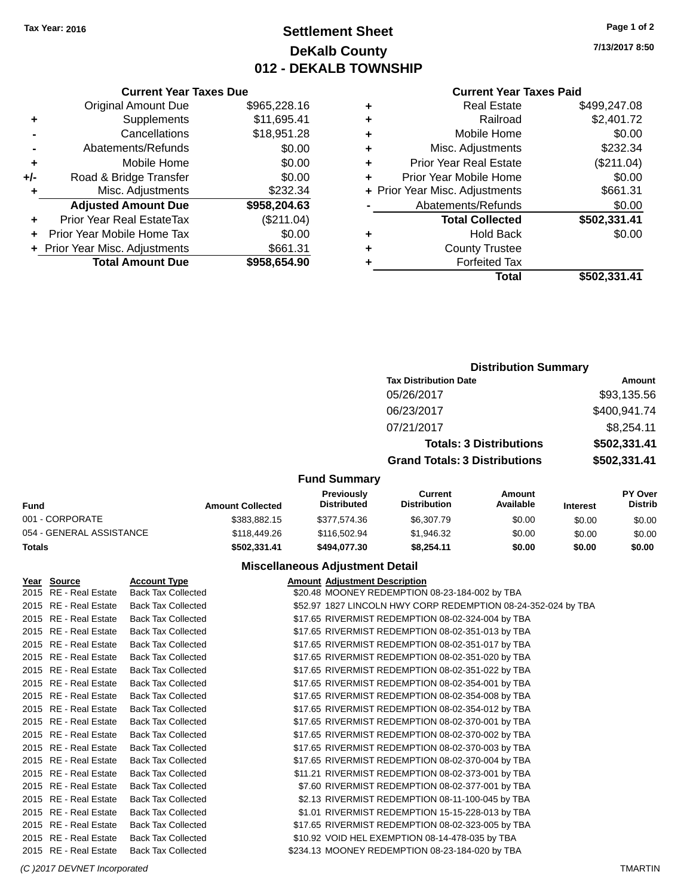Tax Year: 2016

# Settlement Sheet
## DeKalb County
## 012 - DEKALB TOWNSHIP

7/13/2017 8:50

### Current Year Taxes Due

| | | |
|---|---|---|
| | Original Amount Due | $965,228.16 |
| + | Supplements | $11,695.41 |
| - | Cancellations | $18,951.28 |
| - | Abatements/Refunds | $0.00 |
| + | Mobile Home | $0.00 |
| +/- | Road & Bridge Transfer | $0.00 |
| + | Misc. Adjustments | $232.34 |
| | **Adjusted Amount Due** | **$958,204.63** |
| + | Prior Year Real EstateTax | ($211.04) |
| + | Prior Year Mobile Home Tax | $0.00 |
| + | Prior Year Misc. Adjustments | $661.31 |
| | **Total Amount Due** | **$958,654.90** |

### Current Year Taxes Paid

| | | |
|---|---|---|
| + | Real Estate | $499,247.08 |
| + | Railroad | $2,401.72 |
| + | Mobile Home | $0.00 |
| + | Misc. Adjustments | $232.34 |
| + | Prior Year Real Estate | ($211.04) |
| + | Prior Year Mobile Home | $0.00 |
| + | Prior Year Misc. Adjustments | $661.31 |
| - | Abatements/Refunds | $0.00 |
| | **Total Collected** | **$502,331.41** |
| + | Hold Back | $0.00 |
| + | County Trustee | |
| + | Forfeited Tax | |
| | **Total** | **$502,331.41** |

### Distribution Summary

| Tax Distribution Date | Amount |
|---|---|
| 05/26/2017 | $93,135.56 |
| 06/23/2017 | $400,941.74 |
| 07/21/2017 | $8,254.11 |
| **Totals: 3 Distributions** | **$502,331.41** |
| **Grand Totals: 3 Distributions** | **$502,331.41** |

### Fund Summary

| Fund | Amount Collected | Previously Distributed | Current Distribution | Amount Available | Interest | PY Over Distrib |
|---|---|---|---|---|---|---|
| 001 - CORPORATE | $383,882.15 | $377,574.36 | $6,307.79 | $0.00 | $0.00 | $0.00 |
| 054 - GENERAL ASSISTANCE | $118,449.26 | $116,502.94 | $1,946.32 | $0.00 | $0.00 | $0.00 |
| **Totals** | **$502,331.41** | **$494,077.30** | **$8,254.11** | **$0.00** | **$0.00** | **$0.00** |

### Miscellaneous Adjustment Detail

| Year | Source | Account Type | Amount | Adjustment Description |
|---|---|---|---|---|
| 2015 | RE - Real Estate | Back Tax Collected | $20.48 | MOONEY REDEMPTION 08-23-184-002 by TBA |
| 2015 | RE - Real Estate | Back Tax Collected | $52.97 | 1827 LINCOLN HWY CORP REDEMPTION 08-24-352-024 by TBA |
| 2015 | RE - Real Estate | Back Tax Collected | $17.65 | RIVERMIST REDEMPTION 08-02-324-004 by TBA |
| 2015 | RE - Real Estate | Back Tax Collected | $17.65 | RIVERMIST REDEMPTION 08-02-351-013 by TBA |
| 2015 | RE - Real Estate | Back Tax Collected | $17.65 | RIVERMIST REDEMPTION 08-02-351-017 by TBA |
| 2015 | RE - Real Estate | Back Tax Collected | $17.65 | RIVERMIST REDEMPTION 08-02-351-020 by TBA |
| 2015 | RE - Real Estate | Back Tax Collected | $17.65 | RIVERMIST REDEMPTION 08-02-351-022 by TBA |
| 2015 | RE - Real Estate | Back Tax Collected | $17.65 | RIVERMIST REDEMPTION 08-02-354-001 by TBA |
| 2015 | RE - Real Estate | Back Tax Collected | $17.65 | RIVERMIST REDEMPTION 08-02-354-008 by TBA |
| 2015 | RE - Real Estate | Back Tax Collected | $17.65 | RIVERMIST REDEMPTION 08-02-354-012 by TBA |
| 2015 | RE - Real Estate | Back Tax Collected | $17.65 | RIVERMIST REDEMPTION 08-02-370-001 by TBA |
| 2015 | RE - Real Estate | Back Tax Collected | $17.65 | RIVERMIST REDEMPTION 08-02-370-002 by TBA |
| 2015 | RE - Real Estate | Back Tax Collected | $17.65 | RIVERMIST REDEMPTION 08-02-370-003 by TBA |
| 2015 | RE - Real Estate | Back Tax Collected | $17.65 | RIVERMIST REDEMPTION 08-02-370-004 by TBA |
| 2015 | RE - Real Estate | Back Tax Collected | $11.21 | RIVERMIST REDEMPTION 08-02-373-001 by TBA |
| 2015 | RE - Real Estate | Back Tax Collected | $7.60 | RIVERMIST REDEMPTION 08-02-377-001 by TBA |
| 2015 | RE - Real Estate | Back Tax Collected | $2.13 | RIVERMIST REDEMPTION 08-11-100-045 by TBA |
| 2015 | RE - Real Estate | Back Tax Collected | $1.01 | RIVERMIST REDEMPTION 15-15-228-013 by TBA |
| 2015 | RE - Real Estate | Back Tax Collected | $17.65 | RIVERMIST REDEMPTION 08-02-323-005 by TBA |
| 2015 | RE - Real Estate | Back Tax Collected | $10.92 | VOID HEL EXEMPTION 08-14-478-035 by TBA |
| 2015 | RE - Real Estate | Back Tax Collected | $234.13 | MOONEY REDEMPTION 08-23-184-020 by TBA |

(C )2017 DEVNET Incorporated TMARTIN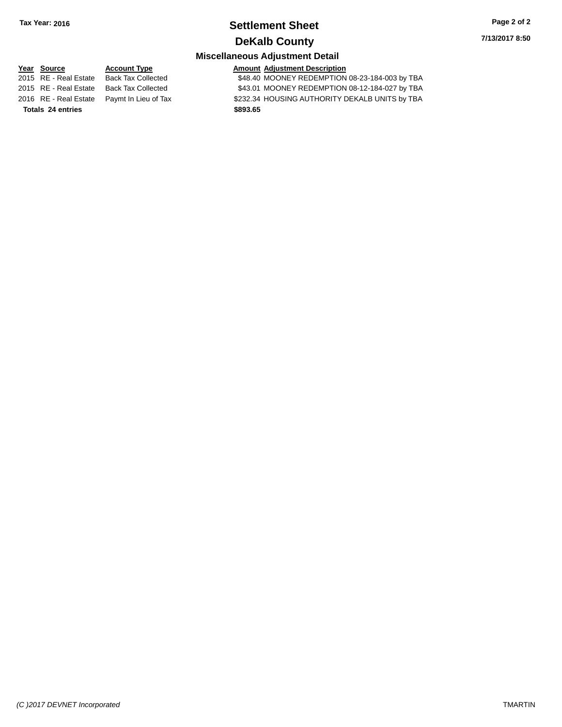**Tax Year: 2016**

# Settlement Sheet

## DeKalb County

7/13/2017 8:50

### Miscellaneous Adjustment Detail

| Year | Source | Account Type | Amount | Adjustment Description |
|---|---|---|---|---|
| 2015 | RE - Real Estate | Back Tax Collected | $48.40 | MOONEY REDEMPTION 08-23-184-003 by TBA |
| 2015 | RE - Real Estate | Back Tax Collected | $43.01 | MOONEY REDEMPTION 08-12-184-027 by TBA |
| 2016 | RE - Real Estate | Paymt In Lieu of Tax | $232.34 | HOUSING AUTHORITY DEKALB UNITS by TBA |
| **Totals** | **24 entries** | | **$893.65** | |

*(C )2017 DEVNET Incorporated* TMARTIN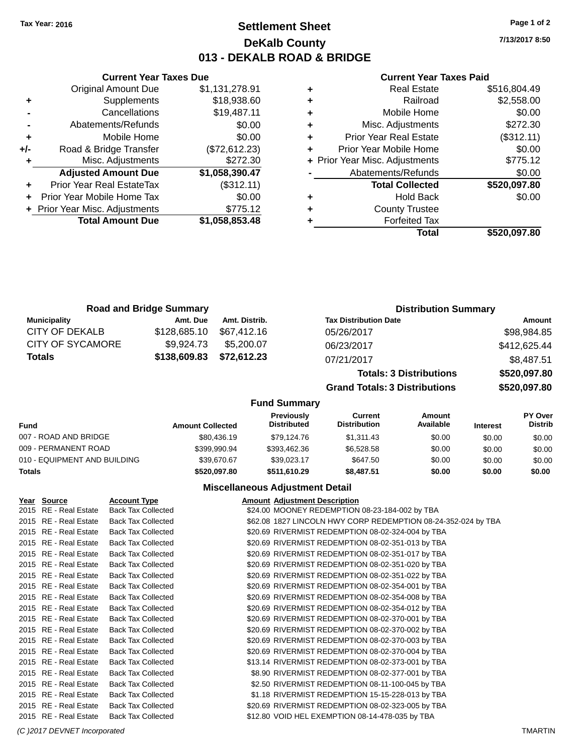Tax Year: 2016

# Settlement Sheet
## DeKalb County
## 013 - DEKALB ROAD & BRIDGE

7/13/2017 8:50

### Current Year Taxes Due

| | | |
|---|---|---|
| | Original Amount Due | $1,131,278.91 |
| + | Supplements | $18,938.60 |
| - | Cancellations | $19,487.11 |
| - | Abatements/Refunds | $0.00 |
| + | Mobile Home | $0.00 |
| +/- | Road & Bridge Transfer | ($72,612.23) |
| + | Misc. Adjustments | $272.30 |
| | **Adjusted Amount Due** | **$1,058,390.47** |
| + | Prior Year Real EstateTax | ($312.11) |
| + | Prior Year Mobile Home Tax | $0.00 |
| + | Prior Year Misc. Adjustments | $775.12 |
| | **Total Amount Due** | **$1,058,853.48** |

### Current Year Taxes Paid

| | | |
|---|---|---|
| + | Real Estate | $516,804.49 |
| + | Railroad | $2,558.00 |
| + | Mobile Home | $0.00 |
| + | Misc. Adjustments | $272.30 |
| + | Prior Year Real Estate | ($312.11) |
| + | Prior Year Mobile Home | $0.00 |
| + | Prior Year Misc. Adjustments | $775.12 |
| - | Abatements/Refunds | $0.00 |
| | **Total Collected** | **$520,097.80** |
| + | Hold Back | $0.00 |
| + | County Trustee | |
| + | Forfeited Tax | |
| | **Total** | **$520,097.80** |

### Road and Bridge Summary

| Municipality | Amt. Due | Amt. Distrib. |
|---|---|---|
| CITY OF DEKALB | $128,685.10 | $67,412.16 |
| CITY OF SYCAMORE | $9,924.73 | $5,200.07 |
| **Totals** | **$138,609.83** | **$72,612.23** |

### Distribution Summary

| Tax Distribution Date | Amount |
|---|---|
| 05/26/2017 | $98,984.85 |
| 06/23/2017 | $412,625.44 |
| 07/21/2017 | $8,487.51 |
| **Totals: 3 Distributions** | **$520,097.80** |
| **Grand Totals: 3 Distributions** | **$520,097.80** |

### Fund Summary

| Fund | Amount Collected | Previously Distributed | Current Distribution | Amount Available | Interest | PY Over Distrib |
|---|---|---|---|---|---|---|
| 007 - ROAD AND BRIDGE | $80,436.19 | $79,124.76 | $1,311.43 | $0.00 | $0.00 | $0.00 |
| 009 - PERMANENT ROAD | $399,990.94 | $393,462.36 | $6,528.58 | $0.00 | $0.00 | $0.00 |
| 010 - EQUIPMENT AND BUILDING | $39,670.67 | $39,023.17 | $647.50 | $0.00 | $0.00 | $0.00 |
| **Totals** | **$520,097.80** | **$511,610.29** | **$8,487.51** | **$0.00** | **$0.00** | **$0.00** |

### Miscellaneous Adjustment Detail

| Year | Source | Account Type | Amount | Adjustment Description |
|---|---|---|---|---|
| 2015 | RE - Real Estate | Back Tax Collected | $24.00 | MOONEY REDEMPTION 08-23-184-002 by TBA |
| 2015 | RE - Real Estate | Back Tax Collected | $62.08 | 1827 LINCOLN HWY CORP REDEMPTION 08-24-352-024 by TBA |
| 2015 | RE - Real Estate | Back Tax Collected | $20.69 | RIVERMIST REDEMPTION 08-02-324-004 by TBA |
| 2015 | RE - Real Estate | Back Tax Collected | $20.69 | RIVERMIST REDEMPTION 08-02-351-013 by TBA |
| 2015 | RE - Real Estate | Back Tax Collected | $20.69 | RIVERMIST REDEMPTION 08-02-351-017 by TBA |
| 2015 | RE - Real Estate | Back Tax Collected | $20.69 | RIVERMIST REDEMPTION 08-02-351-020 by TBA |
| 2015 | RE - Real Estate | Back Tax Collected | $20.69 | RIVERMIST REDEMPTION 08-02-351-022 by TBA |
| 2015 | RE - Real Estate | Back Tax Collected | $20.69 | RIVERMIST REDEMPTION 08-02-354-001 by TBA |
| 2015 | RE - Real Estate | Back Tax Collected | $20.69 | RIVERMIST REDEMPTION 08-02-354-008 by TBA |
| 2015 | RE - Real Estate | Back Tax Collected | $20.69 | RIVERMIST REDEMPTION 08-02-354-012 by TBA |
| 2015 | RE - Real Estate | Back Tax Collected | $20.69 | RIVERMIST REDEMPTION 08-02-370-001 by TBA |
| 2015 | RE - Real Estate | Back Tax Collected | $20.69 | RIVERMIST REDEMPTION 08-02-370-002 by TBA |
| 2015 | RE - Real Estate | Back Tax Collected | $20.69 | RIVERMIST REDEMPTION 08-02-370-003 by TBA |
| 2015 | RE - Real Estate | Back Tax Collected | $20.69 | RIVERMIST REDEMPTION 08-02-370-004 by TBA |
| 2015 | RE - Real Estate | Back Tax Collected | $13.14 | RIVERMIST REDEMPTION 08-02-373-001 by TBA |
| 2015 | RE - Real Estate | Back Tax Collected | $8.90 | RIVERMIST REDEMPTION 08-02-377-001 by TBA |
| 2015 | RE - Real Estate | Back Tax Collected | $2.50 | RIVERMIST REDEMPTION 08-11-100-045 by TBA |
| 2015 | RE - Real Estate | Back Tax Collected | $1.18 | RIVERMIST REDEMPTION 15-15-228-013 by TBA |
| 2015 | RE - Real Estate | Back Tax Collected | $20.69 | RIVERMIST REDEMPTION 08-02-323-005 by TBA |
| 2015 | RE - Real Estate | Back Tax Collected | $12.80 | VOID HEL EXEMPTION 08-14-478-035 by TBA |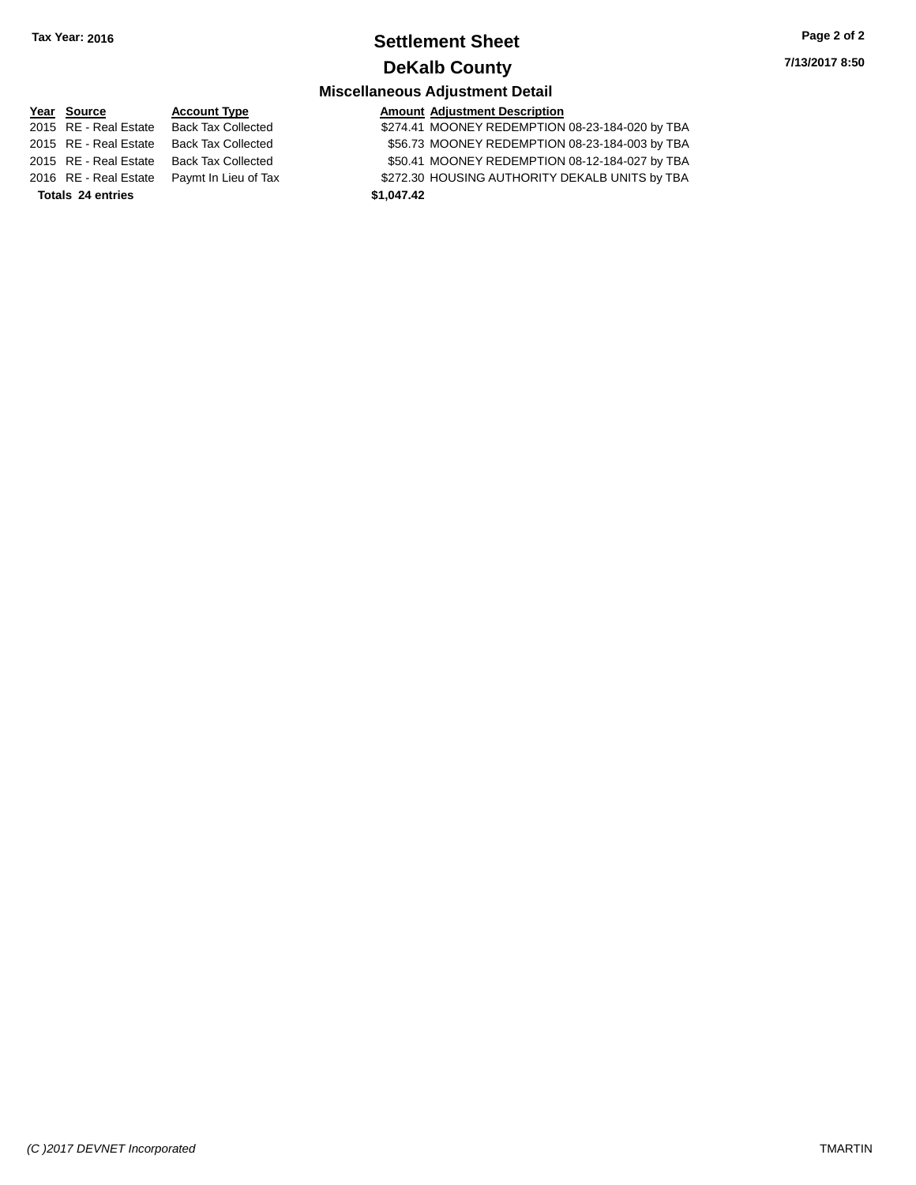**Tax Year: 2016**

# Settlement Sheet

## DeKalb County

**7/13/2017 8:50**

### Miscellaneous Adjustment Detail

| Year | Source | Account Type | Amount | Adjustment Description |
|---|---|---|---|---|
| 2015 | RE - Real Estate | Back Tax Collected | $274.41 | MOONEY REDEMPTION 08-23-184-020 by TBA |
| 2015 | RE - Real Estate | Back Tax Collected | $56.73 | MOONEY REDEMPTION 08-23-184-003 by TBA |
| 2015 | RE - Real Estate | Back Tax Collected | $50.41 | MOONEY REDEMPTION 08-12-184-027 by TBA |
| 2016 | RE - Real Estate | Paymt In Lieu of Tax | $272.30 | HOUSING AUTHORITY DEKALB UNITS by TBA |
| **Totals** | **24 entries** | | **$1,047.42** | |

*(C )2017 DEVNET Incorporated* TMARTIN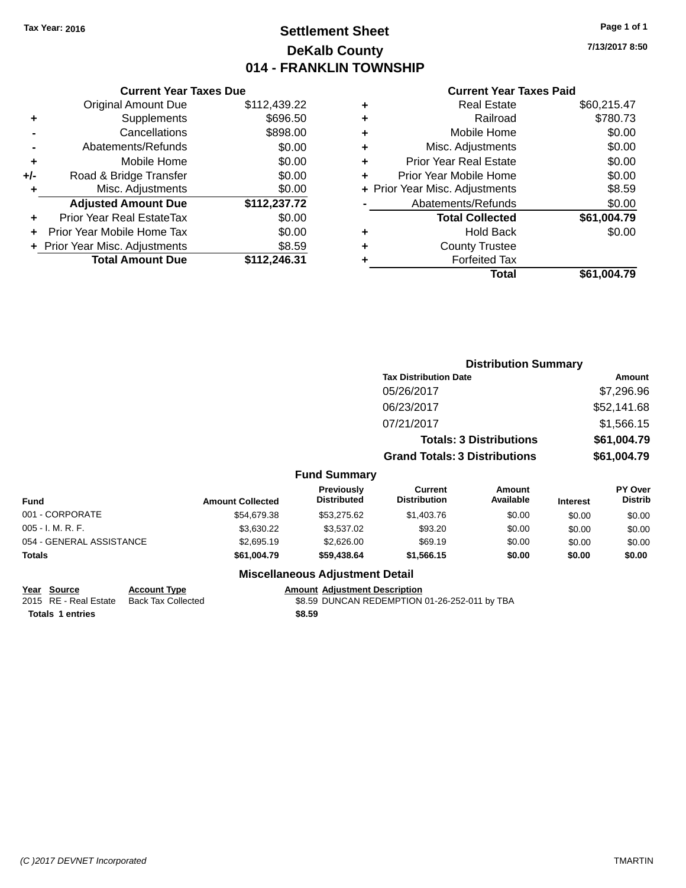Tax Year: 2016

# Settlement Sheet
## DeKalb County
## 014 - FRANKLIN TOWNSHIP

7/13/2017 8:50

### Current Year Taxes Due

| | | |
|---|---|---|
| | Original Amount Due | $112,439.22 |
| + | Supplements | $696.50 |
| - | Cancellations | $898.00 |
| - | Abatements/Refunds | $0.00 |
| + | Mobile Home | $0.00 |
| +/- | Road & Bridge Transfer | $0.00 |
| + | Misc. Adjustments | $0.00 |
| | **Adjusted Amount Due** | **$112,237.72** |
| + | Prior Year Real EstateTax | $0.00 |
| + | Prior Year Mobile Home Tax | $0.00 |
| + | Prior Year Misc. Adjustments | $8.59 |
| | **Total Amount Due** | **$112,246.31** |

### Current Year Taxes Paid

| | | |
|---|---|---|
| + | Real Estate | $60,215.47 |
| + | Railroad | $780.73 |
| + | Mobile Home | $0.00 |
| + | Misc. Adjustments | $0.00 |
| + | Prior Year Real Estate | $0.00 |
| + | Prior Year Mobile Home | $0.00 |
| + | Prior Year Misc. Adjustments | $8.59 |
| - | Abatements/Refunds | $0.00 |
| | **Total Collected** | **$61,004.79** |
| + | Hold Back | $0.00 |
| + | County Trustee | |
| + | Forfeited Tax | |
| | **Total** | **$61,004.79** |

### Distribution Summary

| Tax Distribution Date | Amount |
|---|---|
| 05/26/2017 | $7,296.96 |
| 06/23/2017 | $52,141.68 |
| 07/21/2017 | $1,566.15 |
| **Totals: 3 Distributions** | **$61,004.79** |
| **Grand Totals: 3 Distributions** | **$61,004.79** |

### Fund Summary

| Fund | Amount Collected | Previously Distributed | Current Distribution | Amount Available | Interest | PY Over Distrib |
|---|---|---|---|---|---|---|
| 001 - CORPORATE | $54,679.38 | $53,275.62 | $1,403.76 | $0.00 | $0.00 | $0.00 |
| 005 - I. M. R. F. | $3,630.22 | $3,537.02 | $93.20 | $0.00 | $0.00 | $0.00 |
| 054 - GENERAL ASSISTANCE | $2,695.19 | $2,626.00 | $69.19 | $0.00 | $0.00 | $0.00 |
| **Totals** | **$61,004.79** | **$59,438.64** | **$1,566.15** | **$0.00** | **$0.00** | **$0.00** |

### Miscellaneous Adjustment Detail

| Year | Source | Account Type | Amount | Adjustment Description |
|---|---|---|---|---|
| 2015 | RE - Real Estate | Back Tax Collected | $8.59 | DUNCAN REDEMPTION 01-26-252-011 by TBA |
| **Totals** | **1 entries** | | **$8.59** | |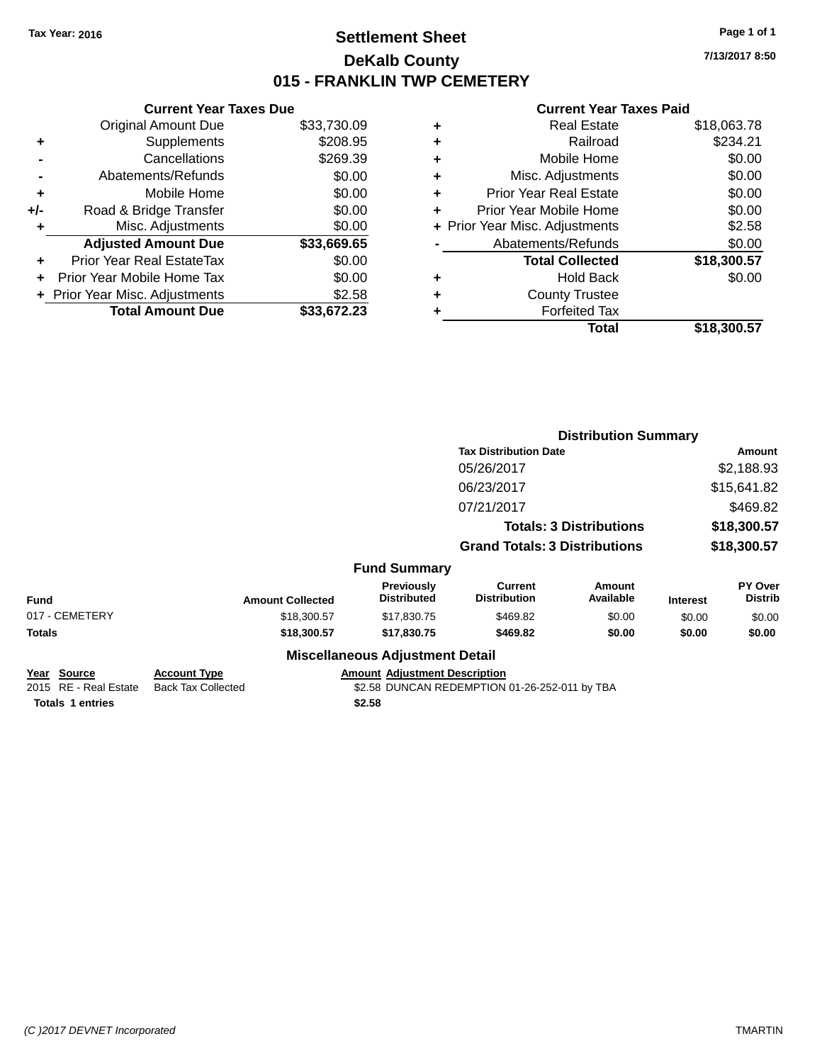**Tax Year: 2016**

# Settlement Sheet

## DeKalb County

## 015 - FRANKLIN TWP CEMETERY

**7/13/2017 8:50**

### Current Year Taxes Due

| | | |
|---|---|---|
| | Original Amount Due | $33,730.09 |
| + | Supplements | $208.95 |
| - | Cancellations | $269.39 |
| - | Abatements/Refunds | $0.00 |
| + | Mobile Home | $0.00 |
| +/- | Road & Bridge Transfer | $0.00 |
| + | Misc. Adjustments | $0.00 |
| | **Adjusted Amount Due** | **$33,669.65** |
| + | Prior Year Real EstateTax | $0.00 |
| + | Prior Year Mobile Home Tax | $0.00 |
| + | Prior Year Misc. Adjustments | $2.58 |
| | **Total Amount Due** | **$33,672.23** |

### Current Year Taxes Paid

| | | |
|---|---|---|
| + | Real Estate | $18,063.78 |
| + | Railroad | $234.21 |
| + | Mobile Home | $0.00 |
| + | Misc. Adjustments | $0.00 |
| + | Prior Year Real Estate | $0.00 |
| + | Prior Year Mobile Home | $0.00 |
| + | Prior Year Misc. Adjustments | $2.58 |
| - | Abatements/Refunds | $0.00 |
| | **Total Collected** | **$18,300.57** |
| + | Hold Back | $0.00 |
| + | County Trustee | |
| + | Forfeited Tax | |
| | **Total** | **$18,300.57** |

### Distribution Summary

| Tax Distribution Date | Amount |
|---|---|
| 05/26/2017 | $2,188.93 |
| 06/23/2017 | $15,641.82 |
| 07/21/2017 | $469.82 |
| **Totals: 3 Distributions** | **$18,300.57** |
| **Grand Totals: 3 Distributions** | **$18,300.57** |

### Fund Summary

| Fund | Amount Collected | Previously Distributed | Current Distribution | Amount Available | Interest | PY Over Distrib |
|---|---|---|---|---|---|---|
| 017 - CEMETERY | $18,300.57 | $17,830.75 | $469.82 | $0.00 | $0.00 | $0.00 |
| **Totals** | **$18,300.57** | **$17,830.75** | **$469.82** | **$0.00** | **$0.00** | **$0.00** |

### Miscellaneous Adjustment Detail

| Year | Source | Account Type | Amount | Adjustment Description |
|---|---|---|---|---|
| 2015 | RE - Real Estate | Back Tax Collected | $2.58 | DUNCAN REDEMPTION 01-26-252-011 by TBA |
| **Totals** | **1 entries** | | **$2.58** | |

(C )2017 DEVNET Incorporated TMARTIN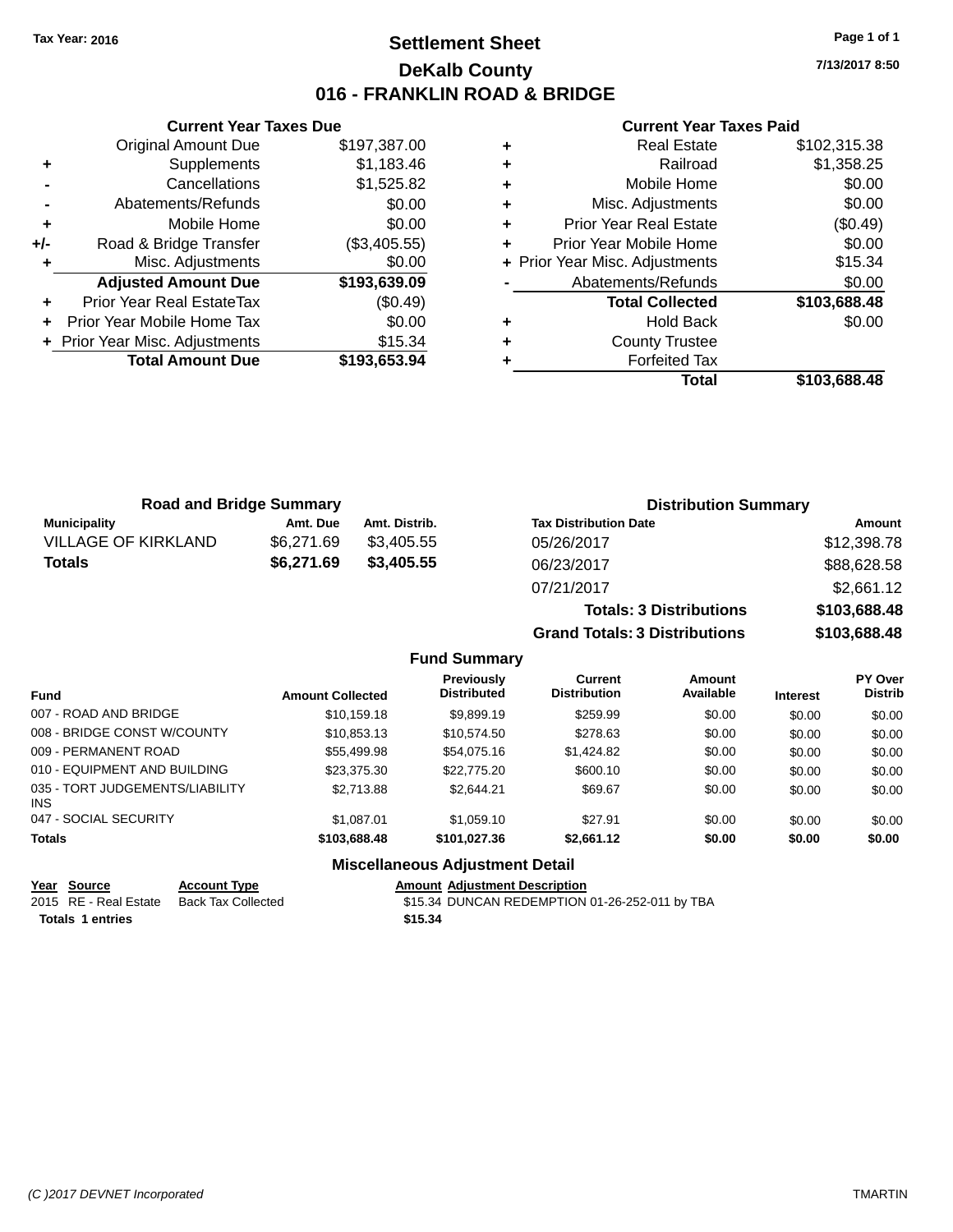Tax Year: 2016

# Settlement Sheet

## DeKalb County

## 016 - FRANKLIN ROAD & BRIDGE

7/13/2017 8:50

### Current Year Taxes Due

| | | |
|---|---|---|
| | Original Amount Due | $197,387.00 |
| + | Supplements | $1,183.46 |
| - | Cancellations | $1,525.82 |
| - | Abatements/Refunds | $0.00 |
| + | Mobile Home | $0.00 |
| +/- | Road & Bridge Transfer | ($3,405.55) |
| + | Misc. Adjustments | $0.00 |
| | **Adjusted Amount Due** | **$193,639.09** |
| + | Prior Year Real EstateTax | ($0.49) |
| + | Prior Year Mobile Home Tax | $0.00 |
| + | Prior Year Misc. Adjustments | $15.34 |
| | **Total Amount Due** | **$193,653.94** |

### Current Year Taxes Paid

| | | |
|---|---|---|
| + | Real Estate | $102,315.38 |
| + | Railroad | $1,358.25 |
| + | Mobile Home | $0.00 |
| + | Misc. Adjustments | $0.00 |
| + | Prior Year Real Estate | ($0.49) |
| + | Prior Year Mobile Home | $0.00 |
| + | Prior Year Misc. Adjustments | $15.34 |
| - | Abatements/Refunds | $0.00 |
| | **Total Collected** | **$103,688.48** |
| + | Hold Back | $0.00 |
| + | County Trustee | |
| + | Forfeited Tax | |
| | **Total** | **$103,688.48** |

### Road and Bridge Summary

| Municipality | Amt. Due | Amt. Distrib. |
|---|---|---|
| VILLAGE OF KIRKLAND | $6,271.69 | $3,405.55 |
| **Totals** | **$6,271.69** | **$3,405.55** |

### Distribution Summary

| Tax Distribution Date | Amount |
|---|---|
| 05/26/2017 | $12,398.78 |
| 06/23/2017 | $88,628.58 |
| 07/21/2017 | $2,661.12 |
| **Totals: 3 Distributions** | **$103,688.48** |
| **Grand Totals: 3 Distributions** | **$103,688.48** |

### Fund Summary

| Fund | Amount Collected | Previously Distributed | Current Distribution | Amount Available | Interest | PY Over Distrib |
|---|---|---|---|---|---|---|
| 007 - ROAD AND BRIDGE | $10,159.18 | $9,899.19 | $259.99 | $0.00 | $0.00 | $0.00 |
| 008 - BRIDGE CONST W/COUNTY | $10,853.13 | $10,574.50 | $278.63 | $0.00 | $0.00 | $0.00 |
| 009 - PERMANENT ROAD | $55,499.98 | $54,075.16 | $1,424.82 | $0.00 | $0.00 | $0.00 |
| 010 - EQUIPMENT AND BUILDING | $23,375.30 | $22,775.20 | $600.10 | $0.00 | $0.00 | $0.00 |
| 035 - TORT JUDGEMENTS/LIABILITY INS | $2,713.88 | $2,644.21 | $69.67 | $0.00 | $0.00 | $0.00 |
| 047 - SOCIAL SECURITY | $1,087.01 | $1,059.10 | $27.91 | $0.00 | $0.00 | $0.00 |
| **Totals** | **$103,688.48** | **$101,027.36** | **$2,661.12** | **$0.00** | **$0.00** | **$0.00** |

### Miscellaneous Adjustment Detail

| Year | Source | Account Type | Amount | Adjustment Description |
|---|---|---|---|---|
| 2015 | RE - Real Estate | Back Tax Collected | $15.34 | DUNCAN REDEMPTION 01-26-252-011 by TBA |
| **Totals** | **1 entries** | | **$15.34** | |

(C )2017 DEVNET Incorporated TMARTIN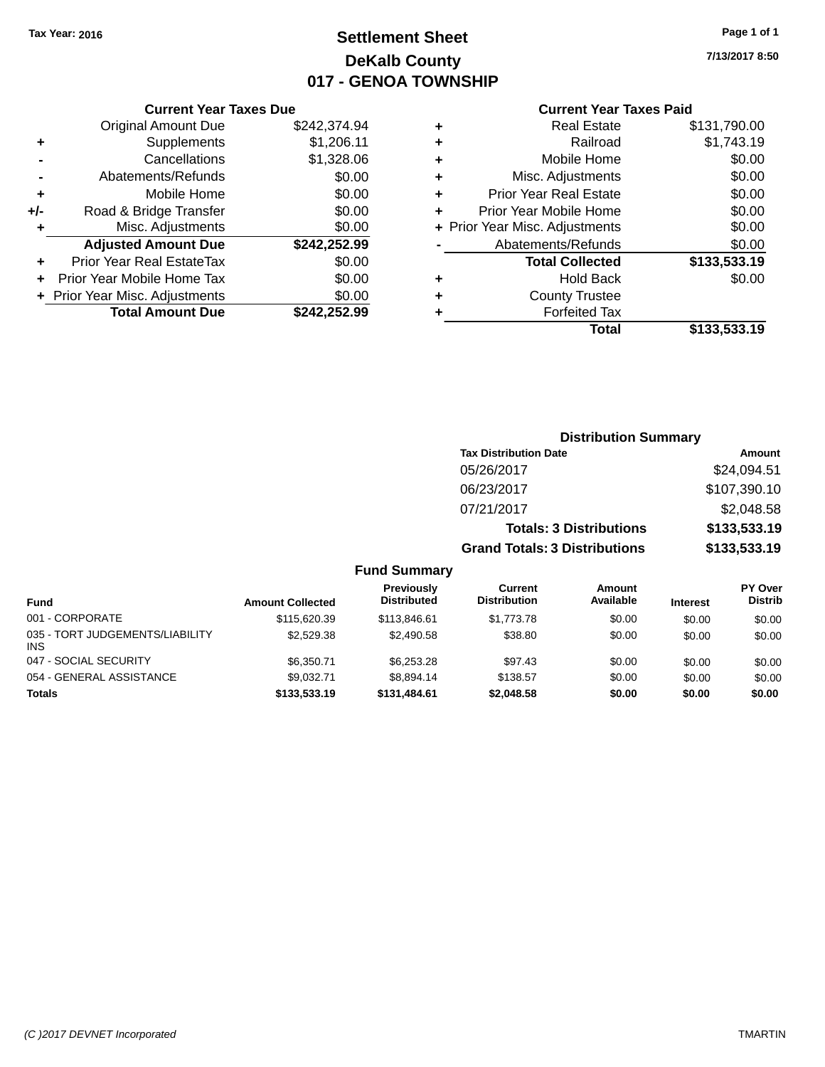Tax Year: 2016

# Settlement Sheet
## DeKalb County
## 017 - GENOA TOWNSHIP

7/13/2017 8:50

### Current Year Taxes Due

| | | |
|---|---|---|
| | Original Amount Due | $242,374.94 |
| + | Supplements | $1,206.11 |
| - | Cancellations | $1,328.06 |
| - | Abatements/Refunds | $0.00 |
| + | Mobile Home | $0.00 |
| +/- | Road & Bridge Transfer | $0.00 |
| + | Misc. Adjustments | $0.00 |
| | **Adjusted Amount Due** | **$242,252.99** |
| + | Prior Year Real EstateTax | $0.00 |
| + | Prior Year Mobile Home Tax | $0.00 |
| + | Prior Year Misc. Adjustments | $0.00 |
| | **Total Amount Due** | **$242,252.99** |

### Current Year Taxes Paid

| | | |
|---|---|---|
| + | Real Estate | $131,790.00 |
| + | Railroad | $1,743.19 |
| + | Mobile Home | $0.00 |
| + | Misc. Adjustments | $0.00 |
| + | Prior Year Real Estate | $0.00 |
| + | Prior Year Mobile Home | $0.00 |
| + | Prior Year Misc. Adjustments | $0.00 |
| - | Abatements/Refunds | $0.00 |
| | **Total Collected** | **$133,533.19** |
| + | Hold Back | $0.00 |
| + | County Trustee | |
| + | Forfeited Tax | |
| | **Total** | **$133,533.19** |

### Distribution Summary

| Tax Distribution Date | Amount |
|---|---|
| 05/26/2017 | $24,094.51 |
| 06/23/2017 | $107,390.10 |
| 07/21/2017 | $2,048.58 |
| **Totals: 3 Distributions** | **$133,533.19** |
| **Grand Totals: 3 Distributions** | **$133,533.19** |

### Fund Summary

| Fund | Amount Collected | Previously Distributed | Current Distribution | Amount Available | Interest | PY Over Distrib |
|---|---|---|---|---|---|---|
| 001 - CORPORATE | $115,620.39 | $113,846.61 | $1,773.78 | $0.00 | $0.00 | $0.00 |
| 035 - TORT JUDGEMENTS/LIABILITY INS | $2,529.38 | $2,490.58 | $38.80 | $0.00 | $0.00 | $0.00 |
| 047 - SOCIAL SECURITY | $6,350.71 | $6,253.28 | $97.43 | $0.00 | $0.00 | $0.00 |
| 054 - GENERAL ASSISTANCE | $9,032.71 | $8,894.14 | $138.57 | $0.00 | $0.00 | $0.00 |
| **Totals** | **$133,533.19** | **$131,484.61** | **$2,048.58** | **$0.00** | **$0.00** | **$0.00** |

(C )2017 DEVNET Incorporated — TMARTIN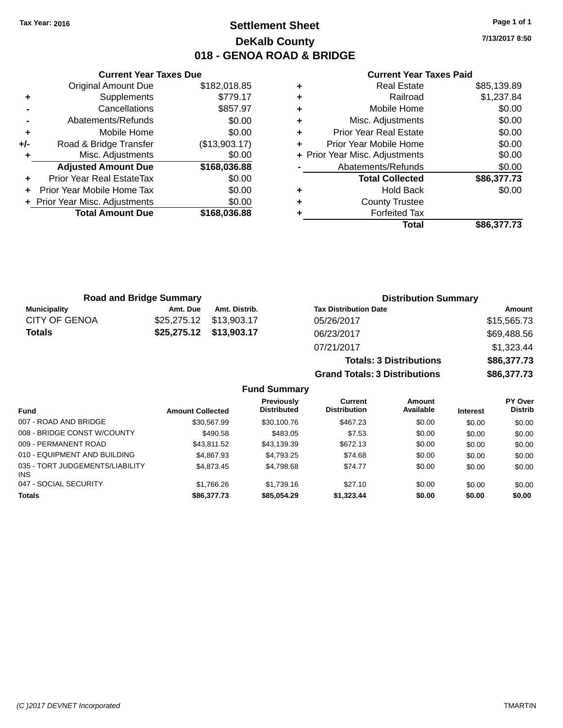Tax Year: 2016

# Settlement Sheet
## DeKalb County
## 018 - GENOA ROAD & BRIDGE

7/13/2017 8:50

### Current Year Taxes Due

| | | |
|---|---|---|
| | Original Amount Due | $182,018.85 |
| + | Supplements | $779.17 |
| - | Cancellations | $857.97 |
| - | Abatements/Refunds | $0.00 |
| + | Mobile Home | $0.00 |
| +/- | Road & Bridge Transfer | ($13,903.17) |
| + | Misc. Adjustments | $0.00 |
| | **Adjusted Amount Due** | **$168,036.88** |
| + | Prior Year Real EstateTax | $0.00 |
| + | Prior Year Mobile Home Tax | $0.00 |
| + | Prior Year Misc. Adjustments | $0.00 |
| | **Total Amount Due** | **$168,036.88** |

### Current Year Taxes Paid

| | | |
|---|---|---|
| + | Real Estate | $85,139.89 |
| + | Railroad | $1,237.84 |
| + | Mobile Home | $0.00 |
| + | Misc. Adjustments | $0.00 |
| + | Prior Year Real Estate | $0.00 |
| + | Prior Year Mobile Home | $0.00 |
| + | Prior Year Misc. Adjustments | $0.00 |
| - | Abatements/Refunds | $0.00 |
| | **Total Collected** | **$86,377.73** |
| + | Hold Back | $0.00 |
| + | County Trustee | |
| + | Forfeited Tax | |
| | **Total** | **$86,377.73** |

### Road and Bridge Summary

| Municipality | Amt. Due | Amt. Distrib. |
|---|---|---|
| CITY OF GENOA | $25,275.12 | $13,903.17 |
| **Totals** | **$25,275.12** | **$13,903.17** |

### Distribution Summary

| Tax Distribution Date | Amount |
|---|---|
| 05/26/2017 | $15,565.73 |
| 06/23/2017 | $69,488.56 |
| 07/21/2017 | $1,323.44 |
| **Totals: 3 Distributions** | **$86,377.73** |
| **Grand Totals: 3 Distributions** | **$86,377.73** |

### Fund Summary

| Fund | Amount Collected | Previously Distributed | Current Distribution | Amount Available | Interest | PY Over Distrib |
|---|---|---|---|---|---|---|
| 007 - ROAD AND BRIDGE | $30,567.99 | $30,100.76 | $467.23 | $0.00 | $0.00 | $0.00 |
| 008 - BRIDGE CONST W/COUNTY | $490.58 | $483.05 | $7.53 | $0.00 | $0.00 | $0.00 |
| 009 - PERMANENT ROAD | $43,811.52 | $43,139.39 | $672.13 | $0.00 | $0.00 | $0.00 |
| 010 - EQUIPMENT AND BUILDING | $4,867.93 | $4,793.25 | $74.68 | $0.00 | $0.00 | $0.00 |
| 035 - TORT JUDGEMENTS/LIABILITY INS | $4,873.45 | $4,798.68 | $74.77 | $0.00 | $0.00 | $0.00 |
| 047 - SOCIAL SECURITY | $1,766.26 | $1,739.16 | $27.10 | $0.00 | $0.00 | $0.00 |
| **Totals** | **$86,377.73** | **$85,054.29** | **$1,323.44** | **$0.00** | **$0.00** | **$0.00** |

(C )2017 DEVNET Incorporated TMARTIN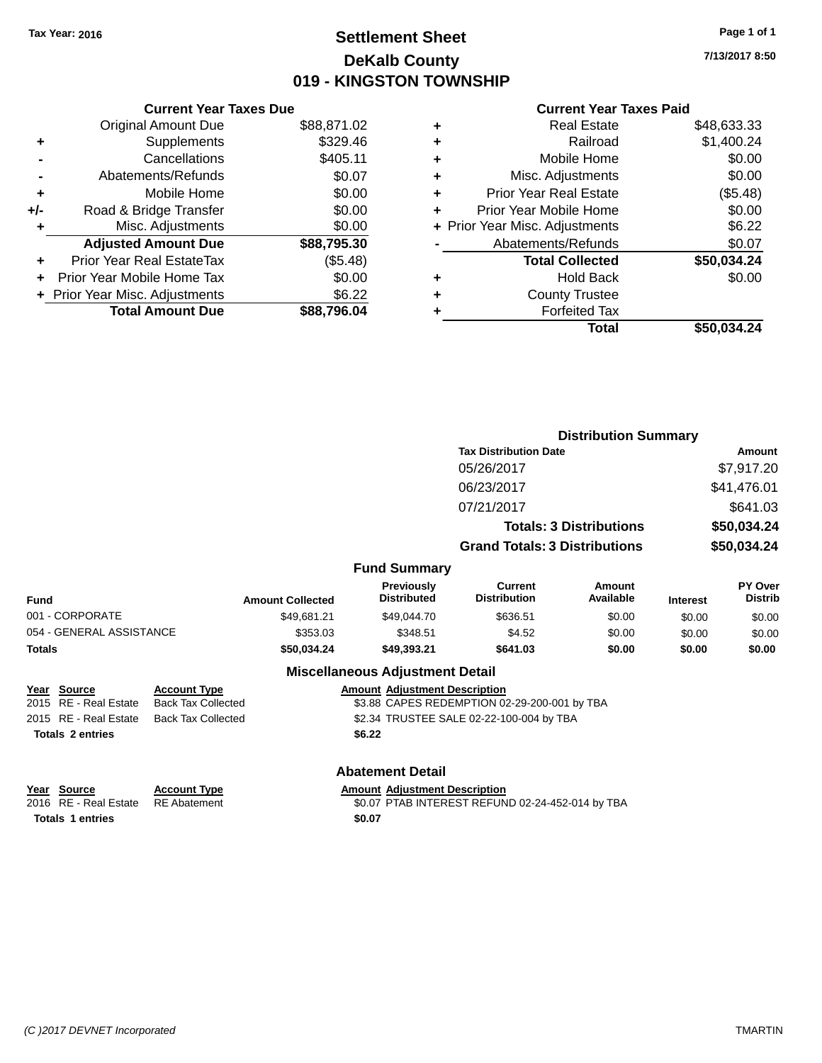Tax Year: 2016

# Settlement Sheet

## DeKalb County

## 019 - KINGSTON TOWNSHIP

7/13/2017 8:50

### Current Year Taxes Due

| | | |
|---|---|---|
| | Original Amount Due | $88,871.02 |
| + | Supplements | $329.46 |
| - | Cancellations | $405.11 |
| - | Abatements/Refunds | $0.07 |
| + | Mobile Home | $0.00 |
| +/- | Road & Bridge Transfer | $0.00 |
| + | Misc. Adjustments | $0.00 |
| | **Adjusted Amount Due** | **$88,795.30** |
| + | Prior Year Real EstateTax | ($5.48) |
| + | Prior Year Mobile Home Tax | $0.00 |
| + | Prior Year Misc. Adjustments | $6.22 |
| | **Total Amount Due** | **$88,796.04** |

### Current Year Taxes Paid

| | | |
|---|---|---|
| + | Real Estate | $48,633.33 |
| + | Railroad | $1,400.24 |
| + | Mobile Home | $0.00 |
| + | Misc. Adjustments | $0.00 |
| + | Prior Year Real Estate | ($5.48) |
| + | Prior Year Mobile Home | $0.00 |
| + | Prior Year Misc. Adjustments | $6.22 |
| - | Abatements/Refunds | $0.07 |
| | **Total Collected** | **$50,034.24** |
| + | Hold Back | $0.00 |
| + | County Trustee | |
| + | Forfeited Tax | |
| | **Total** | **$50,034.24** |

### Distribution Summary

| Tax Distribution Date | Amount |
|---|---|
| 05/26/2017 | $7,917.20 |
| 06/23/2017 | $41,476.01 |
| 07/21/2017 | $641.03 |
| **Totals: 3 Distributions** | **$50,034.24** |
| **Grand Totals: 3 Distributions** | **$50,034.24** |

### Fund Summary

| Fund | Amount Collected | Previously Distributed | Current Distribution | Amount Available | Interest | PY Over Distrib |
|---|---|---|---|---|---|---|
| 001 - CORPORATE | $49,681.21 | $49,044.70 | $636.51 | $0.00 | $0.00 | $0.00 |
| 054 - GENERAL ASSISTANCE | $353.03 | $348.51 | $4.52 | $0.00 | $0.00 | $0.00 |
| **Totals** | **$50,034.24** | **$49,393.21** | **$641.03** | **$0.00** | **$0.00** | **$0.00** |

### Miscellaneous Adjustment Detail

| Year | Source | Account Type | Amount | Adjustment Description |
|---|---|---|---|---|
| 2015 | RE - Real Estate | Back Tax Collected | $3.88 | CAPES REDEMPTION 02-29-200-001 by TBA |
| 2015 | RE - Real Estate | Back Tax Collected | $2.34 | TRUSTEE SALE 02-22-100-004 by TBA |
| **Totals 2 entries** | | | **$6.22** | |

### Abatement Detail

| Year | Source | Account Type | Amount | Adjustment Description |
|---|---|---|---|---|
| 2016 | RE - Real Estate | RE Abatement | $0.07 | PTAB INTEREST REFUND 02-24-452-014 by TBA |
| **Totals 1 entries** | | | **$0.07** | |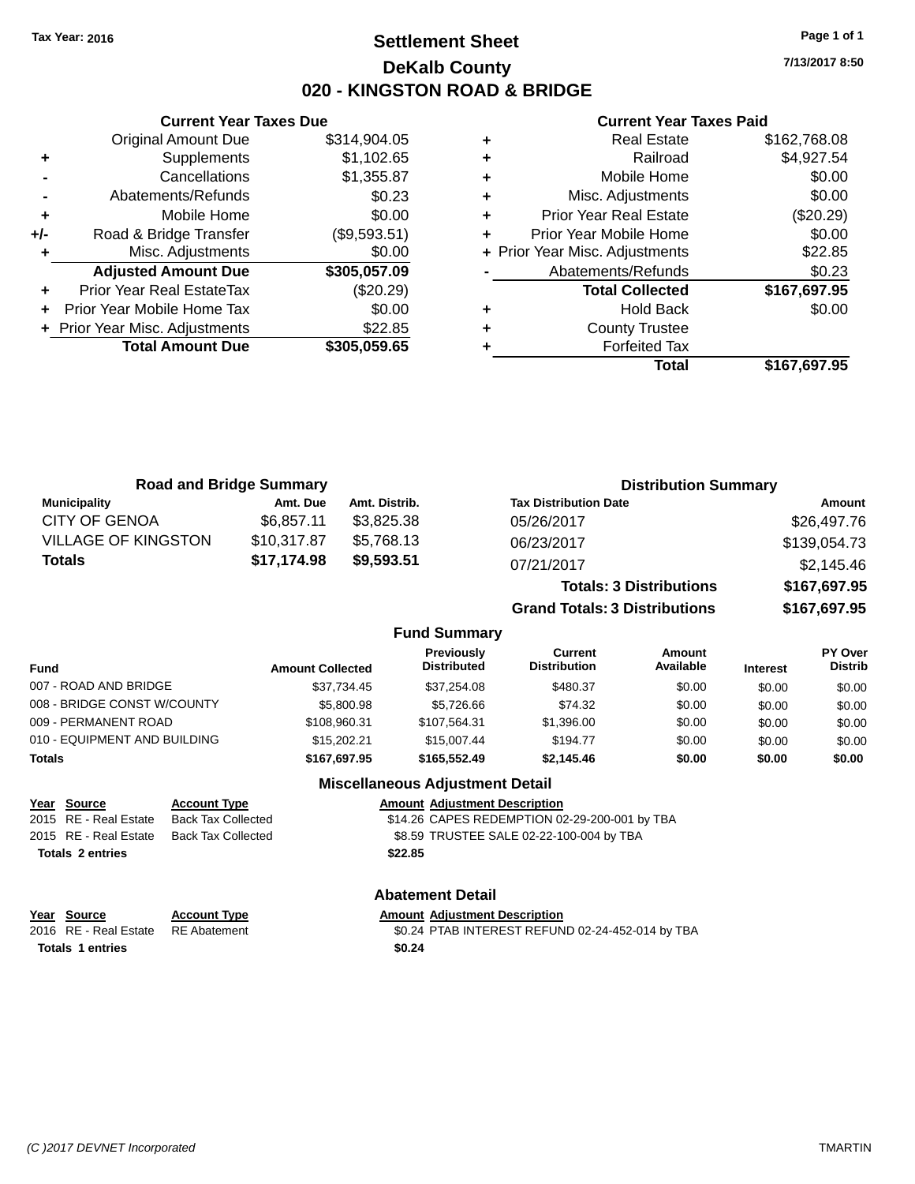Tax Year: 2016

# Settlement Sheet
## DeKalb County
## 020 - KINGSTON ROAD & BRIDGE

7/13/2017 8:50

### Current Year Taxes Due

| | | |
|---|---|---|
| | Original Amount Due | $314,904.05 |
| + | Supplements | $1,102.65 |
| - | Cancellations | $1,355.87 |
| - | Abatements/Refunds | $0.23 |
| + | Mobile Home | $0.00 |
| +/- | Road & Bridge Transfer | ($9,593.51) |
| + | Misc. Adjustments | $0.00 |
| | **Adjusted Amount Due** | **$305,057.09** |
| + | Prior Year Real EstateTax | ($20.29) |
| + | Prior Year Mobile Home Tax | $0.00 |
| + | Prior Year Misc. Adjustments | $22.85 |
| | **Total Amount Due** | **$305,059.65** |

### Current Year Taxes Paid

| | | |
|---|---|---|
| + | Real Estate | $162,768.08 |
| + | Railroad | $4,927.54 |
| + | Mobile Home | $0.00 |
| + | Misc. Adjustments | $0.00 |
| + | Prior Year Real Estate | ($20.29) |
| + | Prior Year Mobile Home | $0.00 |
| + | Prior Year Misc. Adjustments | $22.85 |
| - | Abatements/Refunds | $0.23 |
| | **Total Collected** | **$167,697.95** |
| + | Hold Back | $0.00 |
| + | County Trustee | |
| + | Forfeited Tax | |
| | **Total** | **$167,697.95** |

### Road and Bridge Summary

| Municipality | Amt. Due | Amt. Distrib. |
|---|---|---|
| CITY OF GENOA | $6,857.11 | $3,825.38 |
| VILLAGE OF KINGSTON | $10,317.87 | $5,768.13 |
| **Totals** | **$17,174.98** | **$9,593.51** |

### Distribution Summary

| Tax Distribution Date | Amount |
|---|---|
| 05/26/2017 | $26,497.76 |
| 06/23/2017 | $139,054.73 |
| 07/21/2017 | $2,145.46 |
| **Totals: 3 Distributions** | **$167,697.95** |
| **Grand Totals: 3 Distributions** | **$167,697.95** |

### Fund Summary

| Fund | Amount Collected | Previously Distributed | Current Distribution | Amount Available | Interest | PY Over Distrib |
|---|---|---|---|---|---|---|
| 007 - ROAD AND BRIDGE | $37,734.45 | $37,254.08 | $480.37 | $0.00 | $0.00 | $0.00 |
| 008 - BRIDGE CONST W/COUNTY | $5,800.98 | $5,726.66 | $74.32 | $0.00 | $0.00 | $0.00 |
| 009 - PERMANENT ROAD | $108,960.31 | $107,564.31 | $1,396.00 | $0.00 | $0.00 | $0.00 |
| 010 - EQUIPMENT AND BUILDING | $15,202.21 | $15,007.44 | $194.77 | $0.00 | $0.00 | $0.00 |
| **Totals** | **$167,697.95** | **$165,552.49** | **$2,145.46** | **$0.00** | **$0.00** | **$0.00** |

### Miscellaneous Adjustment Detail

| Year | Source | Account Type | Amount | Adjustment Description |
|---|---|---|---|---|
| 2015 | RE - Real Estate | Back Tax Collected | $14.26 | CAPES REDEMPTION 02-29-200-001 by TBA |
| 2015 | RE - Real Estate | Back Tax Collected | $8.59 | TRUSTEE SALE 02-22-100-004 by TBA |
| **Totals 2 entries** | | | **$22.85** | |

### Abatement Detail

| Year | Source | Account Type | Amount | Adjustment Description |
|---|---|---|---|---|
| 2016 | RE - Real Estate | RE Abatement | $0.24 | PTAB INTEREST REFUND 02-24-452-014 by TBA |
| **Totals 1 entries** | | | **$0.24** | |

(C )2017 DEVNET Incorporated TMARTIN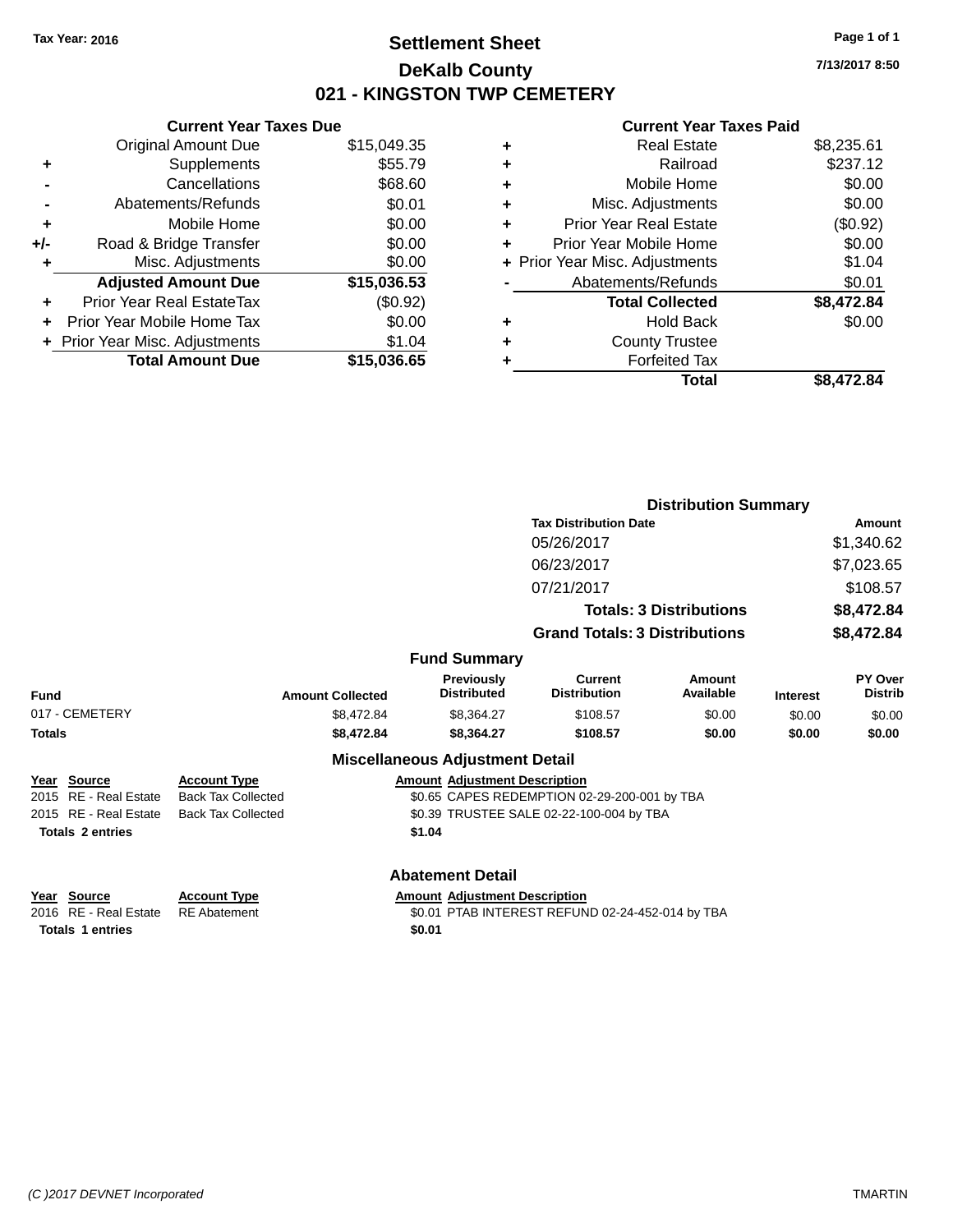**Tax Year: 2016**

# Settlement Sheet
## DeKalb County
## 021 - KINGSTON TWP CEMETERY

7/13/2017 8:50

### Current Year Taxes Due

| | | |
|---|---|---|
| | Original Amount Due | $15,049.35 |
| + | Supplements | $55.79 |
| - | Cancellations | $68.60 |
| - | Abatements/Refunds | $0.01 |
| + | Mobile Home | $0.00 |
| +/- | Road & Bridge Transfer | $0.00 |
| + | Misc. Adjustments | $0.00 |
| | **Adjusted Amount Due** | **$15,036.53** |
| + | Prior Year Real EstateTax | ($0.92) |
| + | Prior Year Mobile Home Tax | $0.00 |
| + | Prior Year Misc. Adjustments | $1.04 |
| | **Total Amount Due** | **$15,036.65** |

### Current Year Taxes Paid

| | | |
|---|---|---|
| + | Real Estate | $8,235.61 |
| + | Railroad | $237.12 |
| + | Mobile Home | $0.00 |
| + | Misc. Adjustments | $0.00 |
| + | Prior Year Real Estate | ($0.92) |
| + | Prior Year Mobile Home | $0.00 |
| + | Prior Year Misc. Adjustments | $1.04 |
| - | Abatements/Refunds | $0.01 |
| | **Total Collected** | **$8,472.84** |
| + | Hold Back | $0.00 |
| + | County Trustee | |
| + | Forfeited Tax | |
| | **Total** | **$8,472.84** |

### Distribution Summary

| Tax Distribution Date | Amount |
|---|---|
| 05/26/2017 | $1,340.62 |
| 06/23/2017 | $7,023.65 |
| 07/21/2017 | $108.57 |
| **Totals: 3 Distributions** | **$8,472.84** |
| **Grand Totals: 3 Distributions** | **$8,472.84** |

### Fund Summary

| Fund | Amount Collected | Previously Distributed | Current Distribution | Amount Available | Interest | PY Over Distrib |
|---|---|---|---|---|---|---|
| 017 - CEMETERY | $8,472.84 | $8,364.27 | $108.57 | $0.00 | $0.00 | $0.00 |
| **Totals** | **$8,472.84** | **$8,364.27** | **$108.57** | **$0.00** | **$0.00** | **$0.00** |

### Miscellaneous Adjustment Detail

| Year | Source | Account Type | Amount | Adjustment Description |
|---|---|---|---|---|
| 2015 | RE - Real Estate | Back Tax Collected | $0.65 | CAPES REDEMPTION 02-29-200-001 by TBA |
| 2015 | RE - Real Estate | Back Tax Collected | $0.39 | TRUSTEE SALE 02-22-100-004 by TBA |
| **Totals 2 entries** | | | **$1.04** | |

### Abatement Detail

| Year | Source | Account Type | Amount | Adjustment Description |
|---|---|---|---|---|
| 2016 | RE - Real Estate | RE Abatement | $0.01 | PTAB INTEREST REFUND 02-24-452-014 by TBA |
| **Totals 1 entries** | | | **$0.01** | |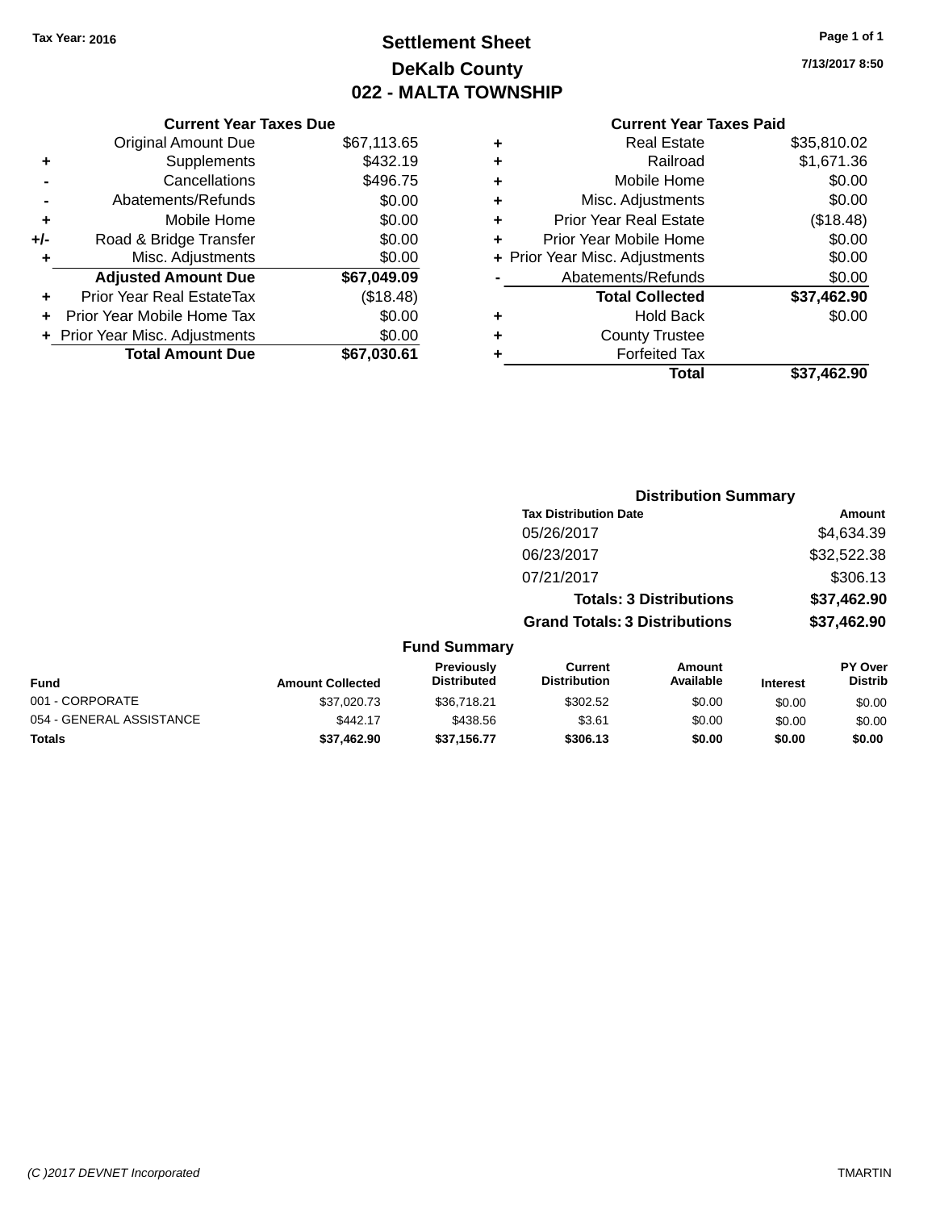Tax Year: 2016

# Settlement Sheet
## DeKalb County
## 022 - MALTA TOWNSHIP

7/13/2017 8:50

| | Current Year Taxes Due | |
|---|---|---|
| | Original Amount Due | $67,113.65 |
| + | Supplements | $432.19 |
| - | Cancellations | $496.75 |
| - | Abatements/Refunds | $0.00 |
| + | Mobile Home | $0.00 |
| +/- | Road & Bridge Transfer | $0.00 |
| + | Misc. Adjustments | $0.00 |
| | **Adjusted Amount Due** | **$67,049.09** |
| + | Prior Year Real EstateTax | ($18.48) |
| + | Prior Year Mobile Home Tax | $0.00 |
| + | Prior Year Misc. Adjustments | $0.00 |
| | **Total Amount Due** | **$67,030.61** |

| | Current Year Taxes Paid | |
|---|---|---|
| + | Real Estate | $35,810.02 |
| + | Railroad | $1,671.36 |
| + | Mobile Home | $0.00 |
| + | Misc. Adjustments | $0.00 |
| + | Prior Year Real Estate | ($18.48) |
| + | Prior Year Mobile Home | $0.00 |
| + | Prior Year Misc. Adjustments | $0.00 |
| - | Abatements/Refunds | $0.00 |
| | **Total Collected** | **$37,462.90** |
| + | Hold Back | $0.00 |
| + | County Trustee | |
| + | Forfeited Tax | |
| | **Total** | **$37,462.90** |

### Distribution Summary

| Tax Distribution Date | Amount |
|---|---|
| 05/26/2017 | $4,634.39 |
| 06/23/2017 | $32,522.38 |
| 07/21/2017 | $306.13 |
| **Totals: 3 Distributions** | **$37,462.90** |
| **Grand Totals: 3 Distributions** | **$37,462.90** |

### Fund Summary

| Fund | Amount Collected | Previously Distributed | Current Distribution | Amount Available | Interest | PY Over Distrib |
|---|---|---|---|---|---|---|
| 001 - CORPORATE | $37,020.73 | $36,718.21 | $302.52 | $0.00 | $0.00 | $0.00 |
| 054 - GENERAL ASSISTANCE | $442.17 | $438.56 | $3.61 | $0.00 | $0.00 | $0.00 |
| **Totals** | **$37,462.90** | **$37,156.77** | **$306.13** | **$0.00** | **$0.00** | **$0.00** |

(C )2017 DEVNET Incorporated TMARTIN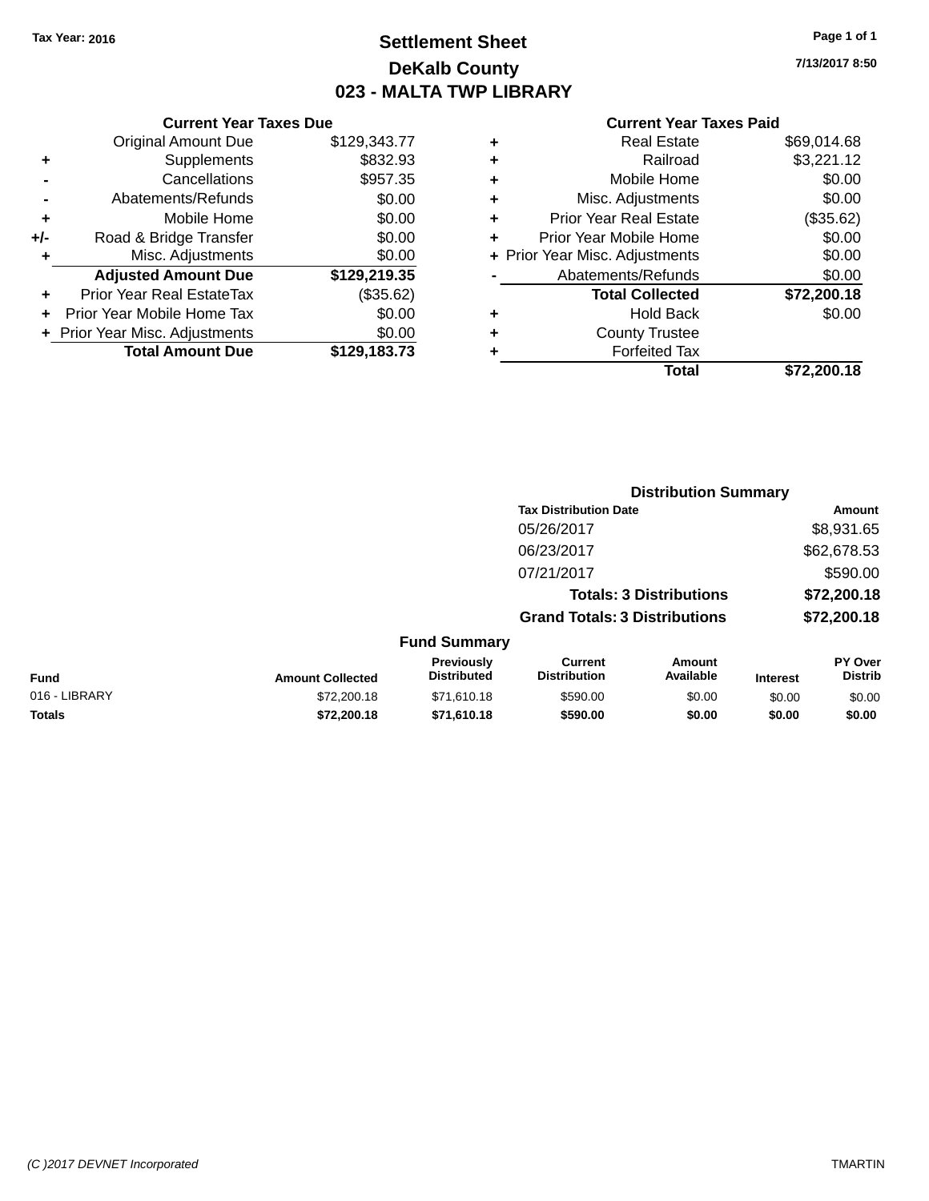Tax Year: 2016

# Settlement Sheet

## DeKalb County

## 023 - MALTA TWP LIBRARY

7/13/2017 8:50

**Current Year Taxes Due**

| | | |
|---|---|---|
| | Original Amount Due | $129,343.77 |
| + | Supplements | $832.93 |
| - | Cancellations | $957.35 |
| - | Abatements/Refunds | $0.00 |
| + | Mobile Home | $0.00 |
| +/- | Road & Bridge Transfer | $0.00 |
| + | Misc. Adjustments | $0.00 |
| | **Adjusted Amount Due** | **$129,219.35** |
| + | Prior Year Real EstateTax | ($35.62) |
| + | Prior Year Mobile Home Tax | $0.00 |
| + | Prior Year Misc. Adjustments | $0.00 |
| | **Total Amount Due** | **$129,183.73** |

**Current Year Taxes Paid**

| | | |
|---|---|---|
| + | Real Estate | $69,014.68 |
| + | Railroad | $3,221.12 |
| + | Mobile Home | $0.00 |
| + | Misc. Adjustments | $0.00 |
| + | Prior Year Real Estate | ($35.62) |
| + | Prior Year Mobile Home | $0.00 |
| + | Prior Year Misc. Adjustments | $0.00 |
| - | Abatements/Refunds | $0.00 |
| | **Total Collected** | **$72,200.18** |
| + | Hold Back | $0.00 |
| + | County Trustee | |
| + | Forfeited Tax | |
| | **Total** | **$72,200.18** |

**Distribution Summary**

| Tax Distribution Date | Amount |
|---|---|
| 05/26/2017 | $8,931.65 |
| 06/23/2017 | $62,678.53 |
| 07/21/2017 | $590.00 |
| **Totals: 3 Distributions** | **$72,200.18** |
| **Grand Totals: 3 Distributions** | **$72,200.18** |

**Fund Summary**

| Fund | Amount Collected | Previously Distributed | Current Distribution | Amount Available | Interest | PY Over Distrib |
|---|---|---|---|---|---|---|
| 016 - LIBRARY | $72,200.18 | $71,610.18 | $590.00 | $0.00 | $0.00 | $0.00 |
| **Totals** | **$72,200.18** | **$71,610.18** | **$590.00** | **$0.00** | **$0.00** | **$0.00** |

(C )2017 DEVNET Incorporated TMARTIN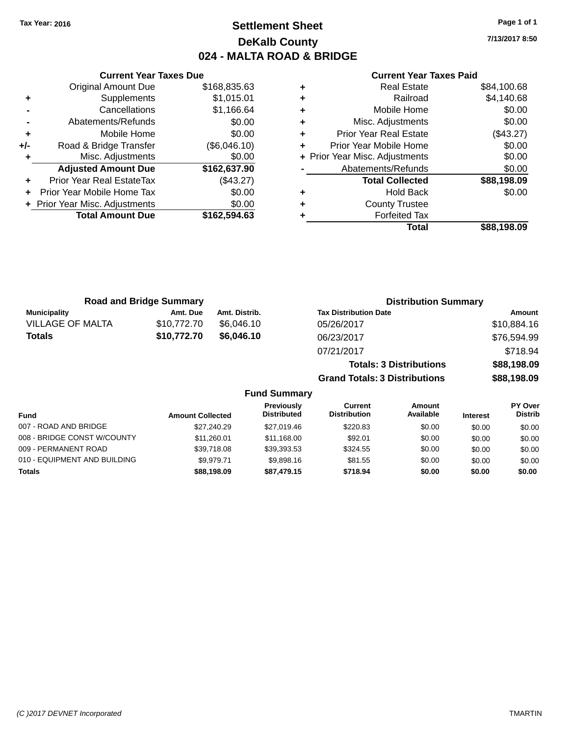Tax Year: 2016

# Settlement Sheet

## DeKalb County

## 024 - MALTA ROAD & BRIDGE

7/13/2017 8:50

**Current Year Taxes Due**

| | | |
|---|---|---|
| | Original Amount Due | $168,835.63 |
| + | Supplements | $1,015.01 |
| - | Cancellations | $1,166.64 |
| - | Abatements/Refunds | $0.00 |
| + | Mobile Home | $0.00 |
| +/- | Road & Bridge Transfer | ($6,046.10) |
| + | Misc. Adjustments | $0.00 |
| | **Adjusted Amount Due** | **$162,637.90** |
| + | Prior Year Real EstateTax | ($43.27) |
| + | Prior Year Mobile Home Tax | $0.00 |
| + | Prior Year Misc. Adjustments | $0.00 |
| | **Total Amount Due** | **$162,594.63** |

**Current Year Taxes Paid**

| | | |
|---|---|---|
| + | Real Estate | $84,100.68 |
| + | Railroad | $4,140.68 |
| + | Mobile Home | $0.00 |
| + | Misc. Adjustments | $0.00 |
| + | Prior Year Real Estate | ($43.27) |
| + | Prior Year Mobile Home | $0.00 |
| + | Prior Year Misc. Adjustments | $0.00 |
| - | Abatements/Refunds | $0.00 |
| | **Total Collected** | **$88,198.09** |
| + | Hold Back | $0.00 |
| + | County Trustee | |
| + | Forfeited Tax | |
| | **Total** | **$88,198.09** |

**Road and Bridge Summary**

| Municipality | Amt. Due | Amt. Distrib. |
|---|---|---|
| VILLAGE OF MALTA | $10,772.70 | $6,046.10 |
| **Totals** | **$10,772.70** | **$6,046.10** |

**Distribution Summary**

| Tax Distribution Date | Amount |
|---|---|
| 05/26/2017 | $10,884.16 |
| 06/23/2017 | $76,594.99 |
| 07/21/2017 | $718.94 |
| **Totals: 3 Distributions** | **$88,198.09** |
| **Grand Totals: 3 Distributions** | **$88,198.09** |

**Fund Summary**

| Fund | Amount Collected | Previously Distributed | Current Distribution | Amount Available | Interest | PY Over Distrib |
|---|---|---|---|---|---|---|
| 007 - ROAD AND BRIDGE | $27,240.29 | $27,019.46 | $220.83 | $0.00 | $0.00 | $0.00 |
| 008 - BRIDGE CONST W/COUNTY | $11,260.01 | $11,168.00 | $92.01 | $0.00 | $0.00 | $0.00 |
| 009 - PERMANENT ROAD | $39,718.08 | $39,393.53 | $324.55 | $0.00 | $0.00 | $0.00 |
| 010 - EQUIPMENT AND BUILDING | $9,979.71 | $9,898.16 | $81.55 | $0.00 | $0.00 | $0.00 |
| **Totals** | **$88,198.09** | **$87,479.15** | **$718.94** | **$0.00** | **$0.00** | **$0.00** |

(C )2017 DEVNET Incorporated TMARTIN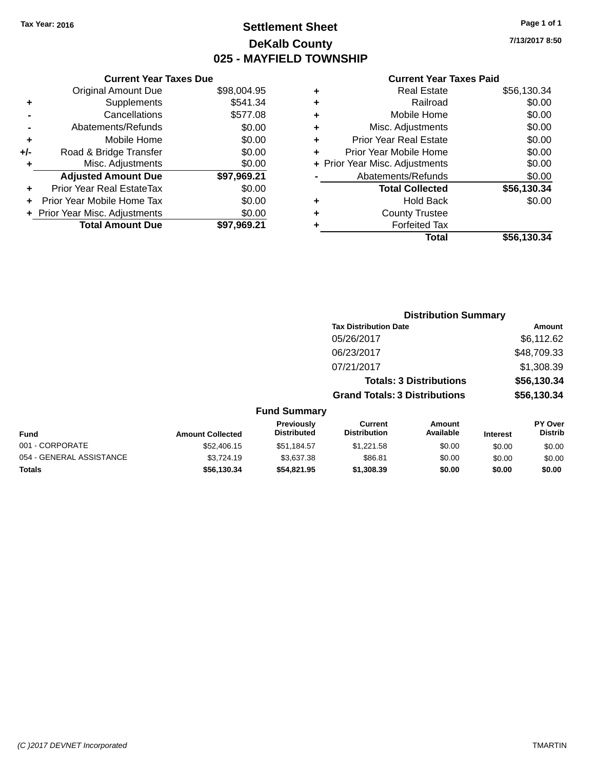Tax Year: 2016

# Settlement Sheet

## DeKalb County

## 025 - MAYFIELD TOWNSHIP

7/13/2017 8:50

### Current Year Taxes Due

| | | |
|---|---|---|
| | Original Amount Due | $98,004.95 |
| + | Supplements | $541.34 |
| - | Cancellations | $577.08 |
| - | Abatements/Refunds | $0.00 |
| + | Mobile Home | $0.00 |
| +/- | Road & Bridge Transfer | $0.00 |
| + | Misc. Adjustments | $0.00 |
| | **Adjusted Amount Due** | **$97,969.21** |
| + | Prior Year Real EstateTax | $0.00 |
| + | Prior Year Mobile Home Tax | $0.00 |
| + | Prior Year Misc. Adjustments | $0.00 |
| | **Total Amount Due** | **$97,969.21** |

### Current Year Taxes Paid

| | | |
|---|---|---|
| + | Real Estate | $56,130.34 |
| + | Railroad | $0.00 |
| + | Mobile Home | $0.00 |
| + | Misc. Adjustments | $0.00 |
| + | Prior Year Real Estate | $0.00 |
| + | Prior Year Mobile Home | $0.00 |
| + | Prior Year Misc. Adjustments | $0.00 |
| - | Abatements/Refunds | $0.00 |
| | **Total Collected** | **$56,130.34** |
| + | Hold Back | $0.00 |
| + | County Trustee | |
| + | Forfeited Tax | |
| | **Total** | **$56,130.34** |

### Distribution Summary

| Tax Distribution Date | Amount |
|---|---|
| 05/26/2017 | $6,112.62 |
| 06/23/2017 | $48,709.33 |
| 07/21/2017 | $1,308.39 |
| **Totals: 3 Distributions** | **$56,130.34** |
| **Grand Totals: 3 Distributions** | **$56,130.34** |

### Fund Summary

| Fund | Amount Collected | Previously Distributed | Current Distribution | Amount Available | Interest | PY Over Distrib |
|---|---|---|---|---|---|---|
| 001 - CORPORATE | $52,406.15 | $51,184.57 | $1,221.58 | $0.00 | $0.00 | $0.00 |
| 054 - GENERAL ASSISTANCE | $3,724.19 | $3,637.38 | $86.81 | $0.00 | $0.00 | $0.00 |
| **Totals** | **$56,130.34** | **$54,821.95** | **$1,308.39** | **$0.00** | **$0.00** | **$0.00** |

(C )2017 DEVNET Incorporated TMARTIN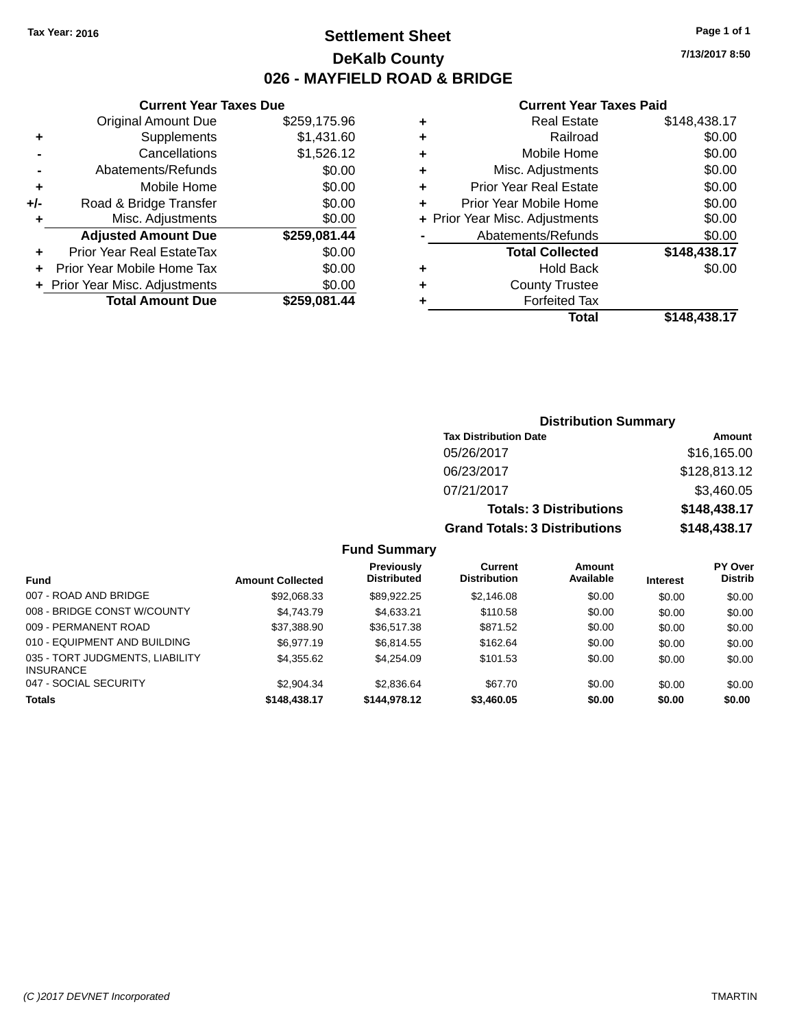Tax Year: 2016

# Settlement Sheet
## DeKalb County
## 026 - MAYFIELD ROAD & BRIDGE

7/13/2017 8:50

### Current Year Taxes Due

| | | |
|---|---|---|
| | Original Amount Due | $259,175.96 |
| + | Supplements | $1,431.60 |
| - | Cancellations | $1,526.12 |
| - | Abatements/Refunds | $0.00 |
| + | Mobile Home | $0.00 |
| +/- | Road & Bridge Transfer | $0.00 |
| + | Misc. Adjustments | $0.00 |
| | **Adjusted Amount Due** | **$259,081.44** |
| + | Prior Year Real EstateTax | $0.00 |
| + | Prior Year Mobile Home Tax | $0.00 |
| + | Prior Year Misc. Adjustments | $0.00 |
| | **Total Amount Due** | **$259,081.44** |

### Current Year Taxes Paid

| | | |
|---|---|---|
| + | Real Estate | $148,438.17 |
| + | Railroad | $0.00 |
| + | Mobile Home | $0.00 |
| + | Misc. Adjustments | $0.00 |
| + | Prior Year Real Estate | $0.00 |
| + | Prior Year Mobile Home | $0.00 |
| + | Prior Year Misc. Adjustments | $0.00 |
| - | Abatements/Refunds | $0.00 |
| | **Total Collected** | **$148,438.17** |
| + | Hold Back | $0.00 |
| + | County Trustee | |
| + | Forfeited Tax | |
| | **Total** | **$148,438.17** |

### Distribution Summary

| Tax Distribution Date | Amount |
|---|---|
| 05/26/2017 | $16,165.00 |
| 06/23/2017 | $128,813.12 |
| 07/21/2017 | $3,460.05 |
| **Totals: 3 Distributions** | **$148,438.17** |
| **Grand Totals: 3 Distributions** | **$148,438.17** |

### Fund Summary

| Fund | Amount Collected | Previously Distributed | Current Distribution | Amount Available | Interest | PY Over Distrib |
|---|---|---|---|---|---|---|
| 007 - ROAD AND BRIDGE | $92,068.33 | $89,922.25 | $2,146.08 | $0.00 | $0.00 | $0.00 |
| 008 - BRIDGE CONST W/COUNTY | $4,743.79 | $4,633.21 | $110.58 | $0.00 | $0.00 | $0.00 |
| 009 - PERMANENT ROAD | $37,388.90 | $36,517.38 | $871.52 | $0.00 | $0.00 | $0.00 |
| 010 - EQUIPMENT AND BUILDING | $6,977.19 | $6,814.55 | $162.64 | $0.00 | $0.00 | $0.00 |
| 035 - TORT JUDGMENTS, LIABILITY INSURANCE | $4,355.62 | $4,254.09 | $101.53 | $0.00 | $0.00 | $0.00 |
| 047 - SOCIAL SECURITY | $2,904.34 | $2,836.64 | $67.70 | $0.00 | $0.00 | $0.00 |
| **Totals** | **$148,438.17** | **$144,978.12** | **$3,460.05** | **$0.00** | **$0.00** | **$0.00** |

(C )2017 DEVNET Incorporated TMARTIN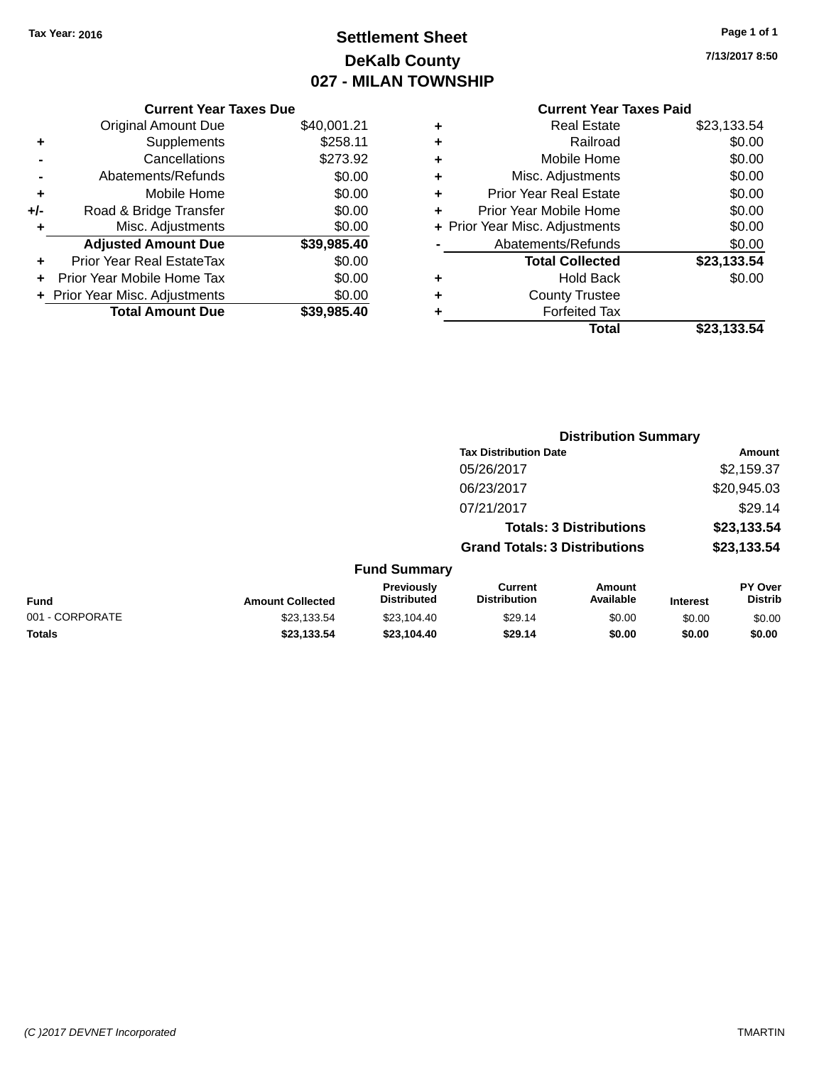Tax Year: 2016

# Settlement Sheet
## DeKalb County
## 027 - MILAN TOWNSHIP

7/13/2017 8:50

| | Current Year Taxes Due | |
|---|---|---|
| | Original Amount Due | $40,001.21 |
| + | Supplements | $258.11 |
| - | Cancellations | $273.92 |
| - | Abatements/Refunds | $0.00 |
| + | Mobile Home | $0.00 |
| +/- | Road & Bridge Transfer | $0.00 |
| + | Misc. Adjustments | $0.00 |
| | **Adjusted Amount Due** | **$39,985.40** |
| + | Prior Year Real EstateTax | $0.00 |
| + | Prior Year Mobile Home Tax | $0.00 |
| + | Prior Year Misc. Adjustments | $0.00 |
| | **Total Amount Due** | **$39,985.40** |

| | Current Year Taxes Paid | |
|---|---|---|
| + | Real Estate | $23,133.54 |
| + | Railroad | $0.00 |
| + | Mobile Home | $0.00 |
| + | Misc. Adjustments | $0.00 |
| + | Prior Year Real Estate | $0.00 |
| + | Prior Year Mobile Home | $0.00 |
| + | Prior Year Misc. Adjustments | $0.00 |
| - | Abatements/Refunds | $0.00 |
| | **Total Collected** | **$23,133.54** |
| + | Hold Back | $0.00 |
| + | County Trustee | |
| + | Forfeited Tax | |
| | **Total** | **$23,133.54** |

### Distribution Summary

| Tax Distribution Date | Amount |
|---|---|
| 05/26/2017 | $2,159.37 |
| 06/23/2017 | $20,945.03 |
| 07/21/2017 | $29.14 |
| **Totals: 3 Distributions** | **$23,133.54** |
| **Grand Totals: 3 Distributions** | **$23,133.54** |

### Fund Summary

| Fund | Amount Collected | Previously Distributed | Current Distribution | Amount Available | Interest | PY Over Distrib |
|---|---|---|---|---|---|---|
| 001 - CORPORATE | $23,133.54 | $23,104.40 | $29.14 | $0.00 | $0.00 | $0.00 |
| **Totals** | **$23,133.54** | **$23,104.40** | **$29.14** | **$0.00** | **$0.00** | **$0.00** |

(C )2017 DEVNET Incorporated TMARTIN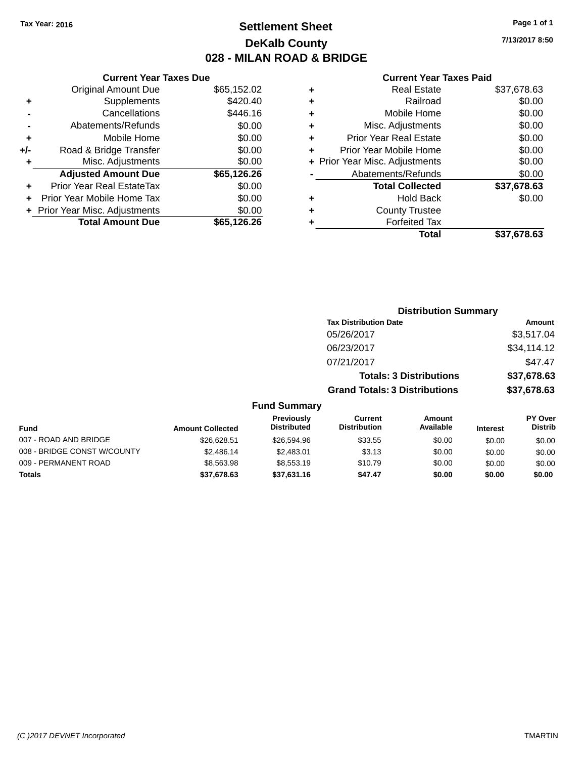Tax Year: 2016

# Settlement Sheet

## DeKalb County

## 028 - MILAN ROAD & BRIDGE

7/13/2017 8:50

### Current Year Taxes Due

| | | |
|---|---|---|
| | Original Amount Due | $65,152.02 |
| + | Supplements | $420.40 |
| - | Cancellations | $446.16 |
| - | Abatements/Refunds | $0.00 |
| + | Mobile Home | $0.00 |
| +/- | Road & Bridge Transfer | $0.00 |
| + | Misc. Adjustments | $0.00 |
| | **Adjusted Amount Due** | **$65,126.26** |
| + | Prior Year Real EstateTax | $0.00 |
| + | Prior Year Mobile Home Tax | $0.00 |
| + | Prior Year Misc. Adjustments | $0.00 |
| | **Total Amount Due** | **$65,126.26** |

### Current Year Taxes Paid

| | | |
|---|---|---|
| + | Real Estate | $37,678.63 |
| + | Railroad | $0.00 |
| + | Mobile Home | $0.00 |
| + | Misc. Adjustments | $0.00 |
| + | Prior Year Real Estate | $0.00 |
| + | Prior Year Mobile Home | $0.00 |
| + | Prior Year Misc. Adjustments | $0.00 |
| - | Abatements/Refunds | $0.00 |
| | **Total Collected** | **$37,678.63** |
| + | Hold Back | $0.00 |
| + | County Trustee | |
| + | Forfeited Tax | |
| | **Total** | **$37,678.63** |

### Distribution Summary

| Tax Distribution Date | Amount |
|---|---|
| 05/26/2017 | $3,517.04 |
| 06/23/2017 | $34,114.12 |
| 07/21/2017 | $47.47 |
| **Totals: 3 Distributions** | **$37,678.63** |
| **Grand Totals: 3 Distributions** | **$37,678.63** |

### Fund Summary

| Fund | Amount Collected | Previously Distributed | Current Distribution | Amount Available | Interest | PY Over Distrib |
|---|---|---|---|---|---|---|
| 007 - ROAD AND BRIDGE | $26,628.51 | $26,594.96 | $33.55 | $0.00 | $0.00 | $0.00 |
| 008 - BRIDGE CONST W/COUNTY | $2,486.14 | $2,483.01 | $3.13 | $0.00 | $0.00 | $0.00 |
| 009 - PERMANENT ROAD | $8,563.98 | $8,553.19 | $10.79 | $0.00 | $0.00 | $0.00 |
| **Totals** | **$37,678.63** | **$37,631.16** | **$47.47** | **$0.00** | **$0.00** | **$0.00** |

(C )2017 DEVNET Incorporated TMARTIN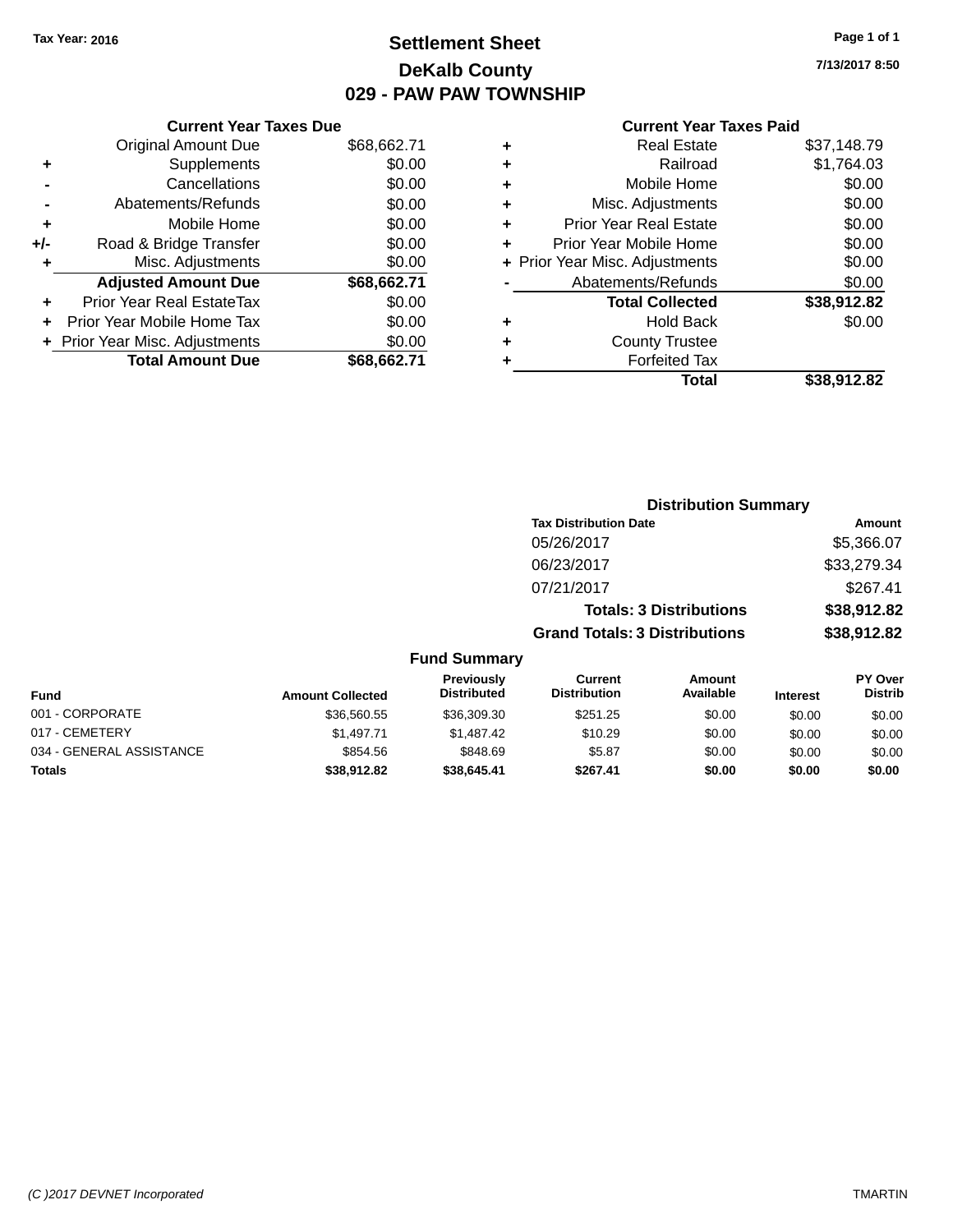Tax Year: 2016

# Settlement Sheet

## DeKalb County

## 029 - PAW PAW TOWNSHIP

7/13/2017 8:50

### Current Year Taxes Due

| | | |
|---|---|---|
| | Original Amount Due | $68,662.71 |
| + | Supplements | $0.00 |
| - | Cancellations | $0.00 |
| - | Abatements/Refunds | $0.00 |
| + | Mobile Home | $0.00 |
| +/- | Road & Bridge Transfer | $0.00 |
| + | Misc. Adjustments | $0.00 |
| | **Adjusted Amount Due** | **$68,662.71** |
| + | Prior Year Real EstateTax | $0.00 |
| + | Prior Year Mobile Home Tax | $0.00 |
| + | Prior Year Misc. Adjustments | $0.00 |
| | **Total Amount Due** | **$68,662.71** |

### Current Year Taxes Paid

| | | |
|---|---|---|
| + | Real Estate | $37,148.79 |
| + | Railroad | $1,764.03 |
| + | Mobile Home | $0.00 |
| + | Misc. Adjustments | $0.00 |
| + | Prior Year Real Estate | $0.00 |
| + | Prior Year Mobile Home | $0.00 |
| + | Prior Year Misc. Adjustments | $0.00 |
| - | Abatements/Refunds | $0.00 |
| | **Total Collected** | **$38,912.82** |
| + | Hold Back | $0.00 |
| + | County Trustee | |
| + | Forfeited Tax | |
| | **Total** | **$38,912.82** |

### Distribution Summary

| Tax Distribution Date | Amount |
|---|---|
| 05/26/2017 | $5,366.07 |
| 06/23/2017 | $33,279.34 |
| 07/21/2017 | $267.41 |
| **Totals: 3 Distributions** | **$38,912.82** |
| **Grand Totals: 3 Distributions** | **$38,912.82** |

### Fund Summary

| Fund | Amount Collected | Previously Distributed | Current Distribution | Amount Available | Interest | PY Over Distrib |
|---|---|---|---|---|---|---|
| 001 - CORPORATE | $36,560.55 | $36,309.30 | $251.25 | $0.00 | $0.00 | $0.00 |
| 017 - CEMETERY | $1,497.71 | $1,487.42 | $10.29 | $0.00 | $0.00 | $0.00 |
| 034 - GENERAL ASSISTANCE | $854.56 | $848.69 | $5.87 | $0.00 | $0.00 | $0.00 |
| **Totals** | **$38,912.82** | **$38,645.41** | **$267.41** | **$0.00** | **$0.00** | **$0.00** |

(C )2017 DEVNET Incorporated TMARTIN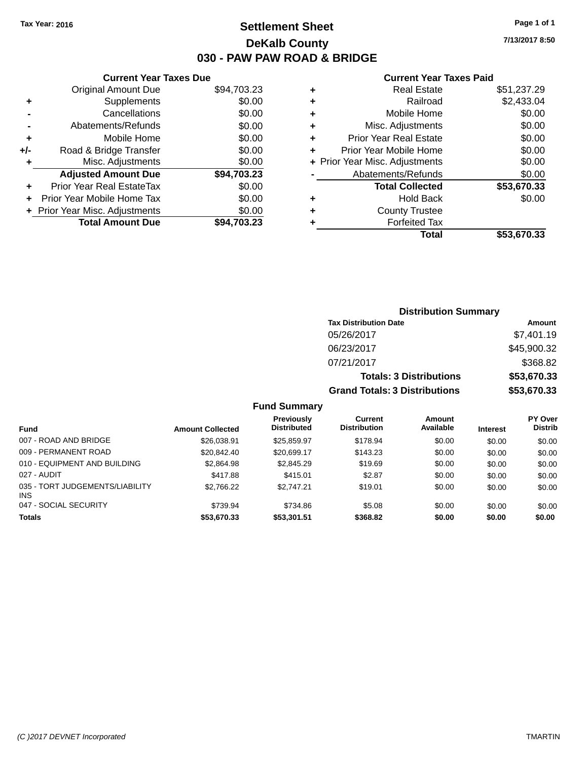Tax Year: 2016

# Settlement Sheet

## DeKalb County

## 030 - PAW PAW ROAD & BRIDGE

7/13/2017 8:50

| | Current Year Taxes Due | |
|---|---|---|
| | Original Amount Due | $94,703.23 |
| + | Supplements | $0.00 |
| - | Cancellations | $0.00 |
| - | Abatements/Refunds | $0.00 |
| + | Mobile Home | $0.00 |
| +/- | Road & Bridge Transfer | $0.00 |
| + | Misc. Adjustments | $0.00 |
| | **Adjusted Amount Due** | **$94,703.23** |
| + | Prior Year Real EstateTax | $0.00 |
| + | Prior Year Mobile Home Tax | $0.00 |
| + | Prior Year Misc. Adjustments | $0.00 |
| | **Total Amount Due** | **$94,703.23** |

| | Current Year Taxes Paid | |
|---|---|---|
| + | Real Estate | $51,237.29 |
| + | Railroad | $2,433.04 |
| + | Mobile Home | $0.00 |
| + | Misc. Adjustments | $0.00 |
| + | Prior Year Real Estate | $0.00 |
| + | Prior Year Mobile Home | $0.00 |
| + | Prior Year Misc. Adjustments | $0.00 |
| - | Abatements/Refunds | $0.00 |
| | **Total Collected** | **$53,670.33** |
| + | Hold Back | $0.00 |
| + | County Trustee | |
| + | Forfeited Tax | |
| | **Total** | **$53,670.33** |

### Distribution Summary

| Tax Distribution Date | Amount |
|---|---|
| 05/26/2017 | $7,401.19 |
| 06/23/2017 | $45,900.32 |
| 07/21/2017 | $368.82 |
| **Totals: 3 Distributions** | **$53,670.33** |
| **Grand Totals: 3 Distributions** | **$53,670.33** |

### Fund Summary

| Fund | Amount Collected | Previously Distributed | Current Distribution | Amount Available | Interest | PY Over Distrib |
|---|---|---|---|---|---|---|
| 007 - ROAD AND BRIDGE | $26,038.91 | $25,859.97 | $178.94 | $0.00 | $0.00 | $0.00 |
| 009 - PERMANENT ROAD | $20,842.40 | $20,699.17 | $143.23 | $0.00 | $0.00 | $0.00 |
| 010 - EQUIPMENT AND BUILDING | $2,864.98 | $2,845.29 | $19.69 | $0.00 | $0.00 | $0.00 |
| 027 - AUDIT | $417.88 | $415.01 | $2.87 | $0.00 | $0.00 | $0.00 |
| 035 - TORT JUDGEMENTS/LIABILITY INS | $2,766.22 | $2,747.21 | $19.01 | $0.00 | $0.00 | $0.00 |
| 047 - SOCIAL SECURITY | $739.94 | $734.86 | $5.08 | $0.00 | $0.00 | $0.00 |
| **Totals** | **$53,670.33** | **$53,301.51** | **$368.82** | **$0.00** | **$0.00** | **$0.00** |

(C )2017 DEVNET Incorporated TMARTIN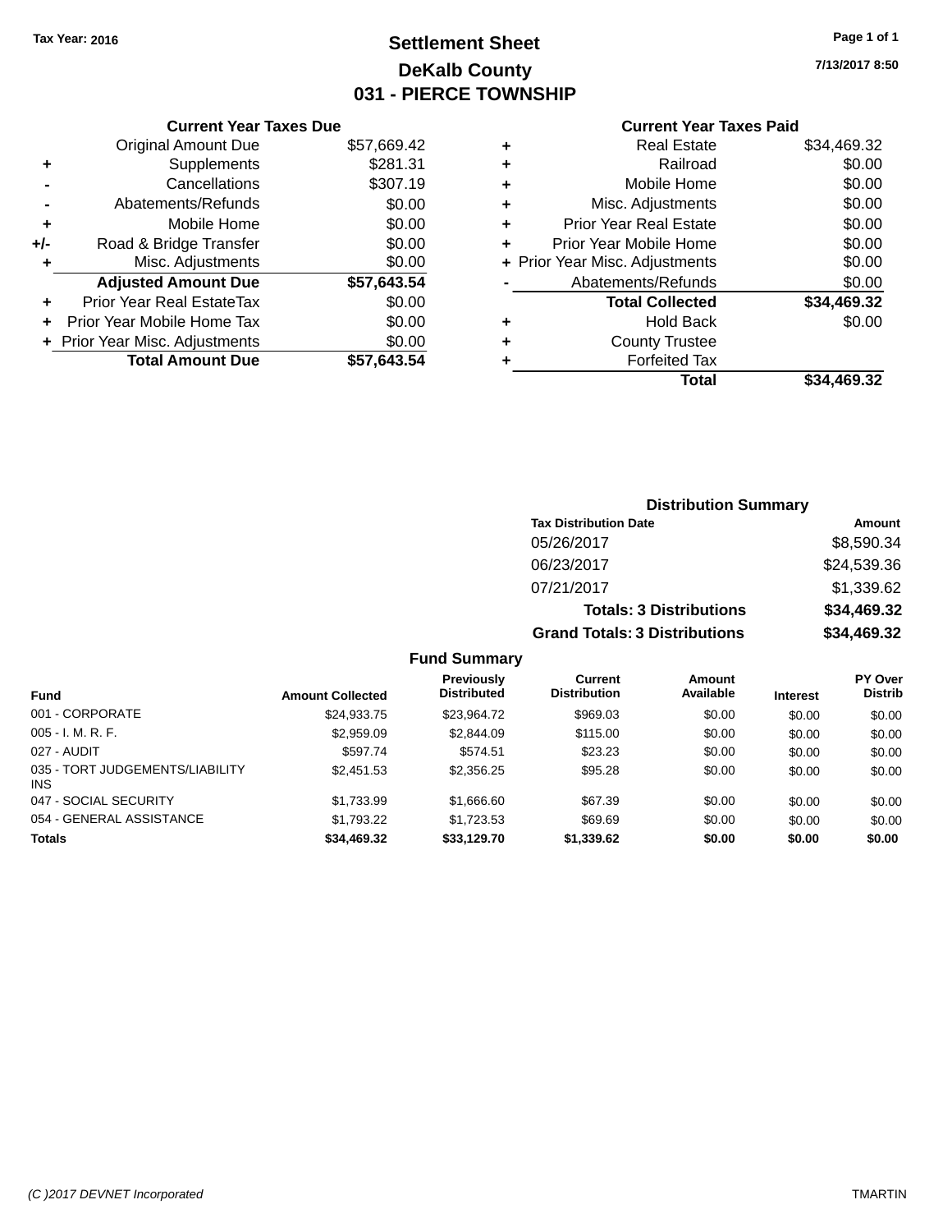Tax Year: 2016

# Settlement Sheet

## DeKalb County

## 031 - PIERCE TOWNSHIP

7/13/2017 8:50

### Current Year Taxes Due

| | | |
|---|---|---|
| | Original Amount Due | $57,669.42 |
| + | Supplements | $281.31 |
| - | Cancellations | $307.19 |
| - | Abatements/Refunds | $0.00 |
| + | Mobile Home | $0.00 |
| +/- | Road & Bridge Transfer | $0.00 |
| + | Misc. Adjustments | $0.00 |
| | **Adjusted Amount Due** | **$57,643.54** |
| + | Prior Year Real EstateTax | $0.00 |
| + | Prior Year Mobile Home Tax | $0.00 |
| + | Prior Year Misc. Adjustments | $0.00 |
| | **Total Amount Due** | **$57,643.54** |

### Current Year Taxes Paid

| | | |
|---|---|---|
| + | Real Estate | $34,469.32 |
| + | Railroad | $0.00 |
| + | Mobile Home | $0.00 |
| + | Misc. Adjustments | $0.00 |
| + | Prior Year Real Estate | $0.00 |
| + | Prior Year Mobile Home | $0.00 |
| + | Prior Year Misc. Adjustments | $0.00 |
| - | Abatements/Refunds | $0.00 |
| | **Total Collected** | **$34,469.32** |
| + | Hold Back | $0.00 |
| + | County Trustee | |
| + | Forfeited Tax | |
| | **Total** | **$34,469.32** |

### Distribution Summary

| Tax Distribution Date | Amount |
|---|---|
| 05/26/2017 | $8,590.34 |
| 06/23/2017 | $24,539.36 |
| 07/21/2017 | $1,339.62 |
| **Totals: 3 Distributions** | **$34,469.32** |
| **Grand Totals: 3 Distributions** | **$34,469.32** |

### Fund Summary

| Fund | Amount Collected | Previously Distributed | Current Distribution | Amount Available | Interest | PY Over Distrib |
|---|---|---|---|---|---|---|
| 001 - CORPORATE | $24,933.75 | $23,964.72 | $969.03 | $0.00 | $0.00 | $0.00 |
| 005 - I. M. R. F. | $2,959.09 | $2,844.09 | $115.00 | $0.00 | $0.00 | $0.00 |
| 027 - AUDIT | $597.74 | $574.51 | $23.23 | $0.00 | $0.00 | $0.00 |
| 035 - TORT JUDGEMENTS/LIABILITY INS | $2,451.53 | $2,356.25 | $95.28 | $0.00 | $0.00 | $0.00 |
| 047 - SOCIAL SECURITY | $1,733.99 | $1,666.60 | $67.39 | $0.00 | $0.00 | $0.00 |
| 054 - GENERAL ASSISTANCE | $1,793.22 | $1,723.53 | $69.69 | $0.00 | $0.00 | $0.00 |
| **Totals** | **$34,469.32** | **$33,129.70** | **$1,339.62** | **$0.00** | **$0.00** | **$0.00** |

(C )2017 DEVNET Incorporated TMARTIN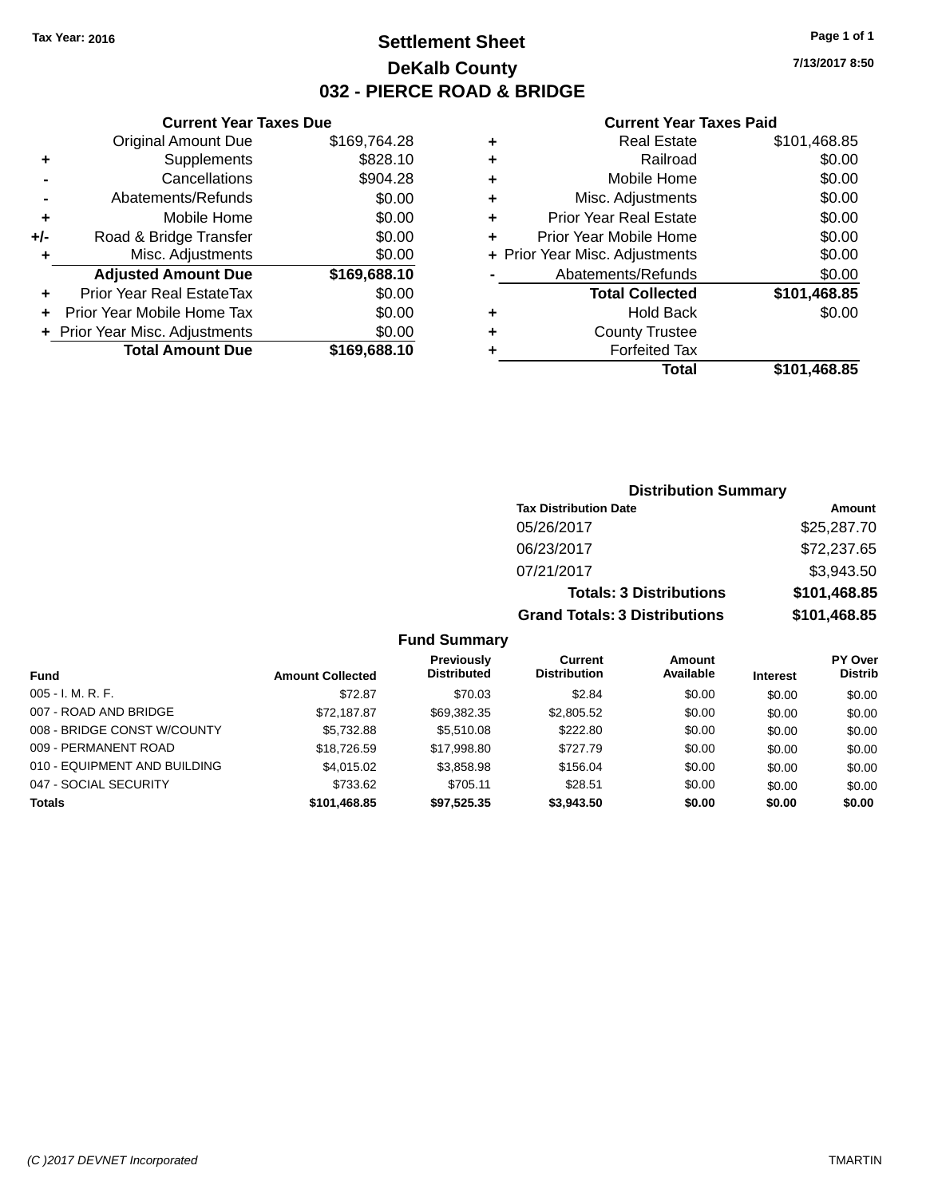**Tax Year: 2016**

# Settlement Sheet

## DeKalb County

## 032 - PIERCE ROAD & BRIDGE

**7/13/2017 8:50**

### Current Year Taxes Due

| | | |
|---|---|---|
| | Original Amount Due | $169,764.28 |
| + | Supplements | $828.10 |
| - | Cancellations | $904.28 |
| - | Abatements/Refunds | $0.00 |
| + | Mobile Home | $0.00 |
| +/- | Road & Bridge Transfer | $0.00 |
| + | Misc. Adjustments | $0.00 |
| | **Adjusted Amount Due** | **$169,688.10** |
| + | Prior Year Real EstateTax | $0.00 |
| + | Prior Year Mobile Home Tax | $0.00 |
| + | Prior Year Misc. Adjustments | $0.00 |
| | **Total Amount Due** | **$169,688.10** |

### Current Year Taxes Paid

| | | |
|---|---|---|
| + | Real Estate | $101,468.85 |
| + | Railroad | $0.00 |
| + | Mobile Home | $0.00 |
| + | Misc. Adjustments | $0.00 |
| + | Prior Year Real Estate | $0.00 |
| + | Prior Year Mobile Home | $0.00 |
| + | Prior Year Misc. Adjustments | $0.00 |
| - | Abatements/Refunds | $0.00 |
| | **Total Collected** | **$101,468.85** |
| + | Hold Back | $0.00 |
| + | County Trustee | |
| + | Forfeited Tax | |
| | **Total** | **$101,468.85** |

### Distribution Summary

| Tax Distribution Date | Amount |
|---|---|
| 05/26/2017 | $25,287.70 |
| 06/23/2017 | $72,237.65 |
| 07/21/2017 | $3,943.50 |
| **Totals: 3 Distributions** | **$101,468.85** |
| **Grand Totals: 3 Distributions** | **$101,468.85** |

### Fund Summary

| Fund | Amount Collected | Previously Distributed | Current Distribution | Amount Available | Interest | PY Over Distrib |
|---|---|---|---|---|---|---|
| 005 - I. M. R. F. | $72.87 | $70.03 | $2.84 | $0.00 | $0.00 | $0.00 |
| 007 - ROAD AND BRIDGE | $72,187.87 | $69,382.35 | $2,805.52 | $0.00 | $0.00 | $0.00 |
| 008 - BRIDGE CONST W/COUNTY | $5,732.88 | $5,510.08 | $222.80 | $0.00 | $0.00 | $0.00 |
| 009 - PERMANENT ROAD | $18,726.59 | $17,998.80 | $727.79 | $0.00 | $0.00 | $0.00 |
| 010 - EQUIPMENT AND BUILDING | $4,015.02 | $3,858.98 | $156.04 | $0.00 | $0.00 | $0.00 |
| 047 - SOCIAL SECURITY | $733.62 | $705.11 | $28.51 | $0.00 | $0.00 | $0.00 |
| **Totals** | **$101,468.85** | **$97,525.35** | **$3,943.50** | **$0.00** | **$0.00** | **$0.00** |

(C )2017 DEVNET Incorporated — TMARTIN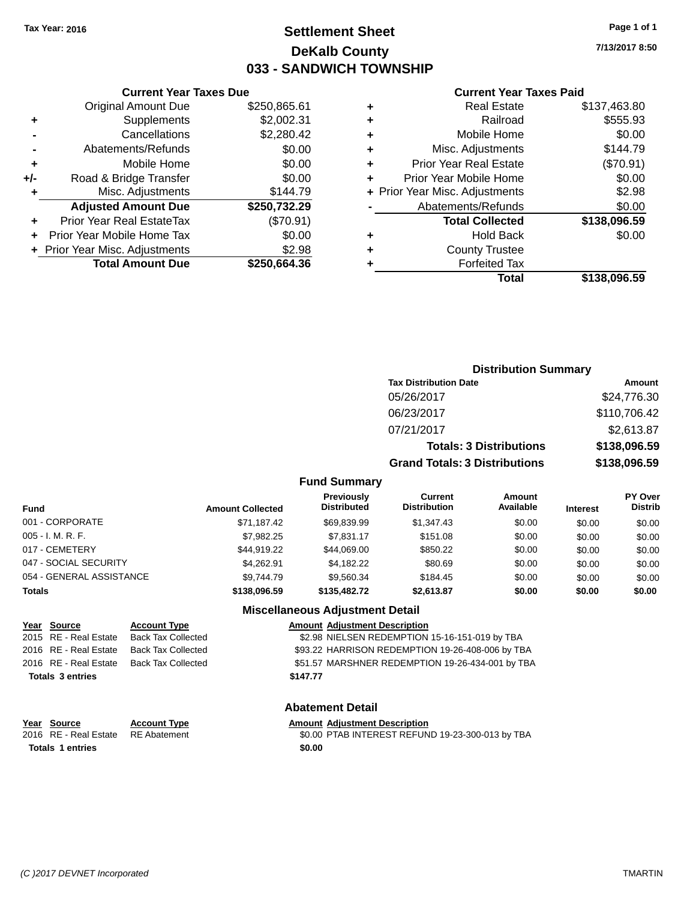Tax Year: 2016

# Settlement Sheet
## DeKalb County
## 033 - SANDWICH TOWNSHIP

7/13/2017 8:50

### Current Year Taxes Due

| | | |
|---|---|---|
| | Original Amount Due | $250,865.61 |
| + | Supplements | $2,002.31 |
| - | Cancellations | $2,280.42 |
| - | Abatements/Refunds | $0.00 |
| + | Mobile Home | $0.00 |
| +/- | Road & Bridge Transfer | $0.00 |
| + | Misc. Adjustments | $144.79 |
| | **Adjusted Amount Due** | **$250,732.29** |
| + | Prior Year Real EstateTax | ($70.91) |
| + | Prior Year Mobile Home Tax | $0.00 |
| + | Prior Year Misc. Adjustments | $2.98 |
| | **Total Amount Due** | **$250,664.36** |

### Current Year Taxes Paid

| | | |
|---|---|---|
| + | Real Estate | $137,463.80 |
| + | Railroad | $555.93 |
| + | Mobile Home | $0.00 |
| + | Misc. Adjustments | $144.79 |
| + | Prior Year Real Estate | ($70.91) |
| + | Prior Year Mobile Home | $0.00 |
| + | Prior Year Misc. Adjustments | $2.98 |
| - | Abatements/Refunds | $0.00 |
| | **Total Collected** | **$138,096.59** |
| + | Hold Back | $0.00 |
| + | County Trustee | |
| + | Forfeited Tax | |
| | **Total** | **$138,096.59** |

### Distribution Summary

| Tax Distribution Date | Amount |
|---|---|
| 05/26/2017 | $24,776.30 |
| 06/23/2017 | $110,706.42 |
| 07/21/2017 | $2,613.87 |
| **Totals: 3 Distributions** | **$138,096.59** |
| **Grand Totals: 3 Distributions** | **$138,096.59** |

### Fund Summary

| Fund | Amount Collected | Previously Distributed | Current Distribution | Amount Available | Interest | PY Over Distrib |
|---|---|---|---|---|---|---|
| 001 - CORPORATE | $71,187.42 | $69,839.99 | $1,347.43 | $0.00 | $0.00 | $0.00 |
| 005 - I. M. R. F. | $7,982.25 | $7,831.17 | $151.08 | $0.00 | $0.00 | $0.00 |
| 017 - CEMETERY | $44,919.22 | $44,069.00 | $850.22 | $0.00 | $0.00 | $0.00 |
| 047 - SOCIAL SECURITY | $4,262.91 | $4,182.22 | $80.69 | $0.00 | $0.00 | $0.00 |
| 054 - GENERAL ASSISTANCE | $9,744.79 | $9,560.34 | $184.45 | $0.00 | $0.00 | $0.00 |
| **Totals** | **$138,096.59** | **$135,482.72** | **$2,613.87** | **$0.00** | **$0.00** | **$0.00** |

### Miscellaneous Adjustment Detail

| Year | Source | Account Type | Amount | Adjustment Description |
|---|---|---|---|---|
| 2015 | RE - Real Estate | Back Tax Collected | $2.98 | NIELSEN REDEMPTION 15-16-151-019 by TBA |
| 2016 | RE - Real Estate | Back Tax Collected | $93.22 | HARRISON REDEMPTION 19-26-408-006 by TBA |
| 2016 | RE - Real Estate | Back Tax Collected | $51.57 | MARSHNER REDEMPTION 19-26-434-001 by TBA |
| **Totals 3 entries** | | | **$147.77** | |

### Abatement Detail

| Year | Source | Account Type | Amount | Adjustment Description |
|---|---|---|---|---|
| 2016 | RE - Real Estate | RE Abatement | $0.00 | PTAB INTEREST REFUND 19-23-300-013 by TBA |
| **Totals 1 entries** | | | **$0.00** | |

(C )2017 DEVNET Incorporated

TMARTIN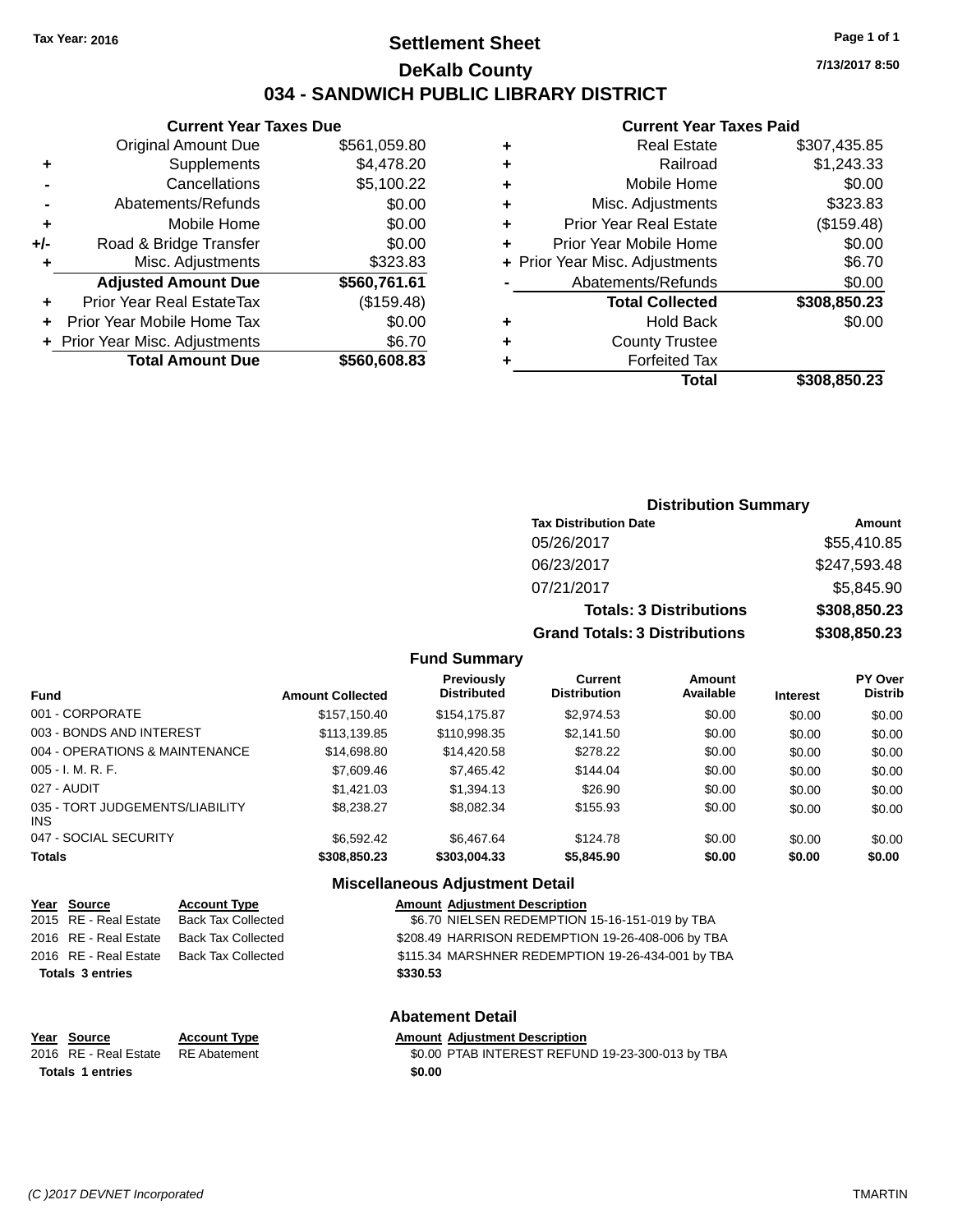Tax Year: 2016

# Settlement Sheet

## DeKalb County

## 034 - SANDWICH PUBLIC LIBRARY DISTRICT

7/13/2017 8:50

### Current Year Taxes Due

| | | |
|---|---|---|
| | Original Amount Due | $561,059.80 |
| + | Supplements | $4,478.20 |
| - | Cancellations | $5,100.22 |
| - | Abatements/Refunds | $0.00 |
| + | Mobile Home | $0.00 |
| +/- | Road & Bridge Transfer | $0.00 |
| + | Misc. Adjustments | $323.83 |
| | **Adjusted Amount Due** | **$560,761.61** |
| + | Prior Year Real EstateTax | ($159.48) |
| + | Prior Year Mobile Home Tax | $0.00 |
| + | Prior Year Misc. Adjustments | $6.70 |
| | **Total Amount Due** | **$560,608.83** |

### Current Year Taxes Paid

| | | |
|---|---|---|
| + | Real Estate | $307,435.85 |
| + | Railroad | $1,243.33 |
| + | Mobile Home | $0.00 |
| + | Misc. Adjustments | $323.83 |
| + | Prior Year Real Estate | ($159.48) |
| + | Prior Year Mobile Home | $0.00 |
| + | Prior Year Misc. Adjustments | $6.70 |
| - | Abatements/Refunds | $0.00 |
| | **Total Collected** | **$308,850.23** |
| + | Hold Back | $0.00 |
| + | County Trustee | |
| + | Forfeited Tax | |
| | **Total** | **$308,850.23** |

### Distribution Summary

| Tax Distribution Date | Amount |
|---|---|
| 05/26/2017 | $55,410.85 |
| 06/23/2017 | $247,593.48 |
| 07/21/2017 | $5,845.90 |
| **Totals: 3 Distributions** | **$308,850.23** |
| **Grand Totals: 3 Distributions** | **$308,850.23** |

### Fund Summary

| Fund | Amount Collected | Previously Distributed | Current Distribution | Amount Available | Interest | PY Over Distrib |
|---|---|---|---|---|---|---|
| 001 - CORPORATE | $157,150.40 | $154,175.87 | $2,974.53 | $0.00 | $0.00 | $0.00 |
| 003 - BONDS AND INTEREST | $113,139.85 | $110,998.35 | $2,141.50 | $0.00 | $0.00 | $0.00 |
| 004 - OPERATIONS & MAINTENANCE | $14,698.80 | $14,420.58 | $278.22 | $0.00 | $0.00 | $0.00 |
| 005 - I. M. R. F. | $7,609.46 | $7,465.42 | $144.04 | $0.00 | $0.00 | $0.00 |
| 027 - AUDIT | $1,421.03 | $1,394.13 | $26.90 | $0.00 | $0.00 | $0.00 |
| 035 - TORT JUDGEMENTS/LIABILITY INS | $8,238.27 | $8,082.34 | $155.93 | $0.00 | $0.00 | $0.00 |
| 047 - SOCIAL SECURITY | $6,592.42 | $6,467.64 | $124.78 | $0.00 | $0.00 | $0.00 |
| **Totals** | **$308,850.23** | **$303,004.33** | **$5,845.90** | **$0.00** | **$0.00** | **$0.00** |

### Miscellaneous Adjustment Detail

| Year | Source | Account Type | Amount | Adjustment Description |
|---|---|---|---|---|
| 2015 | RE - Real Estate | Back Tax Collected | $6.70 | NIELSEN REDEMPTION 15-16-151-019 by TBA |
| 2016 | RE - Real Estate | Back Tax Collected | $208.49 | HARRISON REDEMPTION 19-26-408-006 by TBA |
| 2016 | RE - Real Estate | Back Tax Collected | $115.34 | MARSHNER REDEMPTION 19-26-434-001 by TBA |
| **Totals 3 entries** | | | **$330.53** | |

### Abatement Detail

| Year | Source | Account Type | Amount | Adjustment Description |
|---|---|---|---|---|
| 2016 | RE - Real Estate | RE Abatement | $0.00 | PTAB INTEREST REFUND 19-23-300-013 by TBA |
| **Totals 1 entries** | | | **$0.00** | |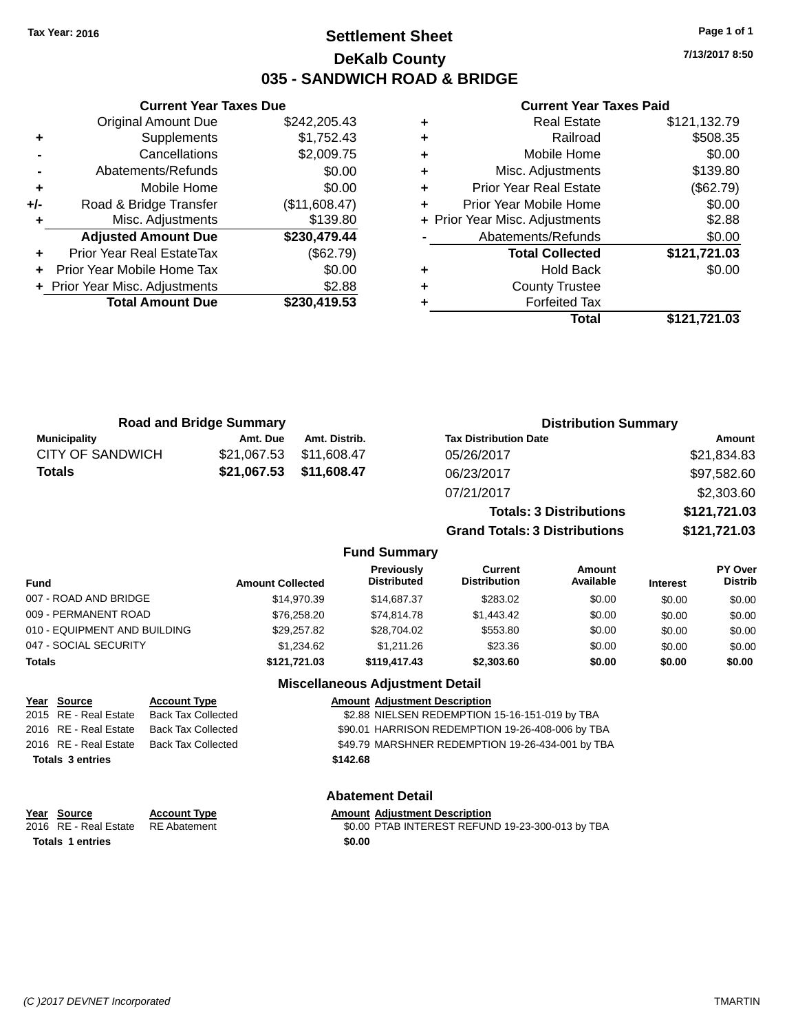Tax Year: 2016

# Settlement Sheet
## DeKalb County
## 035 - SANDWICH ROAD & BRIDGE

7/13/2017 8:50

### Current Year Taxes Due

| | | |
|---|---|---|
| | Original Amount Due | $242,205.43 |
| + | Supplements | $1,752.43 |
| - | Cancellations | $2,009.75 |
| - | Abatements/Refunds | $0.00 |
| + | Mobile Home | $0.00 |
| +/- | Road & Bridge Transfer | ($11,608.47) |
| + | Misc. Adjustments | $139.80 |
| | **Adjusted Amount Due** | **$230,479.44** |
| + | Prior Year Real EstateTax | ($62.79) |
| + | Prior Year Mobile Home Tax | $0.00 |
| + | Prior Year Misc. Adjustments | $2.88 |
| | **Total Amount Due** | **$230,419.53** |

### Current Year Taxes Paid

| | | |
|---|---|---|
| + | Real Estate | $121,132.79 |
| + | Railroad | $508.35 |
| + | Mobile Home | $0.00 |
| + | Misc. Adjustments | $139.80 |
| + | Prior Year Real Estate | ($62.79) |
| + | Prior Year Mobile Home | $0.00 |
| + | Prior Year Misc. Adjustments | $2.88 |
| - | Abatements/Refunds | $0.00 |
| | **Total Collected** | **$121,721.03** |
| + | Hold Back | $0.00 |
| + | County Trustee | |
| + | Forfeited Tax | |
| | **Total** | **$121,721.03** |

### Road and Bridge Summary

| Municipality | Amt. Due | Amt. Distrib. |
|---|---|---|
| CITY OF SANDWICH | $21,067.53 | $11,608.47 |
| **Totals** | **$21,067.53** | **$11,608.47** |

### Distribution Summary

| Tax Distribution Date | Amount |
|---|---|
| 05/26/2017 | $21,834.83 |
| 06/23/2017 | $97,582.60 |
| 07/21/2017 | $2,303.60 |
| **Totals: 3 Distributions** | **$121,721.03** |
| **Grand Totals: 3 Distributions** | **$121,721.03** |

### Fund Summary

| Fund | Amount Collected | Previously Distributed | Current Distribution | Amount Available | Interest | PY Over Distrib |
|---|---|---|---|---|---|---|
| 007 - ROAD AND BRIDGE | $14,970.39 | $14,687.37 | $283.02 | $0.00 | $0.00 | $0.00 |
| 009 - PERMANENT ROAD | $76,258.20 | $74,814.78 | $1,443.42 | $0.00 | $0.00 | $0.00 |
| 010 - EQUIPMENT AND BUILDING | $29,257.82 | $28,704.02 | $553.80 | $0.00 | $0.00 | $0.00 |
| 047 - SOCIAL SECURITY | $1,234.62 | $1,211.26 | $23.36 | $0.00 | $0.00 | $0.00 |
| **Totals** | **$121,721.03** | **$119,417.43** | **$2,303.60** | **$0.00** | **$0.00** | **$0.00** |

### Miscellaneous Adjustment Detail

| Year | Source | Account Type | Amount | Adjustment Description |
|---|---|---|---|---|
| 2015 | RE - Real Estate | Back Tax Collected | $2.88 | NIELSEN REDEMPTION 15-16-151-019 by TBA |
| 2016 | RE - Real Estate | Back Tax Collected | $90.01 | HARRISON REDEMPTION 19-26-408-006 by TBA |
| 2016 | RE - Real Estate | Back Tax Collected | $49.79 | MARSHNER REDEMPTION 19-26-434-001 by TBA |
| **Totals 3 entries** | | | **$142.68** | |

### Abatement Detail

| Year | Source | Account Type | Amount | Adjustment Description |
|---|---|---|---|---|
| 2016 | RE - Real Estate | RE Abatement | $0.00 | PTAB INTEREST REFUND 19-23-300-013 by TBA |
| **Totals 1 entries** | | | **$0.00** | |

(C )2017 DEVNET Incorporated — TMARTIN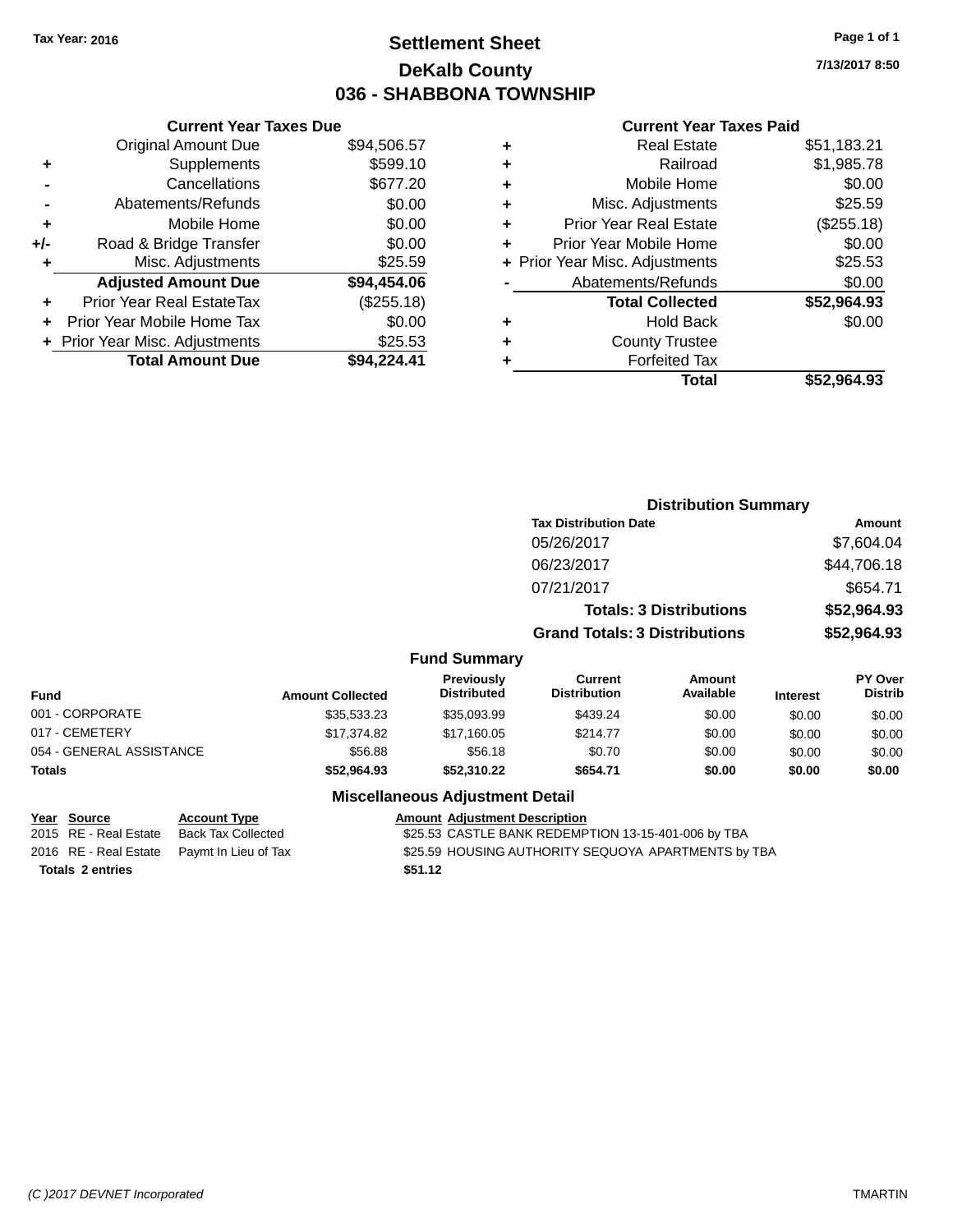Tax Year: 2016

# Settlement Sheet

## DeKalb County

## 036 - SHABBONA TOWNSHIP

7/13/2017 8:50

### Current Year Taxes Due

| | | |
|---|---|---|
| | Original Amount Due | $94,506.57 |
| + | Supplements | $599.10 |
| - | Cancellations | $677.20 |
| - | Abatements/Refunds | $0.00 |
| + | Mobile Home | $0.00 |
| +/- | Road & Bridge Transfer | $0.00 |
| + | Misc. Adjustments | $25.59 |
| | **Adjusted Amount Due** | **$94,454.06** |
| + | Prior Year Real EstateTax | ($255.18) |
| + | Prior Year Mobile Home Tax | $0.00 |
| + | Prior Year Misc. Adjustments | $25.53 |
| | **Total Amount Due** | **$94,224.41** |

### Current Year Taxes Paid

| | | |
|---|---|---|
| + | Real Estate | $51,183.21 |
| + | Railroad | $1,985.78 |
| + | Mobile Home | $0.00 |
| + | Misc. Adjustments | $25.59 |
| + | Prior Year Real Estate | ($255.18) |
| + | Prior Year Mobile Home | $0.00 |
| + | Prior Year Misc. Adjustments | $25.53 |
| - | Abatements/Refunds | $0.00 |
| | **Total Collected** | **$52,964.93** |
| + | Hold Back | $0.00 |
| + | County Trustee | |
| + | Forfeited Tax | |
| | **Total** | **$52,964.93** |

### Distribution Summary

| Tax Distribution Date | Amount |
|---|---|
| 05/26/2017 | $7,604.04 |
| 06/23/2017 | $44,706.18 |
| 07/21/2017 | $654.71 |
| **Totals: 3 Distributions** | **$52,964.93** |
| **Grand Totals: 3 Distributions** | **$52,964.93** |

### Fund Summary

| Fund | Amount Collected | Previously Distributed | Current Distribution | Amount Available | Interest | PY Over Distrib |
|---|---|---|---|---|---|---|
| 001 - CORPORATE | $35,533.23 | $35,093.99 | $439.24 | $0.00 | $0.00 | $0.00 |
| 017 - CEMETERY | $17,374.82 | $17,160.05 | $214.77 | $0.00 | $0.00 | $0.00 |
| 054 - GENERAL ASSISTANCE | $56.88 | $56.18 | $0.70 | $0.00 | $0.00 | $0.00 |
| **Totals** | **$52,964.93** | **$52,310.22** | **$654.71** | **$0.00** | **$0.00** | **$0.00** |

### Miscellaneous Adjustment Detail

| Year | Source | Account Type | Amount | Adjustment Description |
|---|---|---|---|---|
| 2015 | RE - Real Estate | Back Tax Collected | $25.53 | CASTLE BANK REDEMPTION 13-15-401-006 by TBA |
| 2016 | RE - Real Estate | Paymt In Lieu of Tax | $25.59 | HOUSING AUTHORITY SEQUOYA APARTMENTS by TBA |
| **Totals 2 entries** | | | **$51.12** | |

(C )2017 DEVNET Incorporated — TMARTIN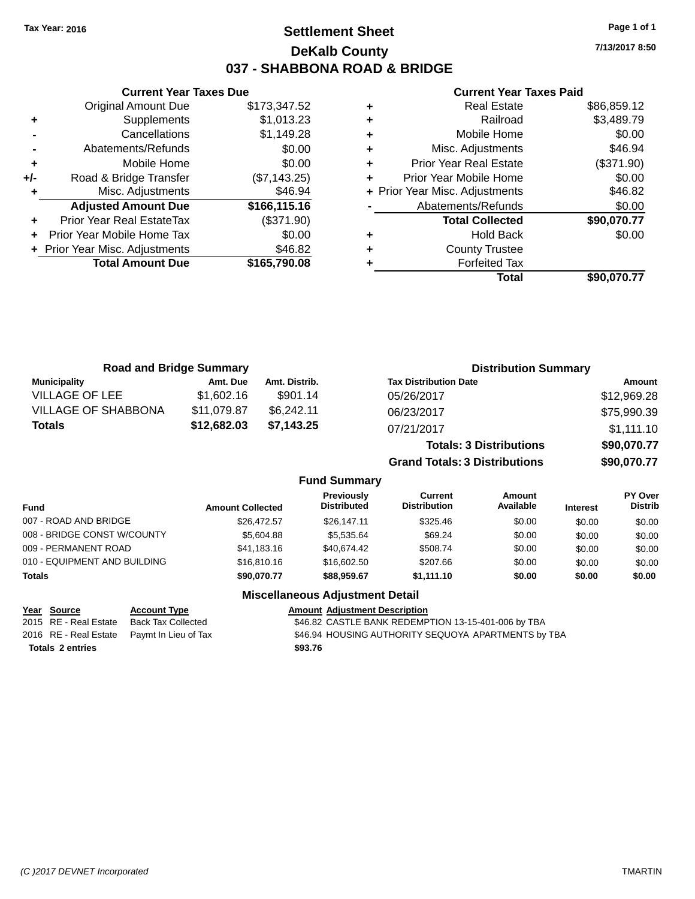Tax Year: 2016

# Settlement Sheet

## DeKalb County

## 037 - SHABBONA ROAD & BRIDGE

7/13/2017 8:50

### Current Year Taxes Due

| | | |
|---|---|---|
| | Original Amount Due | $173,347.52 |
| + | Supplements | $1,013.23 |
| - | Cancellations | $1,149.28 |
| - | Abatements/Refunds | $0.00 |
| + | Mobile Home | $0.00 |
| +/- | Road & Bridge Transfer | ($7,143.25) |
| + | Misc. Adjustments | $46.94 |
| | **Adjusted Amount Due** | **$166,115.16** |
| + | Prior Year Real EstateTax | ($371.90) |
| + | Prior Year Mobile Home Tax | $0.00 |
| + | Prior Year Misc. Adjustments | $46.82 |
| | **Total Amount Due** | **$165,790.08** |

### Current Year Taxes Paid

| | | |
|---|---|---|
| + | Real Estate | $86,859.12 |
| + | Railroad | $3,489.79 |
| + | Mobile Home | $0.00 |
| + | Misc. Adjustments | $46.94 |
| + | Prior Year Real Estate | ($371.90) |
| + | Prior Year Mobile Home | $0.00 |
| + | Prior Year Misc. Adjustments | $46.82 |
| - | Abatements/Refunds | $0.00 |
| | **Total Collected** | **$90,070.77** |
| + | Hold Back | $0.00 |
| + | County Trustee | |
| + | Forfeited Tax | |
| | **Total** | **$90,070.77** |

### Road and Bridge Summary

| Municipality | Amt. Due | Amt. Distrib. |
|---|---|---|
| VILLAGE OF LEE | $1,602.16 | $901.14 |
| VILLAGE OF SHABBONA | $11,079.87 | $6,242.11 |
| **Totals** | **$12,682.03** | **$7,143.25** |

### Distribution Summary

| Tax Distribution Date | Amount |
|---|---|
| 05/26/2017 | $12,969.28 |
| 06/23/2017 | $75,990.39 |
| 07/21/2017 | $1,111.10 |
| **Totals: 3 Distributions** | **$90,070.77** |
| **Grand Totals: 3 Distributions** | **$90,070.77** |

### Fund Summary

| Fund | Amount Collected | Previously Distributed | Current Distribution | Amount Available | Interest | PY Over Distrib |
|---|---|---|---|---|---|---|
| 007 - ROAD AND BRIDGE | $26,472.57 | $26,147.11 | $325.46 | $0.00 | $0.00 | $0.00 |
| 008 - BRIDGE CONST W/COUNTY | $5,604.88 | $5,535.64 | $69.24 | $0.00 | $0.00 | $0.00 |
| 009 - PERMANENT ROAD | $41,183.16 | $40,674.42 | $508.74 | $0.00 | $0.00 | $0.00 |
| 010 - EQUIPMENT AND BUILDING | $16,810.16 | $16,602.50 | $207.66 | $0.00 | $0.00 | $0.00 |
| **Totals** | **$90,070.77** | **$88,959.67** | **$1,111.10** | **$0.00** | **$0.00** | **$0.00** |

### Miscellaneous Adjustment Detail

| Year | Source | Account Type | Amount | Adjustment Description |
|---|---|---|---|---|
| 2015 | RE - Real Estate | Back Tax Collected | $46.82 | CASTLE BANK REDEMPTION 13-15-401-006 by TBA |
| 2016 | RE - Real Estate | Paymt In Lieu of Tax | $46.94 | HOUSING AUTHORITY SEQUOYA APARTMENTS by TBA |
| **Totals** | **2 entries** | | **$93.76** | |

(C )2017 DEVNET Incorporated TMARTIN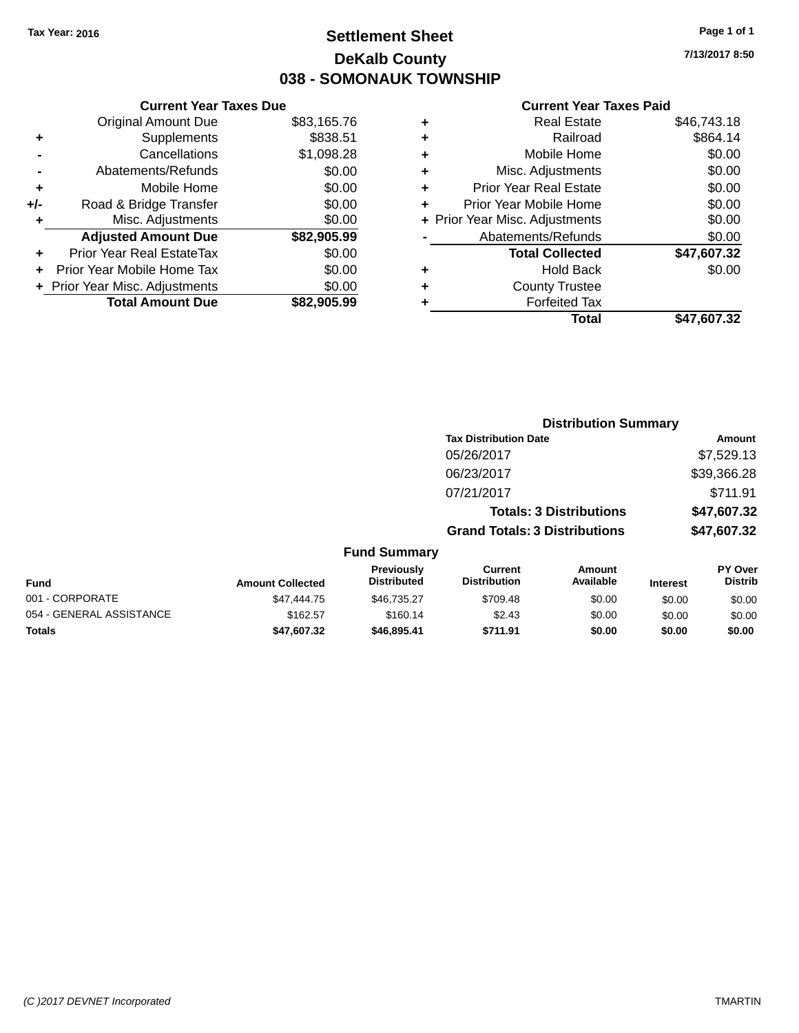Tax Year: 2016

# Settlement Sheet
## DeKalb County
## 038 - SOMONAUK TOWNSHIP

7/13/2017 8:50

### Current Year Taxes Due

| | | |
|---|---|---|
| | Original Amount Due | $83,165.76 |
| + | Supplements | $838.51 |
| - | Cancellations | $1,098.28 |
| - | Abatements/Refunds | $0.00 |
| + | Mobile Home | $0.00 |
| +/- | Road & Bridge Transfer | $0.00 |
| + | Misc. Adjustments | $0.00 |
| | **Adjusted Amount Due** | **$82,905.99** |
| + | Prior Year Real EstateTax | $0.00 |
| + | Prior Year Mobile Home Tax | $0.00 |
| + | Prior Year Misc. Adjustments | $0.00 |
| | **Total Amount Due** | **$82,905.99** |

### Current Year Taxes Paid

| | | |
|---|---|---|
| + | Real Estate | $46,743.18 |
| + | Railroad | $864.14 |
| + | Mobile Home | $0.00 |
| + | Misc. Adjustments | $0.00 |
| + | Prior Year Real Estate | $0.00 |
| + | Prior Year Mobile Home | $0.00 |
| + | Prior Year Misc. Adjustments | $0.00 |
| - | Abatements/Refunds | $0.00 |
| | **Total Collected** | **$47,607.32** |
| + | Hold Back | $0.00 |
| + | County Trustee | |
| + | Forfeited Tax | |
| | **Total** | **$47,607.32** |

### Distribution Summary

| Tax Distribution Date | Amount |
|---|---|
| 05/26/2017 | $7,529.13 |
| 06/23/2017 | $39,366.28 |
| 07/21/2017 | $711.91 |
| **Totals: 3 Distributions** | **$47,607.32** |
| **Grand Totals: 3 Distributions** | **$47,607.32** |

### Fund Summary

| Fund | Amount Collected | Previously Distributed | Current Distribution | Amount Available | Interest | PY Over Distrib |
|---|---|---|---|---|---|---|
| 001 - CORPORATE | $47,444.75 | $46,735.27 | $709.48 | $0.00 | $0.00 | $0.00 |
| 054 - GENERAL ASSISTANCE | $162.57 | $160.14 | $2.43 | $0.00 | $0.00 | $0.00 |
| **Totals** | **$47,607.32** | **$46,895.41** | **$711.91** | **$0.00** | **$0.00** | **$0.00** |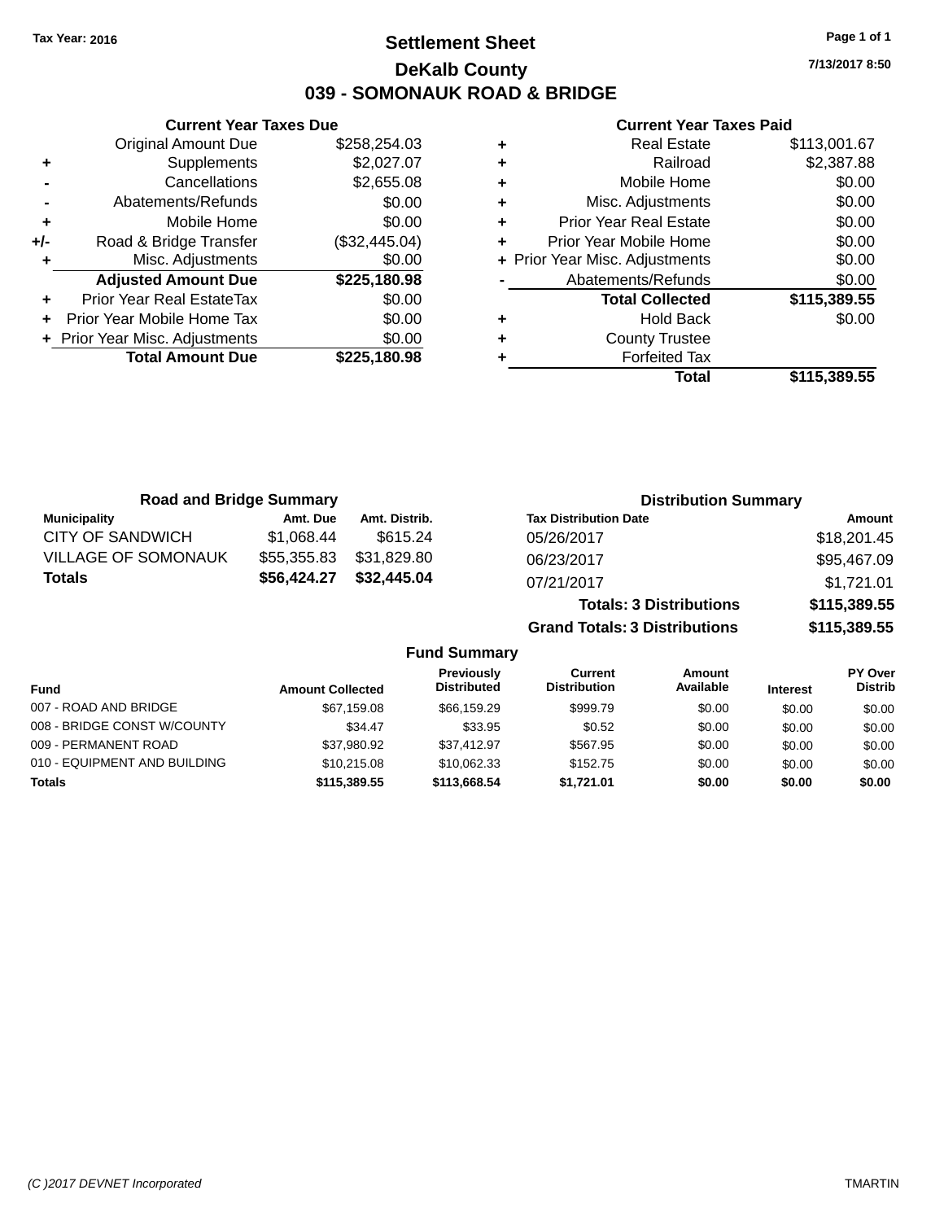Tax Year: 2016

# Settlement Sheet

## DeKalb County

## 039 - SOMONAUK ROAD & BRIDGE

7/13/2017 8:50

**Current Year Taxes Due**

| | | |
|---|---|---|
| | Original Amount Due | $258,254.03 |
| + | Supplements | $2,027.07 |
| - | Cancellations | $2,655.08 |
| - | Abatements/Refunds | $0.00 |
| + | Mobile Home | $0.00 |
| +/- | Road & Bridge Transfer | ($32,445.04) |
| + | Misc. Adjustments | $0.00 |
| | **Adjusted Amount Due** | **$225,180.98** |
| + | Prior Year Real EstateTax | $0.00 |
| + | Prior Year Mobile Home Tax | $0.00 |
| + | Prior Year Misc. Adjustments | $0.00 |
| | **Total Amount Due** | **$225,180.98** |

**Current Year Taxes Paid**

| | | |
|---|---|---|
| + | Real Estate | $113,001.67 |
| + | Railroad | $2,387.88 |
| + | Mobile Home | $0.00 |
| + | Misc. Adjustments | $0.00 |
| + | Prior Year Real Estate | $0.00 |
| + | Prior Year Mobile Home | $0.00 |
| + | Prior Year Misc. Adjustments | $0.00 |
| - | Abatements/Refunds | $0.00 |
| | **Total Collected** | **$115,389.55** |
| + | Hold Back | $0.00 |
| + | County Trustee | |
| + | Forfeited Tax | |
| | **Total** | **$115,389.55** |

**Road and Bridge Summary**

| Municipality | Amt. Due | Amt. Distrib. |
|---|---|---|
| CITY OF SANDWICH | $1,068.44 | $615.24 |
| VILLAGE OF SOMONAUK | $55,355.83 | $31,829.80 |
| **Totals** | **$56,424.27** | **$32,445.04** |

**Distribution Summary**

| Tax Distribution Date | Amount |
|---|---|
| 05/26/2017 | $18,201.45 |
| 06/23/2017 | $95,467.09 |
| 07/21/2017 | $1,721.01 |
| **Totals: 3 Distributions** | **$115,389.55** |
| **Grand Totals: 3 Distributions** | **$115,389.55** |

**Fund Summary**

| Fund | Amount Collected | Previously Distributed | Current Distribution | Amount Available | Interest | PY Over Distrib |
|---|---|---|---|---|---|---|
| 007 - ROAD AND BRIDGE | $67,159.08 | $66,159.29 | $999.79 | $0.00 | $0.00 | $0.00 |
| 008 - BRIDGE CONST W/COUNTY | $34.47 | $33.95 | $0.52 | $0.00 | $0.00 | $0.00 |
| 009 - PERMANENT ROAD | $37,980.92 | $37,412.97 | $567.95 | $0.00 | $0.00 | $0.00 |
| 010 - EQUIPMENT AND BUILDING | $10,215.08 | $10,062.33 | $152.75 | $0.00 | $0.00 | $0.00 |
| **Totals** | **$115,389.55** | **$113,668.54** | **$1,721.01** | **$0.00** | **$0.00** | **$0.00** |

(C )2017 DEVNET Incorporated TMARTIN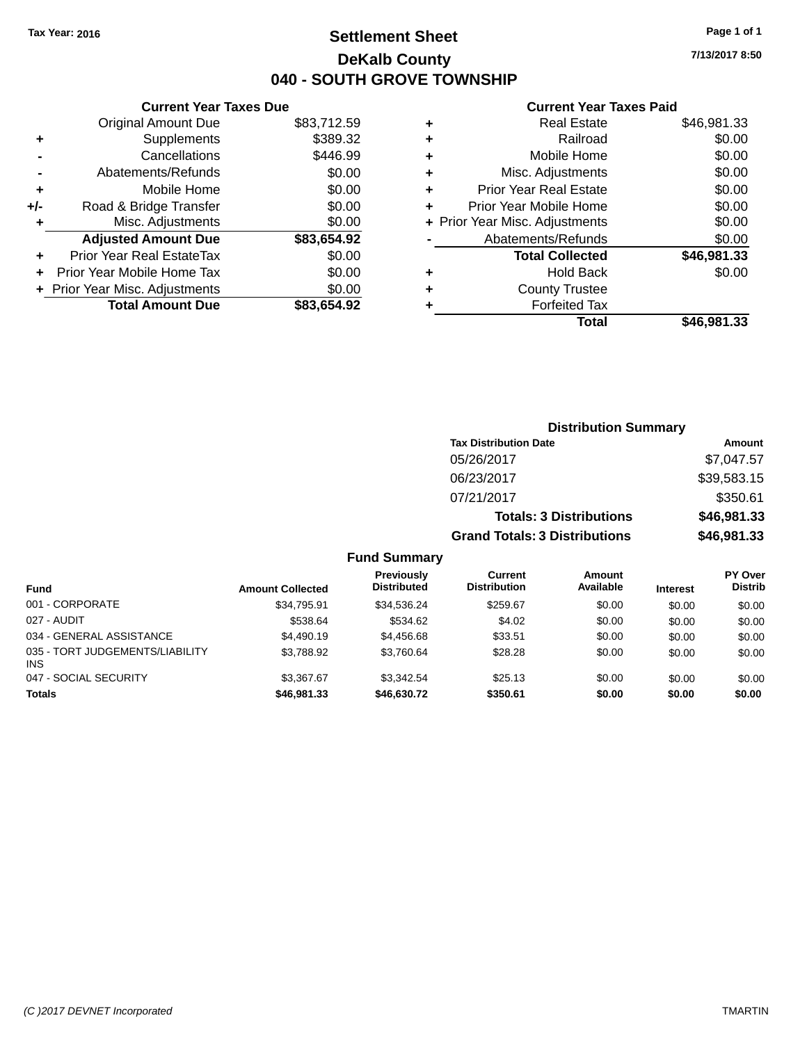Tax Year: 2016

# Settlement Sheet

## DeKalb County

## 040 - SOUTH GROVE TOWNSHIP

7/13/2017 8:50

### Current Year Taxes Due

| | | |
|---|---|---|
| | Original Amount Due | $83,712.59 |
| + | Supplements | $389.32 |
| - | Cancellations | $446.99 |
| - | Abatements/Refunds | $0.00 |
| + | Mobile Home | $0.00 |
| +/- | Road & Bridge Transfer | $0.00 |
| + | Misc. Adjustments | $0.00 |
| | **Adjusted Amount Due** | **$83,654.92** |
| + | Prior Year Real EstateTax | $0.00 |
| + | Prior Year Mobile Home Tax | $0.00 |
| + | Prior Year Misc. Adjustments | $0.00 |
| | **Total Amount Due** | **$83,654.92** |

### Current Year Taxes Paid

| | | |
|---|---|---|
| + | Real Estate | $46,981.33 |
| + | Railroad | $0.00 |
| + | Mobile Home | $0.00 |
| + | Misc. Adjustments | $0.00 |
| + | Prior Year Real Estate | $0.00 |
| + | Prior Year Mobile Home | $0.00 |
| + | Prior Year Misc. Adjustments | $0.00 |
| - | Abatements/Refunds | $0.00 |
| | **Total Collected** | **$46,981.33** |
| + | Hold Back | $0.00 |
| + | County Trustee | |
| + | Forfeited Tax | |
| | **Total** | **$46,981.33** |

### Distribution Summary

| Tax Distribution Date | Amount |
|---|---|
| 05/26/2017 | $7,047.57 |
| 06/23/2017 | $39,583.15 |
| 07/21/2017 | $350.61 |
| **Totals: 3 Distributions** | **$46,981.33** |
| **Grand Totals: 3 Distributions** | **$46,981.33** |

### Fund Summary

| Fund | Amount Collected | Previously Distributed | Current Distribution | Amount Available | Interest | PY Over Distrib |
|---|---|---|---|---|---|---|
| 001 - CORPORATE | $34,795.91 | $34,536.24 | $259.67 | $0.00 | $0.00 | $0.00 |
| 027 - AUDIT | $538.64 | $534.62 | $4.02 | $0.00 | $0.00 | $0.00 |
| 034 - GENERAL ASSISTANCE | $4,490.19 | $4,456.68 | $33.51 | $0.00 | $0.00 | $0.00 |
| 035 - TORT JUDGEMENTS/LIABILITY INS | $3,788.92 | $3,760.64 | $28.28 | $0.00 | $0.00 | $0.00 |
| 047 - SOCIAL SECURITY | $3,367.67 | $3,342.54 | $25.13 | $0.00 | $0.00 | $0.00 |
| **Totals** | **$46,981.33** | **$46,630.72** | **$350.61** | **$0.00** | **$0.00** | **$0.00** |

(C )2017 DEVNET Incorporated TMARTIN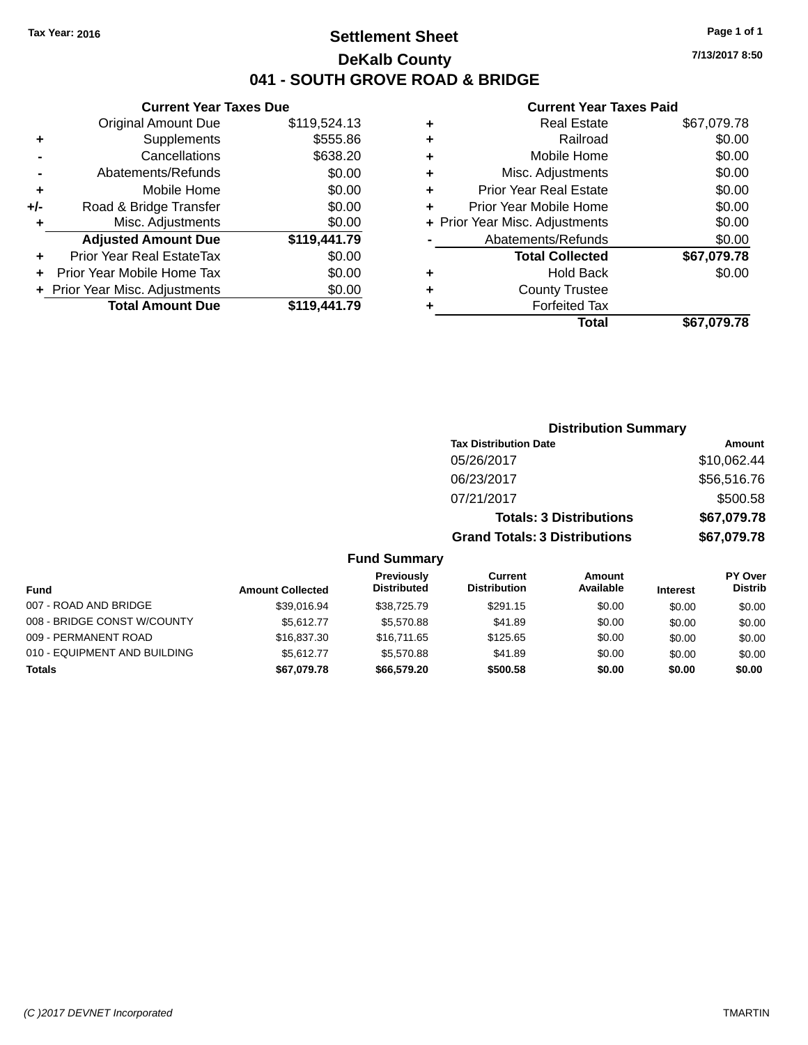Tax Year: 2016

# Settlement Sheet

## DeKalb County

## 041 - SOUTH GROVE ROAD & BRIDGE

7/13/2017 8:50

### Current Year Taxes Due

| | | |
|---|---|---|
| | Original Amount Due | $119,524.13 |
| + | Supplements | $555.86 |
| - | Cancellations | $638.20 |
| - | Abatements/Refunds | $0.00 |
| + | Mobile Home | $0.00 |
| +/- | Road & Bridge Transfer | $0.00 |
| + | Misc. Adjustments | $0.00 |
| | **Adjusted Amount Due** | **$119,441.79** |
| + | Prior Year Real EstateTax | $0.00 |
| + | Prior Year Mobile Home Tax | $0.00 |
| + | Prior Year Misc. Adjustments | $0.00 |
| | **Total Amount Due** | **$119,441.79** |

### Current Year Taxes Paid

| | | |
|---|---|---|
| + | Real Estate | $67,079.78 |
| + | Railroad | $0.00 |
| + | Mobile Home | $0.00 |
| + | Misc. Adjustments | $0.00 |
| + | Prior Year Real Estate | $0.00 |
| + | Prior Year Mobile Home | $0.00 |
| + | Prior Year Misc. Adjustments | $0.00 |
| - | Abatements/Refunds | $0.00 |
| | **Total Collected** | **$67,079.78** |
| + | Hold Back | $0.00 |
| + | County Trustee | |
| + | Forfeited Tax | |
| | **Total** | **$67,079.78** |

### Distribution Summary

| Tax Distribution Date | Amount |
|---|---|
| 05/26/2017 | $10,062.44 |
| 06/23/2017 | $56,516.76 |
| 07/21/2017 | $500.58 |
| **Totals: 3 Distributions** | **$67,079.78** |
| **Grand Totals: 3 Distributions** | **$67,079.78** |

### Fund Summary

| Fund | Amount Collected | Previously Distributed | Current Distribution | Amount Available | Interest | PY Over Distrib |
|---|---|---|---|---|---|---|
| 007 - ROAD AND BRIDGE | $39,016.94 | $38,725.79 | $291.15 | $0.00 | $0.00 | $0.00 |
| 008 - BRIDGE CONST W/COUNTY | $5,612.77 | $5,570.88 | $41.89 | $0.00 | $0.00 | $0.00 |
| 009 - PERMANENT ROAD | $16,837.30 | $16,711.65 | $125.65 | $0.00 | $0.00 | $0.00 |
| 010 - EQUIPMENT AND BUILDING | $5,612.77 | $5,570.88 | $41.89 | $0.00 | $0.00 | $0.00 |
| **Totals** | **$67,079.78** | **$66,579.20** | **$500.58** | **$0.00** | **$0.00** | **$0.00** |

(C )2017 DEVNET Incorporated TMARTIN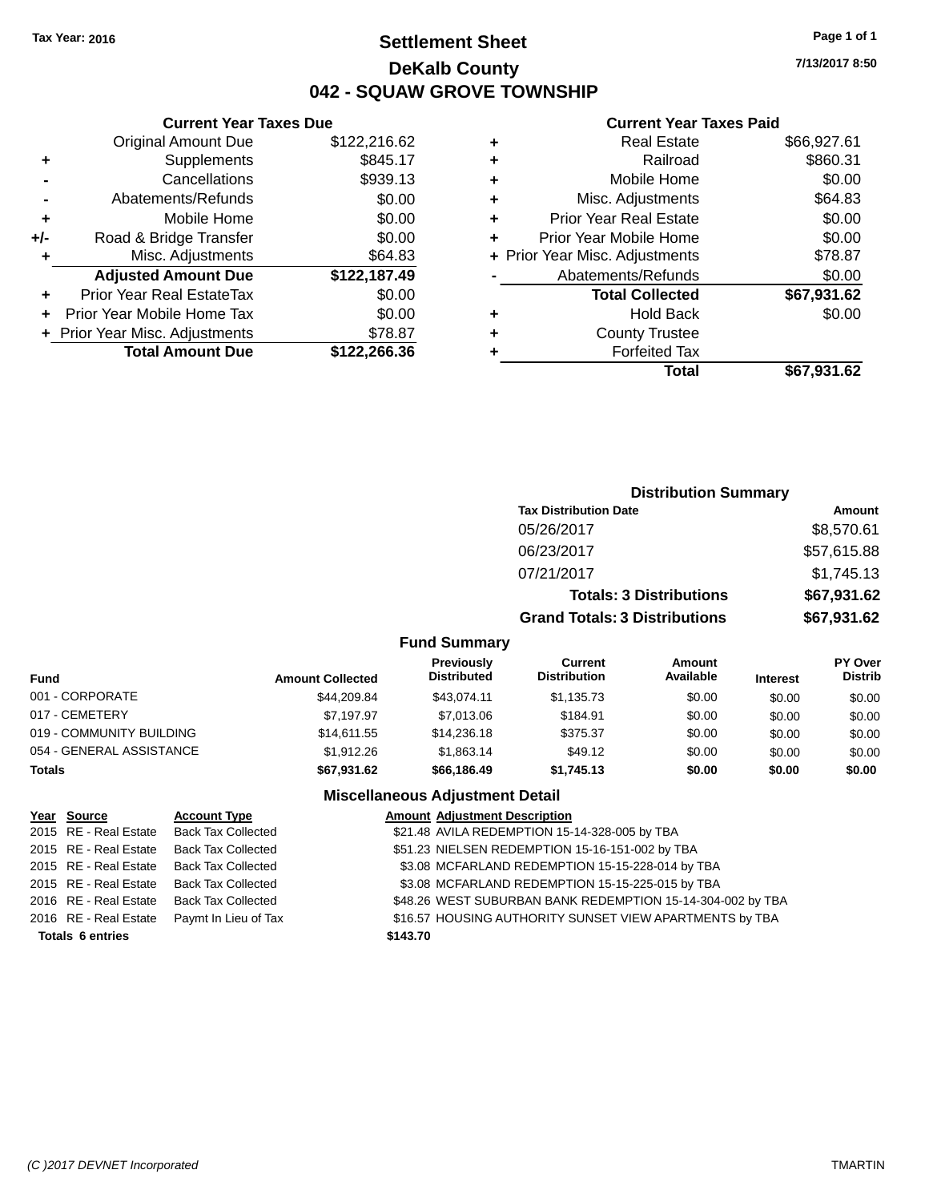Tax Year: 2016

# Settlement Sheet
## DeKalb County
## 042 - SQUAW GROVE TOWNSHIP

7/13/2017 8:50

### Current Year Taxes Due

| | | |
|---|---|---|
| | Original Amount Due | $122,216.62 |
| + | Supplements | $845.17 |
| - | Cancellations | $939.13 |
| - | Abatements/Refunds | $0.00 |
| + | Mobile Home | $0.00 |
| +/- | Road & Bridge Transfer | $0.00 |
| + | Misc. Adjustments | $64.83 |
| | **Adjusted Amount Due** | **$122,187.49** |
| + | Prior Year Real EstateTax | $0.00 |
| + | Prior Year Mobile Home Tax | $0.00 |
| + | Prior Year Misc. Adjustments | $78.87 |
| | **Total Amount Due** | **$122,266.36** |

### Current Year Taxes Paid

| | | |
|---|---|---|
| + | Real Estate | $66,927.61 |
| + | Railroad | $860.31 |
| + | Mobile Home | $0.00 |
| + | Misc. Adjustments | $64.83 |
| + | Prior Year Real Estate | $0.00 |
| + | Prior Year Mobile Home | $0.00 |
| + | Prior Year Misc. Adjustments | $78.87 |
| - | Abatements/Refunds | $0.00 |
| | **Total Collected** | **$67,931.62** |
| + | Hold Back | $0.00 |
| + | County Trustee | |
| + | Forfeited Tax | |
| | **Total** | **$67,931.62** |

### Distribution Summary

| Tax Distribution Date | Amount |
|---|---|
| 05/26/2017 | $8,570.61 |
| 06/23/2017 | $57,615.88 |
| 07/21/2017 | $1,745.13 |
| **Totals: 3 Distributions** | **$67,931.62** |
| **Grand Totals: 3 Distributions** | **$67,931.62** |

### Fund Summary

| Fund | Amount Collected | Previously Distributed | Current Distribution | Amount Available | Interest | PY Over Distrib |
|---|---|---|---|---|---|---|
| 001 - CORPORATE | $44,209.84 | $43,074.11 | $1,135.73 | $0.00 | $0.00 | $0.00 |
| 017 - CEMETERY | $7,197.97 | $7,013.06 | $184.91 | $0.00 | $0.00 | $0.00 |
| 019 - COMMUNITY BUILDING | $14,611.55 | $14,236.18 | $375.37 | $0.00 | $0.00 | $0.00 |
| 054 - GENERAL ASSISTANCE | $1,912.26 | $1,863.14 | $49.12 | $0.00 | $0.00 | $0.00 |
| **Totals** | **$67,931.62** | **$66,186.49** | **$1,745.13** | **$0.00** | **$0.00** | **$0.00** |

### Miscellaneous Adjustment Detail

| Year | Source | Account Type | Amount | Adjustment Description |
|---|---|---|---|---|
| 2015 | RE - Real Estate | Back Tax Collected | $21.48 | AVILA REDEMPTION 15-14-328-005 by TBA |
| 2015 | RE - Real Estate | Back Tax Collected | $51.23 | NIELSEN REDEMPTION 15-16-151-002 by TBA |
| 2015 | RE - Real Estate | Back Tax Collected | $3.08 | MCFARLAND REDEMPTION 15-15-228-014 by TBA |
| 2015 | RE - Real Estate | Back Tax Collected | $3.08 | MCFARLAND REDEMPTION 15-15-225-015 by TBA |
| 2016 | RE - Real Estate | Back Tax Collected | $48.26 | WEST SUBURBAN BANK REDEMPTION 15-14-304-002 by TBA |
| 2016 | RE - Real Estate | Paymt In Lieu of Tax | $16.57 | HOUSING AUTHORITY SUNSET VIEW APARTMENTS by TBA |
| **Totals 6 entries** | | | **$143.70** | |

(C )2017 DEVNET Incorporated TMARTIN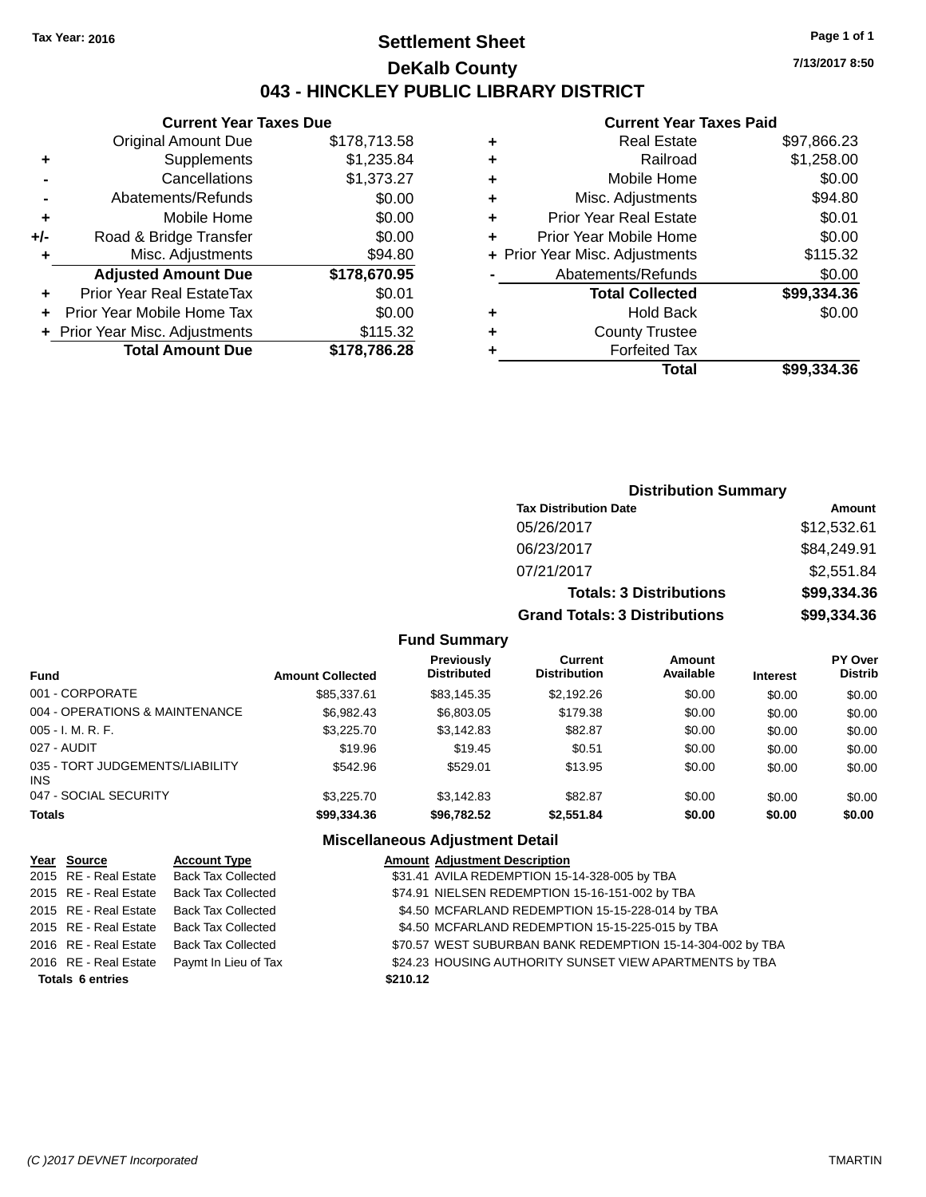Tax Year: 2016

# Settlement Sheet

## DeKalb County

## 043 - HINCKLEY PUBLIC LIBRARY DISTRICT

7/13/2017 8:50

### Current Year Taxes Due

| | | |
|---|---|---|
| | Original Amount Due | $178,713.58 |
| + | Supplements | $1,235.84 |
| - | Cancellations | $1,373.27 |
| - | Abatements/Refunds | $0.00 |
| + | Mobile Home | $0.00 |
| +/- | Road & Bridge Transfer | $0.00 |
| + | Misc. Adjustments | $94.80 |
| | **Adjusted Amount Due** | **$178,670.95** |
| + | Prior Year Real EstateTax | $0.01 |
| + | Prior Year Mobile Home Tax | $0.00 |
| + | Prior Year Misc. Adjustments | $115.32 |
| | **Total Amount Due** | **$178,786.28** |

### Current Year Taxes Paid

| | | |
|---|---|---|
| + | Real Estate | $97,866.23 |
| + | Railroad | $1,258.00 |
| + | Mobile Home | $0.00 |
| + | Misc. Adjustments | $94.80 |
| + | Prior Year Real Estate | $0.01 |
| + | Prior Year Mobile Home | $0.00 |
| + | Prior Year Misc. Adjustments | $115.32 |
| - | Abatements/Refunds | $0.00 |
| | **Total Collected** | **$99,334.36** |
| + | Hold Back | $0.00 |
| + | County Trustee | |
| + | Forfeited Tax | |
| | **Total** | **$99,334.36** |

### Distribution Summary

| Tax Distribution Date | Amount |
|---|---|
| 05/26/2017 | $12,532.61 |
| 06/23/2017 | $84,249.91 |
| 07/21/2017 | $2,551.84 |
| **Totals: 3 Distributions** | **$99,334.36** |
| **Grand Totals: 3 Distributions** | **$99,334.36** |

### Fund Summary

| Fund | Amount Collected | Previously Distributed | Current Distribution | Amount Available | Interest | PY Over Distrib |
|---|---|---|---|---|---|---|
| 001 - CORPORATE | $85,337.61 | $83,145.35 | $2,192.26 | $0.00 | $0.00 | $0.00 |
| 004 - OPERATIONS & MAINTENANCE | $6,982.43 | $6,803.05 | $179.38 | $0.00 | $0.00 | $0.00 |
| 005 - I. M. R. F. | $3,225.70 | $3,142.83 | $82.87 | $0.00 | $0.00 | $0.00 |
| 027 - AUDIT | $19.96 | $19.45 | $0.51 | $0.00 | $0.00 | $0.00 |
| 035 - TORT JUDGEMENTS/LIABILITY INS | $542.96 | $529.01 | $13.95 | $0.00 | $0.00 | $0.00 |
| 047 - SOCIAL SECURITY | $3,225.70 | $3,142.83 | $82.87 | $0.00 | $0.00 | $0.00 |
| **Totals** | **$99,334.36** | **$96,782.52** | **$2,551.84** | **$0.00** | **$0.00** | **$0.00** |

### Miscellaneous Adjustment Detail

| Year | Source | Account Type | Amount | Adjustment Description |
|---|---|---|---|---|
| 2015 | RE - Real Estate | Back Tax Collected | $31.41 | AVILA REDEMPTION 15-14-328-005 by TBA |
| 2015 | RE - Real Estate | Back Tax Collected | $74.91 | NIELSEN REDEMPTION 15-16-151-002 by TBA |
| 2015 | RE - Real Estate | Back Tax Collected | $4.50 | MCFARLAND REDEMPTION 15-15-228-014 by TBA |
| 2015 | RE - Real Estate | Back Tax Collected | $4.50 | MCFARLAND REDEMPTION 15-15-225-015 by TBA |
| 2016 | RE - Real Estate | Back Tax Collected | $70.57 | WEST SUBURBAN BANK REDEMPTION 15-14-304-002 by TBA |
| 2016 | RE - Real Estate | Paymt In Lieu of Tax | $24.23 | HOUSING AUTHORITY SUNSET VIEW APARTMENTS by TBA |
| **Totals** | **6 entries** | | **$210.12** | |

(C )2017 DEVNET Incorporated TMARTIN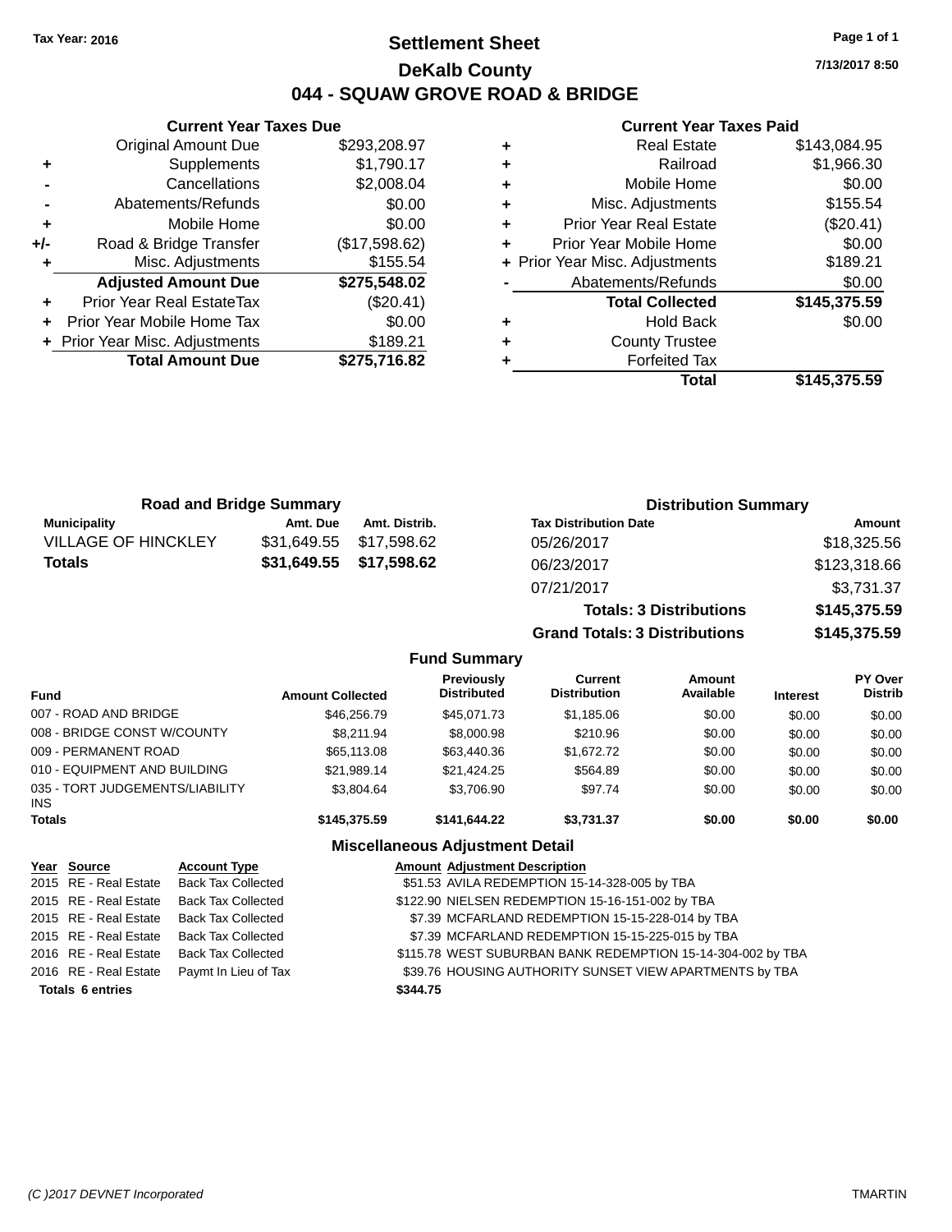Tax Year: 2016

# Settlement Sheet
## DeKalb County
## 044 - SQUAW GROVE ROAD & BRIDGE

7/13/2017 8:50

### Current Year Taxes Due

| | | |
|---|---|---|
| | Original Amount Due | $293,208.97 |
| + | Supplements | $1,790.17 |
| - | Cancellations | $2,008.04 |
| - | Abatements/Refunds | $0.00 |
| + | Mobile Home | $0.00 |
| +/- | Road & Bridge Transfer | ($17,598.62) |
| + | Misc. Adjustments | $155.54 |
| | **Adjusted Amount Due** | **$275,548.02** |
| + | Prior Year Real EstateTax | ($20.41) |
| + | Prior Year Mobile Home Tax | $0.00 |
| + | Prior Year Misc. Adjustments | $189.21 |
| | **Total Amount Due** | **$275,716.82** |

### Current Year Taxes Paid

| | | |
|---|---|---|
| + | Real Estate | $143,084.95 |
| + | Railroad | $1,966.30 |
| + | Mobile Home | $0.00 |
| + | Misc. Adjustments | $155.54 |
| + | Prior Year Real Estate | ($20.41) |
| + | Prior Year Mobile Home | $0.00 |
| + | Prior Year Misc. Adjustments | $189.21 |
| - | Abatements/Refunds | $0.00 |
| | **Total Collected** | **$145,375.59** |
| + | Hold Back | $0.00 |
| + | County Trustee | |
| + | Forfeited Tax | |
| | **Total** | **$145,375.59** |

### Road and Bridge Summary

| Municipality | Amt. Due | Amt. Distrib. |
|---|---|---|
| VILLAGE OF HINCKLEY | $31,649.55 | $17,598.62 |
| **Totals** | **$31,649.55** | **$17,598.62** |

### Distribution Summary

| Tax Distribution Date | Amount |
|---|---|
| 05/26/2017 | $18,325.56 |
| 06/23/2017 | $123,318.66 |
| 07/21/2017 | $3,731.37 |
| **Totals: 3 Distributions** | **$145,375.59** |
| **Grand Totals: 3 Distributions** | **$145,375.59** |

### Fund Summary

| Fund | Amount Collected | Previously Distributed | Current Distribution | Amount Available | Interest | PY Over Distrib |
|---|---|---|---|---|---|---|
| 007 - ROAD AND BRIDGE | $46,256.79 | $45,071.73 | $1,185.06 | $0.00 | $0.00 | $0.00 |
| 008 - BRIDGE CONST W/COUNTY | $8,211.94 | $8,000.98 | $210.96 | $0.00 | $0.00 | $0.00 |
| 009 - PERMANENT ROAD | $65,113.08 | $63,440.36 | $1,672.72 | $0.00 | $0.00 | $0.00 |
| 010 - EQUIPMENT AND BUILDING | $21,989.14 | $21,424.25 | $564.89 | $0.00 | $0.00 | $0.00 |
| 035 - TORT JUDGEMENTS/LIABILITY INS | $3,804.64 | $3,706.90 | $97.74 | $0.00 | $0.00 | $0.00 |
| **Totals** | **$145,375.59** | **$141,644.22** | **$3,731.37** | **$0.00** | **$0.00** | **$0.00** |

### Miscellaneous Adjustment Detail

| Year | Source | Account Type | Amount | Adjustment Description |
|---|---|---|---|---|
| 2015 | RE - Real Estate | Back Tax Collected | $51.53 | AVILA REDEMPTION 15-14-328-005 by TBA |
| 2015 | RE - Real Estate | Back Tax Collected | $122.90 | NIELSEN REDEMPTION 15-16-151-002 by TBA |
| 2015 | RE - Real Estate | Back Tax Collected | $7.39 | MCFARLAND REDEMPTION 15-15-228-014 by TBA |
| 2015 | RE - Real Estate | Back Tax Collected | $7.39 | MCFARLAND REDEMPTION 15-15-225-015 by TBA |
| 2016 | RE - Real Estate | Back Tax Collected | $115.78 | WEST SUBURBAN BANK REDEMPTION 15-14-304-002 by TBA |
| 2016 | RE - Real Estate | Paymt In Lieu of Tax | $39.76 | HOUSING AUTHORITY SUNSET VIEW APARTMENTS by TBA |
| **Totals** | **6 entries** | | **$344.75** | |

(C )2017 DEVNET Incorporated — TMARTIN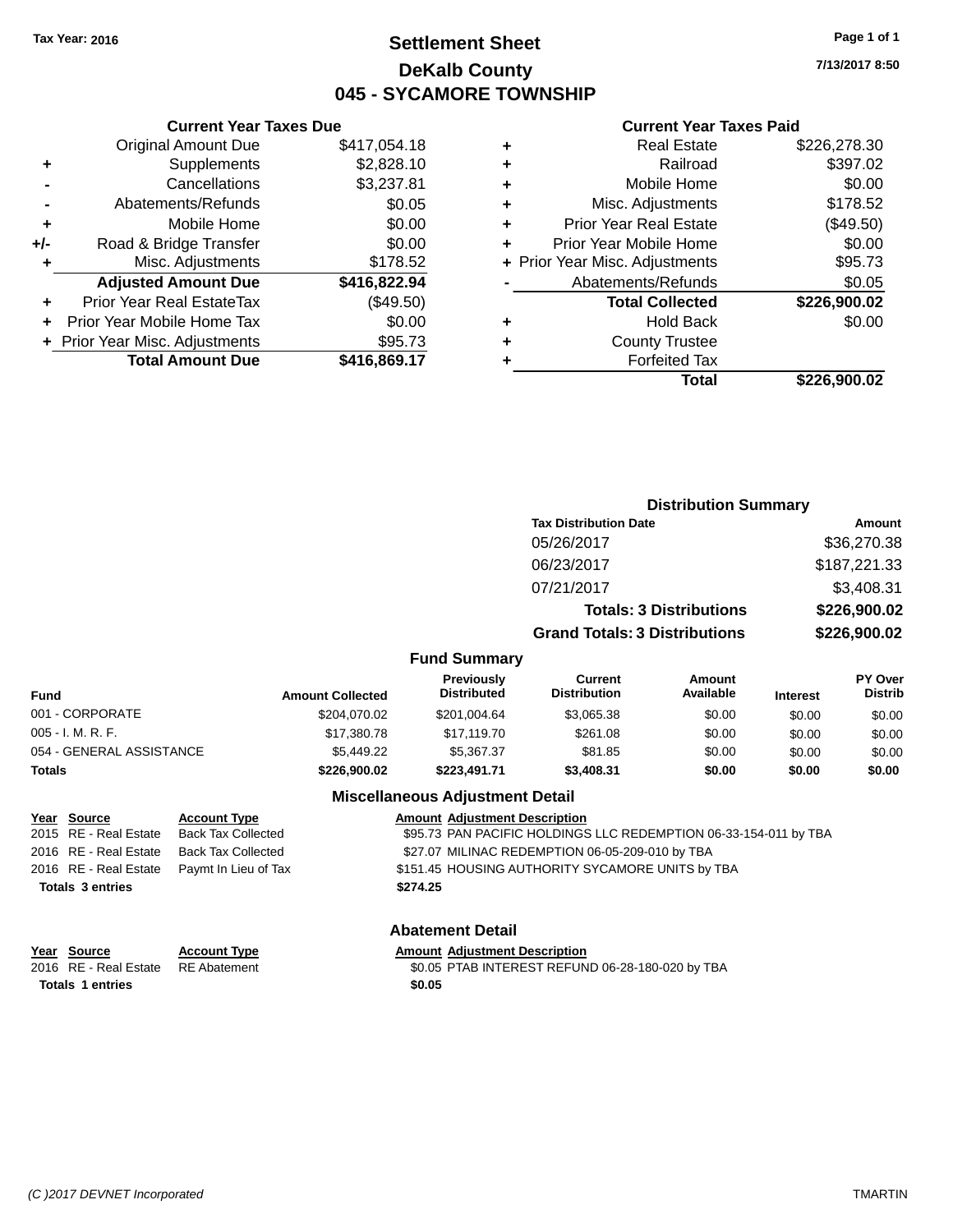**Tax Year: 2016**

# Settlement Sheet
## DeKalb County
## 045 - SYCAMORE TOWNSHIP

7/13/2017 8:50

### Current Year Taxes Due

| | | |
|---|---|---|
| | Original Amount Due | $417,054.18 |
| + | Supplements | $2,828.10 |
| - | Cancellations | $3,237.81 |
| - | Abatements/Refunds | $0.05 |
| + | Mobile Home | $0.00 |
| +/- | Road & Bridge Transfer | $0.00 |
| + | Misc. Adjustments | $178.52 |
| | **Adjusted Amount Due** | **$416,822.94** |
| + | Prior Year Real EstateTax | ($49.50) |
| + | Prior Year Mobile Home Tax | $0.00 |
| + | Prior Year Misc. Adjustments | $95.73 |
| | **Total Amount Due** | **$416,869.17** |

### Current Year Taxes Paid

| | | |
|---|---|---|
| + | Real Estate | $226,278.30 |
| + | Railroad | $397.02 |
| + | Mobile Home | $0.00 |
| + | Misc. Adjustments | $178.52 |
| + | Prior Year Real Estate | ($49.50) |
| + | Prior Year Mobile Home | $0.00 |
| + | Prior Year Misc. Adjustments | $95.73 |
| - | Abatements/Refunds | $0.05 |
| | **Total Collected** | **$226,900.02** |
| + | Hold Back | $0.00 |
| + | County Trustee | |
| + | Forfeited Tax | |
| | **Total** | **$226,900.02** |

### Distribution Summary

| Tax Distribution Date | Amount |
|---|---|
| 05/26/2017 | $36,270.38 |
| 06/23/2017 | $187,221.33 |
| 07/21/2017 | $3,408.31 |
| **Totals: 3 Distributions** | **$226,900.02** |
| **Grand Totals: 3 Distributions** | **$226,900.02** |

### Fund Summary

| Fund | Amount Collected | Previously Distributed | Current Distribution | Amount Available | Interest | PY Over Distrib |
|---|---|---|---|---|---|---|
| 001 - CORPORATE | $204,070.02 | $201,004.64 | $3,065.38 | $0.00 | $0.00 | $0.00 |
| 005 - I. M. R. F. | $17,380.78 | $17,119.70 | $261.08 | $0.00 | $0.00 | $0.00 |
| 054 - GENERAL ASSISTANCE | $5,449.22 | $5,367.37 | $81.85 | $0.00 | $0.00 | $0.00 |
| **Totals** | **$226,900.02** | **$223,491.71** | **$3,408.31** | **$0.00** | **$0.00** | **$0.00** |

### Miscellaneous Adjustment Detail

| Year | Source | Account Type | Amount | Adjustment Description |
|---|---|---|---|---|
| 2015 | RE - Real Estate | Back Tax Collected | $95.73 | PAN PACIFIC HOLDINGS LLC REDEMPTION 06-33-154-011 by TBA |
| 2016 | RE - Real Estate | Back Tax Collected | $27.07 | MILINAC REDEMPTION 06-05-209-010 by TBA |
| 2016 | RE - Real Estate | Paymt In Lieu of Tax | $151.45 | HOUSING AUTHORITY SYCAMORE UNITS by TBA |
| **Totals 3 entries** | | | **$274.25** | |

### Abatement Detail

| Year | Source | Account Type | Amount | Adjustment Description |
|---|---|---|---|---|
| 2016 | RE - Real Estate | RE Abatement | $0.05 | PTAB INTEREST REFUND 06-28-180-020 by TBA |
| **Totals 1 entries** | | | **$0.05** | |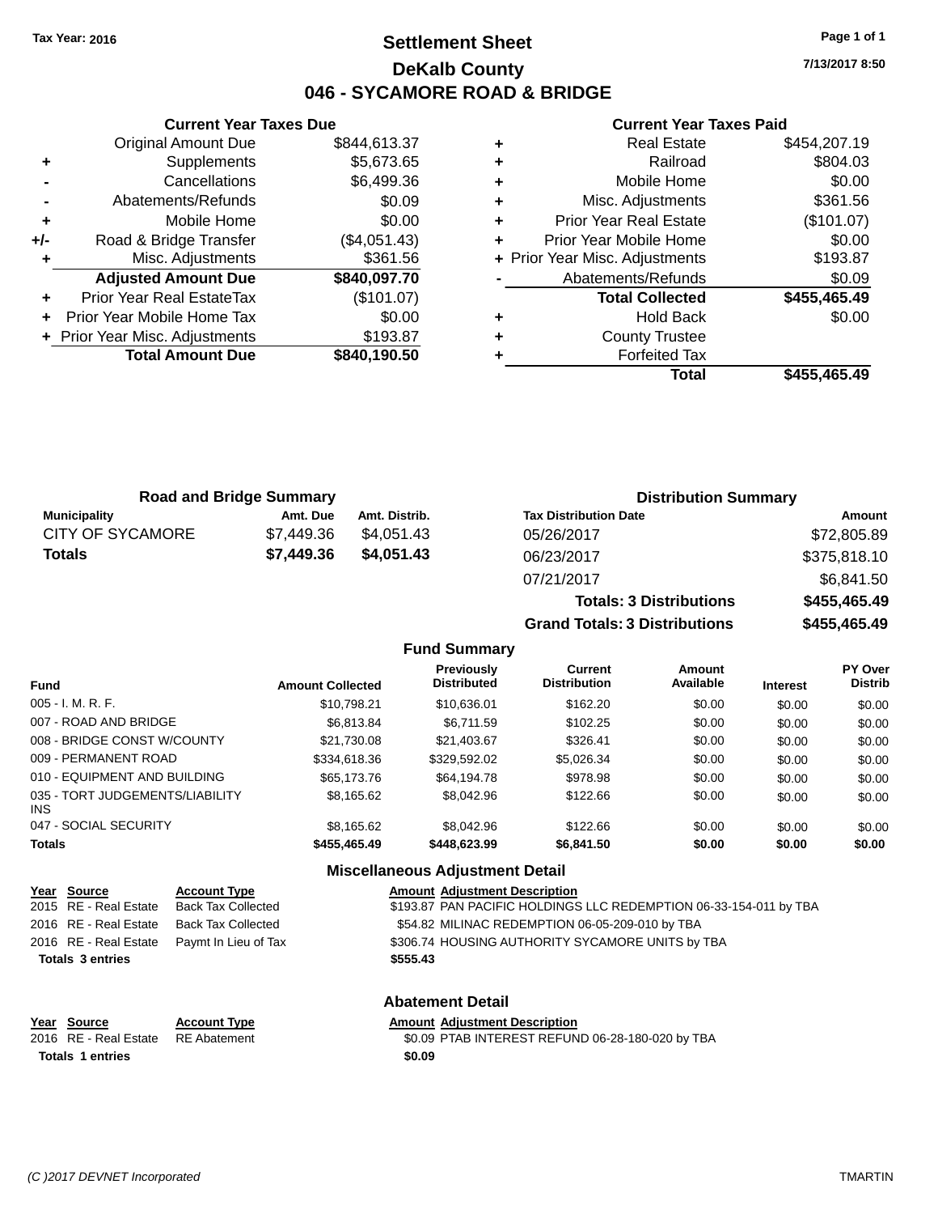Tax Year: 2016

# Settlement Sheet

## DeKalb County

## 046 - SYCAMORE ROAD & BRIDGE

7/13/2017 8:50

### Current Year Taxes Due

| | | |
|---|---|---|
| | Original Amount Due | $844,613.37 |
| + | Supplements | $5,673.65 |
| - | Cancellations | $6,499.36 |
| - | Abatements/Refunds | $0.09 |
| + | Mobile Home | $0.00 |
| +/- | Road & Bridge Transfer | ($4,051.43) |
| + | Misc. Adjustments | $361.56 |
| | **Adjusted Amount Due** | **$840,097.70** |
| + | Prior Year Real EstateTax | ($101.07) |
| + | Prior Year Mobile Home Tax | $0.00 |
| + | Prior Year Misc. Adjustments | $193.87 |
| | **Total Amount Due** | **$840,190.50** |

### Current Year Taxes Paid

| | | |
|---|---|---|
| + | Real Estate | $454,207.19 |
| + | Railroad | $804.03 |
| + | Mobile Home | $0.00 |
| + | Misc. Adjustments | $361.56 |
| + | Prior Year Real Estate | ($101.07) |
| + | Prior Year Mobile Home | $0.00 |
| + | Prior Year Misc. Adjustments | $193.87 |
| - | Abatements/Refunds | $0.09 |
| | **Total Collected** | **$455,465.49** |
| + | Hold Back | $0.00 |
| + | County Trustee | |
| + | Forfeited Tax | |
| | **Total** | **$455,465.49** |

### Road and Bridge Summary

| Municipality | Amt. Due | Amt. Distrib. |
|---|---|---|
| CITY OF SYCAMORE | $7,449.36 | $4,051.43 |
| **Totals** | **$7,449.36** | **$4,051.43** |

### Distribution Summary

| Tax Distribution Date | Amount |
|---|---|
| 05/26/2017 | $72,805.89 |
| 06/23/2017 | $375,818.10 |
| 07/21/2017 | $6,841.50 |
| **Totals: 3 Distributions** | **$455,465.49** |
| **Grand Totals: 3 Distributions** | **$455,465.49** |

### Fund Summary

| Fund | Amount Collected | Previously Distributed | Current Distribution | Amount Available | Interest | PY Over Distrib |
|---|---|---|---|---|---|---|
| 005 - I. M. R. F. | $10,798.21 | $10,636.01 | $162.20 | $0.00 | $0.00 | $0.00 |
| 007 - ROAD AND BRIDGE | $6,813.84 | $6,711.59 | $102.25 | $0.00 | $0.00 | $0.00 |
| 008 - BRIDGE CONST W/COUNTY | $21,730.08 | $21,403.67 | $326.41 | $0.00 | $0.00 | $0.00 |
| 009 - PERMANENT ROAD | $334,618.36 | $329,592.02 | $5,026.34 | $0.00 | $0.00 | $0.00 |
| 010 - EQUIPMENT AND BUILDING | $65,173.76 | $64,194.78 | $978.98 | $0.00 | $0.00 | $0.00 |
| 035 - TORT JUDGEMENTS/LIABILITY INS | $8,165.62 | $8,042.96 | $122.66 | $0.00 | $0.00 | $0.00 |
| 047 - SOCIAL SECURITY | $8,165.62 | $8,042.96 | $122.66 | $0.00 | $0.00 | $0.00 |
| **Totals** | **$455,465.49** | **$448,623.99** | **$6,841.50** | **$0.00** | **$0.00** | **$0.00** |

### Miscellaneous Adjustment Detail

| Year | Source | Account Type | Amount | Adjustment Description |
|---|---|---|---|---|
| 2015 | RE - Real Estate | Back Tax Collected | $193.87 | PAN PACIFIC HOLDINGS LLC REDEMPTION 06-33-154-011 by TBA |
| 2016 | RE - Real Estate | Back Tax Collected | $54.82 | MILINAC REDEMPTION 06-05-209-010 by TBA |
| 2016 | RE - Real Estate | Paymt In Lieu of Tax | $306.74 | HOUSING AUTHORITY SYCAMORE UNITS by TBA |
| **Totals 3 entries** | | | **$555.43** | |

### Abatement Detail

| Year | Source | Account Type | Amount | Adjustment Description |
|---|---|---|---|---|
| 2016 | RE - Real Estate | RE Abatement | $0.09 | PTAB INTEREST REFUND 06-28-180-020 by TBA |
| **Totals 1 entries** | | | **$0.09** | |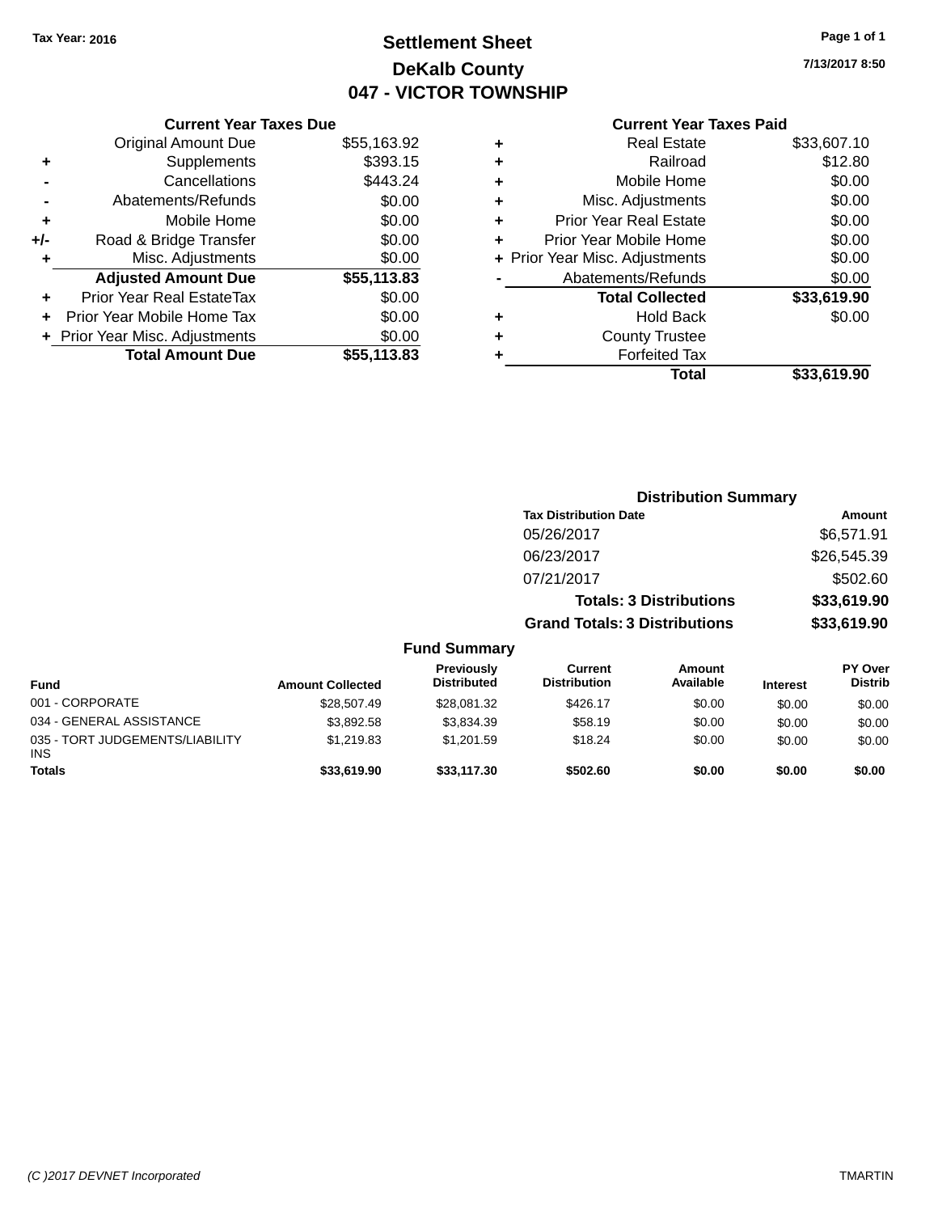Tax Year: 2016

# Settlement Sheet
## DeKalb County
## 047 - VICTOR TOWNSHIP

7/13/2017 8:50

### Current Year Taxes Due

| | | |
|---|---|---|
| | Original Amount Due | $55,163.92 |
| + | Supplements | $393.15 |
| - | Cancellations | $443.24 |
| - | Abatements/Refunds | $0.00 |
| + | Mobile Home | $0.00 |
| +/- | Road & Bridge Transfer | $0.00 |
| + | Misc. Adjustments | $0.00 |
| | **Adjusted Amount Due** | **$55,113.83** |
| + | Prior Year Real EstateTax | $0.00 |
| + | Prior Year Mobile Home Tax | $0.00 |
| + | Prior Year Misc. Adjustments | $0.00 |
| | **Total Amount Due** | **$55,113.83** |

### Current Year Taxes Paid

| | | |
|---|---|---|
| + | Real Estate | $33,607.10 |
| + | Railroad | $12.80 |
| + | Mobile Home | $0.00 |
| + | Misc. Adjustments | $0.00 |
| + | Prior Year Real Estate | $0.00 |
| + | Prior Year Mobile Home | $0.00 |
| + | Prior Year Misc. Adjustments | $0.00 |
| - | Abatements/Refunds | $0.00 |
| | **Total Collected** | **$33,619.90** |
| + | Hold Back | $0.00 |
| + | County Trustee | |
| + | Forfeited Tax | |
| | **Total** | **$33,619.90** |

### Distribution Summary

| Tax Distribution Date | Amount |
|---|---|
| 05/26/2017 | $6,571.91 |
| 06/23/2017 | $26,545.39 |
| 07/21/2017 | $502.60 |
| **Totals: 3 Distributions** | **$33,619.90** |
| **Grand Totals: 3 Distributions** | **$33,619.90** |

### Fund Summary

| Fund | Amount Collected | Previously Distributed | Current Distribution | Amount Available | Interest | PY Over Distrib |
|---|---|---|---|---|---|---|
| 001 - CORPORATE | $28,507.49 | $28,081.32 | $426.17 | $0.00 | $0.00 | $0.00 |
| 034 - GENERAL ASSISTANCE | $3,892.58 | $3,834.39 | $58.19 | $0.00 | $0.00 | $0.00 |
| 035 - TORT JUDGEMENTS/LIABILITY INS | $1,219.83 | $1,201.59 | $18.24 | $0.00 | $0.00 | $0.00 |
| **Totals** | **$33,619.90** | **$33,117.30** | **$502.60** | **$0.00** | **$0.00** | **$0.00** |

(C )2017 DEVNET Incorporated — TMARTIN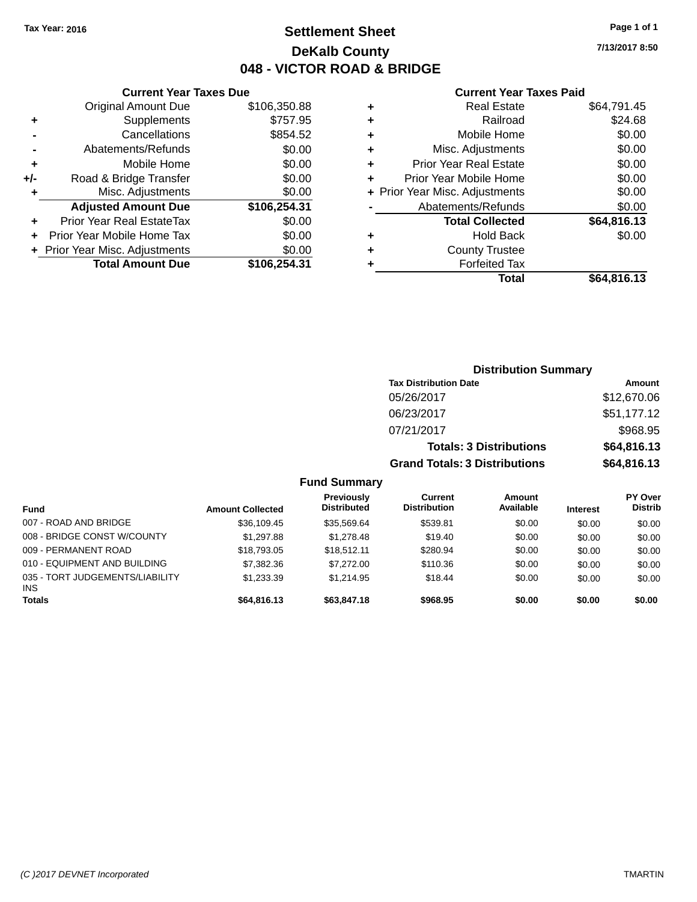Tax Year: 2016

# Settlement Sheet

## DeKalb County

## 048 - VICTOR ROAD & BRIDGE

7/13/2017 8:50

### Current Year Taxes Due

| | | |
|---|---|---|
| | Original Amount Due | $106,350.88 |
| + | Supplements | $757.95 |
| - | Cancellations | $854.52 |
| - | Abatements/Refunds | $0.00 |
| + | Mobile Home | $0.00 |
| +/- | Road & Bridge Transfer | $0.00 |
| + | Misc. Adjustments | $0.00 |
| | **Adjusted Amount Due** | **$106,254.31** |
| + | Prior Year Real EstateTax | $0.00 |
| + | Prior Year Mobile Home Tax | $0.00 |
| + | Prior Year Misc. Adjustments | $0.00 |
| | **Total Amount Due** | **$106,254.31** |

### Current Year Taxes Paid

| | | |
|---|---|---|
| + | Real Estate | $64,791.45 |
| + | Railroad | $24.68 |
| + | Mobile Home | $0.00 |
| + | Misc. Adjustments | $0.00 |
| + | Prior Year Real Estate | $0.00 |
| + | Prior Year Mobile Home | $0.00 |
| + | Prior Year Misc. Adjustments | $0.00 |
| - | Abatements/Refunds | $0.00 |
| | **Total Collected** | **$64,816.13** |
| + | Hold Back | $0.00 |
| + | County Trustee | |
| + | Forfeited Tax | |
| | **Total** | **$64,816.13** |

### Distribution Summary

| Tax Distribution Date | Amount |
|---|---|
| 05/26/2017 | $12,670.06 |
| 06/23/2017 | $51,177.12 |
| 07/21/2017 | $968.95 |
| **Totals: 3 Distributions** | **$64,816.13** |
| **Grand Totals: 3 Distributions** | **$64,816.13** |

### Fund Summary

| Fund | Amount Collected | Previously Distributed | Current Distribution | Amount Available | Interest | PY Over Distrib |
|---|---|---|---|---|---|---|
| 007 - ROAD AND BRIDGE | $36,109.45 | $35,569.64 | $539.81 | $0.00 | $0.00 | $0.00 |
| 008 - BRIDGE CONST W/COUNTY | $1,297.88 | $1,278.48 | $19.40 | $0.00 | $0.00 | $0.00 |
| 009 - PERMANENT ROAD | $18,793.05 | $18,512.11 | $280.94 | $0.00 | $0.00 | $0.00 |
| 010 - EQUIPMENT AND BUILDING | $7,382.36 | $7,272.00 | $110.36 | $0.00 | $0.00 | $0.00 |
| 035 - TORT JUDGEMENTS/LIABILITY INS | $1,233.39 | $1,214.95 | $18.44 | $0.00 | $0.00 | $0.00 |
| **Totals** | **$64,816.13** | **$63,847.18** | **$968.95** | **$0.00** | **$0.00** | **$0.00** |

(C )2017 DEVNET Incorporated TMARTIN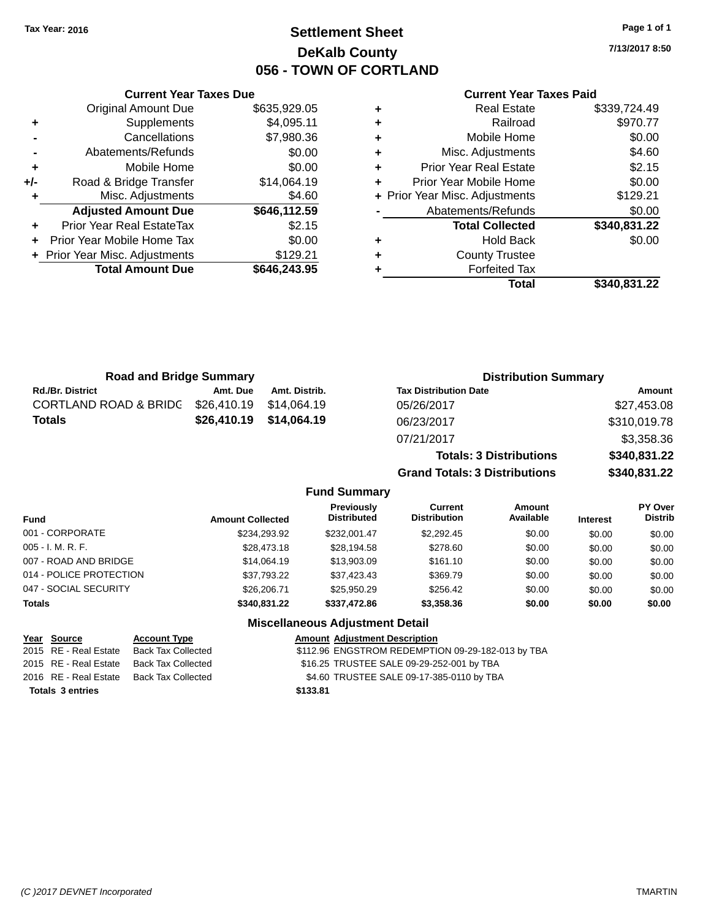Tax Year: 2016

# Settlement Sheet
## DeKalb County
## 056 - TOWN OF CORTLAND

7/13/2017 8:50

### Current Year Taxes Due

| | | |
|---|---|---|
| | Original Amount Due | $635,929.05 |
| + | Supplements | $4,095.11 |
| - | Cancellations | $7,980.36 |
| - | Abatements/Refunds | $0.00 |
| + | Mobile Home | $0.00 |
| +/- | Road & Bridge Transfer | $14,064.19 |
| + | Misc. Adjustments | $4.60 |
| | **Adjusted Amount Due** | **$646,112.59** |
| + | Prior Year Real EstateTax | $2.15 |
| + | Prior Year Mobile Home Tax | $0.00 |
| + | Prior Year Misc. Adjustments | $129.21 |
| | **Total Amount Due** | **$646,243.95** |

### Current Year Taxes Paid

| | | |
|---|---|---|
| + | Real Estate | $339,724.49 |
| + | Railroad | $970.77 |
| + | Mobile Home | $0.00 |
| + | Misc. Adjustments | $4.60 |
| + | Prior Year Real Estate | $2.15 |
| + | Prior Year Mobile Home | $0.00 |
| + | Prior Year Misc. Adjustments | $129.21 |
| - | Abatements/Refunds | $0.00 |
| | **Total Collected** | **$340,831.22** |
| + | Hold Back | $0.00 |
| + | County Trustee | |
| + | Forfeited Tax | |
| | **Total** | **$340,831.22** |

### Road and Bridge Summary

| Rd./Br. District | Amt. Due | Amt. Distrib. |
|---|---|---|
| CORTLAND ROAD & BRIDG | $26,410.19 | $14,064.19 |
| **Totals** | **$26,410.19** | **$14,064.19** |

### Distribution Summary

| Tax Distribution Date | Amount |
|---|---|
| 05/26/2017 | $27,453.08 |
| 06/23/2017 | $310,019.78 |
| 07/21/2017 | $3,358.36 |
| **Totals: 3 Distributions** | **$340,831.22** |
| **Grand Totals: 3 Distributions** | **$340,831.22** |

### Fund Summary

| Fund | Amount Collected | Previously Distributed | Current Distribution | Amount Available | Interest | PY Over Distrib |
|---|---|---|---|---|---|---|
| 001 - CORPORATE | $234,293.92 | $232,001.47 | $2,292.45 | $0.00 | $0.00 | $0.00 |
| 005 - I. M. R. F. | $28,473.18 | $28,194.58 | $278.60 | $0.00 | $0.00 | $0.00 |
| 007 - ROAD AND BRIDGE | $14,064.19 | $13,903.09 | $161.10 | $0.00 | $0.00 | $0.00 |
| 014 - POLICE PROTECTION | $37,793.22 | $37,423.43 | $369.79 | $0.00 | $0.00 | $0.00 |
| 047 - SOCIAL SECURITY | $26,206.71 | $25,950.29 | $256.42 | $0.00 | $0.00 | $0.00 |
| **Totals** | **$340,831.22** | **$337,472.86** | **$3,358.36** | **$0.00** | **$0.00** | **$0.00** |

### Miscellaneous Adjustment Detail

| Year | Source | Account Type | Amount | Adjustment Description |
|---|---|---|---|---|
| 2015 | RE - Real Estate | Back Tax Collected | $112.96 | ENGSTROM REDEMPTION 09-29-182-013 by TBA |
| 2015 | RE - Real Estate | Back Tax Collected | $16.25 | TRUSTEE SALE 09-29-252-001 by TBA |
| 2016 | RE - Real Estate | Back Tax Collected | $4.60 | TRUSTEE SALE 09-17-385-0110 by TBA |
| **Totals 3 entries** | | | **$133.81** | |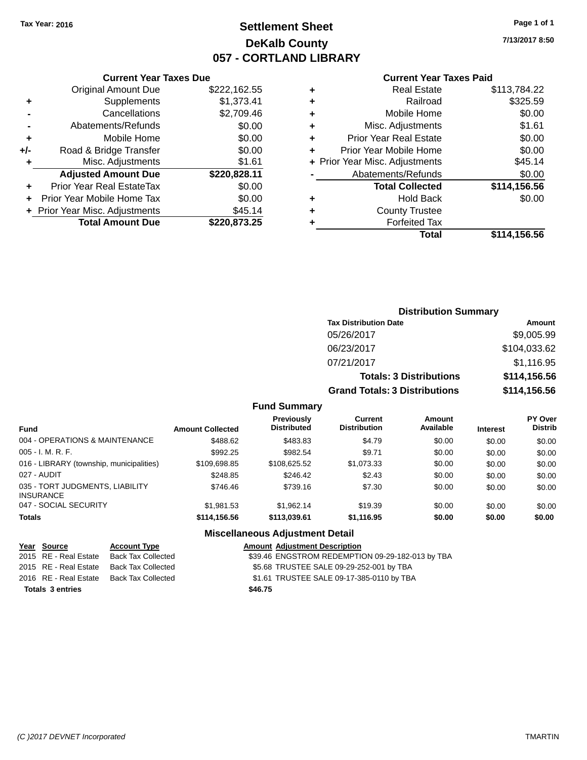Tax Year: 2016

# Settlement Sheet

## DeKalb County

## 057 - CORTLAND LIBRARY

7/13/2017 8:50

### Current Year Taxes Due

| | | |
|---|---|---|
| | Original Amount Due | $222,162.55 |
| + | Supplements | $1,373.41 |
| - | Cancellations | $2,709.46 |
| - | Abatements/Refunds | $0.00 |
| + | Mobile Home | $0.00 |
| +/- | Road & Bridge Transfer | $0.00 |
| + | Misc. Adjustments | $1.61 |
| | **Adjusted Amount Due** | **$220,828.11** |
| + | Prior Year Real EstateTax | $0.00 |
| + | Prior Year Mobile Home Tax | $0.00 |
| + | Prior Year Misc. Adjustments | $45.14 |
| | **Total Amount Due** | **$220,873.25** |

### Current Year Taxes Paid

| | | |
|---|---|---|
| + | Real Estate | $113,784.22 |
| + | Railroad | $325.59 |
| + | Mobile Home | $0.00 |
| + | Misc. Adjustments | $1.61 |
| + | Prior Year Real Estate | $0.00 |
| + | Prior Year Mobile Home | $0.00 |
| + | Prior Year Misc. Adjustments | $45.14 |
| - | Abatements/Refunds | $0.00 |
| | **Total Collected** | **$114,156.56** |
| + | Hold Back | $0.00 |
| + | County Trustee | |
| + | Forfeited Tax | |
| | **Total** | **$114,156.56** |

### Distribution Summary

| Tax Distribution Date | Amount |
|---|---|
| 05/26/2017 | $9,005.99 |
| 06/23/2017 | $104,033.62 |
| 07/21/2017 | $1,116.95 |
| **Totals: 3 Distributions** | **$114,156.56** |
| **Grand Totals: 3 Distributions** | **$114,156.56** |

### Fund Summary

| Fund | Amount Collected | Previously Distributed | Current Distribution | Amount Available | Interest | PY Over Distrib |
|---|---|---|---|---|---|---|
| 004 - OPERATIONS & MAINTENANCE | $488.62 | $483.83 | $4.79 | $0.00 | $0.00 | $0.00 |
| 005 - I. M. R. F. | $992.25 | $982.54 | $9.71 | $0.00 | $0.00 | $0.00 |
| 016 - LIBRARY (township, municipalities) | $109,698.85 | $108,625.52 | $1,073.33 | $0.00 | $0.00 | $0.00 |
| 027 - AUDIT | $248.85 | $246.42 | $2.43 | $0.00 | $0.00 | $0.00 |
| 035 - TORT JUDGMENTS, LIABILITY INSURANCE | $746.46 | $739.16 | $7.30 | $0.00 | $0.00 | $0.00 |
| 047 - SOCIAL SECURITY | $1,981.53 | $1,962.14 | $19.39 | $0.00 | $0.00 | $0.00 |
| **Totals** | **$114,156.56** | **$113,039.61** | **$1,116.95** | **$0.00** | **$0.00** | **$0.00** |

### Miscellaneous Adjustment Detail

| Year | Source | Account Type | Amount | Adjustment Description |
|---|---|---|---|---|
| 2015 | RE - Real Estate | Back Tax Collected | $39.46 | ENGSTROM REDEMPTION 09-29-182-013 by TBA |
| 2015 | RE - Real Estate | Back Tax Collected | $5.68 | TRUSTEE SALE 09-29-252-001 by TBA |
| 2016 | RE - Real Estate | Back Tax Collected | $1.61 | TRUSTEE SALE 09-17-385-0110 by TBA |
| **Totals 3 entries** | | | **$46.75** | |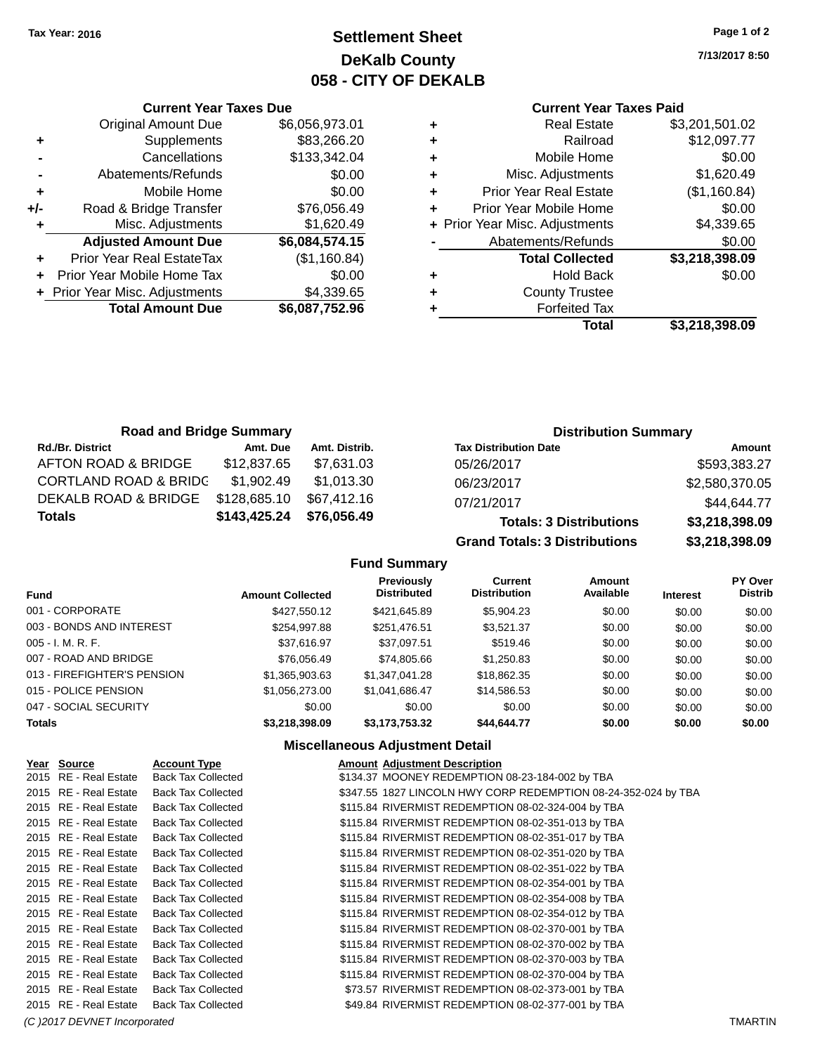Tax Year: 2016

# Settlement Sheet
## DeKalb County
## 058 - CITY OF DEKALB

7/13/2017 8:50

### Current Year Taxes Due

| | | |
|---|---|---|
| | Original Amount Due | $6,056,973.01 |
| + | Supplements | $83,266.20 |
| - | Cancellations | $133,342.04 |
| - | Abatements/Refunds | $0.00 |
| + | Mobile Home | $0.00 |
| +/- | Road & Bridge Transfer | $76,056.49 |
| + | Misc. Adjustments | $1,620.49 |
| | **Adjusted Amount Due** | **$6,084,574.15** |
| + | Prior Year Real EstateTax | ($1,160.84) |
| + | Prior Year Mobile Home Tax | $0.00 |
| + | Prior Year Misc. Adjustments | $4,339.65 |
| | **Total Amount Due** | **$6,087,752.96** |

### Current Year Taxes Paid

| | | |
|---|---|---|
| + | Real Estate | $3,201,501.02 |
| + | Railroad | $12,097.77 |
| + | Mobile Home | $0.00 |
| + | Misc. Adjustments | $1,620.49 |
| + | Prior Year Real Estate | ($1,160.84) |
| + | Prior Year Mobile Home | $0.00 |
| + | Prior Year Misc. Adjustments | $4,339.65 |
| - | Abatements/Refunds | $0.00 |
| | **Total Collected** | **$3,218,398.09** |
| + | Hold Back | $0.00 |
| + | County Trustee | |
| + | Forfeited Tax | |
| | **Total** | **$3,218,398.09** |

### Road and Bridge Summary

| Rd./Br. District | Amt. Due | Amt. Distrib. |
|---|---|---|
| AFTON ROAD & BRIDGE | $12,837.65 | $7,631.03 |
| CORTLAND ROAD & BRIDG | $1,902.49 | $1,013.30 |
| DEKALB ROAD & BRIDGE | $128,685.10 | $67,412.16 |
| **Totals** | **$143,425.24** | **$76,056.49** |

### Distribution Summary

| Tax Distribution Date | Amount |
|---|---|
| 05/26/2017 | $593,383.27 |
| 06/23/2017 | $2,580,370.05 |
| 07/21/2017 | $44,644.77 |
| **Totals: 3 Distributions** | **$3,218,398.09** |
| **Grand Totals: 3 Distributions** | **$3,218,398.09** |

### Fund Summary

| Fund | Amount Collected | Previously Distributed | Current Distribution | Amount Available | Interest | PY Over Distrib |
|---|---|---|---|---|---|---|
| 001 - CORPORATE | $427,550.12 | $421,645.89 | $5,904.23 | $0.00 | $0.00 | $0.00 |
| 003 - BONDS AND INTEREST | $254,997.88 | $251,476.51 | $3,521.37 | $0.00 | $0.00 | $0.00 |
| 005 - I. M. R. F. | $37,616.97 | $37,097.51 | $519.46 | $0.00 | $0.00 | $0.00 |
| 007 - ROAD AND BRIDGE | $76,056.49 | $74,805.66 | $1,250.83 | $0.00 | $0.00 | $0.00 |
| 013 - FIREFIGHTER'S PENSION | $1,365,903.63 | $1,347,041.28 | $18,862.35 | $0.00 | $0.00 | $0.00 |
| 015 - POLICE PENSION | $1,056,273.00 | $1,041,686.47 | $14,586.53 | $0.00 | $0.00 | $0.00 |
| 047 - SOCIAL SECURITY | $0.00 | $0.00 | $0.00 | $0.00 | $0.00 | $0.00 |
| **Totals** | **$3,218,398.09** | **$3,173,753.32** | **$44,644.77** | **$0.00** | **$0.00** | **$0.00** |

### Miscellaneous Adjustment Detail

| Year | Source | Account Type | Amount | Adjustment Description |
|---|---|---|---|---|
| 2015 | RE - Real Estate | Back Tax Collected | $134.37 | MOONEY REDEMPTION 08-23-184-002 by TBA |
| 2015 | RE - Real Estate | Back Tax Collected | $347.55 | 1827 LINCOLN HWY CORP REDEMPTION 08-24-352-024 by TBA |
| 2015 | RE - Real Estate | Back Tax Collected | $115.84 | RIVERMIST REDEMPTION 08-02-324-004 by TBA |
| 2015 | RE - Real Estate | Back Tax Collected | $115.84 | RIVERMIST REDEMPTION 08-02-351-013 by TBA |
| 2015 | RE - Real Estate | Back Tax Collected | $115.84 | RIVERMIST REDEMPTION 08-02-351-017 by TBA |
| 2015 | RE - Real Estate | Back Tax Collected | $115.84 | RIVERMIST REDEMPTION 08-02-351-020 by TBA |
| 2015 | RE - Real Estate | Back Tax Collected | $115.84 | RIVERMIST REDEMPTION 08-02-351-022 by TBA |
| 2015 | RE - Real Estate | Back Tax Collected | $115.84 | RIVERMIST REDEMPTION 08-02-354-001 by TBA |
| 2015 | RE - Real Estate | Back Tax Collected | $115.84 | RIVERMIST REDEMPTION 08-02-354-008 by TBA |
| 2015 | RE - Real Estate | Back Tax Collected | $115.84 | RIVERMIST REDEMPTION 08-02-354-012 by TBA |
| 2015 | RE - Real Estate | Back Tax Collected | $115.84 | RIVERMIST REDEMPTION 08-02-370-001 by TBA |
| 2015 | RE - Real Estate | Back Tax Collected | $115.84 | RIVERMIST REDEMPTION 08-02-370-002 by TBA |
| 2015 | RE - Real Estate | Back Tax Collected | $115.84 | RIVERMIST REDEMPTION 08-02-370-003 by TBA |
| 2015 | RE - Real Estate | Back Tax Collected | $115.84 | RIVERMIST REDEMPTION 08-02-370-004 by TBA |
| 2015 | RE - Real Estate | Back Tax Collected | $73.57 | RIVERMIST REDEMPTION 08-02-373-001 by TBA |
| 2015 | RE - Real Estate | Back Tax Collected | $49.84 | RIVERMIST REDEMPTION 08-02-377-001 by TBA |

(C )2017 DEVNET Incorporated — TMARTIN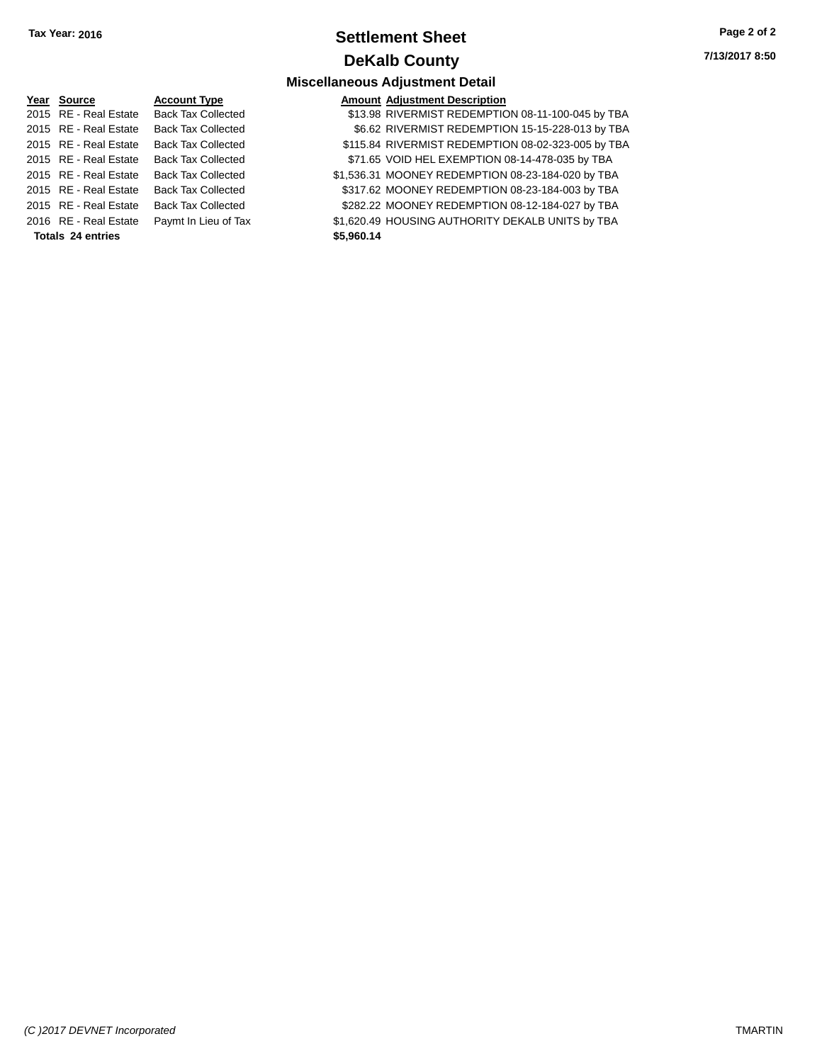**Tax Year: 2016**

# Settlement Sheet

## DeKalb County

7/13/2017 8:50

### Miscellaneous Adjustment Detail

| Year | Source | Account Type | Amount | Adjustment Description |
|---|---|---|---|---|
| 2015 | RE - Real Estate | Back Tax Collected | $13.98 | RIVERMIST REDEMPTION 08-11-100-045 by TBA |
| 2015 | RE - Real Estate | Back Tax Collected | $6.62 | RIVERMIST REDEMPTION 15-15-228-013 by TBA |
| 2015 | RE - Real Estate | Back Tax Collected | $115.84 | RIVERMIST REDEMPTION 08-02-323-005 by TBA |
| 2015 | RE - Real Estate | Back Tax Collected | $71.65 | VOID HEL EXEMPTION 08-14-478-035 by TBA |
| 2015 | RE - Real Estate | Back Tax Collected | $1,536.31 | MOONEY REDEMPTION 08-23-184-020 by TBA |
| 2015 | RE - Real Estate | Back Tax Collected | $317.62 | MOONEY REDEMPTION 08-23-184-003 by TBA |
| 2015 | RE - Real Estate | Back Tax Collected | $282.22 | MOONEY REDEMPTION 08-12-184-027 by TBA |
| 2016 | RE - Real Estate | Paymt In Lieu of Tax | $1,620.49 | HOUSING AUTHORITY DEKALB UNITS by TBA |
| **Totals 24 entries** | | | **$5,960.14** | |

*(C )2017 DEVNET Incorporated* TMARTIN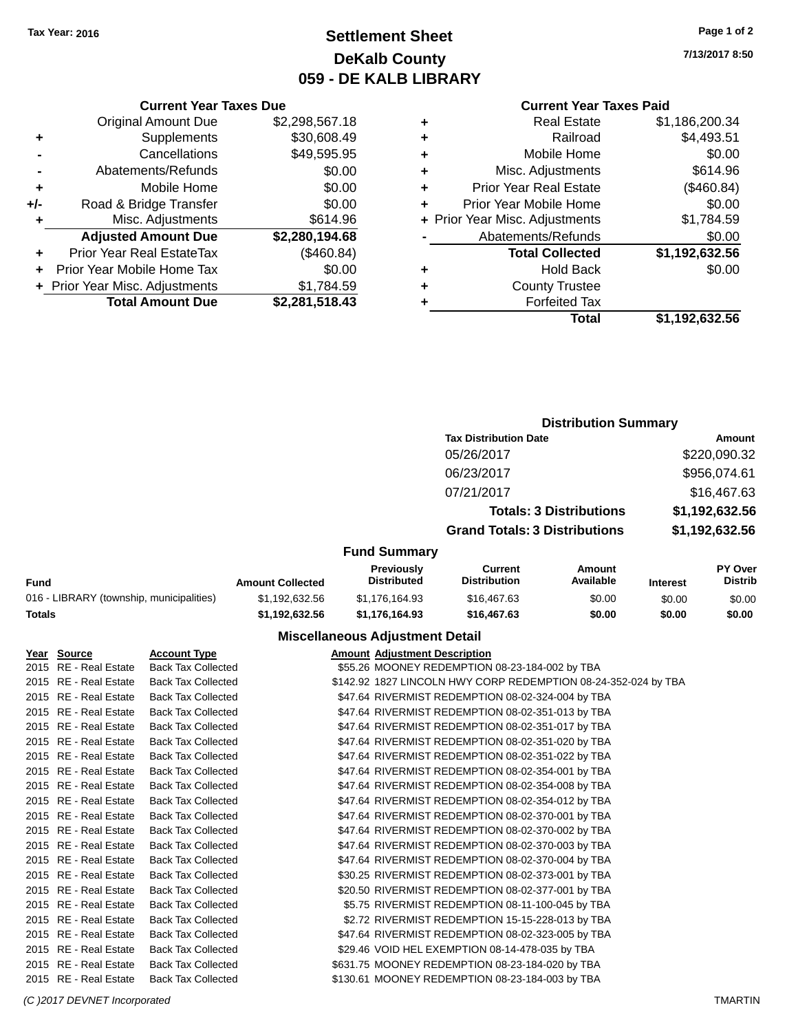Tax Year: 2016

# Settlement Sheet
## DeKalb County
## 059 - DE KALB LIBRARY

7/13/2017 8:50

### Current Year Taxes Due

| | | |
|---|---|---|
| | Original Amount Due | $2,298,567.18 |
| + | Supplements | $30,608.49 |
| - | Cancellations | $49,595.95 |
| - | Abatements/Refunds | $0.00 |
| + | Mobile Home | $0.00 |
| +/- | Road & Bridge Transfer | $0.00 |
| + | Misc. Adjustments | $614.96 |
| | **Adjusted Amount Due** | **$2,280,194.68** |
| + | Prior Year Real EstateTax | ($460.84) |
| + | Prior Year Mobile Home Tax | $0.00 |
| + | Prior Year Misc. Adjustments | $1,784.59 |
| | **Total Amount Due** | **$2,281,518.43** |

### Current Year Taxes Paid

| | | |
|---|---|---|
| + | Real Estate | $1,186,200.34 |
| + | Railroad | $4,493.51 |
| + | Mobile Home | $0.00 |
| + | Misc. Adjustments | $614.96 |
| + | Prior Year Real Estate | ($460.84) |
| + | Prior Year Mobile Home | $0.00 |
| + | Prior Year Misc. Adjustments | $1,784.59 |
| - | Abatements/Refunds | $0.00 |
| | **Total Collected** | **$1,192,632.56** |
| + | Hold Back | $0.00 |
| + | County Trustee | |
| + | Forfeited Tax | |
| | **Total** | **$1,192,632.56** |

### Distribution Summary

| Tax Distribution Date | Amount |
|---|---|
| 05/26/2017 | $220,090.32 |
| 06/23/2017 | $956,074.61 |
| 07/21/2017 | $16,467.63 |
| **Totals: 3 Distributions** | **$1,192,632.56** |
| **Grand Totals: 3 Distributions** | **$1,192,632.56** |

### Fund Summary

| Fund | Amount Collected | Previously Distributed | Current Distribution | Amount Available | Interest | PY Over Distrib |
|---|---|---|---|---|---|---|
| 016 - LIBRARY (township, municipalities) | $1,192,632.56 | $1,176,164.93 | $16,467.63 | $0.00 | $0.00 | $0.00 |
| **Totals** | **$1,192,632.56** | **$1,176,164.93** | **$16,467.63** | **$0.00** | **$0.00** | **$0.00** |

### Miscellaneous Adjustment Detail

| Year | Source | Account Type | Amount | Adjustment Description |
|---|---|---|---|---|
| 2015 | RE - Real Estate | Back Tax Collected | $55.26 | MOONEY REDEMPTION 08-23-184-002 by TBA |
| 2015 | RE - Real Estate | Back Tax Collected | $142.92 | 1827 LINCOLN HWY CORP REDEMPTION 08-24-352-024 by TBA |
| 2015 | RE - Real Estate | Back Tax Collected | $47.64 | RIVERMIST REDEMPTION 08-02-324-004 by TBA |
| 2015 | RE - Real Estate | Back Tax Collected | $47.64 | RIVERMIST REDEMPTION 08-02-351-013 by TBA |
| 2015 | RE - Real Estate | Back Tax Collected | $47.64 | RIVERMIST REDEMPTION 08-02-351-017 by TBA |
| 2015 | RE - Real Estate | Back Tax Collected | $47.64 | RIVERMIST REDEMPTION 08-02-351-020 by TBA |
| 2015 | RE - Real Estate | Back Tax Collected | $47.64 | RIVERMIST REDEMPTION 08-02-351-022 by TBA |
| 2015 | RE - Real Estate | Back Tax Collected | $47.64 | RIVERMIST REDEMPTION 08-02-354-001 by TBA |
| 2015 | RE - Real Estate | Back Tax Collected | $47.64 | RIVERMIST REDEMPTION 08-02-354-008 by TBA |
| 2015 | RE - Real Estate | Back Tax Collected | $47.64 | RIVERMIST REDEMPTION 08-02-354-012 by TBA |
| 2015 | RE - Real Estate | Back Tax Collected | $47.64 | RIVERMIST REDEMPTION 08-02-370-001 by TBA |
| 2015 | RE - Real Estate | Back Tax Collected | $47.64 | RIVERMIST REDEMPTION 08-02-370-002 by TBA |
| 2015 | RE - Real Estate | Back Tax Collected | $47.64 | RIVERMIST REDEMPTION 08-02-370-003 by TBA |
| 2015 | RE - Real Estate | Back Tax Collected | $47.64 | RIVERMIST REDEMPTION 08-02-370-004 by TBA |
| 2015 | RE - Real Estate | Back Tax Collected | $30.25 | RIVERMIST REDEMPTION 08-02-373-001 by TBA |
| 2015 | RE - Real Estate | Back Tax Collected | $20.50 | RIVERMIST REDEMPTION 08-02-377-001 by TBA |
| 2015 | RE - Real Estate | Back Tax Collected | $5.75 | RIVERMIST REDEMPTION 08-11-100-045 by TBA |
| 2015 | RE - Real Estate | Back Tax Collected | $2.72 | RIVERMIST REDEMPTION 15-15-228-013 by TBA |
| 2015 | RE - Real Estate | Back Tax Collected | $47.64 | RIVERMIST REDEMPTION 08-02-323-005 by TBA |
| 2015 | RE - Real Estate | Back Tax Collected | $29.46 | VOID HEL EXEMPTION 08-14-478-035 by TBA |
| 2015 | RE - Real Estate | Back Tax Collected | $631.75 | MOONEY REDEMPTION 08-23-184-020 by TBA |
| 2015 | RE - Real Estate | Back Tax Collected | $130.61 | MOONEY REDEMPTION 08-23-184-003 by TBA |

(C )2017 DEVNET Incorporated — TMARTIN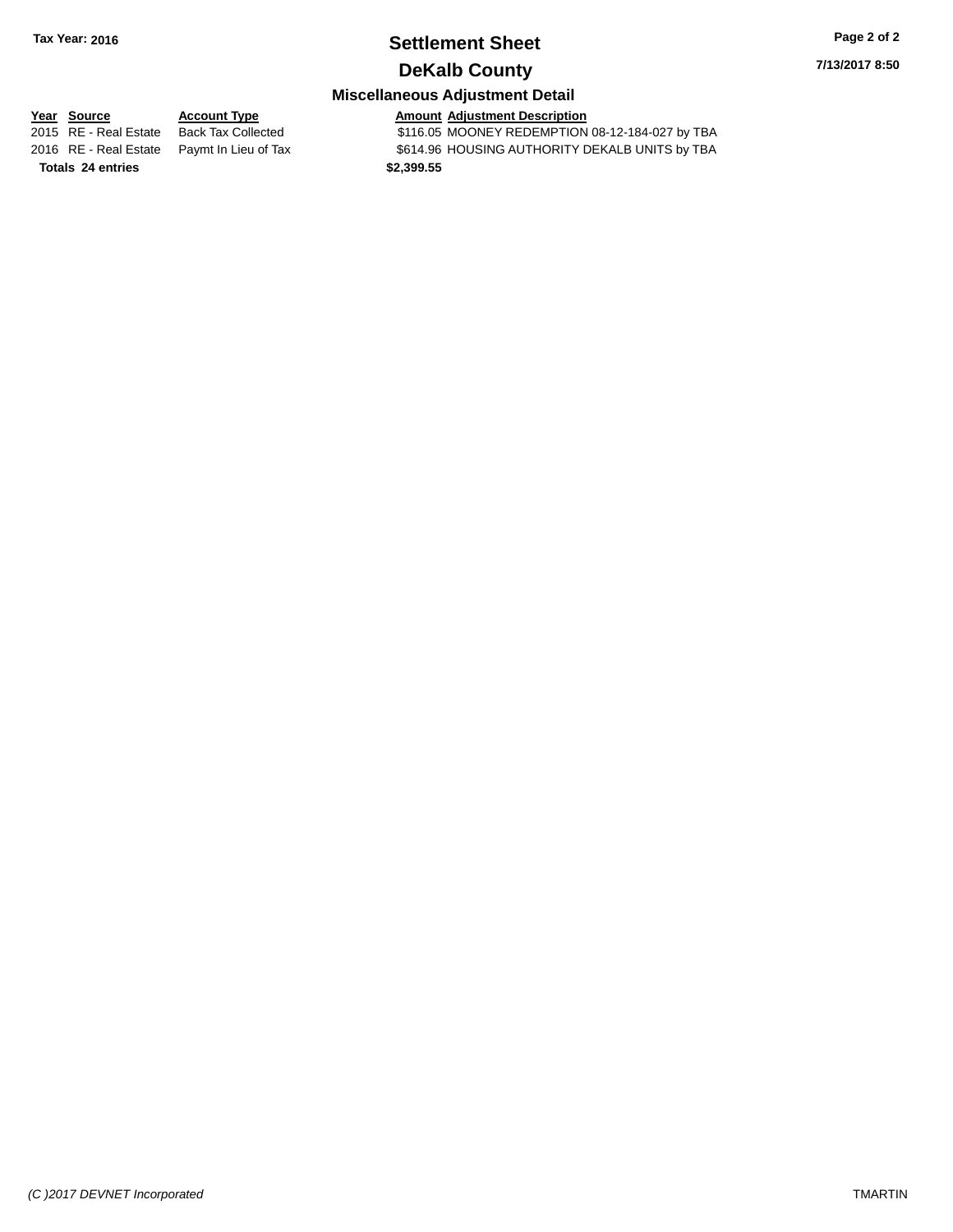## Settlement Sheet

## DeKalb County

### Miscellaneous Adjustment Detail

| Year | Source | Account Type | Amount | Adjustment Description |
| --- | --- | --- | --- | --- |
| 2015 | RE - Real Estate | Back Tax Collected | $116.05 | MOONEY REDEMPTION 08-12-184-027 by TBA |
| 2016 | RE - Real Estate | Paymt In Lieu of Tax | $614.96 | HOUSING AUTHORITY DEKALB UNITS by TBA |
| **Totals** | **24 entries** | | **$2,399.55** | |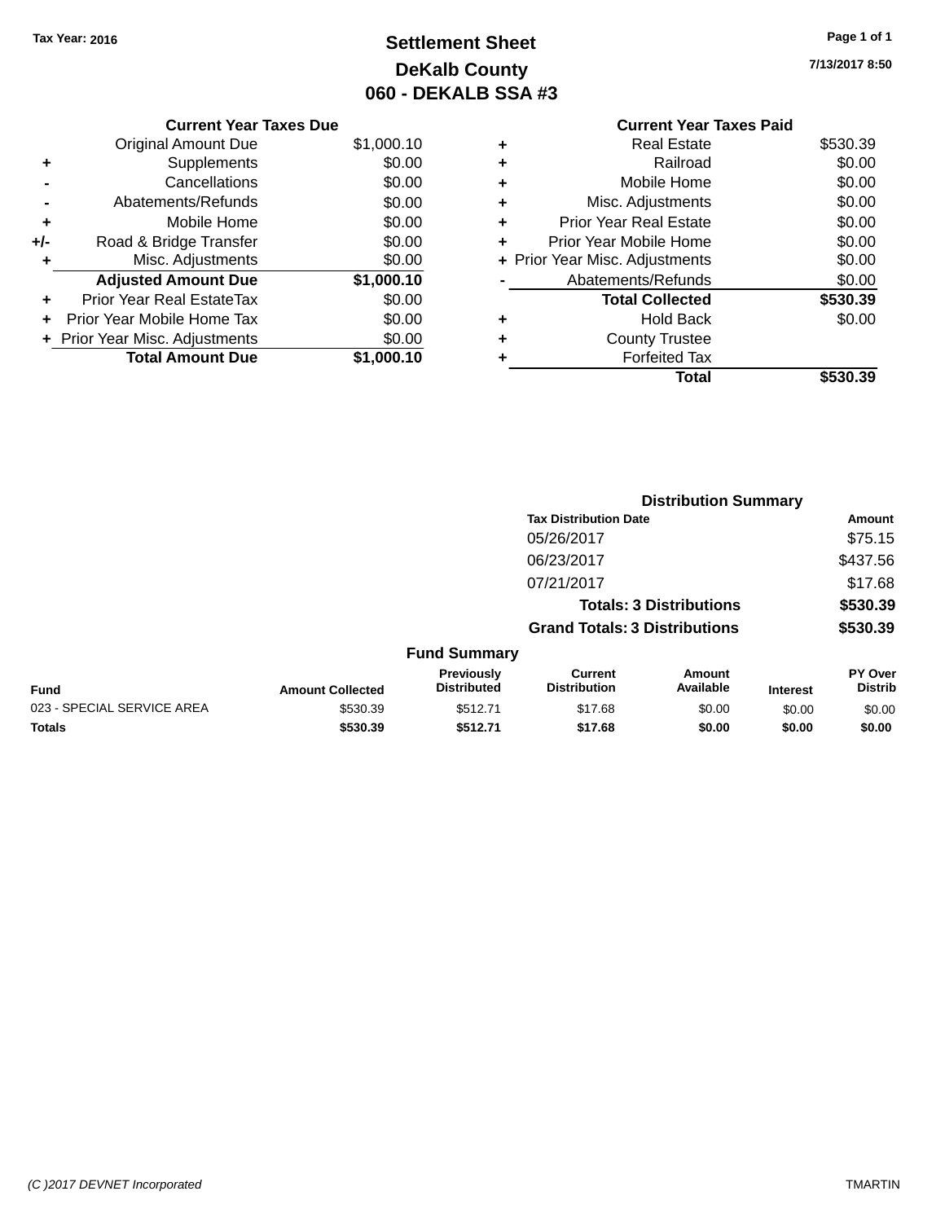Tax Year: 2016

# Settlement Sheet
## DeKalb County
## 060 - DEKALB SSA #3

7/13/2017 8:50

### Current Year Taxes Due

| | | |
|---|---|---|
| | Original Amount Due | $1,000.10 |
| + | Supplements | $0.00 |
| - | Cancellations | $0.00 |
| - | Abatements/Refunds | $0.00 |
| + | Mobile Home | $0.00 |
| +/- | Road & Bridge Transfer | $0.00 |
| + | Misc. Adjustments | $0.00 |
| | **Adjusted Amount Due** | **$1,000.10** |
| + | Prior Year Real EstateTax | $0.00 |
| + | Prior Year Mobile Home Tax | $0.00 |
| + | Prior Year Misc. Adjustments | $0.00 |
| | **Total Amount Due** | **$1,000.10** |

### Current Year Taxes Paid

| | | |
|---|---|---|
| + | Real Estate | $530.39 |
| + | Railroad | $0.00 |
| + | Mobile Home | $0.00 |
| + | Misc. Adjustments | $0.00 |
| + | Prior Year Real Estate | $0.00 |
| + | Prior Year Mobile Home | $0.00 |
| + | Prior Year Misc. Adjustments | $0.00 |
| - | Abatements/Refunds | $0.00 |
| | **Total Collected** | **$530.39** |
| + | Hold Back | $0.00 |
| + | County Trustee | |
| + | Forfeited Tax | |
| | **Total** | **$530.39** |

### Distribution Summary

| Tax Distribution Date | Amount |
|---|---|
| 05/26/2017 | $75.15 |
| 06/23/2017 | $437.56 |
| 07/21/2017 | $17.68 |
| **Totals: 3 Distributions** | **$530.39** |
| **Grand Totals: 3 Distributions** | **$530.39** |

### Fund Summary

| Fund | Amount Collected | Previously Distributed | Current Distribution | Amount Available | Interest | PY Over Distrib |
|---|---|---|---|---|---|---|
| 023 - SPECIAL SERVICE AREA | $530.39 | $512.71 | $17.68 | $0.00 | $0.00 | $0.00 |
| **Totals** | **$530.39** | **$512.71** | **$17.68** | **$0.00** | **$0.00** | **$0.00** |

(C )2017 DEVNET Incorporated

TMARTIN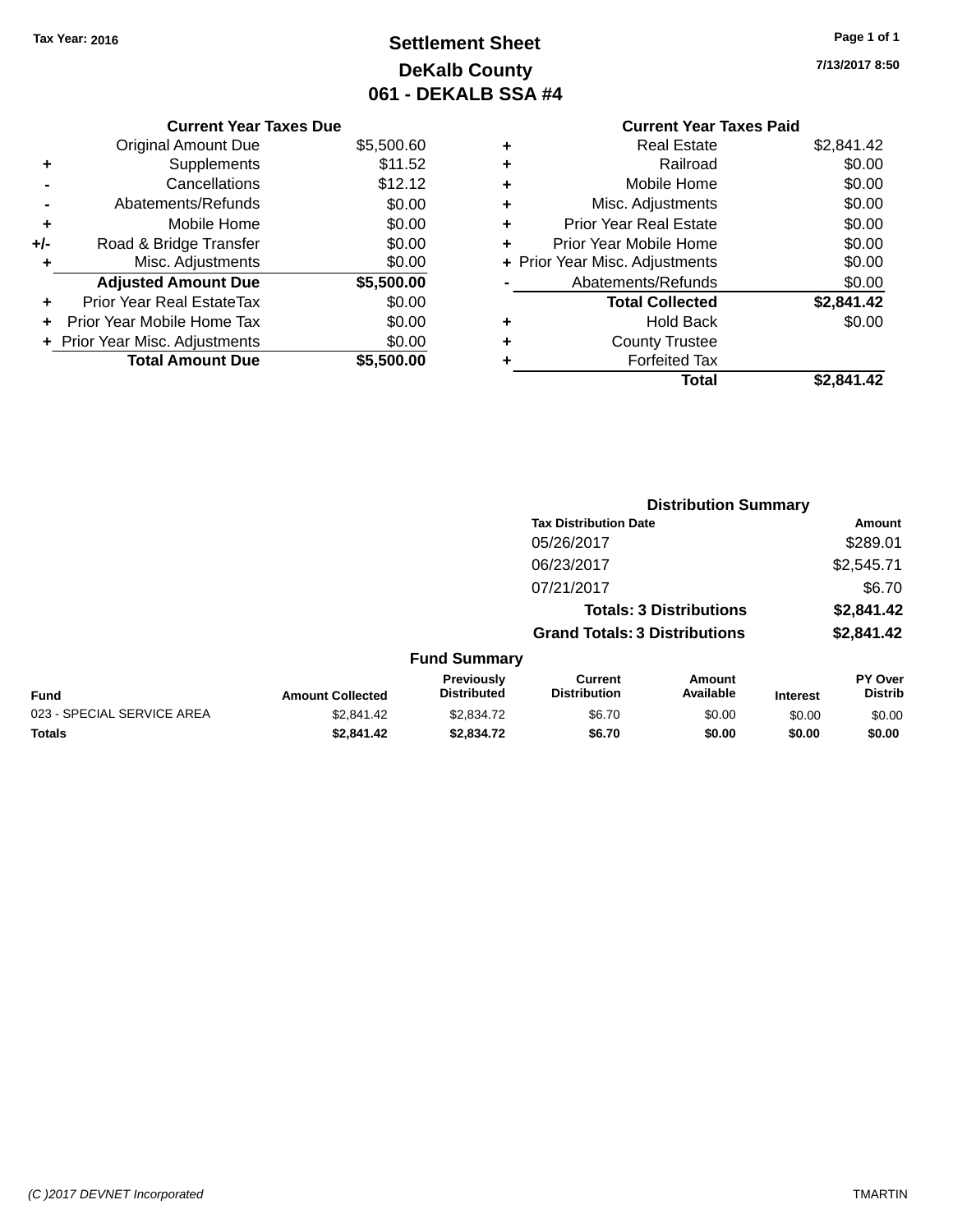Tax Year: 2016

# Settlement Sheet
## DeKalb County
## 061 - DEKALB SSA #4

7/13/2017 8:50

| | Current Year Taxes Due | |
|---|---|---|
| | Original Amount Due | $5,500.60 |
| + | Supplements | $11.52 |
| - | Cancellations | $12.12 |
| - | Abatements/Refunds | $0.00 |
| + | Mobile Home | $0.00 |
| +/- | Road & Bridge Transfer | $0.00 |
| + | Misc. Adjustments | $0.00 |
| | **Adjusted Amount Due** | **$5,500.00** |
| + | Prior Year Real EstateTax | $0.00 |
| + | Prior Year Mobile Home Tax | $0.00 |
| + | Prior Year Misc. Adjustments | $0.00 |
| | **Total Amount Due** | **$5,500.00** |

| | Current Year Taxes Paid | |
|---|---|---|
| + | Real Estate | $2,841.42 |
| + | Railroad | $0.00 |
| + | Mobile Home | $0.00 |
| + | Misc. Adjustments | $0.00 |
| + | Prior Year Real Estate | $0.00 |
| + | Prior Year Mobile Home | $0.00 |
| + | Prior Year Misc. Adjustments | $0.00 |
| - | Abatements/Refunds | $0.00 |
| | **Total Collected** | **$2,841.42** |
| + | Hold Back | $0.00 |
| + | County Trustee | |
| + | Forfeited Tax | |
| | **Total** | **$2,841.42** |

### Distribution Summary

| Tax Distribution Date | Amount |
|---|---|
| 05/26/2017 | $289.01 |
| 06/23/2017 | $2,545.71 |
| 07/21/2017 | $6.70 |
| **Totals: 3 Distributions** | **$2,841.42** |
| **Grand Totals: 3 Distributions** | **$2,841.42** |

### Fund Summary

| Fund | Amount Collected | Previously Distributed | Current Distribution | Amount Available | Interest | PY Over Distrib |
|---|---|---|---|---|---|---|
| 023 - SPECIAL SERVICE AREA | $2,841.42 | $2,834.72 | $6.70 | $0.00 | $0.00 | $0.00 |
| **Totals** | **$2,841.42** | **$2,834.72** | **$6.70** | **$0.00** | **$0.00** | **$0.00** |

(C )2017 DEVNET Incorporated — TMARTIN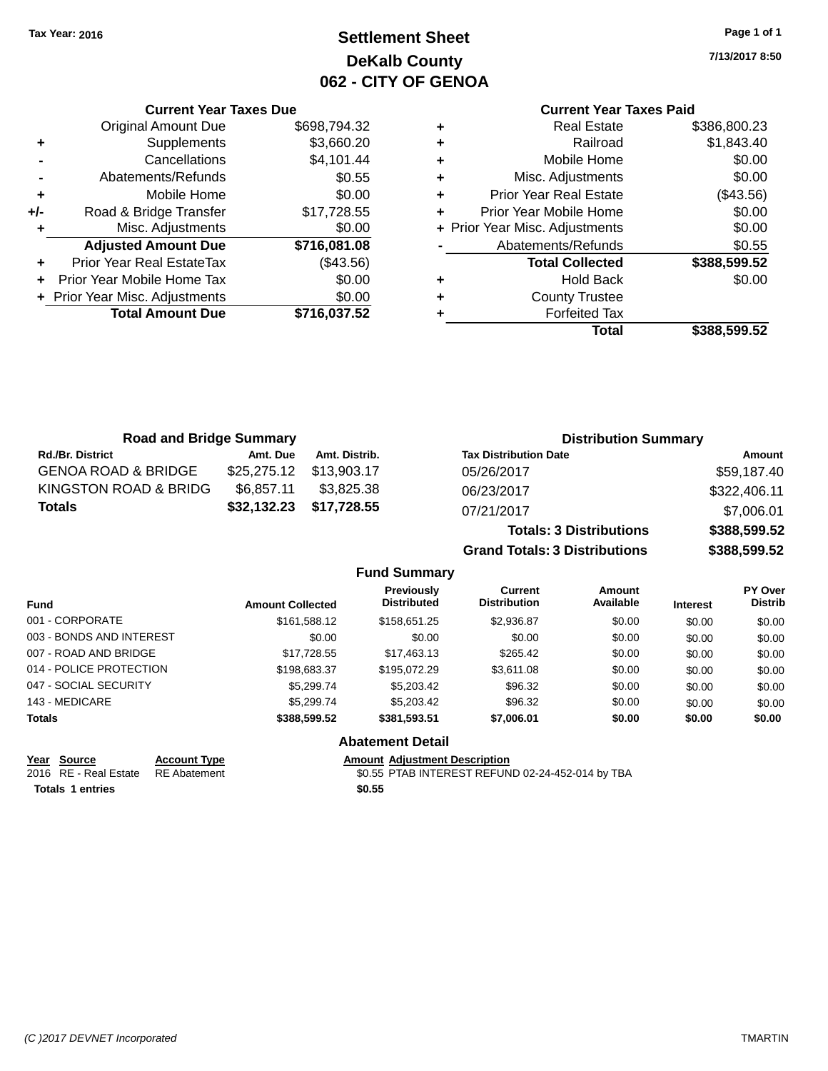Tax Year: 2016

# Settlement Sheet
## DeKalb County
## 062 - CITY OF GENOA

7/13/2017 8:50

### Current Year Taxes Due

| | | |
|---|---|---|
| | Original Amount Due | $698,794.32 |
| + | Supplements | $3,660.20 |
| - | Cancellations | $4,101.44 |
| - | Abatements/Refunds | $0.55 |
| + | Mobile Home | $0.00 |
| +/- | Road & Bridge Transfer | $17,728.55 |
| + | Misc. Adjustments | $0.00 |
| | **Adjusted Amount Due** | **$716,081.08** |
| + | Prior Year Real EstateTax | ($43.56) |
| + | Prior Year Mobile Home Tax | $0.00 |
| + | Prior Year Misc. Adjustments | $0.00 |
| | **Total Amount Due** | **$716,037.52** |

### Current Year Taxes Paid

| | | |
|---|---|---|
| + | Real Estate | $386,800.23 |
| + | Railroad | $1,843.40 |
| + | Mobile Home | $0.00 |
| + | Misc. Adjustments | $0.00 |
| + | Prior Year Real Estate | ($43.56) |
| + | Prior Year Mobile Home | $0.00 |
| + | Prior Year Misc. Adjustments | $0.00 |
| - | Abatements/Refunds | $0.55 |
| | **Total Collected** | **$388,599.52** |
| + | Hold Back | $0.00 |
| + | County Trustee | |
| + | Forfeited Tax | |
| | **Total** | **$388,599.52** |

### Road and Bridge Summary

| Rd./Br. District | Amt. Due | Amt. Distrib. |
|---|---|---|
| GENOA ROAD & BRIDGE | $25,275.12 | $13,903.17 |
| KINGSTON ROAD & BRIDG | $6,857.11 | $3,825.38 |
| **Totals** | **$32,132.23** | **$17,728.55** |

### Distribution Summary

| Tax Distribution Date | Amount |
|---|---|
| 05/26/2017 | $59,187.40 |
| 06/23/2017 | $322,406.11 |
| 07/21/2017 | $7,006.01 |
| **Totals: 3 Distributions** | **$388,599.52** |
| **Grand Totals: 3 Distributions** | **$388,599.52** |

### Fund Summary

| Fund | Amount Collected | Previously Distributed | Current Distribution | Amount Available | Interest | PY Over Distrib |
|---|---|---|---|---|---|---|
| 001 - CORPORATE | $161,588.12 | $158,651.25 | $2,936.87 | $0.00 | $0.00 | $0.00 |
| 003 - BONDS AND INTEREST | $0.00 | $0.00 | $0.00 | $0.00 | $0.00 | $0.00 |
| 007 - ROAD AND BRIDGE | $17,728.55 | $17,463.13 | $265.42 | $0.00 | $0.00 | $0.00 |
| 014 - POLICE PROTECTION | $198,683.37 | $195,072.29 | $3,611.08 | $0.00 | $0.00 | $0.00 |
| 047 - SOCIAL SECURITY | $5,299.74 | $5,203.42 | $96.32 | $0.00 | $0.00 | $0.00 |
| 143 - MEDICARE | $5,299.74 | $5,203.42 | $96.32 | $0.00 | $0.00 | $0.00 |
| **Totals** | **$388,599.52** | **$381,593.51** | **$7,006.01** | **$0.00** | **$0.00** | **$0.00** |

### Abatement Detail

| Year | Source | Account Type | Amount | Adjustment Description |
|---|---|---|---|---|
| 2016 | RE - Real Estate | RE Abatement | $0.55 | PTAB INTEREST REFUND 02-24-452-014 by TBA |
| **Totals 1 entries** | | | **$0.55** | |

(C )2017 DEVNET Incorporated — TMARTIN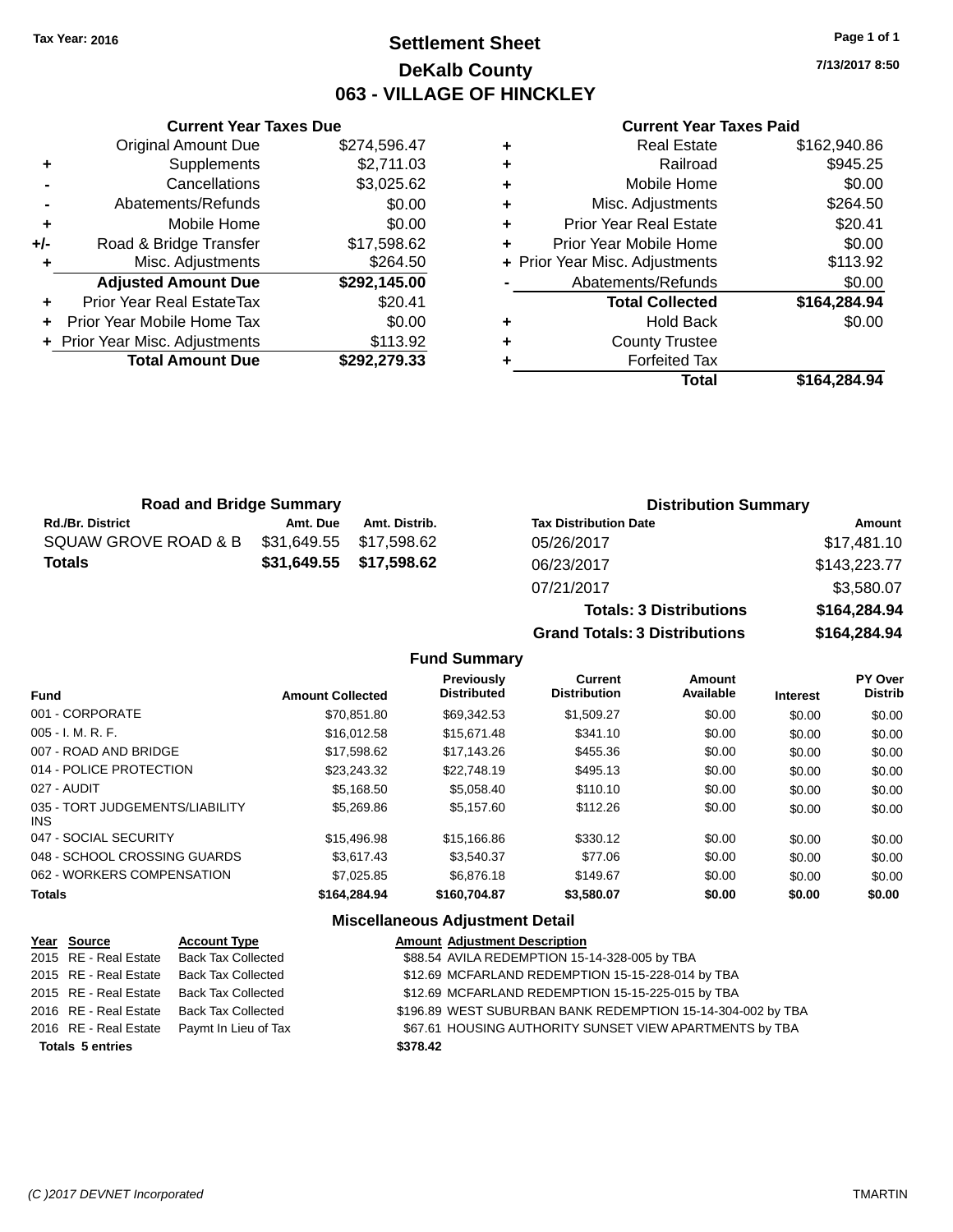Tax Year: 2016

# Settlement Sheet
## DeKalb County
## 063 - VILLAGE OF HINCKLEY

7/13/2017 8:50

| | Current Year Taxes Due | |
|---|---|---|
| | Original Amount Due | $274,596.47 |
| + | Supplements | $2,711.03 |
| - | Cancellations | $3,025.62 |
| - | Abatements/Refunds | $0.00 |
| + | Mobile Home | $0.00 |
| +/- | Road & Bridge Transfer | $17,598.62 |
| + | Misc. Adjustments | $264.50 |
| | **Adjusted Amount Due** | **$292,145.00** |
| + | Prior Year Real EstateTax | $20.41 |
| + | Prior Year Mobile Home Tax | $0.00 |
| + | Prior Year Misc. Adjustments | $113.92 |
| | **Total Amount Due** | **$292,279.33** |

| | Current Year Taxes Paid | |
|---|---|---|
| + | Real Estate | $162,940.86 |
| + | Railroad | $945.25 |
| + | Mobile Home | $0.00 |
| + | Misc. Adjustments | $264.50 |
| + | Prior Year Real Estate | $20.41 |
| + | Prior Year Mobile Home | $0.00 |
| + | Prior Year Misc. Adjustments | $113.92 |
| - | Abatements/Refunds | $0.00 |
| | **Total Collected** | **$164,284.94** |
| + | Hold Back | $0.00 |
| + | County Trustee | |
| + | Forfeited Tax | |
| | **Total** | **$164,284.94** |

### Road and Bridge Summary

| Rd./Br. District | Amt. Due | Amt. Distrib. |
|---|---|---|
| SQUAW GROVE ROAD & B | $31,649.55 | $17,598.62 |
| **Totals** | **$31,649.55** | **$17,598.62** |

### Distribution Summary

| Tax Distribution Date | Amount |
|---|---|
| 05/26/2017 | $17,481.10 |
| 06/23/2017 | $143,223.77 |
| 07/21/2017 | $3,580.07 |
| **Totals: 3 Distributions** | **$164,284.94** |
| **Grand Totals: 3 Distributions** | **$164,284.94** |

### Fund Summary

| Fund | Amount Collected | Previously Distributed | Current Distribution | Amount Available | Interest | PY Over Distrib |
|---|---|---|---|---|---|---|
| 001 - CORPORATE | $70,851.80 | $69,342.53 | $1,509.27 | $0.00 | $0.00 | $0.00 |
| 005 - I. M. R. F. | $16,012.58 | $15,671.48 | $341.10 | $0.00 | $0.00 | $0.00 |
| 007 - ROAD AND BRIDGE | $17,598.62 | $17,143.26 | $455.36 | $0.00 | $0.00 | $0.00 |
| 014 - POLICE PROTECTION | $23,243.32 | $22,748.19 | $495.13 | $0.00 | $0.00 | $0.00 |
| 027 - AUDIT | $5,168.50 | $5,058.40 | $110.10 | $0.00 | $0.00 | $0.00 |
| 035 - TORT JUDGEMENTS/LIABILITY INS | $5,269.86 | $5,157.60 | $112.26 | $0.00 | $0.00 | $0.00 |
| 047 - SOCIAL SECURITY | $15,496.98 | $15,166.86 | $330.12 | $0.00 | $0.00 | $0.00 |
| 048 - SCHOOL CROSSING GUARDS | $3,617.43 | $3,540.37 | $77.06 | $0.00 | $0.00 | $0.00 |
| 062 - WORKERS COMPENSATION | $7,025.85 | $6,876.18 | $149.67 | $0.00 | $0.00 | $0.00 |
| **Totals** | **$164,284.94** | **$160,704.87** | **$3,580.07** | **$0.00** | **$0.00** | **$0.00** |

### Miscellaneous Adjustment Detail

| Year | Source | Account Type | Amount | Adjustment Description |
|---|---|---|---|---|
| 2015 | RE - Real Estate | Back Tax Collected | $88.54 | AVILA REDEMPTION 15-14-328-005 by TBA |
| 2015 | RE - Real Estate | Back Tax Collected | $12.69 | MCFARLAND REDEMPTION 15-15-228-014 by TBA |
| 2015 | RE - Real Estate | Back Tax Collected | $12.69 | MCFARLAND REDEMPTION 15-15-225-015 by TBA |
| 2016 | RE - Real Estate | Back Tax Collected | $196.89 | WEST SUBURBAN BANK REDEMPTION 15-14-304-002 by TBA |
| 2016 | RE - Real Estate | Paymt In Lieu of Tax | $67.61 | HOUSING AUTHORITY SUNSET VIEW APARTMENTS by TBA |
| **Totals 5 entries** | | | **$378.42** | |

(C )2017 DEVNET Incorporated TMARTIN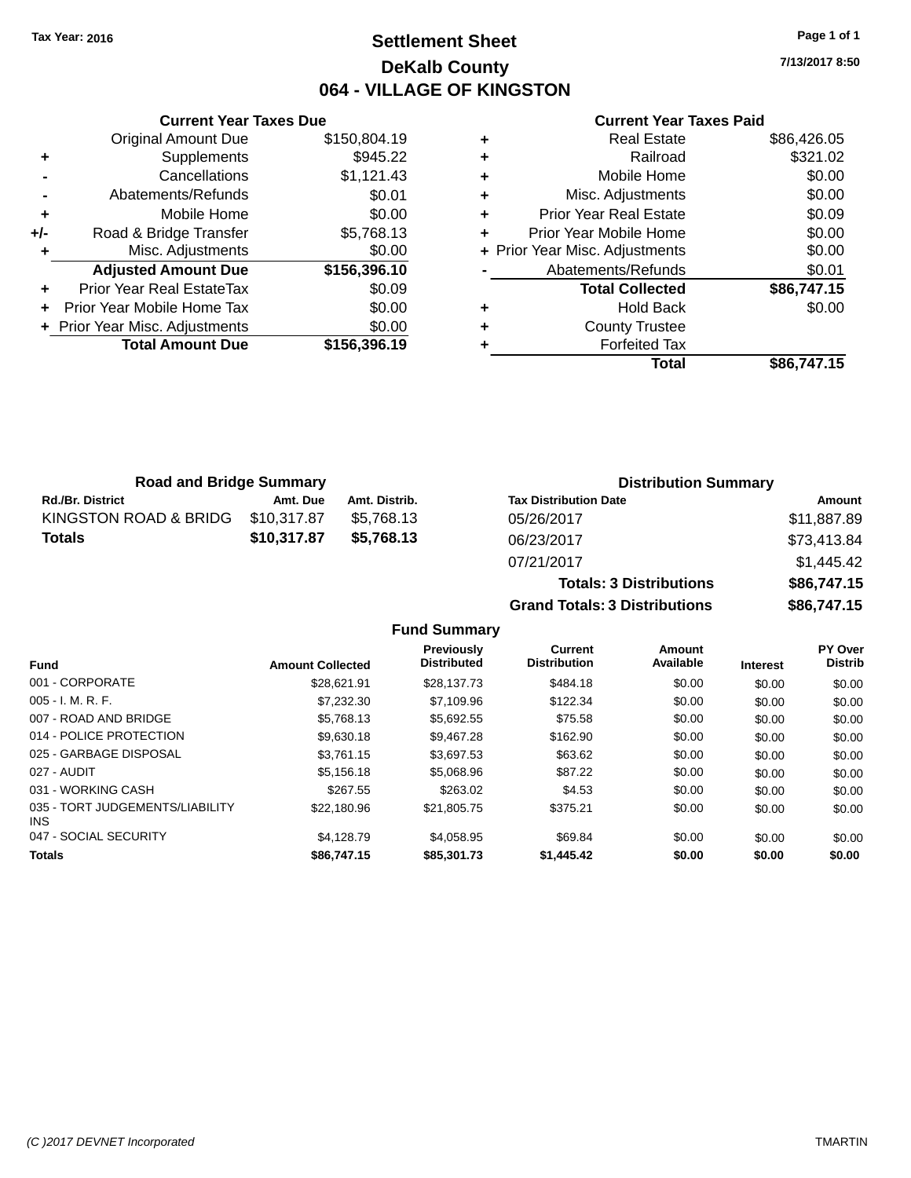Tax Year: 2016

# Settlement Sheet

## DeKalb County

## 064 - VILLAGE OF KINGSTON

7/13/2017 8:50

### Current Year Taxes Due

| | | |
|---|---|---|
| | Original Amount Due | $150,804.19 |
| + | Supplements | $945.22 |
| - | Cancellations | $1,121.43 |
| - | Abatements/Refunds | $0.01 |
| + | Mobile Home | $0.00 |
| +/- | Road & Bridge Transfer | $5,768.13 |
| + | Misc. Adjustments | $0.00 |
| | **Adjusted Amount Due** | **$156,396.10** |
| + | Prior Year Real EstateTax | $0.09 |
| + | Prior Year Mobile Home Tax | $0.00 |
| + | Prior Year Misc. Adjustments | $0.00 |
| | **Total Amount Due** | **$156,396.19** |

### Current Year Taxes Paid

| | | |
|---|---|---|
| + | Real Estate | $86,426.05 |
| + | Railroad | $321.02 |
| + | Mobile Home | $0.00 |
| + | Misc. Adjustments | $0.00 |
| + | Prior Year Real Estate | $0.09 |
| + | Prior Year Mobile Home | $0.00 |
| + | Prior Year Misc. Adjustments | $0.00 |
| - | Abatements/Refunds | $0.01 |
| | **Total Collected** | **$86,747.15** |
| + | Hold Back | $0.00 |
| + | County Trustee | |
| + | Forfeited Tax | |
| | **Total** | **$86,747.15** |

### Road and Bridge Summary

| Rd./Br. District | Amt. Due | Amt. Distrib. |
|---|---|---|
| KINGSTON ROAD & BRIDG | $10,317.87 | $5,768.13 |
| **Totals** | **$10,317.87** | **$5,768.13** |

### Distribution Summary

| Tax Distribution Date | Amount |
|---|---|
| 05/26/2017 | $11,887.89 |
| 06/23/2017 | $73,413.84 |
| 07/21/2017 | $1,445.42 |
| **Totals: 3 Distributions** | **$86,747.15** |
| **Grand Totals: 3 Distributions** | **$86,747.15** |

### Fund Summary

| Fund | Amount Collected | Previously Distributed | Current Distribution | Amount Available | Interest | PY Over Distrib |
|---|---|---|---|---|---|---|
| 001 - CORPORATE | $28,621.91 | $28,137.73 | $484.18 | $0.00 | $0.00 | $0.00 |
| 005 - I. M. R. F. | $7,232.30 | $7,109.96 | $122.34 | $0.00 | $0.00 | $0.00 |
| 007 - ROAD AND BRIDGE | $5,768.13 | $5,692.55 | $75.58 | $0.00 | $0.00 | $0.00 |
| 014 - POLICE PROTECTION | $9,630.18 | $9,467.28 | $162.90 | $0.00 | $0.00 | $0.00 |
| 025 - GARBAGE DISPOSAL | $3,761.15 | $3,697.53 | $63.62 | $0.00 | $0.00 | $0.00 |
| 027 - AUDIT | $5,156.18 | $5,068.96 | $87.22 | $0.00 | $0.00 | $0.00 |
| 031 - WORKING CASH | $267.55 | $263.02 | $4.53 | $0.00 | $0.00 | $0.00 |
| 035 - TORT JUDGEMENTS/LIABILITY INS | $22,180.96 | $21,805.75 | $375.21 | $0.00 | $0.00 | $0.00 |
| 047 - SOCIAL SECURITY | $4,128.79 | $4,058.95 | $69.84 | $0.00 | $0.00 | $0.00 |
| **Totals** | **$86,747.15** | **$85,301.73** | **$1,445.42** | **$0.00** | **$0.00** | **$0.00** |

(C )2017 DEVNET Incorporated TMARTIN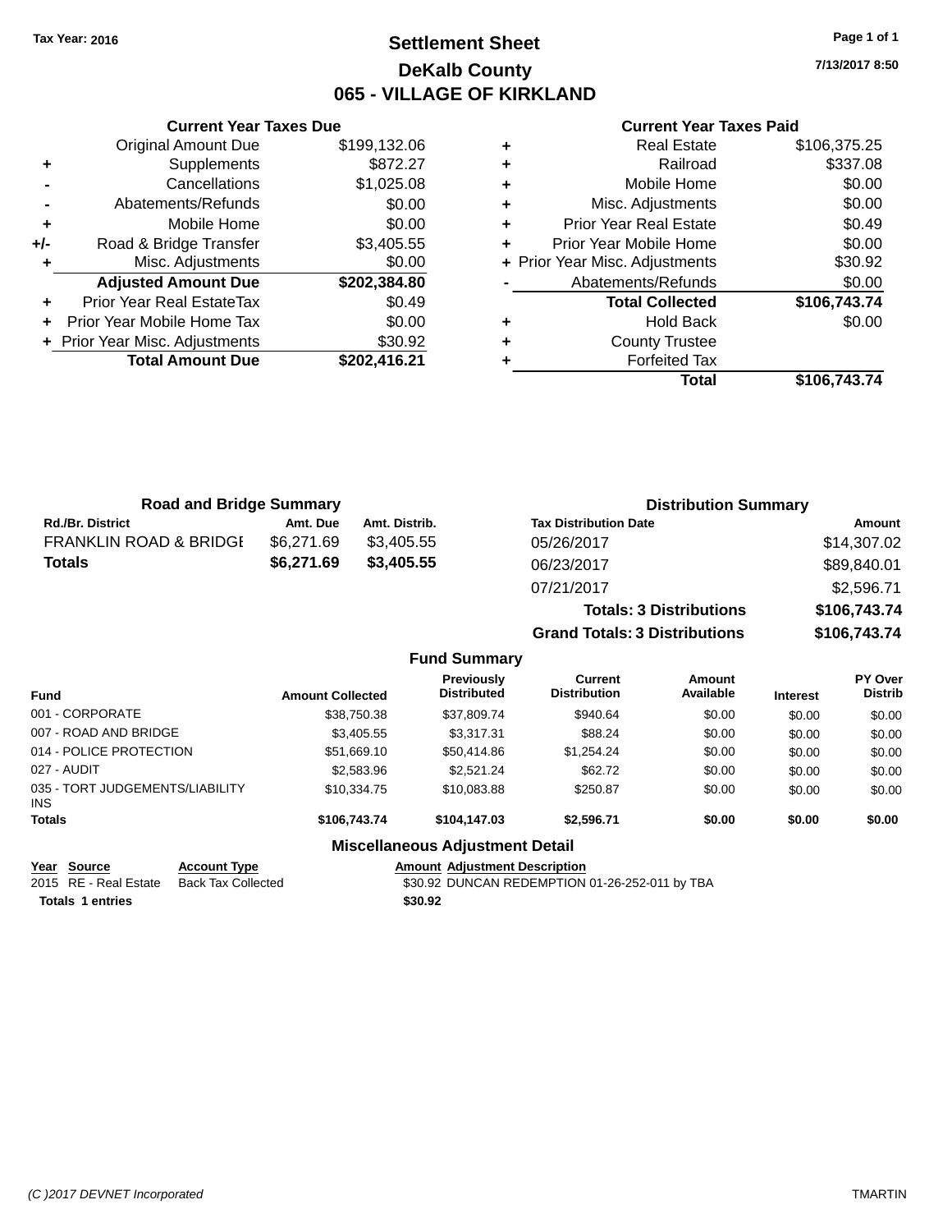Tax Year: 2016

# Settlement Sheet
## DeKalb County
## 065 - VILLAGE OF KIRKLAND

7/13/2017 8:50

### Current Year Taxes Due

| | | |
|---|---|---|
| | Original Amount Due | $199,132.06 |
| + | Supplements | $872.27 |
| - | Cancellations | $1,025.08 |
| - | Abatements/Refunds | $0.00 |
| + | Mobile Home | $0.00 |
| +/- | Road & Bridge Transfer | $3,405.55 |
| + | Misc. Adjustments | $0.00 |
| | **Adjusted Amount Due** | **$202,384.80** |
| + | Prior Year Real EstateTax | $0.49 |
| + | Prior Year Mobile Home Tax | $0.00 |
| + | Prior Year Misc. Adjustments | $30.92 |
| | **Total Amount Due** | **$202,416.21** |

### Current Year Taxes Paid

| | | |
|---|---|---|
| + | Real Estate | $106,375.25 |
| + | Railroad | $337.08 |
| + | Mobile Home | $0.00 |
| + | Misc. Adjustments | $0.00 |
| + | Prior Year Real Estate | $0.49 |
| + | Prior Year Mobile Home | $0.00 |
| + | Prior Year Misc. Adjustments | $30.92 |
| - | Abatements/Refunds | $0.00 |
| | **Total Collected** | **$106,743.74** |
| + | Hold Back | $0.00 |
| + | County Trustee | |
| + | Forfeited Tax | |
| | **Total** | **$106,743.74** |

### Road and Bridge Summary

| Rd./Br. District | Amt. Due | Amt. Distrib. |
|---|---|---|
| FRANKLIN ROAD & BRIDGE | $6,271.69 | $3,405.55 |
| **Totals** | **$6,271.69** | **$3,405.55** |

### Distribution Summary

| Tax Distribution Date | Amount |
|---|---|
| 05/26/2017 | $14,307.02 |
| 06/23/2017 | $89,840.01 |
| 07/21/2017 | $2,596.71 |
| **Totals: 3 Distributions** | **$106,743.74** |
| **Grand Totals: 3 Distributions** | **$106,743.74** |

### Fund Summary

| Fund | Amount Collected | Previously Distributed | Current Distribution | Amount Available | Interest | PY Over Distrib |
|---|---|---|---|---|---|---|
| 001 - CORPORATE | $38,750.38 | $37,809.74 | $940.64 | $0.00 | $0.00 | $0.00 |
| 007 - ROAD AND BRIDGE | $3,405.55 | $3,317.31 | $88.24 | $0.00 | $0.00 | $0.00 |
| 014 - POLICE PROTECTION | $51,669.10 | $50,414.86 | $1,254.24 | $0.00 | $0.00 | $0.00 |
| 027 - AUDIT | $2,583.96 | $2,521.24 | $62.72 | $0.00 | $0.00 | $0.00 |
| 035 - TORT JUDGEMENTS/LIABILITY INS | $10,334.75 | $10,083.88 | $250.87 | $0.00 | $0.00 | $0.00 |
| **Totals** | **$106,743.74** | **$104,147.03** | **$2,596.71** | **$0.00** | **$0.00** | **$0.00** |

### Miscellaneous Adjustment Detail

| Year | Source | Account Type | Amount | Adjustment Description |
|---|---|---|---|---|
| 2015 | RE - Real Estate | Back Tax Collected | $30.92 | DUNCAN REDEMPTION 01-26-252-011 by TBA |
| **Totals** | **1 entries** | | **$30.92** | |

(C )2017 DEVNET Incorporated TMARTIN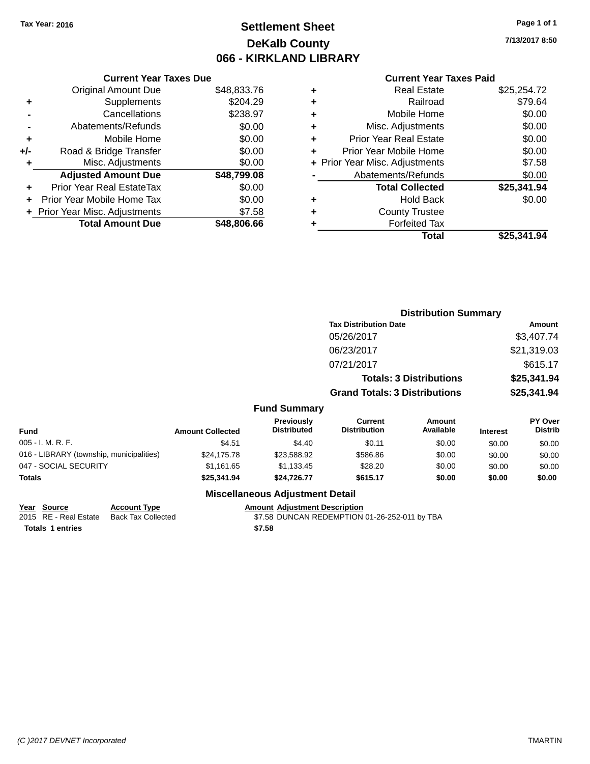Tax Year: 2016

# Settlement Sheet
## DeKalb County
## 066 - KIRKLAND LIBRARY

7/13/2017 8:50

| | Current Year Taxes Due | |
|---|---|---|
| | Original Amount Due | $48,833.76 |
| + | Supplements | $204.29 |
| - | Cancellations | $238.97 |
| - | Abatements/Refunds | $0.00 |
| + | Mobile Home | $0.00 |
| +/- | Road & Bridge Transfer | $0.00 |
| + | Misc. Adjustments | $0.00 |
| | **Adjusted Amount Due** | **$48,799.08** |
| + | Prior Year Real EstateTax | $0.00 |
| + | Prior Year Mobile Home Tax | $0.00 |
| + | Prior Year Misc. Adjustments | $7.58 |
| | **Total Amount Due** | **$48,806.66** |

| | Current Year Taxes Paid | |
|---|---|---|
| + | Real Estate | $25,254.72 |
| + | Railroad | $79.64 |
| + | Mobile Home | $0.00 |
| + | Misc. Adjustments | $0.00 |
| + | Prior Year Real Estate | $0.00 |
| + | Prior Year Mobile Home | $0.00 |
| + | Prior Year Misc. Adjustments | $7.58 |
| - | Abatements/Refunds | $0.00 |
| | **Total Collected** | **$25,341.94** |
| + | Hold Back | $0.00 |
| + | County Trustee | |
| + | Forfeited Tax | |
| | **Total** | **$25,341.94** |

### Distribution Summary

| Tax Distribution Date | Amount |
|---|---|
| 05/26/2017 | $3,407.74 |
| 06/23/2017 | $21,319.03 |
| 07/21/2017 | $615.17 |
| **Totals: 3 Distributions** | **$25,341.94** |
| **Grand Totals: 3 Distributions** | **$25,341.94** |

### Fund Summary

| Fund | Amount Collected | Previously Distributed | Current Distribution | Amount Available | Interest | PY Over Distrib |
|---|---|---|---|---|---|---|
| 005 - I. M. R. F. | $4.51 | $4.40 | $0.11 | $0.00 | $0.00 | $0.00 |
| 016 - LIBRARY (township, municipalities) | $24,175.78 | $23,588.92 | $586.86 | $0.00 | $0.00 | $0.00 |
| 047 - SOCIAL SECURITY | $1,161.65 | $1,133.45 | $28.20 | $0.00 | $0.00 | $0.00 |
| **Totals** | **$25,341.94** | **$24,726.77** | **$615.17** | **$0.00** | **$0.00** | **$0.00** |

### Miscellaneous Adjustment Detail

| Year | Source | Account Type | Amount | Adjustment Description |
|---|---|---|---|---|
| 2015 | RE - Real Estate | Back Tax Collected | $7.58 | DUNCAN REDEMPTION 01-26-252-011 by TBA |
| **Totals** | **1 entries** | | **$7.58** | |

(C )2017 DEVNET Incorporated — TMARTIN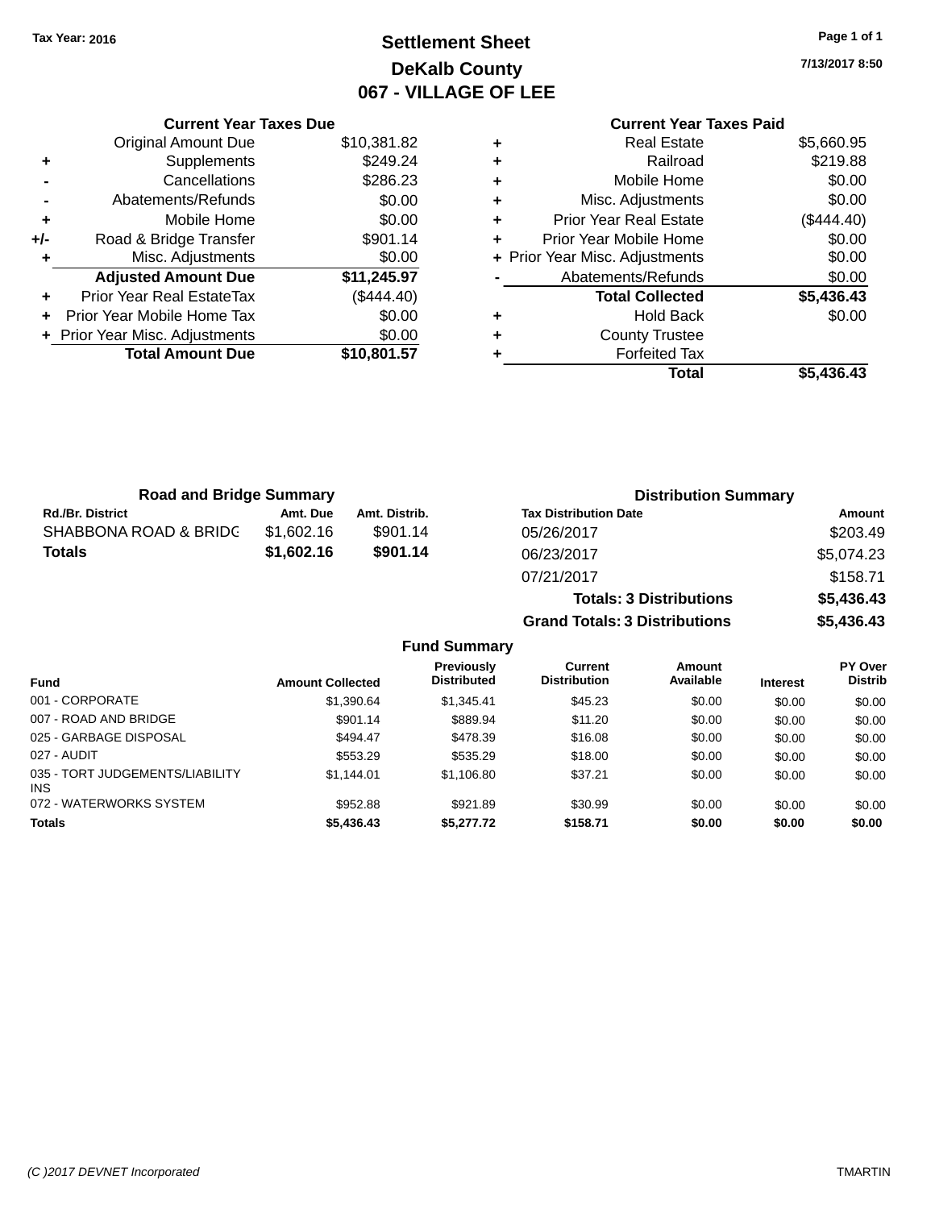Tax Year: 2016

# Settlement Sheet
## DeKalb County
## 067 - VILLAGE OF LEE

7/13/2017 8:50

### Current Year Taxes Due

| | | |
|---|---|---|
| | Original Amount Due | $10,381.82 |
| + | Supplements | $249.24 |
| - | Cancellations | $286.23 |
| - | Abatements/Refunds | $0.00 |
| + | Mobile Home | $0.00 |
| +/- | Road & Bridge Transfer | $901.14 |
| + | Misc. Adjustments | $0.00 |
| | **Adjusted Amount Due** | **$11,245.97** |
| + | Prior Year Real EstateTax | ($444.40) |
| + | Prior Year Mobile Home Tax | $0.00 |
| + | Prior Year Misc. Adjustments | $0.00 |
| | **Total Amount Due** | **$10,801.57** |

### Current Year Taxes Paid

| | | |
|---|---|---|
| + | Real Estate | $5,660.95 |
| + | Railroad | $219.88 |
| + | Mobile Home | $0.00 |
| + | Misc. Adjustments | $0.00 |
| + | Prior Year Real Estate | ($444.40) |
| + | Prior Year Mobile Home | $0.00 |
| + | Prior Year Misc. Adjustments | $0.00 |
| - | Abatements/Refunds | $0.00 |
| | **Total Collected** | **$5,436.43** |
| + | Hold Back | $0.00 |
| + | County Trustee | |
| + | Forfeited Tax | |
| | **Total** | **$5,436.43** |

### Road and Bridge Summary

| Rd./Br. District | Amt. Due | Amt. Distrib. |
|---|---|---|
| SHABBONA ROAD & BRIDG | $1,602.16 | $901.14 |
| **Totals** | **$1,602.16** | **$901.14** |

### Distribution Summary

| Tax Distribution Date | Amount |
|---|---|
| 05/26/2017 | $203.49 |
| 06/23/2017 | $5,074.23 |
| 07/21/2017 | $158.71 |
| **Totals: 3 Distributions** | **$5,436.43** |
| **Grand Totals: 3 Distributions** | **$5,436.43** |

### Fund Summary

| Fund | Amount Collected | Previously Distributed | Current Distribution | Amount Available | Interest | PY Over Distrib |
|---|---|---|---|---|---|---|
| 001 - CORPORATE | $1,390.64 | $1,345.41 | $45.23 | $0.00 | $0.00 | $0.00 |
| 007 - ROAD AND BRIDGE | $901.14 | $889.94 | $11.20 | $0.00 | $0.00 | $0.00 |
| 025 - GARBAGE DISPOSAL | $494.47 | $478.39 | $16.08 | $0.00 | $0.00 | $0.00 |
| 027 - AUDIT | $553.29 | $535.29 | $18.00 | $0.00 | $0.00 | $0.00 |
| 035 - TORT JUDGEMENTS/LIABILITY INS | $1,144.01 | $1,106.80 | $37.21 | $0.00 | $0.00 | $0.00 |
| 072 - WATERWORKS SYSTEM | $952.88 | $921.89 | $30.99 | $0.00 | $0.00 | $0.00 |
| **Totals** | **$5,436.43** | **$5,277.72** | **$158.71** | **$0.00** | **$0.00** | **$0.00** |

(C )2017 DEVNET Incorporated — TMARTIN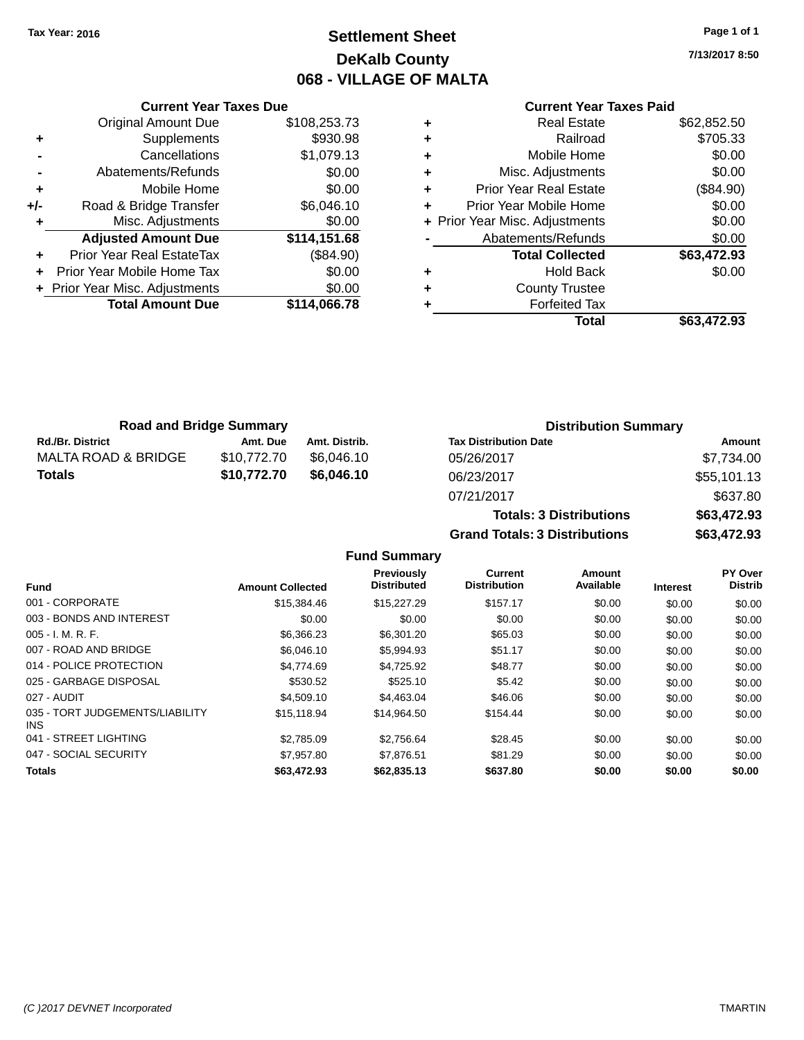Tax Year: 2016

# Settlement Sheet
## DeKalb County
## 068 - VILLAGE OF MALTA

7/13/2017 8:50

### Current Year Taxes Due

| | | |
|---|---|---|
| | Original Amount Due | $108,253.73 |
| + | Supplements | $930.98 |
| - | Cancellations | $1,079.13 |
| - | Abatements/Refunds | $0.00 |
| + | Mobile Home | $0.00 |
| +/- | Road & Bridge Transfer | $6,046.10 |
| + | Misc. Adjustments | $0.00 |
| | **Adjusted Amount Due** | **$114,151.68** |
| + | Prior Year Real EstateTax | ($84.90) |
| + | Prior Year Mobile Home Tax | $0.00 |
| + | Prior Year Misc. Adjustments | $0.00 |
| | **Total Amount Due** | **$114,066.78** |

### Current Year Taxes Paid

| | | |
|---|---|---|
| + | Real Estate | $62,852.50 |
| + | Railroad | $705.33 |
| + | Mobile Home | $0.00 |
| + | Misc. Adjustments | $0.00 |
| + | Prior Year Real Estate | ($84.90) |
| + | Prior Year Mobile Home | $0.00 |
| + | Prior Year Misc. Adjustments | $0.00 |
| - | Abatements/Refunds | $0.00 |
| | **Total Collected** | **$63,472.93** |
| + | Hold Back | $0.00 |
| + | County Trustee | |
| + | Forfeited Tax | |
| | **Total** | **$63,472.93** |

### Road and Bridge Summary

| Rd./Br. District | Amt. Due | Amt. Distrib. |
|---|---|---|
| MALTA ROAD & BRIDGE | $10,772.70 | $6,046.10 |
| **Totals** | **$10,772.70** | **$6,046.10** |

### Distribution Summary

| Tax Distribution Date | Amount |
|---|---|
| 05/26/2017 | $7,734.00 |
| 06/23/2017 | $55,101.13 |
| 07/21/2017 | $637.80 |
| **Totals: 3 Distributions** | **$63,472.93** |
| **Grand Totals: 3 Distributions** | **$63,472.93** |

### Fund Summary

| Fund | Amount Collected | Previously Distributed | Current Distribution | Amount Available | Interest | PY Over Distrib |
|---|---|---|---|---|---|---|
| 001 - CORPORATE | $15,384.46 | $15,227.29 | $157.17 | $0.00 | $0.00 | $0.00 |
| 003 - BONDS AND INTEREST | $0.00 | $0.00 | $0.00 | $0.00 | $0.00 | $0.00 |
| 005 - I. M. R. F. | $6,366.23 | $6,301.20 | $65.03 | $0.00 | $0.00 | $0.00 |
| 007 - ROAD AND BRIDGE | $6,046.10 | $5,994.93 | $51.17 | $0.00 | $0.00 | $0.00 |
| 014 - POLICE PROTECTION | $4,774.69 | $4,725.92 | $48.77 | $0.00 | $0.00 | $0.00 |
| 025 - GARBAGE DISPOSAL | $530.52 | $525.10 | $5.42 | $0.00 | $0.00 | $0.00 |
| 027 - AUDIT | $4,509.10 | $4,463.04 | $46.06 | $0.00 | $0.00 | $0.00 |
| 035 - TORT JUDGEMENTS/LIABILITY INS | $15,118.94 | $14,964.50 | $154.44 | $0.00 | $0.00 | $0.00 |
| 041 - STREET LIGHTING | $2,785.09 | $2,756.64 | $28.45 | $0.00 | $0.00 | $0.00 |
| 047 - SOCIAL SECURITY | $7,957.80 | $7,876.51 | $81.29 | $0.00 | $0.00 | $0.00 |
| **Totals** | **$63,472.93** | **$62,835.13** | **$637.80** | **$0.00** | **$0.00** | **$0.00** |

(C )2017 DEVNET Incorporated — TMARTIN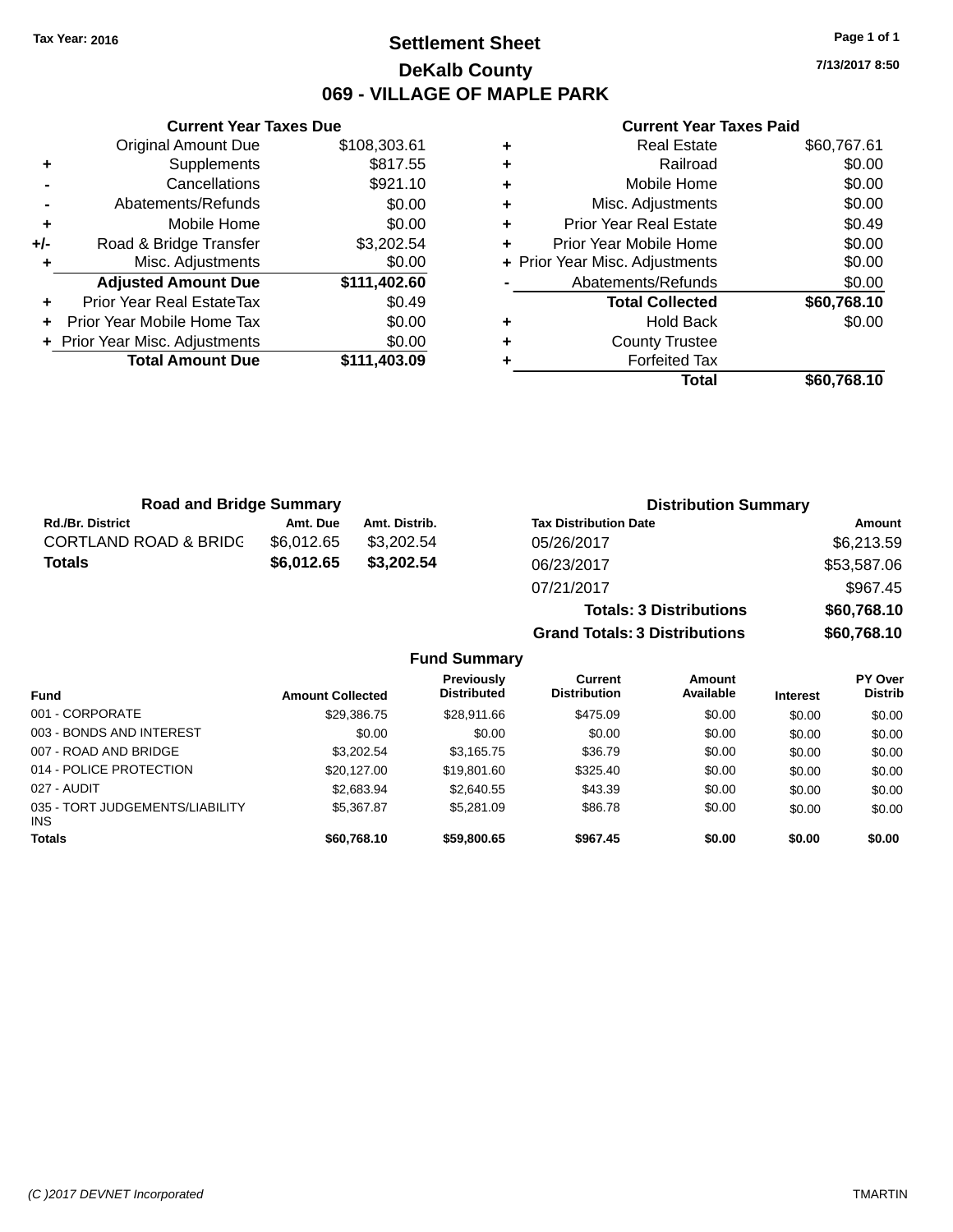Tax Year: 2016

# Settlement Sheet

## DeKalb County

## 069 - VILLAGE OF MAPLE PARK

7/13/2017 8:50

### Current Year Taxes Due

| | | |
|---|---|---|
| | Original Amount Due | $108,303.61 |
| + | Supplements | $817.55 |
| - | Cancellations | $921.10 |
| - | Abatements/Refunds | $0.00 |
| + | Mobile Home | $0.00 |
| +/- | Road & Bridge Transfer | $3,202.54 |
| + | Misc. Adjustments | $0.00 |
| | **Adjusted Amount Due** | **$111,402.60** |
| + | Prior Year Real EstateTax | $0.49 |
| + | Prior Year Mobile Home Tax | $0.00 |
| + | Prior Year Misc. Adjustments | $0.00 |
| | **Total Amount Due** | **$111,403.09** |

### Current Year Taxes Paid

| | | |
|---|---|---|
| + | Real Estate | $60,767.61 |
| + | Railroad | $0.00 |
| + | Mobile Home | $0.00 |
| + | Misc. Adjustments | $0.00 |
| + | Prior Year Real Estate | $0.49 |
| + | Prior Year Mobile Home | $0.00 |
| + | Prior Year Misc. Adjustments | $0.00 |
| - | Abatements/Refunds | $0.00 |
| | **Total Collected** | **$60,768.10** |
| + | Hold Back | $0.00 |
| + | County Trustee | |
| + | Forfeited Tax | |
| | **Total** | **$60,768.10** |

### Road and Bridge Summary

| Rd./Br. District | Amt. Due | Amt. Distrib. |
|---|---|---|
| CORTLAND ROAD & BRIDG | $6,012.65 | $3,202.54 |
| **Totals** | **$6,012.65** | **$3,202.54** |

### Distribution Summary

| Tax Distribution Date | Amount |
|---|---|
| 05/26/2017 | $6,213.59 |
| 06/23/2017 | $53,587.06 |
| 07/21/2017 | $967.45 |
| **Totals: 3 Distributions** | **$60,768.10** |
| **Grand Totals: 3 Distributions** | **$60,768.10** |

### Fund Summary

| Fund | Amount Collected | Previously Distributed | Current Distribution | Amount Available | Interest | PY Over Distrib |
|---|---|---|---|---|---|---|
| 001 - CORPORATE | $29,386.75 | $28,911.66 | $475.09 | $0.00 | $0.00 | $0.00 |
| 003 - BONDS AND INTEREST | $0.00 | $0.00 | $0.00 | $0.00 | $0.00 | $0.00 |
| 007 - ROAD AND BRIDGE | $3,202.54 | $3,165.75 | $36.79 | $0.00 | $0.00 | $0.00 |
| 014 - POLICE PROTECTION | $20,127.00 | $19,801.60 | $325.40 | $0.00 | $0.00 | $0.00 |
| 027 - AUDIT | $2,683.94 | $2,640.55 | $43.39 | $0.00 | $0.00 | $0.00 |
| 035 - TORT JUDGEMENTS/LIABILITY INS | $5,367.87 | $5,281.09 | $86.78 | $0.00 | $0.00 | $0.00 |
| **Totals** | **$60,768.10** | **$59,800.65** | **$967.45** | **$0.00** | **$0.00** | **$0.00** |

(C )2017 DEVNET Incorporated — TMARTIN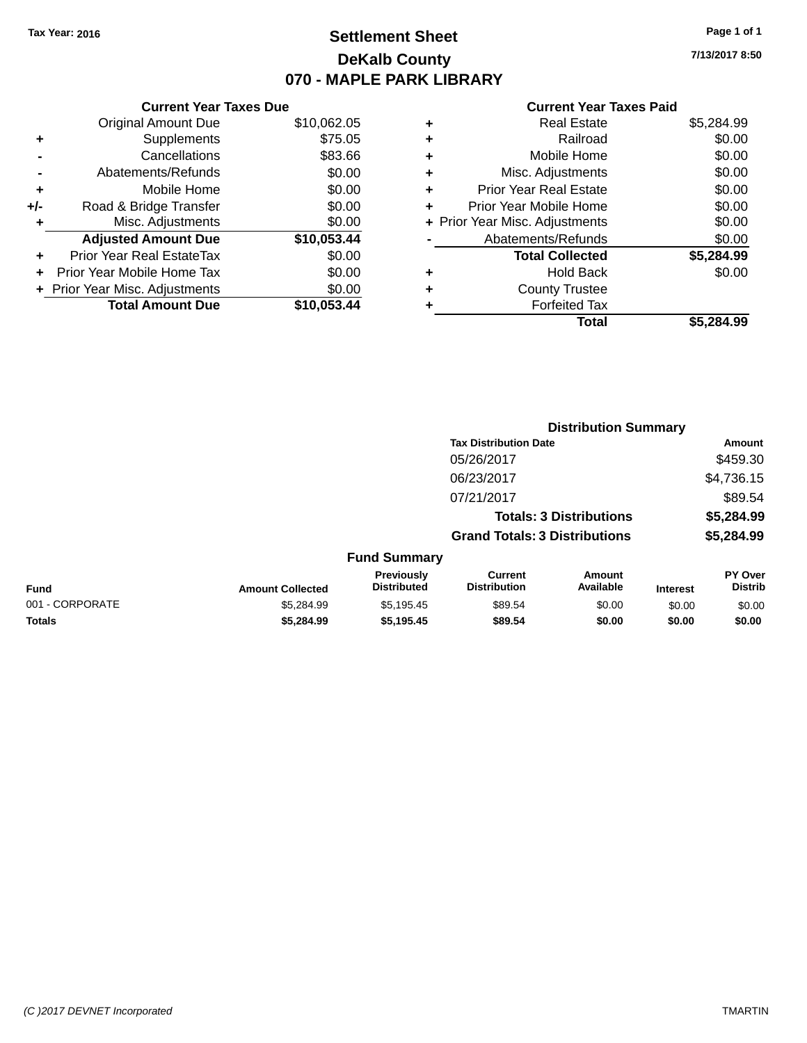Tax Year: 2016

# Settlement Sheet

## DeKalb County

## 070 - MAPLE PARK LIBRARY

7/13/2017 8:50

| | Current Year Taxes Due | |
|---|---|---|
| | Original Amount Due | $10,062.05 |
| + | Supplements | $75.05 |
| - | Cancellations | $83.66 |
| - | Abatements/Refunds | $0.00 |
| + | Mobile Home | $0.00 |
| +/- | Road & Bridge Transfer | $0.00 |
| + | Misc. Adjustments | $0.00 |
| | **Adjusted Amount Due** | **$10,053.44** |
| + | Prior Year Real EstateTax | $0.00 |
| + | Prior Year Mobile Home Tax | $0.00 |
| + | Prior Year Misc. Adjustments | $0.00 |
| | **Total Amount Due** | **$10,053.44** |

| | Current Year Taxes Paid | |
|---|---|---|
| + | Real Estate | $5,284.99 |
| + | Railroad | $0.00 |
| + | Mobile Home | $0.00 |
| + | Misc. Adjustments | $0.00 |
| + | Prior Year Real Estate | $0.00 |
| + | Prior Year Mobile Home | $0.00 |
| + | Prior Year Misc. Adjustments | $0.00 |
| - | Abatements/Refunds | $0.00 |
| | **Total Collected** | **$5,284.99** |
| + | Hold Back | $0.00 |
| + | County Trustee | |
| + | Forfeited Tax | |
| | **Total** | **$5,284.99** |

### Distribution Summary

| Tax Distribution Date | Amount |
|---|---|
| 05/26/2017 | $459.30 |
| 06/23/2017 | $4,736.15 |
| 07/21/2017 | $89.54 |
| **Totals: 3 Distributions** | **$5,284.99** |
| **Grand Totals: 3 Distributions** | **$5,284.99** |

### Fund Summary

| Fund | Amount Collected | Previously Distributed | Current Distribution | Amount Available | Interest | PY Over Distrib |
|---|---|---|---|---|---|---|
| 001 - CORPORATE | $5,284.99 | $5,195.45 | $89.54 | $0.00 | $0.00 | $0.00 |
| **Totals** | **$5,284.99** | **$5,195.45** | **$89.54** | **$0.00** | **$0.00** | **$0.00** |

(C )2017 DEVNET Incorporated

TMARTIN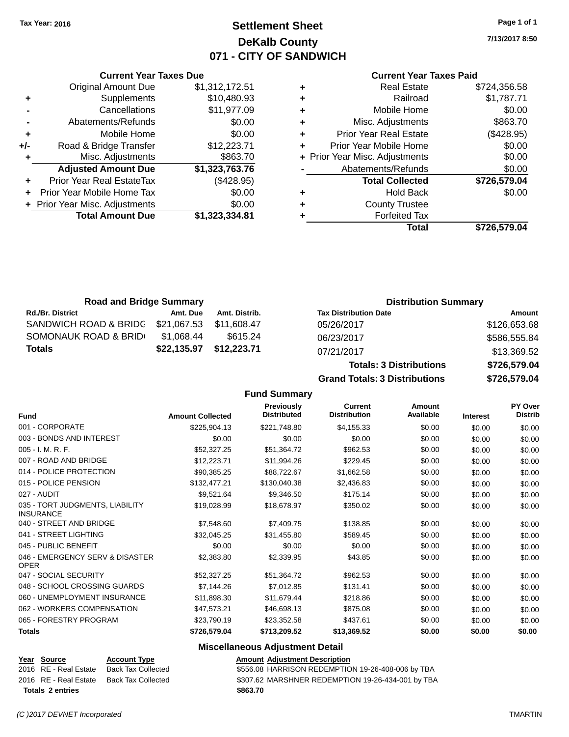Tax Year: 2016

# Settlement Sheet

## DeKalb County

## 071 - CITY OF SANDWICH

7/13/2017 8:50

### Current Year Taxes Due

| | | |
|---|---|---|
| | Original Amount Due | $1,312,172.51 |
| + | Supplements | $10,480.93 |
| - | Cancellations | $11,977.09 |
| - | Abatements/Refunds | $0.00 |
| + | Mobile Home | $0.00 |
| +/- | Road & Bridge Transfer | $12,223.71 |
| + | Misc. Adjustments | $863.70 |
| | **Adjusted Amount Due** | **$1,323,763.76** |
| + | Prior Year Real EstateTax | ($428.95) |
| + | Prior Year Mobile Home Tax | $0.00 |
| + | Prior Year Misc. Adjustments | $0.00 |
| | **Total Amount Due** | **$1,323,334.81** |

### Current Year Taxes Paid

| | | |
|---|---|---|
| + | Real Estate | $724,356.58 |
| + | Railroad | $1,787.71 |
| + | Mobile Home | $0.00 |
| + | Misc. Adjustments | $863.70 |
| + | Prior Year Real Estate | ($428.95) |
| + | Prior Year Mobile Home | $0.00 |
| + | Prior Year Misc. Adjustments | $0.00 |
| - | Abatements/Refunds | $0.00 |
| | **Total Collected** | **$726,579.04** |
| + | Hold Back | $0.00 |
| + | County Trustee | |
| + | Forfeited Tax | |
| | **Total** | **$726,579.04** |

### Road and Bridge Summary

| Rd./Br. District | Amt. Due | Amt. Distrib. |
|---|---|---|
| SANDWICH ROAD & BRIDG | $21,067.53 | $11,608.47 |
| SOMONAUK ROAD & BRID( | $1,068.44 | $615.24 |
| **Totals** | **$22,135.97** | **$12,223.71** |

### Distribution Summary

| Tax Distribution Date | Amount |
|---|---|
| 05/26/2017 | $126,653.68 |
| 06/23/2017 | $586,555.84 |
| 07/21/2017 | $13,369.52 |
| **Totals: 3 Distributions** | **$726,579.04** |
| **Grand Totals: 3 Distributions** | **$726,579.04** |

### Fund Summary

| Fund | Amount Collected | Previously Distributed | Current Distribution | Amount Available | Interest | PY Over Distrib |
|---|---|---|---|---|---|---|
| 001 - CORPORATE | $225,904.13 | $221,748.80 | $4,155.33 | $0.00 | $0.00 | $0.00 |
| 003 - BONDS AND INTEREST | $0.00 | $0.00 | $0.00 | $0.00 | $0.00 | $0.00 |
| 005 - I. M. R. F. | $52,327.25 | $51,364.72 | $962.53 | $0.00 | $0.00 | $0.00 |
| 007 - ROAD AND BRIDGE | $12,223.71 | $11,994.26 | $229.45 | $0.00 | $0.00 | $0.00 |
| 014 - POLICE PROTECTION | $90,385.25 | $88,722.67 | $1,662.58 | $0.00 | $0.00 | $0.00 |
| 015 - POLICE PENSION | $132,477.21 | $130,040.38 | $2,436.83 | $0.00 | $0.00 | $0.00 |
| 027 - AUDIT | $9,521.64 | $9,346.50 | $175.14 | $0.00 | $0.00 | $0.00 |
| 035 - TORT JUDGMENTS, LIABILITY INSURANCE | $19,028.99 | $18,678.97 | $350.02 | $0.00 | $0.00 | $0.00 |
| 040 - STREET AND BRIDGE | $7,548.60 | $7,409.75 | $138.85 | $0.00 | $0.00 | $0.00 |
| 041 - STREET LIGHTING | $32,045.25 | $31,455.80 | $589.45 | $0.00 | $0.00 | $0.00 |
| 045 - PUBLIC BENEFIT | $0.00 | $0.00 | $0.00 | $0.00 | $0.00 | $0.00 |
| 046 - EMERGENCY SERV & DISASTER OPER | $2,383.80 | $2,339.95 | $43.85 | $0.00 | $0.00 | $0.00 |
| 047 - SOCIAL SECURITY | $52,327.25 | $51,364.72 | $962.53 | $0.00 | $0.00 | $0.00 |
| 048 - SCHOOL CROSSING GUARDS | $7,144.26 | $7,012.85 | $131.41 | $0.00 | $0.00 | $0.00 |
| 060 - UNEMPLOYMENT INSURANCE | $11,898.30 | $11,679.44 | $218.86 | $0.00 | $0.00 | $0.00 |
| 062 - WORKERS COMPENSATION | $47,573.21 | $46,698.13 | $875.08 | $0.00 | $0.00 | $0.00 |
| 065 - FORESTRY PROGRAM | $23,790.19 | $23,352.58 | $437.61 | $0.00 | $0.00 | $0.00 |
| **Totals** | **$726,579.04** | **$713,209.52** | **$13,369.52** | **$0.00** | **$0.00** | **$0.00** |

### Miscellaneous Adjustment Detail

| Year | Source | Account Type | Amount | Adjustment Description |
|---|---|---|---|---|
| 2016 | RE - Real Estate | Back Tax Collected | $556.08 | HARRISON REDEMPTION 19-26-408-006 by TBA |
| 2016 | RE - Real Estate | Back Tax Collected | $307.62 | MARSHNER REDEMPTION 19-26-434-001 by TBA |
| **Totals** | **2 entries** | | **$863.70** | |

(C )2017 DEVNET Incorporated TMARTIN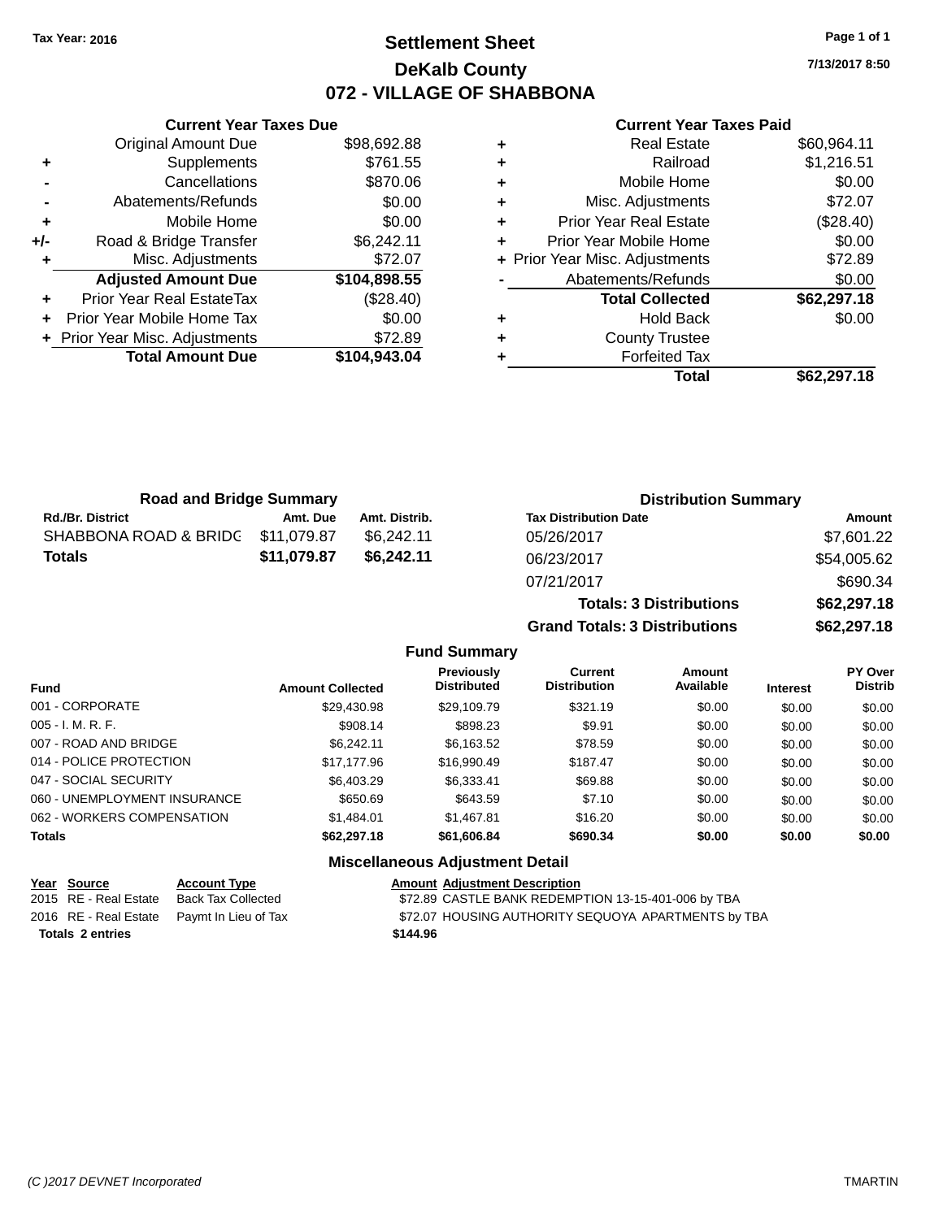Tax Year: 2016

# Settlement Sheet
# DeKalb County
## 072 - VILLAGE OF SHABBONA

7/13/2017 8:50

### Current Year Taxes Due

| | | |
|---|---|---|
| | Original Amount Due | $98,692.88 |
| + | Supplements | $761.55 |
| - | Cancellations | $870.06 |
| - | Abatements/Refunds | $0.00 |
| + | Mobile Home | $0.00 |
| +/- | Road & Bridge Transfer | $6,242.11 |
| + | Misc. Adjustments | $72.07 |
| | **Adjusted Amount Due** | **$104,898.55** |
| + | Prior Year Real EstateTax | ($28.40) |
| + | Prior Year Mobile Home Tax | $0.00 |
| + | Prior Year Misc. Adjustments | $72.89 |
| | **Total Amount Due** | **$104,943.04** |

### Current Year Taxes Paid

| | | |
|---|---|---|
| + | Real Estate | $60,964.11 |
| + | Railroad | $1,216.51 |
| + | Mobile Home | $0.00 |
| + | Misc. Adjustments | $72.07 |
| + | Prior Year Real Estate | ($28.40) |
| + | Prior Year Mobile Home | $0.00 |
| + | Prior Year Misc. Adjustments | $72.89 |
| - | Abatements/Refunds | $0.00 |
| | **Total Collected** | **$62,297.18** |
| + | Hold Back | $0.00 |
| + | County Trustee | |
| + | Forfeited Tax | |
| | **Total** | **$62,297.18** |

### Road and Bridge Summary

| Rd./Br. District | Amt. Due | Amt. Distrib. |
|---|---|---|
| SHABBONA ROAD & BRIDG | $11,079.87 | $6,242.11 |
| **Totals** | **$11,079.87** | **$6,242.11** |

### Distribution Summary

| Tax Distribution Date | Amount |
|---|---|
| 05/26/2017 | $7,601.22 |
| 06/23/2017 | $54,005.62 |
| 07/21/2017 | $690.34 |
| **Totals: 3 Distributions** | **$62,297.18** |
| **Grand Totals: 3 Distributions** | **$62,297.18** |

### Fund Summary

| Fund | Amount Collected | Previously Distributed | Current Distribution | Amount Available | Interest | PY Over Distrib |
|---|---|---|---|---|---|---|
| 001 - CORPORATE | $29,430.98 | $29,109.79 | $321.19 | $0.00 | $0.00 | $0.00 |
| 005 - I. M. R. F. | $908.14 | $898.23 | $9.91 | $0.00 | $0.00 | $0.00 |
| 007 - ROAD AND BRIDGE | $6,242.11 | $6,163.52 | $78.59 | $0.00 | $0.00 | $0.00 |
| 014 - POLICE PROTECTION | $17,177.96 | $16,990.49 | $187.47 | $0.00 | $0.00 | $0.00 |
| 047 - SOCIAL SECURITY | $6,403.29 | $6,333.41 | $69.88 | $0.00 | $0.00 | $0.00 |
| 060 - UNEMPLOYMENT INSURANCE | $650.69 | $643.59 | $7.10 | $0.00 | $0.00 | $0.00 |
| 062 - WORKERS COMPENSATION | $1,484.01 | $1,467.81 | $16.20 | $0.00 | $0.00 | $0.00 |
| **Totals** | **$62,297.18** | **$61,606.84** | **$690.34** | **$0.00** | **$0.00** | **$0.00** |

### Miscellaneous Adjustment Detail

| Year | Source | Account Type | Amount | Adjustment Description |
|---|---|---|---|---|
| 2015 | RE - Real Estate | Back Tax Collected | $72.89 | CASTLE BANK REDEMPTION 13-15-401-006 by TBA |
| 2016 | RE - Real Estate | Paymt In Lieu of Tax | $72.07 | HOUSING AUTHORITY SEQUOYA APARTMENTS by TBA |
| **Totals** | **2 entries** | | **$144.96** | |

(C )2017 DEVNET Incorporated — TMARTIN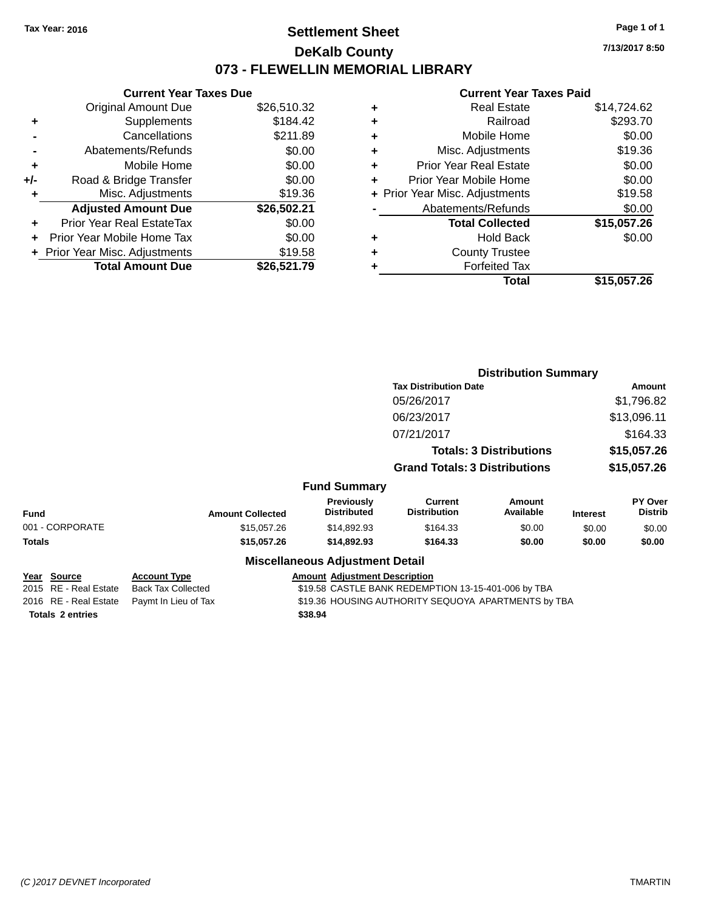Tax Year: 2016

# Settlement Sheet

## DeKalb County

## 073 - FLEWELLIN MEMORIAL LIBRARY

7/13/2017 8:50

### Current Year Taxes Due

| | | |
|---|---|---|
| | Original Amount Due | $26,510.32 |
| + | Supplements | $184.42 |
| - | Cancellations | $211.89 |
| - | Abatements/Refunds | $0.00 |
| + | Mobile Home | $0.00 |
| +/- | Road & Bridge Transfer | $0.00 |
| + | Misc. Adjustments | $19.36 |
| | **Adjusted Amount Due** | **$26,502.21** |
| + | Prior Year Real EstateTax | $0.00 |
| + | Prior Year Mobile Home Tax | $0.00 |
| + | Prior Year Misc. Adjustments | $19.58 |
| | **Total Amount Due** | **$26,521.79** |

### Current Year Taxes Paid

| | | |
|---|---|---|
| + | Real Estate | $14,724.62 |
| + | Railroad | $293.70 |
| + | Mobile Home | $0.00 |
| + | Misc. Adjustments | $19.36 |
| + | Prior Year Real Estate | $0.00 |
| + | Prior Year Mobile Home | $0.00 |
| + | Prior Year Misc. Adjustments | $19.58 |
| - | Abatements/Refunds | $0.00 |
| | **Total Collected** | **$15,057.26** |
| + | Hold Back | $0.00 |
| + | County Trustee | |
| + | Forfeited Tax | |
| | **Total** | **$15,057.26** |

### Distribution Summary

| Tax Distribution Date | Amount |
|---|---|
| 05/26/2017 | $1,796.82 |
| 06/23/2017 | $13,096.11 |
| 07/21/2017 | $164.33 |
| **Totals: 3 Distributions** | **$15,057.26** |
| **Grand Totals: 3 Distributions** | **$15,057.26** |

### Fund Summary

| Fund | Amount Collected | Previously Distributed | Current Distribution | Amount Available | Interest | PY Over Distrib |
|---|---|---|---|---|---|---|
| 001 - CORPORATE | $15,057.26 | $14,892.93 | $164.33 | $0.00 | $0.00 | $0.00 |
| **Totals** | **$15,057.26** | **$14,892.93** | **$164.33** | **$0.00** | **$0.00** | **$0.00** |

### Miscellaneous Adjustment Detail

| Year | Source | Account Type | Amount | Adjustment Description |
|---|---|---|---|---|
| 2015 | RE - Real Estate | Back Tax Collected | $19.58 | CASTLE BANK REDEMPTION 13-15-401-006 by TBA |
| 2016 | RE - Real Estate | Paymt In Lieu of Tax | $19.36 | HOUSING AUTHORITY SEQUOYA APARTMENTS by TBA |
| **Totals** | **2 entries** | | **$38.94** | |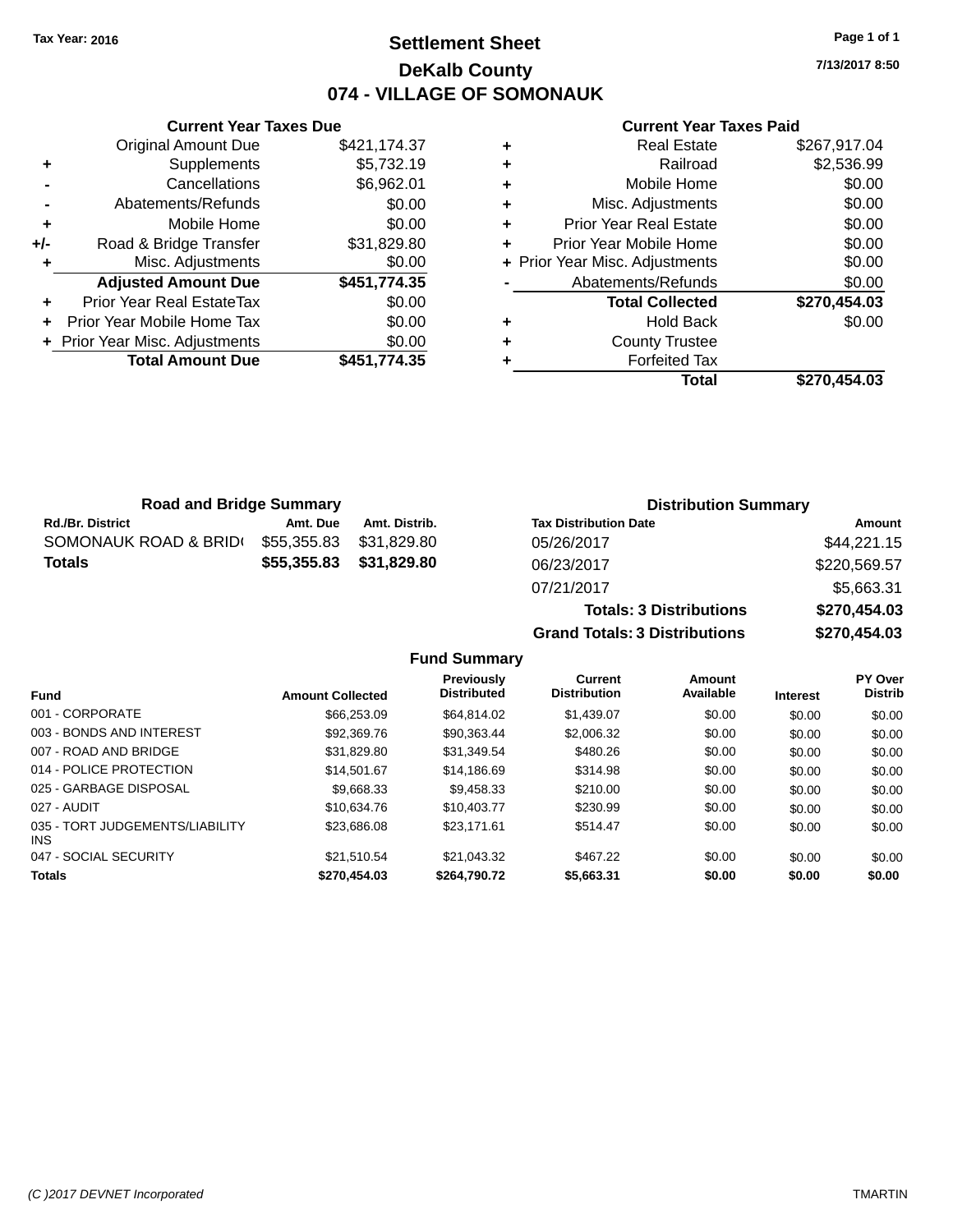Tax Year: 2016

# Settlement Sheet

## DeKalb County

## 074 - VILLAGE OF SOMONAUK

7/13/2017 8:50

### Current Year Taxes Due

| | | |
|---|---|---|
| | Original Amount Due | $421,174.37 |
| + | Supplements | $5,732.19 |
| - | Cancellations | $6,962.01 |
| - | Abatements/Refunds | $0.00 |
| + | Mobile Home | $0.00 |
| +/- | Road & Bridge Transfer | $31,829.80 |
| + | Misc. Adjustments | $0.00 |
| | **Adjusted Amount Due** | **$451,774.35** |
| + | Prior Year Real EstateTax | $0.00 |
| + | Prior Year Mobile Home Tax | $0.00 |
| + | Prior Year Misc. Adjustments | $0.00 |
| | **Total Amount Due** | **$451,774.35** |

### Current Year Taxes Paid

| | | |
|---|---|---|
| + | Real Estate | $267,917.04 |
| + | Railroad | $2,536.99 |
| + | Mobile Home | $0.00 |
| + | Misc. Adjustments | $0.00 |
| + | Prior Year Real Estate | $0.00 |
| + | Prior Year Mobile Home | $0.00 |
| + | Prior Year Misc. Adjustments | $0.00 |
| - | Abatements/Refunds | $0.00 |
| | **Total Collected** | **$270,454.03** |
| + | Hold Back | $0.00 |
| + | County Trustee | |
| + | Forfeited Tax | |
| | **Total** | **$270,454.03** |

### Road and Bridge Summary

| Rd./Br. District | Amt. Due | Amt. Distrib. |
|---|---|---|
| SOMONAUK ROAD & BRID( | $55,355.83 | $31,829.80 |
| **Totals** | **$55,355.83** | **$31,829.80** |

### Distribution Summary

| Tax Distribution Date | Amount |
|---|---|
| 05/26/2017 | $44,221.15 |
| 06/23/2017 | $220,569.57 |
| 07/21/2017 | $5,663.31 |
| **Totals: 3 Distributions** | **$270,454.03** |
| **Grand Totals: 3 Distributions** | **$270,454.03** |

### Fund Summary

| Fund | Amount Collected | Previously Distributed | Current Distribution | Amount Available | Interest | PY Over Distrib |
|---|---|---|---|---|---|---|
| 001 - CORPORATE | $66,253.09 | $64,814.02 | $1,439.07 | $0.00 | $0.00 | $0.00 |
| 003 - BONDS AND INTEREST | $92,369.76 | $90,363.44 | $2,006.32 | $0.00 | $0.00 | $0.00 |
| 007 - ROAD AND BRIDGE | $31,829.80 | $31,349.54 | $480.26 | $0.00 | $0.00 | $0.00 |
| 014 - POLICE PROTECTION | $14,501.67 | $14,186.69 | $314.98 | $0.00 | $0.00 | $0.00 |
| 025 - GARBAGE DISPOSAL | $9,668.33 | $9,458.33 | $210.00 | $0.00 | $0.00 | $0.00 |
| 027 - AUDIT | $10,634.76 | $10,403.77 | $230.99 | $0.00 | $0.00 | $0.00 |
| 035 - TORT JUDGEMENTS/LIABILITY INS | $23,686.08 | $23,171.61 | $514.47 | $0.00 | $0.00 | $0.00 |
| 047 - SOCIAL SECURITY | $21,510.54 | $21,043.32 | $467.22 | $0.00 | $0.00 | $0.00 |
| **Totals** | **$270,454.03** | **$264,790.72** | **$5,663.31** | **$0.00** | **$0.00** | **$0.00** |

(C )2017 DEVNET Incorporated TMARTIN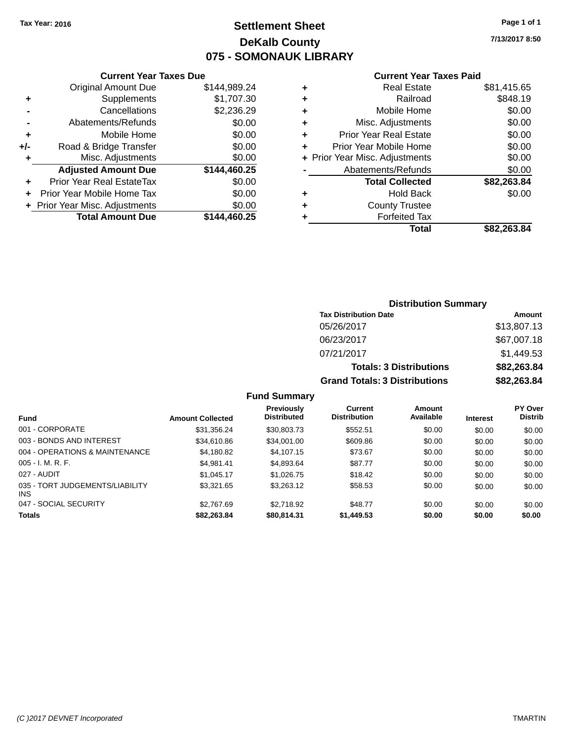Tax Year: 2016

# Settlement Sheet

## DeKalb County

## 075 - SOMONAUK LIBRARY

7/13/2017 8:50

### Current Year Taxes Due

| | | |
|---|---|---|
| | Original Amount Due | $144,989.24 |
| + | Supplements | $1,707.30 |
| - | Cancellations | $2,236.29 |
| - | Abatements/Refunds | $0.00 |
| + | Mobile Home | $0.00 |
| +/- | Road & Bridge Transfer | $0.00 |
| + | Misc. Adjustments | $0.00 |
| | **Adjusted Amount Due** | **$144,460.25** |
| + | Prior Year Real EstateTax | $0.00 |
| + | Prior Year Mobile Home Tax | $0.00 |
| + | Prior Year Misc. Adjustments | $0.00 |
| | **Total Amount Due** | **$144,460.25** |

### Current Year Taxes Paid

| | | |
|---|---|---|
| + | Real Estate | $81,415.65 |
| + | Railroad | $848.19 |
| + | Mobile Home | $0.00 |
| + | Misc. Adjustments | $0.00 |
| + | Prior Year Real Estate | $0.00 |
| + | Prior Year Mobile Home | $0.00 |
| + | Prior Year Misc. Adjustments | $0.00 |
| - | Abatements/Refunds | $0.00 |
| | **Total Collected** | **$82,263.84** |
| + | Hold Back | $0.00 |
| + | County Trustee | |
| + | Forfeited Tax | |
| | **Total** | **$82,263.84** |

### Distribution Summary

| Tax Distribution Date | Amount |
|---|---|
| 05/26/2017 | $13,807.13 |
| 06/23/2017 | $67,007.18 |
| 07/21/2017 | $1,449.53 |
| **Totals: 3 Distributions** | **$82,263.84** |
| **Grand Totals: 3 Distributions** | **$82,263.84** |

### Fund Summary

| Fund | Amount Collected | Previously Distributed | Current Distribution | Amount Available | Interest | PY Over Distrib |
|---|---|---|---|---|---|---|
| 001 - CORPORATE | $31,356.24 | $30,803.73 | $552.51 | $0.00 | $0.00 | $0.00 |
| 003 - BONDS AND INTEREST | $34,610.86 | $34,001.00 | $609.86 | $0.00 | $0.00 | $0.00 |
| 004 - OPERATIONS & MAINTENANCE | $4,180.82 | $4,107.15 | $73.67 | $0.00 | $0.00 | $0.00 |
| 005 - I. M. R. F. | $4,981.41 | $4,893.64 | $87.77 | $0.00 | $0.00 | $0.00 |
| 027 - AUDIT | $1,045.17 | $1,026.75 | $18.42 | $0.00 | $0.00 | $0.00 |
| 035 - TORT JUDGEMENTS/LIABILITY INS | $3,321.65 | $3,263.12 | $58.53 | $0.00 | $0.00 | $0.00 |
| 047 - SOCIAL SECURITY | $2,767.69 | $2,718.92 | $48.77 | $0.00 | $0.00 | $0.00 |
| **Totals** | **$82,263.84** | **$80,814.31** | **$1,449.53** | **$0.00** | **$0.00** | **$0.00** |

(C )2017 DEVNET Incorporated — TMARTIN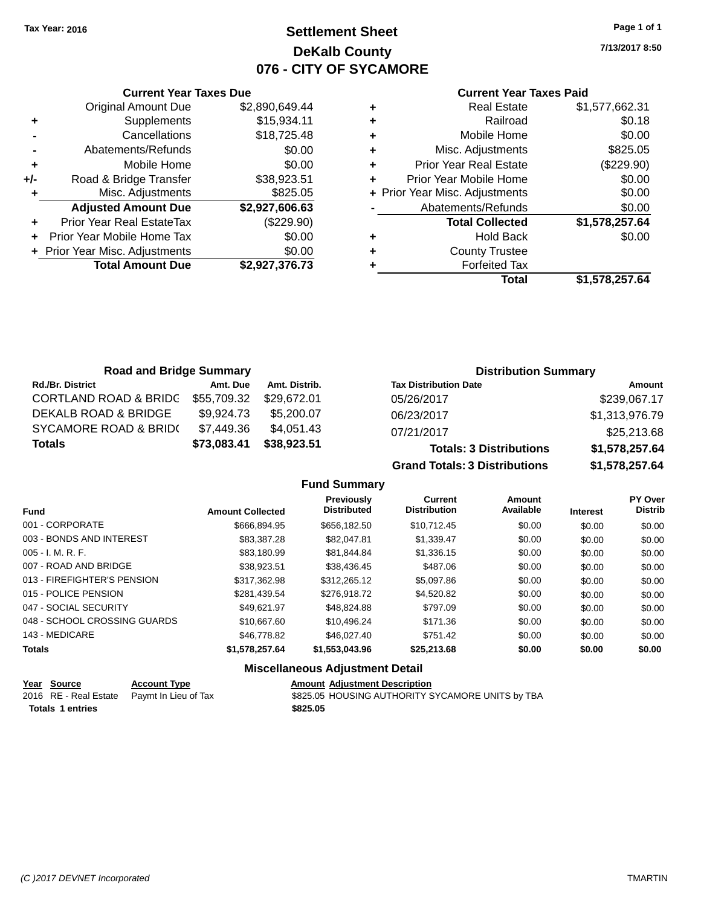Tax Year: 2016

# Settlement Sheet
## DeKalb County
## 076 - CITY OF SYCAMORE

7/13/2017 8:50

### Current Year Taxes Due

| | | |
|---|---|---|
| | Original Amount Due | $2,890,649.44 |
| + | Supplements | $15,934.11 |
| - | Cancellations | $18,725.48 |
| - | Abatements/Refunds | $0.00 |
| + | Mobile Home | $0.00 |
| +/- | Road & Bridge Transfer | $38,923.51 |
| + | Misc. Adjustments | $825.05 |
| | **Adjusted Amount Due** | **$2,927,606.63** |
| + | Prior Year Real EstateTax | ($229.90) |
| + | Prior Year Mobile Home Tax | $0.00 |
| + | Prior Year Misc. Adjustments | $0.00 |
| | **Total Amount Due** | **$2,927,376.73** |

### Current Year Taxes Paid

| | | |
|---|---|---|
| + | Real Estate | $1,577,662.31 |
| + | Railroad | $0.18 |
| + | Mobile Home | $0.00 |
| + | Misc. Adjustments | $825.05 |
| + | Prior Year Real Estate | ($229.90) |
| + | Prior Year Mobile Home | $0.00 |
| + | Prior Year Misc. Adjustments | $0.00 |
| - | Abatements/Refunds | $0.00 |
| | **Total Collected** | **$1,578,257.64** |
| + | Hold Back | $0.00 |
| + | County Trustee | |
| + | Forfeited Tax | |
| | **Total** | **$1,578,257.64** |

### Road and Bridge Summary

| Rd./Br. District | Amt. Due | Amt. Distrib. |
|---|---|---|
| CORTLAND ROAD & BRIDG | $55,709.32 | $29,672.01 |
| DEKALB ROAD & BRIDGE | $9,924.73 | $5,200.07 |
| SYCAMORE ROAD & BRID( | $7,449.36 | $4,051.43 |
| **Totals** | **$73,083.41** | **$38,923.51** |

### Distribution Summary

| Tax Distribution Date | Amount |
|---|---|
| 05/26/2017 | $239,067.17 |
| 06/23/2017 | $1,313,976.79 |
| 07/21/2017 | $25,213.68 |
| **Totals: 3 Distributions** | **$1,578,257.64** |
| **Grand Totals: 3 Distributions** | **$1,578,257.64** |

### Fund Summary

| Fund | Amount Collected | Previously Distributed | Current Distribution | Amount Available | Interest | PY Over Distrib |
|---|---|---|---|---|---|---|
| 001 - CORPORATE | $666,894.95 | $656,182.50 | $10,712.45 | $0.00 | $0.00 | $0.00 |
| 003 - BONDS AND INTEREST | $83,387.28 | $82,047.81 | $1,339.47 | $0.00 | $0.00 | $0.00 |
| 005 - I. M. R. F. | $83,180.99 | $81,844.84 | $1,336.15 | $0.00 | $0.00 | $0.00 |
| 007 - ROAD AND BRIDGE | $38,923.51 | $38,436.45 | $487.06 | $0.00 | $0.00 | $0.00 |
| 013 - FIREFIGHTER'S PENSION | $317,362.98 | $312,265.12 | $5,097.86 | $0.00 | $0.00 | $0.00 |
| 015 - POLICE PENSION | $281,439.54 | $276,918.72 | $4,520.82 | $0.00 | $0.00 | $0.00 |
| 047 - SOCIAL SECURITY | $49,621.97 | $48,824.88 | $797.09 | $0.00 | $0.00 | $0.00 |
| 048 - SCHOOL CROSSING GUARDS | $10,667.60 | $10,496.24 | $171.36 | $0.00 | $0.00 | $0.00 |
| 143 - MEDICARE | $46,778.82 | $46,027.40 | $751.42 | $0.00 | $0.00 | $0.00 |
| **Totals** | **$1,578,257.64** | **$1,553,043.96** | **$25,213.68** | **$0.00** | **$0.00** | **$0.00** |

### Miscellaneous Adjustment Detail

| Year | Source | Account Type | Amount | Adjustment Description |
|---|---|---|---|---|
| 2016 | RE - Real Estate | Paymt In Lieu of Tax | $825.05 | HOUSING AUTHORITY SYCAMORE UNITS by TBA |
| **Totals** | **1 entries** | | **$825.05** | |

(C )2017 DEVNET Incorporated TMARTIN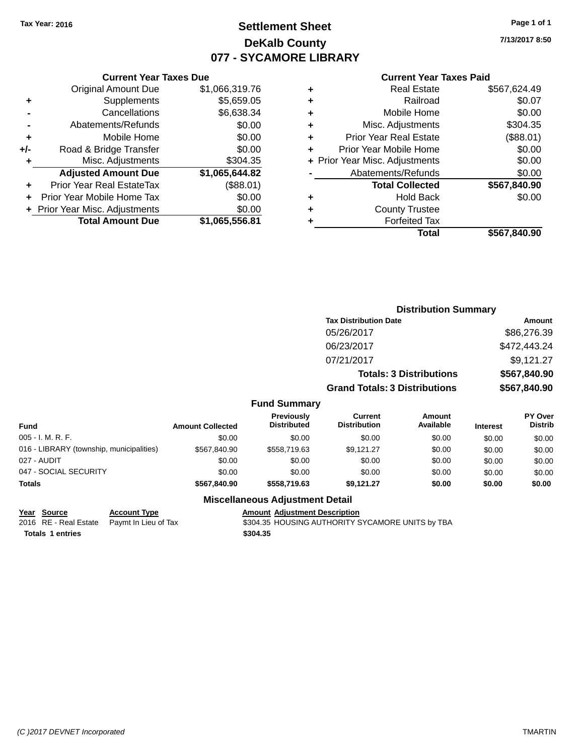Tax Year: 2016

# Settlement Sheet
## DeKalb County
## 077 - SYCAMORE LIBRARY

7/13/2017 8:50

### Current Year Taxes Due

| | | |
|---|---|---|
| | Original Amount Due | $1,066,319.76 |
| + | Supplements | $5,659.05 |
| - | Cancellations | $6,638.34 |
| - | Abatements/Refunds | $0.00 |
| + | Mobile Home | $0.00 |
| +/- | Road & Bridge Transfer | $0.00 |
| + | Misc. Adjustments | $304.35 |
| | **Adjusted Amount Due** | **$1,065,644.82** |
| + | Prior Year Real EstateTax | ($88.01) |
| + | Prior Year Mobile Home Tax | $0.00 |
| + | Prior Year Misc. Adjustments | $0.00 |
| | **Total Amount Due** | **$1,065,556.81** |

### Current Year Taxes Paid

| | | |
|---|---|---|
| + | Real Estate | $567,624.49 |
| + | Railroad | $0.07 |
| + | Mobile Home | $0.00 |
| + | Misc. Adjustments | $304.35 |
| + | Prior Year Real Estate | ($88.01) |
| + | Prior Year Mobile Home | $0.00 |
| + | Prior Year Misc. Adjustments | $0.00 |
| - | Abatements/Refunds | $0.00 |
| | **Total Collected** | **$567,840.90** |
| + | Hold Back | $0.00 |
| + | County Trustee | |
| + | Forfeited Tax | |
| | **Total** | **$567,840.90** |

### Distribution Summary

| Tax Distribution Date | Amount |
|---|---|
| 05/26/2017 | $86,276.39 |
| 06/23/2017 | $472,443.24 |
| 07/21/2017 | $9,121.27 |
| **Totals: 3 Distributions** | **$567,840.90** |
| **Grand Totals: 3 Distributions** | **$567,840.90** |

### Fund Summary

| Fund | Amount Collected | Previously Distributed | Current Distribution | Amount Available | Interest | PY Over Distrib |
|---|---|---|---|---|---|---|
| 005 - I. M. R. F. | $0.00 | $0.00 | $0.00 | $0.00 | $0.00 | $0.00 |
| 016 - LIBRARY (township, municipalities) | $567,840.90 | $558,719.63 | $9,121.27 | $0.00 | $0.00 | $0.00 |
| 027 - AUDIT | $0.00 | $0.00 | $0.00 | $0.00 | $0.00 | $0.00 |
| 047 - SOCIAL SECURITY | $0.00 | $0.00 | $0.00 | $0.00 | $0.00 | $0.00 |
| **Totals** | **$567,840.90** | **$558,719.63** | **$9,121.27** | **$0.00** | **$0.00** | **$0.00** |

### Miscellaneous Adjustment Detail

| Year | Source | Account Type | Amount | Adjustment Description |
|---|---|---|---|---|
| 2016 | RE - Real Estate | Paymt In Lieu of Tax | $304.35 | HOUSING AUTHORITY SYCAMORE UNITS by TBA |
| **Totals 1 entries** | | | **$304.35** | |

(C )2017 DEVNET Incorporated TMARTIN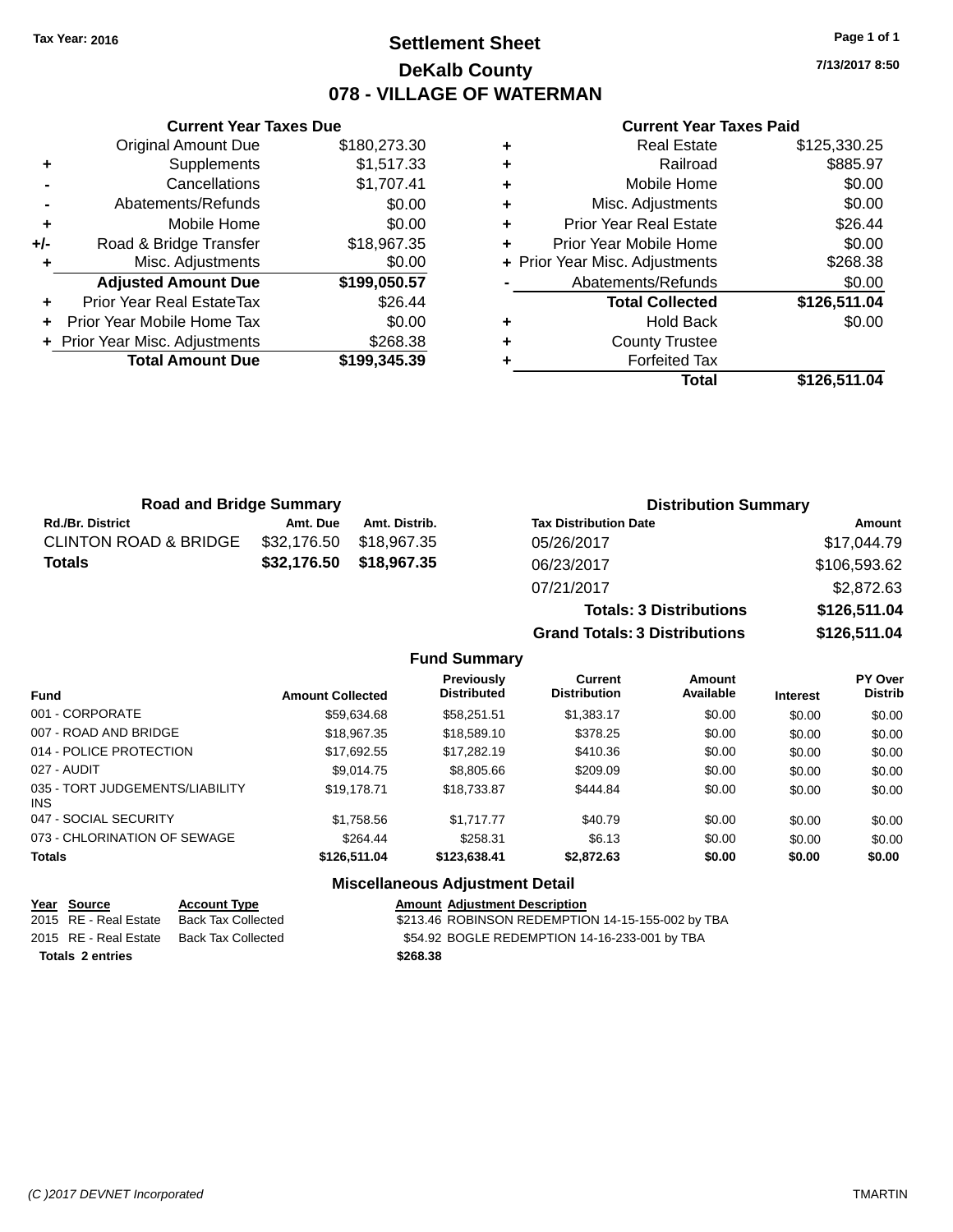Tax Year: 2016

# Settlement Sheet
## DeKalb County
## 078 - VILLAGE OF WATERMAN

7/13/2017 8:50

| | Current Year Taxes Due | |
|---|---|---|
| | Original Amount Due | $180,273.30 |
| + | Supplements | $1,517.33 |
| - | Cancellations | $1,707.41 |
| - | Abatements/Refunds | $0.00 |
| + | Mobile Home | $0.00 |
| +/- | Road & Bridge Transfer | $18,967.35 |
| + | Misc. Adjustments | $0.00 |
| | **Adjusted Amount Due** | **$199,050.57** |
| + | Prior Year Real EstateTax | $26.44 |
| + | Prior Year Mobile Home Tax | $0.00 |
| + | Prior Year Misc. Adjustments | $268.38 |
| | **Total Amount Due** | **$199,345.39** |

| | Current Year Taxes Paid | |
|---|---|---|
| + | Real Estate | $125,330.25 |
| + | Railroad | $885.97 |
| + | Mobile Home | $0.00 |
| + | Misc. Adjustments | $0.00 |
| + | Prior Year Real Estate | $26.44 |
| + | Prior Year Mobile Home | $0.00 |
| + | Prior Year Misc. Adjustments | $268.38 |
| - | Abatements/Refunds | $0.00 |
| | **Total Collected** | **$126,511.04** |
| + | Hold Back | $0.00 |
| + | County Trustee | |
| + | Forfeited Tax | |
| | **Total** | **$126,511.04** |

### Road and Bridge Summary

| Rd./Br. District | Amt. Due | Amt. Distrib. |
|---|---|---|
| CLINTON ROAD & BRIDGE | $32,176.50 | $18,967.35 |
| **Totals** | **$32,176.50** | **$18,967.35** |

### Distribution Summary

| Tax Distribution Date | Amount |
|---|---|
| 05/26/2017 | $17,044.79 |
| 06/23/2017 | $106,593.62 |
| 07/21/2017 | $2,872.63 |
| **Totals: 3 Distributions** | **$126,511.04** |
| **Grand Totals: 3 Distributions** | **$126,511.04** |

### Fund Summary

| Fund | Amount Collected | Previously Distributed | Current Distribution | Amount Available | Interest | PY Over Distrib |
|---|---|---|---|---|---|---|
| 001 - CORPORATE | $59,634.68 | $58,251.51 | $1,383.17 | $0.00 | $0.00 | $0.00 |
| 007 - ROAD AND BRIDGE | $18,967.35 | $18,589.10 | $378.25 | $0.00 | $0.00 | $0.00 |
| 014 - POLICE PROTECTION | $17,692.55 | $17,282.19 | $410.36 | $0.00 | $0.00 | $0.00 |
| 027 - AUDIT | $9,014.75 | $8,805.66 | $209.09 | $0.00 | $0.00 | $0.00 |
| 035 - TORT JUDGEMENTS/LIABILITY INS | $19,178.71 | $18,733.87 | $444.84 | $0.00 | $0.00 | $0.00 |
| 047 - SOCIAL SECURITY | $1,758.56 | $1,717.77 | $40.79 | $0.00 | $0.00 | $0.00 |
| 073 - CHLORINATION OF SEWAGE | $264.44 | $258.31 | $6.13 | $0.00 | $0.00 | $0.00 |
| **Totals** | **$126,511.04** | **$123,638.41** | **$2,872.63** | **$0.00** | **$0.00** | **$0.00** |

### Miscellaneous Adjustment Detail

| Year | Source | Account Type | Amount | Adjustment Description |
|---|---|---|---|---|
| 2015 | RE - Real Estate | Back Tax Collected | $213.46 | ROBINSON REDEMPTION 14-15-155-002 by TBA |
| 2015 | RE - Real Estate | Back Tax Collected | $54.92 | BOGLE REDEMPTION 14-16-233-001 by TBA |
| **Totals 2 entries** | | | **$268.38** | |

(C )2017 DEVNET Incorporated — TMARTIN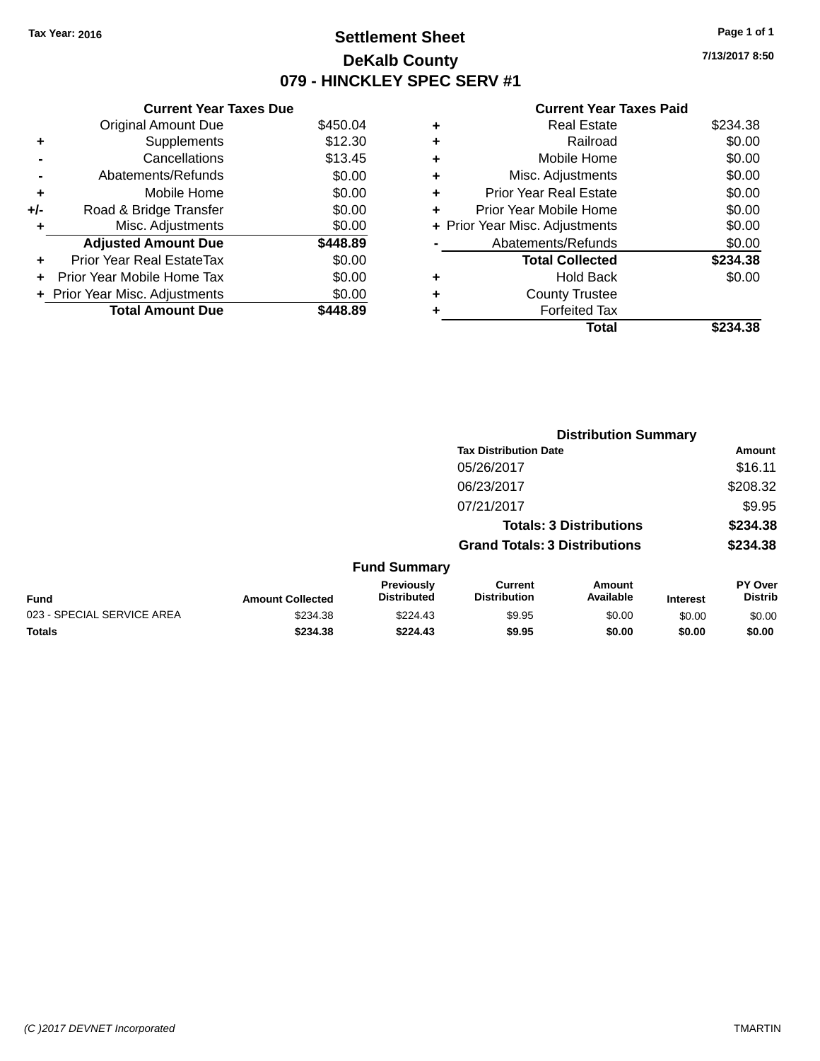Tax Year: 2016

# Settlement Sheet

## DeKalb County

## 079 - HINCKLEY SPEC SERV #1

7/13/2017 8:50

| | Current Year Taxes Due | |
|---|---|---|
| | Original Amount Due | $450.04 |
| + | Supplements | $12.30 |
| - | Cancellations | $13.45 |
| - | Abatements/Refunds | $0.00 |
| + | Mobile Home | $0.00 |
| +/- | Road & Bridge Transfer | $0.00 |
| + | Misc. Adjustments | $0.00 |
| | **Adjusted Amount Due** | **$448.89** |
| + | Prior Year Real EstateTax | $0.00 |
| + | Prior Year Mobile Home Tax | $0.00 |
| + | Prior Year Misc. Adjustments | $0.00 |
| | **Total Amount Due** | **$448.89** |

| | Current Year Taxes Paid | |
|---|---|---|
| + | Real Estate | $234.38 |
| + | Railroad | $0.00 |
| + | Mobile Home | $0.00 |
| + | Misc. Adjustments | $0.00 |
| + | Prior Year Real Estate | $0.00 |
| + | Prior Year Mobile Home | $0.00 |
| + | Prior Year Misc. Adjustments | $0.00 |
| - | Abatements/Refunds | $0.00 |
| | **Total Collected** | **$234.38** |
| + | Hold Back | $0.00 |
| + | County Trustee | |
| + | Forfeited Tax | |
| | **Total** | **$234.38** |

### Distribution Summary

| Tax Distribution Date | Amount |
|---|---|
| 05/26/2017 | $16.11 |
| 06/23/2017 | $208.32 |
| 07/21/2017 | $9.95 |
| **Totals: 3 Distributions** | **$234.38** |
| **Grand Totals: 3 Distributions** | **$234.38** |

### Fund Summary

| Fund | Amount Collected | Previously Distributed | Current Distribution | Amount Available | Interest | PY Over Distrib |
|---|---|---|---|---|---|---|
| 023 - SPECIAL SERVICE AREA | $234.38 | $224.43 | $9.95 | $0.00 | $0.00 | $0.00 |
| **Totals** | **$234.38** | **$224.43** | **$9.95** | **$0.00** | **$0.00** | **$0.00** |

(C )2017 DEVNET Incorporated TMARTIN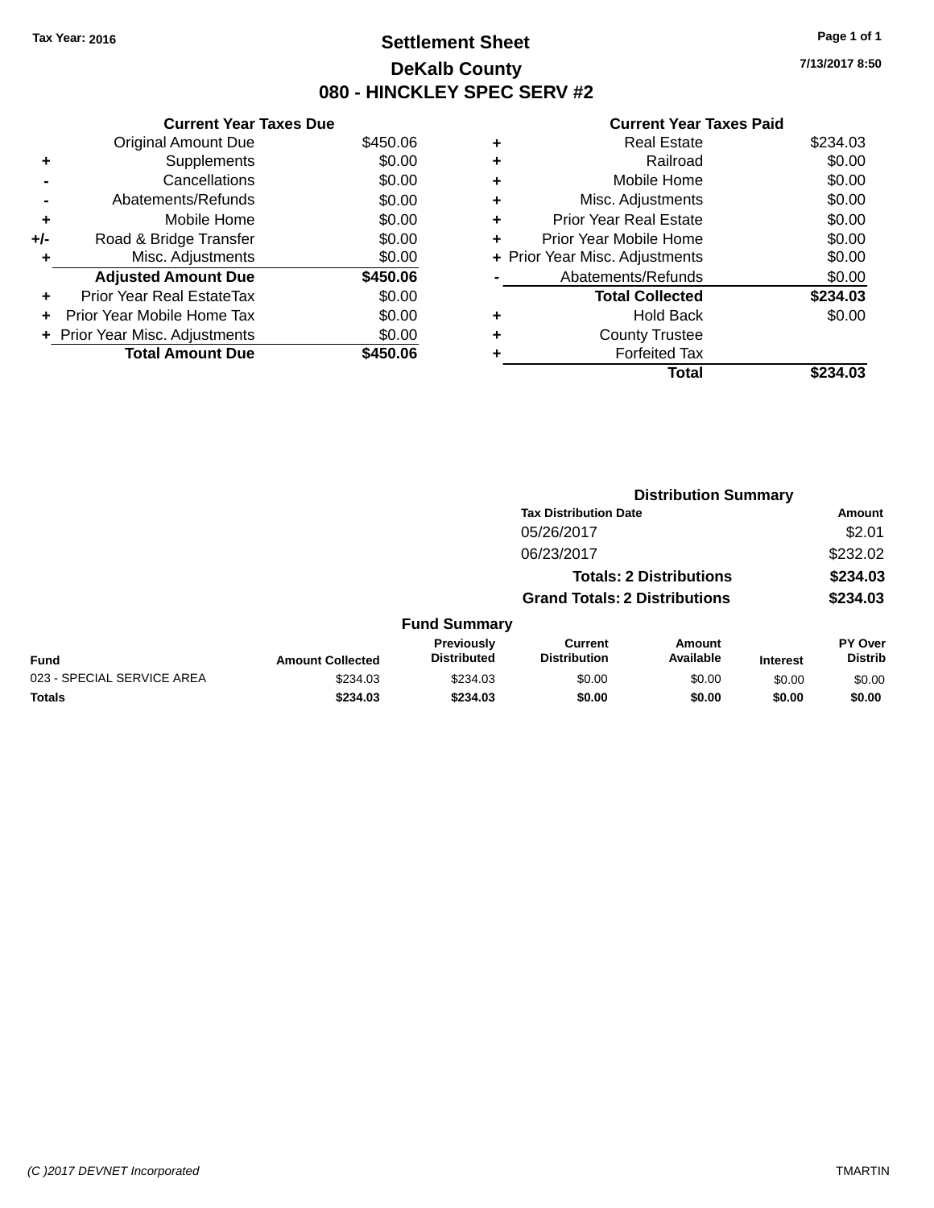Tax Year: 2016

# Settlement Sheet

## DeKalb County

## 080 - HINCKLEY SPEC SERV #2

7/13/2017 8:50

**Current Year Taxes Due**

| | | |
|---|---|---|
| | Original Amount Due | $450.06 |
| + | Supplements | $0.00 |
| - | Cancellations | $0.00 |
| - | Abatements/Refunds | $0.00 |
| + | Mobile Home | $0.00 |
| +/- | Road & Bridge Transfer | $0.00 |
| + | Misc. Adjustments | $0.00 |
| | **Adjusted Amount Due** | **$450.06** |
| + | Prior Year Real EstateTax | $0.00 |
| + | Prior Year Mobile Home Tax | $0.00 |
| + | Prior Year Misc. Adjustments | $0.00 |
| | **Total Amount Due** | **$450.06** |

**Current Year Taxes Paid**

| | | |
|---|---|---|
| + | Real Estate | $234.03 |
| + | Railroad | $0.00 |
| + | Mobile Home | $0.00 |
| + | Misc. Adjustments | $0.00 |
| + | Prior Year Real Estate | $0.00 |
| + | Prior Year Mobile Home | $0.00 |
| + | Prior Year Misc. Adjustments | $0.00 |
| - | Abatements/Refunds | $0.00 |
| | **Total Collected** | **$234.03** |
| + | Hold Back | $0.00 |
| + | County Trustee | |
| + | Forfeited Tax | |
| | **Total** | **$234.03** |

**Distribution Summary**

| Tax Distribution Date | Amount |
|---|---|
| 05/26/2017 | $2.01 |
| 06/23/2017 | $232.02 |
| **Totals: 2 Distributions** | **$234.03** |
| **Grand Totals: 2 Distributions** | **$234.03** |

**Fund Summary**

| Fund | Amount Collected | Previously Distributed | Current Distribution | Amount Available | Interest | PY Over Distrib |
|---|---|---|---|---|---|---|
| 023 - SPECIAL SERVICE AREA | $234.03 | $234.03 | $0.00 | $0.00 | $0.00 | $0.00 |
| **Totals** | **$234.03** | **$234.03** | **$0.00** | **$0.00** | **$0.00** | **$0.00** |

(C )2017 DEVNET Incorporated TMARTIN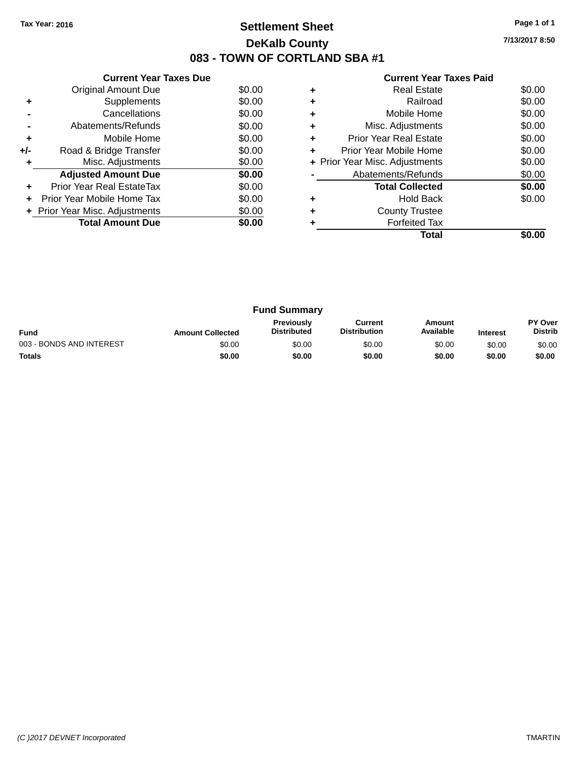Tax Year: 2016

# Settlement Sheet

## DeKalb County

## 083 - TOWN OF CORTLAND SBA #1

7/13/2017 8:50

### Current Year Taxes Due

| | | |
|---|---|---|
| | Original Amount Due | $0.00 |
| + | Supplements | $0.00 |
| - | Cancellations | $0.00 |
| - | Abatements/Refunds | $0.00 |
| + | Mobile Home | $0.00 |
| +/- | Road & Bridge Transfer | $0.00 |
| + | Misc. Adjustments | $0.00 |
| | **Adjusted Amount Due** | **$0.00** |
| + | Prior Year Real EstateTax | $0.00 |
| + | Prior Year Mobile Home Tax | $0.00 |
| + | Prior Year Misc. Adjustments | $0.00 |
| | **Total Amount Due** | **$0.00** |

### Current Year Taxes Paid

| | | |
|---|---|---|
| + | Real Estate | $0.00 |
| + | Railroad | $0.00 |
| + | Mobile Home | $0.00 |
| + | Misc. Adjustments | $0.00 |
| + | Prior Year Real Estate | $0.00 |
| + | Prior Year Mobile Home | $0.00 |
| + | Prior Year Misc. Adjustments | $0.00 |
| - | Abatements/Refunds | $0.00 |
| | **Total Collected** | **$0.00** |
| + | Hold Back | $0.00 |
| + | County Trustee | |
| + | Forfeited Tax | |
| | **Total** | **$0.00** |

### Fund Summary

| Fund | Amount Collected | Previously Distributed | Current Distribution | Amount Available | Interest | PY Over Distrib |
|---|---|---|---|---|---|---|
| 003 - BONDS AND INTEREST | $0.00 | $0.00 | $0.00 | $0.00 | $0.00 | $0.00 |
| **Totals** | **$0.00** | **$0.00** | **$0.00** | **$0.00** | **$0.00** | **$0.00** |

(C )2017 DEVNET Incorporated TMARTIN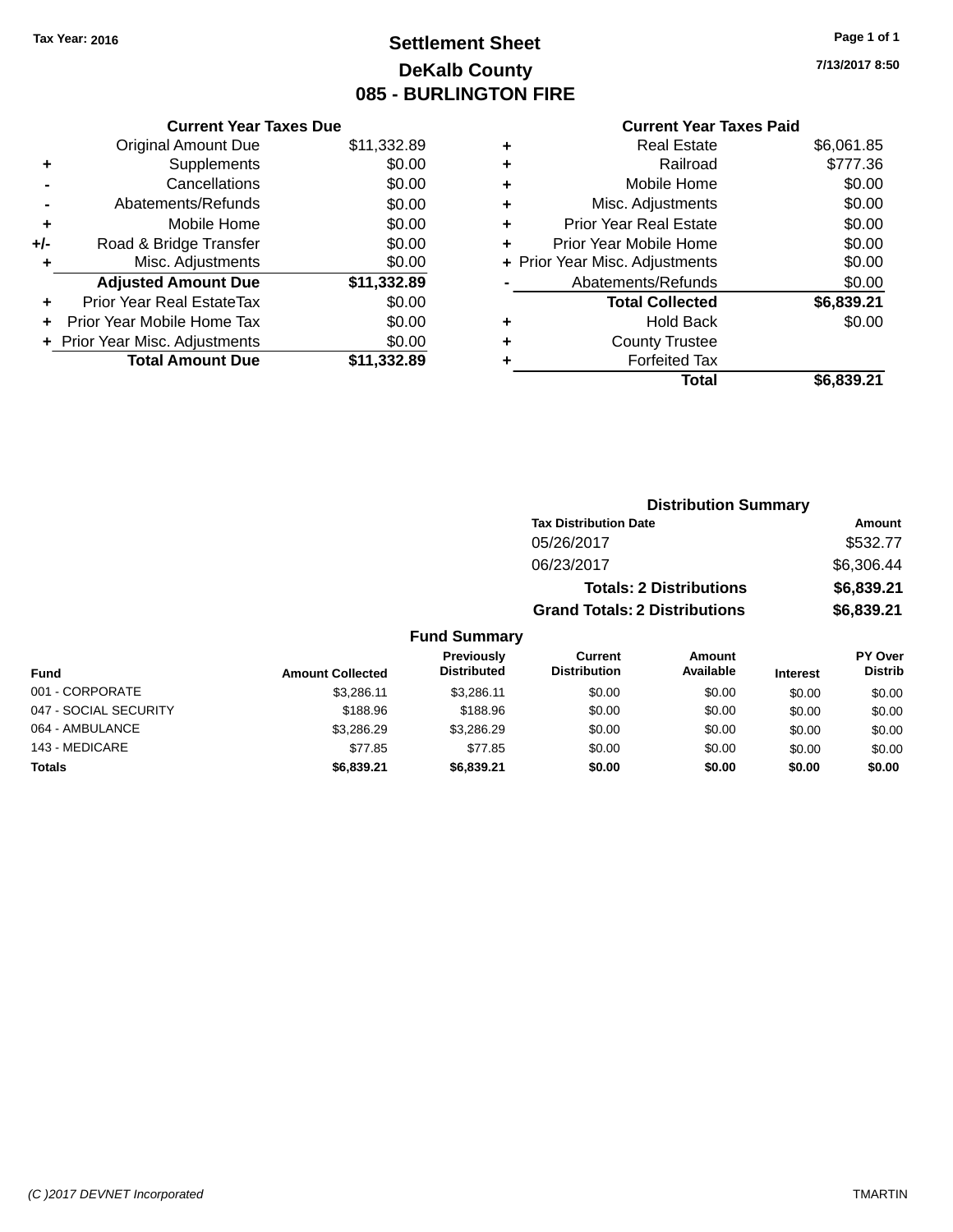Tax Year: 2016

# Settlement Sheet

## DeKalb County

## 085 - BURLINGTON FIRE

7/13/2017 8:50

### Current Year Taxes Due

| | | |
|---|---|---|
| | Original Amount Due | $11,332.89 |
| + | Supplements | $0.00 |
| - | Cancellations | $0.00 |
| - | Abatements/Refunds | $0.00 |
| + | Mobile Home | $0.00 |
| +/- | Road & Bridge Transfer | $0.00 |
| + | Misc. Adjustments | $0.00 |
| | **Adjusted Amount Due** | **$11,332.89** |
| + | Prior Year Real EstateTax | $0.00 |
| + | Prior Year Mobile Home Tax | $0.00 |
| + | Prior Year Misc. Adjustments | $0.00 |
| | **Total Amount Due** | **$11,332.89** |

### Current Year Taxes Paid

| | | |
|---|---|---|
| + | Real Estate | $6,061.85 |
| + | Railroad | $777.36 |
| + | Mobile Home | $0.00 |
| + | Misc. Adjustments | $0.00 |
| + | Prior Year Real Estate | $0.00 |
| + | Prior Year Mobile Home | $0.00 |
| + | Prior Year Misc. Adjustments | $0.00 |
| - | Abatements/Refunds | $0.00 |
| | **Total Collected** | **$6,839.21** |
| + | Hold Back | $0.00 |
| + | County Trustee | |
| + | Forfeited Tax | |
| | **Total** | **$6,839.21** |

### Distribution Summary

| Tax Distribution Date | Amount |
|---|---|
| 05/26/2017 | $532.77 |
| 06/23/2017 | $6,306.44 |
| **Totals: 2 Distributions** | **$6,839.21** |
| **Grand Totals: 2 Distributions** | **$6,839.21** |

### Fund Summary

| Fund | Amount Collected | Previously Distributed | Current Distribution | Amount Available | Interest | PY Over Distrib |
|---|---|---|---|---|---|---|
| 001 - CORPORATE | $3,286.11 | $3,286.11 | $0.00 | $0.00 | $0.00 | $0.00 |
| 047 - SOCIAL SECURITY | $188.96 | $188.96 | $0.00 | $0.00 | $0.00 | $0.00 |
| 064 - AMBULANCE | $3,286.29 | $3,286.29 | $0.00 | $0.00 | $0.00 | $0.00 |
| 143 - MEDICARE | $77.85 | $77.85 | $0.00 | $0.00 | $0.00 | $0.00 |
| **Totals** | **$6,839.21** | **$6,839.21** | **$0.00** | **$0.00** | **$0.00** | **$0.00** |

(C )2017 DEVNET Incorporated TMARTIN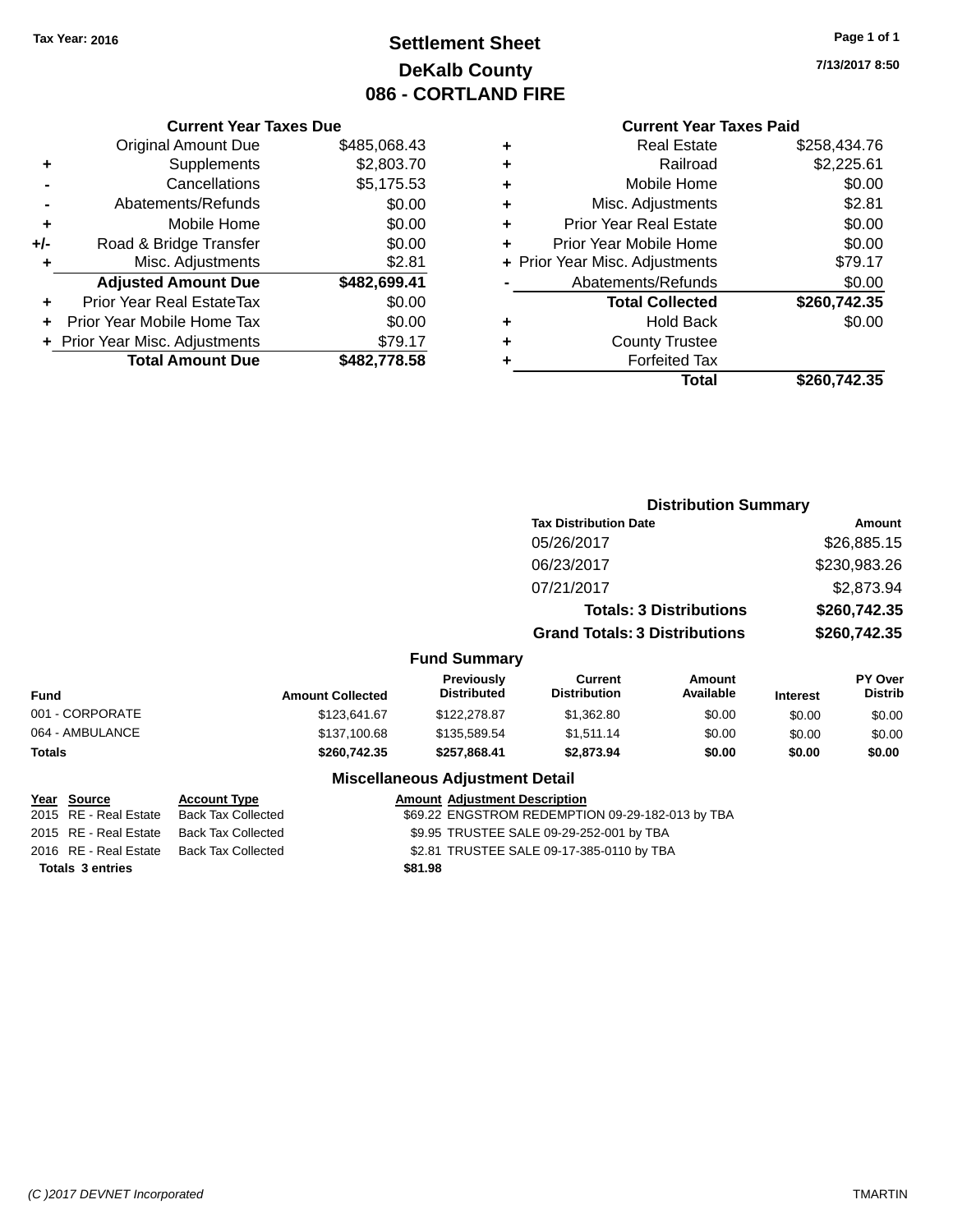Tax Year: 2016

# Settlement Sheet
## DeKalb County
## 086 - CORTLAND FIRE

Page 1 of 1

7/13/2017 8:50

### Current Year Taxes Due

| | | |
|---|---|---|
| | Original Amount Due | $485,068.43 |
| + | Supplements | $2,803.70 |
| - | Cancellations | $5,175.53 |
| - | Abatements/Refunds | $0.00 |
| + | Mobile Home | $0.00 |
| +/- | Road & Bridge Transfer | $0.00 |
| + | Misc. Adjustments | $2.81 |
| | **Adjusted Amount Due** | **$482,699.41** |
| + | Prior Year Real EstateTax | $0.00 |
| + | Prior Year Mobile Home Tax | $0.00 |
| + | Prior Year Misc. Adjustments | $79.17 |
| | **Total Amount Due** | **$482,778.58** |

### Current Year Taxes Paid

| | | |
|---|---|---|
| + | Real Estate | $258,434.76 |
| + | Railroad | $2,225.61 |
| + | Mobile Home | $0.00 |
| + | Misc. Adjustments | $2.81 |
| + | Prior Year Real Estate | $0.00 |
| + | Prior Year Mobile Home | $0.00 |
| + | Prior Year Misc. Adjustments | $79.17 |
| - | Abatements/Refunds | $0.00 |
| | **Total Collected** | **$260,742.35** |
| + | Hold Back | $0.00 |
| + | County Trustee | |
| + | Forfeited Tax | |
| | **Total** | **$260,742.35** |

### Distribution Summary

| Tax Distribution Date | Amount |
|---|---|
| 05/26/2017 | $26,885.15 |
| 06/23/2017 | $230,983.26 |
| 07/21/2017 | $2,873.94 |
| **Totals: 3 Distributions** | **$260,742.35** |
| **Grand Totals: 3 Distributions** | **$260,742.35** |

### Fund Summary

| Fund | Amount Collected | Previously Distributed | Current Distribution | Amount Available | Interest | PY Over Distrib |
|---|---|---|---|---|---|---|
| 001 - CORPORATE | $123,641.67 | $122,278.87 | $1,362.80 | $0.00 | $0.00 | $0.00 |
| 064 - AMBULANCE | $137,100.68 | $135,589.54 | $1,511.14 | $0.00 | $0.00 | $0.00 |
| **Totals** | **$260,742.35** | **$257,868.41** | **$2,873.94** | **$0.00** | **$0.00** | **$0.00** |

### Miscellaneous Adjustment Detail

| Year | Source | Account Type | Amount | Adjustment Description |
|---|---|---|---|---|
| 2015 | RE - Real Estate | Back Tax Collected | $69.22 | ENGSTROM REDEMPTION 09-29-182-013 by TBA |
| 2015 | RE - Real Estate | Back Tax Collected | $9.95 | TRUSTEE SALE 09-29-252-001 by TBA |
| 2016 | RE - Real Estate | Back Tax Collected | $2.81 | TRUSTEE SALE 09-17-385-0110 by TBA |
| **Totals 3 entries** | | | **$81.98** | |

(C )2017 DEVNET Incorporated TMARTIN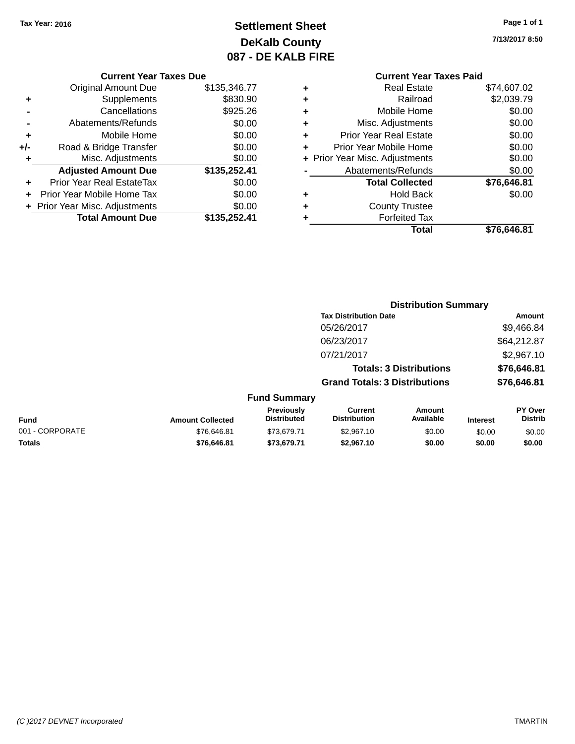Tax Year: 2016

# Settlement Sheet

## DeKalb County

## 087 - DE KALB FIRE

7/13/2017 8:50

### Current Year Taxes Due

| | | |
|---|---|---|
| | Original Amount Due | $135,346.77 |
| + | Supplements | $830.90 |
| - | Cancellations | $925.26 |
| - | Abatements/Refunds | $0.00 |
| + | Mobile Home | $0.00 |
| +/- | Road & Bridge Transfer | $0.00 |
| + | Misc. Adjustments | $0.00 |
| | **Adjusted Amount Due** | **$135,252.41** |
| + | Prior Year Real EstateTax | $0.00 |
| + | Prior Year Mobile Home Tax | $0.00 |
| + | Prior Year Misc. Adjustments | $0.00 |
| | **Total Amount Due** | **$135,252.41** |

### Current Year Taxes Paid

| | | |
|---|---|---|
| + | Real Estate | $74,607.02 |
| + | Railroad | $2,039.79 |
| + | Mobile Home | $0.00 |
| + | Misc. Adjustments | $0.00 |
| + | Prior Year Real Estate | $0.00 |
| + | Prior Year Mobile Home | $0.00 |
| + | Prior Year Misc. Adjustments | $0.00 |
| - | Abatements/Refunds | $0.00 |
| | **Total Collected** | **$76,646.81** |
| + | Hold Back | $0.00 |
| + | County Trustee | |
| + | Forfeited Tax | |
| | **Total** | **$76,646.81** |

### Distribution Summary

| Tax Distribution Date | Amount |
|---|---|
| 05/26/2017 | $9,466.84 |
| 06/23/2017 | $64,212.87 |
| 07/21/2017 | $2,967.10 |
| **Totals: 3 Distributions** | **$76,646.81** |
| **Grand Totals: 3 Distributions** | **$76,646.81** |

### Fund Summary

| Fund | Amount Collected | Previously Distributed | Current Distribution | Amount Available | Interest | PY Over Distrib |
|---|---|---|---|---|---|---|
| 001 - CORPORATE | $76,646.81 | $73,679.71 | $2,967.10 | $0.00 | $0.00 | $0.00 |
| **Totals** | **$76,646.81** | **$73,679.71** | **$2,967.10** | **$0.00** | **$0.00** | **$0.00** |

(C )2017 DEVNET Incorporated TMARTIN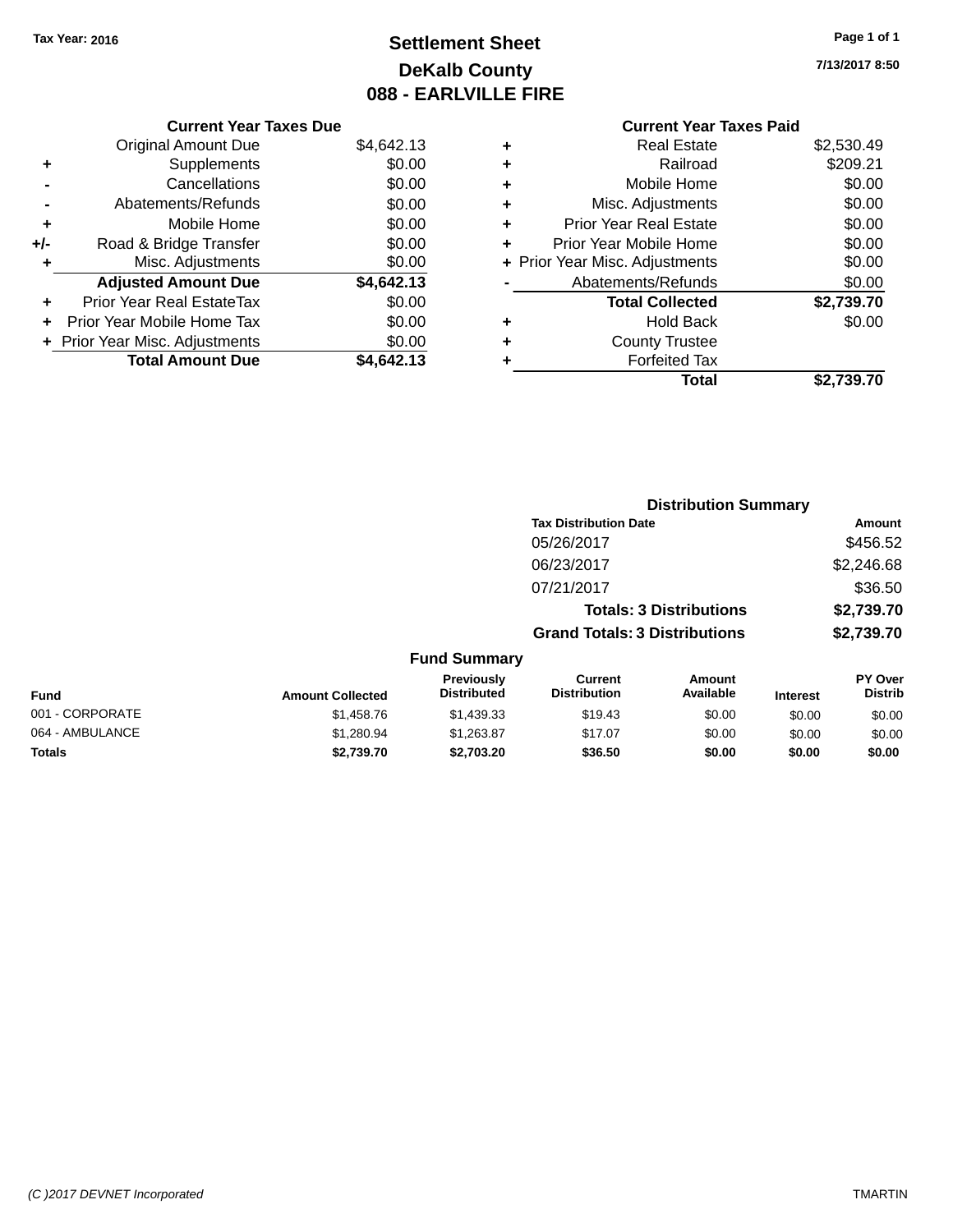Tax Year: 2016

# Settlement Sheet
## DeKalb County
## 088 - EARLVILLE FIRE

7/13/2017 8:50

### Current Year Taxes Due

| | | |
|---|---|---|
| | Original Amount Due | $4,642.13 |
| + | Supplements | $0.00 |
| - | Cancellations | $0.00 |
| - | Abatements/Refunds | $0.00 |
| + | Mobile Home | $0.00 |
| +/- | Road & Bridge Transfer | $0.00 |
| + | Misc. Adjustments | $0.00 |
| | **Adjusted Amount Due** | **$4,642.13** |
| + | Prior Year Real EstateTax | $0.00 |
| + | Prior Year Mobile Home Tax | $0.00 |
| + | Prior Year Misc. Adjustments | $0.00 |
| | **Total Amount Due** | **$4,642.13** |

### Current Year Taxes Paid

| | | |
|---|---|---|
| + | Real Estate | $2,530.49 |
| + | Railroad | $209.21 |
| + | Mobile Home | $0.00 |
| + | Misc. Adjustments | $0.00 |
| + | Prior Year Real Estate | $0.00 |
| + | Prior Year Mobile Home | $0.00 |
| + | Prior Year Misc. Adjustments | $0.00 |
| - | Abatements/Refunds | $0.00 |
| | **Total Collected** | **$2,739.70** |
| + | Hold Back | $0.00 |
| + | County Trustee | |
| + | Forfeited Tax | |
| | **Total** | **$2,739.70** |

### Distribution Summary

| Tax Distribution Date | Amount |
|---|---|
| 05/26/2017 | $456.52 |
| 06/23/2017 | $2,246.68 |
| 07/21/2017 | $36.50 |
| **Totals: 3 Distributions** | **$2,739.70** |
| **Grand Totals: 3 Distributions** | **$2,739.70** |

### Fund Summary

| Fund | Amount Collected | Previously Distributed | Current Distribution | Amount Available | Interest | PY Over Distrib |
|---|---|---|---|---|---|---|
| 001 - CORPORATE | $1,458.76 | $1,439.33 | $19.43 | $0.00 | $0.00 | $0.00 |
| 064 - AMBULANCE | $1,280.94 | $1,263.87 | $17.07 | $0.00 | $0.00 | $0.00 |
| **Totals** | **$2,739.70** | **$2,703.20** | **$36.50** | **$0.00** | **$0.00** | **$0.00** |

(C )2017 DEVNET Incorporated TMARTIN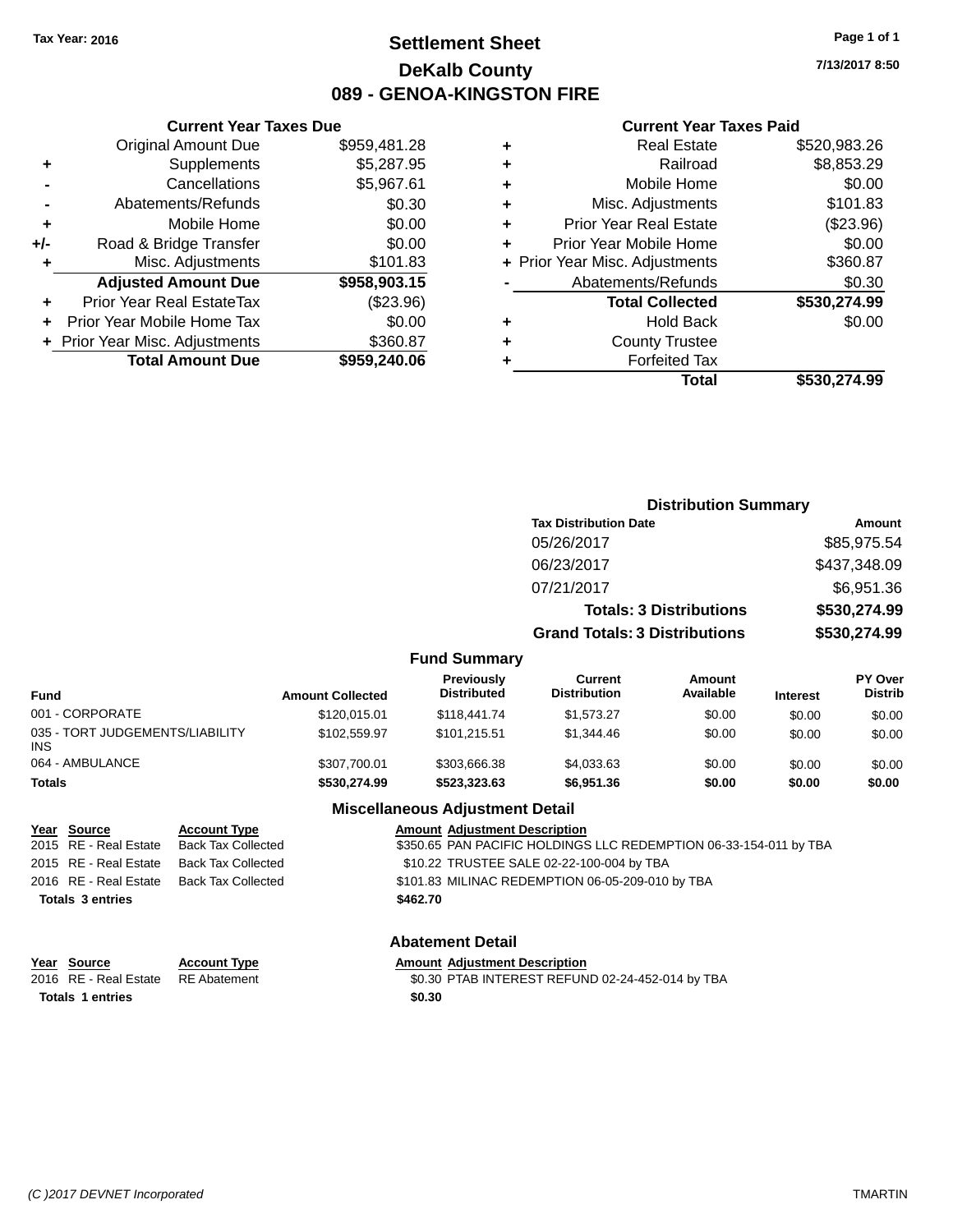Tax Year: 2016

# Settlement Sheet
## DeKalb County
## 089 - GENOA-KINGSTON FIRE

7/13/2017 8:50

### Current Year Taxes Due

| | | |
|---|---|---|
| | Original Amount Due | $959,481.28 |
| + | Supplements | $5,287.95 |
| - | Cancellations | $5,967.61 |
| - | Abatements/Refunds | $0.30 |
| + | Mobile Home | $0.00 |
| +/- | Road & Bridge Transfer | $0.00 |
| + | Misc. Adjustments | $101.83 |
| | **Adjusted Amount Due** | **$958,903.15** |
| + | Prior Year Real EstateTax | ($23.96) |
| + | Prior Year Mobile Home Tax | $0.00 |
| + | Prior Year Misc. Adjustments | $360.87 |
| | **Total Amount Due** | **$959,240.06** |

### Current Year Taxes Paid

| | | |
|---|---|---|
| + | Real Estate | $520,983.26 |
| + | Railroad | $8,853.29 |
| + | Mobile Home | $0.00 |
| + | Misc. Adjustments | $101.83 |
| + | Prior Year Real Estate | ($23.96) |
| + | Prior Year Mobile Home | $0.00 |
| + | Prior Year Misc. Adjustments | $360.87 |
| - | Abatements/Refunds | $0.30 |
| | **Total Collected** | **$530,274.99** |
| + | Hold Back | $0.00 |
| + | County Trustee | |
| + | Forfeited Tax | |
| | **Total** | **$530,274.99** |

### Distribution Summary

| Tax Distribution Date | Amount |
|---|---|
| 05/26/2017 | $85,975.54 |
| 06/23/2017 | $437,348.09 |
| 07/21/2017 | $6,951.36 |
| **Totals: 3 Distributions** | **$530,274.99** |
| **Grand Totals: 3 Distributions** | **$530,274.99** |

### Fund Summary

| Fund | Amount Collected | Previously Distributed | Current Distribution | Amount Available | Interest | PY Over Distrib |
|---|---|---|---|---|---|---|
| 001 - CORPORATE | $120,015.01 | $118,441.74 | $1,573.27 | $0.00 | $0.00 | $0.00 |
| 035 - TORT JUDGEMENTS/LIABILITY INS | $102,559.97 | $101,215.51 | $1,344.46 | $0.00 | $0.00 | $0.00 |
| 064 - AMBULANCE | $307,700.01 | $303,666.38 | $4,033.63 | $0.00 | $0.00 | $0.00 |
| **Totals** | **$530,274.99** | **$523,323.63** | **$6,951.36** | **$0.00** | **$0.00** | **$0.00** |

### Miscellaneous Adjustment Detail

| Year | Source | Account Type | Amount | Adjustment Description |
|---|---|---|---|---|
| 2015 | RE - Real Estate | Back Tax Collected | $350.65 | PAN PACIFIC HOLDINGS LLC REDEMPTION 06-33-154-011 by TBA |
| 2015 | RE - Real Estate | Back Tax Collected | $10.22 | TRUSTEE SALE 02-22-100-004 by TBA |
| 2016 | RE - Real Estate | Back Tax Collected | $101.83 | MILINAC REDEMPTION 06-05-209-010 by TBA |
| **Totals 3 entries** | | | **$462.70** | |

### Abatement Detail

| Year | Source | Account Type | Amount | Adjustment Description |
|---|---|---|---|---|
| 2016 | RE - Real Estate | RE Abatement | $0.30 | PTAB INTEREST REFUND 02-24-452-014 by TBA |
| **Totals 1 entries** | | | **$0.30** | |

(C )2017 DEVNET Incorporated TMARTIN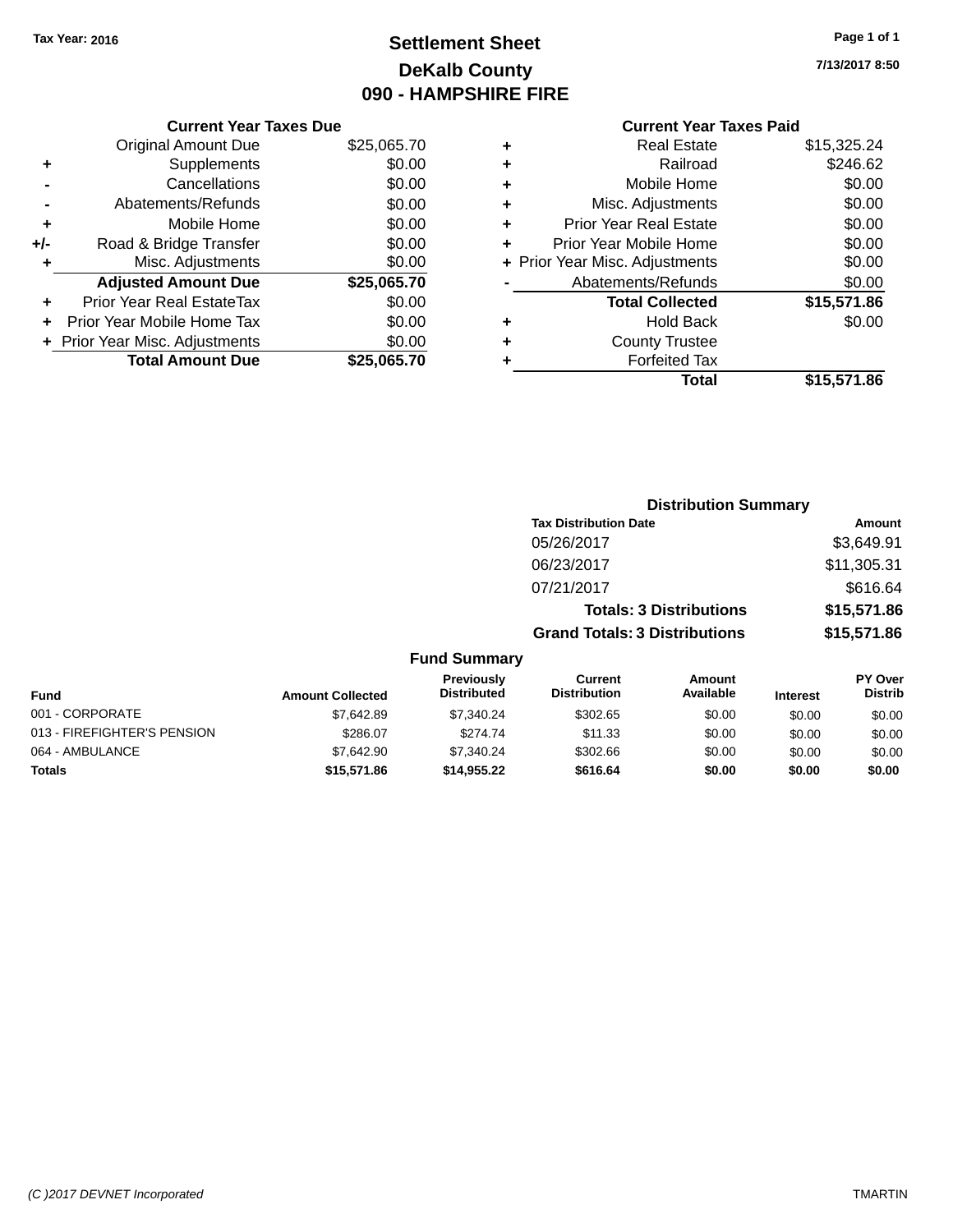Tax Year: 2016

# Settlement Sheet

## DeKalb County

## 090 - HAMPSHIRE FIRE

7/13/2017 8:50

### Current Year Taxes Due

| | | |
|---|---|---|
| | Original Amount Due | $25,065.70 |
| + | Supplements | $0.00 |
| - | Cancellations | $0.00 |
| - | Abatements/Refunds | $0.00 |
| + | Mobile Home | $0.00 |
| +/- | Road & Bridge Transfer | $0.00 |
| + | Misc. Adjustments | $0.00 |
| | **Adjusted Amount Due** | **$25,065.70** |
| + | Prior Year Real EstateTax | $0.00 |
| + | Prior Year Mobile Home Tax | $0.00 |
| + | Prior Year Misc. Adjustments | $0.00 |
| | **Total Amount Due** | **$25,065.70** |

### Current Year Taxes Paid

| | | |
|---|---|---|
| + | Real Estate | $15,325.24 |
| + | Railroad | $246.62 |
| + | Mobile Home | $0.00 |
| + | Misc. Adjustments | $0.00 |
| + | Prior Year Real Estate | $0.00 |
| + | Prior Year Mobile Home | $0.00 |
| + | Prior Year Misc. Adjustments | $0.00 |
| - | Abatements/Refunds | $0.00 |
| | **Total Collected** | **$15,571.86** |
| + | Hold Back | $0.00 |
| + | County Trustee | |
| + | Forfeited Tax | |
| | **Total** | **$15,571.86** |

### Distribution Summary

| Tax Distribution Date | Amount |
|---|---|
| 05/26/2017 | $3,649.91 |
| 06/23/2017 | $11,305.31 |
| 07/21/2017 | $616.64 |
| **Totals: 3 Distributions** | **$15,571.86** |
| **Grand Totals: 3 Distributions** | **$15,571.86** |

### Fund Summary

| Fund | Amount Collected | Previously Distributed | Current Distribution | Amount Available | Interest | PY Over Distrib |
|---|---|---|---|---|---|---|
| 001 - CORPORATE | $7,642.89 | $7,340.24 | $302.65 | $0.00 | $0.00 | $0.00 |
| 013 - FIREFIGHTER'S PENSION | $286.07 | $274.74 | $11.33 | $0.00 | $0.00 | $0.00 |
| 064 - AMBULANCE | $7,642.90 | $7,340.24 | $302.66 | $0.00 | $0.00 | $0.00 |
| **Totals** | **$15,571.86** | **$14,955.22** | **$616.64** | **$0.00** | **$0.00** | **$0.00** |

(C )2017 DEVNET Incorporated TMARTIN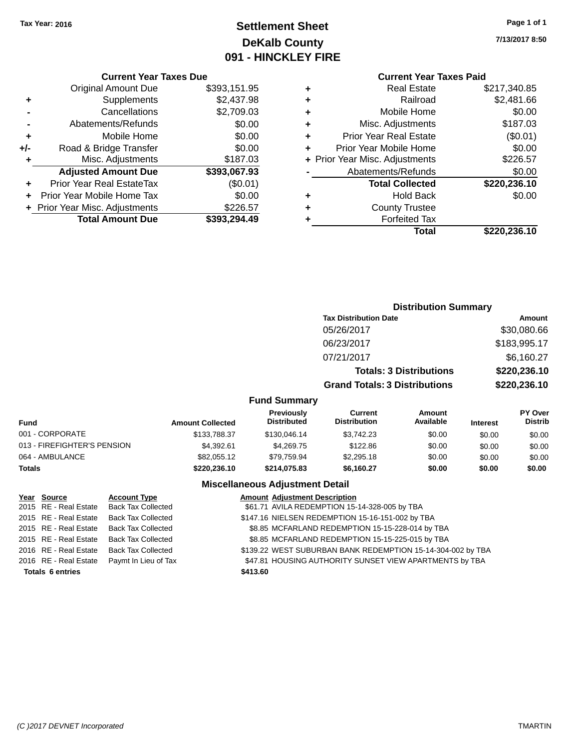Tax Year: 2016

# Settlement Sheet
## DeKalb County
## 091 - HINCKLEY FIRE

7/13/2017 8:50

### Current Year Taxes Due

| | | |
|---|---|---|
| | Original Amount Due | $393,151.95 |
| + | Supplements | $2,437.98 |
| - | Cancellations | $2,709.03 |
| - | Abatements/Refunds | $0.00 |
| + | Mobile Home | $0.00 |
| +/- | Road & Bridge Transfer | $0.00 |
| + | Misc. Adjustments | $187.03 |
| | **Adjusted Amount Due** | **$393,067.93** |
| + | Prior Year Real EstateTax | ($0.01) |
| + | Prior Year Mobile Home Tax | $0.00 |
| + | Prior Year Misc. Adjustments | $226.57 |
| | **Total Amount Due** | **$393,294.49** |

### Current Year Taxes Paid

| | | |
|---|---|---|
| + | Real Estate | $217,340.85 |
| + | Railroad | $2,481.66 |
| + | Mobile Home | $0.00 |
| + | Misc. Adjustments | $187.03 |
| + | Prior Year Real Estate | ($0.01) |
| + | Prior Year Mobile Home | $0.00 |
| + | Prior Year Misc. Adjustments | $226.57 |
| - | Abatements/Refunds | $0.00 |
| | **Total Collected** | **$220,236.10** |
| + | Hold Back | $0.00 |
| + | County Trustee | |
| + | Forfeited Tax | |
| | **Total** | **$220,236.10** |

### Distribution Summary

| Tax Distribution Date | Amount |
|---|---|
| 05/26/2017 | $30,080.66 |
| 06/23/2017 | $183,995.17 |
| 07/21/2017 | $6,160.27 |
| **Totals: 3 Distributions** | **$220,236.10** |
| **Grand Totals: 3 Distributions** | **$220,236.10** |

### Fund Summary

| Fund | Amount Collected | Previously Distributed | Current Distribution | Amount Available | Interest | PY Over Distrib |
|---|---|---|---|---|---|---|
| 001 - CORPORATE | $133,788.37 | $130,046.14 | $3,742.23 | $0.00 | $0.00 | $0.00 |
| 013 - FIREFIGHTER'S PENSION | $4,392.61 | $4,269.75 | $122.86 | $0.00 | $0.00 | $0.00 |
| 064 - AMBULANCE | $82,055.12 | $79,759.94 | $2,295.18 | $0.00 | $0.00 | $0.00 |
| **Totals** | **$220,236.10** | **$214,075.83** | **$6,160.27** | **$0.00** | **$0.00** | **$0.00** |

### Miscellaneous Adjustment Detail

| Year | Source | Account Type | Amount | Adjustment Description |
|---|---|---|---|---|
| 2015 | RE - Real Estate | Back Tax Collected | $61.71 | AVILA REDEMPTION 15-14-328-005 by TBA |
| 2015 | RE - Real Estate | Back Tax Collected | $147.16 | NIELSEN REDEMPTION 15-16-151-002 by TBA |
| 2015 | RE - Real Estate | Back Tax Collected | $8.85 | MCFARLAND REDEMPTION 15-15-228-014 by TBA |
| 2015 | RE - Real Estate | Back Tax Collected | $8.85 | MCFARLAND REDEMPTION 15-15-225-015 by TBA |
| 2016 | RE - Real Estate | Back Tax Collected | $139.22 | WEST SUBURBAN BANK REDEMPTION 15-14-304-002 by TBA |
| 2016 | RE - Real Estate | Paymt In Lieu of Tax | $47.81 | HOUSING AUTHORITY SUNSET VIEW APARTMENTS by TBA |
| **Totals** | **6 entries** | | **$413.60** | |

(C )2017 DEVNET Incorporated — TMARTIN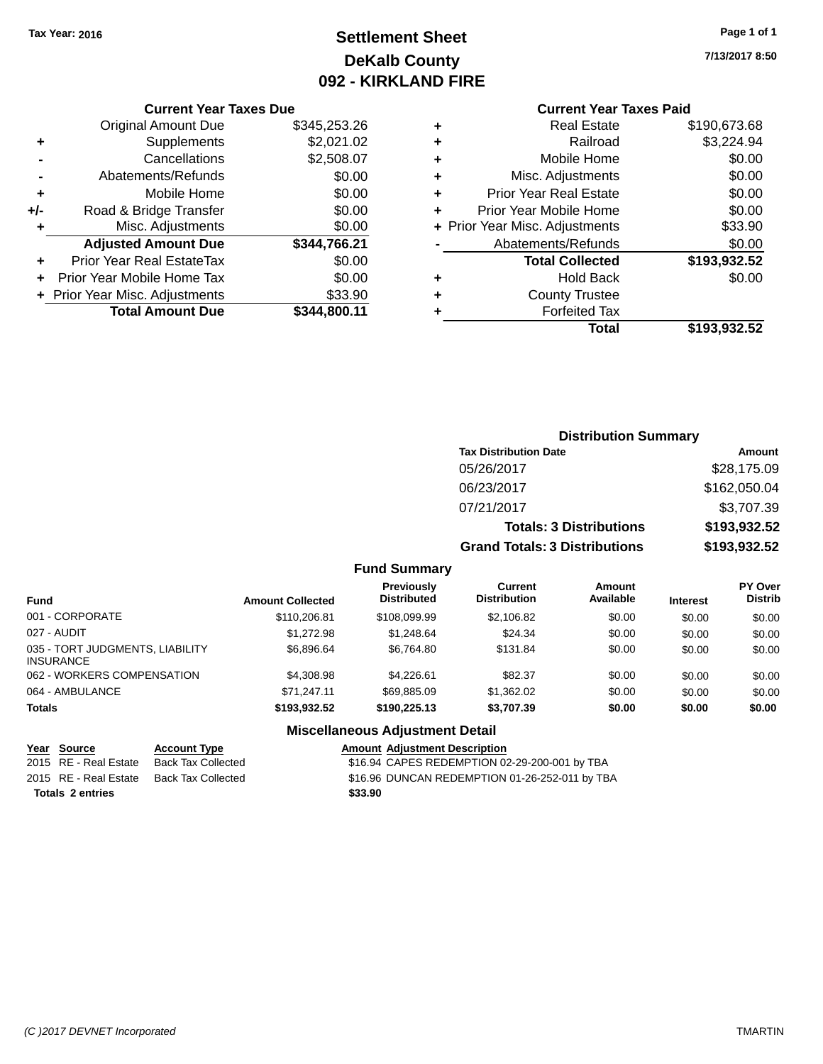**Tax Year: 2016**

# Settlement Sheet
## DeKalb County
## 092 - KIRKLAND FIRE

7/13/2017 8:50

### Current Year Taxes Due

| | | |
|---|---|---|
| | Original Amount Due | $345,253.26 |
| + | Supplements | $2,021.02 |
| - | Cancellations | $2,508.07 |
| - | Abatements/Refunds | $0.00 |
| + | Mobile Home | $0.00 |
| +/- | Road & Bridge Transfer | $0.00 |
| + | Misc. Adjustments | $0.00 |
| | **Adjusted Amount Due** | **$344,766.21** |
| + | Prior Year Real EstateTax | $0.00 |
| + | Prior Year Mobile Home Tax | $0.00 |
| + | Prior Year Misc. Adjustments | $33.90 |
| | **Total Amount Due** | **$344,800.11** |

### Current Year Taxes Paid

| | | |
|---|---|---|
| + | Real Estate | $190,673.68 |
| + | Railroad | $3,224.94 |
| + | Mobile Home | $0.00 |
| + | Misc. Adjustments | $0.00 |
| + | Prior Year Real Estate | $0.00 |
| + | Prior Year Mobile Home | $0.00 |
| + | Prior Year Misc. Adjustments | $33.90 |
| - | Abatements/Refunds | $0.00 |
| | **Total Collected** | **$193,932.52** |
| + | Hold Back | $0.00 |
| + | County Trustee | |
| + | Forfeited Tax | |
| | **Total** | **$193,932.52** |

### Distribution Summary

| Tax Distribution Date | Amount |
|---|---|
| 05/26/2017 | $28,175.09 |
| 06/23/2017 | $162,050.04 |
| 07/21/2017 | $3,707.39 |
| **Totals: 3 Distributions** | **$193,932.52** |
| **Grand Totals: 3 Distributions** | **$193,932.52** |

### Fund Summary

| Fund | Amount Collected | Previously Distributed | Current Distribution | Amount Available | Interest | PY Over Distrib |
|---|---|---|---|---|---|---|
| 001 - CORPORATE | $110,206.81 | $108,099.99 | $2,106.82 | $0.00 | $0.00 | $0.00 |
| 027 - AUDIT | $1,272.98 | $1,248.64 | $24.34 | $0.00 | $0.00 | $0.00 |
| 035 - TORT JUDGMENTS, LIABILITY INSURANCE | $6,896.64 | $6,764.80 | $131.84 | $0.00 | $0.00 | $0.00 |
| 062 - WORKERS COMPENSATION | $4,308.98 | $4,226.61 | $82.37 | $0.00 | $0.00 | $0.00 |
| 064 - AMBULANCE | $71,247.11 | $69,885.09 | $1,362.02 | $0.00 | $0.00 | $0.00 |
| **Totals** | **$193,932.52** | **$190,225.13** | **$3,707.39** | **$0.00** | **$0.00** | **$0.00** |

### Miscellaneous Adjustment Detail

| Year | Source | Account Type | Amount | Adjustment Description |
|---|---|---|---|---|
| 2015 | RE - Real Estate | Back Tax Collected | $16.94 | CAPES REDEMPTION 02-29-200-001 by TBA |
| 2015 | RE - Real Estate | Back Tax Collected | $16.96 | DUNCAN REDEMPTION 01-26-252-011 by TBA |
| **Totals 2 entries** | | | **$33.90** | |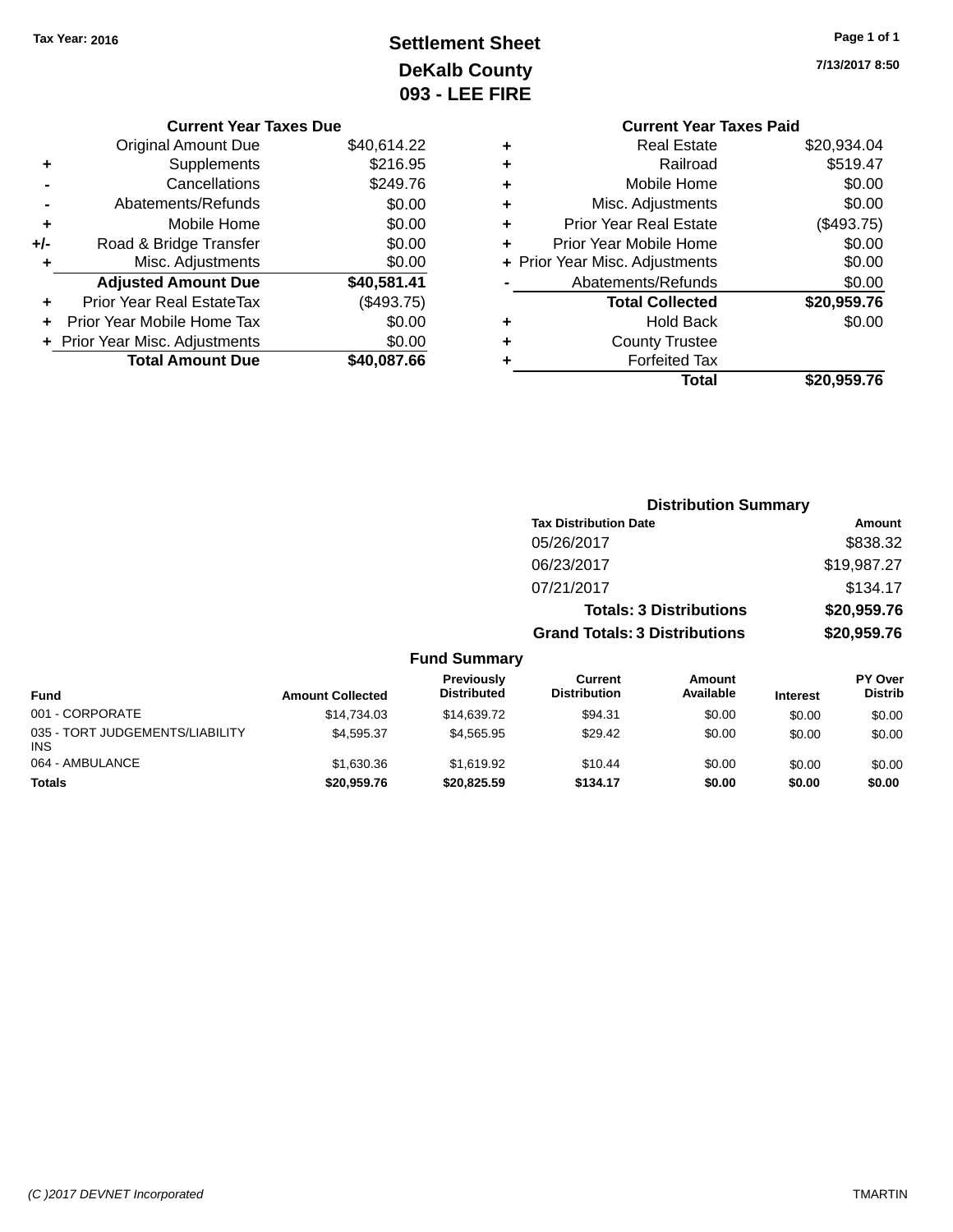Tax Year: 2016

# Settlement Sheet
## DeKalb County
## 093 - LEE FIRE

7/13/2017 8:50

### Current Year Taxes Due

| | | |
|---|---|---|
| | Original Amount Due | $40,614.22 |
| + | Supplements | $216.95 |
| - | Cancellations | $249.76 |
| - | Abatements/Refunds | $0.00 |
| + | Mobile Home | $0.00 |
| +/- | Road & Bridge Transfer | $0.00 |
| + | Misc. Adjustments | $0.00 |
| | **Adjusted Amount Due** | **$40,581.41** |
| + | Prior Year Real EstateTax | ($493.75) |
| + | Prior Year Mobile Home Tax | $0.00 |
| + | Prior Year Misc. Adjustments | $0.00 |
| | **Total Amount Due** | **$40,087.66** |

### Current Year Taxes Paid

| | | |
|---|---|---|
| + | Real Estate | $20,934.04 |
| + | Railroad | $519.47 |
| + | Mobile Home | $0.00 |
| + | Misc. Adjustments | $0.00 |
| + | Prior Year Real Estate | ($493.75) |
| + | Prior Year Mobile Home | $0.00 |
| + | Prior Year Misc. Adjustments | $0.00 |
| - | Abatements/Refunds | $0.00 |
| | **Total Collected** | **$20,959.76** |
| + | Hold Back | $0.00 |
| + | County Trustee | |
| + | Forfeited Tax | |
| | **Total** | **$20,959.76** |

### Distribution Summary

| Tax Distribution Date | Amount |
|---|---|
| 05/26/2017 | $838.32 |
| 06/23/2017 | $19,987.27 |
| 07/21/2017 | $134.17 |
| **Totals: 3 Distributions** | **$20,959.76** |
| **Grand Totals: 3 Distributions** | **$20,959.76** |

### Fund Summary

| Fund | Amount Collected | Previously Distributed | Current Distribution | Amount Available | Interest | PY Over Distrib |
|---|---|---|---|---|---|---|
| 001 - CORPORATE | $14,734.03 | $14,639.72 | $94.31 | $0.00 | $0.00 | $0.00 |
| 035 - TORT JUDGEMENTS/LIABILITY INS | $4,595.37 | $4,565.95 | $29.42 | $0.00 | $0.00 | $0.00 |
| 064 - AMBULANCE | $1,630.36 | $1,619.92 | $10.44 | $0.00 | $0.00 | $0.00 |
| **Totals** | **$20,959.76** | **$20,825.59** | **$134.17** | **$0.00** | **$0.00** | **$0.00** |

(C )2017 DEVNET Incorporated TMARTIN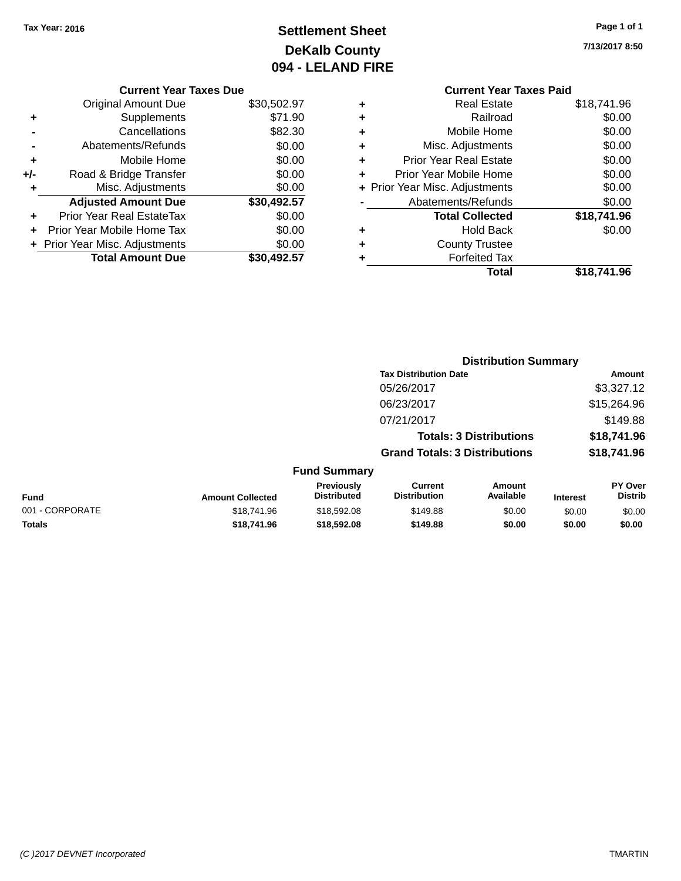Tax Year: 2016

# Settlement Sheet
## DeKalb County
## 094 - LELAND FIRE

7/13/2017 8:50

### Current Year Taxes Due

| | | |
|---|---|---|
| | Original Amount Due | $30,502.97 |
| + | Supplements | $71.90 |
| - | Cancellations | $82.30 |
| - | Abatements/Refunds | $0.00 |
| + | Mobile Home | $0.00 |
| +/- | Road & Bridge Transfer | $0.00 |
| + | Misc. Adjustments | $0.00 |
| | **Adjusted Amount Due** | **$30,492.57** |
| + | Prior Year Real EstateTax | $0.00 |
| + | Prior Year Mobile Home Tax | $0.00 |
| + | Prior Year Misc. Adjustments | $0.00 |
| | **Total Amount Due** | **$30,492.57** |

### Current Year Taxes Paid

| | | |
|---|---|---|
| + | Real Estate | $18,741.96 |
| + | Railroad | $0.00 |
| + | Mobile Home | $0.00 |
| + | Misc. Adjustments | $0.00 |
| + | Prior Year Real Estate | $0.00 |
| + | Prior Year Mobile Home | $0.00 |
| + | Prior Year Misc. Adjustments | $0.00 |
| - | Abatements/Refunds | $0.00 |
| | **Total Collected** | **$18,741.96** |
| + | Hold Back | $0.00 |
| + | County Trustee | |
| + | Forfeited Tax | |
| | **Total** | **$18,741.96** |

### Distribution Summary

| Tax Distribution Date | Amount |
|---|---|
| 05/26/2017 | $3,327.12 |
| 06/23/2017 | $15,264.96 |
| 07/21/2017 | $149.88 |
| **Totals: 3 Distributions** | **$18,741.96** |
| **Grand Totals: 3 Distributions** | **$18,741.96** |

### Fund Summary

| Fund | Amount Collected | Previously Distributed | Current Distribution | Amount Available | Interest | PY Over Distrib |
|---|---|---|---|---|---|---|
| 001 - CORPORATE | $18,741.96 | $18,592.08 | $149.88 | $0.00 | $0.00 | $0.00 |
| **Totals** | **$18,741.96** | **$18,592.08** | **$149.88** | **$0.00** | **$0.00** | **$0.00** |

(C )2017 DEVNET Incorporated TMARTIN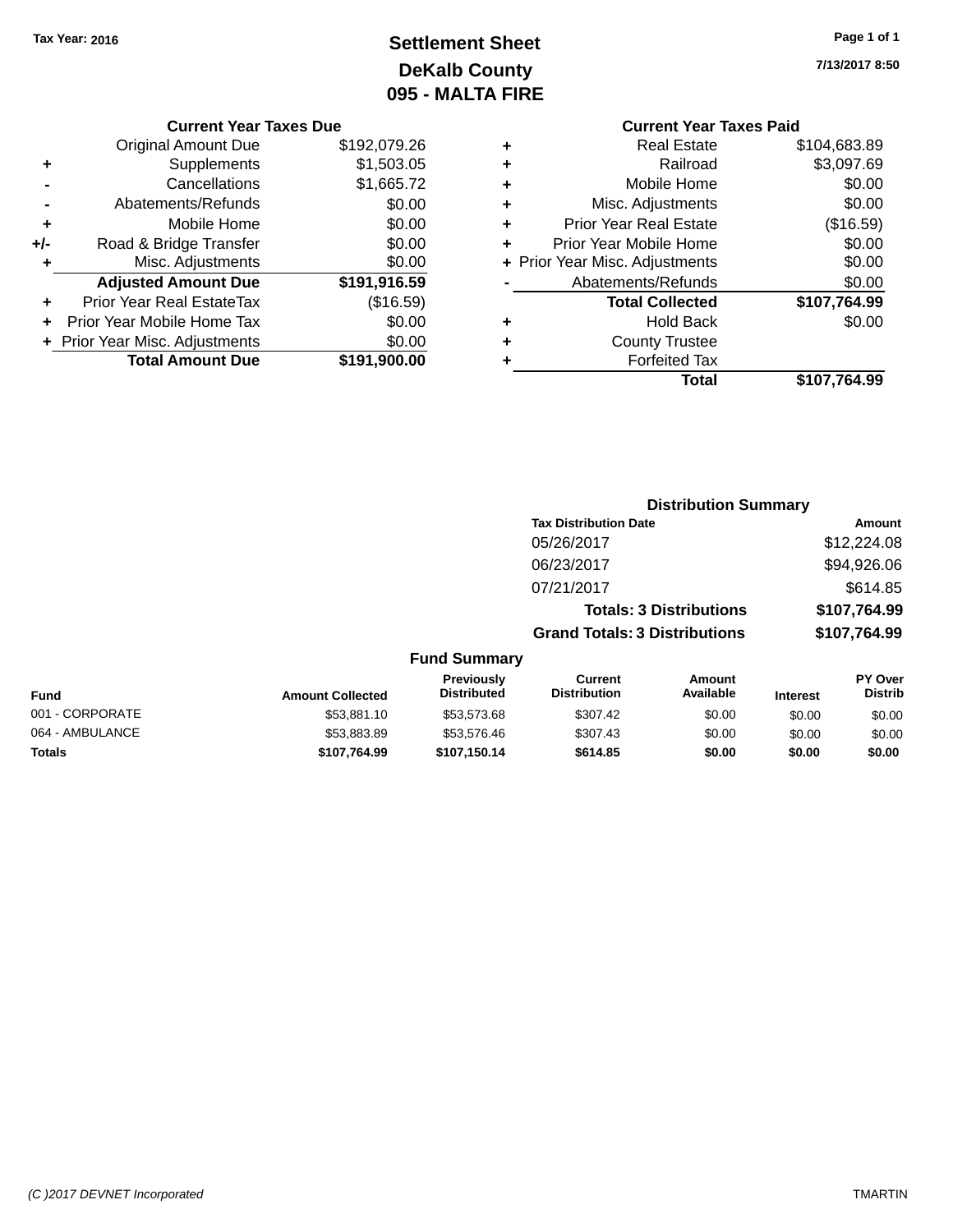Tax Year: 2016

# Settlement Sheet
## DeKalb County
## 095 - MALTA FIRE

7/13/2017 8:50

| | Current Year Taxes Due | |
|---|---|---|
| | Original Amount Due | $192,079.26 |
| + | Supplements | $1,503.05 |
| - | Cancellations | $1,665.72 |
| - | Abatements/Refunds | $0.00 |
| + | Mobile Home | $0.00 |
| +/- | Road & Bridge Transfer | $0.00 |
| + | Misc. Adjustments | $0.00 |
| | **Adjusted Amount Due** | **$191,916.59** |
| + | Prior Year Real EstateTax | ($16.59) |
| + | Prior Year Mobile Home Tax | $0.00 |
| + | Prior Year Misc. Adjustments | $0.00 |
| | **Total Amount Due** | **$191,900.00** |

| | Current Year Taxes Paid | |
|---|---|---|
| + | Real Estate | $104,683.89 |
| + | Railroad | $3,097.69 |
| + | Mobile Home | $0.00 |
| + | Misc. Adjustments | $0.00 |
| + | Prior Year Real Estate | ($16.59) |
| + | Prior Year Mobile Home | $0.00 |
| + | Prior Year Misc. Adjustments | $0.00 |
| - | Abatements/Refunds | $0.00 |
| | **Total Collected** | **$107,764.99** |
| + | Hold Back | $0.00 |
| + | County Trustee | |
| + | Forfeited Tax | |
| | **Total** | **$107,764.99** |

### Distribution Summary

| Tax Distribution Date | Amount |
|---|---|
| 05/26/2017 | $12,224.08 |
| 06/23/2017 | $94,926.06 |
| 07/21/2017 | $614.85 |
| **Totals: 3 Distributions** | **$107,764.99** |
| **Grand Totals: 3 Distributions** | **$107,764.99** |

### Fund Summary

| Fund | Amount Collected | Previously Distributed | Current Distribution | Amount Available | Interest | PY Over Distrib |
|---|---|---|---|---|---|---|
| 001 - CORPORATE | $53,881.10 | $53,573.68 | $307.42 | $0.00 | $0.00 | $0.00 |
| 064 - AMBULANCE | $53,883.89 | $53,576.46 | $307.43 | $0.00 | $0.00 | $0.00 |
| **Totals** | **$107,764.99** | **$107,150.14** | **$614.85** | **$0.00** | **$0.00** | **$0.00** |

(C )2017 DEVNET Incorporated TMARTIN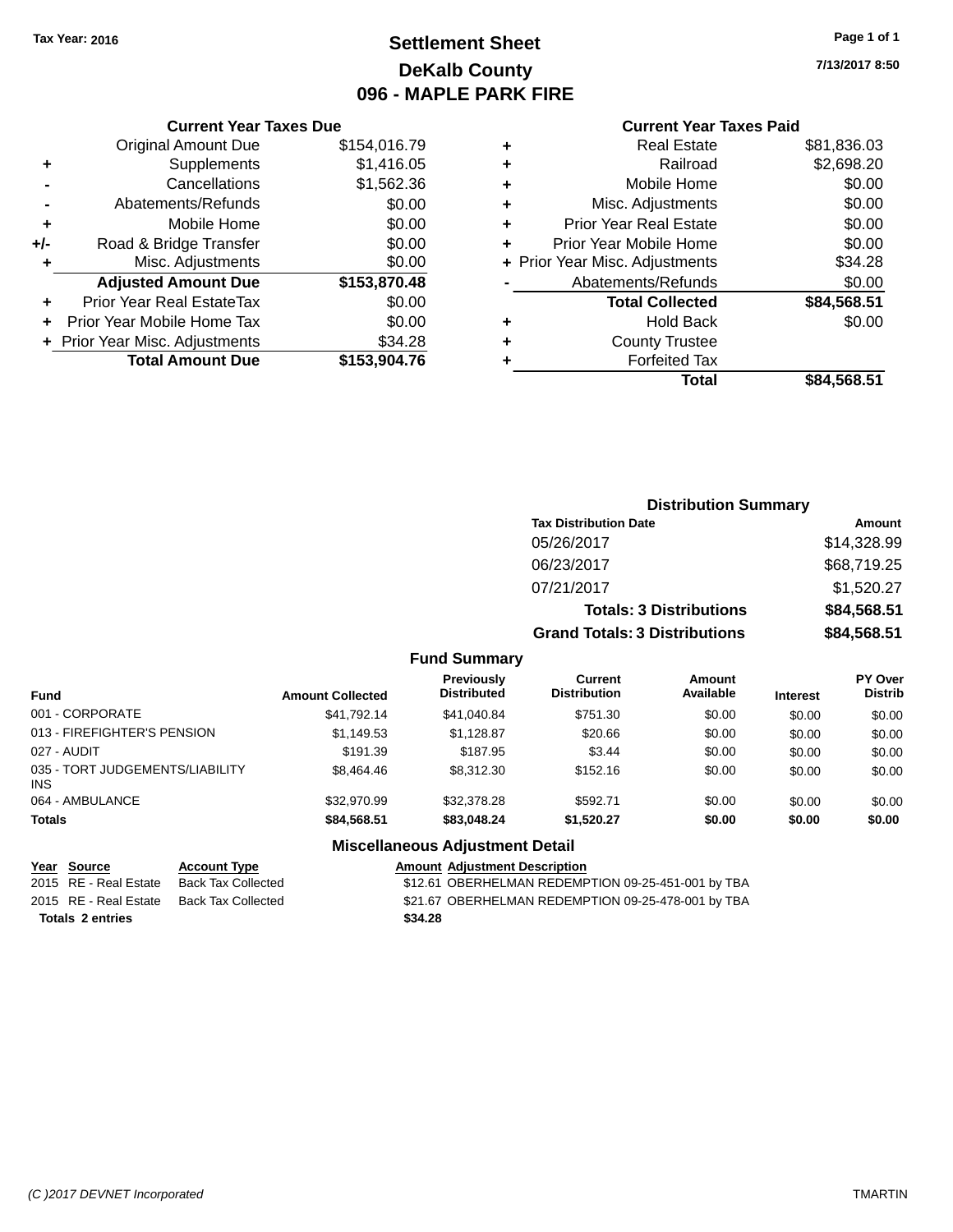Tax Year: 2016

# Settlement Sheet
## DeKalb County
## 096 - MAPLE PARK FIRE

7/13/2017 8:50

### Current Year Taxes Due

| | | |
|---|---|---|
| | Original Amount Due | $154,016.79 |
| + | Supplements | $1,416.05 |
| - | Cancellations | $1,562.36 |
| - | Abatements/Refunds | $0.00 |
| + | Mobile Home | $0.00 |
| +/- | Road & Bridge Transfer | $0.00 |
| + | Misc. Adjustments | $0.00 |
| | **Adjusted Amount Due** | **$153,870.48** |
| + | Prior Year Real EstateTax | $0.00 |
| + | Prior Year Mobile Home Tax | $0.00 |
| + | Prior Year Misc. Adjustments | $34.28 |
| | **Total Amount Due** | **$153,904.76** |

### Current Year Taxes Paid

| | | |
|---|---|---|
| + | Real Estate | $81,836.03 |
| + | Railroad | $2,698.20 |
| + | Mobile Home | $0.00 |
| + | Misc. Adjustments | $0.00 |
| + | Prior Year Real Estate | $0.00 |
| + | Prior Year Mobile Home | $0.00 |
| + | Prior Year Misc. Adjustments | $34.28 |
| - | Abatements/Refunds | $0.00 |
| | **Total Collected** | **$84,568.51** |
| + | Hold Back | $0.00 |
| + | County Trustee | |
| + | Forfeited Tax | |
| | **Total** | **$84,568.51** |

### Distribution Summary

| Tax Distribution Date | Amount |
|---|---|
| 05/26/2017 | $14,328.99 |
| 06/23/2017 | $68,719.25 |
| 07/21/2017 | $1,520.27 |
| **Totals: 3 Distributions** | **$84,568.51** |
| **Grand Totals: 3 Distributions** | **$84,568.51** |

### Fund Summary

| Fund | Amount Collected | Previously Distributed | Current Distribution | Amount Available | Interest | PY Over Distrib |
|---|---|---|---|---|---|---|
| 001 - CORPORATE | $41,792.14 | $41,040.84 | $751.30 | $0.00 | $0.00 | $0.00 |
| 013 - FIREFIGHTER'S PENSION | $1,149.53 | $1,128.87 | $20.66 | $0.00 | $0.00 | $0.00 |
| 027 - AUDIT | $191.39 | $187.95 | $3.44 | $0.00 | $0.00 | $0.00 |
| 035 - TORT JUDGEMENTS/LIABILITY INS | $8,464.46 | $8,312.30 | $152.16 | $0.00 | $0.00 | $0.00 |
| 064 - AMBULANCE | $32,970.99 | $32,378.28 | $592.71 | $0.00 | $0.00 | $0.00 |
| **Totals** | **$84,568.51** | **$83,048.24** | **$1,520.27** | **$0.00** | **$0.00** | **$0.00** |

### Miscellaneous Adjustment Detail

| Year | Source | Account Type | Amount | Adjustment Description |
|---|---|---|---|---|
| 2015 | RE - Real Estate | Back Tax Collected | $12.61 | OBERHELMAN REDEMPTION 09-25-451-001 by TBA |
| 2015 | RE - Real Estate | Back Tax Collected | $21.67 | OBERHELMAN REDEMPTION 09-25-478-001 by TBA |
| **Totals 2 entries** | | | **$34.28** | |

(C )2017 DEVNET Incorporated — TMARTIN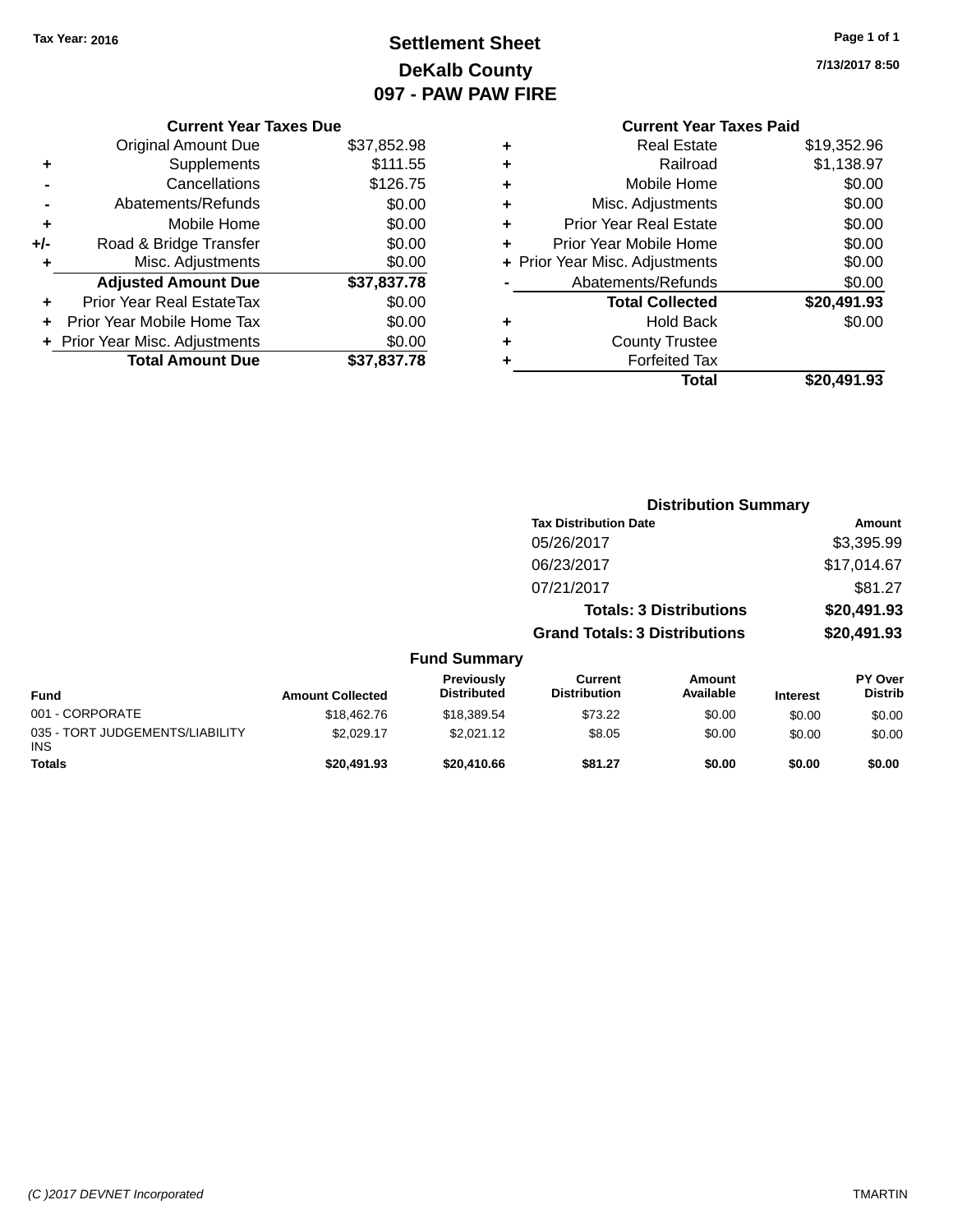Tax Year: 2016

# Settlement Sheet
## DeKalb County
## 097 - PAW PAW FIRE

7/13/2017 8:50

| | Current Year Taxes Due | |
|---|---|---|
| | Original Amount Due | $37,852.98 |
| + | Supplements | $111.55 |
| - | Cancellations | $126.75 |
| - | Abatements/Refunds | $0.00 |
| + | Mobile Home | $0.00 |
| +/- | Road & Bridge Transfer | $0.00 |
| + | Misc. Adjustments | $0.00 |
| | **Adjusted Amount Due** | **$37,837.78** |
| + | Prior Year Real EstateTax | $0.00 |
| + | Prior Year Mobile Home Tax | $0.00 |
| + | Prior Year Misc. Adjustments | $0.00 |
| | **Total Amount Due** | **$37,837.78** |

| | Current Year Taxes Paid | |
|---|---|---|
| + | Real Estate | $19,352.96 |
| + | Railroad | $1,138.97 |
| + | Mobile Home | $0.00 |
| + | Misc. Adjustments | $0.00 |
| + | Prior Year Real Estate | $0.00 |
| + | Prior Year Mobile Home | $0.00 |
| + | Prior Year Misc. Adjustments | $0.00 |
| - | Abatements/Refunds | $0.00 |
| | **Total Collected** | **$20,491.93** |
| + | Hold Back | $0.00 |
| + | County Trustee | |
| + | Forfeited Tax | |
| | **Total** | **$20,491.93** |

**Distribution Summary**

| Tax Distribution Date | Amount |
|---|---|
| 05/26/2017 | $3,395.99 |
| 06/23/2017 | $17,014.67 |
| 07/21/2017 | $81.27 |
| **Totals: 3 Distributions** | **$20,491.93** |
| **Grand Totals: 3 Distributions** | **$20,491.93** |

**Fund Summary**

| Fund | Amount Collected | Previously Distributed | Current Distribution | Amount Available | Interest | PY Over Distrib |
|---|---|---|---|---|---|---|
| 001 - CORPORATE | $18,462.76 | $18,389.54 | $73.22 | $0.00 | $0.00 | $0.00 |
| 035 - TORT JUDGEMENTS/LIABILITY INS | $2,029.17 | $2,021.12 | $8.05 | $0.00 | $0.00 | $0.00 |
| **Totals** | **$20,491.93** | **$20,410.66** | **$81.27** | **$0.00** | **$0.00** | **$0.00** |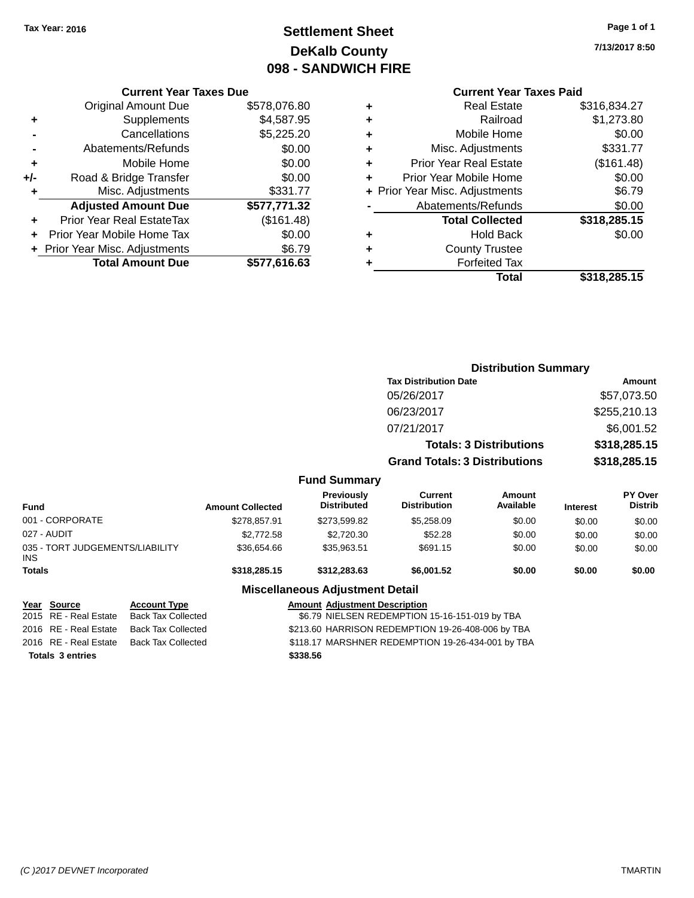Tax Year: 2016

# Settlement Sheet
## DeKalb County
## 098 - SANDWICH FIRE

7/13/2017 8:50

### Current Year Taxes Due

| | | |
|---|---|---|
| | Original Amount Due | $578,076.80 |
| + | Supplements | $4,587.95 |
| - | Cancellations | $5,225.20 |
| - | Abatements/Refunds | $0.00 |
| + | Mobile Home | $0.00 |
| +/- | Road & Bridge Transfer | $0.00 |
| + | Misc. Adjustments | $331.77 |
| | **Adjusted Amount Due** | **$577,771.32** |
| + | Prior Year Real EstateTax | ($161.48) |
| + | Prior Year Mobile Home Tax | $0.00 |
| + | Prior Year Misc. Adjustments | $6.79 |
| | **Total Amount Due** | **$577,616.63** |

### Current Year Taxes Paid

| | | |
|---|---|---|
| + | Real Estate | $316,834.27 |
| + | Railroad | $1,273.80 |
| + | Mobile Home | $0.00 |
| + | Misc. Adjustments | $331.77 |
| + | Prior Year Real Estate | ($161.48) |
| + | Prior Year Mobile Home | $0.00 |
| + | Prior Year Misc. Adjustments | $6.79 |
| - | Abatements/Refunds | $0.00 |
| | **Total Collected** | **$318,285.15** |
| + | Hold Back | $0.00 |
| + | County Trustee | |
| + | Forfeited Tax | |
| | **Total** | **$318,285.15** |

### Distribution Summary

| Tax Distribution Date | Amount |
|---|---|
| 05/26/2017 | $57,073.50 |
| 06/23/2017 | $255,210.13 |
| 07/21/2017 | $6,001.52 |
| **Totals: 3 Distributions** | **$318,285.15** |
| **Grand Totals: 3 Distributions** | **$318,285.15** |

### Fund Summary

| Fund | Amount Collected | Previously Distributed | Current Distribution | Amount Available | Interest | PY Over Distrib |
|---|---|---|---|---|---|---|
| 001 - CORPORATE | $278,857.91 | $273,599.82 | $5,258.09 | $0.00 | $0.00 | $0.00 |
| 027 - AUDIT | $2,772.58 | $2,720.30 | $52.28 | $0.00 | $0.00 | $0.00 |
| 035 - TORT JUDGEMENTS/LIABILITY INS | $36,654.66 | $35,963.51 | $691.15 | $0.00 | $0.00 | $0.00 |
| **Totals** | **$318,285.15** | **$312,283.63** | **$6,001.52** | **$0.00** | **$0.00** | **$0.00** |

### Miscellaneous Adjustment Detail

| Year | Source | Account Type | Amount | Adjustment Description |
|---|---|---|---|---|
| 2015 | RE - Real Estate | Back Tax Collected | $6.79 | NIELSEN REDEMPTION 15-16-151-019 by TBA |
| 2016 | RE - Real Estate | Back Tax Collected | $213.60 | HARRISON REDEMPTION 19-26-408-006 by TBA |
| 2016 | RE - Real Estate | Back Tax Collected | $118.17 | MARSHNER REDEMPTION 19-26-434-001 by TBA |
| **Totals 3 entries** | | | **$338.56** | |

(C )2017 DEVNET Incorporated TMARTIN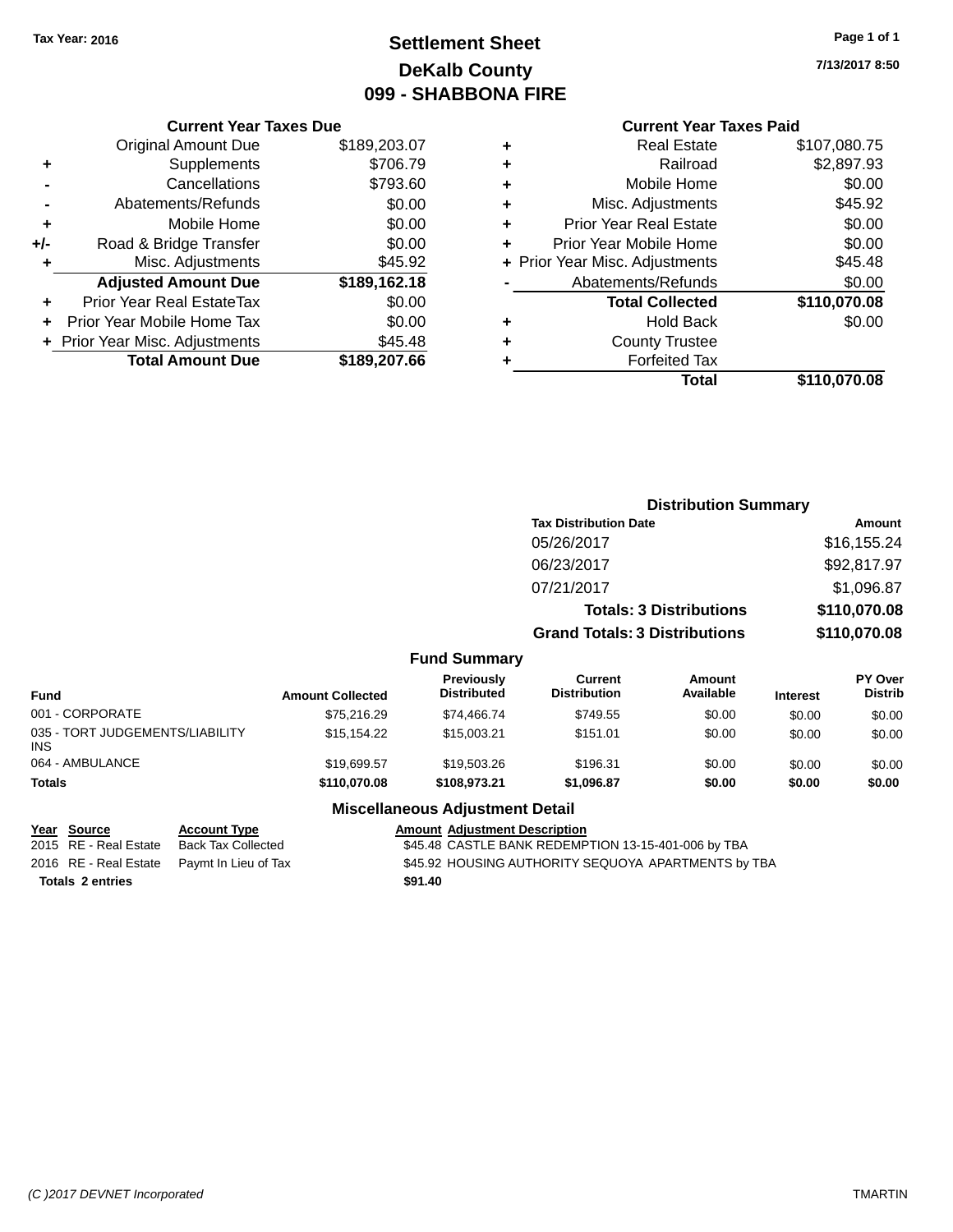Tax Year: 2016

# Settlement Sheet
## DeKalb County
## 099 - SHABBONA FIRE

7/13/2017 8:50

### Current Year Taxes Due

| | | |
|---|---|---|
| | Original Amount Due | $189,203.07 |
| + | Supplements | $706.79 |
| - | Cancellations | $793.60 |
| - | Abatements/Refunds | $0.00 |
| + | Mobile Home | $0.00 |
| +/- | Road & Bridge Transfer | $0.00 |
| + | Misc. Adjustments | $45.92 |
| | **Adjusted Amount Due** | **$189,162.18** |
| + | Prior Year Real EstateTax | $0.00 |
| + | Prior Year Mobile Home Tax | $0.00 |
| + | Prior Year Misc. Adjustments | $45.48 |
| | **Total Amount Due** | **$189,207.66** |

### Current Year Taxes Paid

| | | |
|---|---|---|
| + | Real Estate | $107,080.75 |
| + | Railroad | $2,897.93 |
| + | Mobile Home | $0.00 |
| + | Misc. Adjustments | $45.92 |
| + | Prior Year Real Estate | $0.00 |
| + | Prior Year Mobile Home | $0.00 |
| + | Prior Year Misc. Adjustments | $45.48 |
| - | Abatements/Refunds | $0.00 |
| | **Total Collected** | **$110,070.08** |
| + | Hold Back | $0.00 |
| + | County Trustee | |
| + | Forfeited Tax | |
| | **Total** | **$110,070.08** |

### Distribution Summary

| Tax Distribution Date | Amount |
|---|---|
| 05/26/2017 | $16,155.24 |
| 06/23/2017 | $92,817.97 |
| 07/21/2017 | $1,096.87 |
| **Totals: 3 Distributions** | **$110,070.08** |
| **Grand Totals: 3 Distributions** | **$110,070.08** |

### Fund Summary

| Fund | Amount Collected | Previously Distributed | Current Distribution | Amount Available | Interest | PY Over Distrib |
|---|---|---|---|---|---|---|
| 001 - CORPORATE | $75,216.29 | $74,466.74 | $749.55 | $0.00 | $0.00 | $0.00 |
| 035 - TORT JUDGEMENTS/LIABILITY INS | $15,154.22 | $15,003.21 | $151.01 | $0.00 | $0.00 | $0.00 |
| 064 - AMBULANCE | $19,699.57 | $19,503.26 | $196.31 | $0.00 | $0.00 | $0.00 |
| **Totals** | **$110,070.08** | **$108,973.21** | **$1,096.87** | **$0.00** | **$0.00** | **$0.00** |

### Miscellaneous Adjustment Detail

| Year | Source | Account Type | Amount | Adjustment Description |
|---|---|---|---|---|
| 2015 | RE - Real Estate | Back Tax Collected | $45.48 | CASTLE BANK REDEMPTION 13-15-401-006 by TBA |
| 2016 | RE - Real Estate | Paymt In Lieu of Tax | $45.92 | HOUSING AUTHORITY SEQUOYA APARTMENTS by TBA |
| **Totals 2 entries** | | | **$91.40** | |

(C )2017 DEVNET Incorporated — TMARTIN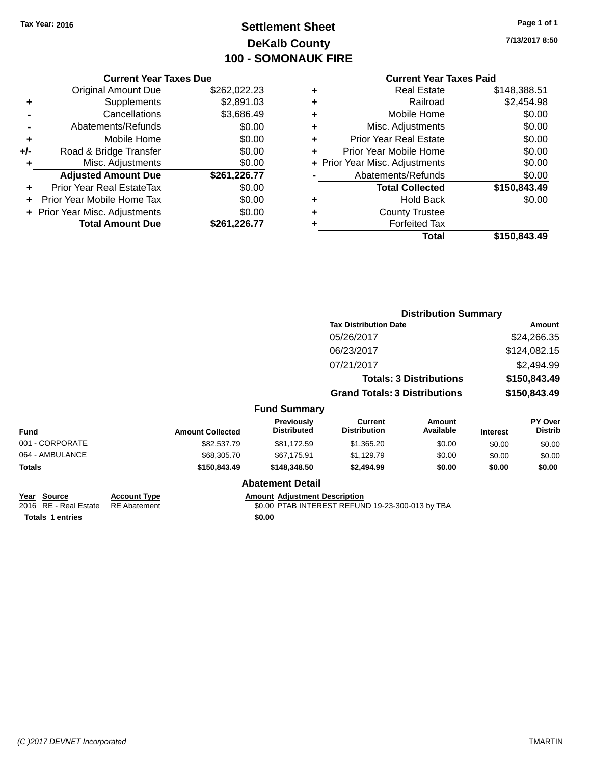Tax Year: 2016

# Settlement Sheet

## DeKalb County

## 100 - SOMONAUK FIRE

7/13/2017 8:50

### Current Year Taxes Due

| | | |
|---|---|---|
| | Original Amount Due | $262,022.23 |
| + | Supplements | $2,891.03 |
| - | Cancellations | $3,686.49 |
| - | Abatements/Refunds | $0.00 |
| + | Mobile Home | $0.00 |
| +/- | Road & Bridge Transfer | $0.00 |
| + | Misc. Adjustments | $0.00 |
| | **Adjusted Amount Due** | **$261,226.77** |
| + | Prior Year Real EstateTax | $0.00 |
| + | Prior Year Mobile Home Tax | $0.00 |
| + | Prior Year Misc. Adjustments | $0.00 |
| | **Total Amount Due** | **$261,226.77** |

### Current Year Taxes Paid

| | | |
|---|---|---|
| + | Real Estate | $148,388.51 |
| + | Railroad | $2,454.98 |
| + | Mobile Home | $0.00 |
| + | Misc. Adjustments | $0.00 |
| + | Prior Year Real Estate | $0.00 |
| + | Prior Year Mobile Home | $0.00 |
| + | Prior Year Misc. Adjustments | $0.00 |
| - | Abatements/Refunds | $0.00 |
| | **Total Collected** | **$150,843.49** |
| + | Hold Back | $0.00 |
| + | County Trustee | |
| + | Forfeited Tax | |
| | **Total** | **$150,843.49** |

### Distribution Summary

| Tax Distribution Date | Amount |
|---|---|
| 05/26/2017 | $24,266.35 |
| 06/23/2017 | $124,082.15 |
| 07/21/2017 | $2,494.99 |
| **Totals: 3 Distributions** | **$150,843.49** |
| **Grand Totals: 3 Distributions** | **$150,843.49** |

### Fund Summary

| Fund | Amount Collected | Previously Distributed | Current Distribution | Amount Available | Interest | PY Over Distrib |
|---|---|---|---|---|---|---|
| 001 - CORPORATE | $82,537.79 | $81,172.59 | $1,365.20 | $0.00 | $0.00 | $0.00 |
| 064 - AMBULANCE | $68,305.70 | $67,175.91 | $1,129.79 | $0.00 | $0.00 | $0.00 |
| **Totals** | **$150,843.49** | **$148,348.50** | **$2,494.99** | **$0.00** | **$0.00** | **$0.00** |

### Abatement Detail

| Year | Source | Account Type | Amount | Adjustment Description |
|---|---|---|---|---|
| 2016 | RE - Real Estate | RE Abatement | $0.00 | PTAB INTEREST REFUND 19-23-300-013 by TBA |
| **Totals** | **1 entries** | | **$0.00** | |

(C )2017 DEVNET Incorporated TMARTIN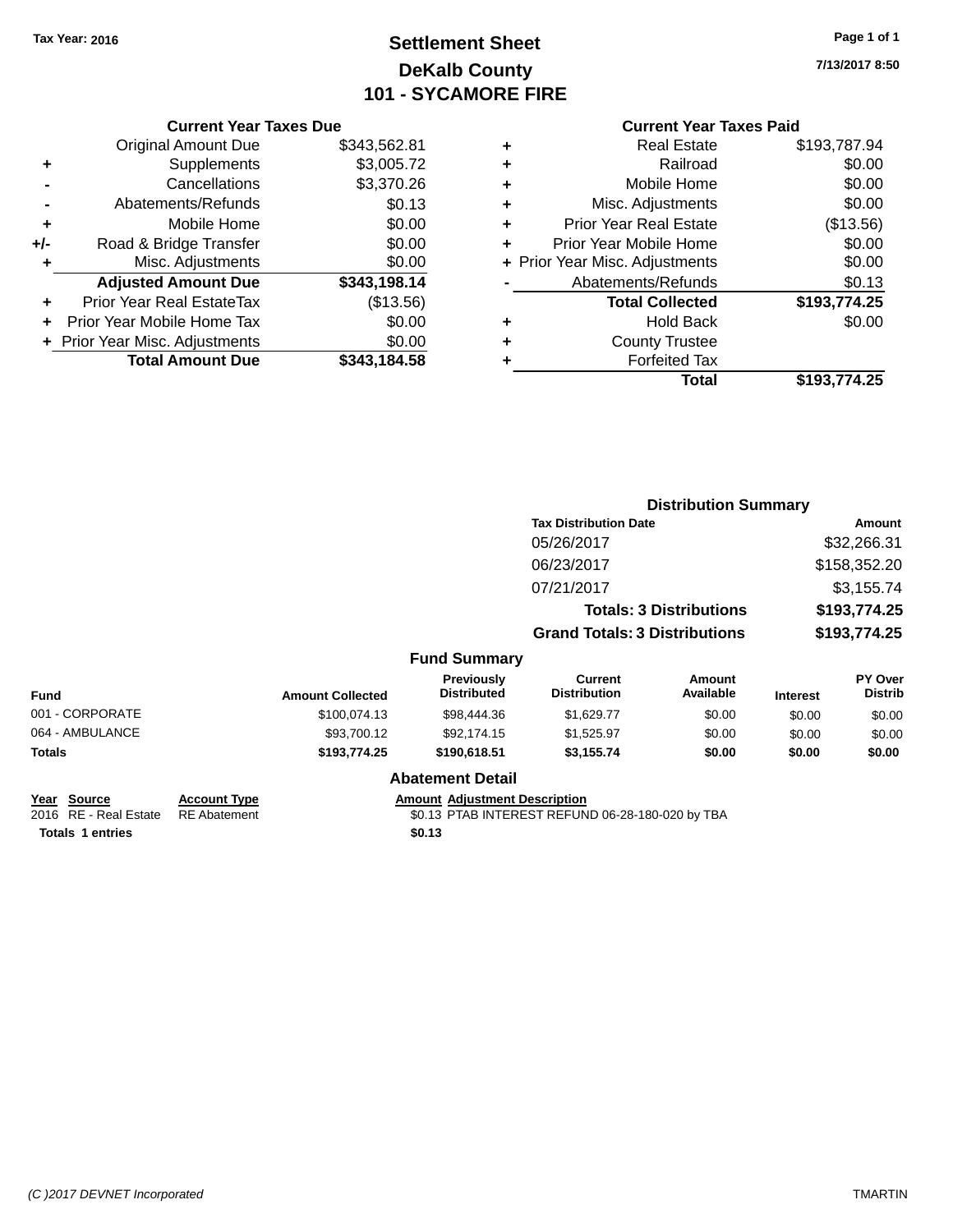Tax Year: 2016

# Settlement Sheet
## DeKalb County
## 101 - SYCAMORE FIRE

7/13/2017 8:50

| | Current Year Taxes Due | |
|---|---|---|
| | Original Amount Due | $343,562.81 |
| + | Supplements | $3,005.72 |
| - | Cancellations | $3,370.26 |
| - | Abatements/Refunds | $0.13 |
| + | Mobile Home | $0.00 |
| +/- | Road & Bridge Transfer | $0.00 |
| + | Misc. Adjustments | $0.00 |
| | **Adjusted Amount Due** | **$343,198.14** |
| + | Prior Year Real EstateTax | ($13.56) |
| + | Prior Year Mobile Home Tax | $0.00 |
| + | Prior Year Misc. Adjustments | $0.00 |
| | **Total Amount Due** | **$343,184.58** |

| | Current Year Taxes Paid | |
|---|---|---|
| + | Real Estate | $193,787.94 |
| + | Railroad | $0.00 |
| + | Mobile Home | $0.00 |
| + | Misc. Adjustments | $0.00 |
| + | Prior Year Real Estate | ($13.56) |
| + | Prior Year Mobile Home | $0.00 |
| + | Prior Year Misc. Adjustments | $0.00 |
| - | Abatements/Refunds | $0.13 |
| | **Total Collected** | **$193,774.25** |
| + | Hold Back | $0.00 |
| + | County Trustee | |
| + | Forfeited Tax | |
| | **Total** | **$193,774.25** |

### Distribution Summary

| Tax Distribution Date | Amount |
|---|---|
| 05/26/2017 | $32,266.31 |
| 06/23/2017 | $158,352.20 |
| 07/21/2017 | $3,155.74 |
| **Totals: 3 Distributions** | **$193,774.25** |
| **Grand Totals: 3 Distributions** | **$193,774.25** |

### Fund Summary

| Fund | Amount Collected | Previously Distributed | Current Distribution | Amount Available | Interest | PY Over Distrib |
|---|---|---|---|---|---|---|
| 001 - CORPORATE | $100,074.13 | $98,444.36 | $1,629.77 | $0.00 | $0.00 | $0.00 |
| 064 - AMBULANCE | $93,700.12 | $92,174.15 | $1,525.97 | $0.00 | $0.00 | $0.00 |
| **Totals** | **$193,774.25** | **$190,618.51** | **$3,155.74** | **$0.00** | **$0.00** | **$0.00** |

### Abatement Detail

| Year | Source | Account Type | Amount | Adjustment Description |
|---|---|---|---|---|
| 2016 | RE - Real Estate | RE Abatement | $0.13 | PTAB INTEREST REFUND 06-28-180-020 by TBA |
| **Totals** | **1 entries** | | **$0.13** | |

(C )2017 DEVNET Incorporated

TMARTIN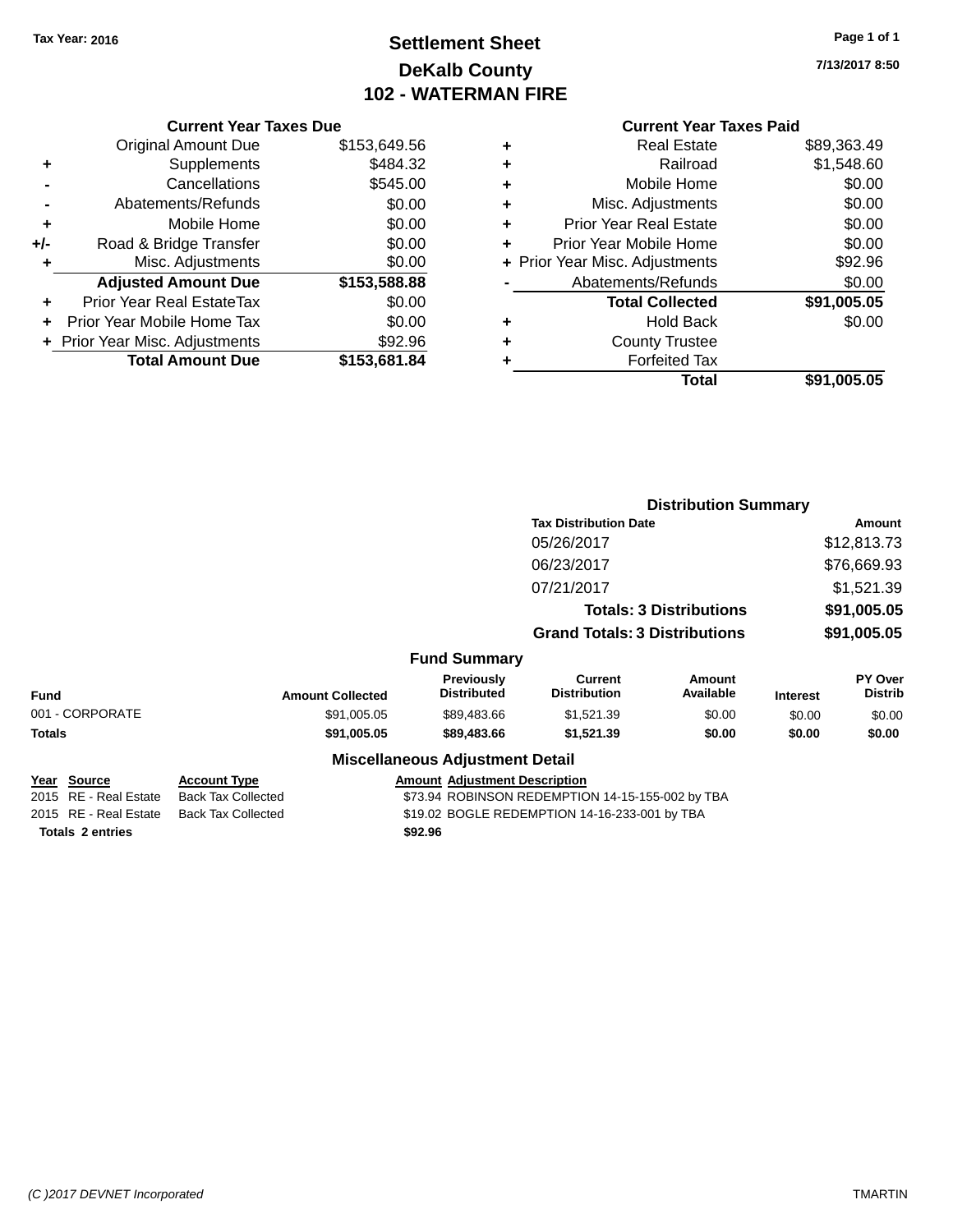Tax Year: 2016

# Settlement Sheet
## DeKalb County
## 102 - WATERMAN FIRE

7/13/2017 8:50

### Current Year Taxes Due

| | | |
|---|---|---|
| | Original Amount Due | $153,649.56 |
| + | Supplements | $484.32 |
| - | Cancellations | $545.00 |
| - | Abatements/Refunds | $0.00 |
| + | Mobile Home | $0.00 |
| +/- | Road & Bridge Transfer | $0.00 |
| + | Misc. Adjustments | $0.00 |
| | **Adjusted Amount Due** | **$153,588.88** |
| + | Prior Year Real EstateTax | $0.00 |
| + | Prior Year Mobile Home Tax | $0.00 |
| + | Prior Year Misc. Adjustments | $92.96 |
| | **Total Amount Due** | **$153,681.84** |

### Current Year Taxes Paid

| | | |
|---|---|---|
| + | Real Estate | $89,363.49 |
| + | Railroad | $1,548.60 |
| + | Mobile Home | $0.00 |
| + | Misc. Adjustments | $0.00 |
| + | Prior Year Real Estate | $0.00 |
| + | Prior Year Mobile Home | $0.00 |
| + | Prior Year Misc. Adjustments | $92.96 |
| - | Abatements/Refunds | $0.00 |
| | **Total Collected** | **$91,005.05** |
| + | Hold Back | $0.00 |
| + | County Trustee | |
| + | Forfeited Tax | |
| | **Total** | **$91,005.05** |

### Distribution Summary

| Tax Distribution Date | Amount |
|---|---|
| 05/26/2017 | $12,813.73 |
| 06/23/2017 | $76,669.93 |
| 07/21/2017 | $1,521.39 |
| **Totals: 3 Distributions** | **$91,005.05** |
| **Grand Totals: 3 Distributions** | **$91,005.05** |

### Fund Summary

| Fund | Amount Collected | Previously Distributed | Current Distribution | Amount Available | Interest | PY Over Distrib |
|---|---|---|---|---|---|---|
| 001 - CORPORATE | $91,005.05 | $89,483.66 | $1,521.39 | $0.00 | $0.00 | $0.00 |
| **Totals** | **$91,005.05** | **$89,483.66** | **$1,521.39** | **$0.00** | **$0.00** | **$0.00** |

### Miscellaneous Adjustment Detail

| Year | Source | Account Type | Amount | Adjustment Description |
|---|---|---|---|---|
| 2015 | RE - Real Estate | Back Tax Collected | $73.94 | ROBINSON REDEMPTION 14-15-155-002 by TBA |
| 2015 | RE - Real Estate | Back Tax Collected | $19.02 | BOGLE REDEMPTION 14-16-233-001 by TBA |
| **Totals** | **2 entries** | | **$92.96** | |

(C )2017 DEVNET Incorporated TMARTIN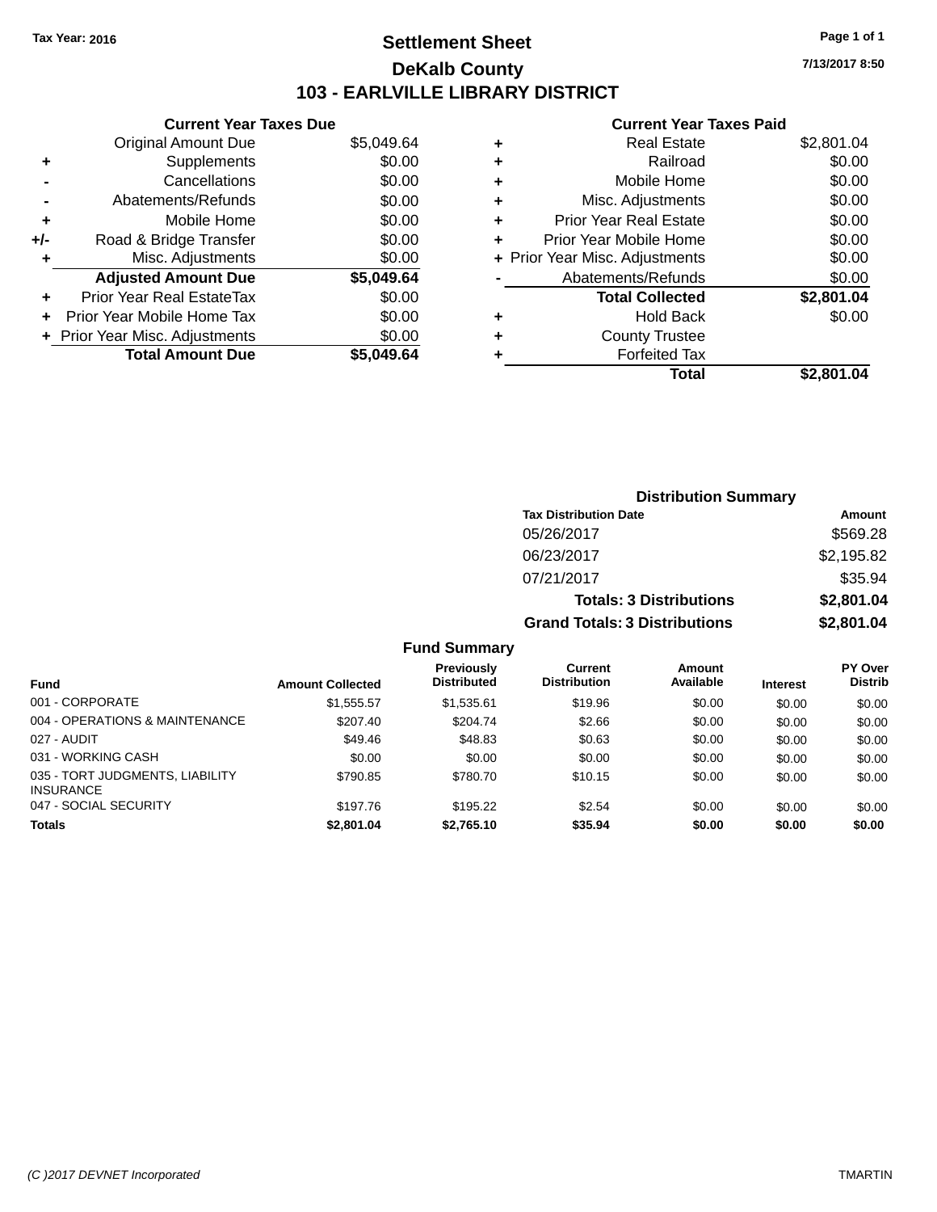**Tax Year: 2016**

# Settlement Sheet

## DeKalb County

## 103 - EARLVILLE LIBRARY DISTRICT

7/13/2017 8:50

### Current Year Taxes Due

| | | |
|---|---|---|
| | Original Amount Due | $5,049.64 |
| + | Supplements | $0.00 |
| - | Cancellations | $0.00 |
| - | Abatements/Refunds | $0.00 |
| + | Mobile Home | $0.00 |
| +/- | Road & Bridge Transfer | $0.00 |
| + | Misc. Adjustments | $0.00 |
| | **Adjusted Amount Due** | **$5,049.64** |
| + | Prior Year Real EstateTax | $0.00 |
| + | Prior Year Mobile Home Tax | $0.00 |
| + | Prior Year Misc. Adjustments | $0.00 |
| | **Total Amount Due** | **$5,049.64** |

### Current Year Taxes Paid

| | | |
|---|---|---|
| + | Real Estate | $2,801.04 |
| + | Railroad | $0.00 |
| + | Mobile Home | $0.00 |
| + | Misc. Adjustments | $0.00 |
| + | Prior Year Real Estate | $0.00 |
| + | Prior Year Mobile Home | $0.00 |
| + | Prior Year Misc. Adjustments | $0.00 |
| - | Abatements/Refunds | $0.00 |
| | **Total Collected** | **$2,801.04** |
| + | Hold Back | $0.00 |
| + | County Trustee | |
| + | Forfeited Tax | |
| | **Total** | **$2,801.04** |

### Distribution Summary

| Tax Distribution Date | Amount |
|---|---|
| 05/26/2017 | $569.28 |
| 06/23/2017 | $2,195.82 |
| 07/21/2017 | $35.94 |
| **Totals: 3 Distributions** | **$2,801.04** |
| **Grand Totals: 3 Distributions** | **$2,801.04** |

### Fund Summary

| Fund | Amount Collected | Previously Distributed | Current Distribution | Amount Available | Interest | PY Over Distrib |
|---|---|---|---|---|---|---|
| 001 - CORPORATE | $1,555.57 | $1,535.61 | $19.96 | $0.00 | $0.00 | $0.00 |
| 004 - OPERATIONS & MAINTENANCE | $207.40 | $204.74 | $2.66 | $0.00 | $0.00 | $0.00 |
| 027 - AUDIT | $49.46 | $48.83 | $0.63 | $0.00 | $0.00 | $0.00 |
| 031 - WORKING CASH | $0.00 | $0.00 | $0.00 | $0.00 | $0.00 | $0.00 |
| 035 - TORT JUDGMENTS, LIABILITY INSURANCE | $790.85 | $780.70 | $10.15 | $0.00 | $0.00 | $0.00 |
| 047 - SOCIAL SECURITY | $197.76 | $195.22 | $2.54 | $0.00 | $0.00 | $0.00 |
| **Totals** | **$2,801.04** | **$2,765.10** | **$35.94** | **$0.00** | **$0.00** | **$0.00** |

(C )2017 DEVNET Incorporated — TMARTIN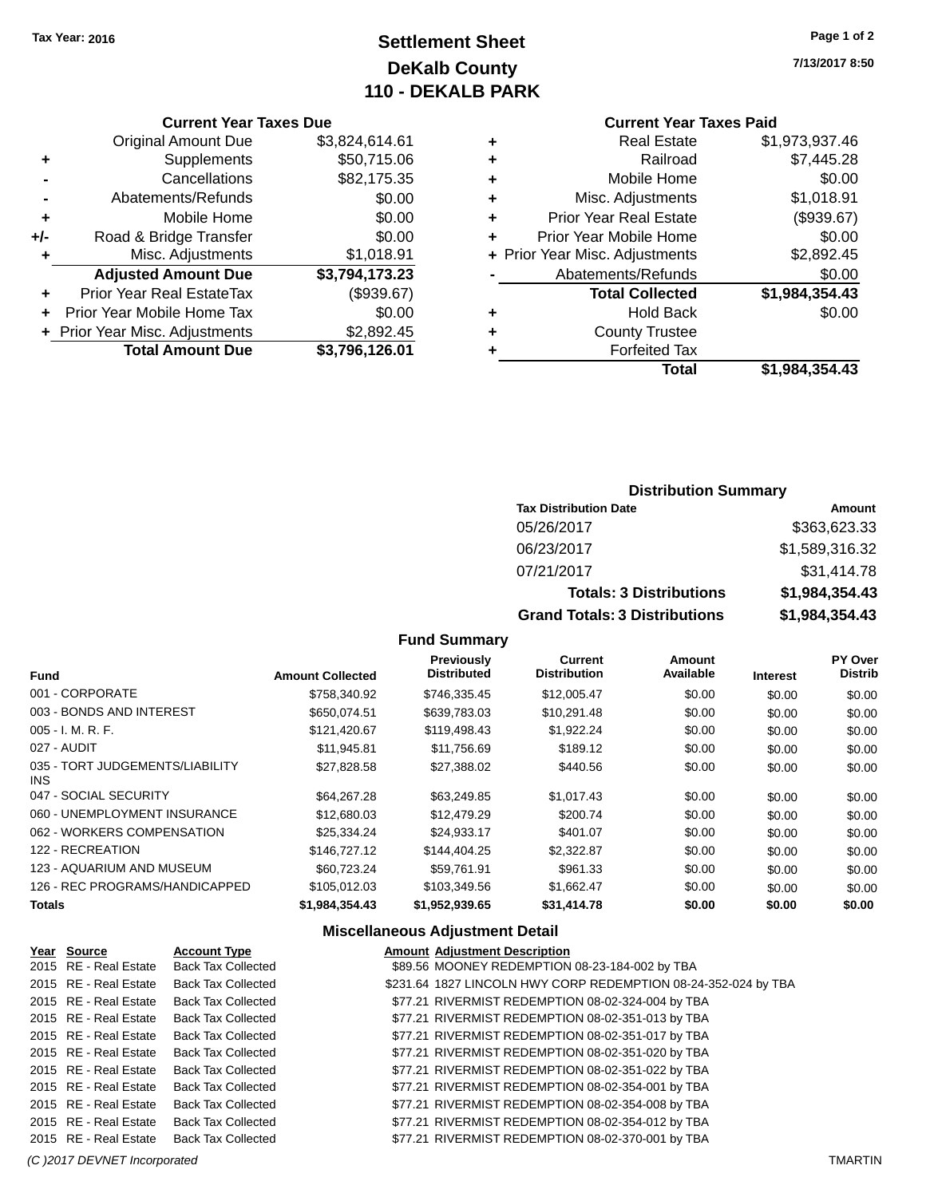Tax Year: 2016

# Settlement Sheet
## DeKalb County
## 110 - DEKALB PARK

7/13/2017 8:50

### Current Year Taxes Due

| | | |
|---|---|---|
| | Original Amount Due | $3,824,614.61 |
| + | Supplements | $50,715.06 |
| - | Cancellations | $82,175.35 |
| - | Abatements/Refunds | $0.00 |
| + | Mobile Home | $0.00 |
| +/- | Road & Bridge Transfer | $0.00 |
| + | Misc. Adjustments | $1,018.91 |
| | **Adjusted Amount Due** | **$3,794,173.23** |
| + | Prior Year Real EstateTax | ($939.67) |
| + | Prior Year Mobile Home Tax | $0.00 |
| + | Prior Year Misc. Adjustments | $2,892.45 |
| | **Total Amount Due** | **$3,796,126.01** |

### Current Year Taxes Paid

| | | |
|---|---|---|
| + | Real Estate | $1,973,937.46 |
| + | Railroad | $7,445.28 |
| + | Mobile Home | $0.00 |
| + | Misc. Adjustments | $1,018.91 |
| + | Prior Year Real Estate | ($939.67) |
| + | Prior Year Mobile Home | $0.00 |
| + | Prior Year Misc. Adjustments | $2,892.45 |
| - | Abatements/Refunds | $0.00 |
| | **Total Collected** | **$1,984,354.43** |
| + | Hold Back | $0.00 |
| + | County Trustee | |
| + | Forfeited Tax | |
| | **Total** | **$1,984,354.43** |

### Distribution Summary

| Tax Distribution Date | Amount |
|---|---|
| 05/26/2017 | $363,623.33 |
| 06/23/2017 | $1,589,316.32 |
| 07/21/2017 | $31,414.78 |
| **Totals: 3 Distributions** | **$1,984,354.43** |
| **Grand Totals: 3 Distributions** | **$1,984,354.43** |

### Fund Summary

| Fund | Amount Collected | Previously Distributed | Current Distribution | Amount Available | Interest | PY Over Distrib |
|---|---|---|---|---|---|---|
| 001 - CORPORATE | $758,340.92 | $746,335.45 | $12,005.47 | $0.00 | $0.00 | $0.00 |
| 003 - BONDS AND INTEREST | $650,074.51 | $639,783.03 | $10,291.48 | $0.00 | $0.00 | $0.00 |
| 005 - I. M. R. F. | $121,420.67 | $119,498.43 | $1,922.24 | $0.00 | $0.00 | $0.00 |
| 027 - AUDIT | $11,945.81 | $11,756.69 | $189.12 | $0.00 | $0.00 | $0.00 |
| 035 - TORT JUDGEMENTS/LIABILITY INS | $27,828.58 | $27,388.02 | $440.56 | $0.00 | $0.00 | $0.00 |
| 047 - SOCIAL SECURITY | $64,267.28 | $63,249.85 | $1,017.43 | $0.00 | $0.00 | $0.00 |
| 060 - UNEMPLOYMENT INSURANCE | $12,680.03 | $12,479.29 | $200.74 | $0.00 | $0.00 | $0.00 |
| 062 - WORKERS COMPENSATION | $25,334.24 | $24,933.17 | $401.07 | $0.00 | $0.00 | $0.00 |
| 122 - RECREATION | $146,727.12 | $144,404.25 | $2,322.87 | $0.00 | $0.00 | $0.00 |
| 123 - AQUARIUM AND MUSEUM | $60,723.24 | $59,761.91 | $961.33 | $0.00 | $0.00 | $0.00 |
| 126 - REC PROGRAMS/HANDICAPPED | $105,012.03 | $103,349.56 | $1,662.47 | $0.00 | $0.00 | $0.00 |
| **Totals** | **$1,984,354.43** | **$1,952,939.65** | **$31,414.78** | **$0.00** | **$0.00** | **$0.00** |

### Miscellaneous Adjustment Detail

| Year | Source | Account Type | Amount | Adjustment Description |
|---|---|---|---|---|
| 2015 | RE - Real Estate | Back Tax Collected | $89.56 | MOONEY REDEMPTION 08-23-184-002 by TBA |
| 2015 | RE - Real Estate | Back Tax Collected | $231.64 | 1827 LINCOLN HWY CORP REDEMPTION 08-24-352-024 by TBA |
| 2015 | RE - Real Estate | Back Tax Collected | $77.21 | RIVERMIST REDEMPTION 08-02-324-004 by TBA |
| 2015 | RE - Real Estate | Back Tax Collected | $77.21 | RIVERMIST REDEMPTION 08-02-351-013 by TBA |
| 2015 | RE - Real Estate | Back Tax Collected | $77.21 | RIVERMIST REDEMPTION 08-02-351-017 by TBA |
| 2015 | RE - Real Estate | Back Tax Collected | $77.21 | RIVERMIST REDEMPTION 08-02-351-020 by TBA |
| 2015 | RE - Real Estate | Back Tax Collected | $77.21 | RIVERMIST REDEMPTION 08-02-351-022 by TBA |
| 2015 | RE - Real Estate | Back Tax Collected | $77.21 | RIVERMIST REDEMPTION 08-02-354-001 by TBA |
| 2015 | RE - Real Estate | Back Tax Collected | $77.21 | RIVERMIST REDEMPTION 08-02-354-008 by TBA |
| 2015 | RE - Real Estate | Back Tax Collected | $77.21 | RIVERMIST REDEMPTION 08-02-354-012 by TBA |
| 2015 | RE - Real Estate | Back Tax Collected | $77.21 | RIVERMIST REDEMPTION 08-02-370-001 by TBA |

(C )2017 DEVNET Incorporated TMARTIN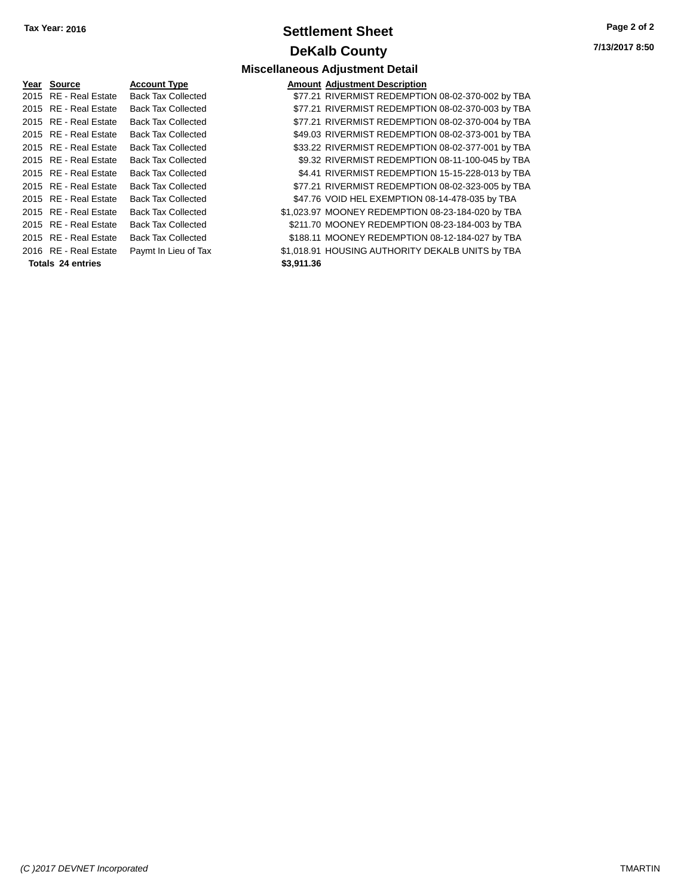Tax Year: 2016

# Settlement Sheet

## DeKalb County

7/13/2017 8:50

### Miscellaneous Adjustment Detail

| Year | Source | Account Type | Amount | Adjustment Description |
|---|---|---|---|---|
| 2015 | RE - Real Estate | Back Tax Collected | $77.21 | RIVERMIST REDEMPTION 08-02-370-002 by TBA |
| 2015 | RE - Real Estate | Back Tax Collected | $77.21 | RIVERMIST REDEMPTION 08-02-370-003 by TBA |
| 2015 | RE - Real Estate | Back Tax Collected | $77.21 | RIVERMIST REDEMPTION 08-02-370-004 by TBA |
| 2015 | RE - Real Estate | Back Tax Collected | $49.03 | RIVERMIST REDEMPTION 08-02-373-001 by TBA |
| 2015 | RE - Real Estate | Back Tax Collected | $33.22 | RIVERMIST REDEMPTION 08-02-377-001 by TBA |
| 2015 | RE - Real Estate | Back Tax Collected | $9.32 | RIVERMIST REDEMPTION 08-11-100-045 by TBA |
| 2015 | RE - Real Estate | Back Tax Collected | $4.41 | RIVERMIST REDEMPTION 15-15-228-013 by TBA |
| 2015 | RE - Real Estate | Back Tax Collected | $77.21 | RIVERMIST REDEMPTION 08-02-323-005 by TBA |
| 2015 | RE - Real Estate | Back Tax Collected | $47.76 | VOID HEL EXEMPTION 08-14-478-035 by TBA |
| 2015 | RE - Real Estate | Back Tax Collected | $1,023.97 | MOONEY REDEMPTION 08-23-184-020 by TBA |
| 2015 | RE - Real Estate | Back Tax Collected | $211.70 | MOONEY REDEMPTION 08-23-184-003 by TBA |
| 2015 | RE - Real Estate | Back Tax Collected | $188.11 | MOONEY REDEMPTION 08-12-184-027 by TBA |
| 2016 | RE - Real Estate | Paymt In Lieu of Tax | $1,018.91 | HOUSING AUTHORITY DEKALB UNITS by TBA |
| **Totals 24 entries** | | | **$3,911.36** | |

*(C )2017 DEVNET Incorporated* TMARTIN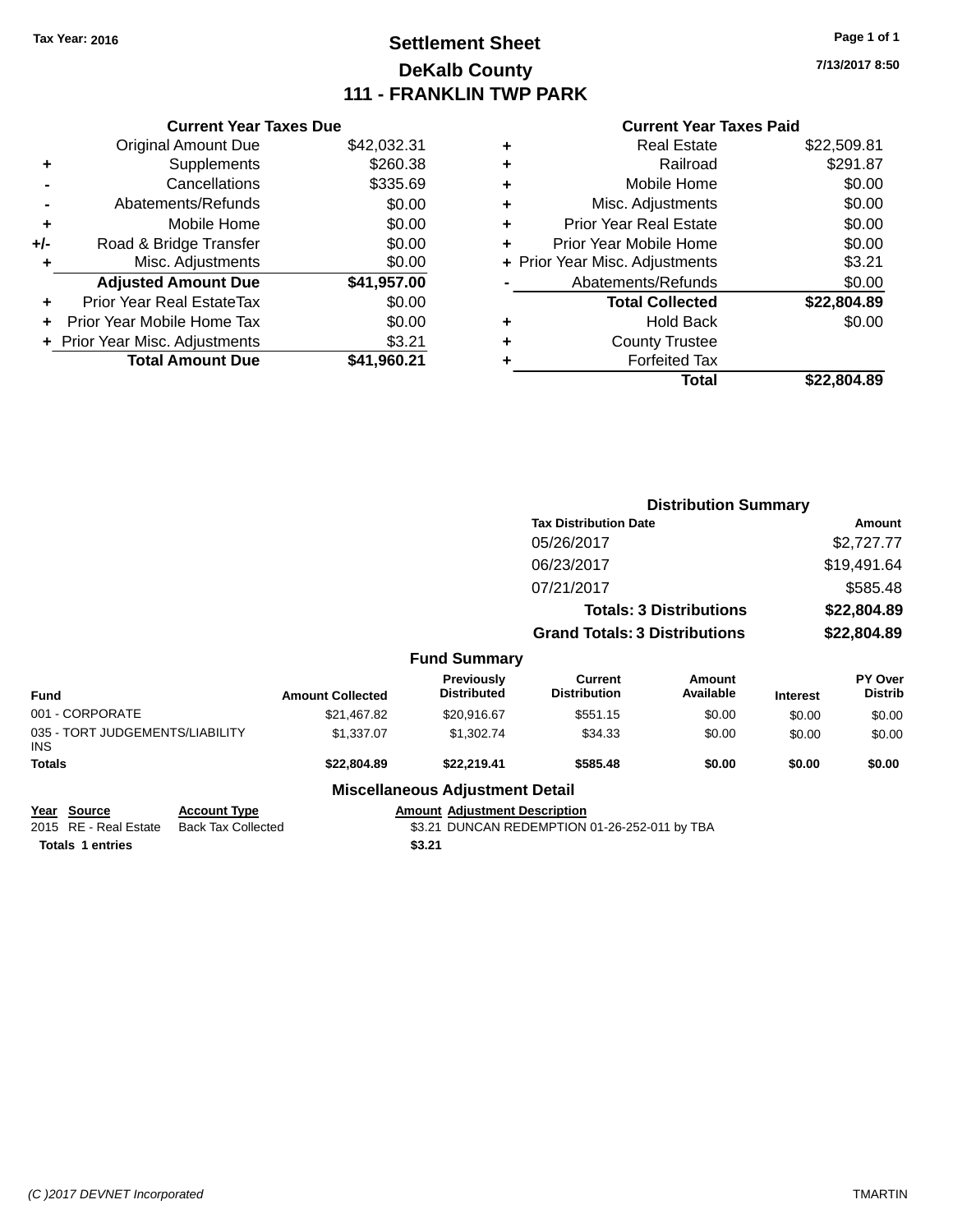Tax Year: 2016

# Settlement Sheet
## DeKalb County
## 111 - FRANKLIN TWP PARK

7/13/2017 8:50

**Current Year Taxes Due**

| | | |
|---|---|---|
| | Original Amount Due | $42,032.31 |
| + | Supplements | $260.38 |
| - | Cancellations | $335.69 |
| - | Abatements/Refunds | $0.00 |
| + | Mobile Home | $0.00 |
| +/- | Road & Bridge Transfer | $0.00 |
| + | Misc. Adjustments | $0.00 |
| | **Adjusted Amount Due** | **$41,957.00** |
| + | Prior Year Real EstateTax | $0.00 |
| + | Prior Year Mobile Home Tax | $0.00 |
| + | Prior Year Misc. Adjustments | $3.21 |
| | **Total Amount Due** | **$41,960.21** |

**Current Year Taxes Paid**

| | | |
|---|---|---|
| + | Real Estate | $22,509.81 |
| + | Railroad | $291.87 |
| + | Mobile Home | $0.00 |
| + | Misc. Adjustments | $0.00 |
| + | Prior Year Real Estate | $0.00 |
| + | Prior Year Mobile Home | $0.00 |
| + | Prior Year Misc. Adjustments | $3.21 |
| - | Abatements/Refunds | $0.00 |
| | **Total Collected** | **$22,804.89** |
| + | Hold Back | $0.00 |
| + | County Trustee | |
| + | Forfeited Tax | |
| | **Total** | **$22,804.89** |

**Distribution Summary**

| Tax Distribution Date | Amount |
|---|---|
| 05/26/2017 | $2,727.77 |
| 06/23/2017 | $19,491.64 |
| 07/21/2017 | $585.48 |
| **Totals: 3 Distributions** | **$22,804.89** |
| **Grand Totals: 3 Distributions** | **$22,804.89** |

**Fund Summary**

| Fund | Amount Collected | Previously Distributed | Current Distribution | Amount Available | Interest | PY Over Distrib |
|---|---|---|---|---|---|---|
| 001 - CORPORATE | $21,467.82 | $20,916.67 | $551.15 | $0.00 | $0.00 | $0.00 |
| 035 - TORT JUDGEMENTS/LIABILITY INS | $1,337.07 | $1,302.74 | $34.33 | $0.00 | $0.00 | $0.00 |
| **Totals** | **$22,804.89** | **$22,219.41** | **$585.48** | **$0.00** | **$0.00** | **$0.00** |

**Miscellaneous Adjustment Detail**

| Year | Source | Account Type | Amount | Adjustment Description |
|---|---|---|---|---|
| 2015 | RE - Real Estate | Back Tax Collected | $3.21 | DUNCAN REDEMPTION 01-26-252-011 by TBA |
| **Totals** | **1 entries** | | **$3.21** | |

(C )2017 DEVNET Incorporated TMARTIN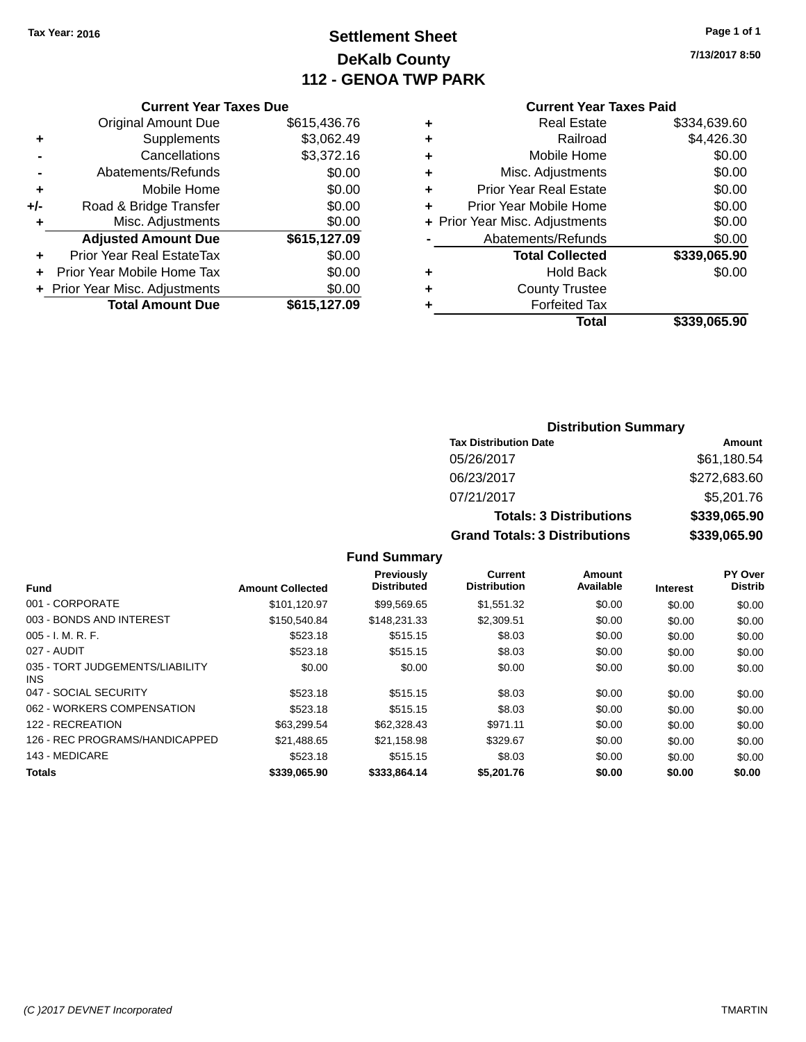Tax Year: 2016

# Settlement Sheet
## DeKalb County
## 112 - GENOA TWP PARK

Page 1 of 1

7/13/2017 8:50

### Current Year Taxes Due

| | | |
|---|---|---|
| | Original Amount Due | $615,436.76 |
| + | Supplements | $3,062.49 |
| - | Cancellations | $3,372.16 |
| - | Abatements/Refunds | $0.00 |
| + | Mobile Home | $0.00 |
| +/- | Road & Bridge Transfer | $0.00 |
| + | Misc. Adjustments | $0.00 |
| | **Adjusted Amount Due** | **$615,127.09** |
| + | Prior Year Real EstateTax | $0.00 |
| + | Prior Year Mobile Home Tax | $0.00 |
| + | Prior Year Misc. Adjustments | $0.00 |
| | **Total Amount Due** | **$615,127.09** |

### Current Year Taxes Paid

| | | |
|---|---|---|
| + | Real Estate | $334,639.60 |
| + | Railroad | $4,426.30 |
| + | Mobile Home | $0.00 |
| + | Misc. Adjustments | $0.00 |
| + | Prior Year Real Estate | $0.00 |
| + | Prior Year Mobile Home | $0.00 |
| + | Prior Year Misc. Adjustments | $0.00 |
| - | Abatements/Refunds | $0.00 |
| | **Total Collected** | **$339,065.90** |
| + | Hold Back | $0.00 |
| + | County Trustee | |
| + | Forfeited Tax | |
| | **Total** | **$339,065.90** |

### Distribution Summary

| Tax Distribution Date | Amount |
|---|---|
| 05/26/2017 | $61,180.54 |
| 06/23/2017 | $272,683.60 |
| 07/21/2017 | $5,201.76 |
| **Totals: 3 Distributions** | **$339,065.90** |
| **Grand Totals: 3 Distributions** | **$339,065.90** |

### Fund Summary

| Fund | Amount Collected | Previously Distributed | Current Distribution | Amount Available | Interest | PY Over Distrib |
|---|---|---|---|---|---|---|
| 001 - CORPORATE | $101,120.97 | $99,569.65 | $1,551.32 | $0.00 | $0.00 | $0.00 |
| 003 - BONDS AND INTEREST | $150,540.84 | $148,231.33 | $2,309.51 | $0.00 | $0.00 | $0.00 |
| 005 - I. M. R. F. | $523.18 | $515.15 | $8.03 | $0.00 | $0.00 | $0.00 |
| 027 - AUDIT | $523.18 | $515.15 | $8.03 | $0.00 | $0.00 | $0.00 |
| 035 - TORT JUDGEMENTS/LIABILITY INS | $0.00 | $0.00 | $0.00 | $0.00 | $0.00 | $0.00 |
| 047 - SOCIAL SECURITY | $523.18 | $515.15 | $8.03 | $0.00 | $0.00 | $0.00 |
| 062 - WORKERS COMPENSATION | $523.18 | $515.15 | $8.03 | $0.00 | $0.00 | $0.00 |
| 122 - RECREATION | $63,299.54 | $62,328.43 | $971.11 | $0.00 | $0.00 | $0.00 |
| 126 - REC PROGRAMS/HANDICAPPED | $21,488.65 | $21,158.98 | $329.67 | $0.00 | $0.00 | $0.00 |
| 143 - MEDICARE | $523.18 | $515.15 | $8.03 | $0.00 | $0.00 | $0.00 |
| **Totals** | **$339,065.90** | **$333,864.14** | **$5,201.76** | **$0.00** | **$0.00** | **$0.00** |

(C )2017 DEVNET Incorporated TMARTIN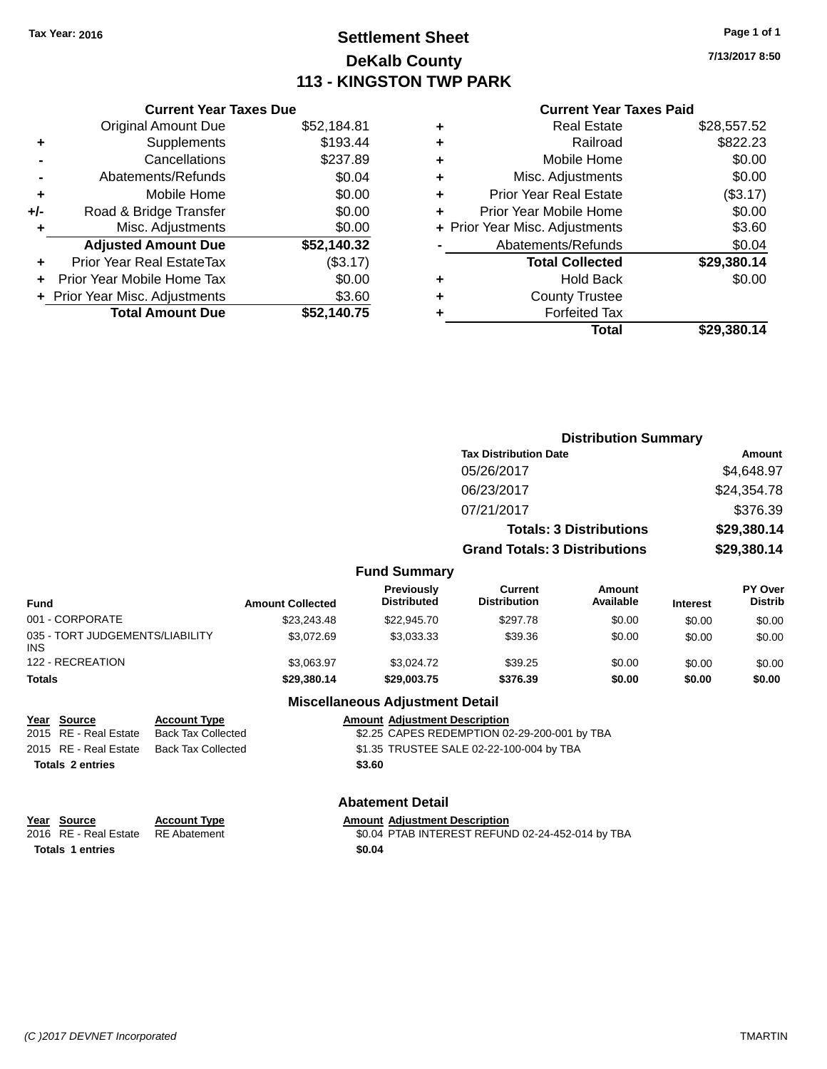**Tax Year: 2016**

# Settlement Sheet
## DeKalb County
## 113 - KINGSTON TWP PARK

7/13/2017 8:50

### Current Year Taxes Due

| | | |
|---|---|---|
| | Original Amount Due | $52,184.81 |
| + | Supplements | $193.44 |
| - | Cancellations | $237.89 |
| - | Abatements/Refunds | $0.04 |
| + | Mobile Home | $0.00 |
| +/- | Road & Bridge Transfer | $0.00 |
| + | Misc. Adjustments | $0.00 |
| | **Adjusted Amount Due** | **$52,140.32** |
| + | Prior Year Real EstateTax | ($3.17) |
| + | Prior Year Mobile Home Tax | $0.00 |
| + | Prior Year Misc. Adjustments | $3.60 |
| | **Total Amount Due** | **$52,140.75** |

### Current Year Taxes Paid

| | | |
|---|---|---|
| + | Real Estate | $28,557.52 |
| + | Railroad | $822.23 |
| + | Mobile Home | $0.00 |
| + | Misc. Adjustments | $0.00 |
| + | Prior Year Real Estate | ($3.17) |
| + | Prior Year Mobile Home | $0.00 |
| + | Prior Year Misc. Adjustments | $3.60 |
| - | Abatements/Refunds | $0.04 |
| | **Total Collected** | **$29,380.14** |
| + | Hold Back | $0.00 |
| + | County Trustee | |
| + | Forfeited Tax | |
| | **Total** | **$29,380.14** |

### Distribution Summary

| Tax Distribution Date | Amount |
|---|---|
| 05/26/2017 | $4,648.97 |
| 06/23/2017 | $24,354.78 |
| 07/21/2017 | $376.39 |
| **Totals: 3 Distributions** | **$29,380.14** |
| **Grand Totals: 3 Distributions** | **$29,380.14** |

### Fund Summary

| Fund | Amount Collected | Previously Distributed | Current Distribution | Amount Available | Interest | PY Over Distrib |
|---|---|---|---|---|---|---|
| 001 - CORPORATE | $23,243.48 | $22,945.70 | $297.78 | $0.00 | $0.00 | $0.00 |
| 035 - TORT JUDGEMENTS/LIABILITY INS | $3,072.69 | $3,033.33 | $39.36 | $0.00 | $0.00 | $0.00 |
| 122 - RECREATION | $3,063.97 | $3,024.72 | $39.25 | $0.00 | $0.00 | $0.00 |
| **Totals** | **$29,380.14** | **$29,003.75** | **$376.39** | **$0.00** | **$0.00** | **$0.00** |

### Miscellaneous Adjustment Detail

| Year | Source | Account Type | Amount | Adjustment Description |
|---|---|---|---|---|
| 2015 | RE - Real Estate | Back Tax Collected | $2.25 | CAPES REDEMPTION 02-29-200-001 by TBA |
| 2015 | RE - Real Estate | Back Tax Collected | $1.35 | TRUSTEE SALE 02-22-100-004 by TBA |
| **Totals 2 entries** | | | **$3.60** | |

### Abatement Detail

| Year | Source | Account Type | Amount | Adjustment Description |
|---|---|---|---|---|
| 2016 | RE - Real Estate | RE Abatement | $0.04 | PTAB INTEREST REFUND 02-24-452-014 by TBA |
| **Totals 1 entries** | | | **$0.04** | |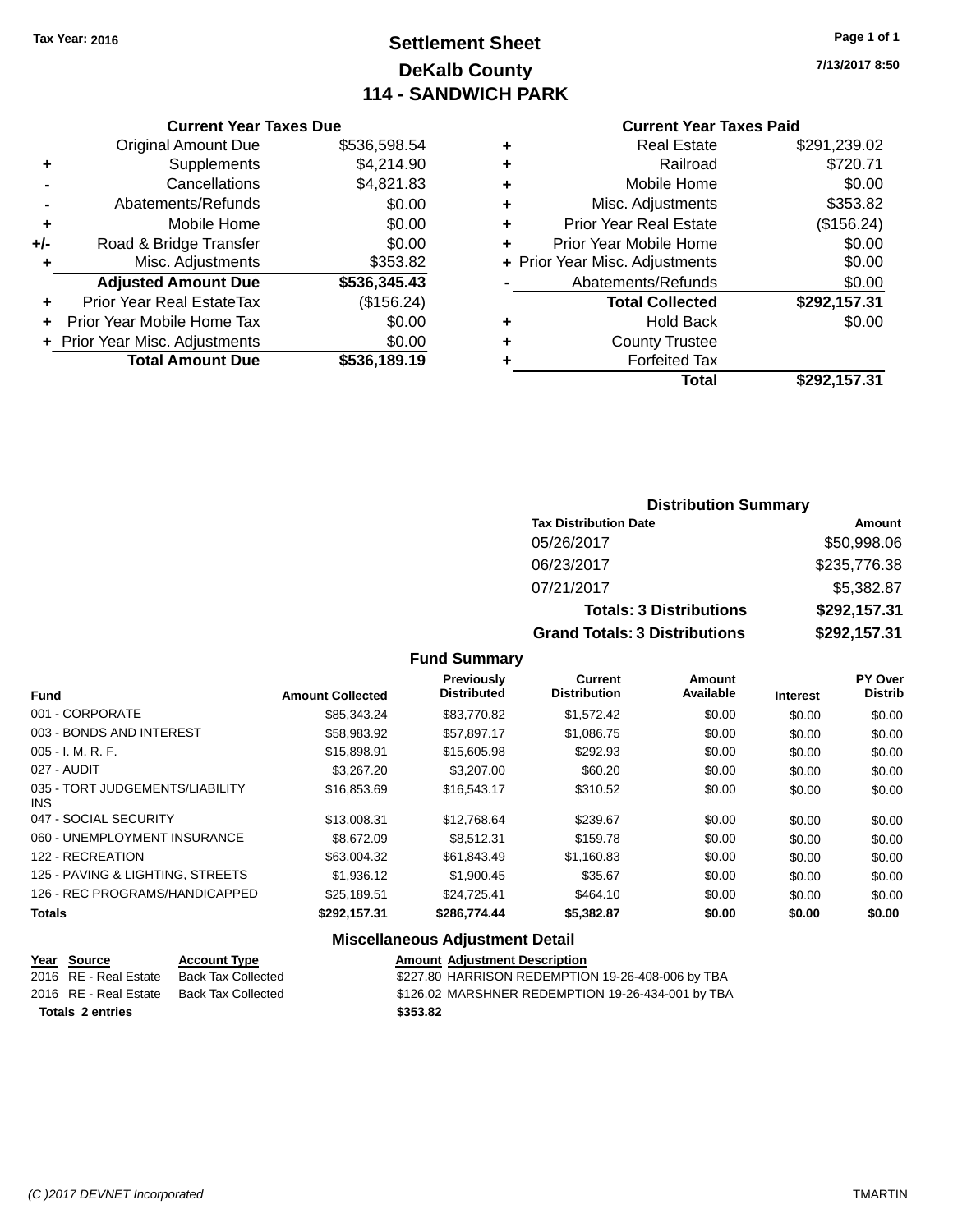Tax Year: 2016

# Settlement Sheet
## DeKalb County
## 114 - SANDWICH PARK

7/13/2017 8:50

### Current Year Taxes Due

| | | |
|---|---|---|
| | Original Amount Due | $536,598.54 |
| + | Supplements | $4,214.90 |
| - | Cancellations | $4,821.83 |
| - | Abatements/Refunds | $0.00 |
| + | Mobile Home | $0.00 |
| +/- | Road & Bridge Transfer | $0.00 |
| + | Misc. Adjustments | $353.82 |
| | **Adjusted Amount Due** | **$536,345.43** |
| + | Prior Year Real EstateTax | ($156.24) |
| + | Prior Year Mobile Home Tax | $0.00 |
| + | Prior Year Misc. Adjustments | $0.00 |
| | **Total Amount Due** | **$536,189.19** |

### Current Year Taxes Paid

| | | |
|---|---|---|
| + | Real Estate | $291,239.02 |
| + | Railroad | $720.71 |
| + | Mobile Home | $0.00 |
| + | Misc. Adjustments | $353.82 |
| + | Prior Year Real Estate | ($156.24) |
| + | Prior Year Mobile Home | $0.00 |
| + | Prior Year Misc. Adjustments | $0.00 |
| - | Abatements/Refunds | $0.00 |
| | **Total Collected** | **$292,157.31** |
| + | Hold Back | $0.00 |
| + | County Trustee | |
| + | Forfeited Tax | |
| | **Total** | **$292,157.31** |

### Distribution Summary

| Tax Distribution Date | Amount |
|---|---|
| 05/26/2017 | $50,998.06 |
| 06/23/2017 | $235,776.38 |
| 07/21/2017 | $5,382.87 |
| **Totals: 3 Distributions** | **$292,157.31** |
| **Grand Totals: 3 Distributions** | **$292,157.31** |

### Fund Summary

| Fund | Amount Collected | Previously Distributed | Current Distribution | Amount Available | Interest | PY Over Distrib |
|---|---|---|---|---|---|---|
| 001 - CORPORATE | $85,343.24 | $83,770.82 | $1,572.42 | $0.00 | $0.00 | $0.00 |
| 003 - BONDS AND INTEREST | $58,983.92 | $57,897.17 | $1,086.75 | $0.00 | $0.00 | $0.00 |
| 005 - I. M. R. F. | $15,898.91 | $15,605.98 | $292.93 | $0.00 | $0.00 | $0.00 |
| 027 - AUDIT | $3,267.20 | $3,207.00 | $60.20 | $0.00 | $0.00 | $0.00 |
| 035 - TORT JUDGEMENTS/LIABILITY INS | $16,853.69 | $16,543.17 | $310.52 | $0.00 | $0.00 | $0.00 |
| 047 - SOCIAL SECURITY | $13,008.31 | $12,768.64 | $239.67 | $0.00 | $0.00 | $0.00 |
| 060 - UNEMPLOYMENT INSURANCE | $8,672.09 | $8,512.31 | $159.78 | $0.00 | $0.00 | $0.00 |
| 122 - RECREATION | $63,004.32 | $61,843.49 | $1,160.83 | $0.00 | $0.00 | $0.00 |
| 125 - PAVING & LIGHTING, STREETS | $1,936.12 | $1,900.45 | $35.67 | $0.00 | $0.00 | $0.00 |
| 126 - REC PROGRAMS/HANDICAPPED | $25,189.51 | $24,725.41 | $464.10 | $0.00 | $0.00 | $0.00 |
| **Totals** | **$292,157.31** | **$286,774.44** | **$5,382.87** | **$0.00** | **$0.00** | **$0.00** |

### Miscellaneous Adjustment Detail

| Year | Source | Account Type | Amount | Adjustment Description |
|---|---|---|---|---|
| 2016 | RE - Real Estate | Back Tax Collected | $227.80 | HARRISON REDEMPTION 19-26-408-006 by TBA |
| 2016 | RE - Real Estate | Back Tax Collected | $126.02 | MARSHNER REDEMPTION 19-26-434-001 by TBA |
| **Totals 2 entries** | | | **$353.82** | |

(C )2017 DEVNET Incorporated — TMARTIN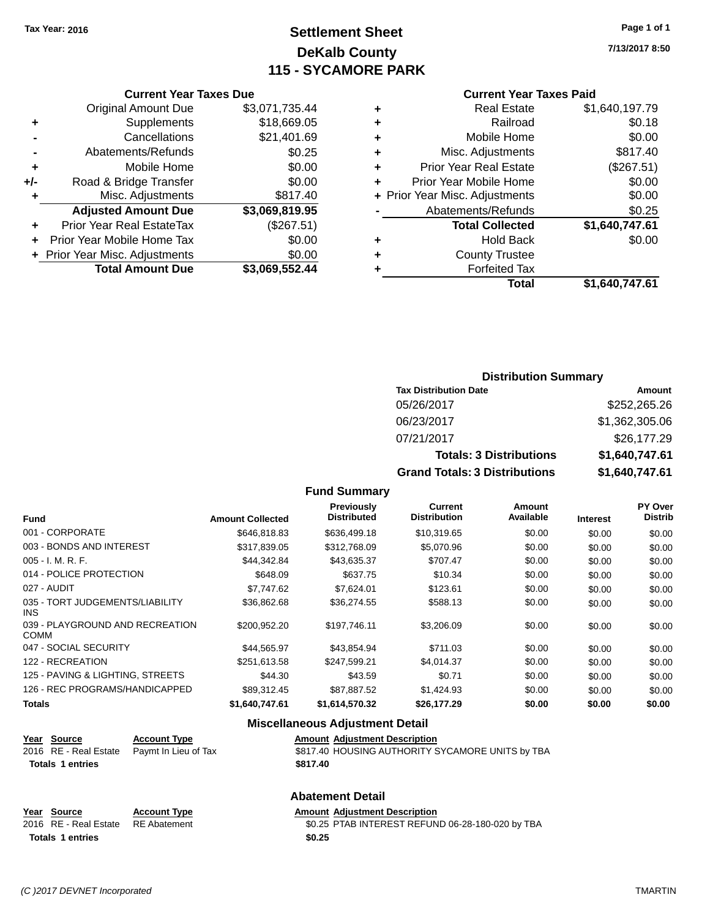Tax Year: 2016

# Settlement Sheet
## DeKalb County
## 115 - SYCAMORE PARK

7/13/2017 8:50

### Current Year Taxes Due

| | | |
|---|---|---|
| | Original Amount Due | $3,071,735.44 |
| + | Supplements | $18,669.05 |
| - | Cancellations | $21,401.69 |
| - | Abatements/Refunds | $0.25 |
| + | Mobile Home | $0.00 |
| +/- | Road & Bridge Transfer | $0.00 |
| + | Misc. Adjustments | $817.40 |
| | **Adjusted Amount Due** | **$3,069,819.95** |
| + | Prior Year Real EstateTax | ($267.51) |
| + | Prior Year Mobile Home Tax | $0.00 |
| + | Prior Year Misc. Adjustments | $0.00 |
| | **Total Amount Due** | **$3,069,552.44** |

### Current Year Taxes Paid

| | | |
|---|---|---|
| + | Real Estate | $1,640,197.79 |
| + | Railroad | $0.18 |
| + | Mobile Home | $0.00 |
| + | Misc. Adjustments | $817.40 |
| + | Prior Year Real Estate | ($267.51) |
| + | Prior Year Mobile Home | $0.00 |
| + | Prior Year Misc. Adjustments | $0.00 |
| - | Abatements/Refunds | $0.25 |
| | **Total Collected** | **$1,640,747.61** |
| + | Hold Back | $0.00 |
| + | County Trustee | |
| + | Forfeited Tax | |
| | **Total** | **$1,640,747.61** |

### Distribution Summary

| Tax Distribution Date | Amount |
|---|---|
| 05/26/2017 | $252,265.26 |
| 06/23/2017 | $1,362,305.06 |
| 07/21/2017 | $26,177.29 |
| **Totals: 3 Distributions** | **$1,640,747.61** |
| **Grand Totals: 3 Distributions** | **$1,640,747.61** |

### Fund Summary

| Fund | Amount Collected | Previously Distributed | Current Distribution | Amount Available | Interest | PY Over Distrib |
|---|---|---|---|---|---|---|
| 001 - CORPORATE | $646,818.83 | $636,499.18 | $10,319.65 | $0.00 | $0.00 | $0.00 |
| 003 - BONDS AND INTEREST | $317,839.05 | $312,768.09 | $5,070.96 | $0.00 | $0.00 | $0.00 |
| 005 - I. M. R. F. | $44,342.84 | $43,635.37 | $707.47 | $0.00 | $0.00 | $0.00 |
| 014 - POLICE PROTECTION | $648.09 | $637.75 | $10.34 | $0.00 | $0.00 | $0.00 |
| 027 - AUDIT | $7,747.62 | $7,624.01 | $123.61 | $0.00 | $0.00 | $0.00 |
| 035 - TORT JUDGEMENTS/LIABILITY INS | $36,862.68 | $36,274.55 | $588.13 | $0.00 | $0.00 | $0.00 |
| 039 - PLAYGROUND AND RECREATION COMM | $200,952.20 | $197,746.11 | $3,206.09 | $0.00 | $0.00 | $0.00 |
| 047 - SOCIAL SECURITY | $44,565.97 | $43,854.94 | $711.03 | $0.00 | $0.00 | $0.00 |
| 122 - RECREATION | $251,613.58 | $247,599.21 | $4,014.37 | $0.00 | $0.00 | $0.00 |
| 125 - PAVING & LIGHTING, STREETS | $44.30 | $43.59 | $0.71 | $0.00 | $0.00 | $0.00 |
| 126 - REC PROGRAMS/HANDICAPPED | $89,312.45 | $87,887.52 | $1,424.93 | $0.00 | $0.00 | $0.00 |
| **Totals** | **$1,640,747.61** | **$1,614,570.32** | **$26,177.29** | **$0.00** | **$0.00** | **$0.00** |

### Miscellaneous Adjustment Detail

| Year | Source | Account Type | Amount | Adjustment Description |
|---|---|---|---|---|
| 2016 | RE - Real Estate | Paymt In Lieu of Tax | $817.40 | HOUSING AUTHORITY SYCAMORE UNITS by TBA |
| **Totals 1 entries** | | | **$817.40** | |

### Abatement Detail

| Year | Source | Account Type | Amount | Adjustment Description |
|---|---|---|---|---|
| 2016 | RE - Real Estate | RE Abatement | $0.25 | PTAB INTEREST REFUND 06-28-180-020 by TBA |
| **Totals 1 entries** | | | **$0.25** | |

(C )2017 DEVNET Incorporated — TMARTIN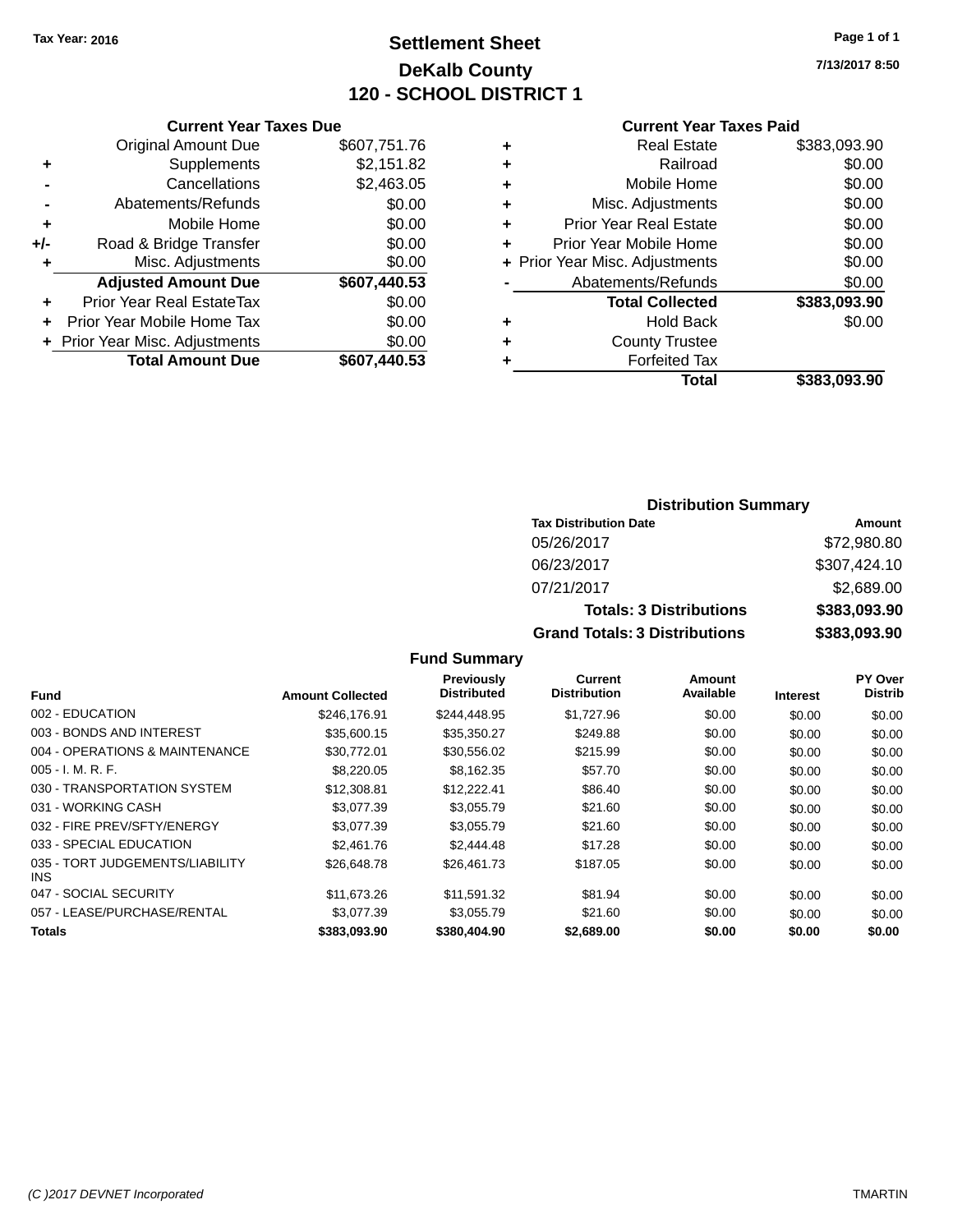Tax Year: 2016

# Settlement Sheet
## DeKalb County
## 120 - SCHOOL DISTRICT 1

7/13/2017 8:50

### Current Year Taxes Due

| | | |
|---|---|---|
| | Original Amount Due | $607,751.76 |
| + | Supplements | $2,151.82 |
| - | Cancellations | $2,463.05 |
| - | Abatements/Refunds | $0.00 |
| + | Mobile Home | $0.00 |
| +/- | Road & Bridge Transfer | $0.00 |
| + | Misc. Adjustments | $0.00 |
| | **Adjusted Amount Due** | **$607,440.53** |
| + | Prior Year Real EstateTax | $0.00 |
| + | Prior Year Mobile Home Tax | $0.00 |
| + | Prior Year Misc. Adjustments | $0.00 |
| | **Total Amount Due** | **$607,440.53** |

### Current Year Taxes Paid

| | | |
|---|---|---|
| + | Real Estate | $383,093.90 |
| + | Railroad | $0.00 |
| + | Mobile Home | $0.00 |
| + | Misc. Adjustments | $0.00 |
| + | Prior Year Real Estate | $0.00 |
| + | Prior Year Mobile Home | $0.00 |
| + | Prior Year Misc. Adjustments | $0.00 |
| - | Abatements/Refunds | $0.00 |
| | **Total Collected** | **$383,093.90** |
| + | Hold Back | $0.00 |
| + | County Trustee | |
| + | Forfeited Tax | |
| | **Total** | **$383,093.90** |

### Distribution Summary

| Tax Distribution Date | Amount |
|---|---|
| 05/26/2017 | $72,980.80 |
| 06/23/2017 | $307,424.10 |
| 07/21/2017 | $2,689.00 |
| **Totals: 3 Distributions** | **$383,093.90** |
| **Grand Totals: 3 Distributions** | **$383,093.90** |

### Fund Summary

| Fund | Amount Collected | Previously Distributed | Current Distribution | Amount Available | Interest | PY Over Distrib |
|---|---|---|---|---|---|---|
| 002 - EDUCATION | $246,176.91 | $244,448.95 | $1,727.96 | $0.00 | $0.00 | $0.00 |
| 003 - BONDS AND INTEREST | $35,600.15 | $35,350.27 | $249.88 | $0.00 | $0.00 | $0.00 |
| 004 - OPERATIONS & MAINTENANCE | $30,772.01 | $30,556.02 | $215.99 | $0.00 | $0.00 | $0.00 |
| 005 - I. M. R. F. | $8,220.05 | $8,162.35 | $57.70 | $0.00 | $0.00 | $0.00 |
| 030 - TRANSPORTATION SYSTEM | $12,308.81 | $12,222.41 | $86.40 | $0.00 | $0.00 | $0.00 |
| 031 - WORKING CASH | $3,077.39 | $3,055.79 | $21.60 | $0.00 | $0.00 | $0.00 |
| 032 - FIRE PREV/SFTY/ENERGY | $3,077.39 | $3,055.79 | $21.60 | $0.00 | $0.00 | $0.00 |
| 033 - SPECIAL EDUCATION | $2,461.76 | $2,444.48 | $17.28 | $0.00 | $0.00 | $0.00 |
| 035 - TORT JUDGEMENTS/LIABILITY INS | $26,648.78 | $26,461.73 | $187.05 | $0.00 | $0.00 | $0.00 |
| 047 - SOCIAL SECURITY | $11,673.26 | $11,591.32 | $81.94 | $0.00 | $0.00 | $0.00 |
| 057 - LEASE/PURCHASE/RENTAL | $3,077.39 | $3,055.79 | $21.60 | $0.00 | $0.00 | $0.00 |
| **Totals** | **$383,093.90** | **$380,404.90** | **$2,689.00** | **$0.00** | **$0.00** | **$0.00** |

(C )2017 DEVNET Incorporated — TMARTIN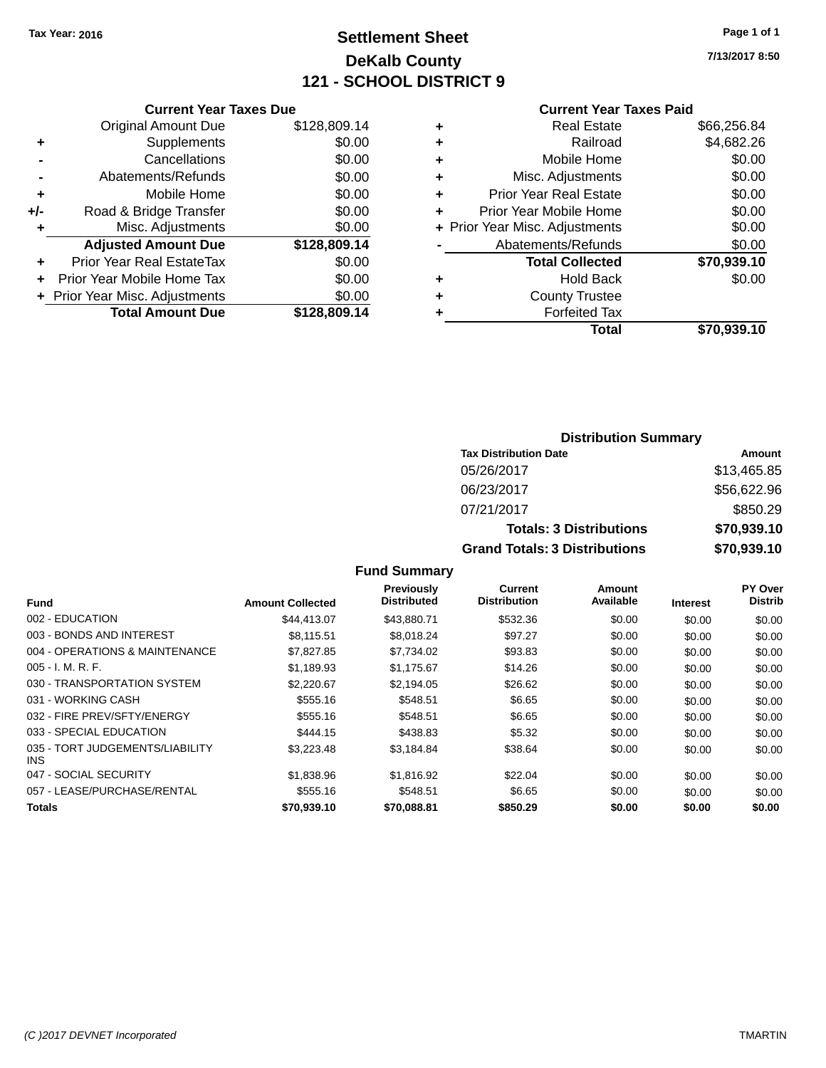Tax Year: 2016

# Settlement Sheet

## DeKalb County

## 121 - SCHOOL DISTRICT 9

7/13/2017 8:50

### Current Year Taxes Due

| | | |
|---|---|---|
| | Original Amount Due | $128,809.14 |
| + | Supplements | $0.00 |
| - | Cancellations | $0.00 |
| - | Abatements/Refunds | $0.00 |
| + | Mobile Home | $0.00 |
| +/- | Road & Bridge Transfer | $0.00 |
| + | Misc. Adjustments | $0.00 |
| | **Adjusted Amount Due** | **$128,809.14** |
| + | Prior Year Real EstateTax | $0.00 |
| + | Prior Year Mobile Home Tax | $0.00 |
| + | Prior Year Misc. Adjustments | $0.00 |
| | **Total Amount Due** | **$128,809.14** |

### Current Year Taxes Paid

| | | |
|---|---|---|
| + | Real Estate | $66,256.84 |
| + | Railroad | $4,682.26 |
| + | Mobile Home | $0.00 |
| + | Misc. Adjustments | $0.00 |
| + | Prior Year Real Estate | $0.00 |
| + | Prior Year Mobile Home | $0.00 |
| + | Prior Year Misc. Adjustments | $0.00 |
| - | Abatements/Refunds | $0.00 |
| | **Total Collected** | **$70,939.10** |
| + | Hold Back | $0.00 |
| + | County Trustee | |
| + | Forfeited Tax | |
| | **Total** | **$70,939.10** |

### Distribution Summary

| Tax Distribution Date | Amount |
|---|---|
| 05/26/2017 | $13,465.85 |
| 06/23/2017 | $56,622.96 |
| 07/21/2017 | $850.29 |
| **Totals: 3 Distributions** | **$70,939.10** |
| **Grand Totals: 3 Distributions** | **$70,939.10** |

### Fund Summary

| Fund | Amount Collected | Previously Distributed | Current Distribution | Amount Available | Interest | PY Over Distrib |
|---|---|---|---|---|---|---|
| 002 - EDUCATION | $44,413.07 | $43,880.71 | $532.36 | $0.00 | $0.00 | $0.00 |
| 003 - BONDS AND INTEREST | $8,115.51 | $8,018.24 | $97.27 | $0.00 | $0.00 | $0.00 |
| 004 - OPERATIONS & MAINTENANCE | $7,827.85 | $7,734.02 | $93.83 | $0.00 | $0.00 | $0.00 |
| 005 - I. M. R. F. | $1,189.93 | $1,175.67 | $14.26 | $0.00 | $0.00 | $0.00 |
| 030 - TRANSPORTATION SYSTEM | $2,220.67 | $2,194.05 | $26.62 | $0.00 | $0.00 | $0.00 |
| 031 - WORKING CASH | $555.16 | $548.51 | $6.65 | $0.00 | $0.00 | $0.00 |
| 032 - FIRE PREV/SFTY/ENERGY | $555.16 | $548.51 | $6.65 | $0.00 | $0.00 | $0.00 |
| 033 - SPECIAL EDUCATION | $444.15 | $438.83 | $5.32 | $0.00 | $0.00 | $0.00 |
| 035 - TORT JUDGEMENTS/LIABILITY INS | $3,223.48 | $3,184.84 | $38.64 | $0.00 | $0.00 | $0.00 |
| 047 - SOCIAL SECURITY | $1,838.96 | $1,816.92 | $22.04 | $0.00 | $0.00 | $0.00 |
| 057 - LEASE/PURCHASE/RENTAL | $555.16 | $548.51 | $6.65 | $0.00 | $0.00 | $0.00 |
| **Totals** | **$70,939.10** | **$70,088.81** | **$850.29** | **$0.00** | **$0.00** | **$0.00** |

(C )2017 DEVNET Incorporated — TMARTIN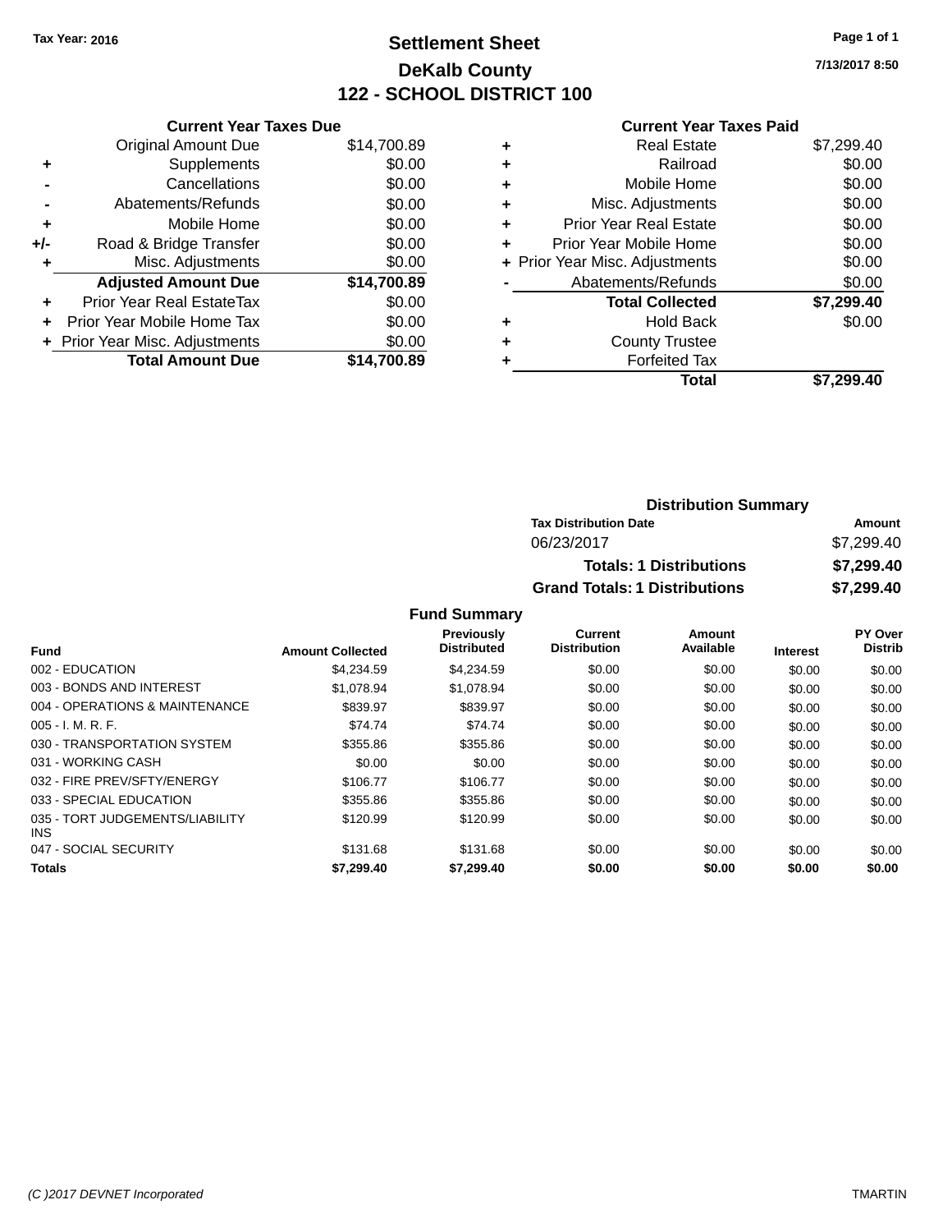Tax Year: 2016

# Settlement Sheet

## DeKalb County

## 122 - SCHOOL DISTRICT 100

7/13/2017 8:50

| | Current Year Taxes Due | |
|---|---|---|
| | Original Amount Due | $14,700.89 |
| + | Supplements | $0.00 |
| - | Cancellations | $0.00 |
| - | Abatements/Refunds | $0.00 |
| + | Mobile Home | $0.00 |
| +/- | Road & Bridge Transfer | $0.00 |
| + | Misc. Adjustments | $0.00 |
| | **Adjusted Amount Due** | **$14,700.89** |
| + | Prior Year Real EstateTax | $0.00 |
| + | Prior Year Mobile Home Tax | $0.00 |
| + | Prior Year Misc. Adjustments | $0.00 |
| | **Total Amount Due** | **$14,700.89** |

| | Current Year Taxes Paid | |
|---|---|---|
| + | Real Estate | $7,299.40 |
| + | Railroad | $0.00 |
| + | Mobile Home | $0.00 |
| + | Misc. Adjustments | $0.00 |
| + | Prior Year Real Estate | $0.00 |
| + | Prior Year Mobile Home | $0.00 |
| + | Prior Year Misc. Adjustments | $0.00 |
| - | Abatements/Refunds | $0.00 |
| | **Total Collected** | **$7,299.40** |
| + | Hold Back | $0.00 |
| + | County Trustee | |
| + | Forfeited Tax | |
| | **Total** | **$7,299.40** |

### Distribution Summary

| Tax Distribution Date | Amount |
|---|---|
| 06/23/2017 | $7,299.40 |
| **Totals: 1 Distributions** | **$7,299.40** |
| **Grand Totals: 1 Distributions** | **$7,299.40** |

### Fund Summary

| Fund | Amount Collected | Previously Distributed | Current Distribution | Amount Available | Interest | PY Over Distrib |
|---|---|---|---|---|---|---|
| 002 - EDUCATION | $4,234.59 | $4,234.59 | $0.00 | $0.00 | $0.00 | $0.00 |
| 003 - BONDS AND INTEREST | $1,078.94 | $1,078.94 | $0.00 | $0.00 | $0.00 | $0.00 |
| 004 - OPERATIONS & MAINTENANCE | $839.97 | $839.97 | $0.00 | $0.00 | $0.00 | $0.00 |
| 005 - I. M. R. F. | $74.74 | $74.74 | $0.00 | $0.00 | $0.00 | $0.00 |
| 030 - TRANSPORTATION SYSTEM | $355.86 | $355.86 | $0.00 | $0.00 | $0.00 | $0.00 |
| 031 - WORKING CASH | $0.00 | $0.00 | $0.00 | $0.00 | $0.00 | $0.00 |
| 032 - FIRE PREV/SFTY/ENERGY | $106.77 | $106.77 | $0.00 | $0.00 | $0.00 | $0.00 |
| 033 - SPECIAL EDUCATION | $355.86 | $355.86 | $0.00 | $0.00 | $0.00 | $0.00 |
| 035 - TORT JUDGEMENTS/LIABILITY INS | $120.99 | $120.99 | $0.00 | $0.00 | $0.00 | $0.00 |
| 047 - SOCIAL SECURITY | $131.68 | $131.68 | $0.00 | $0.00 | $0.00 | $0.00 |
| **Totals** | **$7,299.40** | **$7,299.40** | **$0.00** | **$0.00** | **$0.00** | **$0.00** |

(C )2017 DEVNET Incorporated TMARTIN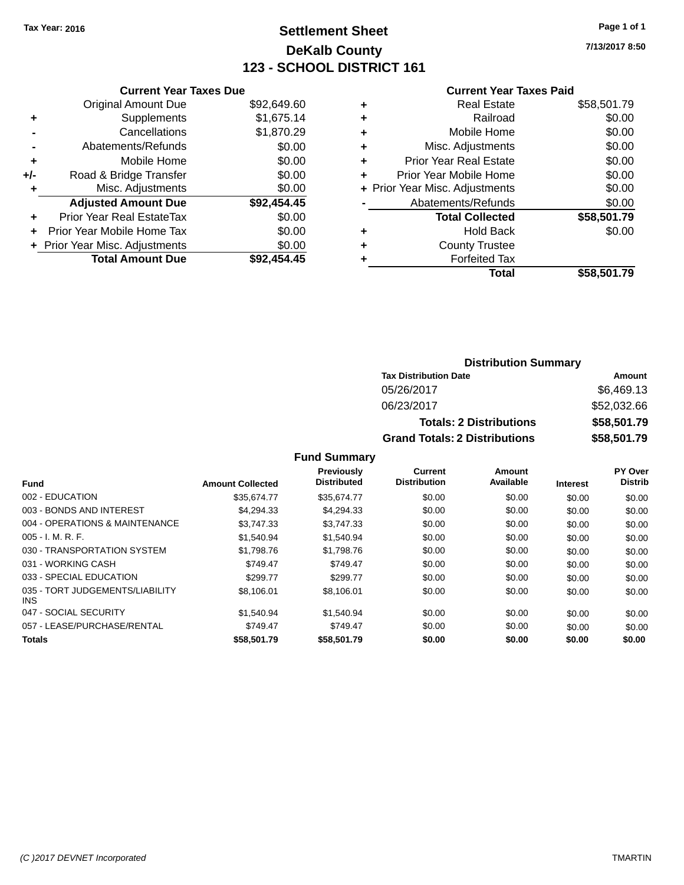Tax Year: 2016

# Settlement Sheet

## DeKalb County

## 123 - SCHOOL DISTRICT 161

7/13/2017 8:50

### Current Year Taxes Due

| | | |
|---|---|---|
| | Original Amount Due | $92,649.60 |
| + | Supplements | $1,675.14 |
| - | Cancellations | $1,870.29 |
| - | Abatements/Refunds | $0.00 |
| + | Mobile Home | $0.00 |
| +/- | Road & Bridge Transfer | $0.00 |
| + | Misc. Adjustments | $0.00 |
| | **Adjusted Amount Due** | **$92,454.45** |
| + | Prior Year Real EstateTax | $0.00 |
| + | Prior Year Mobile Home Tax | $0.00 |
| + | Prior Year Misc. Adjustments | $0.00 |
| | **Total Amount Due** | **$92,454.45** |

### Current Year Taxes Paid

| | | |
|---|---|---|
| + | Real Estate | $58,501.79 |
| + | Railroad | $0.00 |
| + | Mobile Home | $0.00 |
| + | Misc. Adjustments | $0.00 |
| + | Prior Year Real Estate | $0.00 |
| + | Prior Year Mobile Home | $0.00 |
| + | Prior Year Misc. Adjustments | $0.00 |
| - | Abatements/Refunds | $0.00 |
| | **Total Collected** | **$58,501.79** |
| + | Hold Back | $0.00 |
| + | County Trustee | |
| + | Forfeited Tax | |
| | **Total** | **$58,501.79** |

### Distribution Summary

| Tax Distribution Date | Amount |
|---|---|
| 05/26/2017 | $6,469.13 |
| 06/23/2017 | $52,032.66 |
| **Totals: 2 Distributions** | **$58,501.79** |
| **Grand Totals: 2 Distributions** | **$58,501.79** |

### Fund Summary

| Fund | Amount Collected | Previously Distributed | Current Distribution | Amount Available | Interest | PY Over Distrib |
|---|---|---|---|---|---|---|
| 002 - EDUCATION | $35,674.77 | $35,674.77 | $0.00 | $0.00 | $0.00 | $0.00 |
| 003 - BONDS AND INTEREST | $4,294.33 | $4,294.33 | $0.00 | $0.00 | $0.00 | $0.00 |
| 004 - OPERATIONS & MAINTENANCE | $3,747.33 | $3,747.33 | $0.00 | $0.00 | $0.00 | $0.00 |
| 005 - I. M. R. F. | $1,540.94 | $1,540.94 | $0.00 | $0.00 | $0.00 | $0.00 |
| 030 - TRANSPORTATION SYSTEM | $1,798.76 | $1,798.76 | $0.00 | $0.00 | $0.00 | $0.00 |
| 031 - WORKING CASH | $749.47 | $749.47 | $0.00 | $0.00 | $0.00 | $0.00 |
| 033 - SPECIAL EDUCATION | $299.77 | $299.77 | $0.00 | $0.00 | $0.00 | $0.00 |
| 035 - TORT JUDGEMENTS/LIABILITY INS | $8,106.01 | $8,106.01 | $0.00 | $0.00 | $0.00 | $0.00 |
| 047 - SOCIAL SECURITY | $1,540.94 | $1,540.94 | $0.00 | $0.00 | $0.00 | $0.00 |
| 057 - LEASE/PURCHASE/RENTAL | $749.47 | $749.47 | $0.00 | $0.00 | $0.00 | $0.00 |
| **Totals** | **$58,501.79** | **$58,501.79** | **$0.00** | **$0.00** | **$0.00** | **$0.00** |

(C )2017 DEVNET Incorporated TMARTIN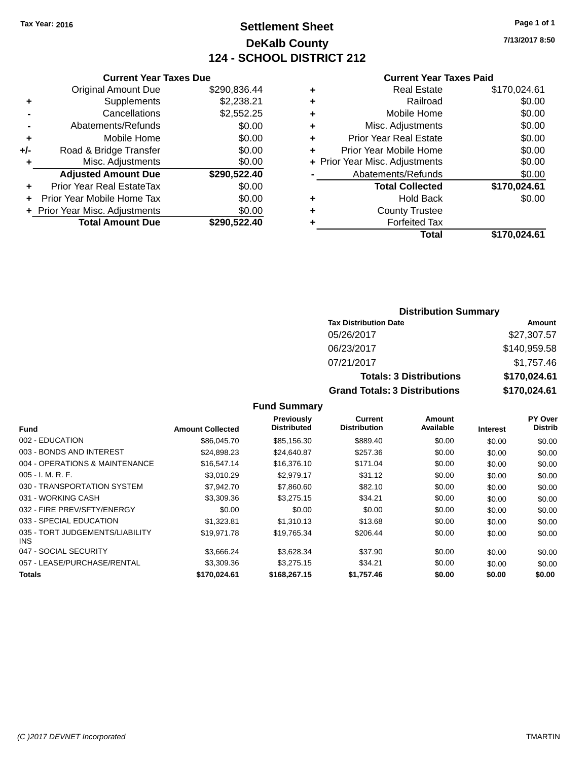Tax Year: 2016

# Settlement Sheet

## DeKalb County

## 124 - SCHOOL DISTRICT 212

7/13/2017 8:50

### Current Year Taxes Due

| | | |
|---|---|---|
| | Original Amount Due | $290,836.44 |
| + | Supplements | $2,238.21 |
| - | Cancellations | $2,552.25 |
| - | Abatements/Refunds | $0.00 |
| + | Mobile Home | $0.00 |
| +/- | Road & Bridge Transfer | $0.00 |
| + | Misc. Adjustments | $0.00 |
| | **Adjusted Amount Due** | **$290,522.40** |
| + | Prior Year Real EstateTax | $0.00 |
| + | Prior Year Mobile Home Tax | $0.00 |
| + | Prior Year Misc. Adjustments | $0.00 |
| | **Total Amount Due** | **$290,522.40** |

### Current Year Taxes Paid

| | | |
|---|---|---|
| + | Real Estate | $170,024.61 |
| + | Railroad | $0.00 |
| + | Mobile Home | $0.00 |
| + | Misc. Adjustments | $0.00 |
| + | Prior Year Real Estate | $0.00 |
| + | Prior Year Mobile Home | $0.00 |
| + | Prior Year Misc. Adjustments | $0.00 |
| - | Abatements/Refunds | $0.00 |
| | **Total Collected** | **$170,024.61** |
| + | Hold Back | $0.00 |
| + | County Trustee | |
| + | Forfeited Tax | |
| | **Total** | **$170,024.61** |

### Distribution Summary

| Tax Distribution Date | Amount |
|---|---|
| 05/26/2017 | $27,307.57 |
| 06/23/2017 | $140,959.58 |
| 07/21/2017 | $1,757.46 |
| **Totals: 3 Distributions** | **$170,024.61** |
| **Grand Totals: 3 Distributions** | **$170,024.61** |

### Fund Summary

| Fund | Amount Collected | Previously Distributed | Current Distribution | Amount Available | Interest | PY Over Distrib |
|---|---|---|---|---|---|---|
| 002 - EDUCATION | $86,045.70 | $85,156.30 | $889.40 | $0.00 | $0.00 | $0.00 |
| 003 - BONDS AND INTEREST | $24,898.23 | $24,640.87 | $257.36 | $0.00 | $0.00 | $0.00 |
| 004 - OPERATIONS & MAINTENANCE | $16,547.14 | $16,376.10 | $171.04 | $0.00 | $0.00 | $0.00 |
| 005 - I. M. R. F. | $3,010.29 | $2,979.17 | $31.12 | $0.00 | $0.00 | $0.00 |
| 030 - TRANSPORTATION SYSTEM | $7,942.70 | $7,860.60 | $82.10 | $0.00 | $0.00 | $0.00 |
| 031 - WORKING CASH | $3,309.36 | $3,275.15 | $34.21 | $0.00 | $0.00 | $0.00 |
| 032 - FIRE PREV/SFTY/ENERGY | $0.00 | $0.00 | $0.00 | $0.00 | $0.00 | $0.00 |
| 033 - SPECIAL EDUCATION | $1,323.81 | $1,310.13 | $13.68 | $0.00 | $0.00 | $0.00 |
| 035 - TORT JUDGEMENTS/LIABILITY INS | $19,971.78 | $19,765.34 | $206.44 | $0.00 | $0.00 | $0.00 |
| 047 - SOCIAL SECURITY | $3,666.24 | $3,628.34 | $37.90 | $0.00 | $0.00 | $0.00 |
| 057 - LEASE/PURCHASE/RENTAL | $3,309.36 | $3,275.15 | $34.21 | $0.00 | $0.00 | $0.00 |
| **Totals** | **$170,024.61** | **$168,267.15** | **$1,757.46** | **$0.00** | **$0.00** | **$0.00** |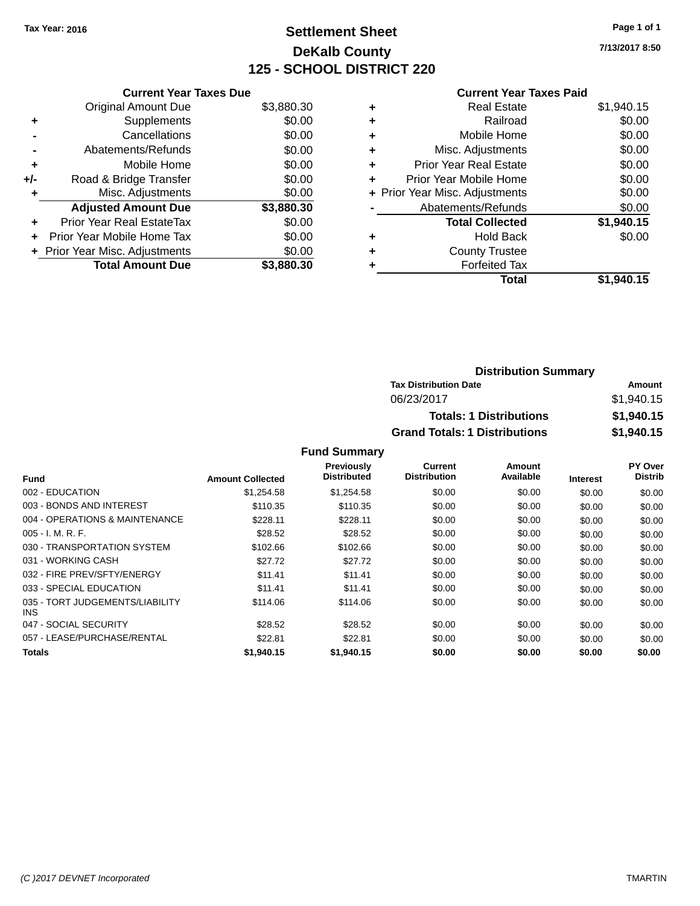Tax Year: 2016

# Settlement Sheet

## DeKalb County

## 125 - SCHOOL DISTRICT 220

7/13/2017 8:50

| | Current Year Taxes Due | |
|---|---|---|
| | Original Amount Due | $3,880.30 |
| + | Supplements | $0.00 |
| - | Cancellations | $0.00 |
| - | Abatements/Refunds | $0.00 |
| + | Mobile Home | $0.00 |
| +/- | Road & Bridge Transfer | $0.00 |
| + | Misc. Adjustments | $0.00 |
| | **Adjusted Amount Due** | **$3,880.30** |
| + | Prior Year Real EstateTax | $0.00 |
| + | Prior Year Mobile Home Tax | $0.00 |
| + | Prior Year Misc. Adjustments | $0.00 |
| | **Total Amount Due** | **$3,880.30** |

| | Current Year Taxes Paid | |
|---|---|---|
| + | Real Estate | $1,940.15 |
| + | Railroad | $0.00 |
| + | Mobile Home | $0.00 |
| + | Misc. Adjustments | $0.00 |
| + | Prior Year Real Estate | $0.00 |
| + | Prior Year Mobile Home | $0.00 |
| + | Prior Year Misc. Adjustments | $0.00 |
| - | Abatements/Refunds | $0.00 |
| | **Total Collected** | **$1,940.15** |
| + | Hold Back | $0.00 |
| + | County Trustee | |
| + | Forfeited Tax | |
| | **Total** | **$1,940.15** |

### Distribution Summary

| Tax Distribution Date | Amount |
|---|---|
| 06/23/2017 | $1,940.15 |
| **Totals: 1 Distributions** | **$1,940.15** |
| **Grand Totals: 1 Distributions** | **$1,940.15** |

### Fund Summary

| Fund | Amount Collected | Previously Distributed | Current Distribution | Amount Available | Interest | PY Over Distrib |
|---|---|---|---|---|---|---|
| 002 - EDUCATION | $1,254.58 | $1,254.58 | $0.00 | $0.00 | $0.00 | $0.00 |
| 003 - BONDS AND INTEREST | $110.35 | $110.35 | $0.00 | $0.00 | $0.00 | $0.00 |
| 004 - OPERATIONS & MAINTENANCE | $228.11 | $228.11 | $0.00 | $0.00 | $0.00 | $0.00 |
| 005 - I. M. R. F. | $28.52 | $28.52 | $0.00 | $0.00 | $0.00 | $0.00 |
| 030 - TRANSPORTATION SYSTEM | $102.66 | $102.66 | $0.00 | $0.00 | $0.00 | $0.00 |
| 031 - WORKING CASH | $27.72 | $27.72 | $0.00 | $0.00 | $0.00 | $0.00 |
| 032 - FIRE PREV/SFTY/ENERGY | $11.41 | $11.41 | $0.00 | $0.00 | $0.00 | $0.00 |
| 033 - SPECIAL EDUCATION | $11.41 | $11.41 | $0.00 | $0.00 | $0.00 | $0.00 |
| 035 - TORT JUDGEMENTS/LIABILITY INS | $114.06 | $114.06 | $0.00 | $0.00 | $0.00 | $0.00 |
| 047 - SOCIAL SECURITY | $28.52 | $28.52 | $0.00 | $0.00 | $0.00 | $0.00 |
| 057 - LEASE/PURCHASE/RENTAL | $22.81 | $22.81 | $0.00 | $0.00 | $0.00 | $0.00 |
| **Totals** | **$1,940.15** | **$1,940.15** | **$0.00** | **$0.00** | **$0.00** | **$0.00** |

(C )2017 DEVNET Incorporated TMARTIN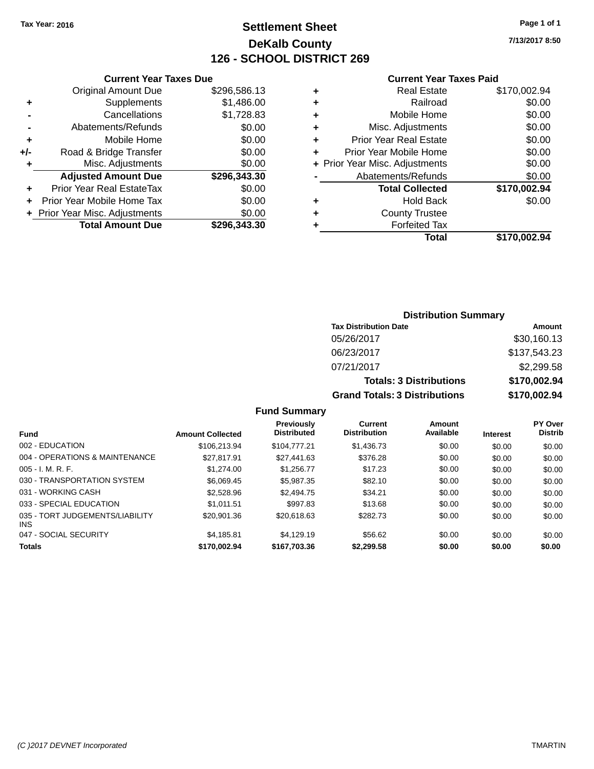Tax Year: 2016

# Settlement Sheet

## DeKalb County

## 126 - SCHOOL DISTRICT 269

7/13/2017 8:50

### Current Year Taxes Due

| | | |
|---|---|---|
| | Original Amount Due | $296,586.13 |
| + | Supplements | $1,486.00 |
| - | Cancellations | $1,728.83 |
| - | Abatements/Refunds | $0.00 |
| + | Mobile Home | $0.00 |
| +/- | Road & Bridge Transfer | $0.00 |
| + | Misc. Adjustments | $0.00 |
| | **Adjusted Amount Due** | **$296,343.30** |
| + | Prior Year Real EstateTax | $0.00 |
| + | Prior Year Mobile Home Tax | $0.00 |
| + | Prior Year Misc. Adjustments | $0.00 |
| | **Total Amount Due** | **$296,343.30** |

### Current Year Taxes Paid

| | | |
|---|---|---|
| + | Real Estate | $170,002.94 |
| + | Railroad | $0.00 |
| + | Mobile Home | $0.00 |
| + | Misc. Adjustments | $0.00 |
| + | Prior Year Real Estate | $0.00 |
| + | Prior Year Mobile Home | $0.00 |
| + | Prior Year Misc. Adjustments | $0.00 |
| - | Abatements/Refunds | $0.00 |
| | **Total Collected** | **$170,002.94** |
| + | Hold Back | $0.00 |
| + | County Trustee | |
| + | Forfeited Tax | |
| | **Total** | **$170,002.94** |

### Distribution Summary

| Tax Distribution Date | Amount |
|---|---|
| 05/26/2017 | $30,160.13 |
| 06/23/2017 | $137,543.23 |
| 07/21/2017 | $2,299.58 |
| **Totals: 3 Distributions** | **$170,002.94** |
| **Grand Totals: 3 Distributions** | **$170,002.94** |

### Fund Summary

| Fund | Amount Collected | Previously Distributed | Current Distribution | Amount Available | Interest | PY Over Distrib |
|---|---|---|---|---|---|---|
| 002 - EDUCATION | $106,213.94 | $104,777.21 | $1,436.73 | $0.00 | $0.00 | $0.00 |
| 004 - OPERATIONS & MAINTENANCE | $27,817.91 | $27,441.63 | $376.28 | $0.00 | $0.00 | $0.00 |
| 005 - I. M. R. F. | $1,274.00 | $1,256.77 | $17.23 | $0.00 | $0.00 | $0.00 |
| 030 - TRANSPORTATION SYSTEM | $6,069.45 | $5,987.35 | $82.10 | $0.00 | $0.00 | $0.00 |
| 031 - WORKING CASH | $2,528.96 | $2,494.75 | $34.21 | $0.00 | $0.00 | $0.00 |
| 033 - SPECIAL EDUCATION | $1,011.51 | $997.83 | $13.68 | $0.00 | $0.00 | $0.00 |
| 035 - TORT JUDGEMENTS/LIABILITY INS | $20,901.36 | $20,618.63 | $282.73 | $0.00 | $0.00 | $0.00 |
| 047 - SOCIAL SECURITY | $4,185.81 | $4,129.19 | $56.62 | $0.00 | $0.00 | $0.00 |
| **Totals** | **$170,002.94** | **$167,703.36** | **$2,299.58** | **$0.00** | **$0.00** | **$0.00** |

(C )2017 DEVNET Incorporated — TMARTIN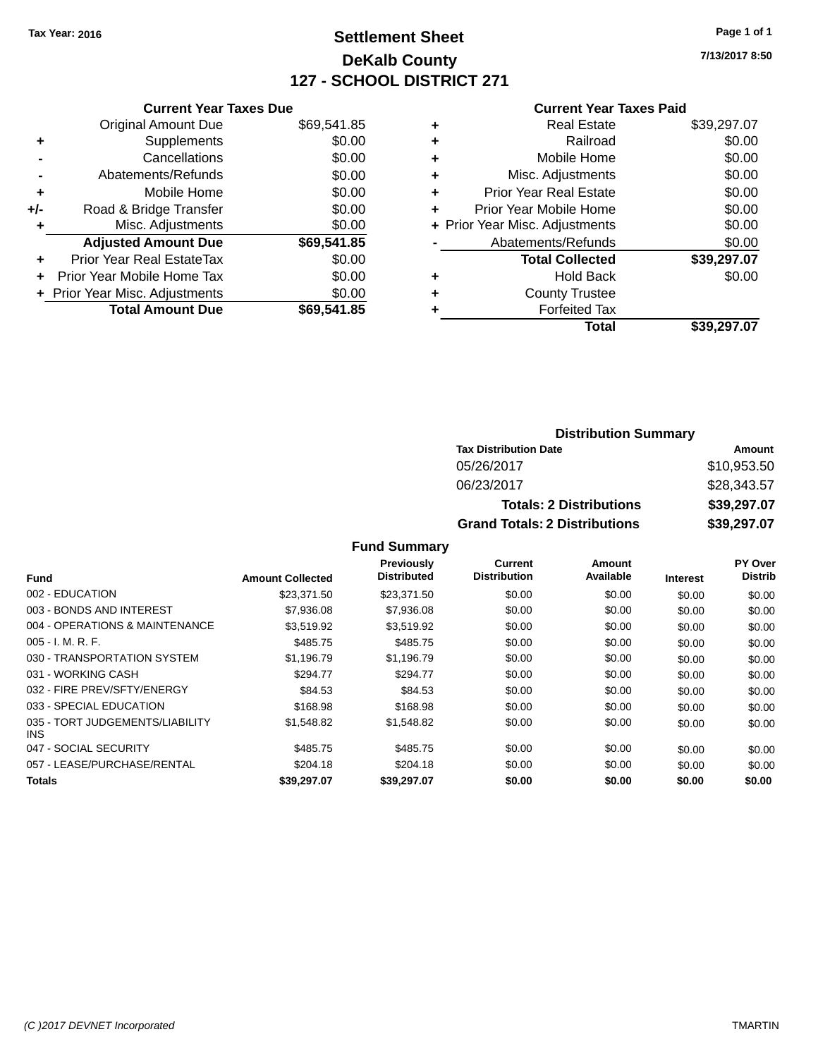Tax Year: 2016

# Settlement Sheet

## DeKalb County

## 127 - SCHOOL DISTRICT 271

7/13/2017 8:50

### Current Year Taxes Due

| | | |
|---|---|---|
| | Original Amount Due | $69,541.85 |
| + | Supplements | $0.00 |
| - | Cancellations | $0.00 |
| - | Abatements/Refunds | $0.00 |
| + | Mobile Home | $0.00 |
| +/- | Road & Bridge Transfer | $0.00 |
| + | Misc. Adjustments | $0.00 |
| | **Adjusted Amount Due** | **$69,541.85** |
| + | Prior Year Real EstateTax | $0.00 |
| + | Prior Year Mobile Home Tax | $0.00 |
| + | Prior Year Misc. Adjustments | $0.00 |
| | **Total Amount Due** | **$69,541.85** |

### Current Year Taxes Paid

| | | |
|---|---|---|
| + | Real Estate | $39,297.07 |
| + | Railroad | $0.00 |
| + | Mobile Home | $0.00 |
| + | Misc. Adjustments | $0.00 |
| + | Prior Year Real Estate | $0.00 |
| + | Prior Year Mobile Home | $0.00 |
| + | Prior Year Misc. Adjustments | $0.00 |
| - | Abatements/Refunds | $0.00 |
| | **Total Collected** | **$39,297.07** |
| + | Hold Back | $0.00 |
| + | County Trustee | |
| + | Forfeited Tax | |
| | **Total** | **$39,297.07** |

### Distribution Summary

| Tax Distribution Date | Amount |
|---|---|
| 05/26/2017 | $10,953.50 |
| 06/23/2017 | $28,343.57 |
| **Totals: 2 Distributions** | **$39,297.07** |
| **Grand Totals: 2 Distributions** | **$39,297.07** |

### Fund Summary

| Fund | Amount Collected | Previously Distributed | Current Distribution | Amount Available | Interest | PY Over Distrib |
|---|---|---|---|---|---|---|
| 002 - EDUCATION | $23,371.50 | $23,371.50 | $0.00 | $0.00 | $0.00 | $0.00 |
| 003 - BONDS AND INTEREST | $7,936.08 | $7,936.08 | $0.00 | $0.00 | $0.00 | $0.00 |
| 004 - OPERATIONS & MAINTENANCE | $3,519.92 | $3,519.92 | $0.00 | $0.00 | $0.00 | $0.00 |
| 005 - I. M. R. F. | $485.75 | $485.75 | $0.00 | $0.00 | $0.00 | $0.00 |
| 030 - TRANSPORTATION SYSTEM | $1,196.79 | $1,196.79 | $0.00 | $0.00 | $0.00 | $0.00 |
| 031 - WORKING CASH | $294.77 | $294.77 | $0.00 | $0.00 | $0.00 | $0.00 |
| 032 - FIRE PREV/SFTY/ENERGY | $84.53 | $84.53 | $0.00 | $0.00 | $0.00 | $0.00 |
| 033 - SPECIAL EDUCATION | $168.98 | $168.98 | $0.00 | $0.00 | $0.00 | $0.00 |
| 035 - TORT JUDGEMENTS/LIABILITY INS | $1,548.82 | $1,548.82 | $0.00 | $0.00 | $0.00 | $0.00 |
| 047 - SOCIAL SECURITY | $485.75 | $485.75 | $0.00 | $0.00 | $0.00 | $0.00 |
| 057 - LEASE/PURCHASE/RENTAL | $204.18 | $204.18 | $0.00 | $0.00 | $0.00 | $0.00 |
| **Totals** | **$39,297.07** | **$39,297.07** | **$0.00** | **$0.00** | **$0.00** | **$0.00** |

(C )2017 DEVNET Incorporated TMARTIN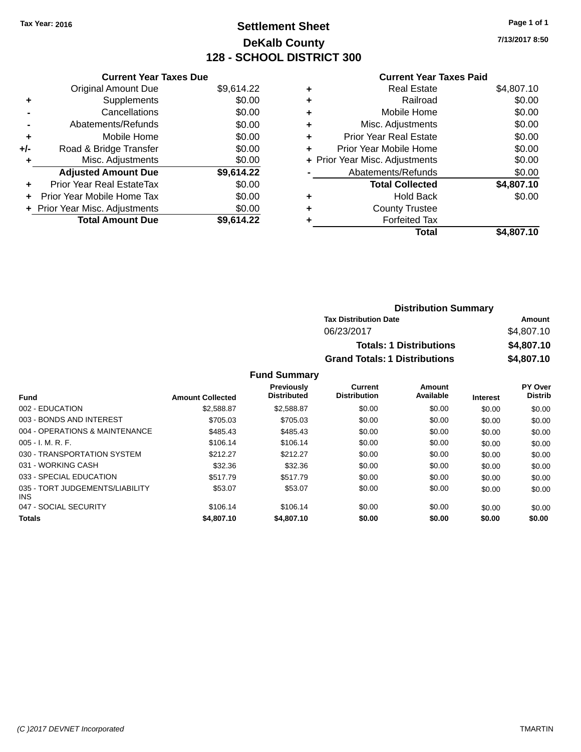Tax Year: 2016

# Settlement Sheet

## DeKalb County

## 128 - SCHOOL DISTRICT 300

7/13/2017 8:50

### Current Year Taxes Due

| | | |
|---|---|---|
| | Original Amount Due | $9,614.22 |
| + | Supplements | $0.00 |
| - | Cancellations | $0.00 |
| - | Abatements/Refunds | $0.00 |
| + | Mobile Home | $0.00 |
| +/- | Road & Bridge Transfer | $0.00 |
| + | Misc. Adjustments | $0.00 |
| | **Adjusted Amount Due** | **$9,614.22** |
| + | Prior Year Real EstateTax | $0.00 |
| + | Prior Year Mobile Home Tax | $0.00 |
| + | Prior Year Misc. Adjustments | $0.00 |
| | **Total Amount Due** | **$9,614.22** |

### Current Year Taxes Paid

| | | |
|---|---|---|
| + | Real Estate | $4,807.10 |
| + | Railroad | $0.00 |
| + | Mobile Home | $0.00 |
| + | Misc. Adjustments | $0.00 |
| + | Prior Year Real Estate | $0.00 |
| + | Prior Year Mobile Home | $0.00 |
| + | Prior Year Misc. Adjustments | $0.00 |
| - | Abatements/Refunds | $0.00 |
| | **Total Collected** | **$4,807.10** |
| + | Hold Back | $0.00 |
| + | County Trustee | |
| + | Forfeited Tax | |
| | **Total** | **$4,807.10** |

### Distribution Summary

| Tax Distribution Date | Amount |
|---|---|
| 06/23/2017 | $4,807.10 |
| **Totals: 1 Distributions** | **$4,807.10** |
| **Grand Totals: 1 Distributions** | **$4,807.10** |

### Fund Summary

| Fund | Amount Collected | Previously Distributed | Current Distribution | Amount Available | Interest | PY Over Distrib |
|---|---|---|---|---|---|---|
| 002 - EDUCATION | $2,588.87 | $2,588.87 | $0.00 | $0.00 | $0.00 | $0.00 |
| 003 - BONDS AND INTEREST | $705.03 | $705.03 | $0.00 | $0.00 | $0.00 | $0.00 |
| 004 - OPERATIONS & MAINTENANCE | $485.43 | $485.43 | $0.00 | $0.00 | $0.00 | $0.00 |
| 005 - I. M. R. F. | $106.14 | $106.14 | $0.00 | $0.00 | $0.00 | $0.00 |
| 030 - TRANSPORTATION SYSTEM | $212.27 | $212.27 | $0.00 | $0.00 | $0.00 | $0.00 |
| 031 - WORKING CASH | $32.36 | $32.36 | $0.00 | $0.00 | $0.00 | $0.00 |
| 033 - SPECIAL EDUCATION | $517.79 | $517.79 | $0.00 | $0.00 | $0.00 | $0.00 |
| 035 - TORT JUDGEMENTS/LIABILITY INS | $53.07 | $53.07 | $0.00 | $0.00 | $0.00 | $0.00 |
| 047 - SOCIAL SECURITY | $106.14 | $106.14 | $0.00 | $0.00 | $0.00 | $0.00 |
| **Totals** | **$4,807.10** | **$4,807.10** | **$0.00** | **$0.00** | **$0.00** | **$0.00** |

(C )2017 DEVNET Incorporated TMARTIN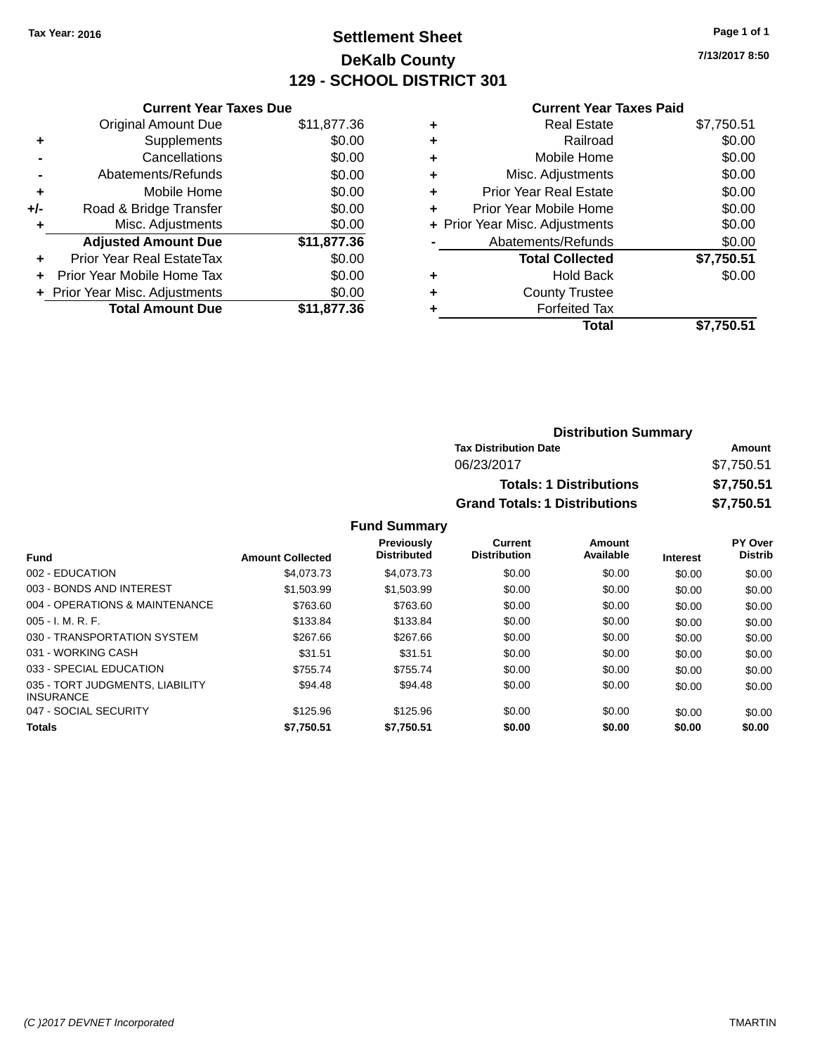Tax Year: 2016

# Settlement Sheet
## DeKalb County
## 129 - SCHOOL DISTRICT 301

7/13/2017 8:50

### Current Year Taxes Due

| | | |
|---|---|---|
| | Original Amount Due | $11,877.36 |
| + | Supplements | $0.00 |
| - | Cancellations | $0.00 |
| - | Abatements/Refunds | $0.00 |
| + | Mobile Home | $0.00 |
| +/- | Road & Bridge Transfer | $0.00 |
| + | Misc. Adjustments | $0.00 |
| | **Adjusted Amount Due** | **$11,877.36** |
| + | Prior Year Real EstateTax | $0.00 |
| + | Prior Year Mobile Home Tax | $0.00 |
| + | Prior Year Misc. Adjustments | $0.00 |
| | **Total Amount Due** | **$11,877.36** |

### Current Year Taxes Paid

| | | |
|---|---|---|
| + | Real Estate | $7,750.51 |
| + | Railroad | $0.00 |
| + | Mobile Home | $0.00 |
| + | Misc. Adjustments | $0.00 |
| + | Prior Year Real Estate | $0.00 |
| + | Prior Year Mobile Home | $0.00 |
| + | Prior Year Misc. Adjustments | $0.00 |
| - | Abatements/Refunds | $0.00 |
| | **Total Collected** | **$7,750.51** |
| + | Hold Back | $0.00 |
| + | County Trustee | |
| + | Forfeited Tax | |
| | **Total** | **$7,750.51** |

### Distribution Summary

| Tax Distribution Date | Amount |
|---|---|
| 06/23/2017 | $7,750.51 |
| **Totals: 1 Distributions** | **$7,750.51** |
| **Grand Totals: 1 Distributions** | **$7,750.51** |

### Fund Summary

| Fund | Amount Collected | Previously Distributed | Current Distribution | Amount Available | Interest | PY Over Distrib |
|---|---|---|---|---|---|---|
| 002 - EDUCATION | $4,073.73 | $4,073.73 | $0.00 | $0.00 | $0.00 | $0.00 |
| 003 - BONDS AND INTEREST | $1,503.99 | $1,503.99 | $0.00 | $0.00 | $0.00 | $0.00 |
| 004 - OPERATIONS & MAINTENANCE | $763.60 | $763.60 | $0.00 | $0.00 | $0.00 | $0.00 |
| 005 - I. M. R. F. | $133.84 | $133.84 | $0.00 | $0.00 | $0.00 | $0.00 |
| 030 - TRANSPORTATION SYSTEM | $267.66 | $267.66 | $0.00 | $0.00 | $0.00 | $0.00 |
| 031 - WORKING CASH | $31.51 | $31.51 | $0.00 | $0.00 | $0.00 | $0.00 |
| 033 - SPECIAL EDUCATION | $755.74 | $755.74 | $0.00 | $0.00 | $0.00 | $0.00 |
| 035 - TORT JUDGMENTS, LIABILITY INSURANCE | $94.48 | $94.48 | $0.00 | $0.00 | $0.00 | $0.00 |
| 047 - SOCIAL SECURITY | $125.96 | $125.96 | $0.00 | $0.00 | $0.00 | $0.00 |
| **Totals** | **$7,750.51** | **$7,750.51** | **$0.00** | **$0.00** | **$0.00** | **$0.00** |

(C )2017 DEVNET Incorporated TMARTIN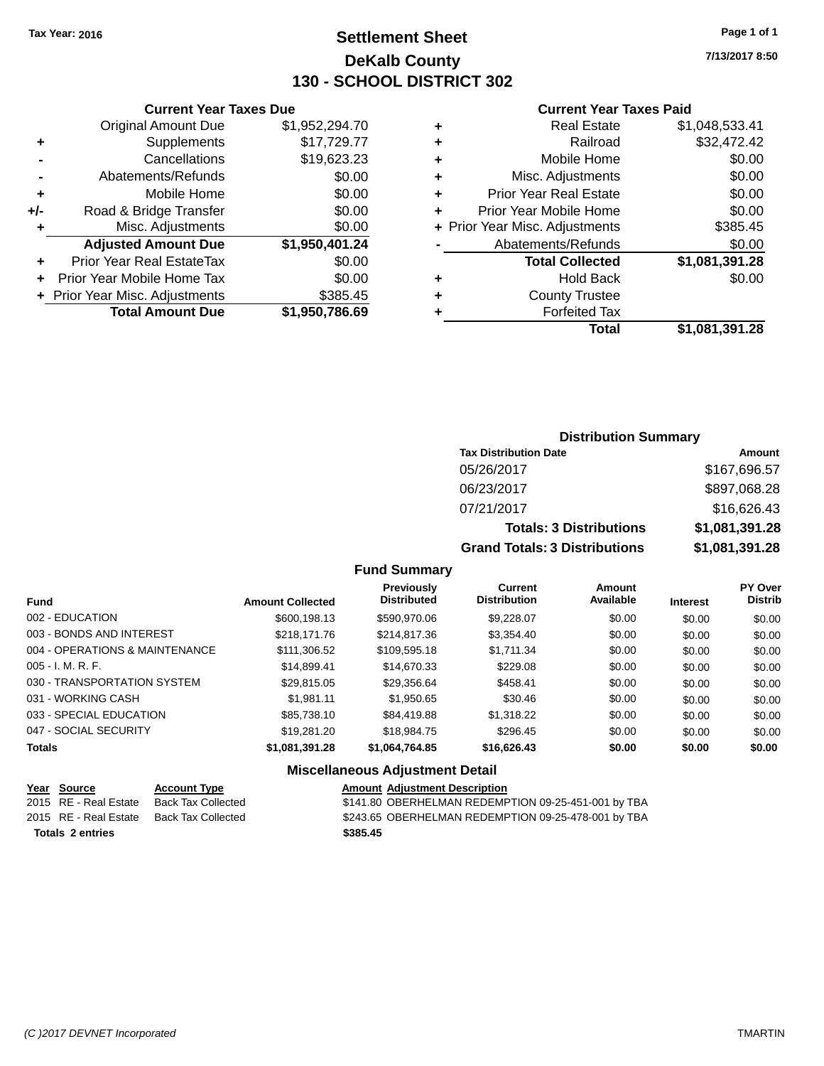Tax Year: 2016

# Settlement Sheet

## DeKalb County

## 130 - SCHOOL DISTRICT 302

7/13/2017 8:50

### Current Year Taxes Due

| | | |
|---|---|---|
| | Original Amount Due | $1,952,294.70 |
| + | Supplements | $17,729.77 |
| - | Cancellations | $19,623.23 |
| - | Abatements/Refunds | $0.00 |
| + | Mobile Home | $0.00 |
| +/- | Road & Bridge Transfer | $0.00 |
| + | Misc. Adjustments | $0.00 |
| | **Adjusted Amount Due** | **$1,950,401.24** |
| + | Prior Year Real EstateTax | $0.00 |
| + | Prior Year Mobile Home Tax | $0.00 |
| + | Prior Year Misc. Adjustments | $385.45 |
| | **Total Amount Due** | **$1,950,786.69** |

### Current Year Taxes Paid

| | | |
|---|---|---|
| + | Real Estate | $1,048,533.41 |
| + | Railroad | $32,472.42 |
| + | Mobile Home | $0.00 |
| + | Misc. Adjustments | $0.00 |
| + | Prior Year Real Estate | $0.00 |
| + | Prior Year Mobile Home | $0.00 |
| + | Prior Year Misc. Adjustments | $385.45 |
| - | Abatements/Refunds | $0.00 |
| | **Total Collected** | **$1,081,391.28** |
| + | Hold Back | $0.00 |
| + | County Trustee | |
| + | Forfeited Tax | |
| | **Total** | **$1,081,391.28** |

### Distribution Summary

| Tax Distribution Date | Amount |
|---|---|
| 05/26/2017 | $167,696.57 |
| 06/23/2017 | $897,068.28 |
| 07/21/2017 | $16,626.43 |
| **Totals: 3 Distributions** | **$1,081,391.28** |
| **Grand Totals: 3 Distributions** | **$1,081,391.28** |

### Fund Summary

| Fund | Amount Collected | Previously Distributed | Current Distribution | Amount Available | Interest | PY Over Distrib |
|---|---|---|---|---|---|---|
| 002 - EDUCATION | $600,198.13 | $590,970.06 | $9,228.07 | $0.00 | $0.00 | $0.00 |
| 003 - BONDS AND INTEREST | $218,171.76 | $214,817.36 | $3,354.40 | $0.00 | $0.00 | $0.00 |
| 004 - OPERATIONS & MAINTENANCE | $111,306.52 | $109,595.18 | $1,711.34 | $0.00 | $0.00 | $0.00 |
| 005 - I. M. R. F. | $14,899.41 | $14,670.33 | $229.08 | $0.00 | $0.00 | $0.00 |
| 030 - TRANSPORTATION SYSTEM | $29,815.05 | $29,356.64 | $458.41 | $0.00 | $0.00 | $0.00 |
| 031 - WORKING CASH | $1,981.11 | $1,950.65 | $30.46 | $0.00 | $0.00 | $0.00 |
| 033 - SPECIAL EDUCATION | $85,738.10 | $84,419.88 | $1,318.22 | $0.00 | $0.00 | $0.00 |
| 047 - SOCIAL SECURITY | $19,281.20 | $18,984.75 | $296.45 | $0.00 | $0.00 | $0.00 |
| **Totals** | **$1,081,391.28** | **$1,064,764.85** | **$16,626.43** | **$0.00** | **$0.00** | **$0.00** |

### Miscellaneous Adjustment Detail

| Year | Source | Account Type | Amount | Adjustment Description |
|---|---|---|---|---|
| 2015 | RE - Real Estate | Back Tax Collected | $141.80 | OBERHELMAN REDEMPTION 09-25-451-001 by TBA |
| 2015 | RE - Real Estate | Back Tax Collected | $243.65 | OBERHELMAN REDEMPTION 09-25-478-001 by TBA |
| **Totals 2 entries** | | | **$385.45** | |

(C )2017 DEVNET Incorporated — TMARTIN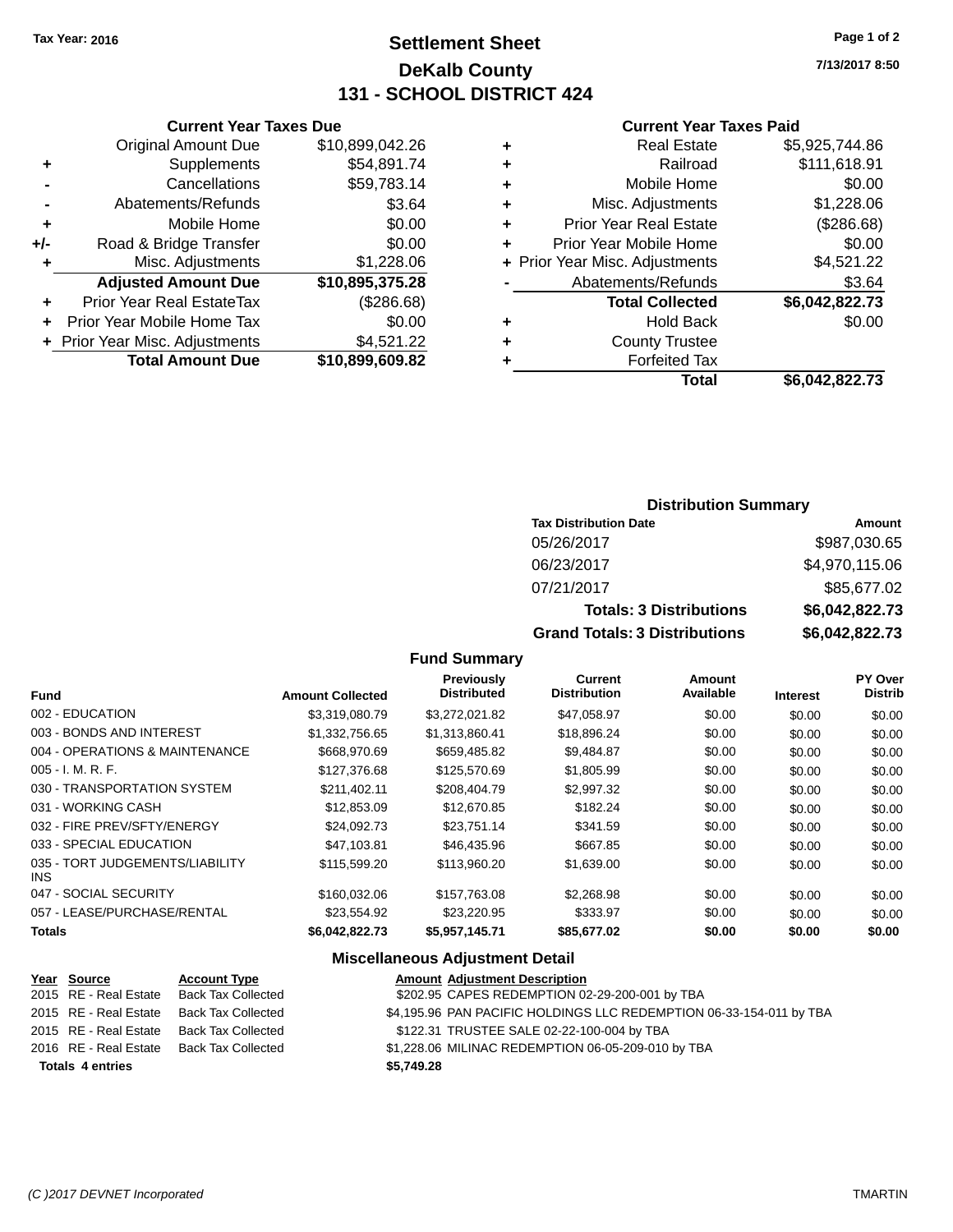Tax Year: 2016

# Settlement Sheet
## DeKalb County
## 131 - SCHOOL DISTRICT 424

7/13/2017 8:50

### Current Year Taxes Due

| | | |
|---|---|---|
| | Original Amount Due | $10,899,042.26 |
| + | Supplements | $54,891.74 |
| - | Cancellations | $59,783.14 |
| - | Abatements/Refunds | $3.64 |
| + | Mobile Home | $0.00 |
| +/- | Road & Bridge Transfer | $0.00 |
| + | Misc. Adjustments | $1,228.06 |
| | **Adjusted Amount Due** | **$10,895,375.28** |
| + | Prior Year Real EstateTax | ($286.68) |
| + | Prior Year Mobile Home Tax | $0.00 |
| + | Prior Year Misc. Adjustments | $4,521.22 |
| | **Total Amount Due** | **$10,899,609.82** |

### Current Year Taxes Paid

| | | |
|---|---|---|
| + | Real Estate | $5,925,744.86 |
| + | Railroad | $111,618.91 |
| + | Mobile Home | $0.00 |
| + | Misc. Adjustments | $1,228.06 |
| + | Prior Year Real Estate | ($286.68) |
| + | Prior Year Mobile Home | $0.00 |
| + | Prior Year Misc. Adjustments | $4,521.22 |
| - | Abatements/Refunds | $3.64 |
| | **Total Collected** | **$6,042,822.73** |
| + | Hold Back | $0.00 |
| + | County Trustee | |
| + | Forfeited Tax | |
| | **Total** | **$6,042,822.73** |

### Distribution Summary

| Tax Distribution Date | Amount |
|---|---|
| 05/26/2017 | $987,030.65 |
| 06/23/2017 | $4,970,115.06 |
| 07/21/2017 | $85,677.02 |
| **Totals: 3 Distributions** | **$6,042,822.73** |
| **Grand Totals: 3 Distributions** | **$6,042,822.73** |

### Fund Summary

| Fund | Amount Collected | Previously Distributed | Current Distribution | Amount Available | Interest | PY Over Distrib |
|---|---|---|---|---|---|---|
| 002 - EDUCATION | $3,319,080.79 | $3,272,021.82 | $47,058.97 | $0.00 | $0.00 | $0.00 |
| 003 - BONDS AND INTEREST | $1,332,756.65 | $1,313,860.41 | $18,896.24 | $0.00 | $0.00 | $0.00 |
| 004 - OPERATIONS & MAINTENANCE | $668,970.69 | $659,485.82 | $9,484.87 | $0.00 | $0.00 | $0.00 |
| 005 - I. M. R. F. | $127,376.68 | $125,570.69 | $1,805.99 | $0.00 | $0.00 | $0.00 |
| 030 - TRANSPORTATION SYSTEM | $211,402.11 | $208,404.79 | $2,997.32 | $0.00 | $0.00 | $0.00 |
| 031 - WORKING CASH | $12,853.09 | $12,670.85 | $182.24 | $0.00 | $0.00 | $0.00 |
| 032 - FIRE PREV/SFTY/ENERGY | $24,092.73 | $23,751.14 | $341.59 | $0.00 | $0.00 | $0.00 |
| 033 - SPECIAL EDUCATION | $47,103.81 | $46,435.96 | $667.85 | $0.00 | $0.00 | $0.00 |
| 035 - TORT JUDGEMENTS/LIABILITY INS | $115,599.20 | $113,960.20 | $1,639.00 | $0.00 | $0.00 | $0.00 |
| 047 - SOCIAL SECURITY | $160,032.06 | $157,763.08 | $2,268.98 | $0.00 | $0.00 | $0.00 |
| 057 - LEASE/PURCHASE/RENTAL | $23,554.92 | $23,220.95 | $333.97 | $0.00 | $0.00 | $0.00 |
| **Totals** | **$6,042,822.73** | **$5,957,145.71** | **$85,677.02** | **$0.00** | **$0.00** | **$0.00** |

### Miscellaneous Adjustment Detail

| Year | Source | Account Type | Amount | Adjustment Description |
|---|---|---|---|---|
| 2015 | RE - Real Estate | Back Tax Collected | $202.95 | CAPES REDEMPTION 02-29-200-001 by TBA |
| 2015 | RE - Real Estate | Back Tax Collected | $4,195.96 | PAN PACIFIC HOLDINGS LLC REDEMPTION 06-33-154-011 by TBA |
| 2015 | RE - Real Estate | Back Tax Collected | $122.31 | TRUSTEE SALE 02-22-100-004 by TBA |
| 2016 | RE - Real Estate | Back Tax Collected | $1,228.06 | MILINAC REDEMPTION 06-05-209-010 by TBA |
| **Totals 4 entries** | | | **$5,749.28** | |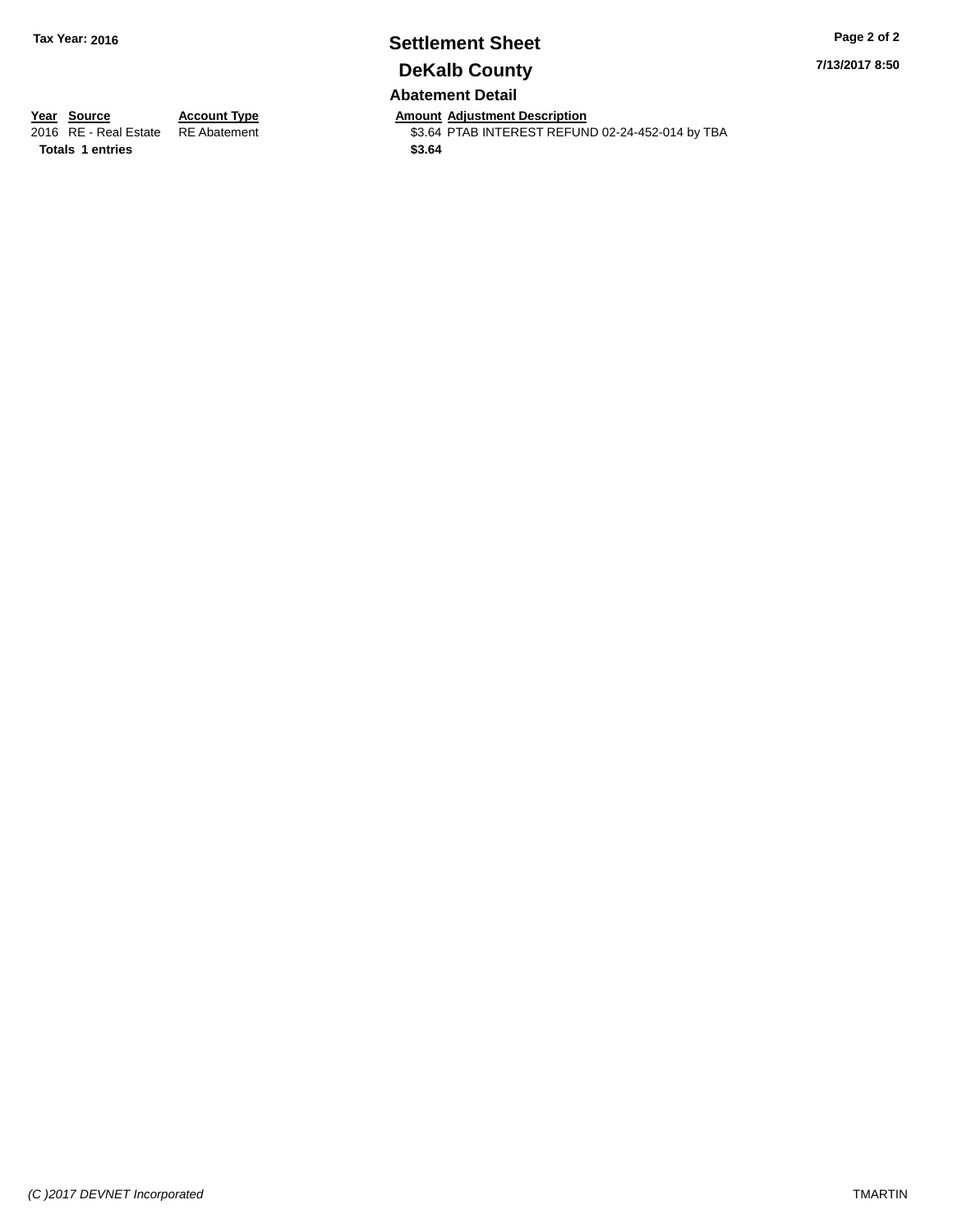**Tax Year: 2016**

# Settlement Sheet

## DeKalb County

**7/13/2017 8:50**

### Abatement Detail

| Year | Source | Account Type | Amount | Adjustment Description |
|---|---|---|---|---|
| 2016 | RE - Real Estate | RE Abatement | $3.64 | PTAB INTEREST REFUND 02-24-452-014 by TBA |
| **Totals** | **1 entries** | | **$3.64** | |

*(C )2017 DEVNET Incorporated*

TMARTIN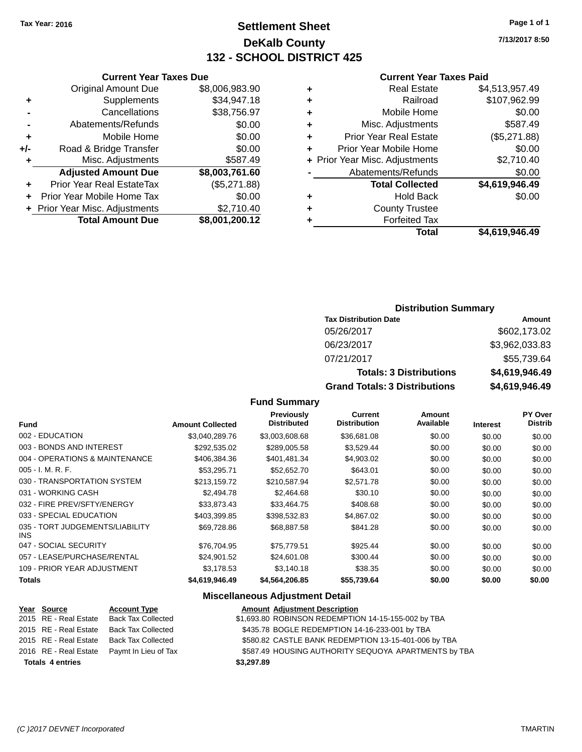Tax Year: 2016

# Settlement Sheet
## DeKalb County
## 132 - SCHOOL DISTRICT 425

7/13/2017 8:50

### Current Year Taxes Due

| | | |
|---|---|---|
| | Original Amount Due | $8,006,983.90 |
| + | Supplements | $34,947.18 |
| - | Cancellations | $38,756.97 |
| - | Abatements/Refunds | $0.00 |
| + | Mobile Home | $0.00 |
| +/- | Road & Bridge Transfer | $0.00 |
| + | Misc. Adjustments | $587.49 |
| | **Adjusted Amount Due** | **$8,003,761.60** |
| + | Prior Year Real EstateTax | ($5,271.88) |
| + | Prior Year Mobile Home Tax | $0.00 |
| + | Prior Year Misc. Adjustments | $2,710.40 |
| | **Total Amount Due** | **$8,001,200.12** |

### Current Year Taxes Paid

| | | |
|---|---|---|
| + | Real Estate | $4,513,957.49 |
| + | Railroad | $107,962.99 |
| + | Mobile Home | $0.00 |
| + | Misc. Adjustments | $587.49 |
| + | Prior Year Real Estate | ($5,271.88) |
| + | Prior Year Mobile Home | $0.00 |
| + | Prior Year Misc. Adjustments | $2,710.40 |
| - | Abatements/Refunds | $0.00 |
| | **Total Collected** | **$4,619,946.49** |
| + | Hold Back | $0.00 |
| + | County Trustee | |
| + | Forfeited Tax | |
| | **Total** | **$4,619,946.49** |

### Distribution Summary

| Tax Distribution Date | Amount |
|---|---|
| 05/26/2017 | $602,173.02 |
| 06/23/2017 | $3,962,033.83 |
| 07/21/2017 | $55,739.64 |
| **Totals: 3 Distributions** | **$4,619,946.49** |
| **Grand Totals: 3 Distributions** | **$4,619,946.49** |

### Fund Summary

| Fund | Amount Collected | Previously Distributed | Current Distribution | Amount Available | Interest | PY Over Distrib |
|---|---|---|---|---|---|---|
| 002 - EDUCATION | $3,040,289.76 | $3,003,608.68 | $36,681.08 | $0.00 | $0.00 | $0.00 |
| 003 - BONDS AND INTEREST | $292,535.02 | $289,005.58 | $3,529.44 | $0.00 | $0.00 | $0.00 |
| 004 - OPERATIONS & MAINTENANCE | $406,384.36 | $401,481.34 | $4,903.02 | $0.00 | $0.00 | $0.00 |
| 005 - I. M. R. F. | $53,295.71 | $52,652.70 | $643.01 | $0.00 | $0.00 | $0.00 |
| 030 - TRANSPORTATION SYSTEM | $213,159.72 | $210,587.94 | $2,571.78 | $0.00 | $0.00 | $0.00 |
| 031 - WORKING CASH | $2,494.78 | $2,464.68 | $30.10 | $0.00 | $0.00 | $0.00 |
| 032 - FIRE PREV/SFTY/ENERGY | $33,873.43 | $33,464.75 | $408.68 | $0.00 | $0.00 | $0.00 |
| 033 - SPECIAL EDUCATION | $403,399.85 | $398,532.83 | $4,867.02 | $0.00 | $0.00 | $0.00 |
| 035 - TORT JUDGEMENTS/LIABILITY INS | $69,728.86 | $68,887.58 | $841.28 | $0.00 | $0.00 | $0.00 |
| 047 - SOCIAL SECURITY | $76,704.95 | $75,779.51 | $925.44 | $0.00 | $0.00 | $0.00 |
| 057 - LEASE/PURCHASE/RENTAL | $24,901.52 | $24,601.08 | $300.44 | $0.00 | $0.00 | $0.00 |
| 109 - PRIOR YEAR ADJUSTMENT | $3,178.53 | $3,140.18 | $38.35 | $0.00 | $0.00 | $0.00 |
| **Totals** | **$4,619,946.49** | **$4,564,206.85** | **$55,739.64** | **$0.00** | **$0.00** | **$0.00** |

### Miscellaneous Adjustment Detail

| Year | Source | Account Type | Amount | Adjustment Description |
|---|---|---|---|---|
| 2015 | RE - Real Estate | Back Tax Collected | $1,693.80 | ROBINSON REDEMPTION 14-15-155-002 by TBA |
| 2015 | RE - Real Estate | Back Tax Collected | $435.78 | BOGLE REDEMPTION 14-16-233-001 by TBA |
| 2015 | RE - Real Estate | Back Tax Collected | $580.82 | CASTLE BANK REDEMPTION 13-15-401-006 by TBA |
| 2016 | RE - Real Estate | Paymt In Lieu of Tax | $587.49 | HOUSING AUTHORITY SEQUOYA APARTMENTS by TBA |
| **Totals 4 entries** | | | **$3,297.89** | |

(C )2017 DEVNET Incorporated TMARTIN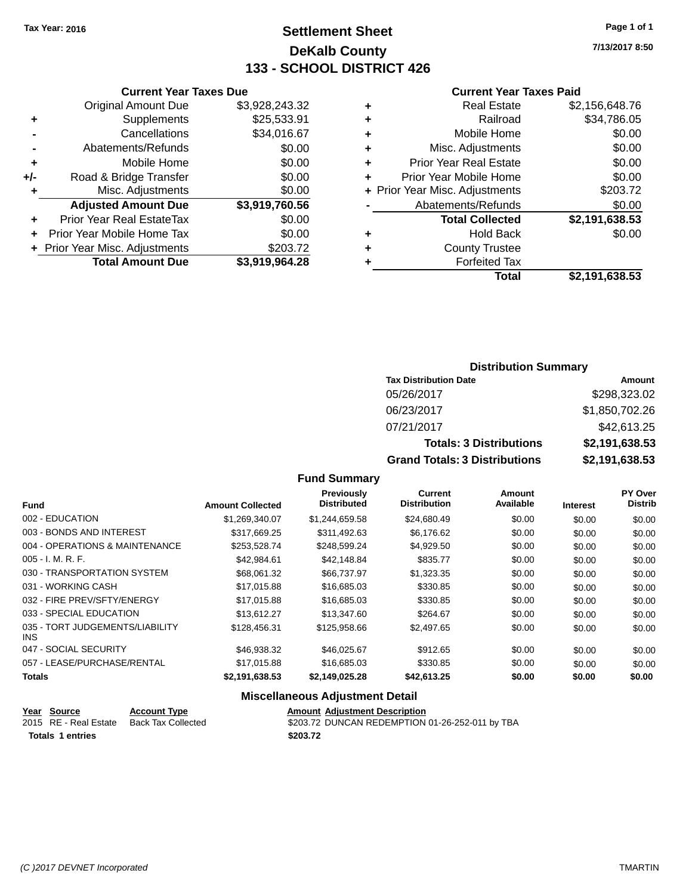Tax Year: 2016

# Settlement Sheet
## DeKalb County
## 133 - SCHOOL DISTRICT 426

7/13/2017 8:50

### Current Year Taxes Due

| | | |
|---|---|---|
| | Original Amount Due | $3,928,243.32 |
| + | Supplements | $25,533.91 |
| - | Cancellations | $34,016.67 |
| - | Abatements/Refunds | $0.00 |
| + | Mobile Home | $0.00 |
| +/- | Road & Bridge Transfer | $0.00 |
| + | Misc. Adjustments | $0.00 |
| | **Adjusted Amount Due** | **$3,919,760.56** |
| + | Prior Year Real EstateTax | $0.00 |
| + | Prior Year Mobile Home Tax | $0.00 |
| + | Prior Year Misc. Adjustments | $203.72 |
| | **Total Amount Due** | **$3,919,964.28** |

### Current Year Taxes Paid

| | | |
|---|---|---|
| + | Real Estate | $2,156,648.76 |
| + | Railroad | $34,786.05 |
| + | Mobile Home | $0.00 |
| + | Misc. Adjustments | $0.00 |
| + | Prior Year Real Estate | $0.00 |
| + | Prior Year Mobile Home | $0.00 |
| + | Prior Year Misc. Adjustments | $203.72 |
| - | Abatements/Refunds | $0.00 |
| | **Total Collected** | **$2,191,638.53** |
| + | Hold Back | $0.00 |
| + | County Trustee | |
| + | Forfeited Tax | |
| | **Total** | **$2,191,638.53** |

### Distribution Summary

| Tax Distribution Date | Amount |
|---|---|
| 05/26/2017 | $298,323.02 |
| 06/23/2017 | $1,850,702.26 |
| 07/21/2017 | $42,613.25 |
| **Totals: 3 Distributions** | **$2,191,638.53** |
| **Grand Totals: 3 Distributions** | **$2,191,638.53** |

### Fund Summary

| Fund | Amount Collected | Previously Distributed | Current Distribution | Amount Available | Interest | PY Over Distrib |
|---|---|---|---|---|---|---|
| 002 - EDUCATION | $1,269,340.07 | $1,244,659.58 | $24,680.49 | $0.00 | $0.00 | $0.00 |
| 003 - BONDS AND INTEREST | $317,669.25 | $311,492.63 | $6,176.62 | $0.00 | $0.00 | $0.00 |
| 004 - OPERATIONS & MAINTENANCE | $253,528.74 | $248,599.24 | $4,929.50 | $0.00 | $0.00 | $0.00 |
| 005 - I. M. R. F. | $42,984.61 | $42,148.84 | $835.77 | $0.00 | $0.00 | $0.00 |
| 030 - TRANSPORTATION SYSTEM | $68,061.32 | $66,737.97 | $1,323.35 | $0.00 | $0.00 | $0.00 |
| 031 - WORKING CASH | $17,015.88 | $16,685.03 | $330.85 | $0.00 | $0.00 | $0.00 |
| 032 - FIRE PREV/SFTY/ENERGY | $17,015.88 | $16,685.03 | $330.85 | $0.00 | $0.00 | $0.00 |
| 033 - SPECIAL EDUCATION | $13,612.27 | $13,347.60 | $264.67 | $0.00 | $0.00 | $0.00 |
| 035 - TORT JUDGEMENTS/LIABILITY INS | $128,456.31 | $125,958.66 | $2,497.65 | $0.00 | $0.00 | $0.00 |
| 047 - SOCIAL SECURITY | $46,938.32 | $46,025.67 | $912.65 | $0.00 | $0.00 | $0.00 |
| 057 - LEASE/PURCHASE/RENTAL | $17,015.88 | $16,685.03 | $330.85 | $0.00 | $0.00 | $0.00 |
| **Totals** | **$2,191,638.53** | **$2,149,025.28** | **$42,613.25** | **$0.00** | **$0.00** | **$0.00** |

### Miscellaneous Adjustment Detail

| Year | Source | Account Type | Amount | Adjustment Description |
|---|---|---|---|---|
| 2015 | RE - Real Estate | Back Tax Collected | $203.72 | DUNCAN REDEMPTION 01-26-252-011 by TBA |
| **Totals** | **1 entries** | | **$203.72** | |

(C )2017 DEVNET Incorporated

TMARTIN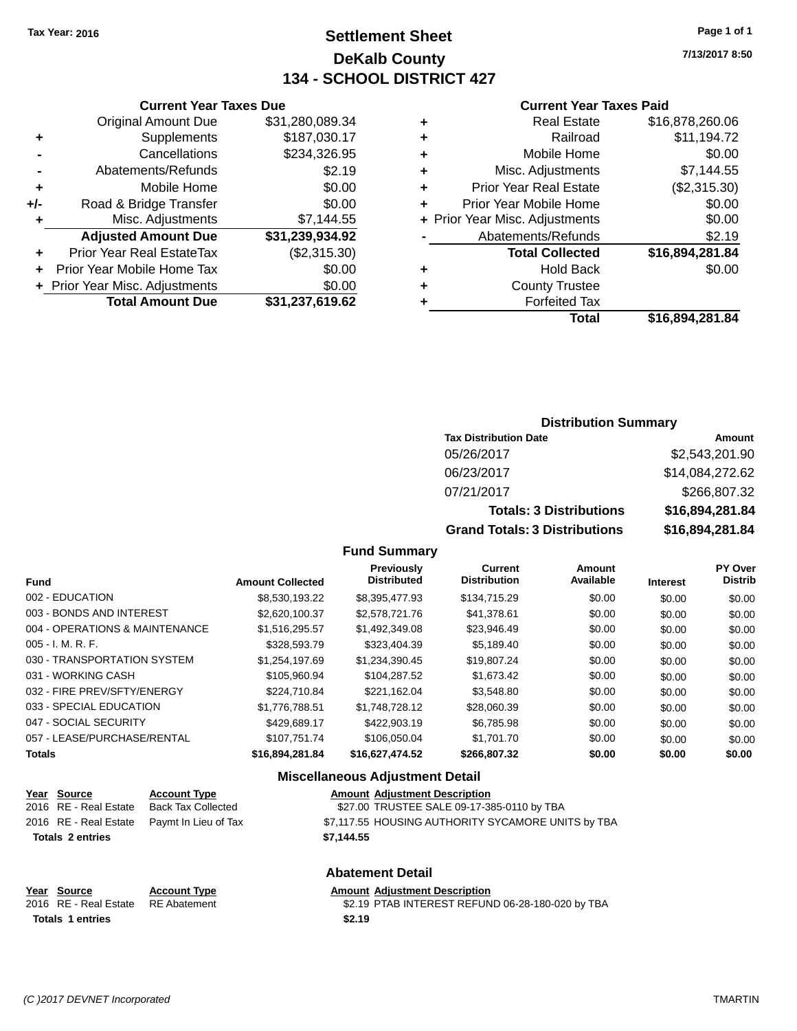Tax Year: 2016

# Settlement Sheet
## DeKalb County
## 134 - SCHOOL DISTRICT 427

7/13/2017 8:50

### Current Year Taxes Due

| | | |
|---|---|---|
| | Original Amount Due | $31,280,089.34 |
| + | Supplements | $187,030.17 |
| - | Cancellations | $234,326.95 |
| - | Abatements/Refunds | $2.19 |
| + | Mobile Home | $0.00 |
| +/- | Road & Bridge Transfer | $0.00 |
| + | Misc. Adjustments | $7,144.55 |
| | **Adjusted Amount Due** | **$31,239,934.92** |
| + | Prior Year Real EstateTax | ($2,315.30) |
| + | Prior Year Mobile Home Tax | $0.00 |
| + | Prior Year Misc. Adjustments | $0.00 |
| | **Total Amount Due** | **$31,237,619.62** |

### Current Year Taxes Paid

| | | |
|---|---|---|
| + | Real Estate | $16,878,260.06 |
| + | Railroad | $11,194.72 |
| + | Mobile Home | $0.00 |
| + | Misc. Adjustments | $7,144.55 |
| + | Prior Year Real Estate | ($2,315.30) |
| + | Prior Year Mobile Home | $0.00 |
| + | Prior Year Misc. Adjustments | $0.00 |
| - | Abatements/Refunds | $2.19 |
| | **Total Collected** | **$16,894,281.84** |
| + | Hold Back | $0.00 |
| + | County Trustee | |
| + | Forfeited Tax | |
| | **Total** | **$16,894,281.84** |

### Distribution Summary

| Tax Distribution Date | Amount |
|---|---|
| 05/26/2017 | $2,543,201.90 |
| 06/23/2017 | $14,084,272.62 |
| 07/21/2017 | $266,807.32 |
| **Totals: 3 Distributions** | **$16,894,281.84** |
| **Grand Totals: 3 Distributions** | **$16,894,281.84** |

### Fund Summary

| Fund | Amount Collected | Previously Distributed | Current Distribution | Amount Available | Interest | PY Over Distrib |
|---|---|---|---|---|---|---|
| 002 - EDUCATION | $8,530,193.22 | $8,395,477.93 | $134,715.29 | $0.00 | $0.00 | $0.00 |
| 003 - BONDS AND INTEREST | $2,620,100.37 | $2,578,721.76 | $41,378.61 | $0.00 | $0.00 | $0.00 |
| 004 - OPERATIONS & MAINTENANCE | $1,516,295.57 | $1,492,349.08 | $23,946.49 | $0.00 | $0.00 | $0.00 |
| 005 - I. M. R. F. | $328,593.79 | $323,404.39 | $5,189.40 | $0.00 | $0.00 | $0.00 |
| 030 - TRANSPORTATION SYSTEM | $1,254,197.69 | $1,234,390.45 | $19,807.24 | $0.00 | $0.00 | $0.00 |
| 031 - WORKING CASH | $105,960.94 | $104,287.52 | $1,673.42 | $0.00 | $0.00 | $0.00 |
| 032 - FIRE PREV/SFTY/ENERGY | $224,710.84 | $221,162.04 | $3,548.80 | $0.00 | $0.00 | $0.00 |
| 033 - SPECIAL EDUCATION | $1,776,788.51 | $1,748,728.12 | $28,060.39 | $0.00 | $0.00 | $0.00 |
| 047 - SOCIAL SECURITY | $429,689.17 | $422,903.19 | $6,785.98 | $0.00 | $0.00 | $0.00 |
| 057 - LEASE/PURCHASE/RENTAL | $107,751.74 | $106,050.04 | $1,701.70 | $0.00 | $0.00 | $0.00 |
| **Totals** | **$16,894,281.84** | **$16,627,474.52** | **$266,807.32** | **$0.00** | **$0.00** | **$0.00** |

### Miscellaneous Adjustment Detail

| Year | Source | Account Type | Amount | Adjustment Description |
|---|---|---|---|---|
| 2016 | RE - Real Estate | Back Tax Collected | $27.00 | TRUSTEE SALE 09-17-385-0110 by TBA |
| 2016 | RE - Real Estate | Paymt In Lieu of Tax | $7,117.55 | HOUSING AUTHORITY SYCAMORE UNITS by TBA |
| **Totals 2 entries** | | | **$7,144.55** | |

### Abatement Detail

| Year | Source | Account Type | Amount | Adjustment Description |
|---|---|---|---|---|
| 2016 | RE - Real Estate | RE Abatement | $2.19 | PTAB INTEREST REFUND 06-28-180-020 by TBA |
| **Totals 1 entries** | | | **$2.19** | |

(C )2017 DEVNET Incorporated TMARTIN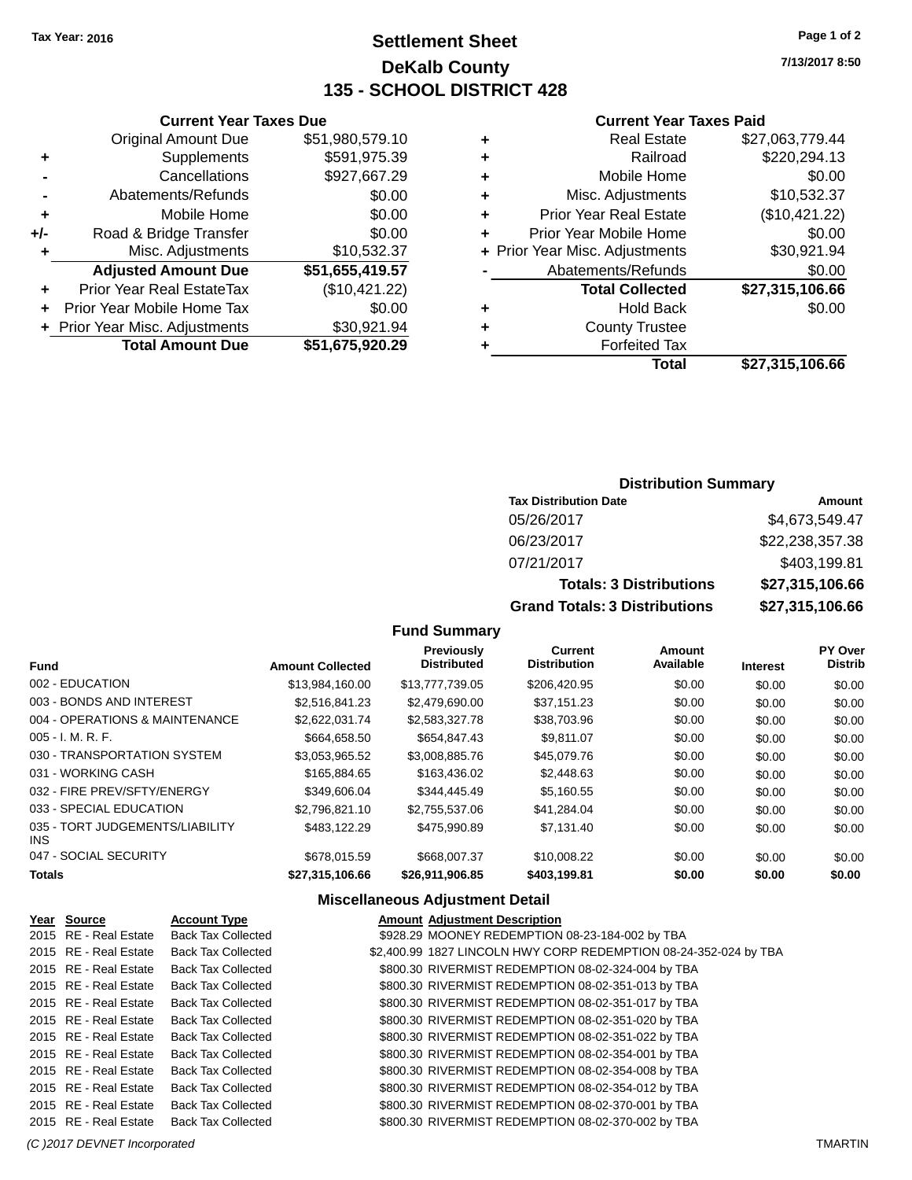Tax Year: 2016

# Settlement Sheet

## DeKalb County

## 135 - SCHOOL DISTRICT 428

7/13/2017 8:50

### Current Year Taxes Due

| | | |
|---|---|---|
| | Original Amount Due | $51,980,579.10 |
| + | Supplements | $591,975.39 |
| - | Cancellations | $927,667.29 |
| - | Abatements/Refunds | $0.00 |
| + | Mobile Home | $0.00 |
| +/- | Road & Bridge Transfer | $0.00 |
| + | Misc. Adjustments | $10,532.37 |
| | **Adjusted Amount Due** | **$51,655,419.57** |
| + | Prior Year Real EstateTax | ($10,421.22) |
| + | Prior Year Mobile Home Tax | $0.00 |
| + | Prior Year Misc. Adjustments | $30,921.94 |
| | **Total Amount Due** | **$51,675,920.29** |

### Current Year Taxes Paid

| | | |
|---|---|---|
| + | Real Estate | $27,063,779.44 |
| + | Railroad | $220,294.13 |
| + | Mobile Home | $0.00 |
| + | Misc. Adjustments | $10,532.37 |
| + | Prior Year Real Estate | ($10,421.22) |
| + | Prior Year Mobile Home | $0.00 |
| + | Prior Year Misc. Adjustments | $30,921.94 |
| - | Abatements/Refunds | $0.00 |
| | **Total Collected** | **$27,315,106.66** |
| + | Hold Back | $0.00 |
| + | County Trustee | |
| + | Forfeited Tax | |
| | **Total** | **$27,315,106.66** |

### Distribution Summary

| Tax Distribution Date | Amount |
|---|---|
| 05/26/2017 | $4,673,549.47 |
| 06/23/2017 | $22,238,357.38 |
| 07/21/2017 | $403,199.81 |
| **Totals: 3 Distributions** | **$27,315,106.66** |
| **Grand Totals: 3 Distributions** | **$27,315,106.66** |

### Fund Summary

| Fund | Amount Collected | Previously Distributed | Current Distribution | Amount Available | Interest | PY Over Distrib |
|---|---|---|---|---|---|---|
| 002 - EDUCATION | $13,984,160.00 | $13,777,739.05 | $206,420.95 | $0.00 | $0.00 | $0.00 |
| 003 - BONDS AND INTEREST | $2,516,841.23 | $2,479,690.00 | $37,151.23 | $0.00 | $0.00 | $0.00 |
| 004 - OPERATIONS & MAINTENANCE | $2,622,031.74 | $2,583,327.78 | $38,703.96 | $0.00 | $0.00 | $0.00 |
| 005 - I. M. R. F. | $664,658.50 | $654,847.43 | $9,811.07 | $0.00 | $0.00 | $0.00 |
| 030 - TRANSPORTATION SYSTEM | $3,053,965.52 | $3,008,885.76 | $45,079.76 | $0.00 | $0.00 | $0.00 |
| 031 - WORKING CASH | $165,884.65 | $163,436.02 | $2,448.63 | $0.00 | $0.00 | $0.00 |
| 032 - FIRE PREV/SFTY/ENERGY | $349,606.04 | $344,445.49 | $5,160.55 | $0.00 | $0.00 | $0.00 |
| 033 - SPECIAL EDUCATION | $2,796,821.10 | $2,755,537.06 | $41,284.04 | $0.00 | $0.00 | $0.00 |
| 035 - TORT JUDGEMENTS/LIABILITY INS | $483,122.29 | $475,990.89 | $7,131.40 | $0.00 | $0.00 | $0.00 |
| 047 - SOCIAL SECURITY | $678,015.59 | $668,007.37 | $10,008.22 | $0.00 | $0.00 | $0.00 |
| **Totals** | **$27,315,106.66** | **$26,911,906.85** | **$403,199.81** | **$0.00** | **$0.00** | **$0.00** |

### Miscellaneous Adjustment Detail

| Year | Source | Account Type | Amount | Adjustment Description |
|---|---|---|---|---|
| 2015 | RE - Real Estate | Back Tax Collected | $928.29 | MOONEY REDEMPTION 08-23-184-002 by TBA |
| 2015 | RE - Real Estate | Back Tax Collected | $2,400.99 | 1827 LINCOLN HWY CORP REDEMPTION 08-24-352-024 by TBA |
| 2015 | RE - Real Estate | Back Tax Collected | $800.30 | RIVERMIST REDEMPTION 08-02-324-004 by TBA |
| 2015 | RE - Real Estate | Back Tax Collected | $800.30 | RIVERMIST REDEMPTION 08-02-351-013 by TBA |
| 2015 | RE - Real Estate | Back Tax Collected | $800.30 | RIVERMIST REDEMPTION 08-02-351-017 by TBA |
| 2015 | RE - Real Estate | Back Tax Collected | $800.30 | RIVERMIST REDEMPTION 08-02-351-020 by TBA |
| 2015 | RE - Real Estate | Back Tax Collected | $800.30 | RIVERMIST REDEMPTION 08-02-351-022 by TBA |
| 2015 | RE - Real Estate | Back Tax Collected | $800.30 | RIVERMIST REDEMPTION 08-02-354-001 by TBA |
| 2015 | RE - Real Estate | Back Tax Collected | $800.30 | RIVERMIST REDEMPTION 08-02-354-008 by TBA |
| 2015 | RE - Real Estate | Back Tax Collected | $800.30 | RIVERMIST REDEMPTION 08-02-354-012 by TBA |
| 2015 | RE - Real Estate | Back Tax Collected | $800.30 | RIVERMIST REDEMPTION 08-02-370-001 by TBA |
| 2015 | RE - Real Estate | Back Tax Collected | $800.30 | RIVERMIST REDEMPTION 08-02-370-002 by TBA |

(C )2017 DEVNET Incorporated TMARTIN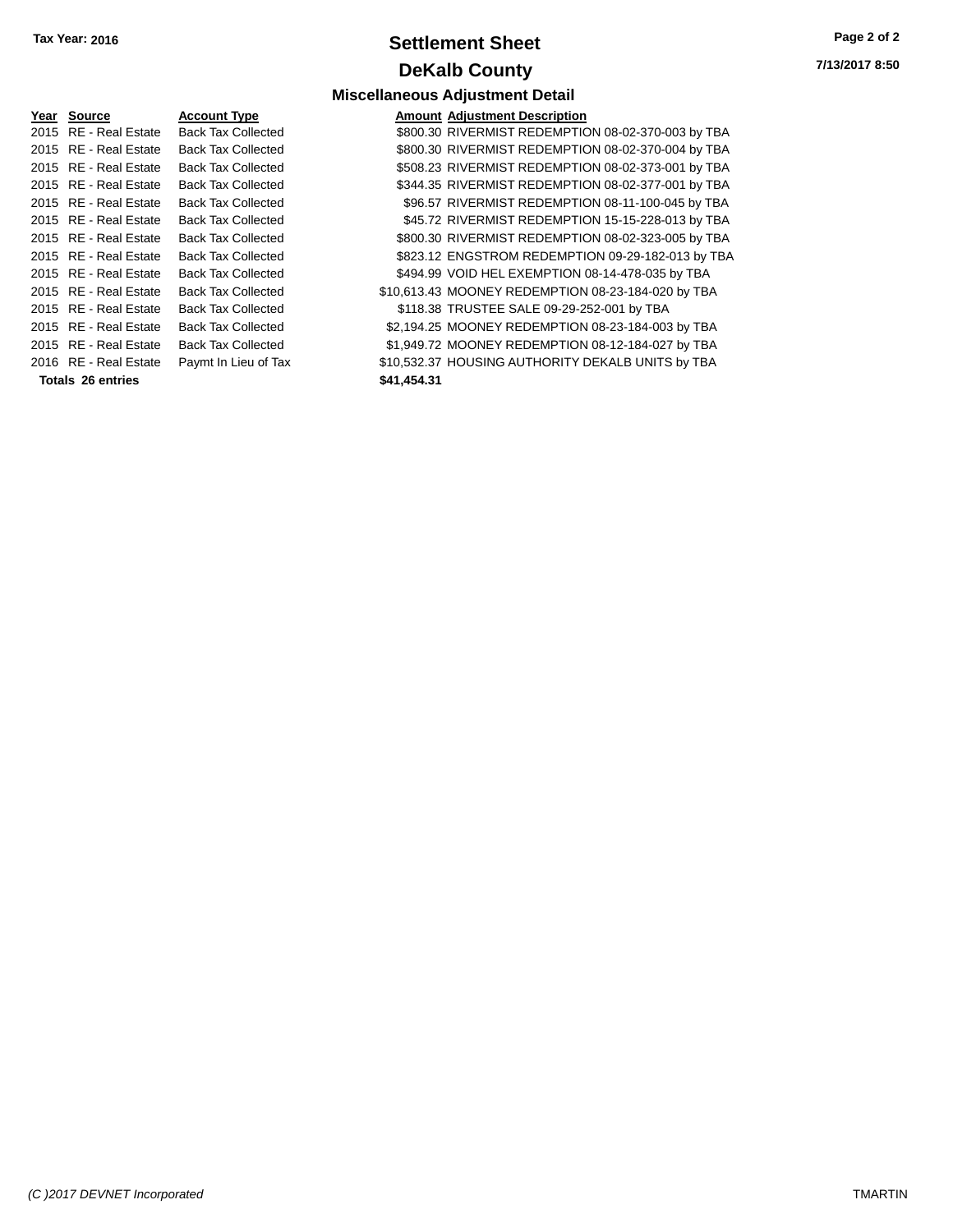**Tax Year: 2016**

# Settlement Sheet

## DeKalb County

7/13/2017 8:50

### Miscellaneous Adjustment Detail

| Year | Source | Account Type | Amount | Adjustment Description |
|---|---|---|---|---|
| 2015 | RE - Real Estate | Back Tax Collected | $800.30 | RIVERMIST REDEMPTION 08-02-370-003 by TBA |
| 2015 | RE - Real Estate | Back Tax Collected | $800.30 | RIVERMIST REDEMPTION 08-02-370-004 by TBA |
| 2015 | RE - Real Estate | Back Tax Collected | $508.23 | RIVERMIST REDEMPTION 08-02-373-001 by TBA |
| 2015 | RE - Real Estate | Back Tax Collected | $344.35 | RIVERMIST REDEMPTION 08-02-377-001 by TBA |
| 2015 | RE - Real Estate | Back Tax Collected | $96.57 | RIVERMIST REDEMPTION 08-11-100-045 by TBA |
| 2015 | RE - Real Estate | Back Tax Collected | $45.72 | RIVERMIST REDEMPTION 15-15-228-013 by TBA |
| 2015 | RE - Real Estate | Back Tax Collected | $800.30 | RIVERMIST REDEMPTION 08-02-323-005 by TBA |
| 2015 | RE - Real Estate | Back Tax Collected | $823.12 | ENGSTROM REDEMPTION 09-29-182-013 by TBA |
| 2015 | RE - Real Estate | Back Tax Collected | $494.99 | VOID HEL EXEMPTION 08-14-478-035 by TBA |
| 2015 | RE - Real Estate | Back Tax Collected | $10,613.43 | MOONEY REDEMPTION 08-23-184-020 by TBA |
| 2015 | RE - Real Estate | Back Tax Collected | $118.38 | TRUSTEE SALE 09-29-252-001 by TBA |
| 2015 | RE - Real Estate | Back Tax Collected | $2,194.25 | MOONEY REDEMPTION 08-23-184-003 by TBA |
| 2015 | RE - Real Estate | Back Tax Collected | $1,949.72 | MOONEY REDEMPTION 08-12-184-027 by TBA |
| 2016 | RE - Real Estate | Paymt In Lieu of Tax | $10,532.37 | HOUSING AUTHORITY DEKALB UNITS by TBA |
| **Totals 26 entries** | | | **$41,454.31** | |

*(C )2017 DEVNET Incorporated* TMARTIN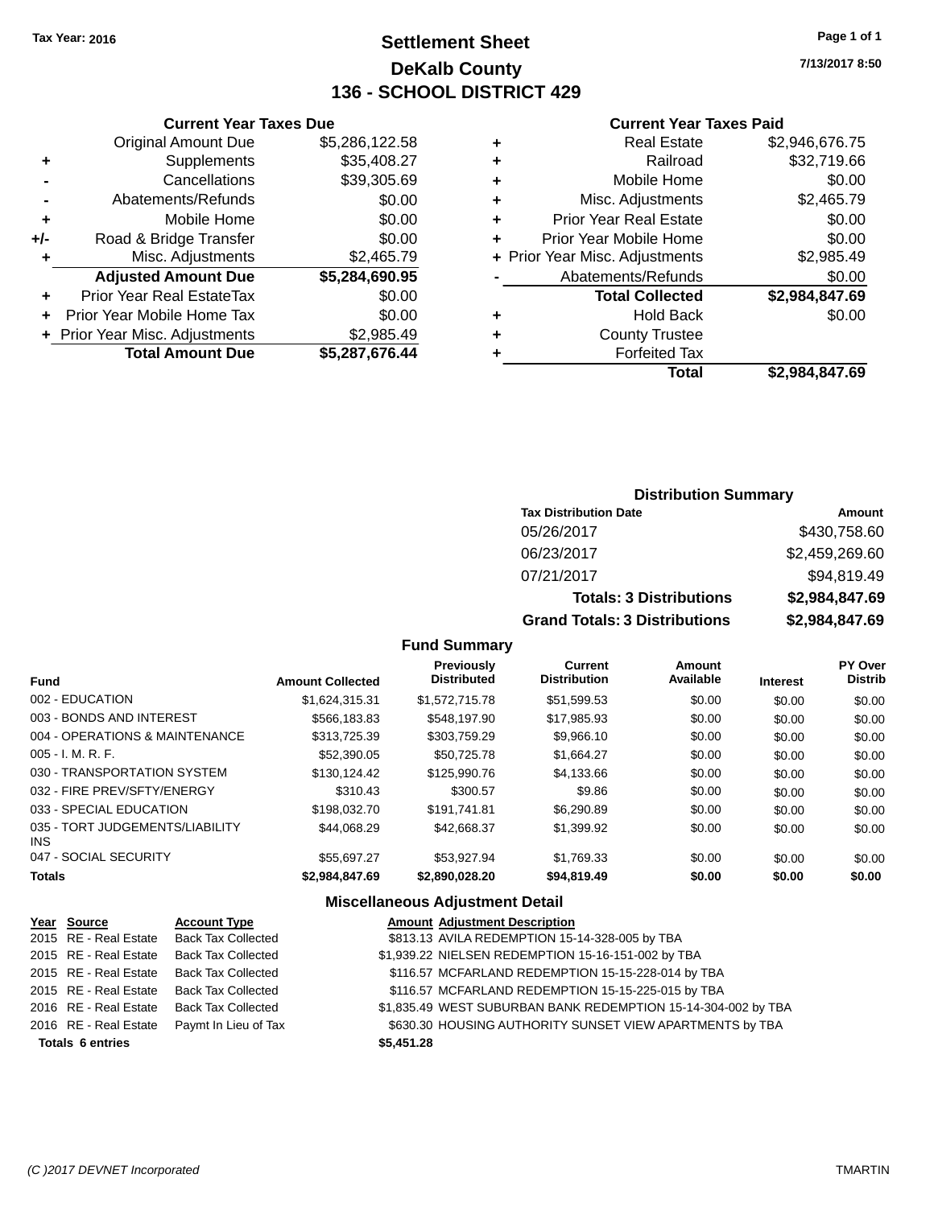Tax Year: 2016

# Settlement Sheet

## DeKalb County

## 136 - SCHOOL DISTRICT 429

7/13/2017 8:50

### Current Year Taxes Due

| | | |
|---|---|---|
| | Original Amount Due | $5,286,122.58 |
| + | Supplements | $35,408.27 |
| - | Cancellations | $39,305.69 |
| - | Abatements/Refunds | $0.00 |
| + | Mobile Home | $0.00 |
| +/- | Road & Bridge Transfer | $0.00 |
| + | Misc. Adjustments | $2,465.79 |
| | **Adjusted Amount Due** | **$5,284,690.95** |
| + | Prior Year Real EstateTax | $0.00 |
| + | Prior Year Mobile Home Tax | $0.00 |
| + | Prior Year Misc. Adjustments | $2,985.49 |
| | **Total Amount Due** | **$5,287,676.44** |

### Current Year Taxes Paid

| | | |
|---|---|---|
| + | Real Estate | $2,946,676.75 |
| + | Railroad | $32,719.66 |
| + | Mobile Home | $0.00 |
| + | Misc. Adjustments | $2,465.79 |
| + | Prior Year Real Estate | $0.00 |
| + | Prior Year Mobile Home | $0.00 |
| + | Prior Year Misc. Adjustments | $2,985.49 |
| - | Abatements/Refunds | $0.00 |
| | **Total Collected** | **$2,984,847.69** |
| + | Hold Back | $0.00 |
| + | County Trustee | |
| + | Forfeited Tax | |
| | **Total** | **$2,984,847.69** |

### Distribution Summary

| Tax Distribution Date | Amount |
|---|---|
| 05/26/2017 | $430,758.60 |
| 06/23/2017 | $2,459,269.60 |
| 07/21/2017 | $94,819.49 |
| **Totals: 3 Distributions** | **$2,984,847.69** |
| **Grand Totals: 3 Distributions** | **$2,984,847.69** |

### Fund Summary

| Fund | Amount Collected | Previously Distributed | Current Distribution | Amount Available | Interest | PY Over Distrib |
|---|---|---|---|---|---|---|
| 002 - EDUCATION | $1,624,315.31 | $1,572,715.78 | $51,599.53 | $0.00 | $0.00 | $0.00 |
| 003 - BONDS AND INTEREST | $566,183.83 | $548,197.90 | $17,985.93 | $0.00 | $0.00 | $0.00 |
| 004 - OPERATIONS & MAINTENANCE | $313,725.39 | $303,759.29 | $9,966.10 | $0.00 | $0.00 | $0.00 |
| 005 - I. M. R. F. | $52,390.05 | $50,725.78 | $1,664.27 | $0.00 | $0.00 | $0.00 |
| 030 - TRANSPORTATION SYSTEM | $130,124.42 | $125,990.76 | $4,133.66 | $0.00 | $0.00 | $0.00 |
| 032 - FIRE PREV/SFTY/ENERGY | $310.43 | $300.57 | $9.86 | $0.00 | $0.00 | $0.00 |
| 033 - SPECIAL EDUCATION | $198,032.70 | $191,741.81 | $6,290.89 | $0.00 | $0.00 | $0.00 |
| 035 - TORT JUDGEMENTS/LIABILITY INS | $44,068.29 | $42,668.37 | $1,399.92 | $0.00 | $0.00 | $0.00 |
| 047 - SOCIAL SECURITY | $55,697.27 | $53,927.94 | $1,769.33 | $0.00 | $0.00 | $0.00 |
| **Totals** | **$2,984,847.69** | **$2,890,028.20** | **$94,819.49** | **$0.00** | **$0.00** | **$0.00** |

### Miscellaneous Adjustment Detail

| Year | Source | Account Type | Amount | Adjustment Description |
|---|---|---|---|---|
| 2015 | RE - Real Estate | Back Tax Collected | $813.13 | AVILA REDEMPTION 15-14-328-005 by TBA |
| 2015 | RE - Real Estate | Back Tax Collected | $1,939.22 | NIELSEN REDEMPTION 15-16-151-002 by TBA |
| 2015 | RE - Real Estate | Back Tax Collected | $116.57 | MCFARLAND REDEMPTION 15-15-228-014 by TBA |
| 2015 | RE - Real Estate | Back Tax Collected | $116.57 | MCFARLAND REDEMPTION 15-15-225-015 by TBA |
| 2016 | RE - Real Estate | Back Tax Collected | $1,835.49 | WEST SUBURBAN BANK REDEMPTION 15-14-304-002 by TBA |
| 2016 | RE - Real Estate | Paymt In Lieu of Tax | $630.30 | HOUSING AUTHORITY SUNSET VIEW APARTMENTS by TBA |
| **Totals 6 entries** | | | **$5,451.28** | |

(C )2017 DEVNET Incorporated — TMARTIN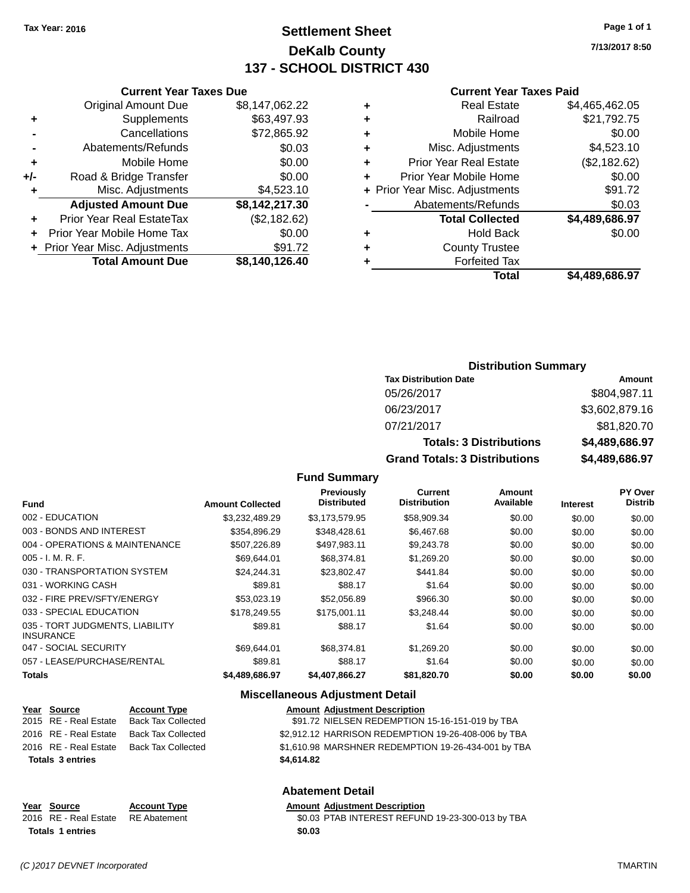Tax Year: 2016

# Settlement Sheet
## DeKalb County
## 137 - SCHOOL DISTRICT 430

7/13/2017 8:50

### Current Year Taxes Due

| | | |
|---|---|---|
| | Original Amount Due | $8,147,062.22 |
| + | Supplements | $63,497.93 |
| - | Cancellations | $72,865.92 |
| - | Abatements/Refunds | $0.03 |
| + | Mobile Home | $0.00 |
| +/- | Road & Bridge Transfer | $0.00 |
| + | Misc. Adjustments | $4,523.10 |
| | **Adjusted Amount Due** | **$8,142,217.30** |
| + | Prior Year Real EstateTax | ($2,182.62) |
| + | Prior Year Mobile Home Tax | $0.00 |
| + | Prior Year Misc. Adjustments | $91.72 |
| | **Total Amount Due** | **$8,140,126.40** |

### Current Year Taxes Paid

| | | |
|---|---|---|
| + | Real Estate | $4,465,462.05 |
| + | Railroad | $21,792.75 |
| + | Mobile Home | $0.00 |
| + | Misc. Adjustments | $4,523.10 |
| + | Prior Year Real Estate | ($2,182.62) |
| + | Prior Year Mobile Home | $0.00 |
| + | Prior Year Misc. Adjustments | $91.72 |
| - | Abatements/Refunds | $0.03 |
| | **Total Collected** | **$4,489,686.97** |
| + | Hold Back | $0.00 |
| + | County Trustee | |
| + | Forfeited Tax | |
| | **Total** | **$4,489,686.97** |

### Distribution Summary

| Tax Distribution Date | Amount |
|---|---|
| 05/26/2017 | $804,987.11 |
| 06/23/2017 | $3,602,879.16 |
| 07/21/2017 | $81,820.70 |
| **Totals: 3 Distributions** | **$4,489,686.97** |
| **Grand Totals: 3 Distributions** | **$4,489,686.97** |

### Fund Summary

| Fund | Amount Collected | Previously Distributed | Current Distribution | Amount Available | Interest | PY Over Distrib |
|---|---|---|---|---|---|---|
| 002 - EDUCATION | $3,232,489.29 | $3,173,579.95 | $58,909.34 | $0.00 | $0.00 | $0.00 |
| 003 - BONDS AND INTEREST | $354,896.29 | $348,428.61 | $6,467.68 | $0.00 | $0.00 | $0.00 |
| 004 - OPERATIONS & MAINTENANCE | $507,226.89 | $497,983.11 | $9,243.78 | $0.00 | $0.00 | $0.00 |
| 005 - I. M. R. F. | $69,644.01 | $68,374.81 | $1,269.20 | $0.00 | $0.00 | $0.00 |
| 030 - TRANSPORTATION SYSTEM | $24,244.31 | $23,802.47 | $441.84 | $0.00 | $0.00 | $0.00 |
| 031 - WORKING CASH | $89.81 | $88.17 | $1.64 | $0.00 | $0.00 | $0.00 |
| 032 - FIRE PREV/SFTY/ENERGY | $53,023.19 | $52,056.89 | $966.30 | $0.00 | $0.00 | $0.00 |
| 033 - SPECIAL EDUCATION | $178,249.55 | $175,001.11 | $3,248.44 | $0.00 | $0.00 | $0.00 |
| 035 - TORT JUDGMENTS, LIABILITY INSURANCE | $89.81 | $88.17 | $1.64 | $0.00 | $0.00 | $0.00 |
| 047 - SOCIAL SECURITY | $69,644.01 | $68,374.81 | $1,269.20 | $0.00 | $0.00 | $0.00 |
| 057 - LEASE/PURCHASE/RENTAL | $89.81 | $88.17 | $1.64 | $0.00 | $0.00 | $0.00 |
| **Totals** | **$4,489,686.97** | **$4,407,866.27** | **$81,820.70** | **$0.00** | **$0.00** | **$0.00** |

### Miscellaneous Adjustment Detail

| Year | Source | Account Type | Amount | Adjustment Description |
|---|---|---|---|---|
| 2015 | RE - Real Estate | Back Tax Collected | $91.72 | NIELSEN REDEMPTION 15-16-151-019 by TBA |
| 2016 | RE - Real Estate | Back Tax Collected | $2,912.12 | HARRISON REDEMPTION 19-26-408-006 by TBA |
| 2016 | RE - Real Estate | Back Tax Collected | $1,610.98 | MARSHNER REDEMPTION 19-26-434-001 by TBA |
| **Totals 3 entries** | | | **$4,614.82** | |

### Abatement Detail

| Year | Source | Account Type | Amount | Adjustment Description |
|---|---|---|---|---|
| 2016 | RE - Real Estate | RE Abatement | $0.03 | PTAB INTEREST REFUND 19-23-300-013 by TBA |
| **Totals 1 entries** | | | **$0.03** | |

*(C )2017 DEVNET Incorporated* TMARTIN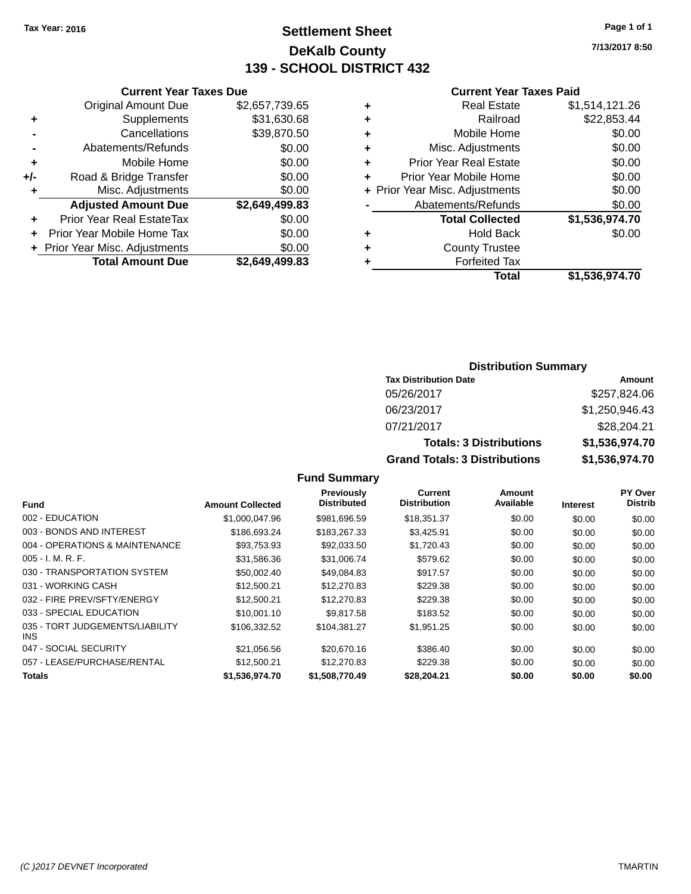Tax Year: 2016

# Settlement Sheet

## DeKalb County

## 139 - SCHOOL DISTRICT 432

7/13/2017 8:50

### Current Year Taxes Due

| | | |
|---|---|---|
| | Original Amount Due | $2,657,739.65 |
| + | Supplements | $31,630.68 |
| - | Cancellations | $39,870.50 |
| - | Abatements/Refunds | $0.00 |
| + | Mobile Home | $0.00 |
| +/- | Road & Bridge Transfer | $0.00 |
| + | Misc. Adjustments | $0.00 |
| | **Adjusted Amount Due** | **$2,649,499.83** |
| + | Prior Year Real EstateTax | $0.00 |
| + | Prior Year Mobile Home Tax | $0.00 |
| + | Prior Year Misc. Adjustments | $0.00 |
| | **Total Amount Due** | **$2,649,499.83** |

### Current Year Taxes Paid

| | | |
|---|---|---|
| + | Real Estate | $1,514,121.26 |
| + | Railroad | $22,853.44 |
| + | Mobile Home | $0.00 |
| + | Misc. Adjustments | $0.00 |
| + | Prior Year Real Estate | $0.00 |
| + | Prior Year Mobile Home | $0.00 |
| + | Prior Year Misc. Adjustments | $0.00 |
| - | Abatements/Refunds | $0.00 |
| | **Total Collected** | **$1,536,974.70** |
| + | Hold Back | $0.00 |
| + | County Trustee | |
| + | Forfeited Tax | |
| | **Total** | **$1,536,974.70** |

### Distribution Summary

| Tax Distribution Date | Amount |
|---|---|
| 05/26/2017 | $257,824.06 |
| 06/23/2017 | $1,250,946.43 |
| 07/21/2017 | $28,204.21 |
| **Totals: 3 Distributions** | **$1,536,974.70** |
| **Grand Totals: 3 Distributions** | **$1,536,974.70** |

### Fund Summary

| Fund | Amount Collected | Previously Distributed | Current Distribution | Amount Available | Interest | PY Over Distrib |
|---|---|---|---|---|---|---|
| 002 - EDUCATION | $1,000,047.96 | $981,696.59 | $18,351.37 | $0.00 | $0.00 | $0.00 |
| 003 - BONDS AND INTEREST | $186,693.24 | $183,267.33 | $3,425.91 | $0.00 | $0.00 | $0.00 |
| 004 - OPERATIONS & MAINTENANCE | $93,753.93 | $92,033.50 | $1,720.43 | $0.00 | $0.00 | $0.00 |
| 005 - I. M. R. F. | $31,586.36 | $31,006.74 | $579.62 | $0.00 | $0.00 | $0.00 |
| 030 - TRANSPORTATION SYSTEM | $50,002.40 | $49,084.83 | $917.57 | $0.00 | $0.00 | $0.00 |
| 031 - WORKING CASH | $12,500.21 | $12,270.83 | $229.38 | $0.00 | $0.00 | $0.00 |
| 032 - FIRE PREV/SFTY/ENERGY | $12,500.21 | $12,270.83 | $229.38 | $0.00 | $0.00 | $0.00 |
| 033 - SPECIAL EDUCATION | $10,001.10 | $9,817.58 | $183.52 | $0.00 | $0.00 | $0.00 |
| 035 - TORT JUDGEMENTS/LIABILITY INS | $106,332.52 | $104,381.27 | $1,951.25 | $0.00 | $0.00 | $0.00 |
| 047 - SOCIAL SECURITY | $21,056.56 | $20,670.16 | $386.40 | $0.00 | $0.00 | $0.00 |
| 057 - LEASE/PURCHASE/RENTAL | $12,500.21 | $12,270.83 | $229.38 | $0.00 | $0.00 | $0.00 |
| **Totals** | **$1,536,974.70** | **$1,508,770.49** | **$28,204.21** | **$0.00** | **$0.00** | **$0.00** |

(C )2017 DEVNET Incorporated TMARTIN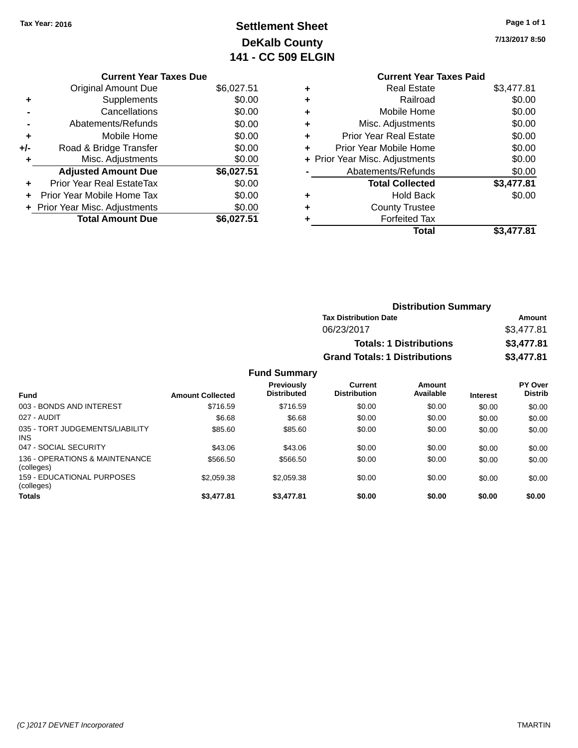Tax Year: 2016

# Settlement Sheet

## DeKalb County

## 141 - CC 509 ELGIN

7/13/2017 8:50

| | Current Year Taxes Due | |
|---|---|---|
| | Original Amount Due | $6,027.51 |
| + | Supplements | $0.00 |
| - | Cancellations | $0.00 |
| - | Abatements/Refunds | $0.00 |
| + | Mobile Home | $0.00 |
| +/- | Road & Bridge Transfer | $0.00 |
| + | Misc. Adjustments | $0.00 |
| | **Adjusted Amount Due** | **$6,027.51** |
| + | Prior Year Real EstateTax | $0.00 |
| + | Prior Year Mobile Home Tax | $0.00 |
| + | Prior Year Misc. Adjustments | $0.00 |
| | **Total Amount Due** | **$6,027.51** |

| | Current Year Taxes Paid | |
|---|---|---|
| + | Real Estate | $3,477.81 |
| + | Railroad | $0.00 |
| + | Mobile Home | $0.00 |
| + | Misc. Adjustments | $0.00 |
| + | Prior Year Real Estate | $0.00 |
| + | Prior Year Mobile Home | $0.00 |
| + | Prior Year Misc. Adjustments | $0.00 |
| - | Abatements/Refunds | $0.00 |
| | **Total Collected** | **$3,477.81** |
| + | Hold Back | $0.00 |
| + | County Trustee | |
| + | Forfeited Tax | |
| | **Total** | **$3,477.81** |

### Distribution Summary

| Tax Distribution Date | Amount |
|---|---|
| 06/23/2017 | $3,477.81 |
| **Totals: 1 Distributions** | **$3,477.81** |
| **Grand Totals: 1 Distributions** | **$3,477.81** |

### Fund Summary

| Fund | Amount Collected | Previously Distributed | Current Distribution | Amount Available | Interest | PY Over Distrib |
|---|---|---|---|---|---|---|
| 003 - BONDS AND INTEREST | $716.59 | $716.59 | $0.00 | $0.00 | $0.00 | $0.00 |
| 027 - AUDIT | $6.68 | $6.68 | $0.00 | $0.00 | $0.00 | $0.00 |
| 035 - TORT JUDGEMENTS/LIABILITY INS | $85.60 | $85.60 | $0.00 | $0.00 | $0.00 | $0.00 |
| 047 - SOCIAL SECURITY | $43.06 | $43.06 | $0.00 | $0.00 | $0.00 | $0.00 |
| 136 - OPERATIONS & MAINTENANCE (colleges) | $566.50 | $566.50 | $0.00 | $0.00 | $0.00 | $0.00 |
| 159 - EDUCATIONAL PURPOSES (colleges) | $2,059.38 | $2,059.38 | $0.00 | $0.00 | $0.00 | $0.00 |
| **Totals** | **$3,477.81** | **$3,477.81** | **$0.00** | **$0.00** | **$0.00** | **$0.00** |

(C )2017 DEVNET Incorporated TMARTIN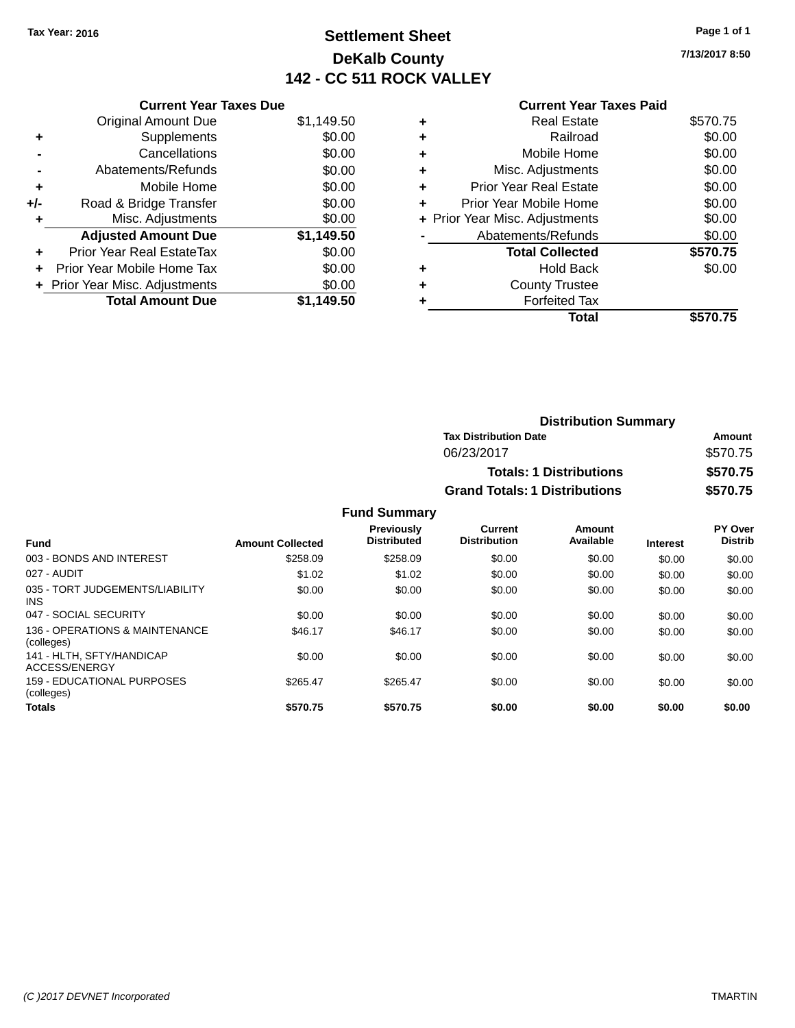Tax Year: 2016

# Settlement Sheet

## DeKalb County

## 142 - CC 511 ROCK VALLEY

7/13/2017 8:50

### Current Year Taxes Due

| | | |
|---|---|---|
| | Original Amount Due | $1,149.50 |
| + | Supplements | $0.00 |
| - | Cancellations | $0.00 |
| - | Abatements/Refunds | $0.00 |
| + | Mobile Home | $0.00 |
| +/- | Road & Bridge Transfer | $0.00 |
| + | Misc. Adjustments | $0.00 |
| | **Adjusted Amount Due** | **$1,149.50** |
| + | Prior Year Real EstateTax | $0.00 |
| + | Prior Year Mobile Home Tax | $0.00 |
| + | Prior Year Misc. Adjustments | $0.00 |
| | **Total Amount Due** | **$1,149.50** |

### Current Year Taxes Paid

| | | |
|---|---|---|
| + | Real Estate | $570.75 |
| + | Railroad | $0.00 |
| + | Mobile Home | $0.00 |
| + | Misc. Adjustments | $0.00 |
| + | Prior Year Real Estate | $0.00 |
| + | Prior Year Mobile Home | $0.00 |
| + | Prior Year Misc. Adjustments | $0.00 |
| - | Abatements/Refunds | $0.00 |
| | **Total Collected** | **$570.75** |
| + | Hold Back | $0.00 |
| + | County Trustee | |
| + | Forfeited Tax | |
| | **Total** | **$570.75** |

### Distribution Summary

| Tax Distribution Date | Amount |
|---|---|
| 06/23/2017 | $570.75 |
| **Totals: 1 Distributions** | **$570.75** |
| **Grand Totals: 1 Distributions** | **$570.75** |

### Fund Summary

| Fund | Amount Collected | Previously Distributed | Current Distribution | Amount Available | Interest | PY Over Distrib |
|---|---|---|---|---|---|---|
| 003 - BONDS AND INTEREST | $258.09 | $258.09 | $0.00 | $0.00 | $0.00 | $0.00 |
| 027 - AUDIT | $1.02 | $1.02 | $0.00 | $0.00 | $0.00 | $0.00 |
| 035 - TORT JUDGEMENTS/LIABILITY INS | $0.00 | $0.00 | $0.00 | $0.00 | $0.00 | $0.00 |
| 047 - SOCIAL SECURITY | $0.00 | $0.00 | $0.00 | $0.00 | $0.00 | $0.00 |
| 136 - OPERATIONS & MAINTENANCE (colleges) | $46.17 | $46.17 | $0.00 | $0.00 | $0.00 | $0.00 |
| 141 - HLTH, SFTY/HANDICAP ACCESS/ENERGY | $0.00 | $0.00 | $0.00 | $0.00 | $0.00 | $0.00 |
| 159 - EDUCATIONAL PURPOSES (colleges) | $265.47 | $265.47 | $0.00 | $0.00 | $0.00 | $0.00 |
| **Totals** | **$570.75** | **$570.75** | **$0.00** | **$0.00** | **$0.00** | **$0.00** |

(C )2017 DEVNET Incorporated TMARTIN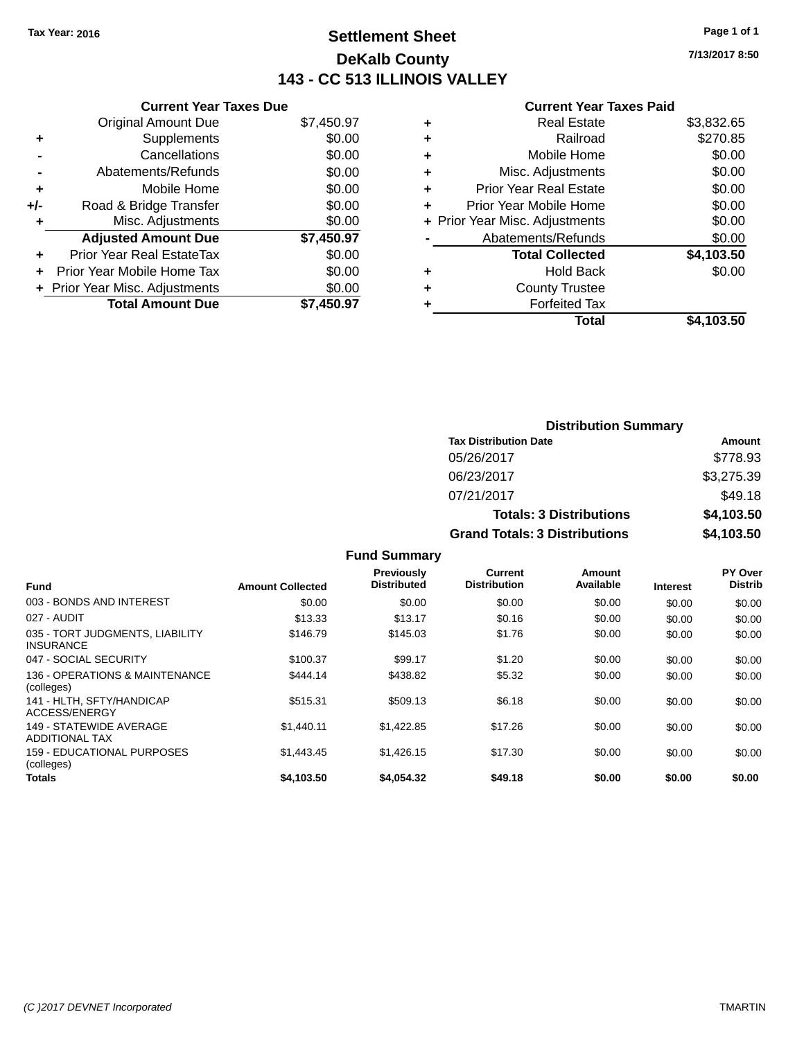Tax Year: 2016

# Settlement Sheet

## DeKalb County

## 143 - CC 513 ILLINOIS VALLEY

7/13/2017 8:50

### Current Year Taxes Due

| | | |
|---|---|---|
| | Original Amount Due | $7,450.97 |
| + | Supplements | $0.00 |
| - | Cancellations | $0.00 |
| - | Abatements/Refunds | $0.00 |
| + | Mobile Home | $0.00 |
| +/- | Road & Bridge Transfer | $0.00 |
| + | Misc. Adjustments | $0.00 |
| | **Adjusted Amount Due** | **$7,450.97** |
| + | Prior Year Real EstateTax | $0.00 |
| + | Prior Year Mobile Home Tax | $0.00 |
| + | Prior Year Misc. Adjustments | $0.00 |
| | **Total Amount Due** | **$7,450.97** |

### Current Year Taxes Paid

| | | |
|---|---|---|
| + | Real Estate | $3,832.65 |
| + | Railroad | $270.85 |
| + | Mobile Home | $0.00 |
| + | Misc. Adjustments | $0.00 |
| + | Prior Year Real Estate | $0.00 |
| + | Prior Year Mobile Home | $0.00 |
| + | Prior Year Misc. Adjustments | $0.00 |
| - | Abatements/Refunds | $0.00 |
| | **Total Collected** | **$4,103.50** |
| + | Hold Back | $0.00 |
| + | County Trustee | |
| + | Forfeited Tax | |
| | **Total** | **$4,103.50** |

### Distribution Summary

| Tax Distribution Date | Amount |
|---|---|
| 05/26/2017 | $778.93 |
| 06/23/2017 | $3,275.39 |
| 07/21/2017 | $49.18 |
| **Totals: 3 Distributions** | **$4,103.50** |
| **Grand Totals: 3 Distributions** | **$4,103.50** |

### Fund Summary

| Fund | Amount Collected | Previously Distributed | Current Distribution | Amount Available | Interest | PY Over Distrib |
|---|---|---|---|---|---|---|
| 003 - BONDS AND INTEREST | $0.00 | $0.00 | $0.00 | $0.00 | $0.00 | $0.00 |
| 027 - AUDIT | $13.33 | $13.17 | $0.16 | $0.00 | $0.00 | $0.00 |
| 035 - TORT JUDGMENTS, LIABILITY INSURANCE | $146.79 | $145.03 | $1.76 | $0.00 | $0.00 | $0.00 |
| 047 - SOCIAL SECURITY | $100.37 | $99.17 | $1.20 | $0.00 | $0.00 | $0.00 |
| 136 - OPERATIONS & MAINTENANCE (colleges) | $444.14 | $438.82 | $5.32 | $0.00 | $0.00 | $0.00 |
| 141 - HLTH, SFTY/HANDICAP ACCESS/ENERGY | $515.31 | $509.13 | $6.18 | $0.00 | $0.00 | $0.00 |
| 149 - STATEWIDE AVERAGE ADDITIONAL TAX | $1,440.11 | $1,422.85 | $17.26 | $0.00 | $0.00 | $0.00 |
| 159 - EDUCATIONAL PURPOSES (colleges) | $1,443.45 | $1,426.15 | $17.30 | $0.00 | $0.00 | $0.00 |
| **Totals** | **$4,103.50** | **$4,054.32** | **$49.18** | **$0.00** | **$0.00** | **$0.00** |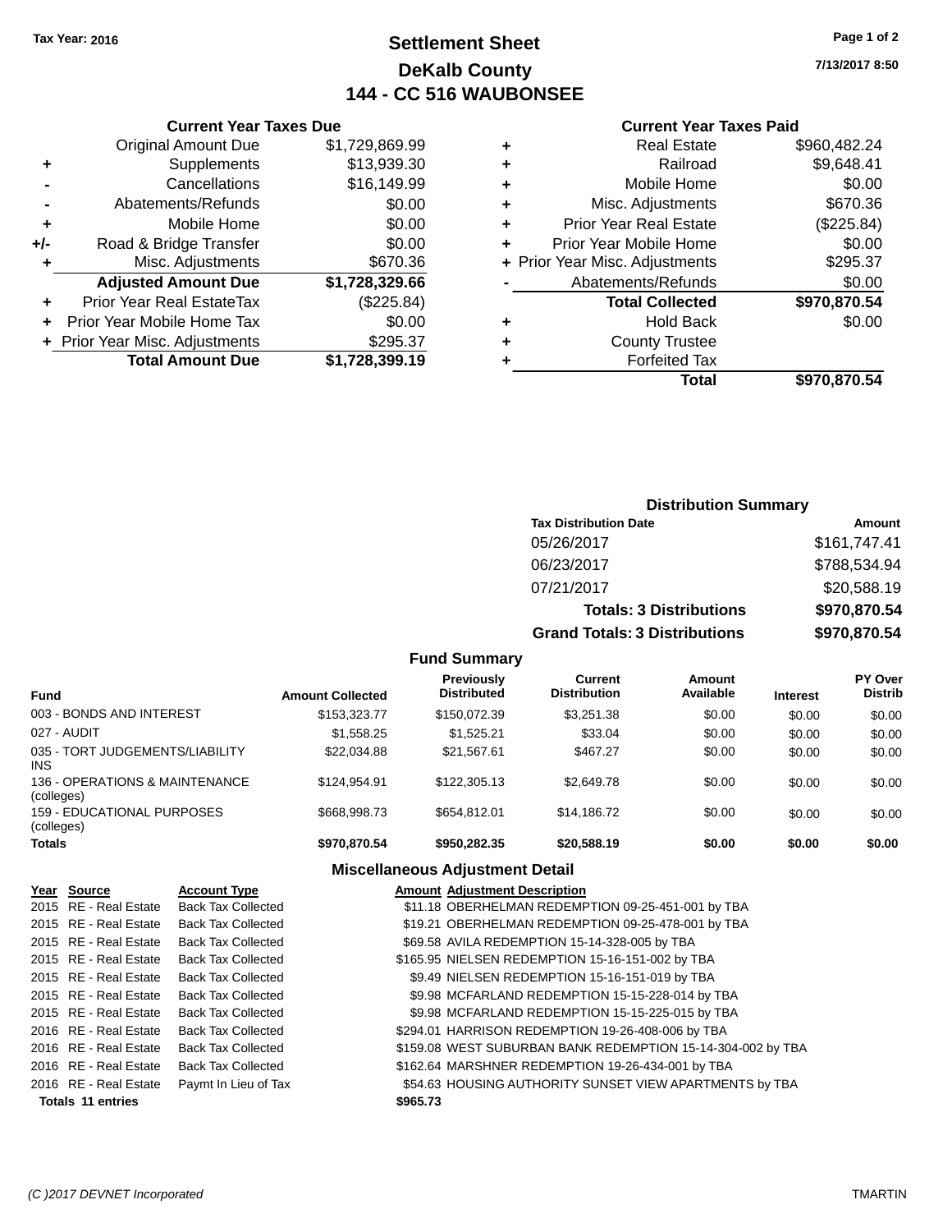**Tax Year: 2016**

# Settlement Sheet
## DeKalb County
## 144 - CC 516 WAUBONSEE

7/13/2017 8:50

### Current Year Taxes Due

| | | |
|---|---|---|
| | Original Amount Due | $1,729,869.99 |
| + | Supplements | $13,939.30 |
| - | Cancellations | $16,149.99 |
| - | Abatements/Refunds | $0.00 |
| + | Mobile Home | $0.00 |
| +/- | Road & Bridge Transfer | $0.00 |
| + | Misc. Adjustments | $670.36 |
| | **Adjusted Amount Due** | **$1,728,329.66** |
| + | Prior Year Real EstateTax | ($225.84) |
| + | Prior Year Mobile Home Tax | $0.00 |
| + | Prior Year Misc. Adjustments | $295.37 |
| | **Total Amount Due** | **$1,728,399.19** |

### Current Year Taxes Paid

| | | |
|---|---|---|
| + | Real Estate | $960,482.24 |
| + | Railroad | $9,648.41 |
| + | Mobile Home | $0.00 |
| + | Misc. Adjustments | $670.36 |
| + | Prior Year Real Estate | ($225.84) |
| + | Prior Year Mobile Home | $0.00 |
| + | Prior Year Misc. Adjustments | $295.37 |
| - | Abatements/Refunds | $0.00 |
| | **Total Collected** | **$970,870.54** |
| + | Hold Back | $0.00 |
| + | County Trustee | |
| + | Forfeited Tax | |
| | **Total** | **$970,870.54** |

### Distribution Summary

| Tax Distribution Date | Amount |
|---|---|
| 05/26/2017 | $161,747.41 |
| 06/23/2017 | $788,534.94 |
| 07/21/2017 | $20,588.19 |
| **Totals: 3 Distributions** | **$970,870.54** |
| **Grand Totals: 3 Distributions** | **$970,870.54** |

### Fund Summary

| Fund | Amount Collected | Previously Distributed | Current Distribution | Amount Available | Interest | PY Over Distrib |
|---|---|---|---|---|---|---|
| 003 - BONDS AND INTEREST | $153,323.77 | $150,072.39 | $3,251.38 | $0.00 | $0.00 | $0.00 |
| 027 - AUDIT | $1,558.25 | $1,525.21 | $33.04 | $0.00 | $0.00 | $0.00 |
| 035 - TORT JUDGEMENTS/LIABILITY INS | $22,034.88 | $21,567.61 | $467.27 | $0.00 | $0.00 | $0.00 |
| 136 - OPERATIONS & MAINTENANCE (colleges) | $124,954.91 | $122,305.13 | $2,649.78 | $0.00 | $0.00 | $0.00 |
| 159 - EDUCATIONAL PURPOSES (colleges) | $668,998.73 | $654,812.01 | $14,186.72 | $0.00 | $0.00 | $0.00 |
| **Totals** | **$970,870.54** | **$950,282.35** | **$20,588.19** | **$0.00** | **$0.00** | **$0.00** |

### Miscellaneous Adjustment Detail

| Year | Source | Account Type | Amount | Adjustment Description |
|---|---|---|---|---|
| 2015 | RE - Real Estate | Back Tax Collected | $11.18 | OBERHELMAN REDEMPTION 09-25-451-001 by TBA |
| 2015 | RE - Real Estate | Back Tax Collected | $19.21 | OBERHELMAN REDEMPTION 09-25-478-001 by TBA |
| 2015 | RE - Real Estate | Back Tax Collected | $69.58 | AVILA REDEMPTION 15-14-328-005 by TBA |
| 2015 | RE - Real Estate | Back Tax Collected | $165.95 | NIELSEN REDEMPTION 15-16-151-002 by TBA |
| 2015 | RE - Real Estate | Back Tax Collected | $9.49 | NIELSEN REDEMPTION 15-16-151-019 by TBA |
| 2015 | RE - Real Estate | Back Tax Collected | $9.98 | MCFARLAND REDEMPTION 15-15-228-014 by TBA |
| 2015 | RE - Real Estate | Back Tax Collected | $9.98 | MCFARLAND REDEMPTION 15-15-225-015 by TBA |
| 2016 | RE - Real Estate | Back Tax Collected | $294.01 | HARRISON REDEMPTION 19-26-408-006 by TBA |
| 2016 | RE - Real Estate | Back Tax Collected | $159.08 | WEST SUBURBAN BANK REDEMPTION 15-14-304-002 by TBA |
| 2016 | RE - Real Estate | Back Tax Collected | $162.64 | MARSHNER REDEMPTION 19-26-434-001 by TBA |
| 2016 | RE - Real Estate | Paymt In Lieu of Tax | $54.63 | HOUSING AUTHORITY SUNSET VIEW APARTMENTS by TBA |
| **Totals 11 entries** | | | **$965.73** | |

(C )2017 DEVNET Incorporated — TMARTIN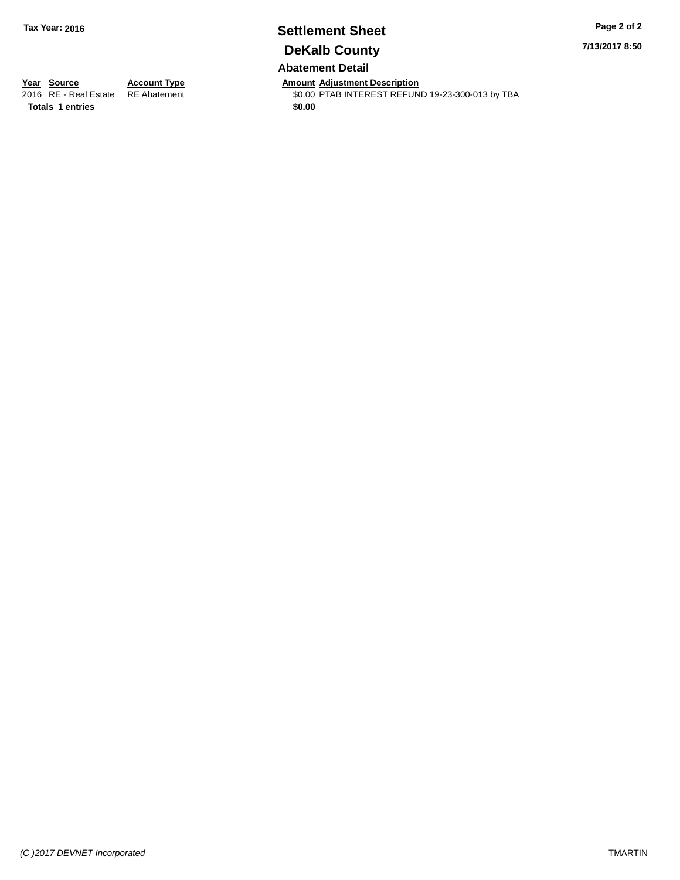**Tax Year: 2016**

# Settlement Sheet

## DeKalb County

7/13/2017 8:50

### Abatement Detail

| Year | Source | Account Type | Amount | Adjustment Description |
|---|---|---|---|---|
| 2016 | RE - Real Estate | RE Abatement | $0.00 | PTAB INTEREST REFUND 19-23-300-013 by TBA |
| **Totals** | **1 entries** | | **$0.00** | |

*(C )2017 DEVNET Incorporated*

TMARTIN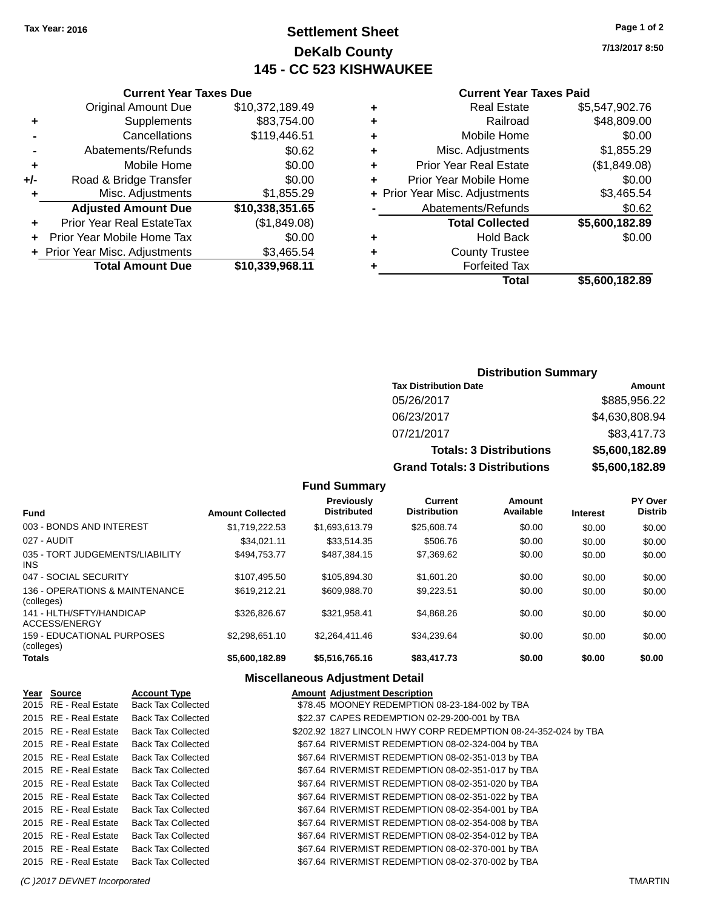**Tax Year: 2016**

# Settlement Sheet
## DeKalb County
## 145 - CC 523 KISHWAUKEE

7/13/2017 8:50

### Current Year Taxes Due

| | | |
|---|---|---|
| | Original Amount Due | $10,372,189.49 |
| + | Supplements | $83,754.00 |
| - | Cancellations | $119,446.51 |
| - | Abatements/Refunds | $0.62 |
| + | Mobile Home | $0.00 |
| +/- | Road & Bridge Transfer | $0.00 |
| + | Misc. Adjustments | $1,855.29 |
| | **Adjusted Amount Due** | **$10,338,351.65** |
| + | Prior Year Real EstateTax | ($1,849.08) |
| + | Prior Year Mobile Home Tax | $0.00 |
| + | Prior Year Misc. Adjustments | $3,465.54 |
| | **Total Amount Due** | **$10,339,968.11** |

### Current Year Taxes Paid

| | | |
|---|---|---|
| + | Real Estate | $5,547,902.76 |
| + | Railroad | $48,809.00 |
| + | Mobile Home | $0.00 |
| + | Misc. Adjustments | $1,855.29 |
| + | Prior Year Real Estate | ($1,849.08) |
| + | Prior Year Mobile Home | $0.00 |
| + | Prior Year Misc. Adjustments | $3,465.54 |
| - | Abatements/Refunds | $0.62 |
| | **Total Collected** | **$5,600,182.89** |
| + | Hold Back | $0.00 |
| + | County Trustee | |
| + | Forfeited Tax | |
| | **Total** | **$5,600,182.89** |

### Distribution Summary

| Tax Distribution Date | Amount |
|---|---|
| 05/26/2017 | $885,956.22 |
| 06/23/2017 | $4,630,808.94 |
| 07/21/2017 | $83,417.73 |
| **Totals: 3 Distributions** | **$5,600,182.89** |
| **Grand Totals: 3 Distributions** | **$5,600,182.89** |

### Fund Summary

| Fund | Amount Collected | Previously Distributed | Current Distribution | Amount Available | Interest | PY Over Distrib |
|---|---|---|---|---|---|---|
| 003 - BONDS AND INTEREST | $1,719,222.53 | $1,693,613.79 | $25,608.74 | $0.00 | $0.00 | $0.00 |
| 027 - AUDIT | $34,021.11 | $33,514.35 | $506.76 | $0.00 | $0.00 | $0.00 |
| 035 - TORT JUDGEMENTS/LIABILITY INS | $494,753.77 | $487,384.15 | $7,369.62 | $0.00 | $0.00 | $0.00 |
| 047 - SOCIAL SECURITY | $107,495.50 | $105,894.30 | $1,601.20 | $0.00 | $0.00 | $0.00 |
| 136 - OPERATIONS & MAINTENANCE (colleges) | $619,212.21 | $609,988.70 | $9,223.51 | $0.00 | $0.00 | $0.00 |
| 141 - HLTH/SFTY/HANDICAP ACCESS/ENERGY | $326,826.67 | $321,958.41 | $4,868.26 | $0.00 | $0.00 | $0.00 |
| 159 - EDUCATIONAL PURPOSES (colleges) | $2,298,651.10 | $2,264,411.46 | $34,239.64 | $0.00 | $0.00 | $0.00 |
| **Totals** | **$5,600,182.89** | **$5,516,765.16** | **$83,417.73** | **$0.00** | **$0.00** | **$0.00** |

### Miscellaneous Adjustment Detail

| Year | Source | Account Type | Amount | Adjustment Description |
|---|---|---|---|---|
| 2015 | RE - Real Estate | Back Tax Collected | $78.45 | MOONEY REDEMPTION 08-23-184-002 by TBA |
| 2015 | RE - Real Estate | Back Tax Collected | $22.37 | CAPES REDEMPTION 02-29-200-001 by TBA |
| 2015 | RE - Real Estate | Back Tax Collected | $202.92 | 1827 LINCOLN HWY CORP REDEMPTION 08-24-352-024 by TBA |
| 2015 | RE - Real Estate | Back Tax Collected | $67.64 | RIVERMIST REDEMPTION 08-02-324-004 by TBA |
| 2015 | RE - Real Estate | Back Tax Collected | $67.64 | RIVERMIST REDEMPTION 08-02-351-013 by TBA |
| 2015 | RE - Real Estate | Back Tax Collected | $67.64 | RIVERMIST REDEMPTION 08-02-351-017 by TBA |
| 2015 | RE - Real Estate | Back Tax Collected | $67.64 | RIVERMIST REDEMPTION 08-02-351-020 by TBA |
| 2015 | RE - Real Estate | Back Tax Collected | $67.64 | RIVERMIST REDEMPTION 08-02-351-022 by TBA |
| 2015 | RE - Real Estate | Back Tax Collected | $67.64 | RIVERMIST REDEMPTION 08-02-354-001 by TBA |
| 2015 | RE - Real Estate | Back Tax Collected | $67.64 | RIVERMIST REDEMPTION 08-02-354-008 by TBA |
| 2015 | RE - Real Estate | Back Tax Collected | $67.64 | RIVERMIST REDEMPTION 08-02-354-012 by TBA |
| 2015 | RE - Real Estate | Back Tax Collected | $67.64 | RIVERMIST REDEMPTION 08-02-370-001 by TBA |
| 2015 | RE - Real Estate | Back Tax Collected | $67.64 | RIVERMIST REDEMPTION 08-02-370-002 by TBA |

*(C )2017 DEVNET Incorporated* TMARTIN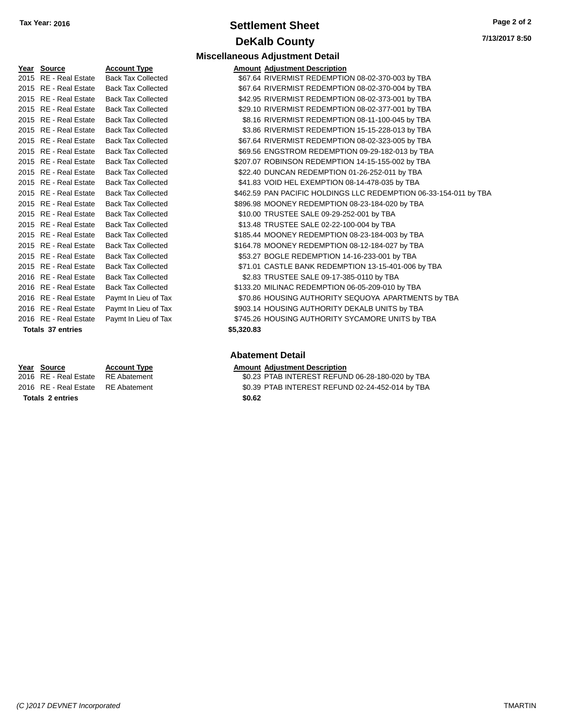**Tax Year: 2016**

# Settlement Sheet

## DeKalb County

7/13/2017 8:50

### Miscellaneous Adjustment Detail

| Year | Source | Account Type | Amount | Adjustment Description |
|---|---|---|---|---|
| 2015 | RE - Real Estate | Back Tax Collected | $67.64 | RIVERMIST REDEMPTION 08-02-370-003 by TBA |
| 2015 | RE - Real Estate | Back Tax Collected | $67.64 | RIVERMIST REDEMPTION 08-02-370-004 by TBA |
| 2015 | RE - Real Estate | Back Tax Collected | $42.95 | RIVERMIST REDEMPTION 08-02-373-001 by TBA |
| 2015 | RE - Real Estate | Back Tax Collected | $29.10 | RIVERMIST REDEMPTION 08-02-377-001 by TBA |
| 2015 | RE - Real Estate | Back Tax Collected | $8.16 | RIVERMIST REDEMPTION 08-11-100-045 by TBA |
| 2015 | RE - Real Estate | Back Tax Collected | $3.86 | RIVERMIST REDEMPTION 15-15-228-013 by TBA |
| 2015 | RE - Real Estate | Back Tax Collected | $67.64 | RIVERMIST REDEMPTION 08-02-323-005 by TBA |
| 2015 | RE - Real Estate | Back Tax Collected | $69.56 | ENGSTROM REDEMPTION 09-29-182-013 by TBA |
| 2015 | RE - Real Estate | Back Tax Collected | $207.07 | ROBINSON REDEMPTION 14-15-155-002 by TBA |
| 2015 | RE - Real Estate | Back Tax Collected | $22.40 | DUNCAN REDEMPTION 01-26-252-011 by TBA |
| 2015 | RE - Real Estate | Back Tax Collected | $41.83 | VOID HEL EXEMPTION 08-14-478-035 by TBA |
| 2015 | RE - Real Estate | Back Tax Collected | $462.59 | PAN PACIFIC HOLDINGS LLC REDEMPTION 06-33-154-011 by TBA |
| 2015 | RE - Real Estate | Back Tax Collected | $896.98 | MOONEY REDEMPTION 08-23-184-020 by TBA |
| 2015 | RE - Real Estate | Back Tax Collected | $10.00 | TRUSTEE SALE 09-29-252-001 by TBA |
| 2015 | RE - Real Estate | Back Tax Collected | $13.48 | TRUSTEE SALE 02-22-100-004 by TBA |
| 2015 | RE - Real Estate | Back Tax Collected | $185.44 | MOONEY REDEMPTION 08-23-184-003 by TBA |
| 2015 | RE - Real Estate | Back Tax Collected | $164.78 | MOONEY REDEMPTION 08-12-184-027 by TBA |
| 2015 | RE - Real Estate | Back Tax Collected | $53.27 | BOGLE REDEMPTION 14-16-233-001 by TBA |
| 2015 | RE - Real Estate | Back Tax Collected | $71.01 | CASTLE BANK REDEMPTION 13-15-401-006 by TBA |
| 2016 | RE - Real Estate | Back Tax Collected | $2.83 | TRUSTEE SALE 09-17-385-0110 by TBA |
| 2016 | RE - Real Estate | Back Tax Collected | $133.20 | MILINAC REDEMPTION 06-05-209-010 by TBA |
| 2016 | RE - Real Estate | Paymt In Lieu of Tax | $70.86 | HOUSING AUTHORITY SEQUOYA APARTMENTS by TBA |
| 2016 | RE - Real Estate | Paymt In Lieu of Tax | $903.14 | HOUSING AUTHORITY DEKALB UNITS by TBA |
| 2016 | RE - Real Estate | Paymt In Lieu of Tax | $745.26 | HOUSING AUTHORITY SYCAMORE UNITS by TBA |
| **Totals 37 entries** | | | **$5,320.83** | |

### Abatement Detail

| Year | Source | Account Type | Amount | Adjustment Description |
|---|---|---|---|---|
| 2016 | RE - Real Estate | RE Abatement | $0.23 | PTAB INTEREST REFUND 06-28-180-020 by TBA |
| 2016 | RE - Real Estate | RE Abatement | $0.39 | PTAB INTEREST REFUND 02-24-452-014 by TBA |
| **Totals 2 entries** | | | **$0.62** | |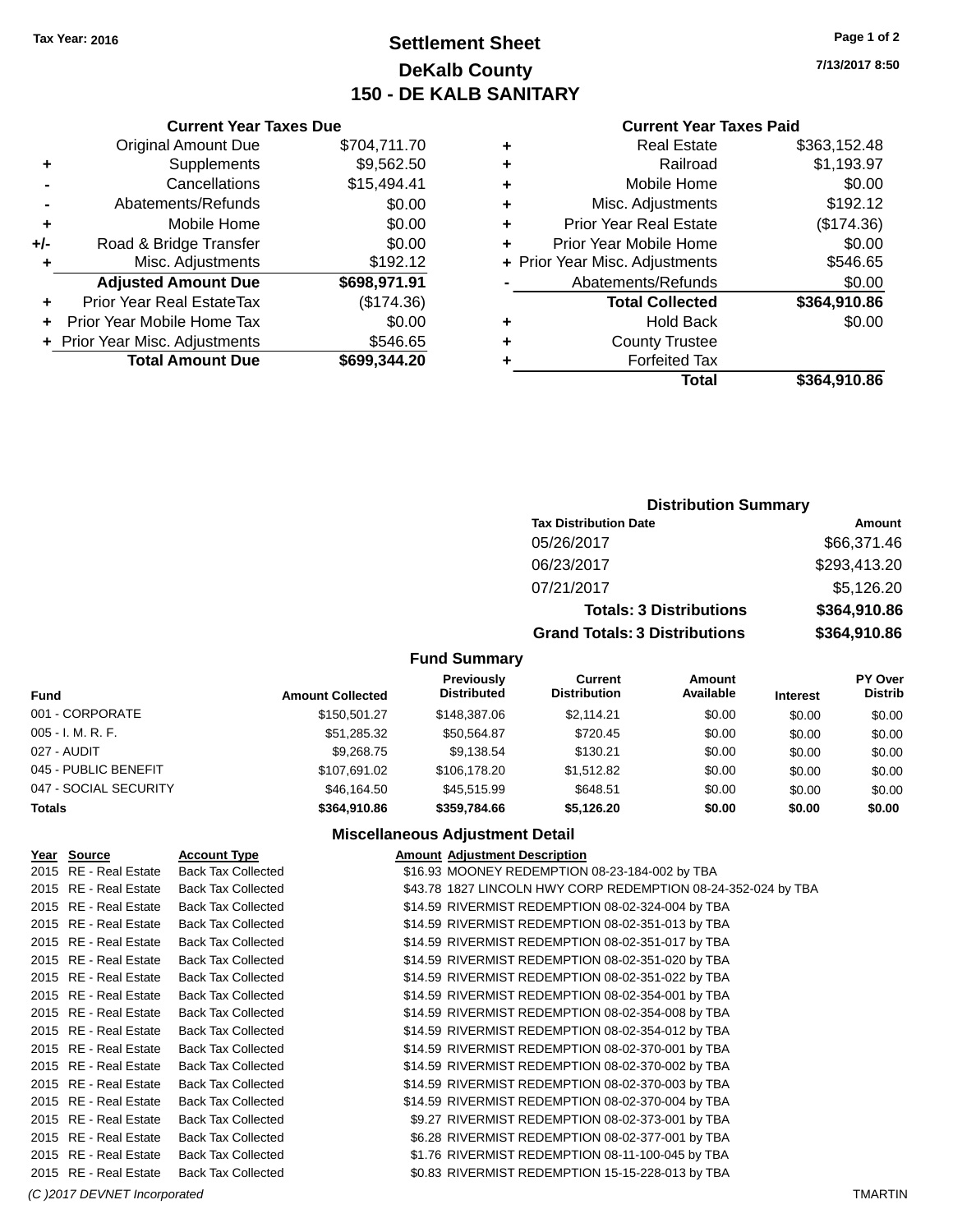Tax Year: 2016

# Settlement Sheet
## DeKalb County
## 150 - DE KALB SANITARY

7/13/2017 8:50

### Current Year Taxes Due

| | | |
|---|---|---|
| | Original Amount Due | $704,711.70 |
| + | Supplements | $9,562.50 |
| - | Cancellations | $15,494.41 |
| - | Abatements/Refunds | $0.00 |
| + | Mobile Home | $0.00 |
| +/- | Road & Bridge Transfer | $0.00 |
| + | Misc. Adjustments | $192.12 |
| | **Adjusted Amount Due** | **$698,971.91** |
| + | Prior Year Real EstateTax | ($174.36) |
| + | Prior Year Mobile Home Tax | $0.00 |
| + | Prior Year Misc. Adjustments | $546.65 |
| | **Total Amount Due** | **$699,344.20** |

### Current Year Taxes Paid

| | | |
|---|---|---|
| + | Real Estate | $363,152.48 |
| + | Railroad | $1,193.97 |
| + | Mobile Home | $0.00 |
| + | Misc. Adjustments | $192.12 |
| + | Prior Year Real Estate | ($174.36) |
| + | Prior Year Mobile Home | $0.00 |
| + | Prior Year Misc. Adjustments | $546.65 |
| - | Abatements/Refunds | $0.00 |
| | **Total Collected** | **$364,910.86** |
| + | Hold Back | $0.00 |
| + | County Trustee | |
| + | Forfeited Tax | |
| | **Total** | **$364,910.86** |

### Distribution Summary

| Tax Distribution Date | Amount |
|---|---|
| 05/26/2017 | $66,371.46 |
| 06/23/2017 | $293,413.20 |
| 07/21/2017 | $5,126.20 |
| **Totals: 3 Distributions** | **$364,910.86** |
| **Grand Totals: 3 Distributions** | **$364,910.86** |

### Fund Summary

| Fund | Amount Collected | Previously Distributed | Current Distribution | Amount Available | Interest | PY Over Distrib |
|---|---|---|---|---|---|---|
| 001 - CORPORATE | $150,501.27 | $148,387.06 | $2,114.21 | $0.00 | $0.00 | $0.00 |
| 005 - I. M. R. F. | $51,285.32 | $50,564.87 | $720.45 | $0.00 | $0.00 | $0.00 |
| 027 - AUDIT | $9,268.75 | $9,138.54 | $130.21 | $0.00 | $0.00 | $0.00 |
| 045 - PUBLIC BENEFIT | $107,691.02 | $106,178.20 | $1,512.82 | $0.00 | $0.00 | $0.00 |
| 047 - SOCIAL SECURITY | $46,164.50 | $45,515.99 | $648.51 | $0.00 | $0.00 | $0.00 |
| **Totals** | **$364,910.86** | **$359,784.66** | **$5,126.20** | **$0.00** | **$0.00** | **$0.00** |

### Miscellaneous Adjustment Detail

| Year | Source | Account Type | Amount | Adjustment Description |
|---|---|---|---|---|
| 2015 | RE - Real Estate | Back Tax Collected | $16.93 | MOONEY REDEMPTION 08-23-184-002 by TBA |
| 2015 | RE - Real Estate | Back Tax Collected | $43.78 | 1827 LINCOLN HWY CORP REDEMPTION 08-24-352-024 by TBA |
| 2015 | RE - Real Estate | Back Tax Collected | $14.59 | RIVERMIST REDEMPTION 08-02-324-004 by TBA |
| 2015 | RE - Real Estate | Back Tax Collected | $14.59 | RIVERMIST REDEMPTION 08-02-351-013 by TBA |
| 2015 | RE - Real Estate | Back Tax Collected | $14.59 | RIVERMIST REDEMPTION 08-02-351-017 by TBA |
| 2015 | RE - Real Estate | Back Tax Collected | $14.59 | RIVERMIST REDEMPTION 08-02-351-020 by TBA |
| 2015 | RE - Real Estate | Back Tax Collected | $14.59 | RIVERMIST REDEMPTION 08-02-351-022 by TBA |
| 2015 | RE - Real Estate | Back Tax Collected | $14.59 | RIVERMIST REDEMPTION 08-02-354-001 by TBA |
| 2015 | RE - Real Estate | Back Tax Collected | $14.59 | RIVERMIST REDEMPTION 08-02-354-008 by TBA |
| 2015 | RE - Real Estate | Back Tax Collected | $14.59 | RIVERMIST REDEMPTION 08-02-354-012 by TBA |
| 2015 | RE - Real Estate | Back Tax Collected | $14.59 | RIVERMIST REDEMPTION 08-02-370-001 by TBA |
| 2015 | RE - Real Estate | Back Tax Collected | $14.59 | RIVERMIST REDEMPTION 08-02-370-002 by TBA |
| 2015 | RE - Real Estate | Back Tax Collected | $14.59 | RIVERMIST REDEMPTION 08-02-370-003 by TBA |
| 2015 | RE - Real Estate | Back Tax Collected | $14.59 | RIVERMIST REDEMPTION 08-02-370-004 by TBA |
| 2015 | RE - Real Estate | Back Tax Collected | $9.27 | RIVERMIST REDEMPTION 08-02-373-001 by TBA |
| 2015 | RE - Real Estate | Back Tax Collected | $6.28 | RIVERMIST REDEMPTION 08-02-377-001 by TBA |
| 2015 | RE - Real Estate | Back Tax Collected | $1.76 | RIVERMIST REDEMPTION 08-11-100-045 by TBA |
| 2015 | RE - Real Estate | Back Tax Collected | $0.83 | RIVERMIST REDEMPTION 15-15-228-013 by TBA |

(C )2017 DEVNET Incorporated — TMARTIN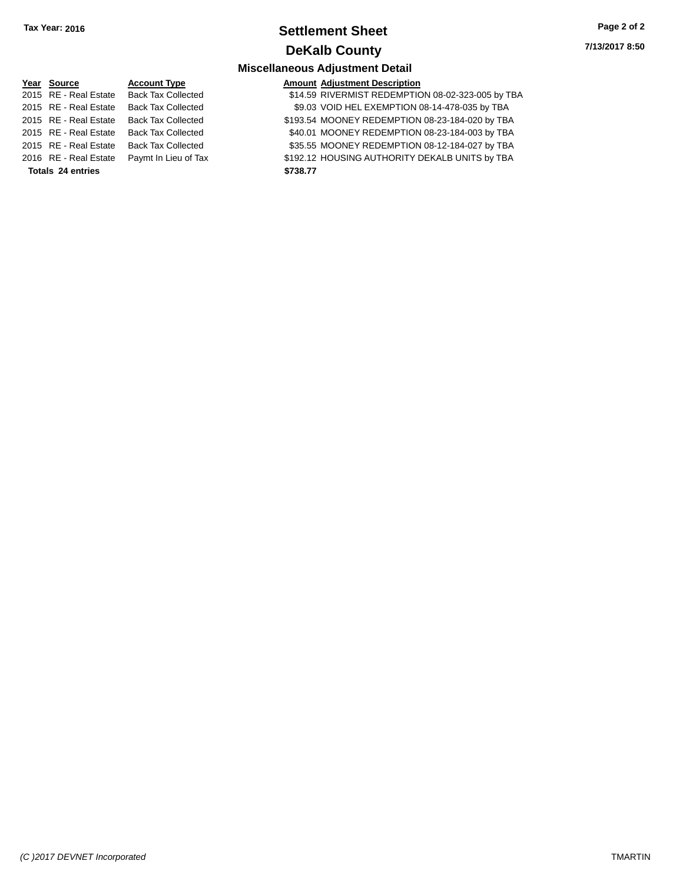**Tax Year: 2016**

# Settlement Sheet

## DeKalb County

### Miscellaneous Adjustment Detail

| Year | Source | Account Type | Amount | Adjustment Description |
|---|---|---|---|---|
| 2015 | RE - Real Estate | Back Tax Collected | $14.59 | RIVERMIST REDEMPTION 08-02-323-005 by TBA |
| 2015 | RE - Real Estate | Back Tax Collected | $9.03 | VOID HEL EXEMPTION 08-14-478-035 by TBA |
| 2015 | RE - Real Estate | Back Tax Collected | $193.54 | MOONEY REDEMPTION 08-23-184-020 by TBA |
| 2015 | RE - Real Estate | Back Tax Collected | $40.01 | MOONEY REDEMPTION 08-23-184-003 by TBA |
| 2015 | RE - Real Estate | Back Tax Collected | $35.55 | MOONEY REDEMPTION 08-12-184-027 by TBA |
| 2016 | RE - Real Estate | Paymt In Lieu of Tax | $192.12 | HOUSING AUTHORITY DEKALB UNITS by TBA |
| **Totals** | **24 entries** | | **$738.77** | |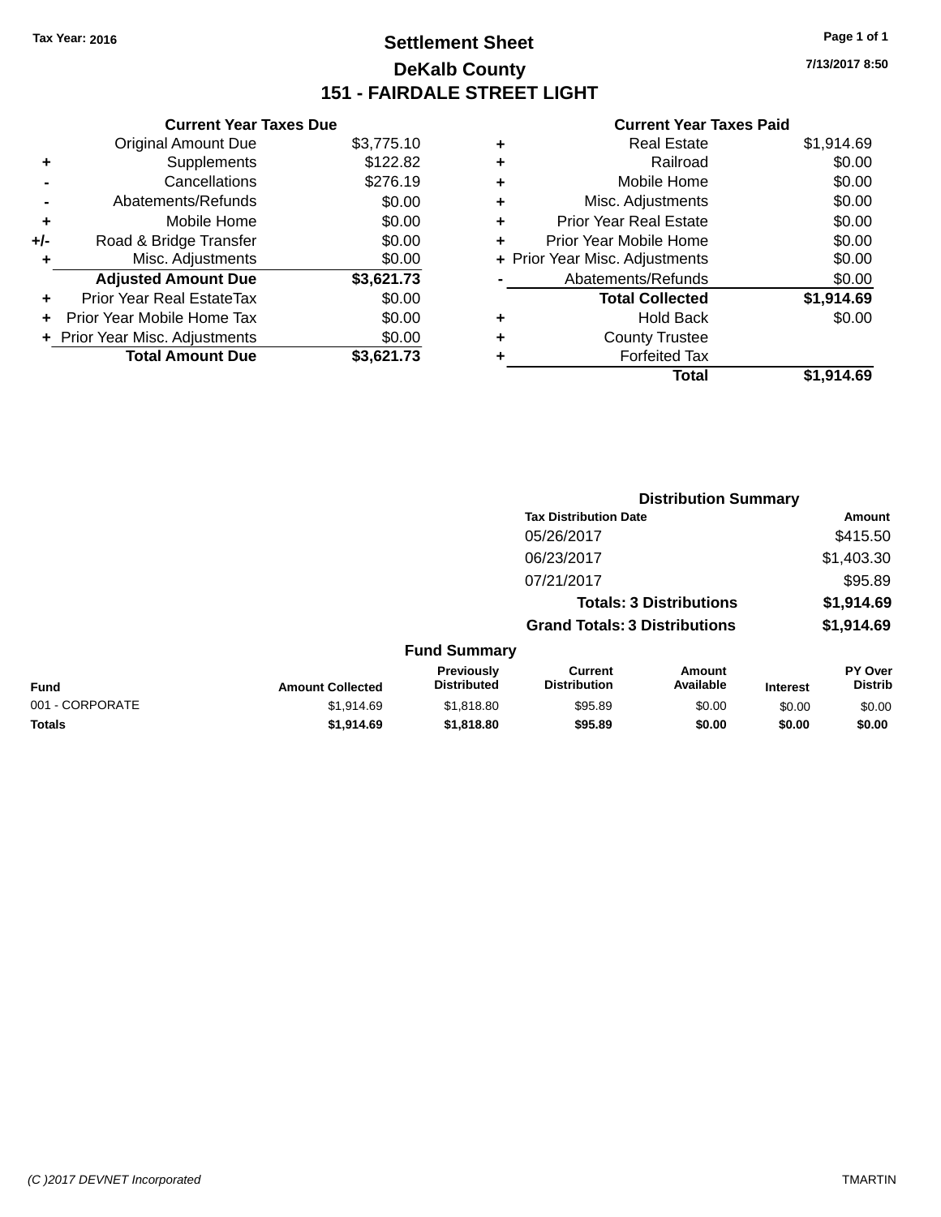Tax Year: 2016

# Settlement Sheet

## DeKalb County

## 151 - FAIRDALE STREET LIGHT

7/13/2017 8:50

**Current Year Taxes Due**

| | | |
|---|---|---|
| | Original Amount Due | $3,775.10 |
| + | Supplements | $122.82 |
| - | Cancellations | $276.19 |
| - | Abatements/Refunds | $0.00 |
| + | Mobile Home | $0.00 |
| +/- | Road & Bridge Transfer | $0.00 |
| + | Misc. Adjustments | $0.00 |
| | **Adjusted Amount Due** | **$3,621.73** |
| + | Prior Year Real EstateTax | $0.00 |
| + | Prior Year Mobile Home Tax | $0.00 |
| + | Prior Year Misc. Adjustments | $0.00 |
| | **Total Amount Due** | **$3,621.73** |

**Current Year Taxes Paid**

| | | |
|---|---|---|
| + | Real Estate | $1,914.69 |
| + | Railroad | $0.00 |
| + | Mobile Home | $0.00 |
| + | Misc. Adjustments | $0.00 |
| + | Prior Year Real Estate | $0.00 |
| + | Prior Year Mobile Home | $0.00 |
| + | Prior Year Misc. Adjustments | $0.00 |
| - | Abatements/Refunds | $0.00 |
| | **Total Collected** | **$1,914.69** |
| + | Hold Back | $0.00 |
| + | County Trustee | |
| + | Forfeited Tax | |
| | **Total** | **$1,914.69** |

**Distribution Summary**

| Tax Distribution Date | Amount |
|---|---|
| 05/26/2017 | $415.50 |
| 06/23/2017 | $1,403.30 |
| 07/21/2017 | $95.89 |
| **Totals: 3 Distributions** | **$1,914.69** |
| **Grand Totals: 3 Distributions** | **$1,914.69** |

**Fund Summary**

| Fund | Amount Collected | Previously Distributed | Current Distribution | Amount Available | Interest | PY Over Distrib |
|---|---|---|---|---|---|---|
| 001 - CORPORATE | $1,914.69 | $1,818.80 | $95.89 | $0.00 | $0.00 | $0.00 |
| **Totals** | **$1,914.69** | **$1,818.80** | **$95.89** | **$0.00** | **$0.00** | **$0.00** |

(C )2017 DEVNET Incorporated TMARTIN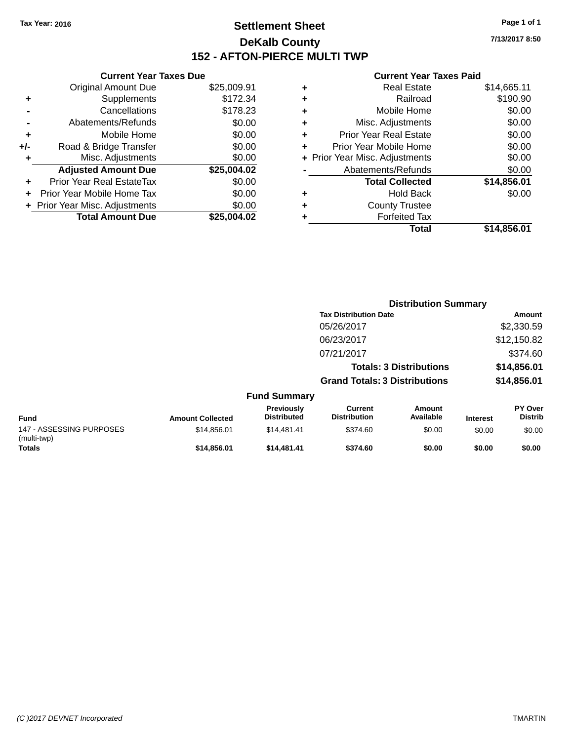Tax Year: 2016

# Settlement Sheet

## DeKalb County

## 152 - AFTON-PIERCE MULTI TWP

7/13/2017 8:50

### Current Year Taxes Due

| | | |
|---|---|---|
| | Original Amount Due | $25,009.91 |
| + | Supplements | $172.34 |
| - | Cancellations | $178.23 |
| - | Abatements/Refunds | $0.00 |
| + | Mobile Home | $0.00 |
| +/- | Road & Bridge Transfer | $0.00 |
| + | Misc. Adjustments | $0.00 |
| | **Adjusted Amount Due** | **$25,004.02** |
| + | Prior Year Real EstateTax | $0.00 |
| + | Prior Year Mobile Home Tax | $0.00 |
| + | Prior Year Misc. Adjustments | $0.00 |
| | **Total Amount Due** | **$25,004.02** |

### Current Year Taxes Paid

| | | |
|---|---|---|
| + | Real Estate | $14,665.11 |
| + | Railroad | $190.90 |
| + | Mobile Home | $0.00 |
| + | Misc. Adjustments | $0.00 |
| + | Prior Year Real Estate | $0.00 |
| + | Prior Year Mobile Home | $0.00 |
| + | Prior Year Misc. Adjustments | $0.00 |
| - | Abatements/Refunds | $0.00 |
| | **Total Collected** | **$14,856.01** |
| + | Hold Back | $0.00 |
| + | County Trustee | |
| + | Forfeited Tax | |
| | **Total** | **$14,856.01** |

### Distribution Summary

| Tax Distribution Date | Amount |
|---|---|
| 05/26/2017 | $2,330.59 |
| 06/23/2017 | $12,150.82 |
| 07/21/2017 | $374.60 |
| **Totals: 3 Distributions** | **$14,856.01** |
| **Grand Totals: 3 Distributions** | **$14,856.01** |

### Fund Summary

| Fund | Amount Collected | Previously Distributed | Current Distribution | Amount Available | Interest | PY Over Distrib |
|---|---|---|---|---|---|---|
| 147 - ASSESSING PURPOSES (multi-twp) | $14,856.01 | $14,481.41 | $374.60 | $0.00 | $0.00 | $0.00 |
| **Totals** | **$14,856.01** | **$14,481.41** | **$374.60** | **$0.00** | **$0.00** | **$0.00** |

(C )2017 DEVNET Incorporated TMARTIN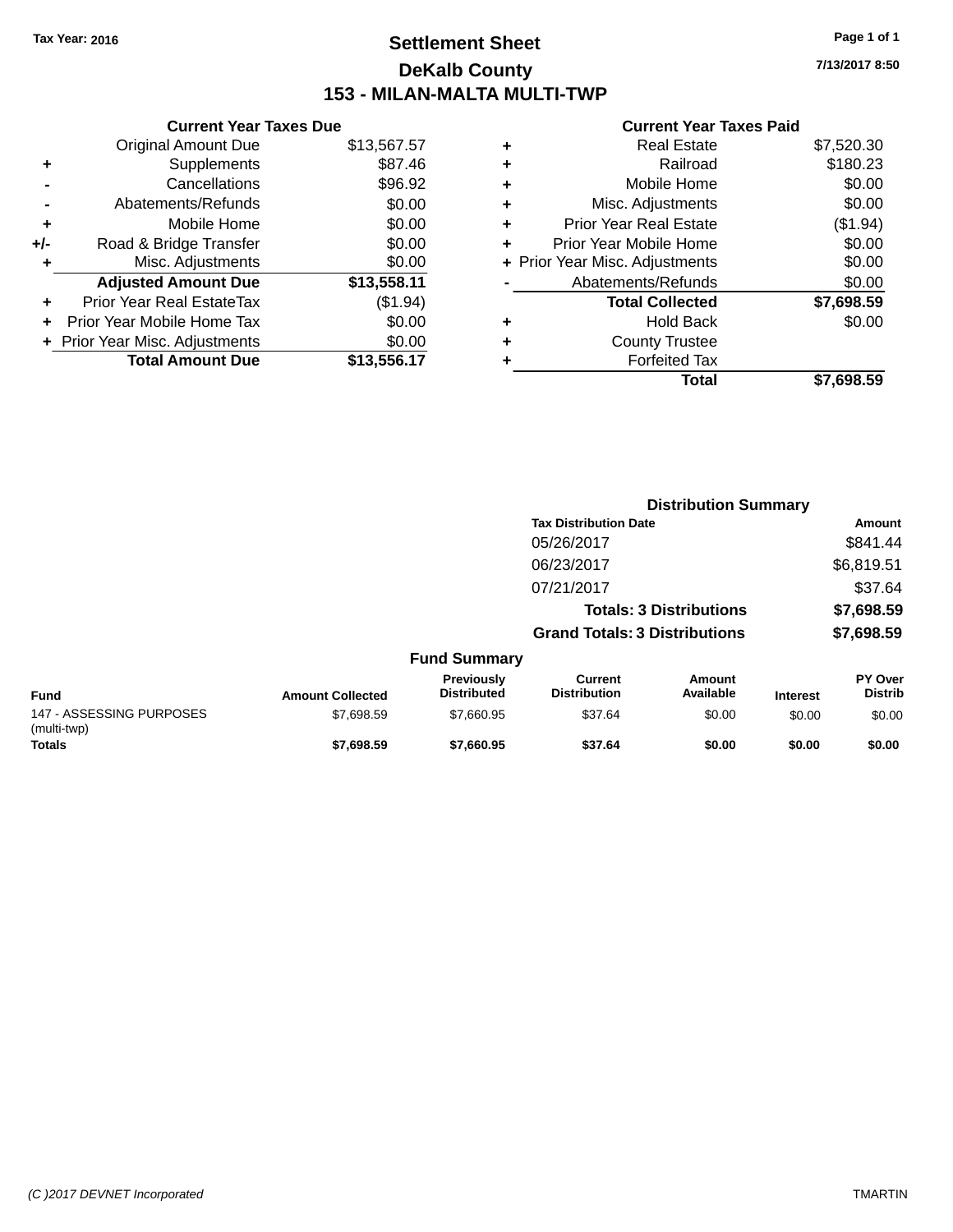Tax Year: 2016

# Settlement Sheet

## DeKalb County

## 153 - MILAN-MALTA MULTI-TWP

7/13/2017 8:50

### Current Year Taxes Due

| | | |
|---|---|---|
| | Original Amount Due | $13,567.57 |
| + | Supplements | $87.46 |
| - | Cancellations | $96.92 |
| - | Abatements/Refunds | $0.00 |
| + | Mobile Home | $0.00 |
| +/- | Road & Bridge Transfer | $0.00 |
| + | Misc. Adjustments | $0.00 |
| | **Adjusted Amount Due** | **$13,558.11** |
| + | Prior Year Real EstateTax | ($1.94) |
| + | Prior Year Mobile Home Tax | $0.00 |
| + | Prior Year Misc. Adjustments | $0.00 |
| | **Total Amount Due** | **$13,556.17** |

### Current Year Taxes Paid

| | | |
|---|---|---|
| + | Real Estate | $7,520.30 |
| + | Railroad | $180.23 |
| + | Mobile Home | $0.00 |
| + | Misc. Adjustments | $0.00 |
| + | Prior Year Real Estate | ($1.94) |
| + | Prior Year Mobile Home | $0.00 |
| + | Prior Year Misc. Adjustments | $0.00 |
| - | Abatements/Refunds | $0.00 |
| | **Total Collected** | **$7,698.59** |
| + | Hold Back | $0.00 |
| + | County Trustee | |
| + | Forfeited Tax | |
| | **Total** | **$7,698.59** |

### Distribution Summary

| Tax Distribution Date | Amount |
|---|---|
| 05/26/2017 | $841.44 |
| 06/23/2017 | $6,819.51 |
| 07/21/2017 | $37.64 |
| **Totals: 3 Distributions** | **$7,698.59** |
| **Grand Totals: 3 Distributions** | **$7,698.59** |

### Fund Summary

| Fund | Amount Collected | Previously Distributed | Current Distribution | Amount Available | Interest | PY Over Distrib |
|---|---|---|---|---|---|---|
| 147 - ASSESSING PURPOSES (multi-twp) | $7,698.59 | $7,660.95 | $37.64 | $0.00 | $0.00 | $0.00 |
| **Totals** | **$7,698.59** | **$7,660.95** | **$37.64** | **$0.00** | **$0.00** | **$0.00** |

(C )2017 DEVNET Incorporated TMARTIN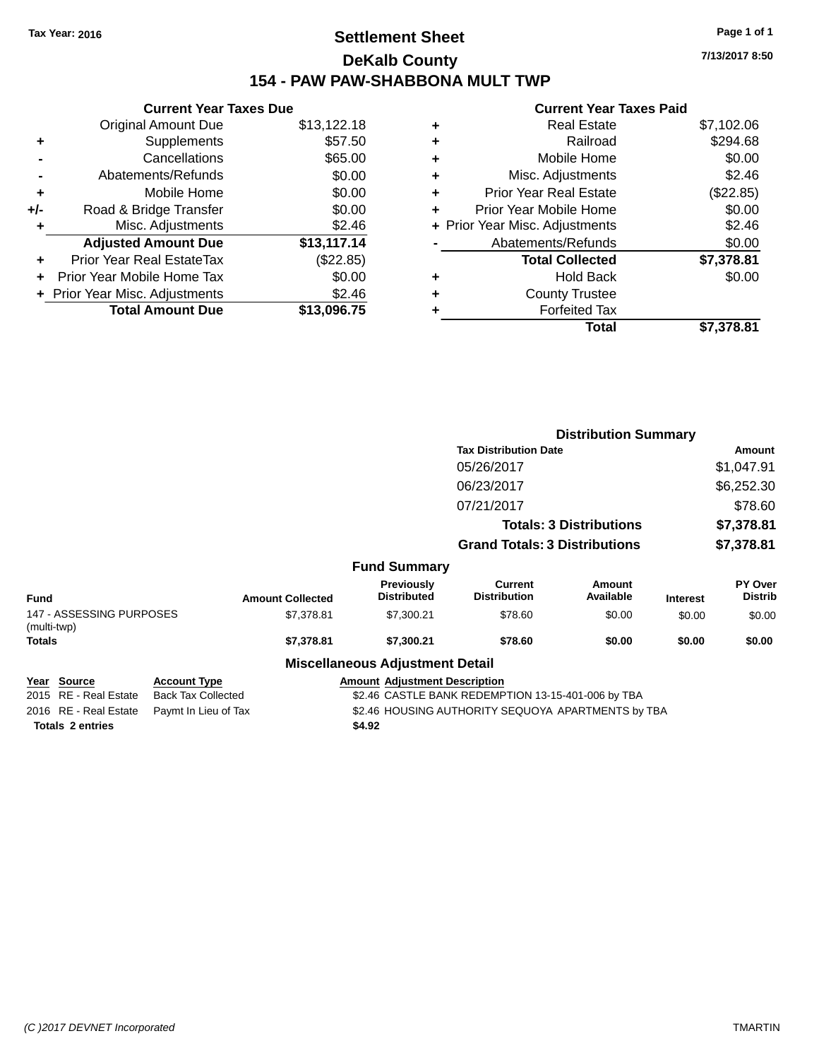Tax Year: 2016

# Settlement Sheet

## DeKalb County

## 154 - PAW PAW-SHABBONA MULT TWP

7/13/2017 8:50

### Current Year Taxes Due

| | | |
|---|---|---|
| | Original Amount Due | $13,122.18 |
| + | Supplements | $57.50 |
| - | Cancellations | $65.00 |
| - | Abatements/Refunds | $0.00 |
| + | Mobile Home | $0.00 |
| +/- | Road & Bridge Transfer | $0.00 |
| + | Misc. Adjustments | $2.46 |
| | **Adjusted Amount Due** | **$13,117.14** |
| + | Prior Year Real EstateTax | ($22.85) |
| + | Prior Year Mobile Home Tax | $0.00 |
| + | Prior Year Misc. Adjustments | $2.46 |
| | **Total Amount Due** | **$13,096.75** |

### Current Year Taxes Paid

| | | |
|---|---|---|
| + | Real Estate | $7,102.06 |
| + | Railroad | $294.68 |
| + | Mobile Home | $0.00 |
| + | Misc. Adjustments | $2.46 |
| + | Prior Year Real Estate | ($22.85) |
| + | Prior Year Mobile Home | $0.00 |
| + | Prior Year Misc. Adjustments | $2.46 |
| - | Abatements/Refunds | $0.00 |
| | **Total Collected** | **$7,378.81** |
| + | Hold Back | $0.00 |
| + | County Trustee | |
| + | Forfeited Tax | |
| | **Total** | **$7,378.81** |

### Distribution Summary

| Tax Distribution Date | Amount |
|---|---|
| 05/26/2017 | $1,047.91 |
| 06/23/2017 | $6,252.30 |
| 07/21/2017 | $78.60 |
| **Totals: 3 Distributions** | **$7,378.81** |
| **Grand Totals: 3 Distributions** | **$7,378.81** |

### Fund Summary

| Fund | Amount Collected | Previously Distributed | Current Distribution | Amount Available | Interest | PY Over Distrib |
|---|---|---|---|---|---|---|
| 147 - ASSESSING PURPOSES (multi-twp) | $7,378.81 | $7,300.21 | $78.60 | $0.00 | $0.00 | $0.00 |
| **Totals** | **$7,378.81** | **$7,300.21** | **$78.60** | **$0.00** | **$0.00** | **$0.00** |

### Miscellaneous Adjustment Detail

| Year | Source | Account Type | Amount | Adjustment Description |
|---|---|---|---|---|
| 2015 | RE - Real Estate | Back Tax Collected | $2.46 | CASTLE BANK REDEMPTION 13-15-401-006 by TBA |
| 2016 | RE - Real Estate | Paymt In Lieu of Tax | $2.46 | HOUSING AUTHORITY SEQUOYA APARTMENTS by TBA |
| **Totals** | **2 entries** | | **$4.92** | |

(C )2017 DEVNET Incorporated TMARTIN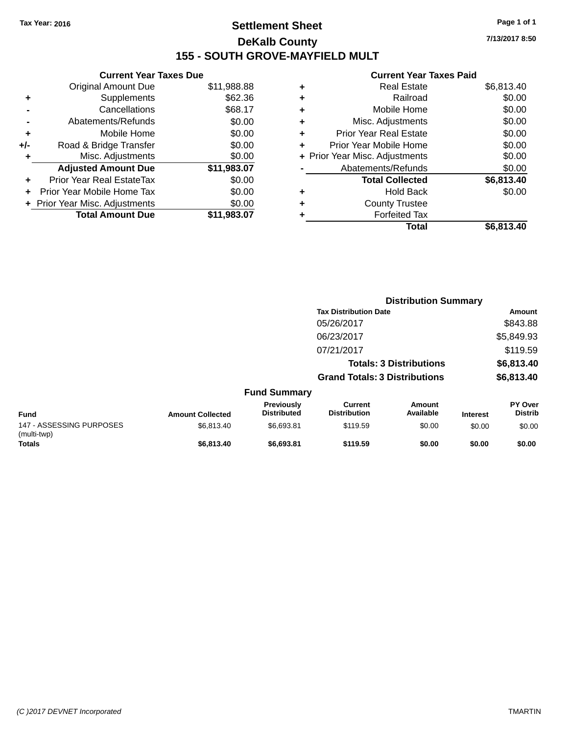**Tax Year: 2016**

# Settlement Sheet

## DeKalb County

## 155 - SOUTH GROVE-MAYFIELD MULT

**7/13/2017 8:50**

### Current Year Taxes Due

| | | |
|---|---|---|
| | Original Amount Due | $11,988.88 |
| + | Supplements | $62.36 |
| - | Cancellations | $68.17 |
| - | Abatements/Refunds | $0.00 |
| + | Mobile Home | $0.00 |
| +/- | Road & Bridge Transfer | $0.00 |
| + | Misc. Adjustments | $0.00 |
| | **Adjusted Amount Due** | **$11,983.07** |
| + | Prior Year Real EstateTax | $0.00 |
| + | Prior Year Mobile Home Tax | $0.00 |
| + | Prior Year Misc. Adjustments | $0.00 |
| | **Total Amount Due** | **$11,983.07** |

### Current Year Taxes Paid

| | | |
|---|---|---|
| + | Real Estate | $6,813.40 |
| + | Railroad | $0.00 |
| + | Mobile Home | $0.00 |
| + | Misc. Adjustments | $0.00 |
| + | Prior Year Real Estate | $0.00 |
| + | Prior Year Mobile Home | $0.00 |
| + | Prior Year Misc. Adjustments | $0.00 |
| - | Abatements/Refunds | $0.00 |
| | **Total Collected** | **$6,813.40** |
| + | Hold Back | $0.00 |
| + | County Trustee | |
| + | Forfeited Tax | |
| | **Total** | **$6,813.40** |

### Distribution Summary

| Tax Distribution Date | Amount |
|---|---|
| 05/26/2017 | $843.88 |
| 06/23/2017 | $5,849.93 |
| 07/21/2017 | $119.59 |
| **Totals: 3 Distributions** | **$6,813.40** |
| **Grand Totals: 3 Distributions** | **$6,813.40** |

### Fund Summary

| Fund | Amount Collected | Previously Distributed | Current Distribution | Amount Available | Interest | PY Over Distrib |
|---|---|---|---|---|---|---|
| 147 - ASSESSING PURPOSES (multi-twp) | $6,813.40 | $6,693.81 | $119.59 | $0.00 | $0.00 | $0.00 |
| **Totals** | **$6,813.40** | **$6,693.81** | **$119.59** | **$0.00** | **$0.00** | **$0.00** |

(C )2017 DEVNET Incorporated TMARTIN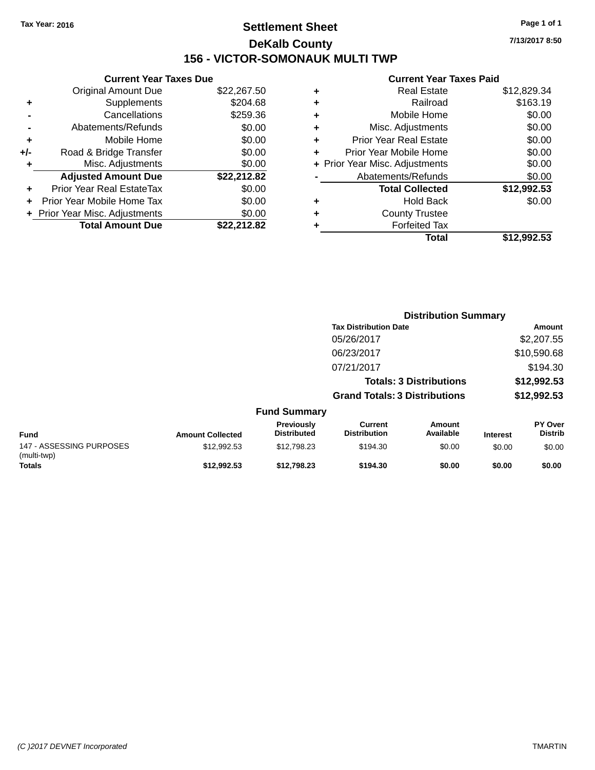Tax Year: 2016

# Settlement Sheet

## DeKalb County

## 156 - VICTOR-SOMONAUK MULTI TWP

7/13/2017 8:50

### Current Year Taxes Due

| | | |
|---|---|---|
| | Original Amount Due | $22,267.50 |
| + | Supplements | $204.68 |
| - | Cancellations | $259.36 |
| - | Abatements/Refunds | $0.00 |
| + | Mobile Home | $0.00 |
| +/- | Road & Bridge Transfer | $0.00 |
| + | Misc. Adjustments | $0.00 |
| | **Adjusted Amount Due** | **$22,212.82** |
| + | Prior Year Real EstateTax | $0.00 |
| + | Prior Year Mobile Home Tax | $0.00 |
| + | Prior Year Misc. Adjustments | $0.00 |
| | **Total Amount Due** | **$22,212.82** |

### Current Year Taxes Paid

| | | |
|---|---|---|
| + | Real Estate | $12,829.34 |
| + | Railroad | $163.19 |
| + | Mobile Home | $0.00 |
| + | Misc. Adjustments | $0.00 |
| + | Prior Year Real Estate | $0.00 |
| + | Prior Year Mobile Home | $0.00 |
| + | Prior Year Misc. Adjustments | $0.00 |
| - | Abatements/Refunds | $0.00 |
| | **Total Collected** | **$12,992.53** |
| + | Hold Back | $0.00 |
| + | County Trustee | |
| + | Forfeited Tax | |
| | **Total** | **$12,992.53** |

### Distribution Summary

| Tax Distribution Date | Amount |
|---|---|
| 05/26/2017 | $2,207.55 |
| 06/23/2017 | $10,590.68 |
| 07/21/2017 | $194.30 |
| **Totals: 3 Distributions** | **$12,992.53** |
| **Grand Totals: 3 Distributions** | **$12,992.53** |

### Fund Summary

| Fund | Amount Collected | Previously Distributed | Current Distribution | Amount Available | Interest | PY Over Distrib |
|---|---|---|---|---|---|---|
| 147 - ASSESSING PURPOSES (multi-twp) | $12,992.53 | $12,798.23 | $194.30 | $0.00 | $0.00 | $0.00 |
| **Totals** | **$12,992.53** | **$12,798.23** | **$194.30** | **$0.00** | **$0.00** | **$0.00** |

(C )2017 DEVNET Incorporated TMARTIN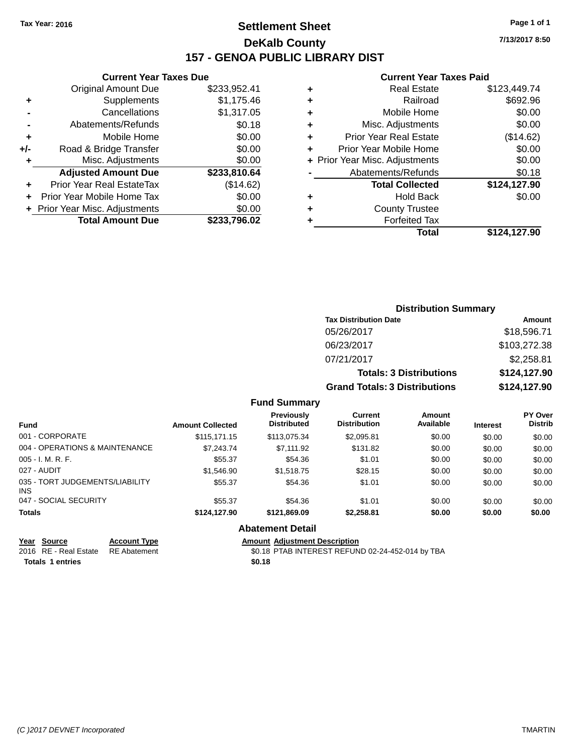Tax Year: 2016

# Settlement Sheet

## DeKalb County

## 157 - GENOA PUBLIC LIBRARY DIST

7/13/2017 8:50

### Current Year Taxes Due

| | | |
|---|---|---|
| | Original Amount Due | $233,952.41 |
| + | Supplements | $1,175.46 |
| - | Cancellations | $1,317.05 |
| - | Abatements/Refunds | $0.18 |
| + | Mobile Home | $0.00 |
| +/- | Road & Bridge Transfer | $0.00 |
| + | Misc. Adjustments | $0.00 |
| | **Adjusted Amount Due** | **$233,810.64** |
| + | Prior Year Real EstateTax | ($14.62) |
| + | Prior Year Mobile Home Tax | $0.00 |
| + | Prior Year Misc. Adjustments | $0.00 |
| | **Total Amount Due** | **$233,796.02** |

### Current Year Taxes Paid

| | | |
|---|---|---|
| + | Real Estate | $123,449.74 |
| + | Railroad | $692.96 |
| + | Mobile Home | $0.00 |
| + | Misc. Adjustments | $0.00 |
| + | Prior Year Real Estate | ($14.62) |
| + | Prior Year Mobile Home | $0.00 |
| + | Prior Year Misc. Adjustments | $0.00 |
| - | Abatements/Refunds | $0.18 |
| | **Total Collected** | **$124,127.90** |
| + | Hold Back | $0.00 |
| + | County Trustee | |
| + | Forfeited Tax | |
| | **Total** | **$124,127.90** |

### Distribution Summary

| Tax Distribution Date | Amount |
|---|---|
| 05/26/2017 | $18,596.71 |
| 06/23/2017 | $103,272.38 |
| 07/21/2017 | $2,258.81 |
| **Totals: 3 Distributions** | **$124,127.90** |
| **Grand Totals: 3 Distributions** | **$124,127.90** |

### Fund Summary

| Fund | Amount Collected | Previously Distributed | Current Distribution | Amount Available | Interest | PY Over Distrib |
|---|---|---|---|---|---|---|
| 001 - CORPORATE | $115,171.15 | $113,075.34 | $2,095.81 | $0.00 | $0.00 | $0.00 |
| 004 - OPERATIONS & MAINTENANCE | $7,243.74 | $7,111.92 | $131.82 | $0.00 | $0.00 | $0.00 |
| 005 - I. M. R. F. | $55.37 | $54.36 | $1.01 | $0.00 | $0.00 | $0.00 |
| 027 - AUDIT | $1,546.90 | $1,518.75 | $28.15 | $0.00 | $0.00 | $0.00 |
| 035 - TORT JUDGEMENTS/LIABILITY INS | $55.37 | $54.36 | $1.01 | $0.00 | $0.00 | $0.00 |
| 047 - SOCIAL SECURITY | $55.37 | $54.36 | $1.01 | $0.00 | $0.00 | $0.00 |
| **Totals** | **$124,127.90** | **$121,869.09** | **$2,258.81** | **$0.00** | **$0.00** | **$0.00** |

### Abatement Detail

| Year | Source | Account Type | Amount | Adjustment Description |
|---|---|---|---|---|
| 2016 | RE - Real Estate | RE Abatement | $0.18 | PTAB INTEREST REFUND 02-24-452-014 by TBA |
| **Totals** | **1 entries** | | **$0.18** | |

(C )2017 DEVNET Incorporated TMARTIN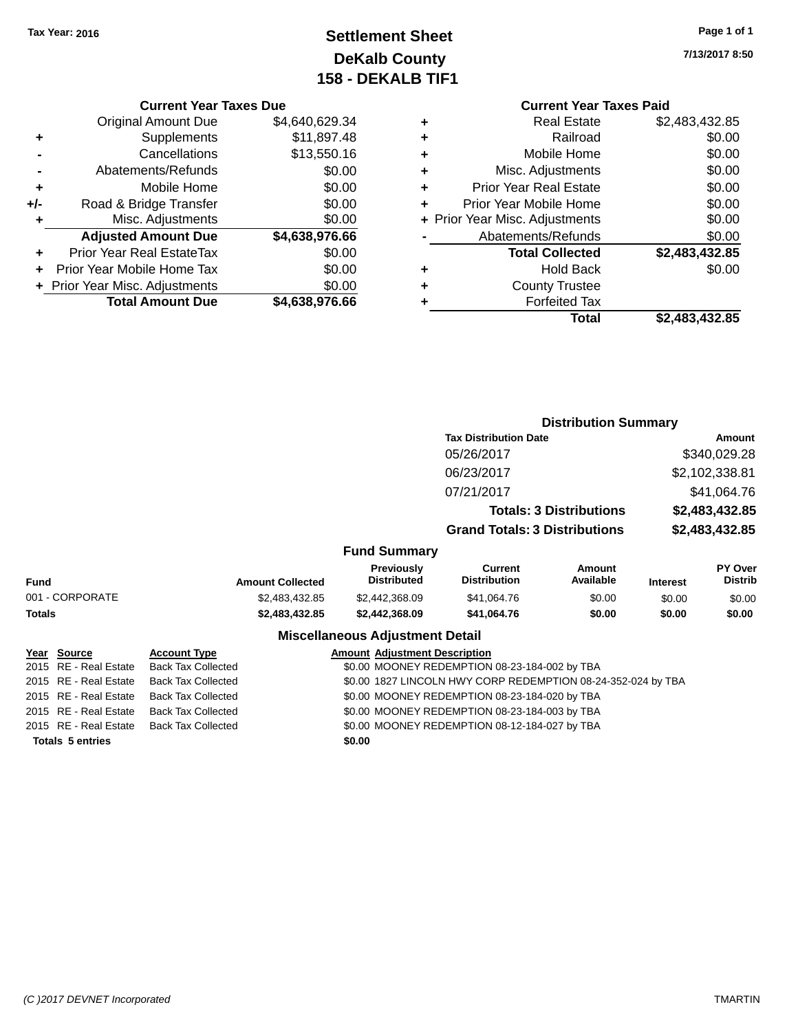Tax Year: 2016

# Settlement Sheet
## DeKalb County
## 158 - DEKALB TIF1

7/13/2017 8:50

### Current Year Taxes Due

| | | |
|---|---|---|
| | Original Amount Due | $4,640,629.34 |
| + | Supplements | $11,897.48 |
| - | Cancellations | $13,550.16 |
| - | Abatements/Refunds | $0.00 |
| + | Mobile Home | $0.00 |
| +/- | Road & Bridge Transfer | $0.00 |
| + | Misc. Adjustments | $0.00 |
| | **Adjusted Amount Due** | **$4,638,976.66** |
| + | Prior Year Real EstateTax | $0.00 |
| + | Prior Year Mobile Home Tax | $0.00 |
| + | Prior Year Misc. Adjustments | $0.00 |
| | **Total Amount Due** | **$4,638,976.66** |

### Current Year Taxes Paid

| | | |
|---|---|---|
| + | Real Estate | $2,483,432.85 |
| + | Railroad | $0.00 |
| + | Mobile Home | $0.00 |
| + | Misc. Adjustments | $0.00 |
| + | Prior Year Real Estate | $0.00 |
| + | Prior Year Mobile Home | $0.00 |
| + | Prior Year Misc. Adjustments | $0.00 |
| - | Abatements/Refunds | $0.00 |
| | **Total Collected** | **$2,483,432.85** |
| + | Hold Back | $0.00 |
| + | County Trustee | |
| + | Forfeited Tax | |
| | **Total** | **$2,483,432.85** |

### Distribution Summary

| Tax Distribution Date | Amount |
|---|---|
| 05/26/2017 | $340,029.28 |
| 06/23/2017 | $2,102,338.81 |
| 07/21/2017 | $41,064.76 |
| **Totals: 3 Distributions** | **$2,483,432.85** |
| **Grand Totals: 3 Distributions** | **$2,483,432.85** |

### Fund Summary

| Fund | Amount Collected | Previously Distributed | Current Distribution | Amount Available | Interest | PY Over Distrib |
|---|---|---|---|---|---|---|
| 001 - CORPORATE | $2,483,432.85 | $2,442,368.09 | $41,064.76 | $0.00 | $0.00 | $0.00 |
| **Totals** | **$2,483,432.85** | **$2,442,368.09** | **$41,064.76** | **$0.00** | **$0.00** | **$0.00** |

### Miscellaneous Adjustment Detail

| Year | Source | Account Type | Amount | Adjustment Description |
|---|---|---|---|---|
| 2015 | RE - Real Estate | Back Tax Collected | $0.00 | MOONEY REDEMPTION 08-23-184-002 by TBA |
| 2015 | RE - Real Estate | Back Tax Collected | $0.00 | 1827 LINCOLN HWY CORP REDEMPTION 08-24-352-024 by TBA |
| 2015 | RE - Real Estate | Back Tax Collected | $0.00 | MOONEY REDEMPTION 08-23-184-020 by TBA |
| 2015 | RE - Real Estate | Back Tax Collected | $0.00 | MOONEY REDEMPTION 08-23-184-003 by TBA |
| 2015 | RE - Real Estate | Back Tax Collected | $0.00 | MOONEY REDEMPTION 08-12-184-027 by TBA |
| **Totals 5 entries** | | | **$0.00** | |

(C )2017 DEVNET Incorporated — TMARTIN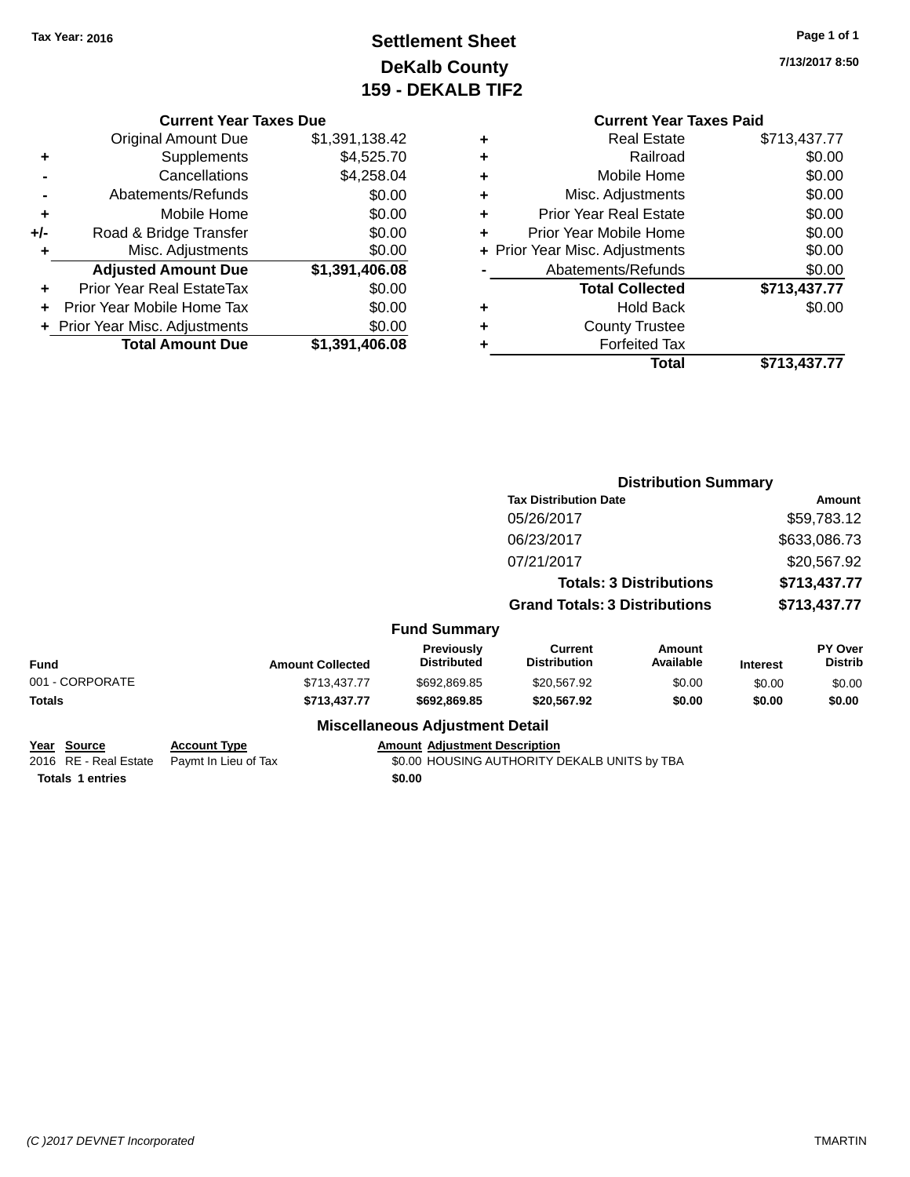Tax Year: 2016

# Settlement Sheet
## DeKalb County
## 159 - DEKALB TIF2

7/13/2017 8:50

### Current Year Taxes Due

| | | |
|---|---|---|
| | Original Amount Due | $1,391,138.42 |
| + | Supplements | $4,525.70 |
| - | Cancellations | $4,258.04 |
| - | Abatements/Refunds | $0.00 |
| + | Mobile Home | $0.00 |
| +/- | Road & Bridge Transfer | $0.00 |
| + | Misc. Adjustments | $0.00 |
| | **Adjusted Amount Due** | **$1,391,406.08** |
| + | Prior Year Real EstateTax | $0.00 |
| + | Prior Year Mobile Home Tax | $0.00 |
| + | Prior Year Misc. Adjustments | $0.00 |
| | **Total Amount Due** | **$1,391,406.08** |

### Current Year Taxes Paid

| | | |
|---|---|---|
| + | Real Estate | $713,437.77 |
| + | Railroad | $0.00 |
| + | Mobile Home | $0.00 |
| + | Misc. Adjustments | $0.00 |
| + | Prior Year Real Estate | $0.00 |
| + | Prior Year Mobile Home | $0.00 |
| + | Prior Year Misc. Adjustments | $0.00 |
| - | Abatements/Refunds | $0.00 |
| | **Total Collected** | **$713,437.77** |
| + | Hold Back | $0.00 |
| + | County Trustee | |
| + | Forfeited Tax | |
| | **Total** | **$713,437.77** |

### Distribution Summary

| Tax Distribution Date | Amount |
|---|---|
| 05/26/2017 | $59,783.12 |
| 06/23/2017 | $633,086.73 |
| 07/21/2017 | $20,567.92 |
| **Totals: 3 Distributions** | **$713,437.77** |
| **Grand Totals: 3 Distributions** | **$713,437.77** |

### Fund Summary

| Fund | Amount Collected | Previously Distributed | Current Distribution | Amount Available | Interest | PY Over Distrib |
|---|---|---|---|---|---|---|
| 001 - CORPORATE | $713,437.77 | $692,869.85 | $20,567.92 | $0.00 | $0.00 | $0.00 |
| **Totals** | **$713,437.77** | **$692,869.85** | **$20,567.92** | **$0.00** | **$0.00** | **$0.00** |

### Miscellaneous Adjustment Detail

| Year | Source | Account Type | Amount | Adjustment Description |
|---|---|---|---|---|
| 2016 | RE - Real Estate | Paymt In Lieu of Tax | $0.00 | HOUSING AUTHORITY DEKALB UNITS by TBA |
| **Totals** | **1 entries** | | **$0.00** | |

(C )2017 DEVNET Incorporated TMARTIN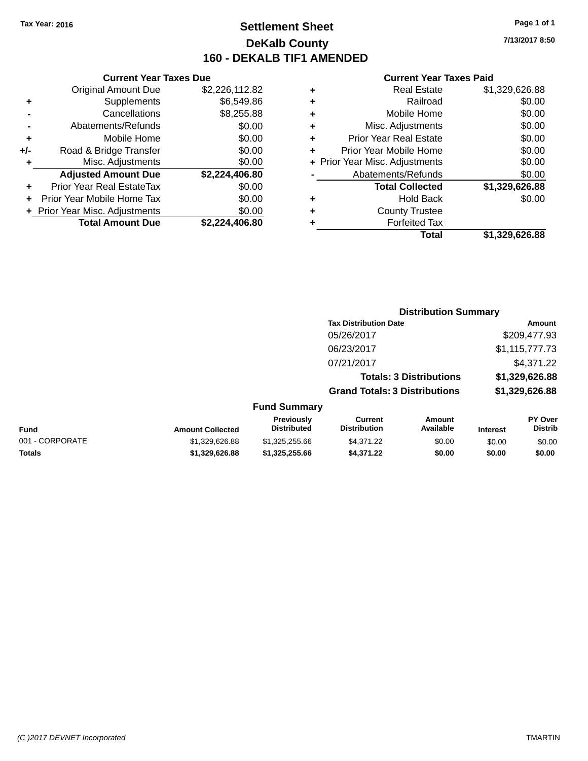Tax Year: 2016

# Settlement Sheet

## DeKalb County

## 160 - DEKALB TIF1 AMENDED

7/13/2017 8:50

### Current Year Taxes Due

| | | |
|---|---|---|
| | Original Amount Due | $2,226,112.82 |
| + | Supplements | $6,549.86 |
| - | Cancellations | $8,255.88 |
| - | Abatements/Refunds | $0.00 |
| + | Mobile Home | $0.00 |
| +/- | Road & Bridge Transfer | $0.00 |
| + | Misc. Adjustments | $0.00 |
| | **Adjusted Amount Due** | **$2,224,406.80** |
| + | Prior Year Real EstateTax | $0.00 |
| + | Prior Year Mobile Home Tax | $0.00 |
| + | Prior Year Misc. Adjustments | $0.00 |
| | **Total Amount Due** | **$2,224,406.80** |

### Current Year Taxes Paid

| | | |
|---|---|---|
| + | Real Estate | $1,329,626.88 |
| + | Railroad | $0.00 |
| + | Mobile Home | $0.00 |
| + | Misc. Adjustments | $0.00 |
| + | Prior Year Real Estate | $0.00 |
| + | Prior Year Mobile Home | $0.00 |
| + | Prior Year Misc. Adjustments | $0.00 |
| - | Abatements/Refunds | $0.00 |
| | **Total Collected** | **$1,329,626.88** |
| + | Hold Back | $0.00 |
| + | County Trustee | |
| + | Forfeited Tax | |
| | **Total** | **$1,329,626.88** |

### Distribution Summary

| Tax Distribution Date | Amount |
|---|---|
| 05/26/2017 | $209,477.93 |
| 06/23/2017 | $1,115,777.73 |
| 07/21/2017 | $4,371.22 |
| **Totals: 3 Distributions** | **$1,329,626.88** |
| **Grand Totals: 3 Distributions** | **$1,329,626.88** |

### Fund Summary

| Fund | Amount Collected | Previously Distributed | Current Distribution | Amount Available | Interest | PY Over Distrib |
|---|---|---|---|---|---|---|
| 001 - CORPORATE | $1,329,626.88 | $1,325,255.66 | $4,371.22 | $0.00 | $0.00 | $0.00 |
| **Totals** | **$1,329,626.88** | **$1,325,255.66** | **$4,371.22** | **$0.00** | **$0.00** | **$0.00** |

(C )2017 DEVNET Incorporated TMARTIN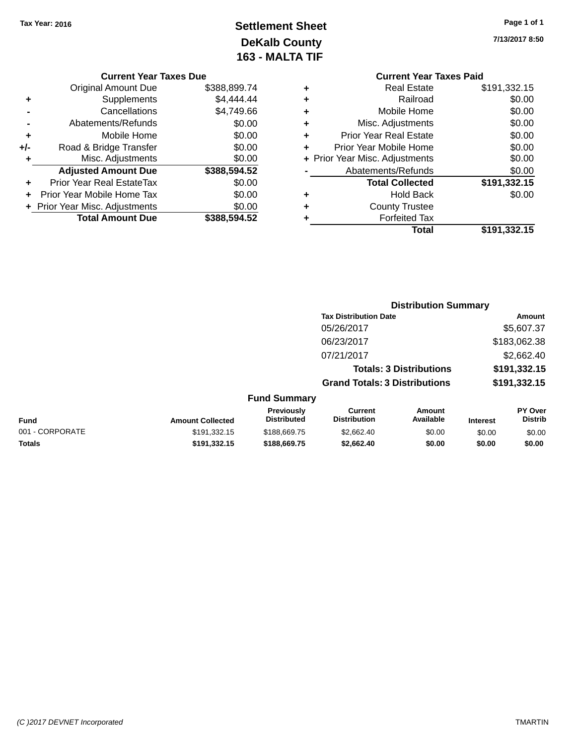Tax Year: 2016

# Settlement Sheet
## DeKalb County
## 163 - MALTA TIF

7/13/2017 8:50

### Current Year Taxes Due

| | | |
|---|---|---|
| | Original Amount Due | $388,899.74 |
| + | Supplements | $4,444.44 |
| - | Cancellations | $4,749.66 |
| - | Abatements/Refunds | $0.00 |
| + | Mobile Home | $0.00 |
| +/- | Road & Bridge Transfer | $0.00 |
| + | Misc. Adjustments | $0.00 |
| | **Adjusted Amount Due** | **$388,594.52** |
| + | Prior Year Real EstateTax | $0.00 |
| + | Prior Year Mobile Home Tax | $0.00 |
| + | Prior Year Misc. Adjustments | $0.00 |
| | **Total Amount Due** | **$388,594.52** |

### Current Year Taxes Paid

| | | |
|---|---|---|
| + | Real Estate | $191,332.15 |
| + | Railroad | $0.00 |
| + | Mobile Home | $0.00 |
| + | Misc. Adjustments | $0.00 |
| + | Prior Year Real Estate | $0.00 |
| + | Prior Year Mobile Home | $0.00 |
| + | Prior Year Misc. Adjustments | $0.00 |
| - | Abatements/Refunds | $0.00 |
| | **Total Collected** | **$191,332.15** |
| + | Hold Back | $0.00 |
| + | County Trustee | |
| + | Forfeited Tax | |
| | **Total** | **$191,332.15** |

### Distribution Summary

| Tax Distribution Date | Amount |
|---|---|
| 05/26/2017 | $5,607.37 |
| 06/23/2017 | $183,062.38 |
| 07/21/2017 | $2,662.40 |
| **Totals: 3 Distributions** | **$191,332.15** |
| **Grand Totals: 3 Distributions** | **$191,332.15** |

### Fund Summary

| Fund | Amount Collected | Previously Distributed | Current Distribution | Amount Available | Interest | PY Over Distrib |
|---|---|---|---|---|---|---|
| 001 - CORPORATE | $191,332.15 | $188,669.75 | $2,662.40 | $0.00 | $0.00 | $0.00 |
| **Totals** | **$191,332.15** | **$188,669.75** | **$2,662.40** | **$0.00** | **$0.00** | **$0.00** |

(C )2017 DEVNET Incorporated TMARTIN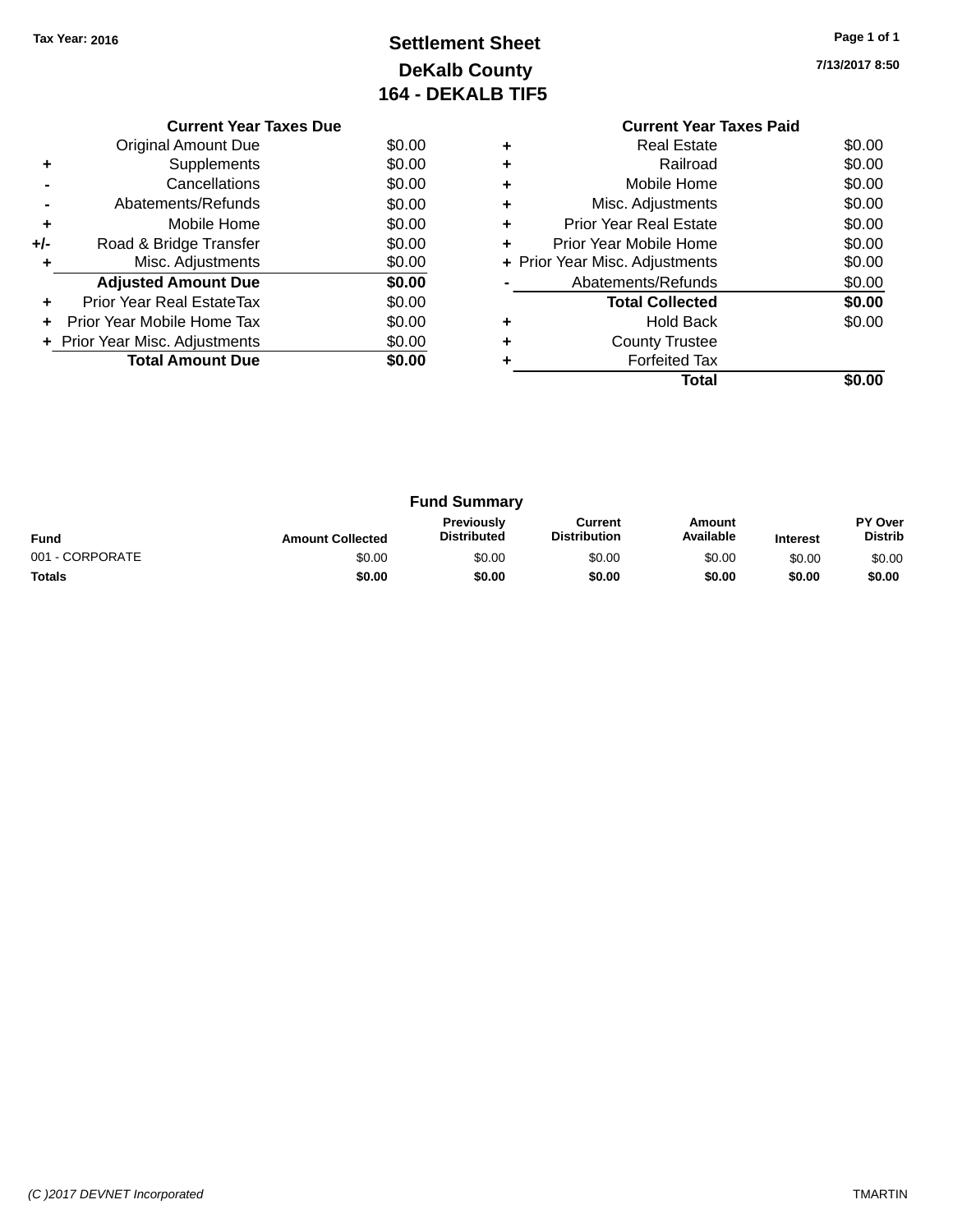Tax Year: 2016

# Settlement Sheet
## DeKalb County
## 164 - DEKALB TIF5

7/13/2017 8:50

| | Current Year Taxes Due | |
|---|---|---|
| | Original Amount Due | $0.00 |
| + | Supplements | $0.00 |
| - | Cancellations | $0.00 |
| - | Abatements/Refunds | $0.00 |
| + | Mobile Home | $0.00 |
| +/- | Road & Bridge Transfer | $0.00 |
| + | Misc. Adjustments | $0.00 |
| | **Adjusted Amount Due** | **$0.00** |
| + | Prior Year Real EstateTax | $0.00 |
| + | Prior Year Mobile Home Tax | $0.00 |
| + | Prior Year Misc. Adjustments | $0.00 |
| | **Total Amount Due** | **$0.00** |

| | Current Year Taxes Paid | |
|---|---|---|
| + | Real Estate | $0.00 |
| + | Railroad | $0.00 |
| + | Mobile Home | $0.00 |
| + | Misc. Adjustments | $0.00 |
| + | Prior Year Real Estate | $0.00 |
| + | Prior Year Mobile Home | $0.00 |
| + | Prior Year Misc. Adjustments | $0.00 |
| - | Abatements/Refunds | $0.00 |
| | **Total Collected** | **$0.00** |
| + | Hold Back | $0.00 |
| + | County Trustee | |
| + | Forfeited Tax | |
| | **Total** | **$0.00** |

## Fund Summary

| Fund | Amount Collected | Previously Distributed | Current Distribution | Amount Available | Interest | PY Over Distrib |
|---|---|---|---|---|---|---|
| 001 - CORPORATE | $0.00 | $0.00 | $0.00 | $0.00 | $0.00 | $0.00 |
| **Totals** | **$0.00** | **$0.00** | **$0.00** | **$0.00** | **$0.00** | **$0.00** |

(C )2017 DEVNET Incorporated TMARTIN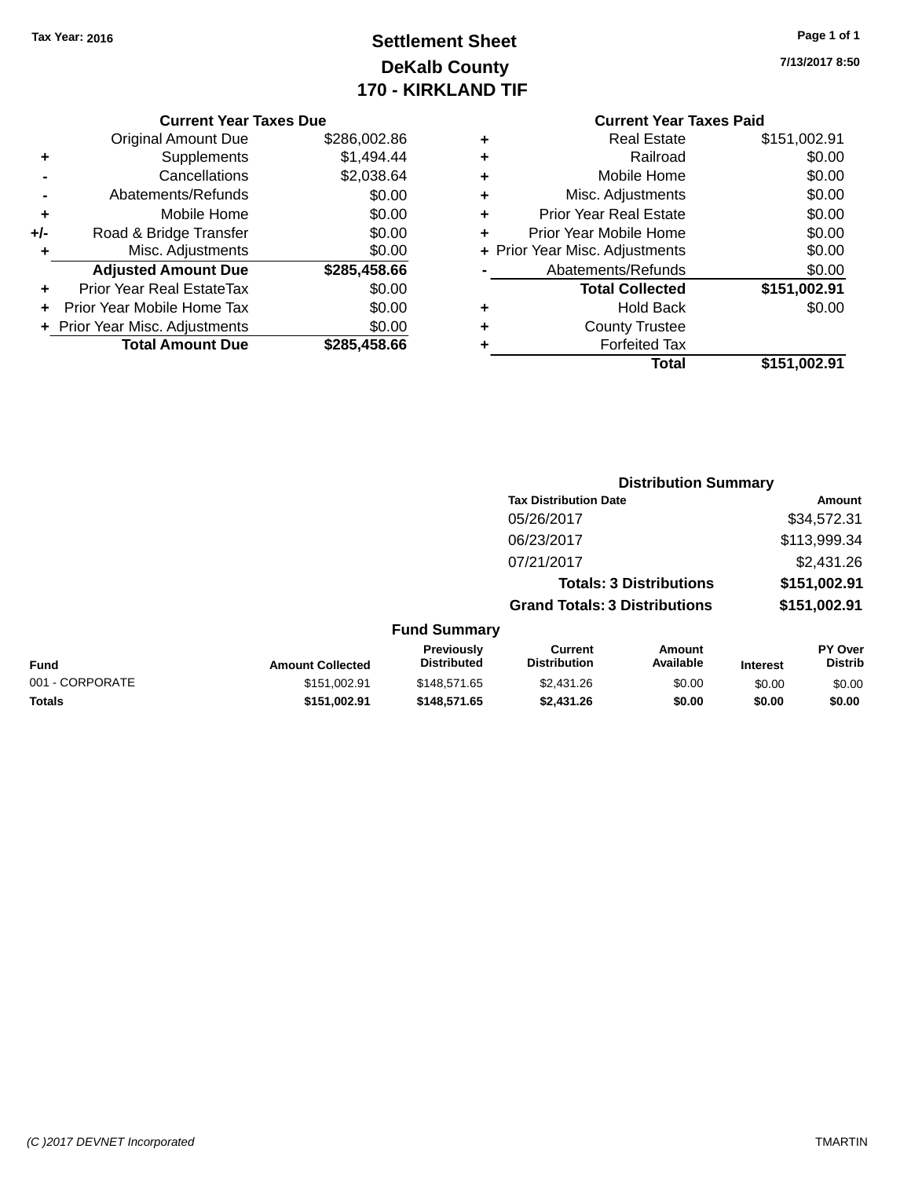Tax Year: 2016

# Settlement Sheet
## DeKalb County
## 170 - KIRKLAND TIF

7/13/2017 8:50

### Current Year Taxes Due

| | | |
|---|---|---|
| | Original Amount Due | $286,002.86 |
| + | Supplements | $1,494.44 |
| - | Cancellations | $2,038.64 |
| - | Abatements/Refunds | $0.00 |
| + | Mobile Home | $0.00 |
| +/- | Road & Bridge Transfer | $0.00 |
| + | Misc. Adjustments | $0.00 |
| | **Adjusted Amount Due** | **$285,458.66** |
| + | Prior Year Real EstateTax | $0.00 |
| + | Prior Year Mobile Home Tax | $0.00 |
| + | Prior Year Misc. Adjustments | $0.00 |
| | **Total Amount Due** | **$285,458.66** |

### Current Year Taxes Paid

| | | |
|---|---|---|
| + | Real Estate | $151,002.91 |
| + | Railroad | $0.00 |
| + | Mobile Home | $0.00 |
| + | Misc. Adjustments | $0.00 |
| + | Prior Year Real Estate | $0.00 |
| + | Prior Year Mobile Home | $0.00 |
| + | Prior Year Misc. Adjustments | $0.00 |
| - | Abatements/Refunds | $0.00 |
| | **Total Collected** | **$151,002.91** |
| + | Hold Back | $0.00 |
| + | County Trustee | |
| + | Forfeited Tax | |
| | **Total** | **$151,002.91** |

### Distribution Summary

| Tax Distribution Date | Amount |
|---|---|
| 05/26/2017 | $34,572.31 |
| 06/23/2017 | $113,999.34 |
| 07/21/2017 | $2,431.26 |
| **Totals: 3 Distributions** | **$151,002.91** |
| **Grand Totals: 3 Distributions** | **$151,002.91** |

### Fund Summary

| Fund | Amount Collected | Previously Distributed | Current Distribution | Amount Available | Interest | PY Over Distrib |
|---|---|---|---|---|---|---|
| 001 - CORPORATE | $151,002.91 | $148,571.65 | $2,431.26 | $0.00 | $0.00 | $0.00 |
| **Totals** | **$151,002.91** | **$148,571.65** | **$2,431.26** | **$0.00** | **$0.00** | **$0.00** |

(C )2017 DEVNET Incorporated — TMARTIN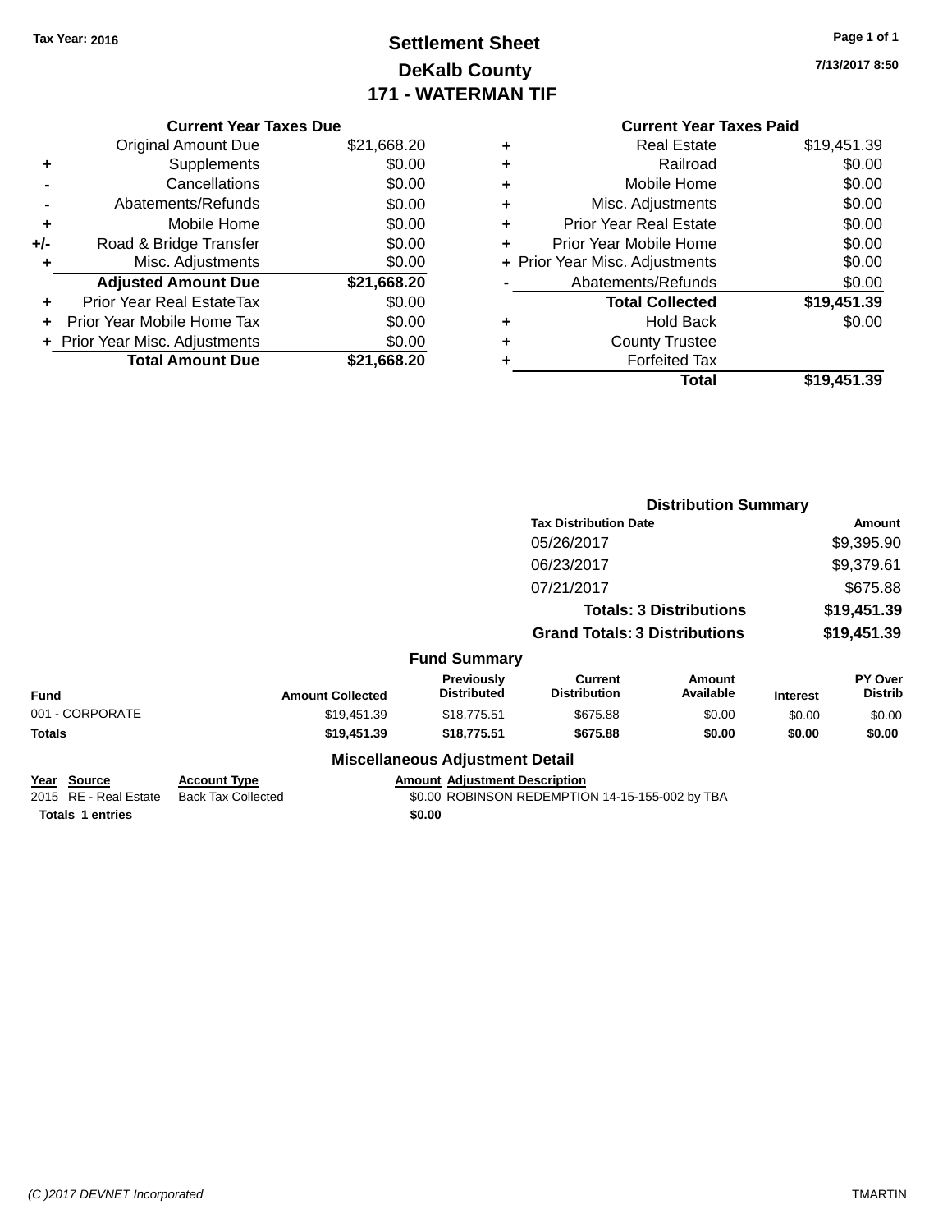**Tax Year: 2016**

# Settlement Sheet
## DeKalb County
## 171 - WATERMAN TIF

7/13/2017 8:50

### Current Year Taxes Due

| | | |
|---|---|---|
| | Original Amount Due | $21,668.20 |
| + | Supplements | $0.00 |
| - | Cancellations | $0.00 |
| - | Abatements/Refunds | $0.00 |
| + | Mobile Home | $0.00 |
| +/- | Road & Bridge Transfer | $0.00 |
| + | Misc. Adjustments | $0.00 |
| | **Adjusted Amount Due** | **$21,668.20** |
| + | Prior Year Real EstateTax | $0.00 |
| + | Prior Year Mobile Home Tax | $0.00 |
| + | Prior Year Misc. Adjustments | $0.00 |
| | **Total Amount Due** | **$21,668.20** |

### Current Year Taxes Paid

| | | |
|---|---|---|
| + | Real Estate | $19,451.39 |
| + | Railroad | $0.00 |
| + | Mobile Home | $0.00 |
| + | Misc. Adjustments | $0.00 |
| + | Prior Year Real Estate | $0.00 |
| + | Prior Year Mobile Home | $0.00 |
| + | Prior Year Misc. Adjustments | $0.00 |
| - | Abatements/Refunds | $0.00 |
| | **Total Collected** | **$19,451.39** |
| + | Hold Back | $0.00 |
| + | County Trustee | |
| + | Forfeited Tax | |
| | **Total** | **$19,451.39** |

### Distribution Summary

| Tax Distribution Date | Amount |
|---|---|
| 05/26/2017 | $9,395.90 |
| 06/23/2017 | $9,379.61 |
| 07/21/2017 | $675.88 |
| **Totals: 3 Distributions** | **$19,451.39** |
| **Grand Totals: 3 Distributions** | **$19,451.39** |

### Fund Summary

| Fund | Amount Collected | Previously Distributed | Current Distribution | Amount Available | Interest | PY Over Distrib |
|---|---|---|---|---|---|---|
| 001 - CORPORATE | $19,451.39 | $18,775.51 | $675.88 | $0.00 | $0.00 | $0.00 |
| **Totals** | **$19,451.39** | **$18,775.51** | **$675.88** | **$0.00** | **$0.00** | **$0.00** |

### Miscellaneous Adjustment Detail

| Year | Source | Account Type | Amount | Adjustment Description |
|---|---|---|---|---|
| 2015 | RE - Real Estate | Back Tax Collected | $0.00 | ROBINSON REDEMPTION 14-15-155-002 by TBA |
| **Totals** | **1 entries** | | **$0.00** | |

(C )2017 DEVNET Incorporated

TMARTIN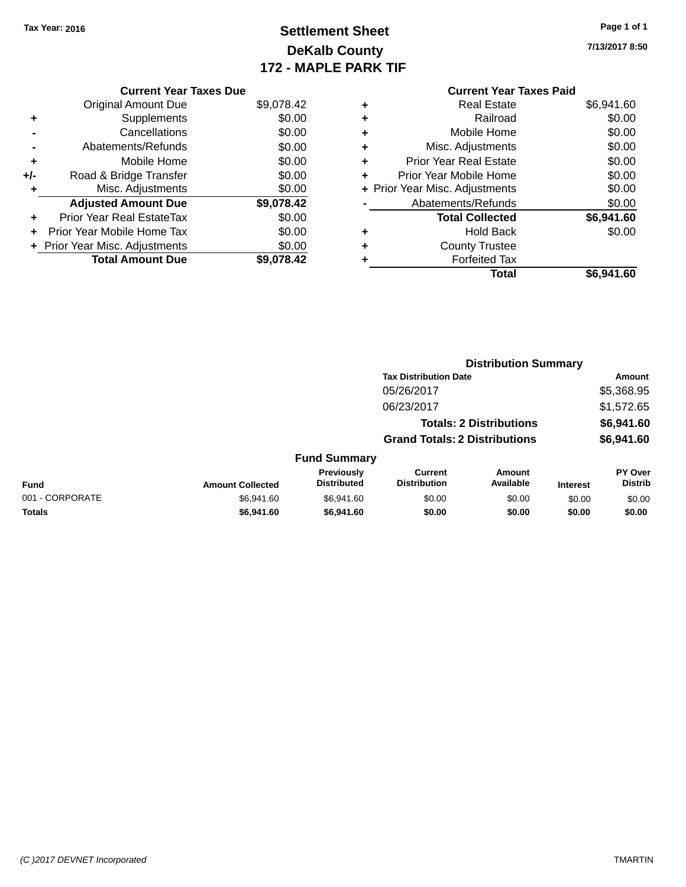Tax Year: 2016

# Settlement Sheet
## DeKalb County
## 172 - MAPLE PARK TIF

7/13/2017 8:50

### Current Year Taxes Due

| | | |
|---|---|---|
| | Original Amount Due | $9,078.42 |
| + | Supplements | $0.00 |
| - | Cancellations | $0.00 |
| - | Abatements/Refunds | $0.00 |
| + | Mobile Home | $0.00 |
| +/- | Road & Bridge Transfer | $0.00 |
| + | Misc. Adjustments | $0.00 |
| | **Adjusted Amount Due** | **$9,078.42** |
| + | Prior Year Real EstateTax | $0.00 |
| + | Prior Year Mobile Home Tax | $0.00 |
| + | Prior Year Misc. Adjustments | $0.00 |
| | **Total Amount Due** | **$9,078.42** |

### Current Year Taxes Paid

| | | |
|---|---|---|
| + | Real Estate | $6,941.60 |
| + | Railroad | $0.00 |
| + | Mobile Home | $0.00 |
| + | Misc. Adjustments | $0.00 |
| + | Prior Year Real Estate | $0.00 |
| + | Prior Year Mobile Home | $0.00 |
| + | Prior Year Misc. Adjustments | $0.00 |
| - | Abatements/Refunds | $0.00 |
| | **Total Collected** | **$6,941.60** |
| + | Hold Back | $0.00 |
| + | County Trustee | |
| + | Forfeited Tax | |
| | **Total** | **$6,941.60** |

### Distribution Summary

| Tax Distribution Date | Amount |
|---|---|
| 05/26/2017 | $5,368.95 |
| 06/23/2017 | $1,572.65 |
| **Totals: 2 Distributions** | **$6,941.60** |
| **Grand Totals: 2 Distributions** | **$6,941.60** |

### Fund Summary

| Fund | Amount Collected | Previously Distributed | Current Distribution | Amount Available | Interest | PY Over Distrib |
|---|---|---|---|---|---|---|
| 001 - CORPORATE | $6,941.60 | $6,941.60 | $0.00 | $0.00 | $0.00 | $0.00 |
| **Totals** | **$6,941.60** | **$6,941.60** | **$0.00** | **$0.00** | **$0.00** | **$0.00** |

(C )2017 DEVNET Incorporated

TMARTIN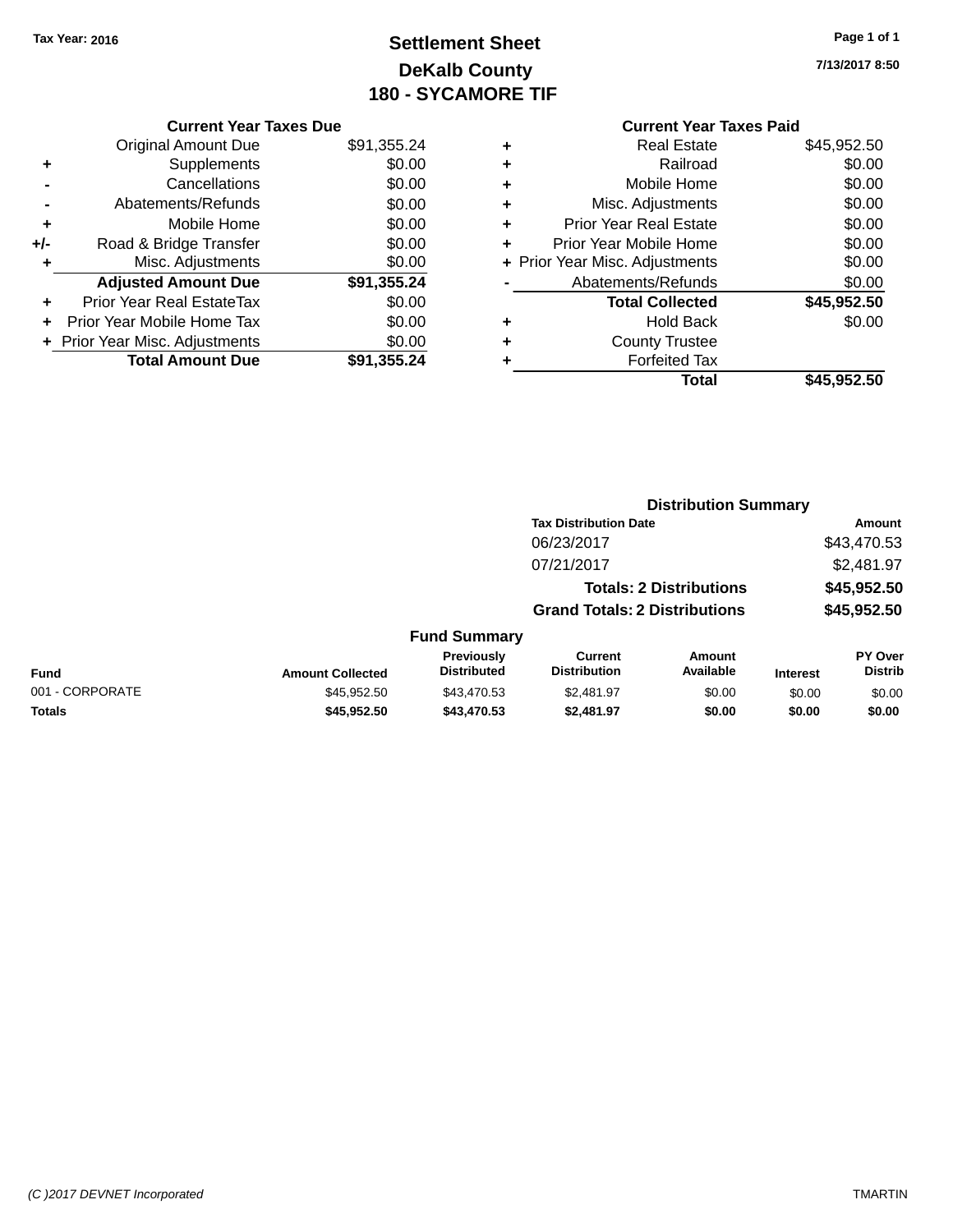Tax Year: 2016

# Settlement Sheet
## DeKalb County
## 180 - SYCAMORE TIF

7/13/2017 8:50

### Current Year Taxes Due

| | | |
|---|---|---|
| | Original Amount Due | $91,355.24 |
| + | Supplements | $0.00 |
| - | Cancellations | $0.00 |
| - | Abatements/Refunds | $0.00 |
| + | Mobile Home | $0.00 |
| +/- | Road & Bridge Transfer | $0.00 |
| + | Misc. Adjustments | $0.00 |
| | **Adjusted Amount Due** | **$91,355.24** |
| + | Prior Year Real EstateTax | $0.00 |
| + | Prior Year Mobile Home Tax | $0.00 |
| + | Prior Year Misc. Adjustments | $0.00 |
| | **Total Amount Due** | **$91,355.24** |

### Current Year Taxes Paid

| | | |
|---|---|---|
| + | Real Estate | $45,952.50 |
| + | Railroad | $0.00 |
| + | Mobile Home | $0.00 |
| + | Misc. Adjustments | $0.00 |
| + | Prior Year Real Estate | $0.00 |
| + | Prior Year Mobile Home | $0.00 |
| + | Prior Year Misc. Adjustments | $0.00 |
| - | Abatements/Refunds | $0.00 |
| | **Total Collected** | **$45,952.50** |
| + | Hold Back | $0.00 |
| + | County Trustee | |
| + | Forfeited Tax | |
| | **Total** | **$45,952.50** |

### Distribution Summary

| Tax Distribution Date | Amount |
|---|---|
| 06/23/2017 | $43,470.53 |
| 07/21/2017 | $2,481.97 |
| **Totals: 2 Distributions** | **$45,952.50** |
| **Grand Totals: 2 Distributions** | **$45,952.50** |

### Fund Summary

| Fund | Amount Collected | Previously Distributed | Current Distribution | Amount Available | Interest | PY Over Distrib |
|---|---|---|---|---|---|---|
| 001 - CORPORATE | $45,952.50 | $43,470.53 | $2,481.97 | $0.00 | $0.00 | $0.00 |
| **Totals** | **$45,952.50** | **$43,470.53** | **$2,481.97** | **$0.00** | **$0.00** | **$0.00** |

(C )2017 DEVNET Incorporated — TMARTIN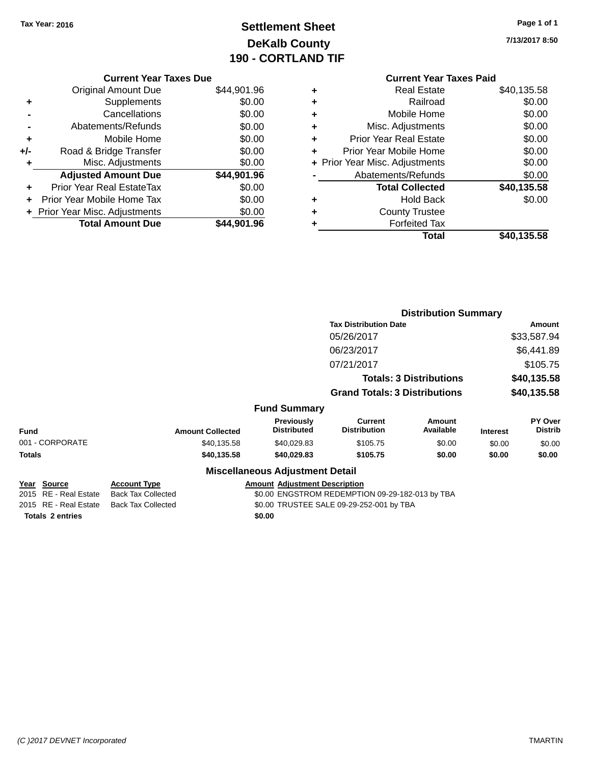Tax Year: 2016

# Settlement Sheet
## DeKalb County
## 190 - CORTLAND TIF

7/13/2017 8:50

| | Current Year Taxes Due | |
|---|---|---|
| | Original Amount Due | $44,901.96 |
| + | Supplements | $0.00 |
| - | Cancellations | $0.00 |
| - | Abatements/Refunds | $0.00 |
| + | Mobile Home | $0.00 |
| +/- | Road & Bridge Transfer | $0.00 |
| + | Misc. Adjustments | $0.00 |
| | **Adjusted Amount Due** | **$44,901.96** |
| + | Prior Year Real EstateTax | $0.00 |
| + | Prior Year Mobile Home Tax | $0.00 |
| + | Prior Year Misc. Adjustments | $0.00 |
| | **Total Amount Due** | **$44,901.96** |

| | Current Year Taxes Paid | |
|---|---|---|
| + | Real Estate | $40,135.58 |
| + | Railroad | $0.00 |
| + | Mobile Home | $0.00 |
| + | Misc. Adjustments | $0.00 |
| + | Prior Year Real Estate | $0.00 |
| + | Prior Year Mobile Home | $0.00 |
| + | Prior Year Misc. Adjustments | $0.00 |
| - | Abatements/Refunds | $0.00 |
| | **Total Collected** | **$40,135.58** |
| + | Hold Back | $0.00 |
| + | County Trustee | |
| + | Forfeited Tax | |
| | **Total** | **$40,135.58** |

### Distribution Summary

| Tax Distribution Date | Amount |
|---|---|
| 05/26/2017 | $33,587.94 |
| 06/23/2017 | $6,441.89 |
| 07/21/2017 | $105.75 |
| **Totals: 3 Distributions** | **$40,135.58** |
| **Grand Totals: 3 Distributions** | **$40,135.58** |

### Fund Summary

| Fund | Amount Collected | Previously Distributed | Current Distribution | Amount Available | Interest | PY Over Distrib |
|---|---|---|---|---|---|---|
| 001 - CORPORATE | $40,135.58 | $40,029.83 | $105.75 | $0.00 | $0.00 | $0.00 |
| **Totals** | **$40,135.58** | **$40,029.83** | **$105.75** | **$0.00** | **$0.00** | **$0.00** |

### Miscellaneous Adjustment Detail

| Year | Source | Account Type | Amount | Adjustment Description |
|---|---|---|---|---|
| 2015 | RE - Real Estate | Back Tax Collected | $0.00 | ENGSTROM REDEMPTION 09-29-182-013 by TBA |
| 2015 | RE - Real Estate | Back Tax Collected | $0.00 | TRUSTEE SALE 09-29-252-001 by TBA |
| **Totals 2 entries** | | | **$0.00** | |

(C )2017 DEVNET Incorporated TMARTIN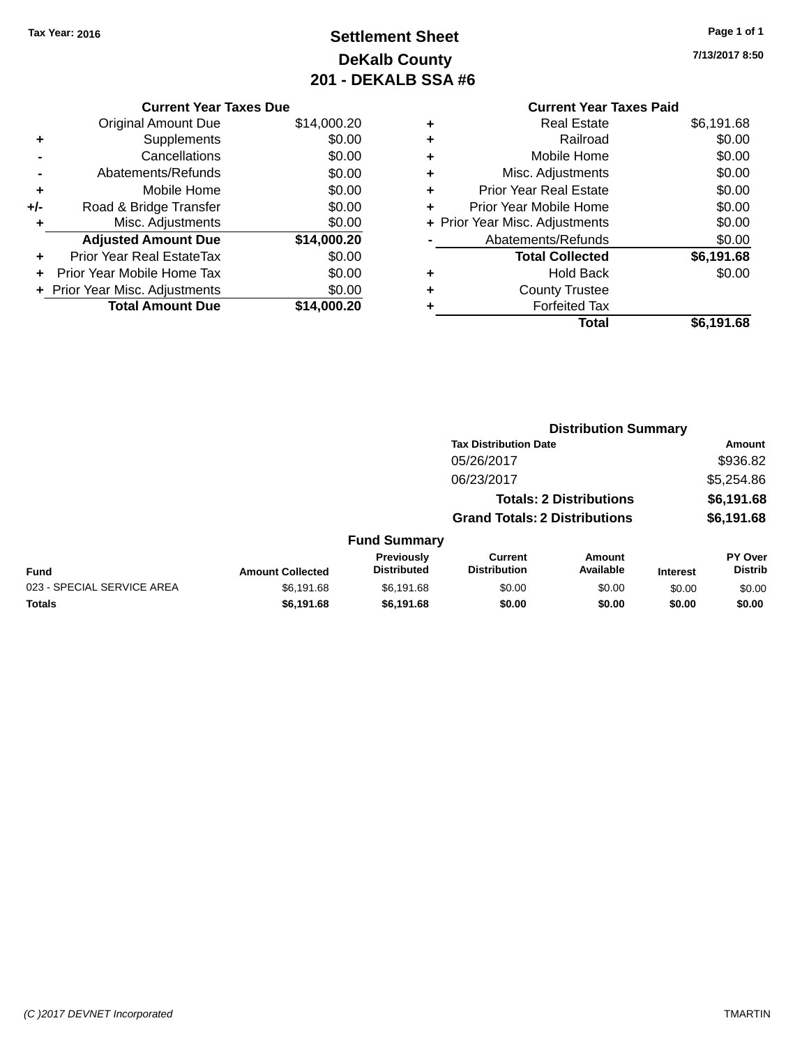Tax Year: 2016

# Settlement Sheet
## DeKalb County
## 201 - DEKALB SSA #6

7/13/2017 8:50

### Current Year Taxes Due

| | | |
|---|---|---|
| | Original Amount Due | $14,000.20 |
| + | Supplements | $0.00 |
| - | Cancellations | $0.00 |
| - | Abatements/Refunds | $0.00 |
| + | Mobile Home | $0.00 |
| +/- | Road & Bridge Transfer | $0.00 |
| + | Misc. Adjustments | $0.00 |
| | **Adjusted Amount Due** | **$14,000.20** |
| + | Prior Year Real EstateTax | $0.00 |
| + | Prior Year Mobile Home Tax | $0.00 |
| + | Prior Year Misc. Adjustments | $0.00 |
| | **Total Amount Due** | **$14,000.20** |

### Current Year Taxes Paid

| | | |
|---|---|---|
| + | Real Estate | $6,191.68 |
| + | Railroad | $0.00 |
| + | Mobile Home | $0.00 |
| + | Misc. Adjustments | $0.00 |
| + | Prior Year Real Estate | $0.00 |
| + | Prior Year Mobile Home | $0.00 |
| + | Prior Year Misc. Adjustments | $0.00 |
| - | Abatements/Refunds | $0.00 |
| | **Total Collected** | **$6,191.68** |
| + | Hold Back | $0.00 |
| + | County Trustee | |
| + | Forfeited Tax | |
| | **Total** | **$6,191.68** |

### Distribution Summary

| Tax Distribution Date | Amount |
|---|---|
| 05/26/2017 | $936.82 |
| 06/23/2017 | $5,254.86 |
| **Totals: 2 Distributions** | **$6,191.68** |
| **Grand Totals: 2 Distributions** | **$6,191.68** |

### Fund Summary

| Fund | Amount Collected | Previously Distributed | Current Distribution | Amount Available | Interest | PY Over Distrib |
|---|---|---|---|---|---|---|
| 023 - SPECIAL SERVICE AREA | $6,191.68 | $6,191.68 | $0.00 | $0.00 | $0.00 | $0.00 |
| **Totals** | **$6,191.68** | **$6,191.68** | **$0.00** | **$0.00** | **$0.00** | **$0.00** |

(C )2017 DEVNET Incorporated TMARTIN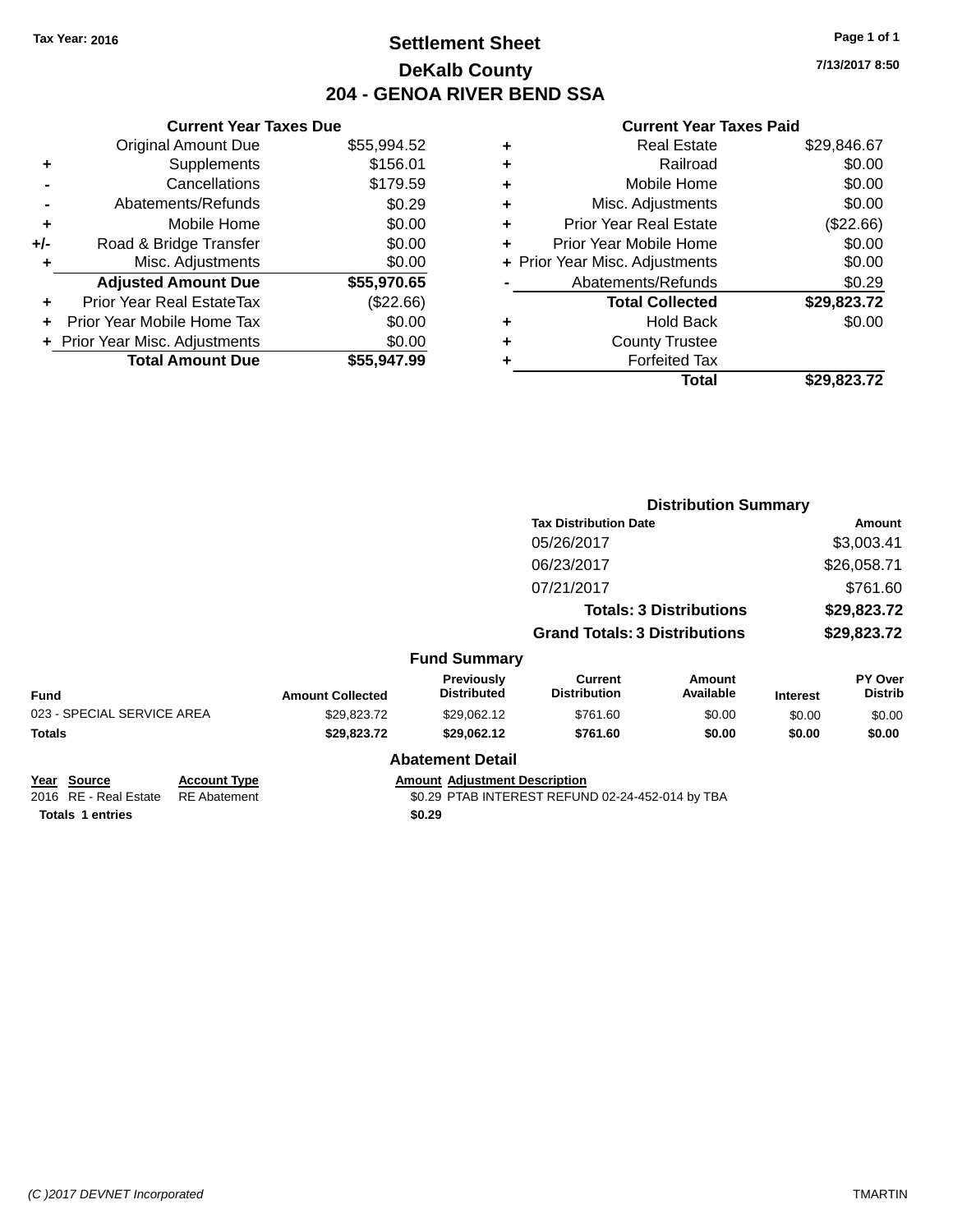Tax Year: 2016

# Settlement Sheet
## DeKalb County
## 204 - GENOA RIVER BEND SSA

7/13/2017 8:50

### Current Year Taxes Due

| | | |
|---|---|---|
| | Original Amount Due | $55,994.52 |
| + | Supplements | $156.01 |
| - | Cancellations | $179.59 |
| - | Abatements/Refunds | $0.29 |
| + | Mobile Home | $0.00 |
| +/- | Road & Bridge Transfer | $0.00 |
| + | Misc. Adjustments | $0.00 |
| | **Adjusted Amount Due** | **$55,970.65** |
| + | Prior Year Real EstateTax | ($22.66) |
| + | Prior Year Mobile Home Tax | $0.00 |
| + | Prior Year Misc. Adjustments | $0.00 |
| | **Total Amount Due** | **$55,947.99** |

### Current Year Taxes Paid

| | | |
|---|---|---|
| + | Real Estate | $29,846.67 |
| + | Railroad | $0.00 |
| + | Mobile Home | $0.00 |
| + | Misc. Adjustments | $0.00 |
| + | Prior Year Real Estate | ($22.66) |
| + | Prior Year Mobile Home | $0.00 |
| + | Prior Year Misc. Adjustments | $0.00 |
| - | Abatements/Refunds | $0.29 |
| | **Total Collected** | **$29,823.72** |
| + | Hold Back | $0.00 |
| + | County Trustee | |
| + | Forfeited Tax | |
| | **Total** | **$29,823.72** |

### Distribution Summary

| Tax Distribution Date | Amount |
|---|---|
| 05/26/2017 | $3,003.41 |
| 06/23/2017 | $26,058.71 |
| 07/21/2017 | $761.60 |
| **Totals: 3 Distributions** | **$29,823.72** |
| **Grand Totals: 3 Distributions** | **$29,823.72** |

### Fund Summary

| Fund | Amount Collected | Previously Distributed | Current Distribution | Amount Available | Interest | PY Over Distrib |
|---|---|---|---|---|---|---|
| 023 - SPECIAL SERVICE AREA | $29,823.72 | $29,062.12 | $761.60 | $0.00 | $0.00 | $0.00 |
| **Totals** | **$29,823.72** | **$29,062.12** | **$761.60** | **$0.00** | **$0.00** | **$0.00** |

### Abatement Detail

| Year | Source | Account Type | Amount | Adjustment Description |
|---|---|---|---|---|
| 2016 | RE - Real Estate | RE Abatement | $0.29 | PTAB INTEREST REFUND 02-24-452-014 by TBA |
| **Totals** | **1 entries** | | **$0.29** | |

(C )2017 DEVNET Incorporated TMARTIN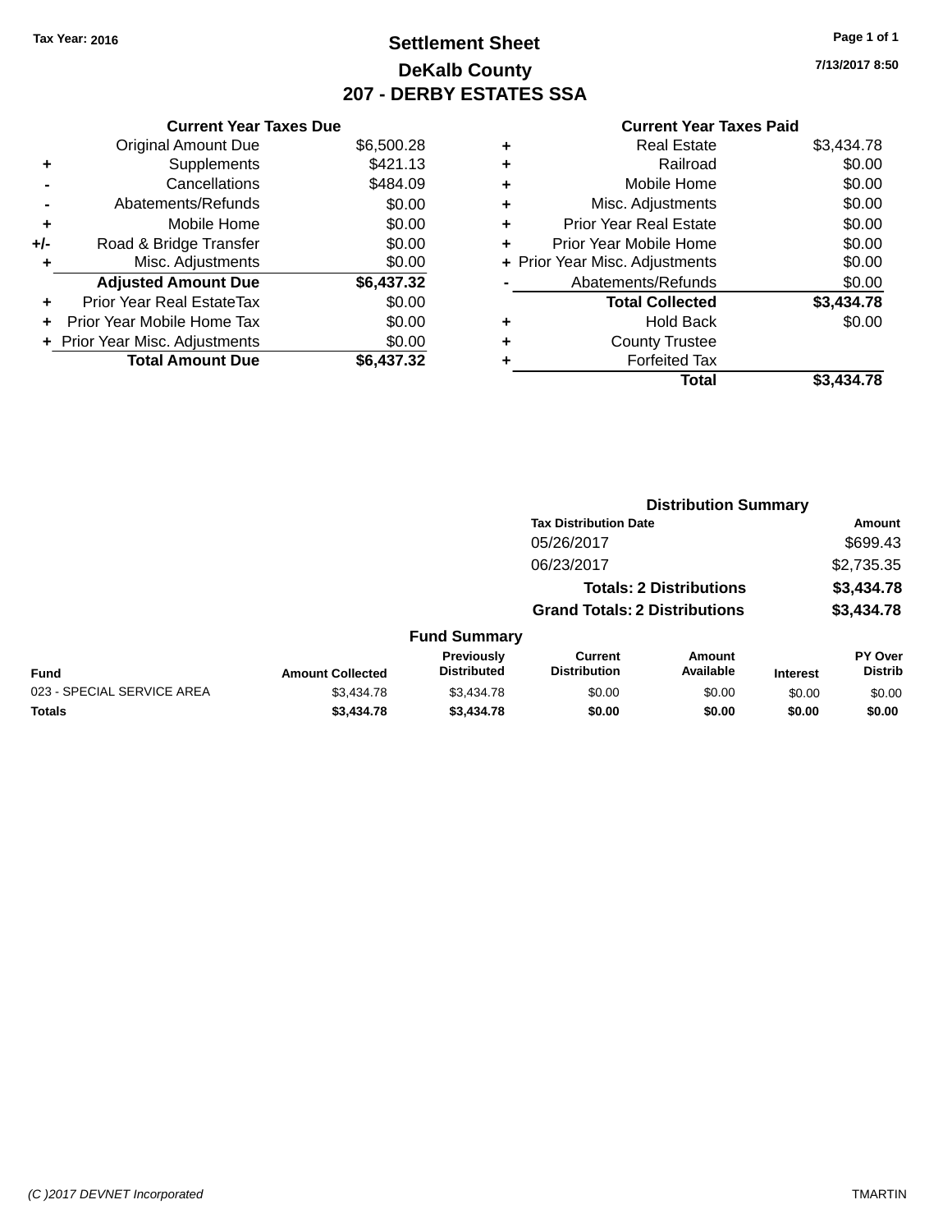Tax Year: 2016

# Settlement Sheet

## DeKalb County

## 207 - DERBY ESTATES SSA

7/13/2017 8:50

| | Current Year Taxes Due | |
|---|---|---|
| | Original Amount Due | $6,500.28 |
| + | Supplements | $421.13 |
| - | Cancellations | $484.09 |
| - | Abatements/Refunds | $0.00 |
| + | Mobile Home | $0.00 |
| +/- | Road & Bridge Transfer | $0.00 |
| + | Misc. Adjustments | $0.00 |
| | **Adjusted Amount Due** | **$6,437.32** |
| + | Prior Year Real EstateTax | $0.00 |
| + | Prior Year Mobile Home Tax | $0.00 |
| + | Prior Year Misc. Adjustments | $0.00 |
| | **Total Amount Due** | **$6,437.32** |

| | Current Year Taxes Paid | |
|---|---|---|
| + | Real Estate | $3,434.78 |
| + | Railroad | $0.00 |
| + | Mobile Home | $0.00 |
| + | Misc. Adjustments | $0.00 |
| + | Prior Year Real Estate | $0.00 |
| + | Prior Year Mobile Home | $0.00 |
| + | Prior Year Misc. Adjustments | $0.00 |
| - | Abatements/Refunds | $0.00 |
| | **Total Collected** | **$3,434.78** |
| + | Hold Back | $0.00 |
| + | County Trustee | |
| + | Forfeited Tax | |
| | **Total** | **$3,434.78** |

### Distribution Summary

| Tax Distribution Date | Amount |
|---|---|
| 05/26/2017 | $699.43 |
| 06/23/2017 | $2,735.35 |
| **Totals: 2 Distributions** | **$3,434.78** |
| **Grand Totals: 2 Distributions** | **$3,434.78** |

### Fund Summary

| Fund | Amount Collected | Previously Distributed | Current Distribution | Amount Available | Interest | PY Over Distrib |
|---|---|---|---|---|---|---|
| 023 - SPECIAL SERVICE AREA | $3,434.78 | $3,434.78 | $0.00 | $0.00 | $0.00 | $0.00 |
| **Totals** | **$3,434.78** | **$3,434.78** | **$0.00** | **$0.00** | **$0.00** | **$0.00** |

*(C )2017 DEVNET Incorporated* TMARTIN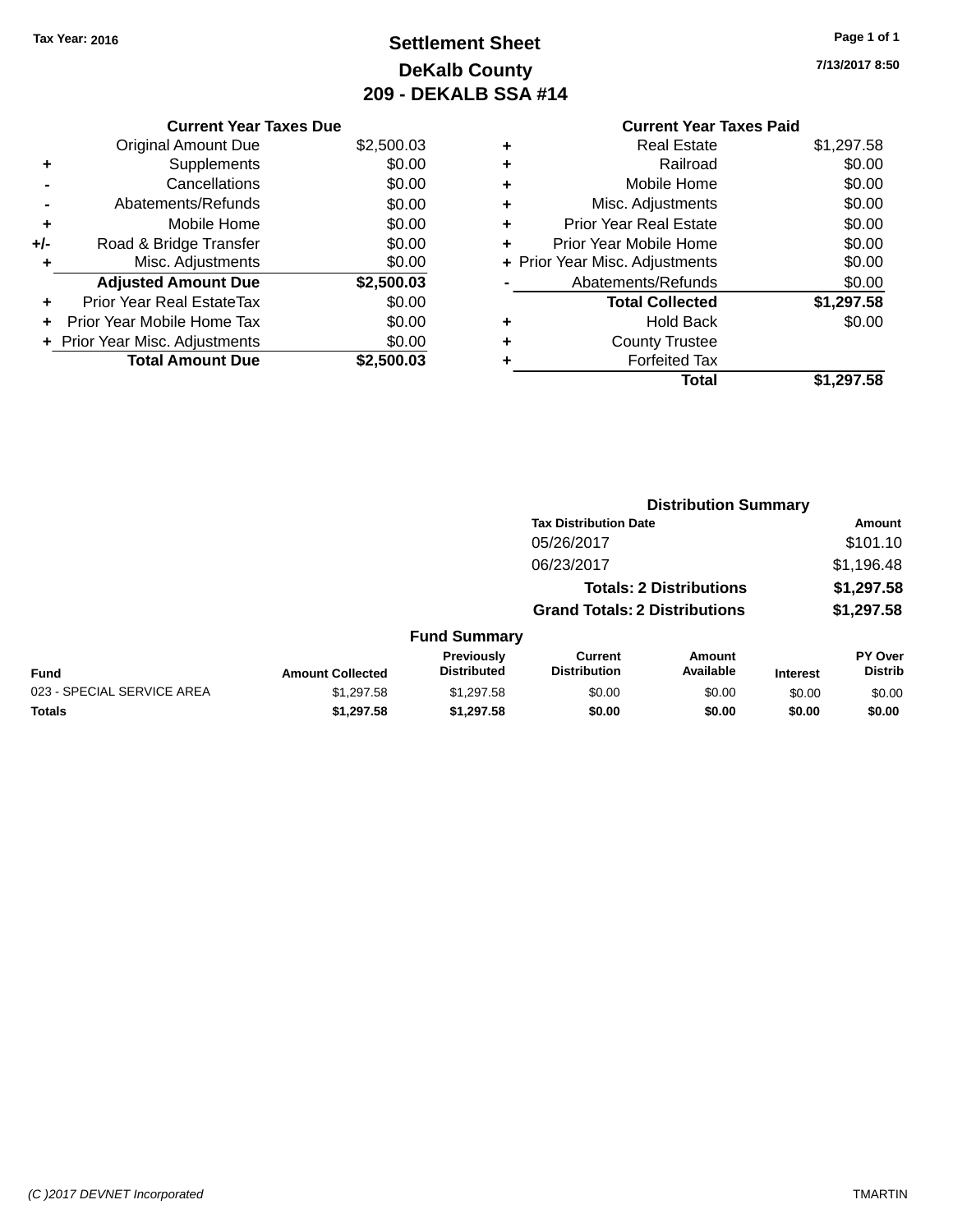Tax Year: 2016

# Settlement Sheet
## DeKalb County
## 209 - DEKALB SSA #14

7/13/2017 8:50

### Current Year Taxes Due

| | | |
|---|---|---|
| | Original Amount Due | $2,500.03 |
| + | Supplements | $0.00 |
| - | Cancellations | $0.00 |
| - | Abatements/Refunds | $0.00 |
| + | Mobile Home | $0.00 |
| +/- | Road & Bridge Transfer | $0.00 |
| + | Misc. Adjustments | $0.00 |
| | **Adjusted Amount Due** | **$2,500.03** |
| + | Prior Year Real EstateTax | $0.00 |
| + | Prior Year Mobile Home Tax | $0.00 |
| + | Prior Year Misc. Adjustments | $0.00 |
| | **Total Amount Due** | **$2,500.03** |

### Current Year Taxes Paid

| | | |
|---|---|---|
| + | Real Estate | $1,297.58 |
| + | Railroad | $0.00 |
| + | Mobile Home | $0.00 |
| + | Misc. Adjustments | $0.00 |
| + | Prior Year Real Estate | $0.00 |
| + | Prior Year Mobile Home | $0.00 |
| + | Prior Year Misc. Adjustments | $0.00 |
| - | Abatements/Refunds | $0.00 |
| | **Total Collected** | **$1,297.58** |
| + | Hold Back | $0.00 |
| + | County Trustee | |
| + | Forfeited Tax | |
| | **Total** | **$1,297.58** |

### Distribution Summary

| Tax Distribution Date | Amount |
|---|---|
| 05/26/2017 | $101.10 |
| 06/23/2017 | $1,196.48 |
| **Totals: 2 Distributions** | **$1,297.58** |
| **Grand Totals: 2 Distributions** | **$1,297.58** |

### Fund Summary

| Fund | Amount Collected | Previously Distributed | Current Distribution | Amount Available | Interest | PY Over Distrib |
|---|---|---|---|---|---|---|
| 023 - SPECIAL SERVICE AREA | $1,297.58 | $1,297.58 | $0.00 | $0.00 | $0.00 | $0.00 |
| **Totals** | **$1,297.58** | **$1,297.58** | **$0.00** | **$0.00** | **$0.00** | **$0.00** |

(C )2017 DEVNET Incorporated — TMARTIN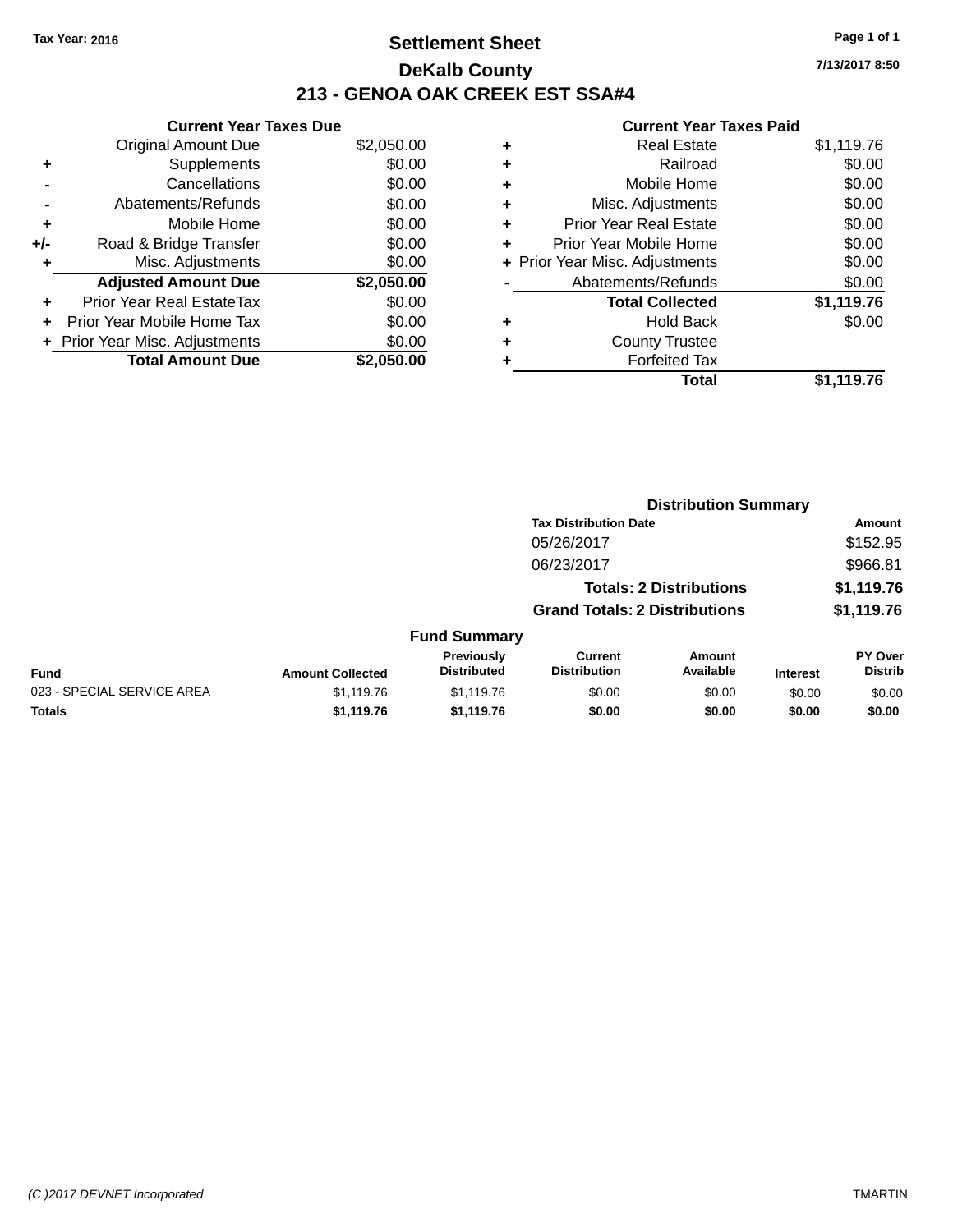Tax Year: 2016

# Settlement Sheet

## DeKalb County

## 213 - GENOA OAK CREEK EST SSA#4

7/13/2017 8:50

### Current Year Taxes Due

| | | |
|---|---|---|
| | Original Amount Due | $2,050.00 |
| + | Supplements | $0.00 |
| - | Cancellations | $0.00 |
| - | Abatements/Refunds | $0.00 |
| + | Mobile Home | $0.00 |
| +/- | Road & Bridge Transfer | $0.00 |
| + | Misc. Adjustments | $0.00 |
| | **Adjusted Amount Due** | **$2,050.00** |
| + | Prior Year Real EstateTax | $0.00 |
| + | Prior Year Mobile Home Tax | $0.00 |
| + | Prior Year Misc. Adjustments | $0.00 |
| | **Total Amount Due** | **$2,050.00** |

### Current Year Taxes Paid

| | | |
|---|---|---|
| + | Real Estate | $1,119.76 |
| + | Railroad | $0.00 |
| + | Mobile Home | $0.00 |
| + | Misc. Adjustments | $0.00 |
| + | Prior Year Real Estate | $0.00 |
| + | Prior Year Mobile Home | $0.00 |
| + | Prior Year Misc. Adjustments | $0.00 |
| - | Abatements/Refunds | $0.00 |
| | **Total Collected** | **$1,119.76** |
| + | Hold Back | $0.00 |
| + | County Trustee | |
| + | Forfeited Tax | |
| | **Total** | **$1,119.76** |

### Distribution Summary

| Tax Distribution Date | Amount |
|---|---|
| 05/26/2017 | $152.95 |
| 06/23/2017 | $966.81 |
| **Totals: 2 Distributions** | **$1,119.76** |
| **Grand Totals: 2 Distributions** | **$1,119.76** |

### Fund Summary

| Fund | Amount Collected | Previously Distributed | Current Distribution | Amount Available | Interest | PY Over Distrib |
|---|---|---|---|---|---|---|
| 023 - SPECIAL SERVICE AREA | $1,119.76 | $1,119.76 | $0.00 | $0.00 | $0.00 | $0.00 |
| **Totals** | **$1,119.76** | **$1,119.76** | **$0.00** | **$0.00** | **$0.00** | **$0.00** |

(C )2017 DEVNET Incorporated TMARTIN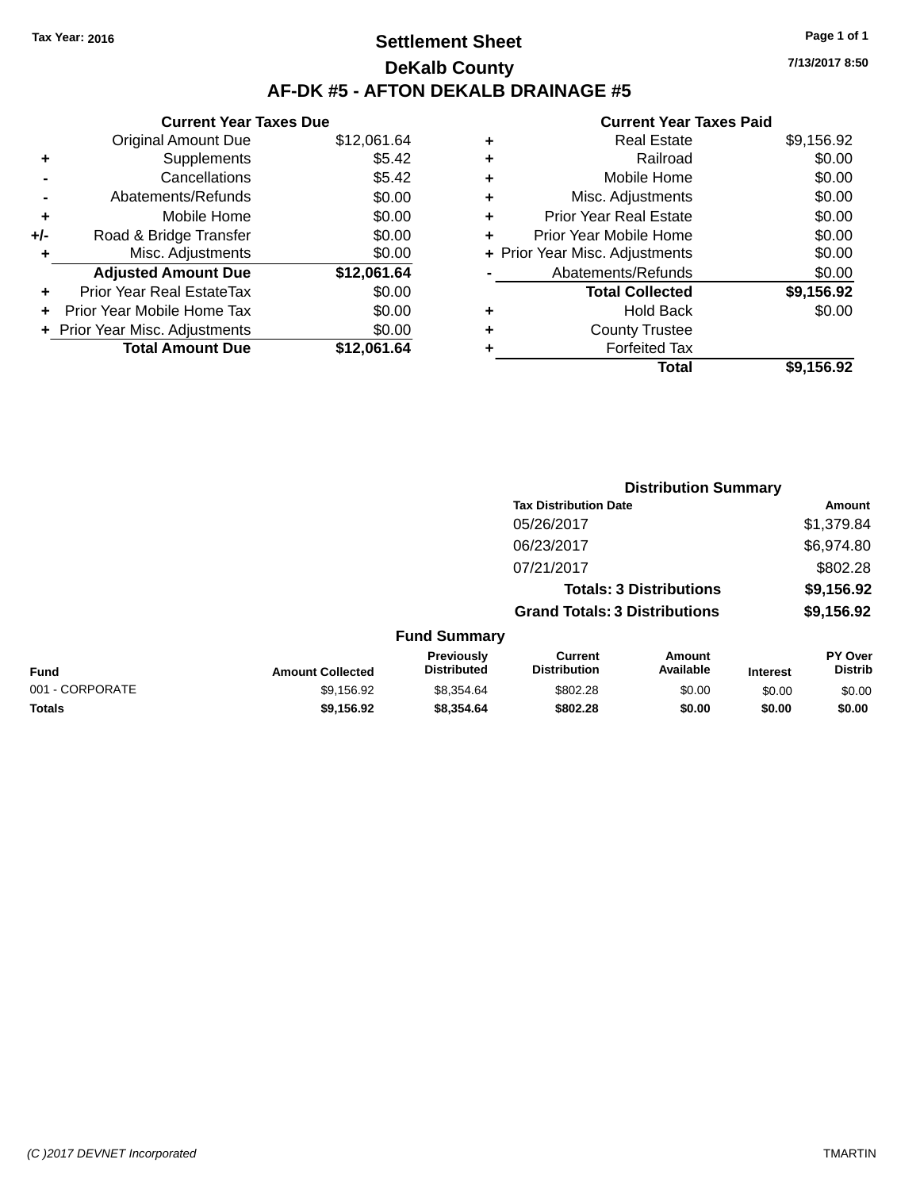Tax Year: 2016

# Settlement Sheet

## DeKalb County

## AF-DK #5 - AFTON DEKALB DRAINAGE #5

7/13/2017 8:50

### Current Year Taxes Due

| | | |
|---|---|---|
| | Original Amount Due | $12,061.64 |
| + | Supplements | $5.42 |
| - | Cancellations | $5.42 |
| - | Abatements/Refunds | $0.00 |
| + | Mobile Home | $0.00 |
| +/- | Road & Bridge Transfer | $0.00 |
| + | Misc. Adjustments | $0.00 |
| | **Adjusted Amount Due** | **$12,061.64** |
| + | Prior Year Real EstateTax | $0.00 |
| + | Prior Year Mobile Home Tax | $0.00 |
| + | Prior Year Misc. Adjustments | $0.00 |
| | **Total Amount Due** | **$12,061.64** |

### Current Year Taxes Paid

| | | |
|---|---|---|
| + | Real Estate | $9,156.92 |
| + | Railroad | $0.00 |
| + | Mobile Home | $0.00 |
| + | Misc. Adjustments | $0.00 |
| + | Prior Year Real Estate | $0.00 |
| + | Prior Year Mobile Home | $0.00 |
| + | Prior Year Misc. Adjustments | $0.00 |
| - | Abatements/Refunds | $0.00 |
| | **Total Collected** | **$9,156.92** |
| + | Hold Back | $0.00 |
| + | County Trustee | |
| + | Forfeited Tax | |
| | **Total** | **$9,156.92** |

### Distribution Summary

| Tax Distribution Date | Amount |
|---|---|
| 05/26/2017 | $1,379.84 |
| 06/23/2017 | $6,974.80 |
| 07/21/2017 | $802.28 |
| **Totals: 3 Distributions** | **$9,156.92** |
| **Grand Totals: 3 Distributions** | **$9,156.92** |

### Fund Summary

| Fund | Amount Collected | Previously Distributed | Current Distribution | Amount Available | Interest | PY Over Distrib |
|---|---|---|---|---|---|---|
| 001 - CORPORATE | $9,156.92 | $8,354.64 | $802.28 | $0.00 | $0.00 | $0.00 |
| **Totals** | **$9,156.92** | **$8,354.64** | **$802.28** | **$0.00** | **$0.00** | **$0.00** |

(C )2017 DEVNET Incorporated — TMARTIN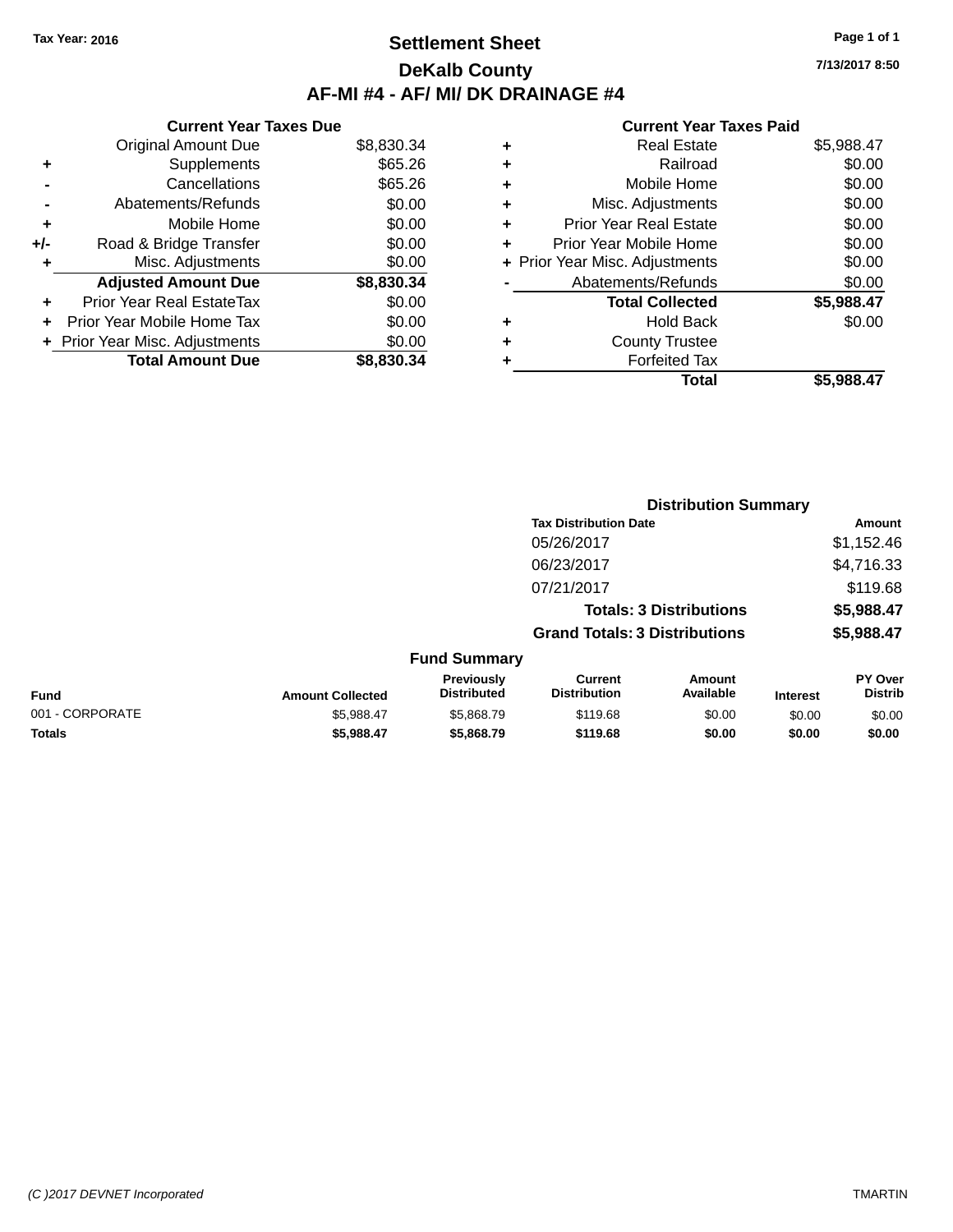Tax Year: 2016

# Settlement Sheet

## DeKalb County

## AF-MI #4 - AF/ MI/ DK DRAINAGE #4

7/13/2017 8:50

### Current Year Taxes Due

| | | |
|---|---|---|
| | Original Amount Due | $8,830.34 |
| + | Supplements | $65.26 |
| - | Cancellations | $65.26 |
| - | Abatements/Refunds | $0.00 |
| + | Mobile Home | $0.00 |
| +/- | Road & Bridge Transfer | $0.00 |
| + | Misc. Adjustments | $0.00 |
| | **Adjusted Amount Due** | **$8,830.34** |
| + | Prior Year Real EstateTax | $0.00 |
| + | Prior Year Mobile Home Tax | $0.00 |
| + | Prior Year Misc. Adjustments | $0.00 |
| | **Total Amount Due** | **$8,830.34** |

### Current Year Taxes Paid

| | | |
|---|---|---|
| + | Real Estate | $5,988.47 |
| + | Railroad | $0.00 |
| + | Mobile Home | $0.00 |
| + | Misc. Adjustments | $0.00 |
| + | Prior Year Real Estate | $0.00 |
| + | Prior Year Mobile Home | $0.00 |
| + | Prior Year Misc. Adjustments | $0.00 |
| - | Abatements/Refunds | $0.00 |
| | **Total Collected** | **$5,988.47** |
| + | Hold Back | $0.00 |
| + | County Trustee | |
| + | Forfeited Tax | |
| | **Total** | **$5,988.47** |

### Distribution Summary

| Tax Distribution Date | Amount |
|---|---|
| 05/26/2017 | $1,152.46 |
| 06/23/2017 | $4,716.33 |
| 07/21/2017 | $119.68 |
| **Totals: 3 Distributions** | **$5,988.47** |
| **Grand Totals: 3 Distributions** | **$5,988.47** |

### Fund Summary

| Fund | Amount Collected | Previously Distributed | Current Distribution | Amount Available | Interest | PY Over Distrib |
|---|---|---|---|---|---|---|
| 001 - CORPORATE | $5,988.47 | $5,868.79 | $119.68 | $0.00 | $0.00 | $0.00 |
| **Totals** | **$5,988.47** | **$5,868.79** | **$119.68** | **$0.00** | **$0.00** | **$0.00** |

(C )2017 DEVNET Incorporated TMARTIN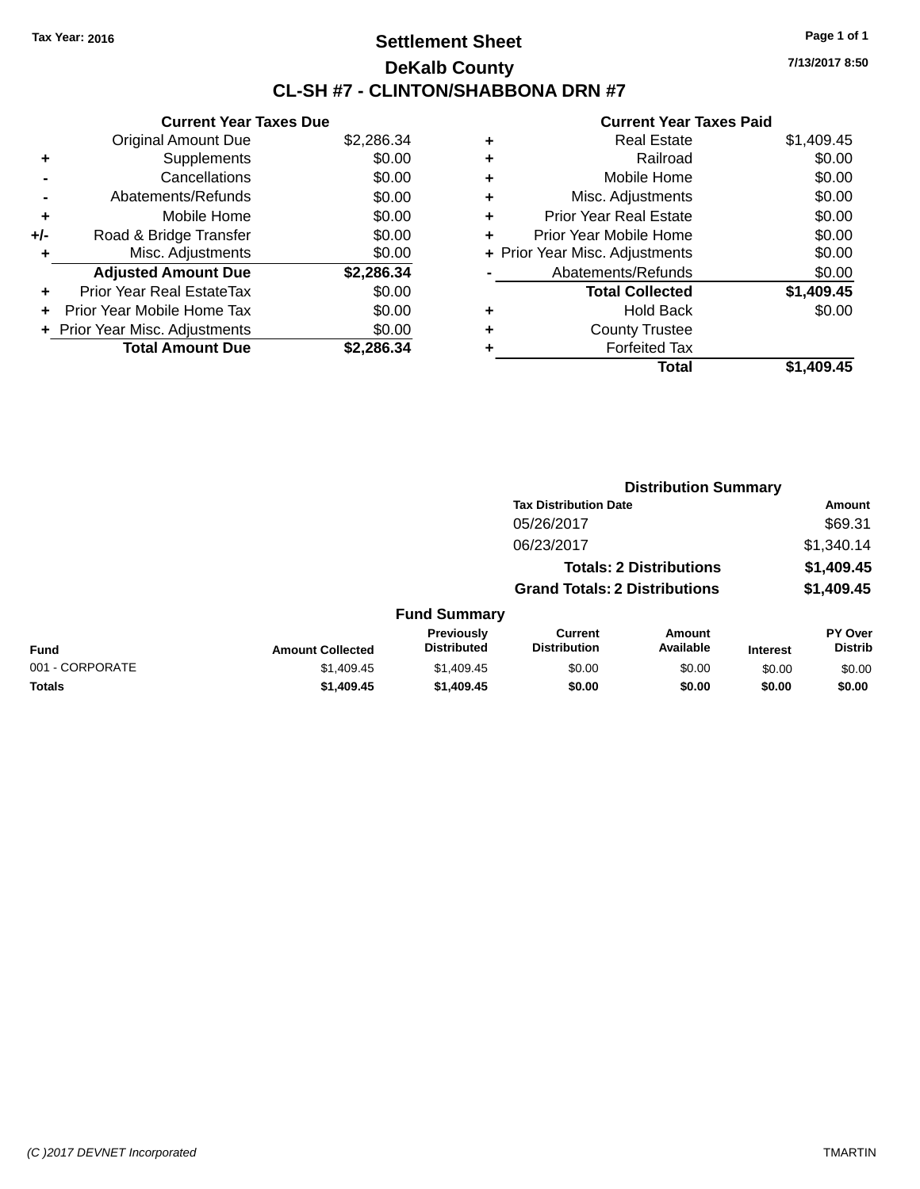Tax Year: 2016

# Settlement Sheet

## DeKalb County

## CL-SH #7 - CLINTON/SHABBONA DRN #7

7/13/2017 8:50

### Current Year Taxes Due

| | | |
|---|---|---|
| | Original Amount Due | $2,286.34 |
| + | Supplements | $0.00 |
| - | Cancellations | $0.00 |
| - | Abatements/Refunds | $0.00 |
| + | Mobile Home | $0.00 |
| +/- | Road & Bridge Transfer | $0.00 |
| + | Misc. Adjustments | $0.00 |
| | **Adjusted Amount Due** | **$2,286.34** |
| + | Prior Year Real EstateTax | $0.00 |
| + | Prior Year Mobile Home Tax | $0.00 |
| + | Prior Year Misc. Adjustments | $0.00 |
| | **Total Amount Due** | **$2,286.34** |

### Current Year Taxes Paid

| | | |
|---|---|---|
| + | Real Estate | $1,409.45 |
| + | Railroad | $0.00 |
| + | Mobile Home | $0.00 |
| + | Misc. Adjustments | $0.00 |
| + | Prior Year Real Estate | $0.00 |
| + | Prior Year Mobile Home | $0.00 |
| + | Prior Year Misc. Adjustments | $0.00 |
| - | Abatements/Refunds | $0.00 |
| | **Total Collected** | **$1,409.45** |
| + | Hold Back | $0.00 |
| + | County Trustee | |
| + | Forfeited Tax | |
| | **Total** | **$1,409.45** |

### Distribution Summary

| Tax Distribution Date | Amount |
|---|---|
| 05/26/2017 | $69.31 |
| 06/23/2017 | $1,340.14 |
| **Totals: 2 Distributions** | **$1,409.45** |
| **Grand Totals: 2 Distributions** | **$1,409.45** |

### Fund Summary

| Fund | Amount Collected | Previously Distributed | Current Distribution | Amount Available | Interest | PY Over Distrib |
|---|---|---|---|---|---|---|
| 001 - CORPORATE | $1,409.45 | $1,409.45 | $0.00 | $0.00 | $0.00 | $0.00 |
| **Totals** | **$1,409.45** | **$1,409.45** | **$0.00** | **$0.00** | **$0.00** | **$0.00** |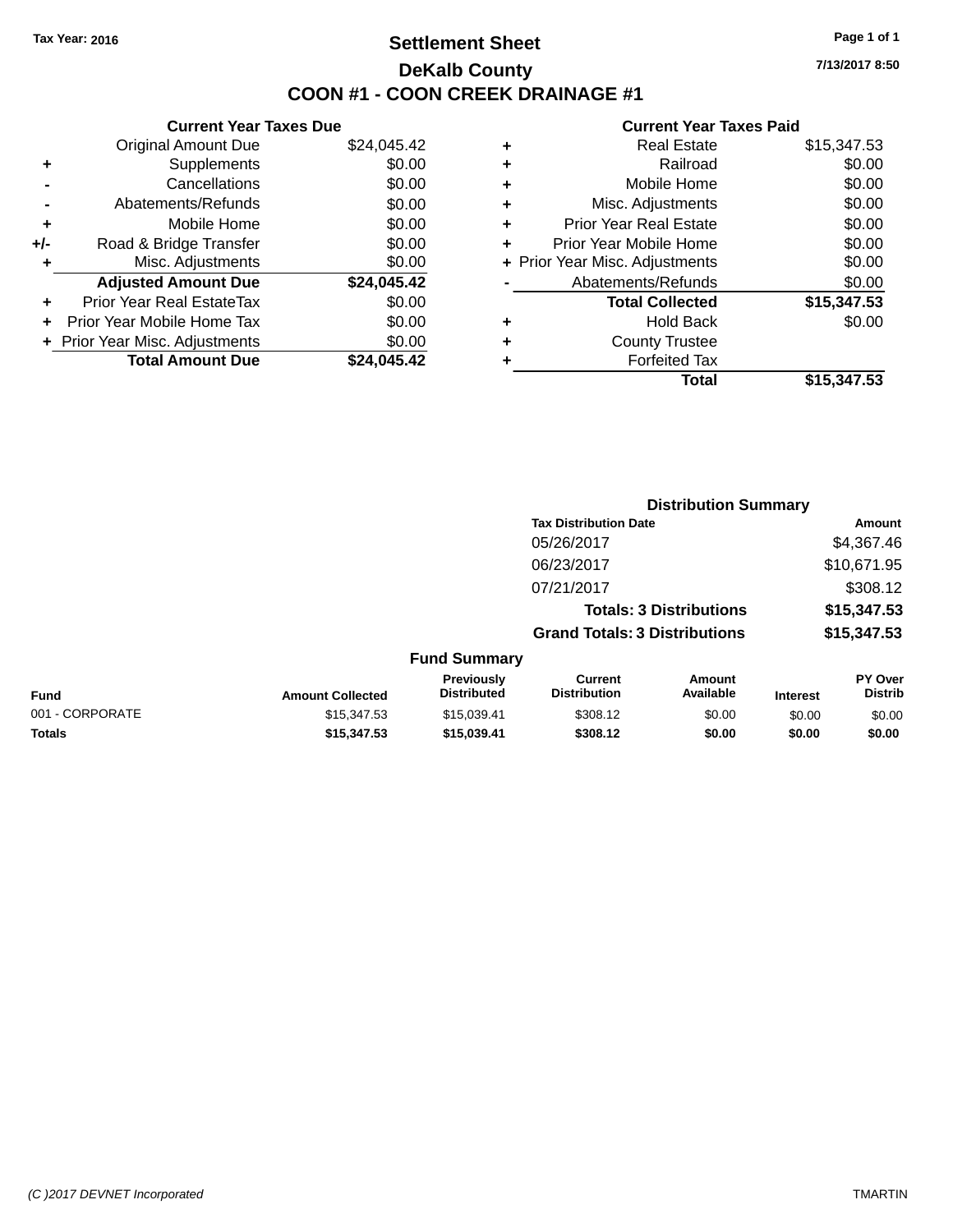Tax Year: 2016

# Settlement Sheet

## DeKalb County

## COON #1 - COON CREEK DRAINAGE #1

7/13/2017 8:50

### Current Year Taxes Due

| | | |
|---|---|---|
| | Original Amount Due | $24,045.42 |
| + | Supplements | $0.00 |
| - | Cancellations | $0.00 |
| - | Abatements/Refunds | $0.00 |
| + | Mobile Home | $0.00 |
| +/- | Road & Bridge Transfer | $0.00 |
| + | Misc. Adjustments | $0.00 |
| | **Adjusted Amount Due** | **$24,045.42** |
| + | Prior Year Real EstateTax | $0.00 |
| + | Prior Year Mobile Home Tax | $0.00 |
| + | Prior Year Misc. Adjustments | $0.00 |
| | **Total Amount Due** | **$24,045.42** |

### Current Year Taxes Paid

| | | |
|---|---|---|
| + | Real Estate | $15,347.53 |
| + | Railroad | $0.00 |
| + | Mobile Home | $0.00 |
| + | Misc. Adjustments | $0.00 |
| + | Prior Year Real Estate | $0.00 |
| + | Prior Year Mobile Home | $0.00 |
| + | Prior Year Misc. Adjustments | $0.00 |
| - | Abatements/Refunds | $0.00 |
| | **Total Collected** | **$15,347.53** |
| + | Hold Back | $0.00 |
| + | County Trustee | |
| + | Forfeited Tax | |
| | **Total** | **$15,347.53** |

### Distribution Summary

| Tax Distribution Date | Amount |
|---|---|
| 05/26/2017 | $4,367.46 |
| 06/23/2017 | $10,671.95 |
| 07/21/2017 | $308.12 |
| **Totals: 3 Distributions** | **$15,347.53** |
| **Grand Totals: 3 Distributions** | **$15,347.53** |

### Fund Summary

| Fund | Amount Collected | Previously Distributed | Current Distribution | Amount Available | Interest | PY Over Distrib |
|---|---|---|---|---|---|---|
| 001 - CORPORATE | $15,347.53 | $15,039.41 | $308.12 | $0.00 | $0.00 | $0.00 |
| **Totals** | **$15,347.53** | **$15,039.41** | **$308.12** | **$0.00** | **$0.00** | **$0.00** |

(C )2017 DEVNET Incorporated TMARTIN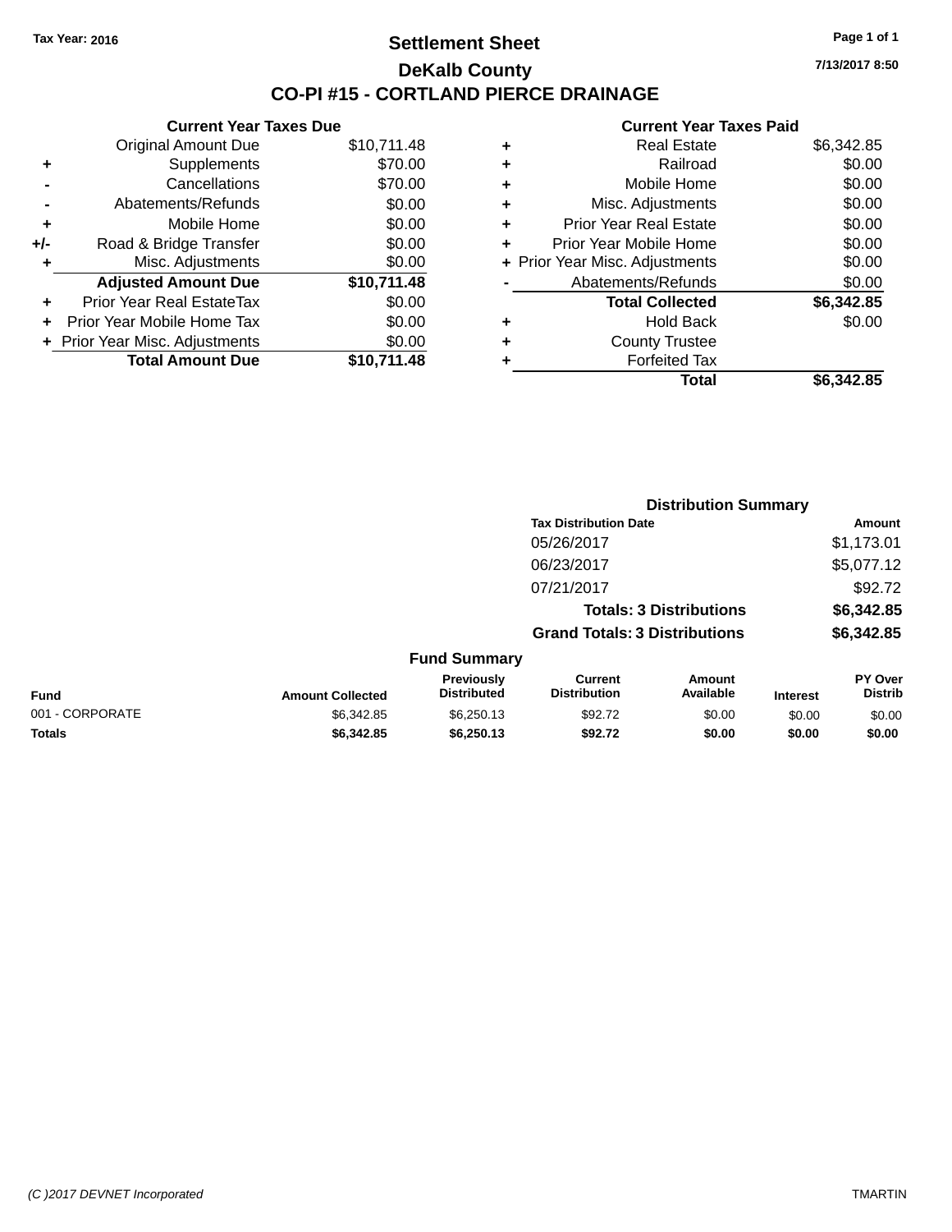Tax Year: 2016

# Settlement Sheet

## DeKalb County

## CO-PI #15 - CORTLAND PIERCE DRAINAGE

7/13/2017 8:50

### Current Year Taxes Due

| | | |
|---|---|---|
| | Original Amount Due | $10,711.48 |
| + | Supplements | $70.00 |
| - | Cancellations | $70.00 |
| - | Abatements/Refunds | $0.00 |
| + | Mobile Home | $0.00 |
| +/- | Road & Bridge Transfer | $0.00 |
| + | Misc. Adjustments | $0.00 |
| | **Adjusted Amount Due** | **$10,711.48** |
| + | Prior Year Real EstateTax | $0.00 |
| + | Prior Year Mobile Home Tax | $0.00 |
| + | Prior Year Misc. Adjustments | $0.00 |
| | **Total Amount Due** | **$10,711.48** |

### Current Year Taxes Paid

| | | |
|---|---|---|
| + | Real Estate | $6,342.85 |
| + | Railroad | $0.00 |
| + | Mobile Home | $0.00 |
| + | Misc. Adjustments | $0.00 |
| + | Prior Year Real Estate | $0.00 |
| + | Prior Year Mobile Home | $0.00 |
| + | Prior Year Misc. Adjustments | $0.00 |
| - | Abatements/Refunds | $0.00 |
| | **Total Collected** | **$6,342.85** |
| + | Hold Back | $0.00 |
| + | County Trustee | |
| + | Forfeited Tax | |
| | **Total** | **$6,342.85** |

### Distribution Summary

| Tax Distribution Date | Amount |
|---|---|
| 05/26/2017 | $1,173.01 |
| 06/23/2017 | $5,077.12 |
| 07/21/2017 | $92.72 |
| **Totals: 3 Distributions** | **$6,342.85** |
| **Grand Totals: 3 Distributions** | **$6,342.85** |

### Fund Summary

| Fund | Amount Collected | Previously Distributed | Current Distribution | Amount Available | Interest | PY Over Distrib |
|---|---|---|---|---|---|---|
| 001 - CORPORATE | $6,342.85 | $6,250.13 | $92.72 | $0.00 | $0.00 | $0.00 |
| **Totals** | **$6,342.85** | **$6,250.13** | **$92.72** | **$0.00** | **$0.00** | **$0.00** |

(C )2017 DEVNET Incorporated

TMARTIN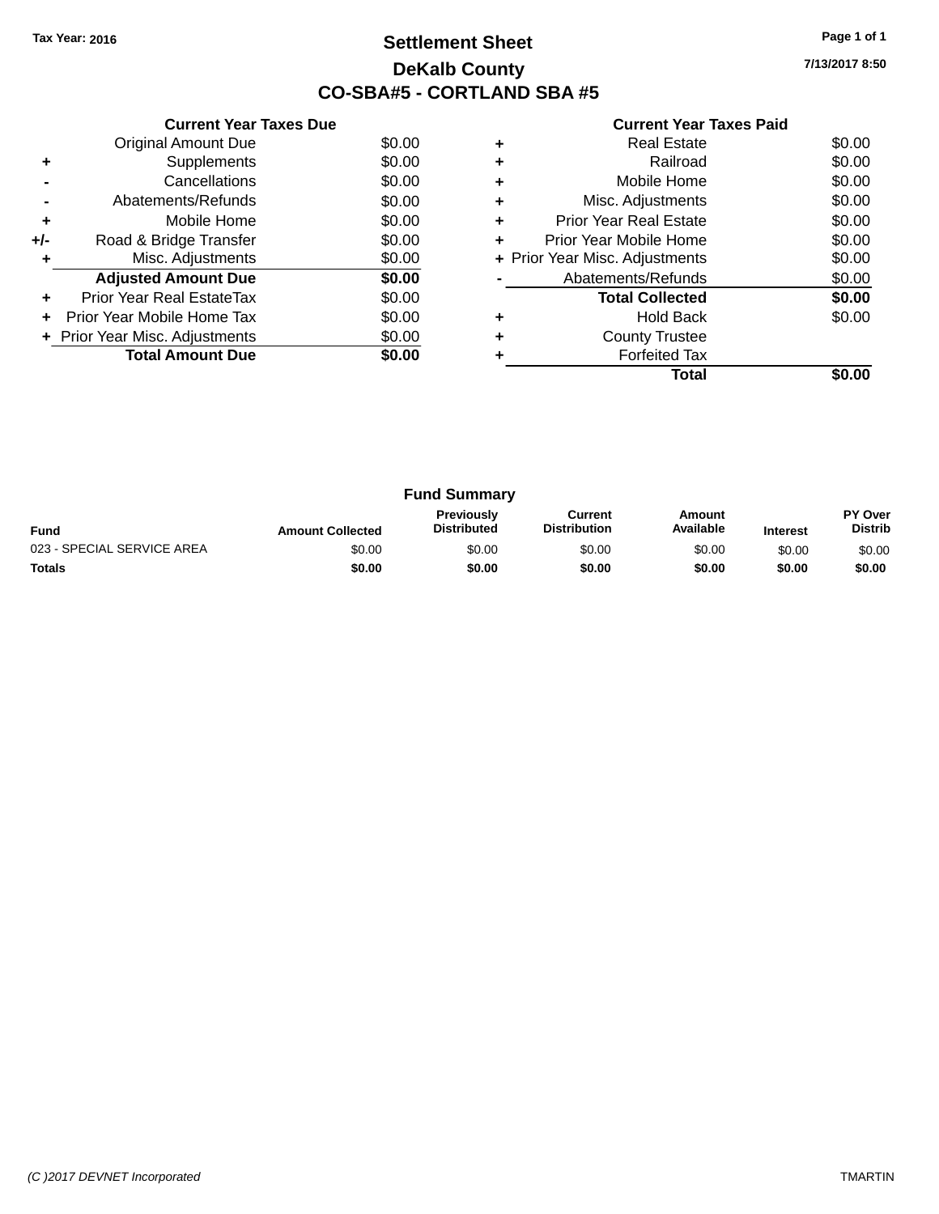Tax Year: 2016

# Settlement Sheet

## DeKalb County

## CO-SBA#5 - CORTLAND SBA #5

7/13/2017 8:50

**Current Year Taxes Due**

| | | |
|---|---|---|
| | Original Amount Due | $0.00 |
| + | Supplements | $0.00 |
| - | Cancellations | $0.00 |
| - | Abatements/Refunds | $0.00 |
| + | Mobile Home | $0.00 |
| +/- | Road & Bridge Transfer | $0.00 |
| + | Misc. Adjustments | $0.00 |
| | **Adjusted Amount Due** | **$0.00** |
| + | Prior Year Real EstateTax | $0.00 |
| + | Prior Year Mobile Home Tax | $0.00 |
| + | Prior Year Misc. Adjustments | $0.00 |
| | **Total Amount Due** | **$0.00** |

**Current Year Taxes Paid**

| | | |
|---|---|---|
| + | Real Estate | $0.00 |
| + | Railroad | $0.00 |
| + | Mobile Home | $0.00 |
| + | Misc. Adjustments | $0.00 |
| + | Prior Year Real Estate | $0.00 |
| + | Prior Year Mobile Home | $0.00 |
| + | Prior Year Misc. Adjustments | $0.00 |
| - | Abatements/Refunds | $0.00 |
| | **Total Collected** | **$0.00** |
| + | Hold Back | $0.00 |
| + | County Trustee | |
| + | Forfeited Tax | |
| | **Total** | **$0.00** |

**Fund Summary**

| Fund | Amount Collected | Previously Distributed | Current Distribution | Amount Available | Interest | PY Over Distrib |
|---|---|---|---|---|---|---|
| 023 - SPECIAL SERVICE AREA | $0.00 | $0.00 | $0.00 | $0.00 | $0.00 | $0.00 |
| **Totals** | **$0.00** | **$0.00** | **$0.00** | **$0.00** | **$0.00** | **$0.00** |

(C )2017 DEVNET Incorporated

TMARTIN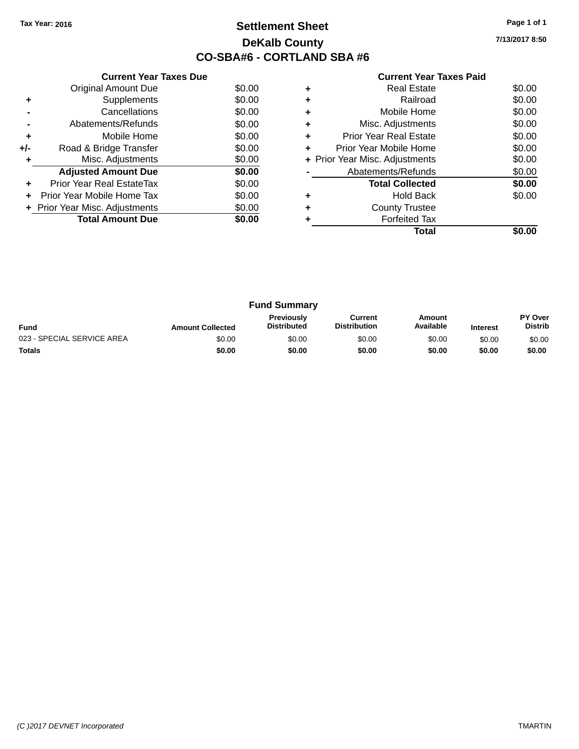Tax Year: 2016

# Settlement Sheet

## DeKalb County

## CO-SBA#6 - CORTLAND SBA #6

7/13/2017 8:50

### Current Year Taxes Due

| | | |
|---|---|---|
| | Original Amount Due | $0.00 |
| + | Supplements | $0.00 |
| - | Cancellations | $0.00 |
| - | Abatements/Refunds | $0.00 |
| + | Mobile Home | $0.00 |
| +/- | Road & Bridge Transfer | $0.00 |
| + | Misc. Adjustments | $0.00 |
| | **Adjusted Amount Due** | **$0.00** |
| + | Prior Year Real EstateTax | $0.00 |
| + | Prior Year Mobile Home Tax | $0.00 |
| + | Prior Year Misc. Adjustments | $0.00 |
| | **Total Amount Due** | **$0.00** |

### Current Year Taxes Paid

| | | |
|---|---|---|
| + | Real Estate | $0.00 |
| + | Railroad | $0.00 |
| + | Mobile Home | $0.00 |
| + | Misc. Adjustments | $0.00 |
| + | Prior Year Real Estate | $0.00 |
| + | Prior Year Mobile Home | $0.00 |
| + | Prior Year Misc. Adjustments | $0.00 |
| - | Abatements/Refunds | $0.00 |
| | **Total Collected** | **$0.00** |
| + | Hold Back | $0.00 |
| + | County Trustee | |
| + | Forfeited Tax | |
| | **Total** | **$0.00** |

### Fund Summary

| Fund | Amount Collected | Previously Distributed | Current Distribution | Amount Available | Interest | PY Over Distrib |
|---|---|---|---|---|---|---|
| 023 - SPECIAL SERVICE AREA | $0.00 | $0.00 | $0.00 | $0.00 | $0.00 | $0.00 |
| **Totals** | **$0.00** | **$0.00** | **$0.00** | **$0.00** | **$0.00** | **$0.00** |

(C )2017 DEVNET Incorporated TMARTIN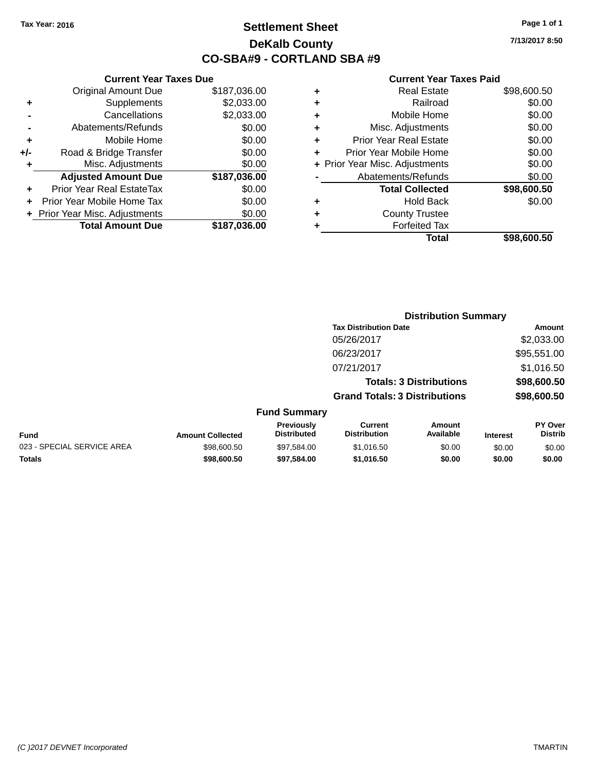Tax Year: 2016

# Settlement Sheet

## DeKalb County

## CO-SBA#9 - CORTLAND SBA #9

7/13/2017 8:50

### Current Year Taxes Due

| | | |
|---|---|---|
| | Original Amount Due | $187,036.00 |
| + | Supplements | $2,033.00 |
| - | Cancellations | $2,033.00 |
| - | Abatements/Refunds | $0.00 |
| + | Mobile Home | $0.00 |
| +/- | Road & Bridge Transfer | $0.00 |
| + | Misc. Adjustments | $0.00 |
| | **Adjusted Amount Due** | **$187,036.00** |
| + | Prior Year Real EstateTax | $0.00 |
| + | Prior Year Mobile Home Tax | $0.00 |
| + | Prior Year Misc. Adjustments | $0.00 |
| | **Total Amount Due** | **$187,036.00** |

### Current Year Taxes Paid

| | | |
|---|---|---|
| + | Real Estate | $98,600.50 |
| + | Railroad | $0.00 |
| + | Mobile Home | $0.00 |
| + | Misc. Adjustments | $0.00 |
| + | Prior Year Real Estate | $0.00 |
| + | Prior Year Mobile Home | $0.00 |
| + | Prior Year Misc. Adjustments | $0.00 |
| - | Abatements/Refunds | $0.00 |
| | **Total Collected** | **$98,600.50** |
| + | Hold Back | $0.00 |
| + | County Trustee | |
| + | Forfeited Tax | |
| | **Total** | **$98,600.50** |

### Distribution Summary

| Tax Distribution Date | Amount |
|---|---|
| 05/26/2017 | $2,033.00 |
| 06/23/2017 | $95,551.00 |
| 07/21/2017 | $1,016.50 |
| **Totals: 3 Distributions** | **$98,600.50** |
| **Grand Totals: 3 Distributions** | **$98,600.50** |

### Fund Summary

| Fund | Amount Collected | Previously Distributed | Current Distribution | Amount Available | Interest | PY Over Distrib |
|---|---|---|---|---|---|---|
| 023 - SPECIAL SERVICE AREA | $98,600.50 | $97,584.00 | $1,016.50 | $0.00 | $0.00 | $0.00 |
| **Totals** | **$98,600.50** | **$97,584.00** | **$1,016.50** | **$0.00** | **$0.00** | **$0.00** |

(C )2017 DEVNET Incorporated TMARTIN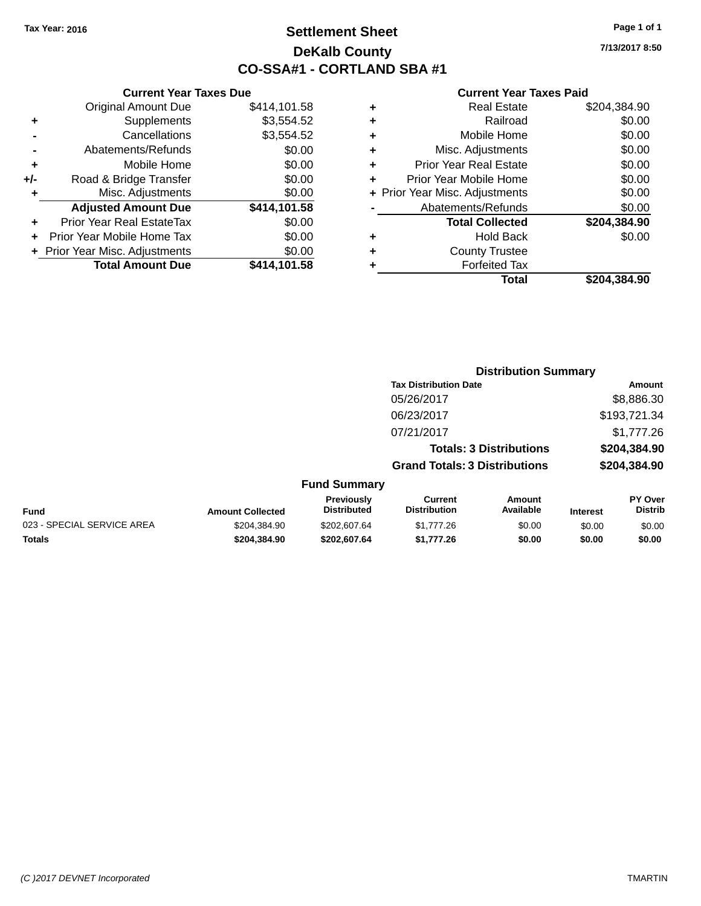Tax Year: 2016

# Settlement Sheet

## DeKalb County

## CO-SSA#1 - CORTLAND SBA #1

7/13/2017 8:50

### Current Year Taxes Due

| | | |
|---|---|---|
| | Original Amount Due | $414,101.58 |
| + | Supplements | $3,554.52 |
| - | Cancellations | $3,554.52 |
| - | Abatements/Refunds | $0.00 |
| + | Mobile Home | $0.00 |
| +/- | Road & Bridge Transfer | $0.00 |
| + | Misc. Adjustments | $0.00 |
| | **Adjusted Amount Due** | **$414,101.58** |
| + | Prior Year Real EstateTax | $0.00 |
| + | Prior Year Mobile Home Tax | $0.00 |
| + | Prior Year Misc. Adjustments | $0.00 |
| | **Total Amount Due** | **$414,101.58** |

### Current Year Taxes Paid

| | | |
|---|---|---|
| + | Real Estate | $204,384.90 |
| + | Railroad | $0.00 |
| + | Mobile Home | $0.00 |
| + | Misc. Adjustments | $0.00 |
| + | Prior Year Real Estate | $0.00 |
| + | Prior Year Mobile Home | $0.00 |
| + | Prior Year Misc. Adjustments | $0.00 |
| - | Abatements/Refunds | $0.00 |
| | **Total Collected** | **$204,384.90** |
| + | Hold Back | $0.00 |
| + | County Trustee | |
| + | Forfeited Tax | |
| | **Total** | **$204,384.90** |

### Distribution Summary

| Tax Distribution Date | Amount |
|---|---|
| 05/26/2017 | $8,886.30 |
| 06/23/2017 | $193,721.34 |
| 07/21/2017 | $1,777.26 |
| **Totals: 3 Distributions** | **$204,384.90** |
| **Grand Totals: 3 Distributions** | **$204,384.90** |

### Fund Summary

| Fund | Amount Collected | Previously Distributed | Current Distribution | Amount Available | Interest | PY Over Distrib |
|---|---|---|---|---|---|---|
| 023 - SPECIAL SERVICE AREA | $204,384.90 | $202,607.64 | $1,777.26 | $0.00 | $0.00 | $0.00 |
| **Totals** | **$204,384.90** | **$202,607.64** | **$1,777.26** | **$0.00** | **$0.00** | **$0.00** |

(C )2017 DEVNET Incorporated TMARTIN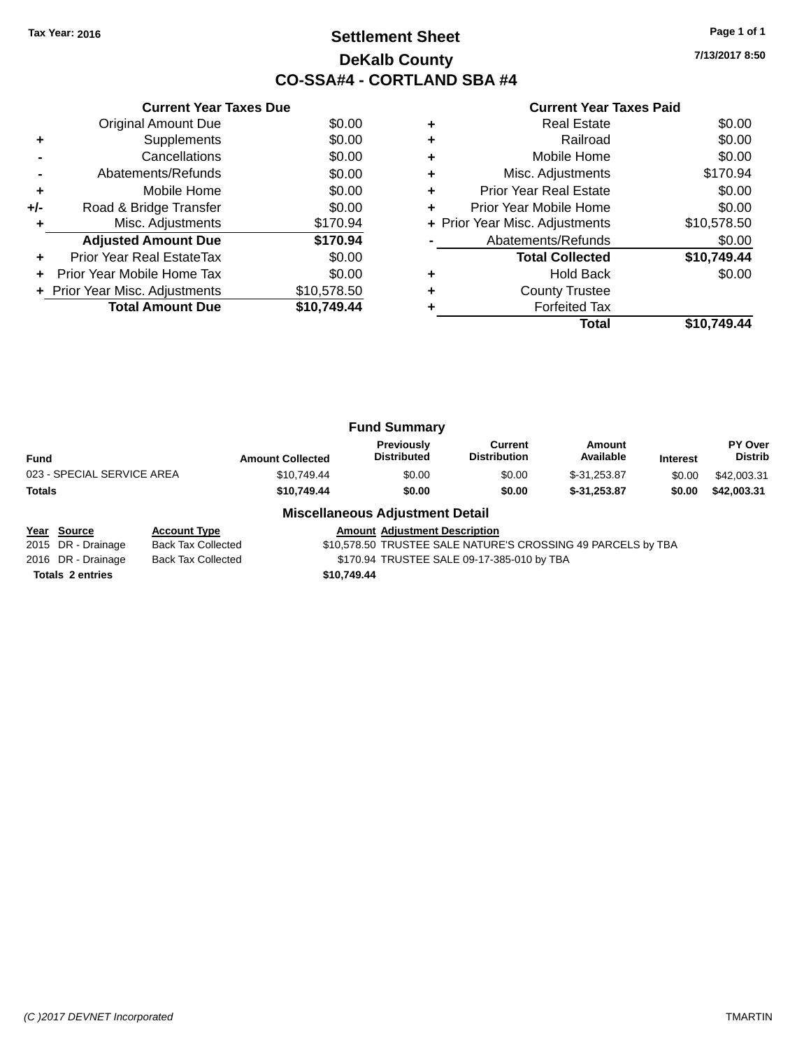Tax Year: 2016

# Settlement Sheet

## DeKalb County

## CO-SSA#4 - CORTLAND SBA #4

7/13/2017 8:50

| | Current Year Taxes Due | |
|---|---|---|
| | Original Amount Due | $0.00 |
| + | Supplements | $0.00 |
| - | Cancellations | $0.00 |
| - | Abatements/Refunds | $0.00 |
| + | Mobile Home | $0.00 |
| +/- | Road & Bridge Transfer | $0.00 |
| + | Misc. Adjustments | $170.94 |
| | **Adjusted Amount Due** | **$170.94** |
| + | Prior Year Real EstateTax | $0.00 |
| + | Prior Year Mobile Home Tax | $0.00 |
| + | Prior Year Misc. Adjustments | $10,578.50 |
| | **Total Amount Due** | **$10,749.44** |

| | Current Year Taxes Paid | |
|---|---|---|
| + | Real Estate | $0.00 |
| + | Railroad | $0.00 |
| + | Mobile Home | $0.00 |
| + | Misc. Adjustments | $170.94 |
| + | Prior Year Real Estate | $0.00 |
| + | Prior Year Mobile Home | $0.00 |
| + | Prior Year Misc. Adjustments | $10,578.50 |
| - | Abatements/Refunds | $0.00 |
| | **Total Collected** | **$10,749.44** |
| + | Hold Back | $0.00 |
| + | County Trustee | |
| + | Forfeited Tax | |
| | **Total** | **$10,749.44** |

### Fund Summary

| Fund | Amount Collected | Previously Distributed | Current Distribution | Amount Available | Interest | PY Over Distrib |
|---|---|---|---|---|---|---|
| 023 - SPECIAL SERVICE AREA | $10,749.44 | $0.00 | $0.00 | $-31,253.87 | $0.00 | $42,003.31 |
| **Totals** | **$10,749.44** | **$0.00** | **$0.00** | **$-31,253.87** | **$0.00** | **$42,003.31** |

### Miscellaneous Adjustment Detail

| Year | Source | Account Type | Amount | Adjustment Description |
|---|---|---|---|---|
| 2015 | DR - Drainage | Back Tax Collected | $10,578.50 | TRUSTEE SALE NATURE'S CROSSING 49 PARCELS by TBA |
| 2016 | DR - Drainage | Back Tax Collected | $170.94 | TRUSTEE SALE 09-17-385-010 by TBA |
| **Totals** | **2 entries** | | **$10,749.44** | |

(C )2017 DEVNET Incorporated TMARTIN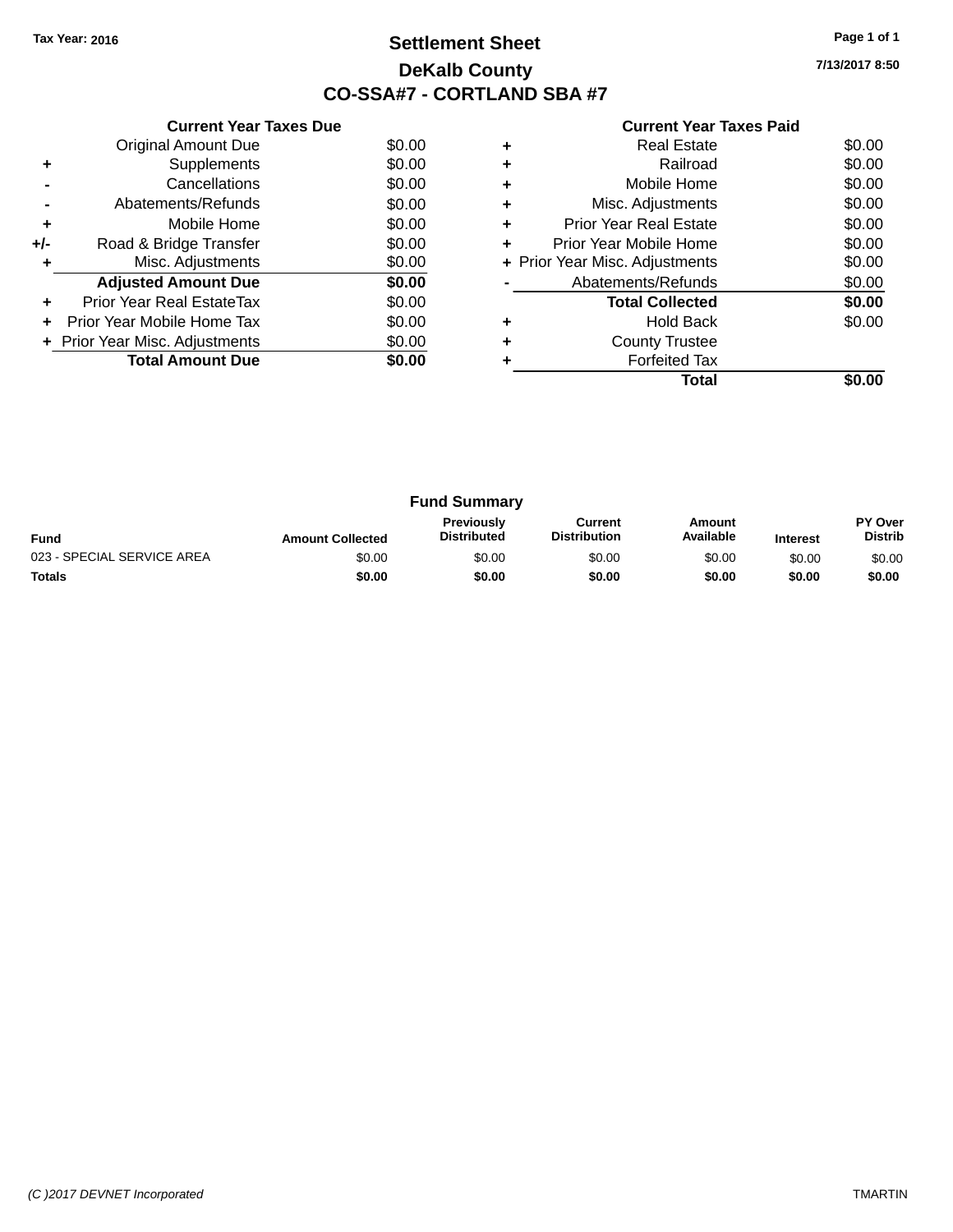Tax Year: 2016

# Settlement Sheet

## DeKalb County

## CO-SSA#7 - CORTLAND SBA #7

7/13/2017 8:50

### Current Year Taxes Due

| | | |
|---|---|---|
| | Original Amount Due | $0.00 |
| + | Supplements | $0.00 |
| - | Cancellations | $0.00 |
| - | Abatements/Refunds | $0.00 |
| + | Mobile Home | $0.00 |
| +/- | Road & Bridge Transfer | $0.00 |
| + | Misc. Adjustments | $0.00 |
| | **Adjusted Amount Due** | **$0.00** |
| + | Prior Year Real EstateTax | $0.00 |
| + | Prior Year Mobile Home Tax | $0.00 |
| + | Prior Year Misc. Adjustments | $0.00 |
| | **Total Amount Due** | **$0.00** |

### Current Year Taxes Paid

| | | |
|---|---|---|
| + | Real Estate | $0.00 |
| + | Railroad | $0.00 |
| + | Mobile Home | $0.00 |
| + | Misc. Adjustments | $0.00 |
| + | Prior Year Real Estate | $0.00 |
| + | Prior Year Mobile Home | $0.00 |
| + | Prior Year Misc. Adjustments | $0.00 |
| - | Abatements/Refunds | $0.00 |
| | **Total Collected** | **$0.00** |
| + | Hold Back | $0.00 |
| + | County Trustee | |
| + | Forfeited Tax | |
| | **Total** | **$0.00** |

### Fund Summary

| Fund | Amount Collected | Previously Distributed | Current Distribution | Amount Available | Interest | PY Over Distrib |
|---|---|---|---|---|---|---|
| 023 - SPECIAL SERVICE AREA | $0.00 | $0.00 | $0.00 | $0.00 | $0.00 | $0.00 |
| **Totals** | **$0.00** | **$0.00** | **$0.00** | **$0.00** | **$0.00** | **$0.00** |

(C )2017 DEVNET Incorporated

TMARTIN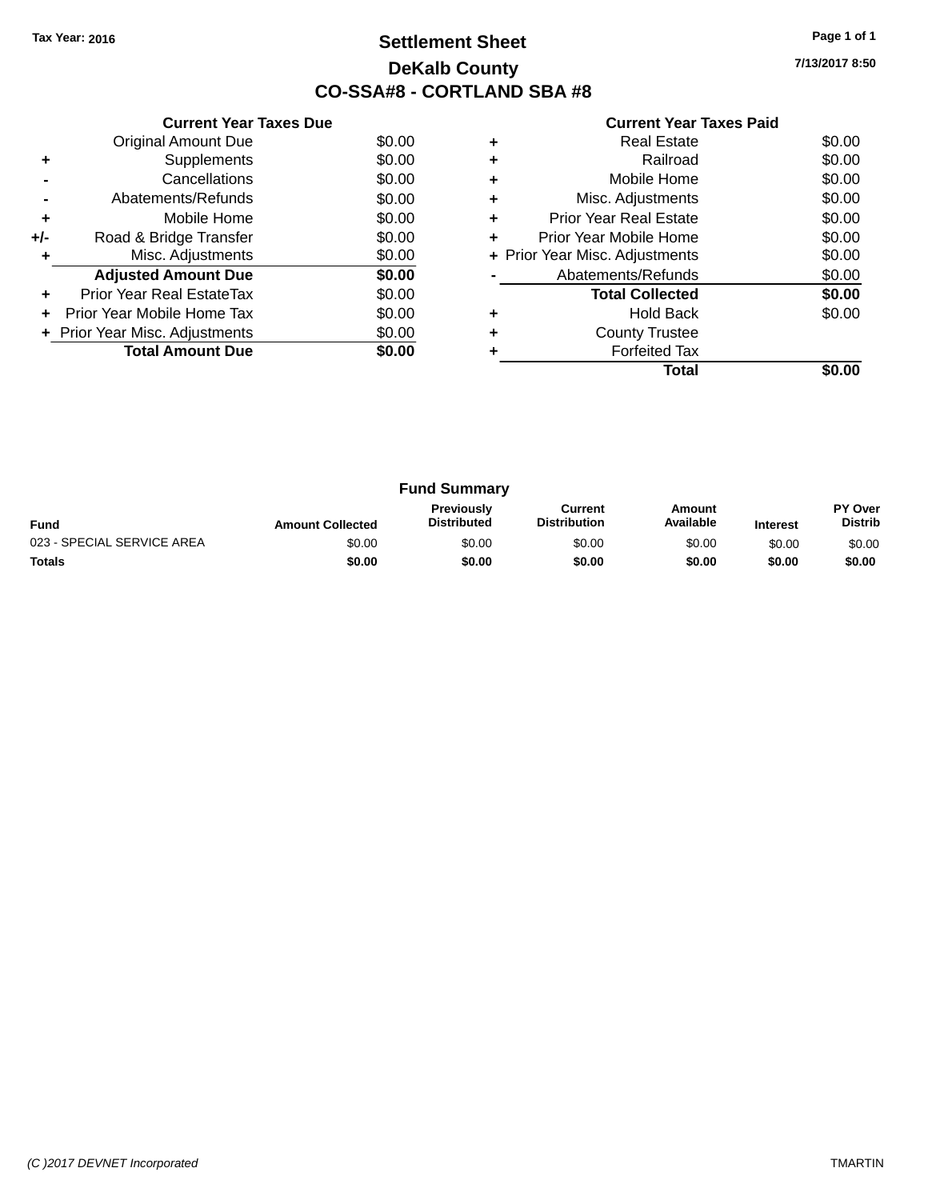Tax Year: 2016

# Settlement Sheet

## DeKalb County

## CO-SSA#8 - CORTLAND SBA #8

7/13/2017 8:50

### Current Year Taxes Due

| | | |
|---|---|---|
| | Original Amount Due | $0.00 |
| + | Supplements | $0.00 |
| - | Cancellations | $0.00 |
| - | Abatements/Refunds | $0.00 |
| + | Mobile Home | $0.00 |
| +/- | Road & Bridge Transfer | $0.00 |
| + | Misc. Adjustments | $0.00 |
| | **Adjusted Amount Due** | **$0.00** |
| + | Prior Year Real EstateTax | $0.00 |
| + | Prior Year Mobile Home Tax | $0.00 |
| + | Prior Year Misc. Adjustments | $0.00 |
| | **Total Amount Due** | **$0.00** |

### Current Year Taxes Paid

| | | |
|---|---|---|
| + | Real Estate | $0.00 |
| + | Railroad | $0.00 |
| + | Mobile Home | $0.00 |
| + | Misc. Adjustments | $0.00 |
| + | Prior Year Real Estate | $0.00 |
| + | Prior Year Mobile Home | $0.00 |
| + | Prior Year Misc. Adjustments | $0.00 |
| - | Abatements/Refunds | $0.00 |
| | **Total Collected** | **$0.00** |
| + | Hold Back | $0.00 |
| + | County Trustee | |
| + | Forfeited Tax | |
| | **Total** | **$0.00** |

### Fund Summary

| Fund | Amount Collected | Previously Distributed | Current Distribution | Amount Available | Interest | PY Over Distrib |
|---|---|---|---|---|---|---|
| 023 - SPECIAL SERVICE AREA | $0.00 | $0.00 | $0.00 | $0.00 | $0.00 | $0.00 |
| **Totals** | **$0.00** | **$0.00** | **$0.00** | **$0.00** | **$0.00** | **$0.00** |

(C )2017 DEVNET Incorporated — TMARTIN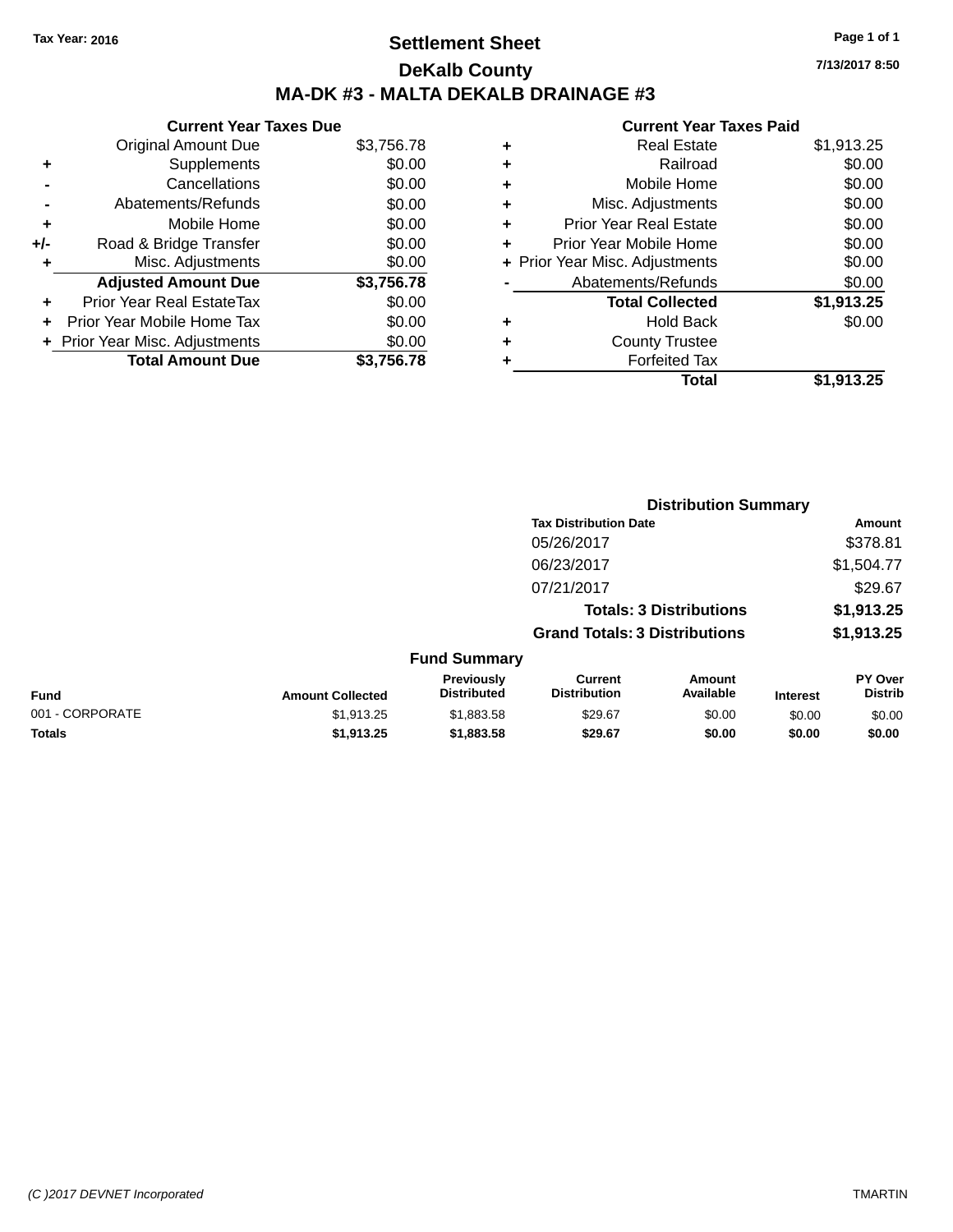Tax Year: 2016

# Settlement Sheet
## DeKalb County
## MA-DK #3 - MALTA DEKALB DRAINAGE #3

7/13/2017 8:50

### Current Year Taxes Due

| | | |
|---|---|---|
| | Original Amount Due | $3,756.78 |
| + | Supplements | $0.00 |
| - | Cancellations | $0.00 |
| - | Abatements/Refunds | $0.00 |
| + | Mobile Home | $0.00 |
| +/- | Road & Bridge Transfer | $0.00 |
| + | Misc. Adjustments | $0.00 |
| | **Adjusted Amount Due** | **$3,756.78** |
| + | Prior Year Real EstateTax | $0.00 |
| + | Prior Year Mobile Home Tax | $0.00 |
| + | Prior Year Misc. Adjustments | $0.00 |
| | **Total Amount Due** | **$3,756.78** |

### Current Year Taxes Paid

| | | |
|---|---|---|
| + | Real Estate | $1,913.25 |
| + | Railroad | $0.00 |
| + | Mobile Home | $0.00 |
| + | Misc. Adjustments | $0.00 |
| + | Prior Year Real Estate | $0.00 |
| + | Prior Year Mobile Home | $0.00 |
| + | Prior Year Misc. Adjustments | $0.00 |
| - | Abatements/Refunds | $0.00 |
| | **Total Collected** | **$1,913.25** |
| + | Hold Back | $0.00 |
| + | County Trustee | |
| + | Forfeited Tax | |
| | **Total** | **$1,913.25** |

### Distribution Summary

| Tax Distribution Date | Amount |
|---|---|
| 05/26/2017 | $378.81 |
| 06/23/2017 | $1,504.77 |
| 07/21/2017 | $29.67 |
| **Totals: 3 Distributions** | **$1,913.25** |
| **Grand Totals: 3 Distributions** | **$1,913.25** |

### Fund Summary

| Fund | Amount Collected | Previously Distributed | Current Distribution | Amount Available | Interest | PY Over Distrib |
|---|---|---|---|---|---|---|
| 001 - CORPORATE | $1,913.25 | $1,883.58 | $29.67 | $0.00 | $0.00 | $0.00 |
| **Totals** | **$1,913.25** | **$1,883.58** | **$29.67** | **$0.00** | **$0.00** | **$0.00** |

(C )2017 DEVNET Incorporated TMARTIN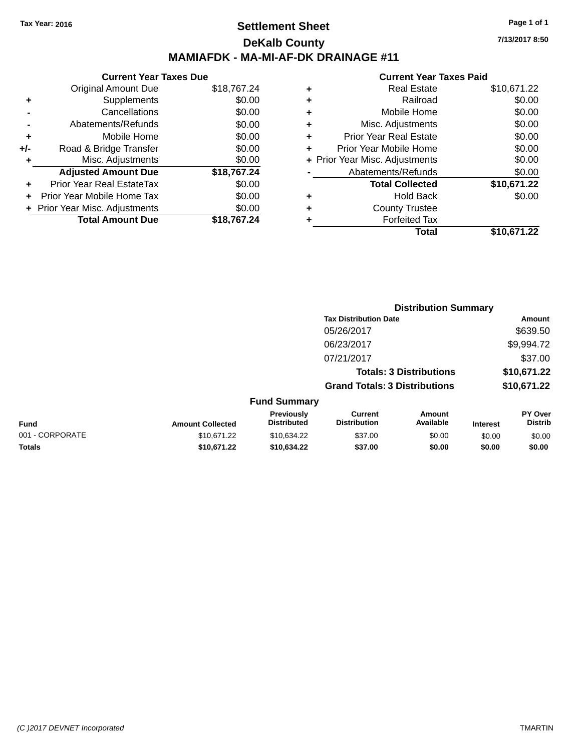Tax Year: 2016

# Settlement Sheet

## DeKalb County

## MAMIAFDK - MA-MI-AF-DK DRAINAGE #11

7/13/2017 8:50

### Current Year Taxes Due

| | | |
|---|---|---|
| | Original Amount Due | $18,767.24 |
| + | Supplements | $0.00 |
| - | Cancellations | $0.00 |
| - | Abatements/Refunds | $0.00 |
| + | Mobile Home | $0.00 |
| +/- | Road & Bridge Transfer | $0.00 |
| + | Misc. Adjustments | $0.00 |
| | **Adjusted Amount Due** | **$18,767.24** |
| + | Prior Year Real EstateTax | $0.00 |
| + | Prior Year Mobile Home Tax | $0.00 |
| + | Prior Year Misc. Adjustments | $0.00 |
| | **Total Amount Due** | **$18,767.24** |

### Current Year Taxes Paid

| | | |
|---|---|---|
| + | Real Estate | $10,671.22 |
| + | Railroad | $0.00 |
| + | Mobile Home | $0.00 |
| + | Misc. Adjustments | $0.00 |
| + | Prior Year Real Estate | $0.00 |
| + | Prior Year Mobile Home | $0.00 |
| + | Prior Year Misc. Adjustments | $0.00 |
| - | Abatements/Refunds | $0.00 |
| | **Total Collected** | **$10,671.22** |
| + | Hold Back | $0.00 |
| + | County Trustee | |
| + | Forfeited Tax | |
| | **Total** | **$10,671.22** |

### Distribution Summary

| Tax Distribution Date | Amount |
|---|---|
| 05/26/2017 | $639.50 |
| 06/23/2017 | $9,994.72 |
| 07/21/2017 | $37.00 |
| **Totals: 3 Distributions** | **$10,671.22** |
| **Grand Totals: 3 Distributions** | **$10,671.22** |

### Fund Summary

| Fund | Amount Collected | Previously Distributed | Current Distribution | Amount Available | Interest | PY Over Distrib |
|---|---|---|---|---|---|---|
| 001 - CORPORATE | $10,671.22 | $10,634.22 | $37.00 | $0.00 | $0.00 | $0.00 |
| **Totals** | **$10,671.22** | **$10,634.22** | **$37.00** | **$0.00** | **$0.00** | **$0.00** |

(C )2017 DEVNET Incorporated

TMARTIN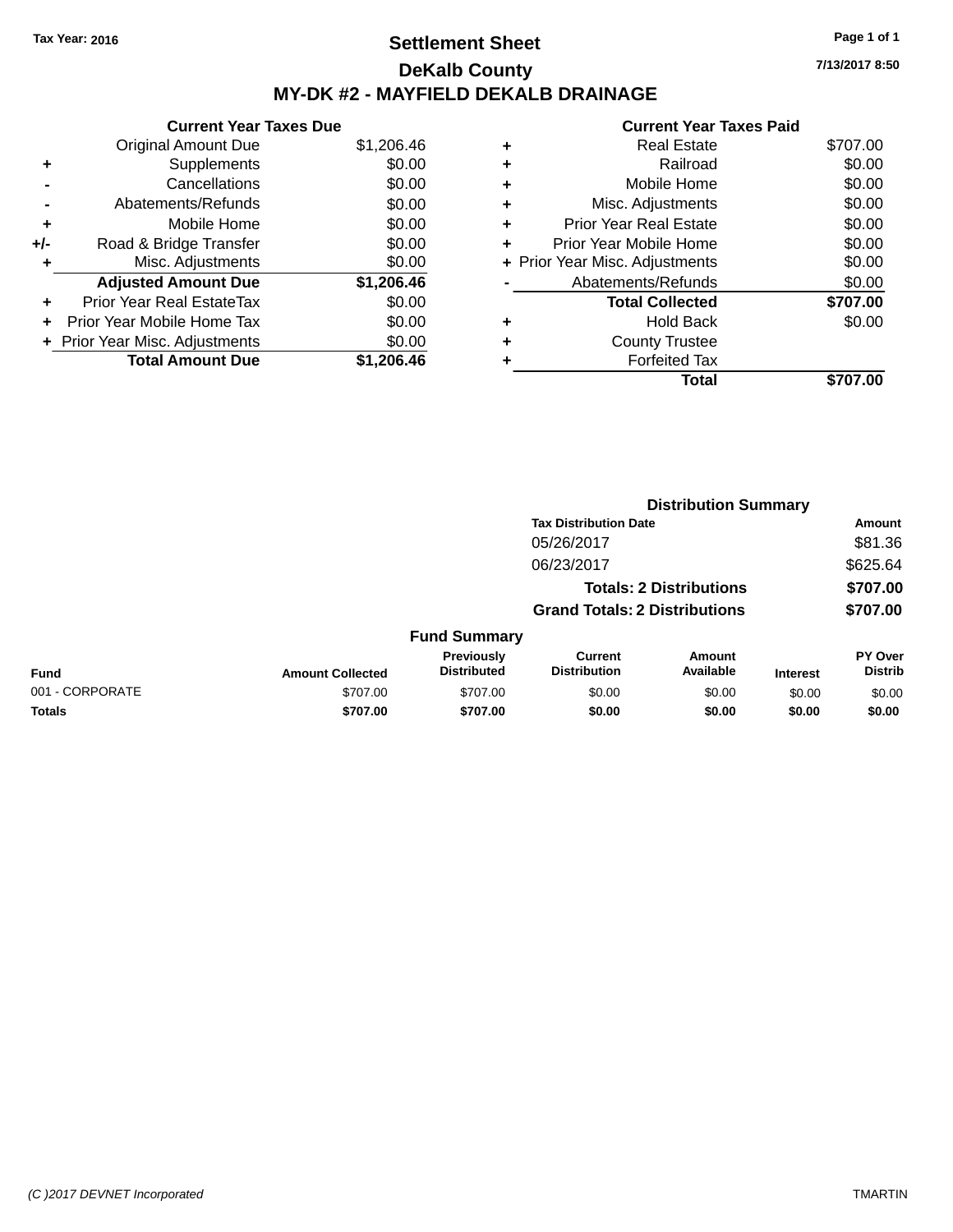Tax Year: 2016

# Settlement Sheet

## DeKalb County

## MY-DK #2 - MAYFIELD DEKALB DRAINAGE

7/13/2017 8:50

### Current Year Taxes Due

| | | |
|---|---|---|
| | Original Amount Due | $1,206.46 |
| + | Supplements | $0.00 |
| - | Cancellations | $0.00 |
| - | Abatements/Refunds | $0.00 |
| + | Mobile Home | $0.00 |
| +/- | Road & Bridge Transfer | $0.00 |
| + | Misc. Adjustments | $0.00 |
| | **Adjusted Amount Due** | **$1,206.46** |
| + | Prior Year Real EstateTax | $0.00 |
| + | Prior Year Mobile Home Tax | $0.00 |
| + | Prior Year Misc. Adjustments | $0.00 |
| | **Total Amount Due** | **$1,206.46** |

### Current Year Taxes Paid

| | | |
|---|---|---|
| + | Real Estate | $707.00 |
| + | Railroad | $0.00 |
| + | Mobile Home | $0.00 |
| + | Misc. Adjustments | $0.00 |
| + | Prior Year Real Estate | $0.00 |
| + | Prior Year Mobile Home | $0.00 |
| + | Prior Year Misc. Adjustments | $0.00 |
| - | Abatements/Refunds | $0.00 |
| | **Total Collected** | **$707.00** |
| + | Hold Back | $0.00 |
| + | County Trustee | |
| + | Forfeited Tax | |
| | **Total** | **$707.00** |

### Distribution Summary

| Tax Distribution Date | Amount |
|---|---|
| 05/26/2017 | $81.36 |
| 06/23/2017 | $625.64 |
| **Totals: 2 Distributions** | **$707.00** |
| **Grand Totals: 2 Distributions** | **$707.00** |

### Fund Summary

| Fund | Amount Collected | Previously Distributed | Current Distribution | Amount Available | Interest | PY Over Distrib |
|---|---|---|---|---|---|---|
| 001 - CORPORATE | $707.00 | $707.00 | $0.00 | $0.00 | $0.00 | $0.00 |
| **Totals** | **$707.00** | **$707.00** | **$0.00** | **$0.00** | **$0.00** | **$0.00** |

(C )2017 DEVNET Incorporated

TMARTIN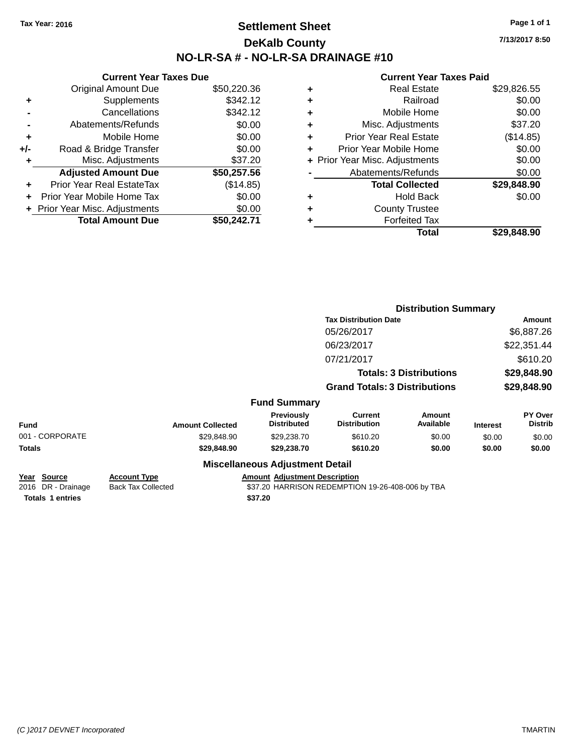Tax Year: 2016

# Settlement Sheet

## DeKalb County

## NO-LR-SA # - NO-LR-SA DRAINAGE #10

7/13/2017 8:50

### Current Year Taxes Due

| | | |
|---|---|---|
| | Original Amount Due | $50,220.36 |
| + | Supplements | $342.12 |
| - | Cancellations | $342.12 |
| - | Abatements/Refunds | $0.00 |
| + | Mobile Home | $0.00 |
| +/- | Road & Bridge Transfer | $0.00 |
| + | Misc. Adjustments | $37.20 |
| | **Adjusted Amount Due** | **$50,257.56** |
| + | Prior Year Real EstateTax | ($14.85) |
| + | Prior Year Mobile Home Tax | $0.00 |
| + | Prior Year Misc. Adjustments | $0.00 |
| | **Total Amount Due** | **$50,242.71** |

### Current Year Taxes Paid

| | | |
|---|---|---|
| + | Real Estate | $29,826.55 |
| + | Railroad | $0.00 |
| + | Mobile Home | $0.00 |
| + | Misc. Adjustments | $37.20 |
| + | Prior Year Real Estate | ($14.85) |
| + | Prior Year Mobile Home | $0.00 |
| + | Prior Year Misc. Adjustments | $0.00 |
| - | Abatements/Refunds | $0.00 |
| | **Total Collected** | **$29,848.90** |
| + | Hold Back | $0.00 |
| + | County Trustee | |
| + | Forfeited Tax | |
| | **Total** | **$29,848.90** |

### Distribution Summary

| Tax Distribution Date | Amount |
|---|---|
| 05/26/2017 | $6,887.26 |
| 06/23/2017 | $22,351.44 |
| 07/21/2017 | $610.20 |
| **Totals: 3 Distributions** | **$29,848.90** |
| **Grand Totals: 3 Distributions** | **$29,848.90** |

### Fund Summary

| Fund | Amount Collected | Previously Distributed | Current Distribution | Amount Available | Interest | PY Over Distrib |
|---|---|---|---|---|---|---|
| 001 - CORPORATE | $29,848.90 | $29,238.70 | $610.20 | $0.00 | $0.00 | $0.00 |
| **Totals** | **$29,848.90** | **$29,238.70** | **$610.20** | **$0.00** | **$0.00** | **$0.00** |

### Miscellaneous Adjustment Detail

| Year | Source | Account Type | Amount | Adjustment Description |
|---|---|---|---|---|
| 2016 | DR - Drainage | Back Tax Collected | $37.20 | HARRISON REDEMPTION 19-26-408-006 by TBA |
| **Totals** | **1 entries** | | **$37.20** | |

(C )2017 DEVNET Incorporated

TMARTIN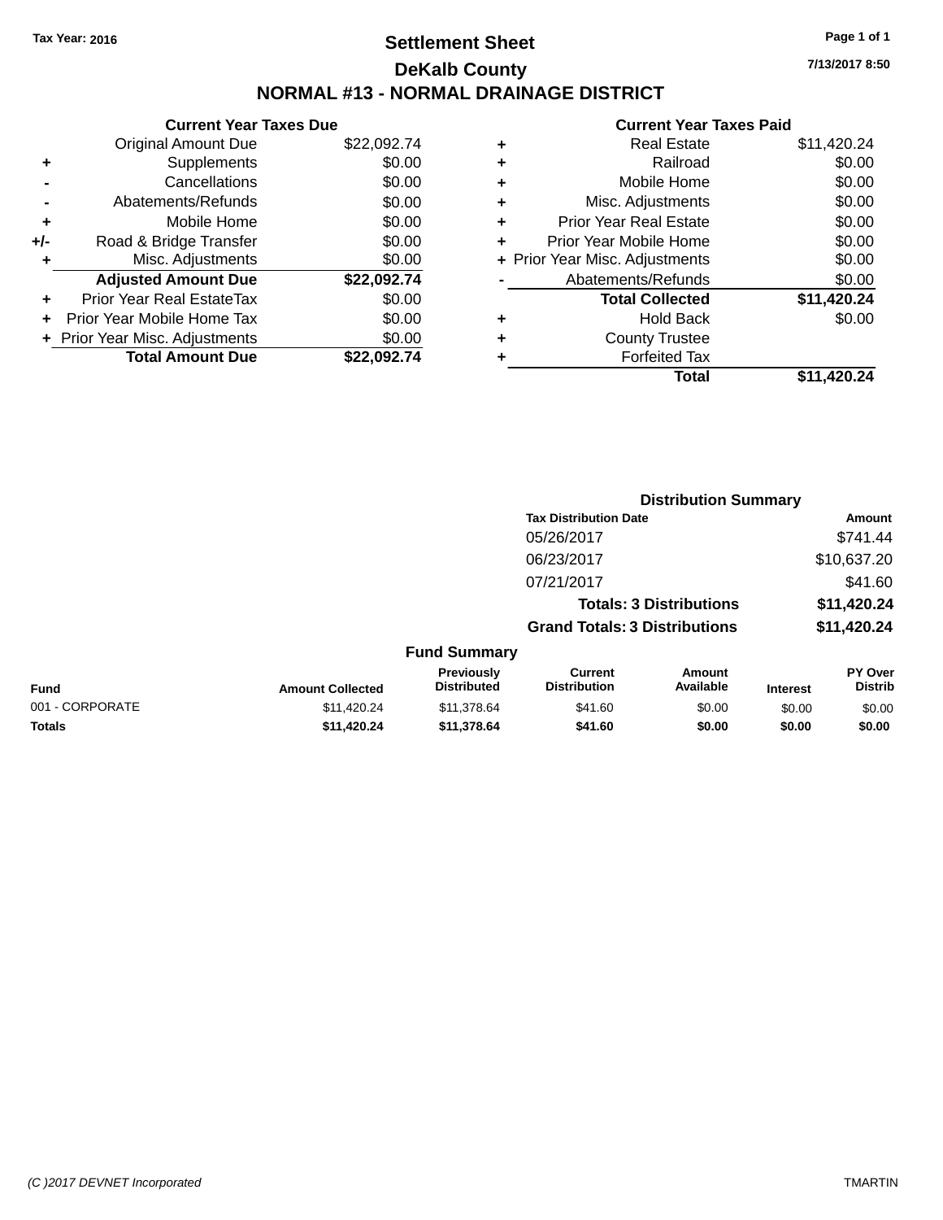Tax Year: 2016

# Settlement Sheet

## DeKalb County

## NORMAL #13 - NORMAL DRAINAGE DISTRICT

7/13/2017 8:50

### Current Year Taxes Due

| | | |
|---|---|---|
| | Original Amount Due | $22,092.74 |
| + | Supplements | $0.00 |
| - | Cancellations | $0.00 |
| - | Abatements/Refunds | $0.00 |
| + | Mobile Home | $0.00 |
| +/- | Road & Bridge Transfer | $0.00 |
| + | Misc. Adjustments | $0.00 |
| | **Adjusted Amount Due** | **$22,092.74** |
| + | Prior Year Real EstateTax | $0.00 |
| + | Prior Year Mobile Home Tax | $0.00 |
| + | Prior Year Misc. Adjustments | $0.00 |
| | **Total Amount Due** | **$22,092.74** |

### Current Year Taxes Paid

| | | |
|---|---|---|
| + | Real Estate | $11,420.24 |
| + | Railroad | $0.00 |
| + | Mobile Home | $0.00 |
| + | Misc. Adjustments | $0.00 |
| + | Prior Year Real Estate | $0.00 |
| + | Prior Year Mobile Home | $0.00 |
| + | Prior Year Misc. Adjustments | $0.00 |
| - | Abatements/Refunds | $0.00 |
| | **Total Collected** | **$11,420.24** |
| + | Hold Back | $0.00 |
| + | County Trustee | |
| + | Forfeited Tax | |
| | **Total** | **$11,420.24** |

### Distribution Summary

| Tax Distribution Date | Amount |
|---|---|
| 05/26/2017 | $741.44 |
| 06/23/2017 | $10,637.20 |
| 07/21/2017 | $41.60 |
| **Totals: 3 Distributions** | **$11,420.24** |
| **Grand Totals: 3 Distributions** | **$11,420.24** |

### Fund Summary

| Fund | Amount Collected | Previously Distributed | Current Distribution | Amount Available | Interest | PY Over Distrib |
|---|---|---|---|---|---|---|
| 001 - CORPORATE | $11,420.24 | $11,378.64 | $41.60 | $0.00 | $0.00 | $0.00 |
| **Totals** | **$11,420.24** | **$11,378.64** | **$41.60** | **$0.00** | **$0.00** | **$0.00** |

(C )2017 DEVNET Incorporated TMARTIN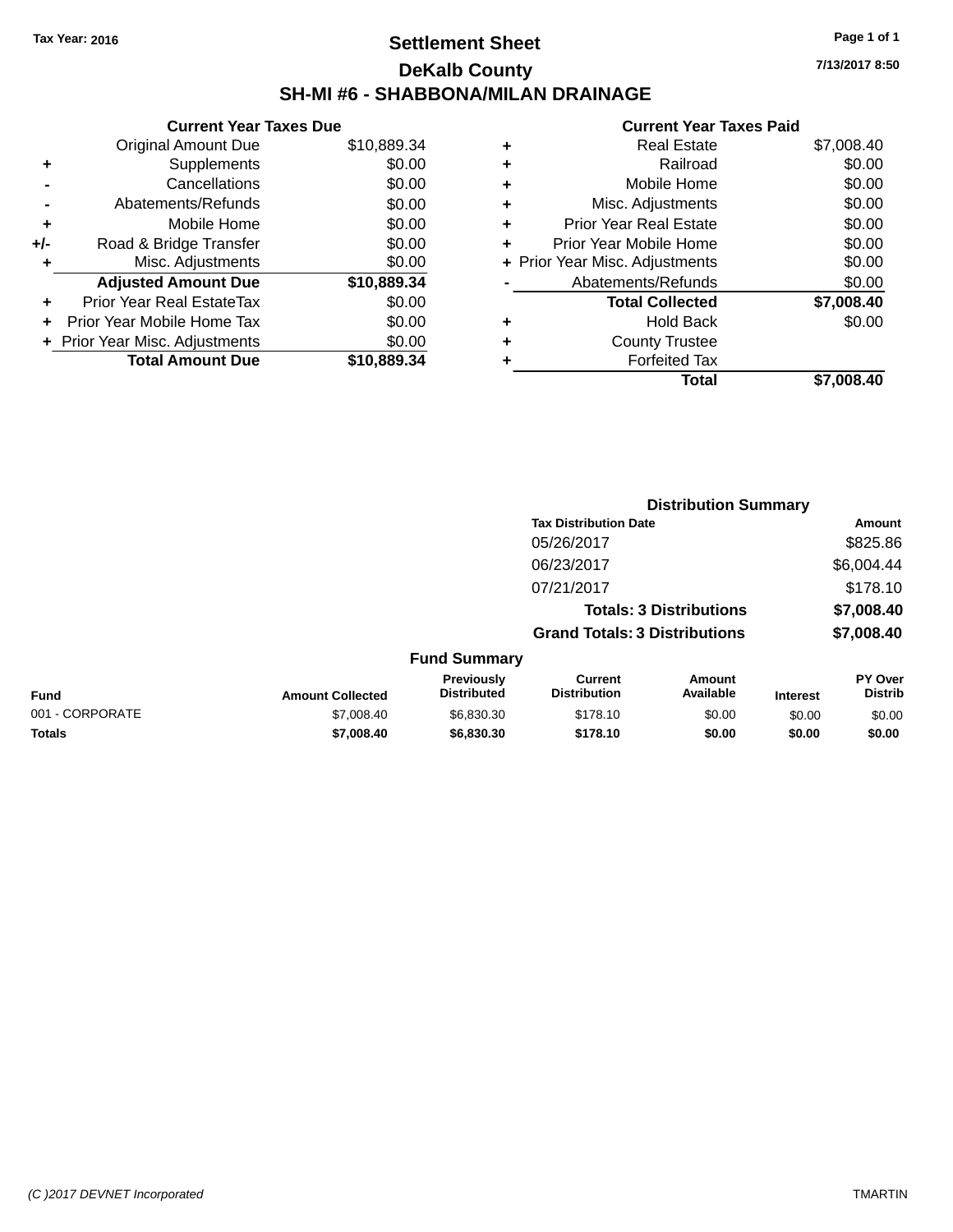Tax Year: 2016

# Settlement Sheet

## DeKalb County

## SH-MI #6 - SHABBONA/MILAN DRAINAGE

7/13/2017 8:50

### Current Year Taxes Due

| | | |
|---|---|---|
| | Original Amount Due | $10,889.34 |
| + | Supplements | $0.00 |
| - | Cancellations | $0.00 |
| - | Abatements/Refunds | $0.00 |
| + | Mobile Home | $0.00 |
| +/- | Road & Bridge Transfer | $0.00 |
| + | Misc. Adjustments | $0.00 |
| | **Adjusted Amount Due** | **$10,889.34** |
| + | Prior Year Real EstateTax | $0.00 |
| + | Prior Year Mobile Home Tax | $0.00 |
| + | Prior Year Misc. Adjustments | $0.00 |
| | **Total Amount Due** | **$10,889.34** |

### Current Year Taxes Paid

| | | |
|---|---|---|
| + | Real Estate | $7,008.40 |
| + | Railroad | $0.00 |
| + | Mobile Home | $0.00 |
| + | Misc. Adjustments | $0.00 |
| + | Prior Year Real Estate | $0.00 |
| + | Prior Year Mobile Home | $0.00 |
| + | Prior Year Misc. Adjustments | $0.00 |
| - | Abatements/Refunds | $0.00 |
| | **Total Collected** | **$7,008.40** |
| + | Hold Back | $0.00 |
| + | County Trustee | |
| + | Forfeited Tax | |
| | **Total** | **$7,008.40** |

### Distribution Summary

| Tax Distribution Date | Amount |
|---|---|
| 05/26/2017 | $825.86 |
| 06/23/2017 | $6,004.44 |
| 07/21/2017 | $178.10 |
| **Totals: 3 Distributions** | **$7,008.40** |
| **Grand Totals: 3 Distributions** | **$7,008.40** |

### Fund Summary

| Fund | Amount Collected | Previously Distributed | Current Distribution | Amount Available | Interest | PY Over Distrib |
|---|---|---|---|---|---|---|
| 001 - CORPORATE | $7,008.40 | $6,830.30 | $178.10 | $0.00 | $0.00 | $0.00 |
| **Totals** | **$7,008.40** | **$6,830.30** | **$178.10** | **$0.00** | **$0.00** | **$0.00** |

(C )2017 DEVNET Incorporated TMARTIN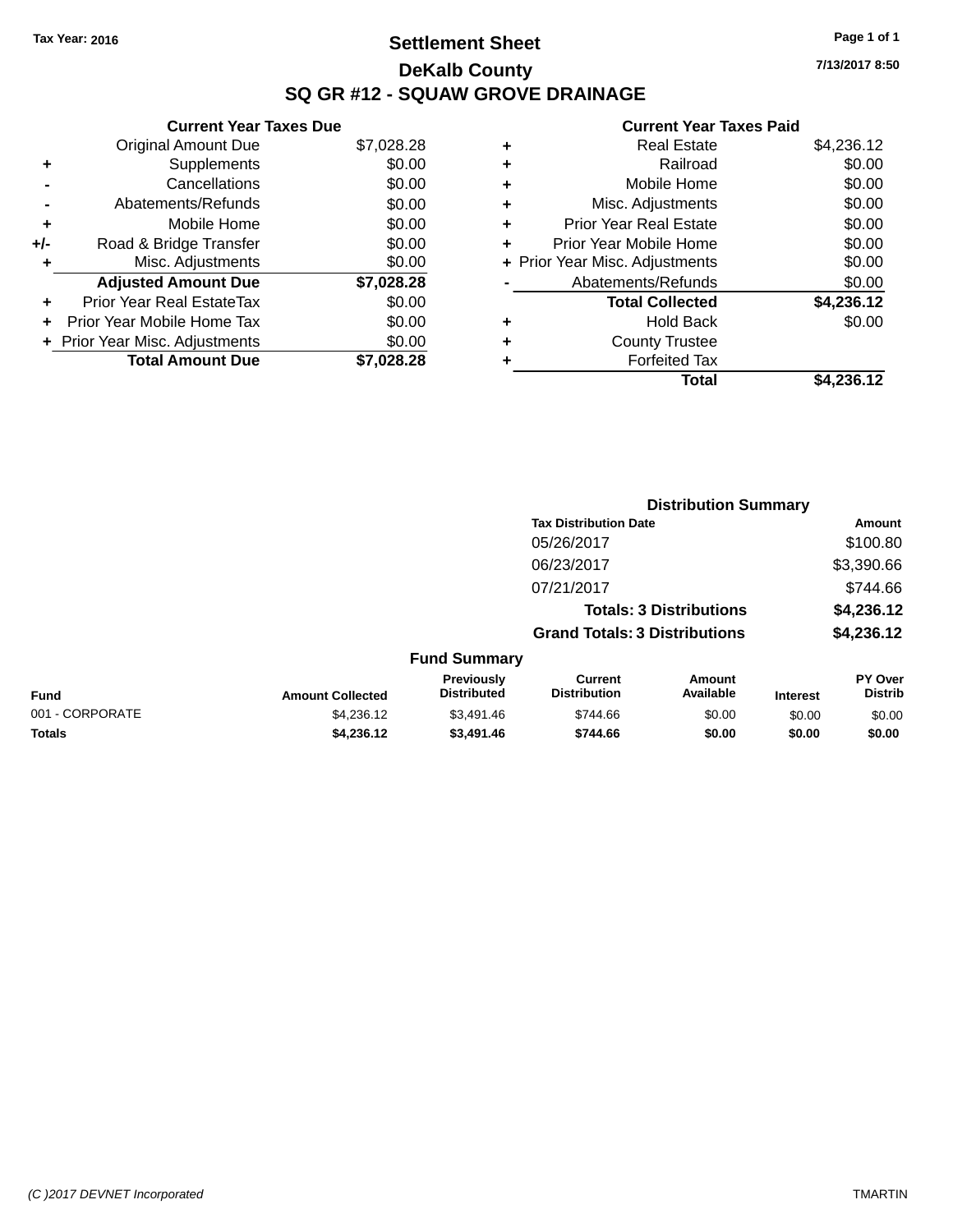Tax Year: 2016

# Settlement Sheet

## DeKalb County

## SQ GR #12 - SQUAW GROVE DRAINAGE

7/13/2017 8:50

### Current Year Taxes Due

| | | |
|---|---|---|
| | Original Amount Due | $7,028.28 |
| + | Supplements | $0.00 |
| - | Cancellations | $0.00 |
| - | Abatements/Refunds | $0.00 |
| + | Mobile Home | $0.00 |
| +/- | Road & Bridge Transfer | $0.00 |
| + | Misc. Adjustments | $0.00 |
| | **Adjusted Amount Due** | **$7,028.28** |
| + | Prior Year Real EstateTax | $0.00 |
| + | Prior Year Mobile Home Tax | $0.00 |
| + | Prior Year Misc. Adjustments | $0.00 |
| | **Total Amount Due** | **$7,028.28** |

### Current Year Taxes Paid

| | | |
|---|---|---|
| + | Real Estate | $4,236.12 |
| + | Railroad | $0.00 |
| + | Mobile Home | $0.00 |
| + | Misc. Adjustments | $0.00 |
| + | Prior Year Real Estate | $0.00 |
| + | Prior Year Mobile Home | $0.00 |
| + | Prior Year Misc. Adjustments | $0.00 |
| - | Abatements/Refunds | $0.00 |
| | **Total Collected** | **$4,236.12** |
| + | Hold Back | $0.00 |
| + | County Trustee | |
| + | Forfeited Tax | |
| | **Total** | **$4,236.12** |

### Distribution Summary

| Tax Distribution Date | Amount |
|---|---|
| 05/26/2017 | $100.80 |
| 06/23/2017 | $3,390.66 |
| 07/21/2017 | $744.66 |
| **Totals: 3 Distributions** | **$4,236.12** |
| **Grand Totals: 3 Distributions** | **$4,236.12** |

### Fund Summary

| Fund | Amount Collected | Previously Distributed | Current Distribution | Amount Available | Interest | PY Over Distrib |
|---|---|---|---|---|---|---|
| 001 - CORPORATE | $4,236.12 | $3,491.46 | $744.66 | $0.00 | $0.00 | $0.00 |
| **Totals** | **$4,236.12** | **$3,491.46** | **$744.66** | **$0.00** | **$0.00** | **$0.00** |

(C )2017 DEVNET Incorporated — TMARTIN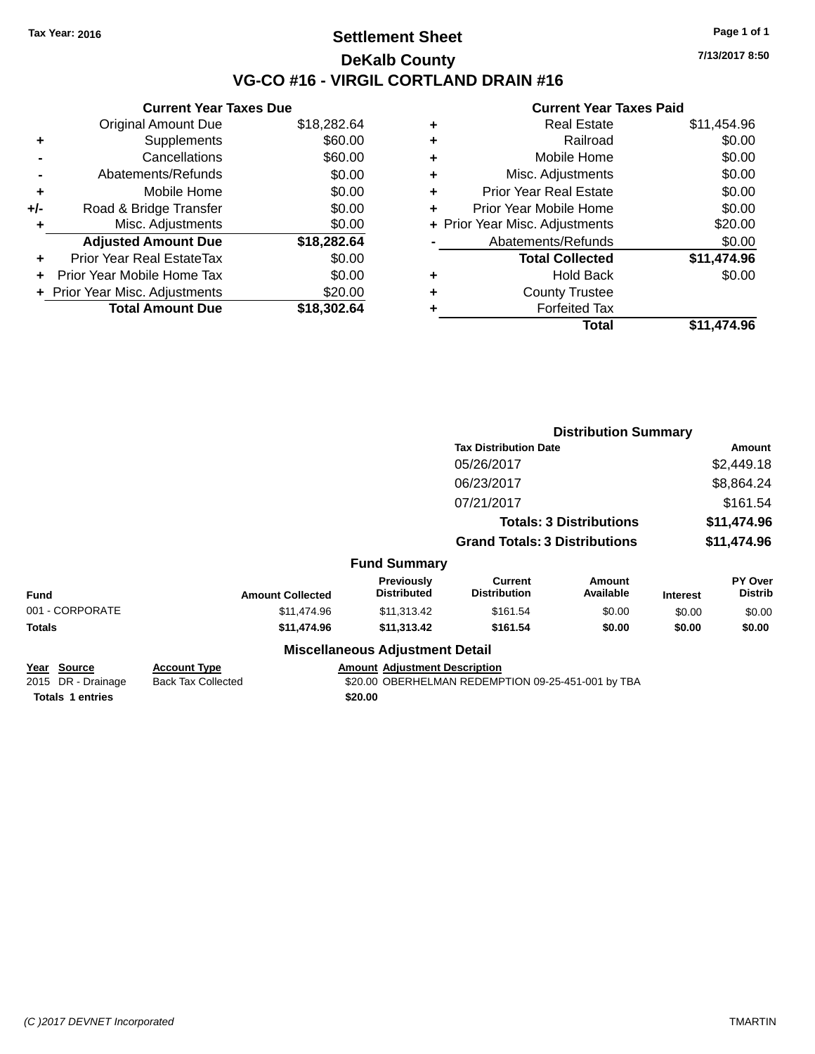Tax Year: 2016

# Settlement Sheet

## DeKalb County

## VG-CO #16 - VIRGIL CORTLAND DRAIN #16

7/13/2017 8:50

| | Current Year Taxes Due | |
|---|---|---|
| | Original Amount Due | $18,282.64 |
| + | Supplements | $60.00 |
| - | Cancellations | $60.00 |
| - | Abatements/Refunds | $0.00 |
| + | Mobile Home | $0.00 |
| +/- | Road & Bridge Transfer | $0.00 |
| + | Misc. Adjustments | $0.00 |
| | **Adjusted Amount Due** | **$18,282.64** |
| + | Prior Year Real EstateTax | $0.00 |
| + | Prior Year Mobile Home Tax | $0.00 |
| + | Prior Year Misc. Adjustments | $20.00 |
| | **Total Amount Due** | **$18,302.64** |

| | Current Year Taxes Paid | |
|---|---|---|
| + | Real Estate | $11,454.96 |
| + | Railroad | $0.00 |
| + | Mobile Home | $0.00 |
| + | Misc. Adjustments | $0.00 |
| + | Prior Year Real Estate | $0.00 |
| + | Prior Year Mobile Home | $0.00 |
| + | Prior Year Misc. Adjustments | $20.00 |
| - | Abatements/Refunds | $0.00 |
| | **Total Collected** | **$11,474.96** |
| + | Hold Back | $0.00 |
| + | County Trustee | |
| + | Forfeited Tax | |
| | **Total** | **$11,474.96** |

### Distribution Summary

| Tax Distribution Date | Amount |
|---|---|
| 05/26/2017 | $2,449.18 |
| 06/23/2017 | $8,864.24 |
| 07/21/2017 | $161.54 |
| **Totals: 3 Distributions** | **$11,474.96** |
| **Grand Totals: 3 Distributions** | **$11,474.96** |

### Fund Summary

| Fund | Amount Collected | Previously Distributed | Current Distribution | Amount Available | Interest | PY Over Distrib |
|---|---|---|---|---|---|---|
| 001 - CORPORATE | $11,474.96 | $11,313.42 | $161.54 | $0.00 | $0.00 | $0.00 |
| **Totals** | **$11,474.96** | **$11,313.42** | **$161.54** | **$0.00** | **$0.00** | **$0.00** |

### Miscellaneous Adjustment Detail

| Year | Source | Account Type | Amount | Adjustment Description |
|---|---|---|---|---|
| 2015 | DR - Drainage | Back Tax Collected | $20.00 | OBERHELMAN REDEMPTION 09-25-451-001 by TBA |
| **Totals** | **1 entries** | | **$20.00** | |

(C )2017 DEVNET Incorporated TMARTIN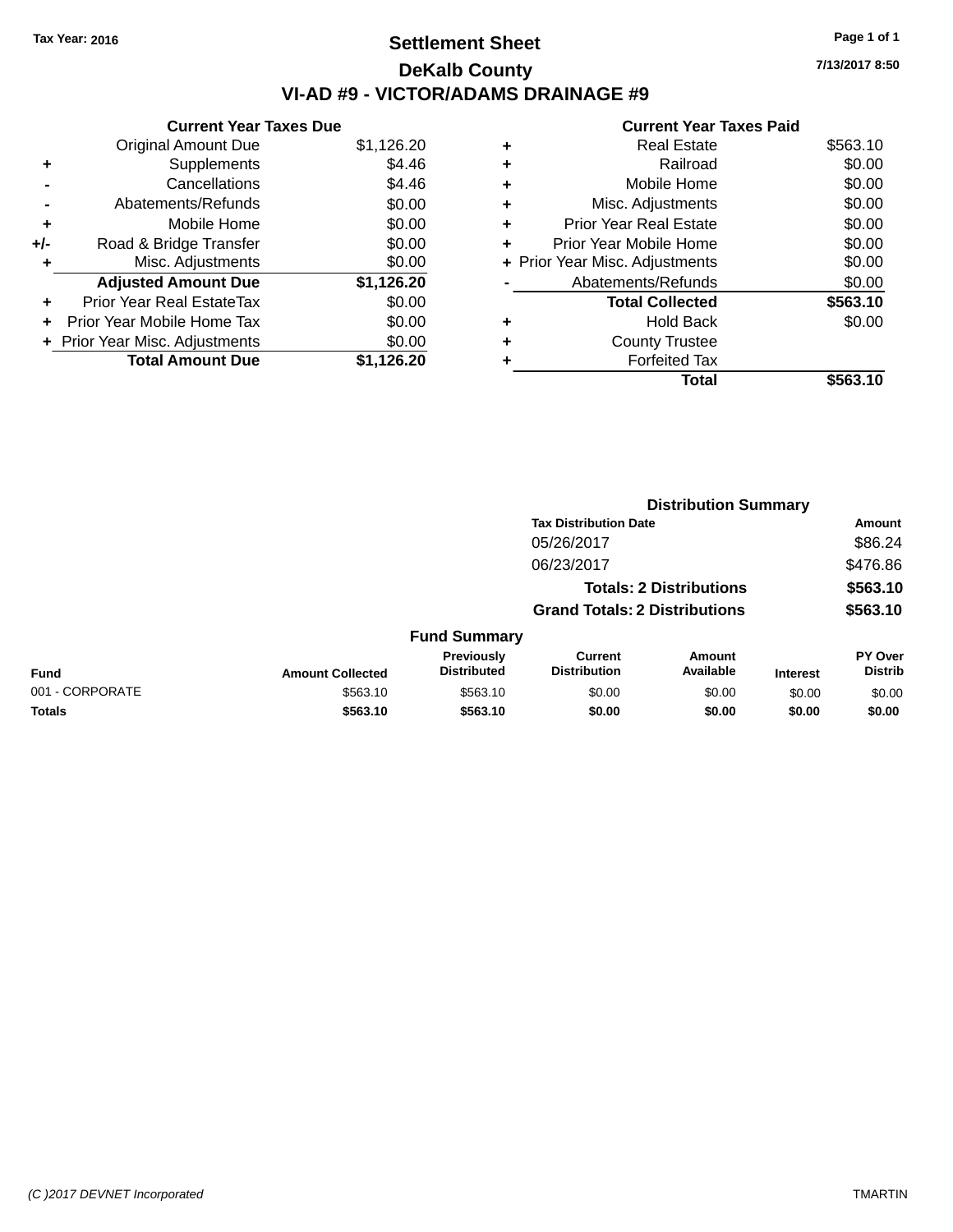Tax Year: 2016

# Settlement Sheet

## DeKalb County

## VI-AD #9 - VICTOR/ADAMS DRAINAGE #9

7/13/2017 8:50

### Current Year Taxes Due

| | | |
|---|---|---|
| | Original Amount Due | $1,126.20 |
| + | Supplements | $4.46 |
| - | Cancellations | $4.46 |
| - | Abatements/Refunds | $0.00 |
| + | Mobile Home | $0.00 |
| +/- | Road & Bridge Transfer | $0.00 |
| + | Misc. Adjustments | $0.00 |
| | **Adjusted Amount Due** | **$1,126.20** |
| + | Prior Year Real EstateTax | $0.00 |
| + | Prior Year Mobile Home Tax | $0.00 |
| + | Prior Year Misc. Adjustments | $0.00 |
| | **Total Amount Due** | **$1,126.20** |

### Current Year Taxes Paid

| | | |
|---|---|---|
| + | Real Estate | $563.10 |
| + | Railroad | $0.00 |
| + | Mobile Home | $0.00 |
| + | Misc. Adjustments | $0.00 |
| + | Prior Year Real Estate | $0.00 |
| + | Prior Year Mobile Home | $0.00 |
| + | Prior Year Misc. Adjustments | $0.00 |
| - | Abatements/Refunds | $0.00 |
| | **Total Collected** | **$563.10** |
| + | Hold Back | $0.00 |
| + | County Trustee | |
| + | Forfeited Tax | |
| | **Total** | **$563.10** |

### Distribution Summary

| Tax Distribution Date | Amount |
|---|---|
| 05/26/2017 | $86.24 |
| 06/23/2017 | $476.86 |
| **Totals: 2 Distributions** | **$563.10** |
| **Grand Totals: 2 Distributions** | **$563.10** |

### Fund Summary

| Fund | Amount Collected | Previously Distributed | Current Distribution | Amount Available | Interest | PY Over Distrib |
|---|---|---|---|---|---|---|
| 001 - CORPORATE | $563.10 | $563.10 | $0.00 | $0.00 | $0.00 | $0.00 |
| **Totals** | **$563.10** | **$563.10** | **$0.00** | **$0.00** | **$0.00** | **$0.00** |

(C )2017 DEVNET Incorporated TMARTIN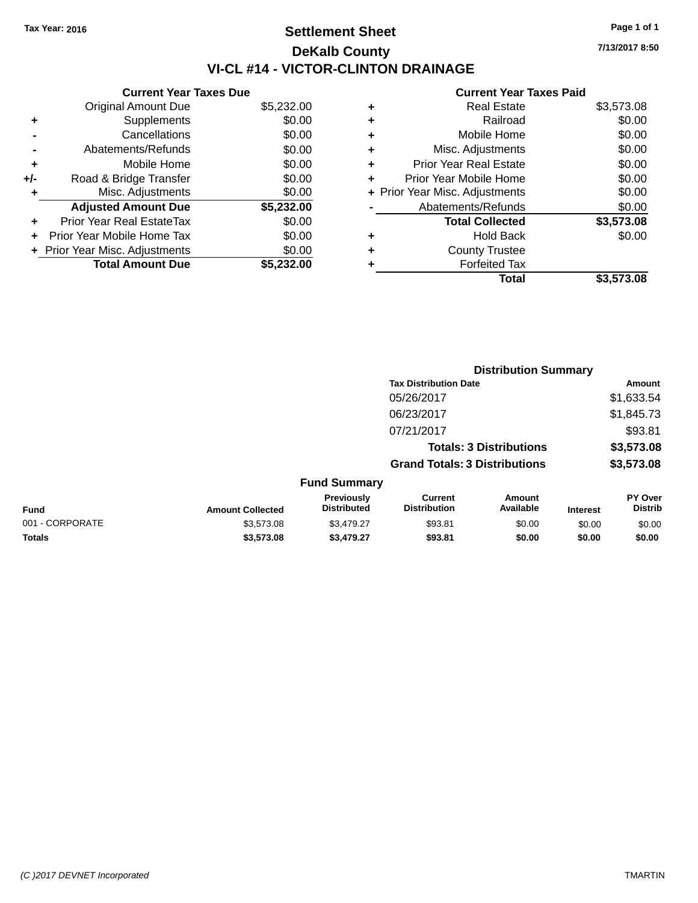Tax Year: 2016

# Settlement Sheet

## DeKalb County

## VI-CL #14 - VICTOR-CLINTON DRAINAGE

7/13/2017 8:50

### Current Year Taxes Due

| | | |
|---|---|---|
| | Original Amount Due | $5,232.00 |
| + | Supplements | $0.00 |
| - | Cancellations | $0.00 |
| - | Abatements/Refunds | $0.00 |
| + | Mobile Home | $0.00 |
| +/- | Road & Bridge Transfer | $0.00 |
| + | Misc. Adjustments | $0.00 |
| | **Adjusted Amount Due** | **$5,232.00** |
| + | Prior Year Real EstateTax | $0.00 |
| + | Prior Year Mobile Home Tax | $0.00 |
| + | Prior Year Misc. Adjustments | $0.00 |
| | **Total Amount Due** | **$5,232.00** |

### Current Year Taxes Paid

| | | |
|---|---|---|
| + | Real Estate | $3,573.08 |
| + | Railroad | $0.00 |
| + | Mobile Home | $0.00 |
| + | Misc. Adjustments | $0.00 |
| + | Prior Year Real Estate | $0.00 |
| + | Prior Year Mobile Home | $0.00 |
| + | Prior Year Misc. Adjustments | $0.00 |
| - | Abatements/Refunds | $0.00 |
| | **Total Collected** | **$3,573.08** |
| + | Hold Back | $0.00 |
| + | County Trustee | |
| + | Forfeited Tax | |
| | **Total** | **$3,573.08** |

### Distribution Summary

| Tax Distribution Date | Amount |
|---|---|
| 05/26/2017 | $1,633.54 |
| 06/23/2017 | $1,845.73 |
| 07/21/2017 | $93.81 |
| **Totals: 3 Distributions** | **$3,573.08** |
| **Grand Totals: 3 Distributions** | **$3,573.08** |

### Fund Summary

| Fund | Amount Collected | Previously Distributed | Current Distribution | Amount Available | Interest | PY Over Distrib |
|---|---|---|---|---|---|---|
| 001 - CORPORATE | $3,573.08 | $3,479.27 | $93.81 | $0.00 | $0.00 | $0.00 |
| **Totals** | **$3,573.08** | **$3,479.27** | **$93.81** | **$0.00** | **$0.00** | **$0.00** |

(C )2017 DEVNET Incorporated TMARTIN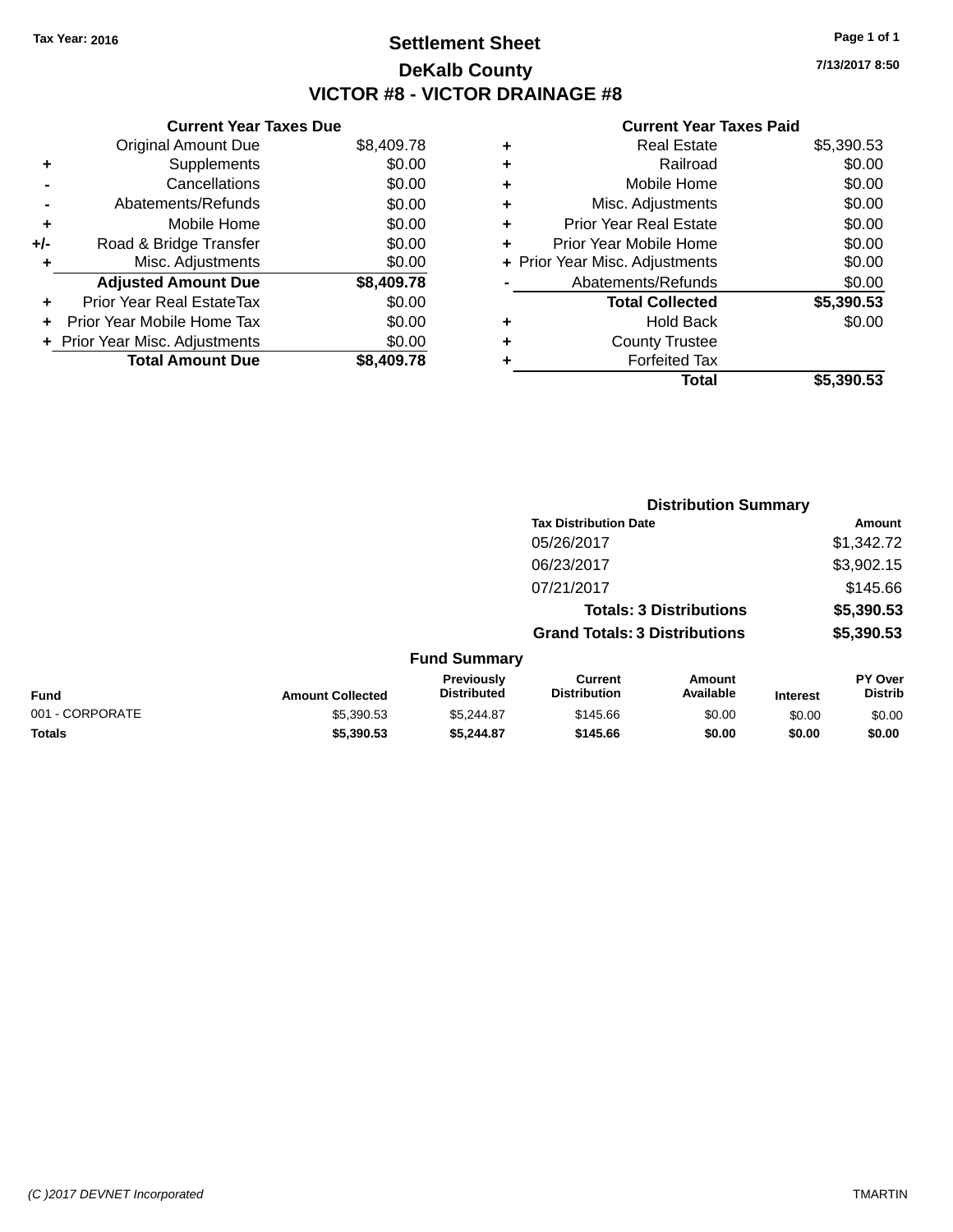Tax Year: 2016

# Settlement Sheet

## DeKalb County

## VICTOR #8 - VICTOR DRAINAGE #8

7/13/2017 8:50

**Current Year Taxes Due**

| | | |
|---|---|---|
| | Original Amount Due | $8,409.78 |
| + | Supplements | $0.00 |
| - | Cancellations | $0.00 |
| - | Abatements/Refunds | $0.00 |
| + | Mobile Home | $0.00 |
| +/- | Road & Bridge Transfer | $0.00 |
| + | Misc. Adjustments | $0.00 |
| | **Adjusted Amount Due** | **$8,409.78** |
| + | Prior Year Real EstateTax | $0.00 |
| + | Prior Year Mobile Home Tax | $0.00 |
| + | Prior Year Misc. Adjustments | $0.00 |
| | **Total Amount Due** | **$8,409.78** |

**Current Year Taxes Paid**

| | | |
|---|---|---|
| + | Real Estate | $5,390.53 |
| + | Railroad | $0.00 |
| + | Mobile Home | $0.00 |
| + | Misc. Adjustments | $0.00 |
| + | Prior Year Real Estate | $0.00 |
| + | Prior Year Mobile Home | $0.00 |
| + | Prior Year Misc. Adjustments | $0.00 |
| - | Abatements/Refunds | $0.00 |
| | **Total Collected** | **$5,390.53** |
| + | Hold Back | $0.00 |
| + | County Trustee | |
| + | Forfeited Tax | |
| | **Total** | **$5,390.53** |

**Distribution Summary**

| Tax Distribution Date | Amount |
|---|---|
| 05/26/2017 | $1,342.72 |
| 06/23/2017 | $3,902.15 |
| 07/21/2017 | $145.66 |
| **Totals: 3 Distributions** | **$5,390.53** |
| **Grand Totals: 3 Distributions** | **$5,390.53** |

**Fund Summary**

| Fund | Amount Collected | Previously Distributed | Current Distribution | Amount Available | Interest | PY Over Distrib |
|---|---|---|---|---|---|---|
| 001 - CORPORATE | $5,390.53 | $5,244.87 | $145.66 | $0.00 | $0.00 | $0.00 |
| **Totals** | **$5,390.53** | **$5,244.87** | **$145.66** | **$0.00** | **$0.00** | **$0.00** |

(C )2017 DEVNET Incorporated

TMARTIN